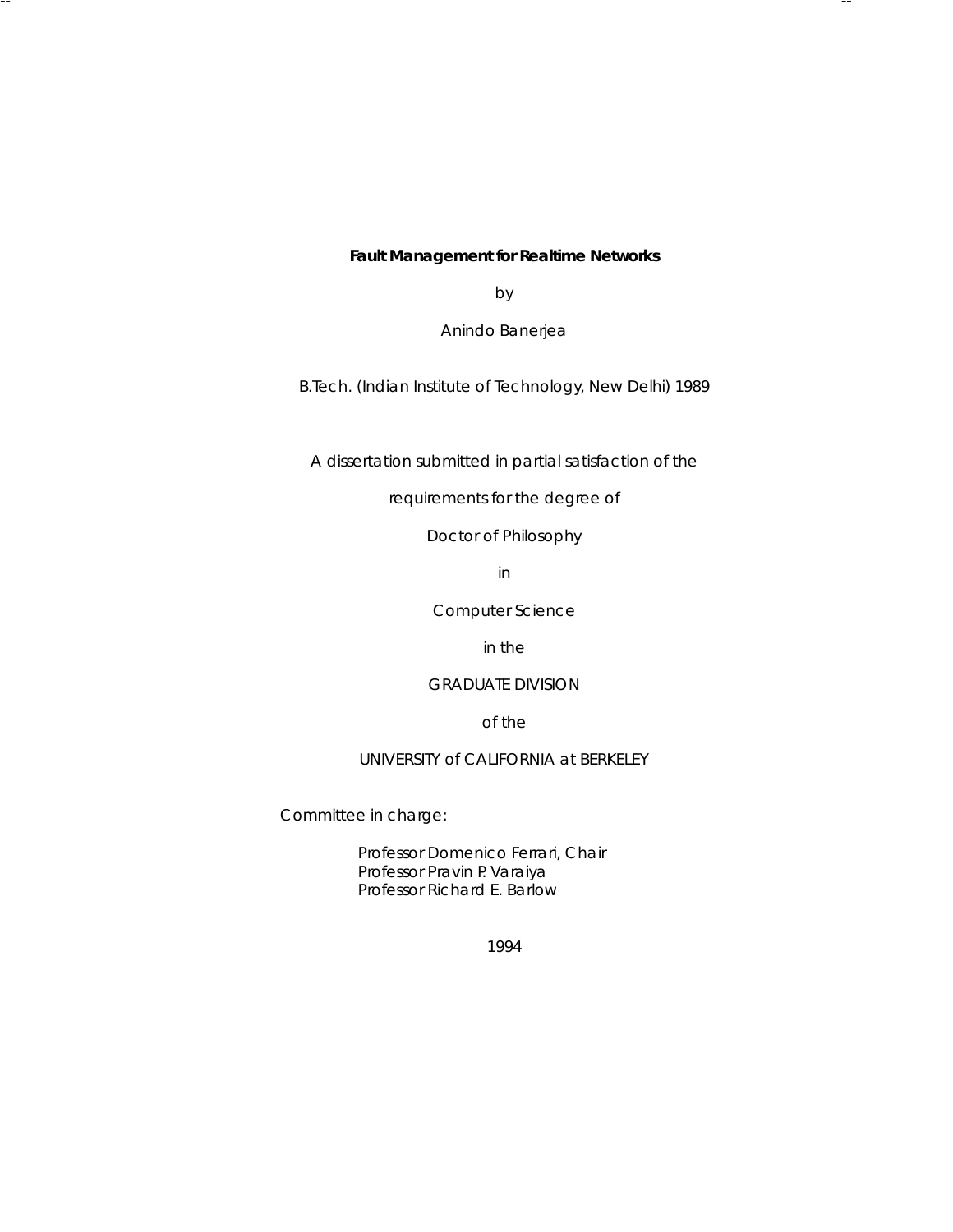# Fault Management for Realtime Networks

by

Anindo Banerjea

B.Tech. (Indian Institute of Technology, New Delhi) 1989

A dissertation submitted in partial satisfaction of the

requirements for the degree of

Doctor of Philosophy

in

Computer Science

in the

GRADUATE DIVISION

of the

UNIVERSITY of CALIFORNIA at BERKELEY

Committee in charge:

Professor Domenico Ferrari, Chair
Professor Pravin P. Varaiya
Professor Richard E. Barlow

1994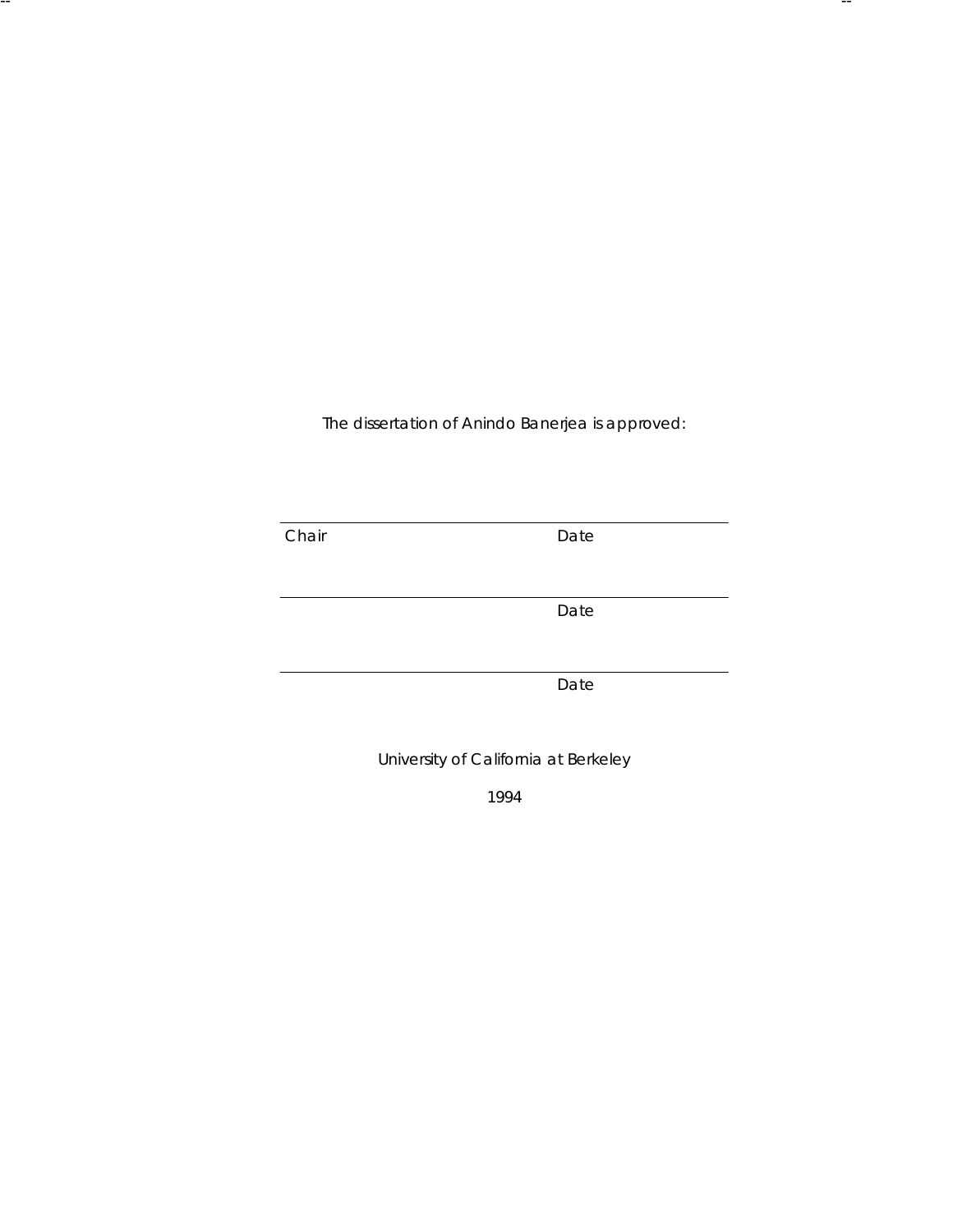The dissertation of Anindo Banerjea is approved:

---

Chair                                        Date

---

Date

---

Date

University of California at Berkeley

1994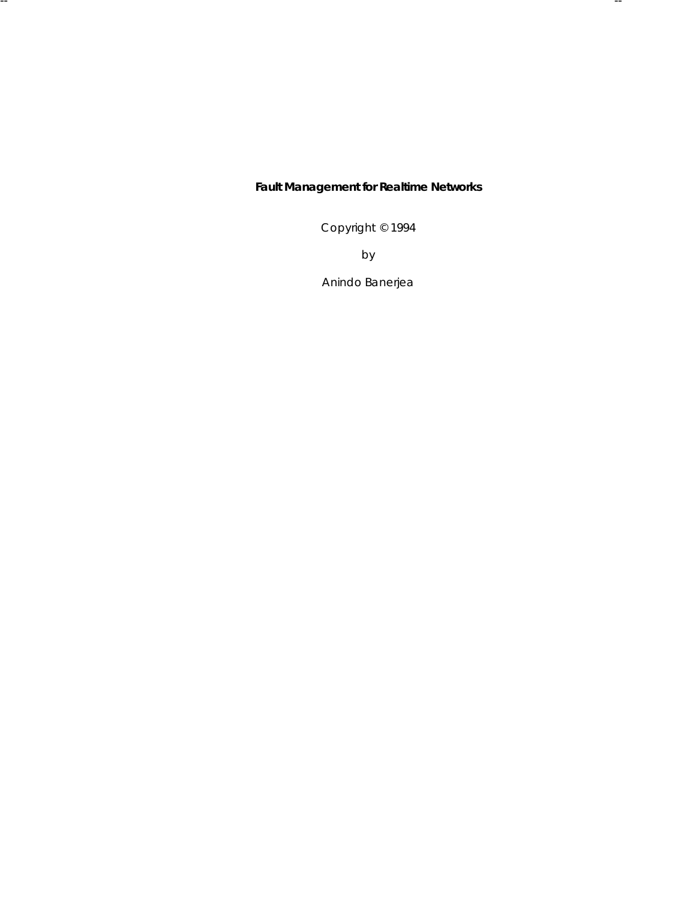**Fault Management for Realtime Networks**

Copyright © 1994

by

Anindo Banerjea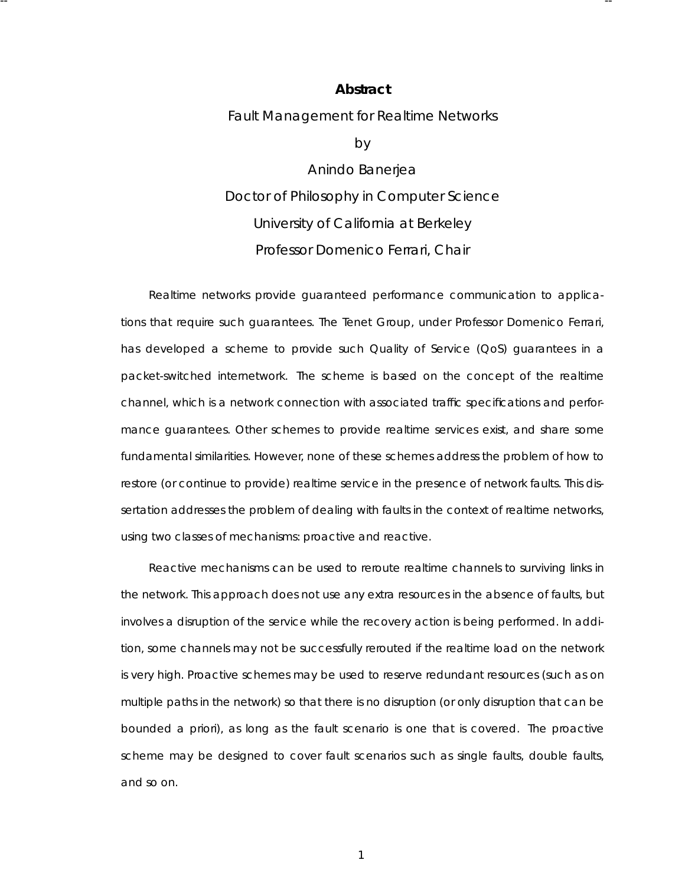# Abstract

Fault Management for Realtime Networks

by

Anindo Banerjea

Doctor of Philosophy in Computer Science

University of California at Berkeley

Professor Domenico Ferrari, Chair

Realtime networks provide guaranteed performance communication to applications that require such guarantees. The Tenet Group, under Professor Domenico Ferrari, has developed a scheme to provide such Quality of Service (QoS) guarantees in a packet-switched internetwork. The scheme is based on the concept of the realtime channel, which is a network connection with associated traffic specifications and performance guarantees. Other schemes to provide realtime services exist, and share some fundamental similarities. However, none of these schemes address the problem of how to restore (or continue to provide) realtime service in the presence of network faults. This dissertation addresses the problem of dealing with faults in the context of realtime networks, using two classes of mechanisms: proactive and reactive.

Reactive mechanisms can be used to reroute realtime channels to surviving links in the network. This approach does not use any extra resources in the absence of faults, but involves a disruption of the service while the recovery action is being performed. In addition, some channels may not be successfully rerouted if the realtime load on the network is very high. Proactive schemes may be used to reserve redundant resources (such as on multiple paths in the network) so that there is no disruption (or only disruption that can be bounded a priori), as long as the fault scenario is one that is covered. The proactive scheme may be designed to cover fault scenarios such as single faults, double faults, and so on.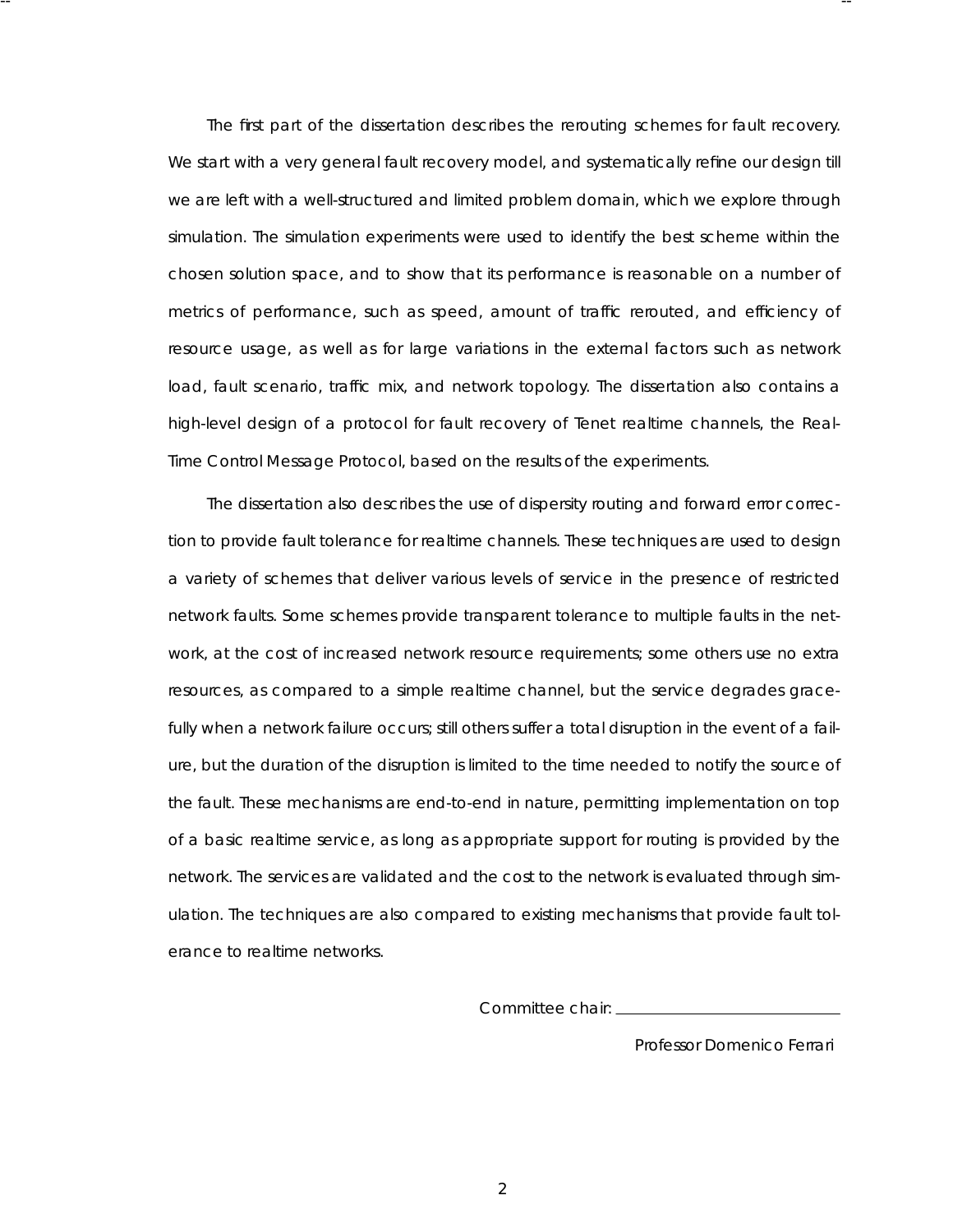The first part of the dissertation describes the rerouting schemes for fault recovery. We start with a very general fault recovery model, and systematically refine our design till we are left with a well-structured and limited problem domain, which we explore through simulation. The simulation experiments were used to identify the best scheme within the chosen solution space, and to show that its performance is reasonable on a number of metrics of performance, such as speed, amount of traffic rerouted, and efficiency of resource usage, as well as for large variations in the external factors such as network load, fault scenario, traffic mix, and network topology. The dissertation also contains a high-level design of a protocol for fault recovery of Tenet realtime channels, the Real-Time Control Message Protocol, based on the results of the experiments.

The dissertation also describes the use of dispersity routing and forward error correction to provide fault tolerance for realtime channels. These techniques are used to design a variety of schemes that deliver various levels of service in the presence of restricted network faults. Some schemes provide transparent tolerance to multiple faults in the network, at the cost of increased network resource requirements; some others use no extra resources, as compared to a simple realtime channel, but the service degrades gracefully when a network failure occurs; still others suffer a total disruption in the event of a failure, but the duration of the disruption is limited to the time needed to notify the source of the fault. These mechanisms are end-to-end in nature, permitting implementation on top of a basic realtime service, as long as appropriate support for routing is provided by the network. The services are validated and the cost to the network is evaluated through simulation. The techniques are also compared to existing mechanisms that provide fault tolerance to realtime networks.

Committee chair: ____________________________

Professor Domenico Ferrari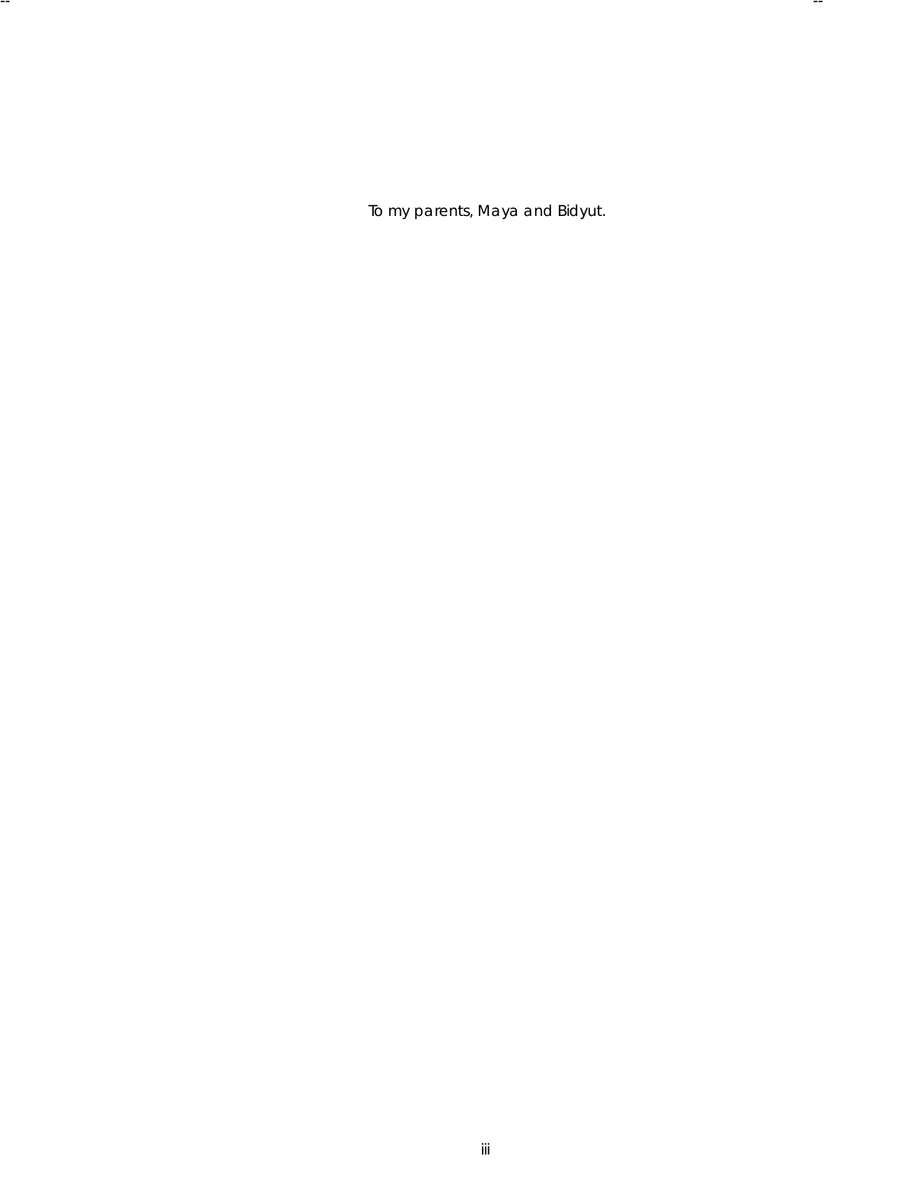*To my parents, Maya and Bidyut.*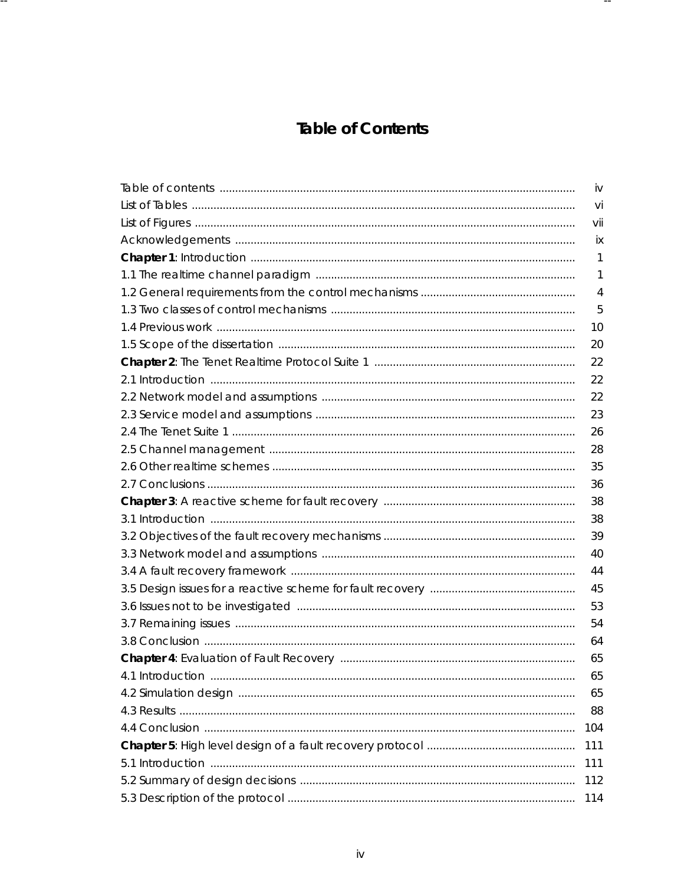# Table of Contents

| | |
|---|---|
| Table of contents | iv |
| List of Tables | vi |
| List of Figures | vii |
| Acknowledgements | ix |
| **Chapter 1**: Introduction | 1 |
| 1.1 The realtime channel paradigm | 1 |
| 1.2 General requirements from the control mechanisms | 4 |
| 1.3 Two classes of control mechanisms | 5 |
| 1.4 Previous work | 10 |
| 1.5 Scope of the dissertation | 20 |
| **Chapter 2**: The Tenet Realtime Protocol Suite 1 | 22 |
| 2.1 Introduction | 22 |
| 2.2 Network model and assumptions | 22 |
| 2.3 Service model and assumptions | 23 |
| 2.4 The Tenet Suite 1 | 26 |
| 2.5 Channel management | 28 |
| 2.6 Other realtime schemes | 35 |
| 2.7 Conclusions | 36 |
| **Chapter 3**: A reactive scheme for fault recovery | 38 |
| 3.1 Introduction | 38 |
| 3.2 Objectives of the fault recovery mechanisms | 39 |
| 3.3 Network model and assumptions | 40 |
| 3.4 A fault recovery framework | 44 |
| 3.5 Design issues for a reactive scheme for fault recovery | 45 |
| 3.6 Issues not to be investigated | 53 |
| 3.7 Remaining issues | 54 |
| 3.8 Conclusion | 64 |
| **Chapter 4**: Evaluation of Fault Recovery | 65 |
| 4.1 Introduction | 65 |
| 4.2 Simulation design | 65 |
| 4.3 Results | 88 |
| 4.4 Conclusion | 104 |
| **Chapter 5**: High level design of a fault recovery protocol | 111 |
| 5.1 Introduction | 111 |
| 5.2 Summary of design decisions | 112 |
| 5.3 Description of the protocol | 114 |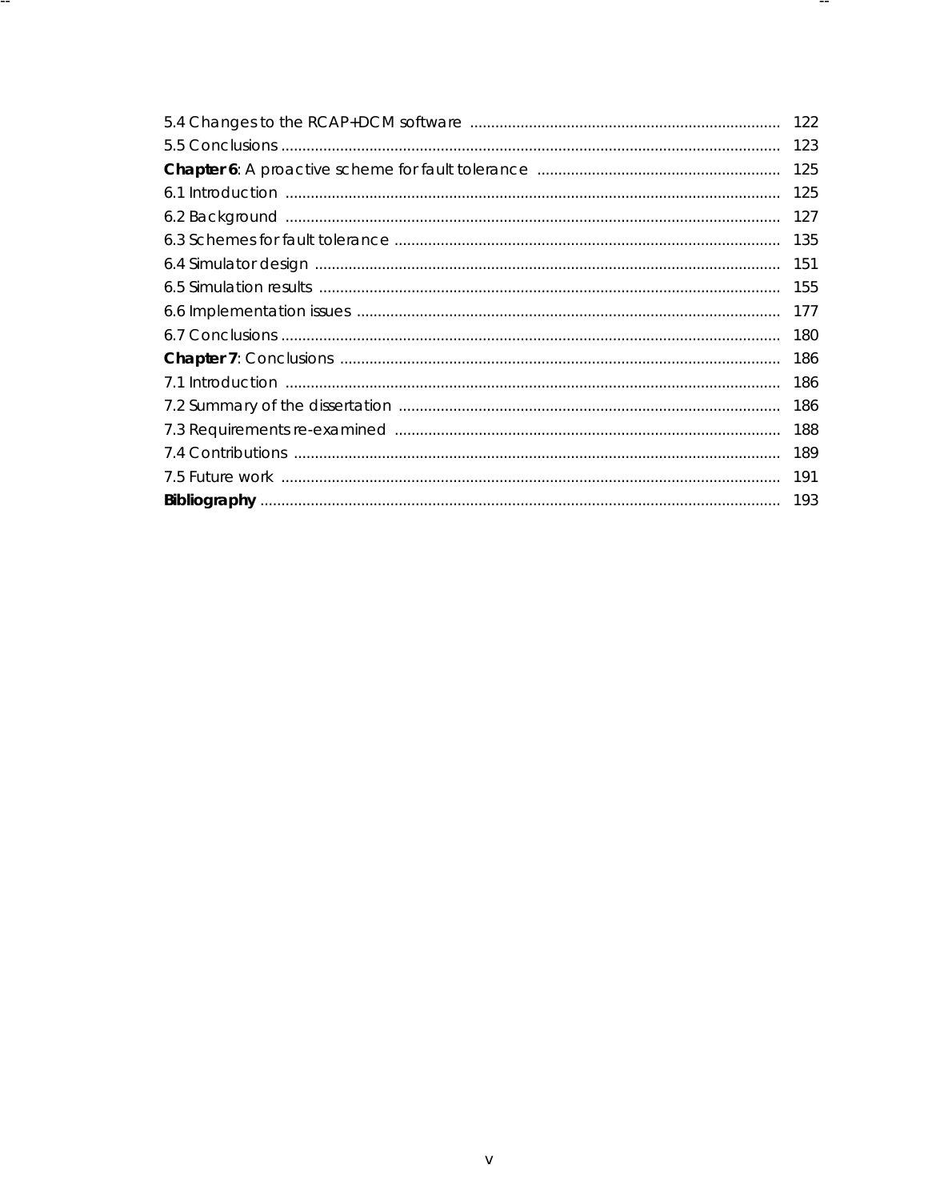5.4 Changes to the RCAP+DCM software ........................................................................ 122
5.5 Conclusions ........................................................................................................ 123
**Chapter 6**: A proactive scheme for fault tolerance ........................................................ 125
6.1 Introduction ....................................................................................................... 125
6.2 Background ....................................................................................................... 127
6.3 Schemes for fault tolerance ................................................................................ 135
6.4 Simulator design ................................................................................................ 151
6.5 Simulation results ............................................................................................... 155
6.6 Implementation issues ........................................................................................ 177
6.7 Conclusions ........................................................................................................ 180
**Chapter 7**: Conclusions ................................................................................................ 186
7.1 Introduction ....................................................................................................... 186
7.2 Summary of the dissertation ............................................................................... 186
7.3 Requirements re-examined ................................................................................. 188
7.4 Contributions ..................................................................................................... 189
7.5 Future work ........................................................................................................ 191
**Bibliography** ................................................................................................................ 193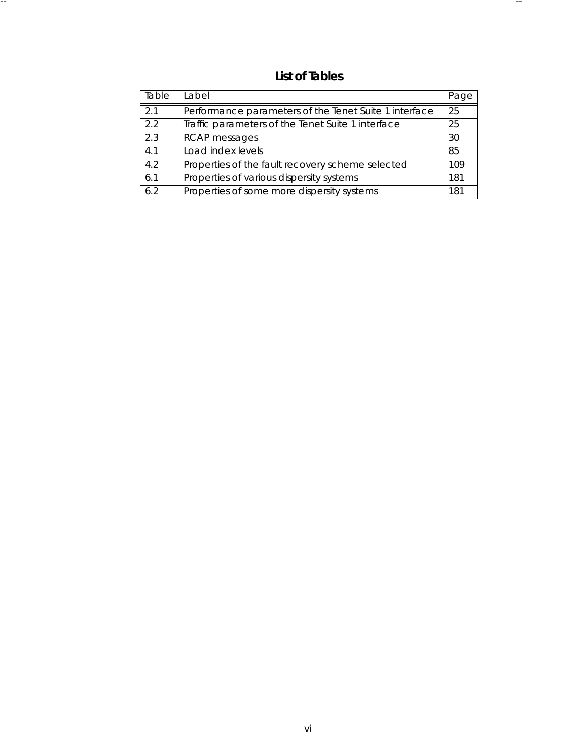# List of Tables

| Table | Label | Page |
|---|---|---|
| 2.1 | Performance parameters of the Tenet Suite 1 interface | 25 |
| 2.2 | Traffic parameters of the Tenet Suite 1 interface | 25 |
| 2.3 | RCAP messages | 30 |
| 4.1 | Load index levels | 85 |
| 4.2 | Properties of the fault recovery scheme selected | 109 |
| 6.1 | Properties of various dispersity systems | 181 |
| 6.2 | Properties of some more dispersity systems | 181 |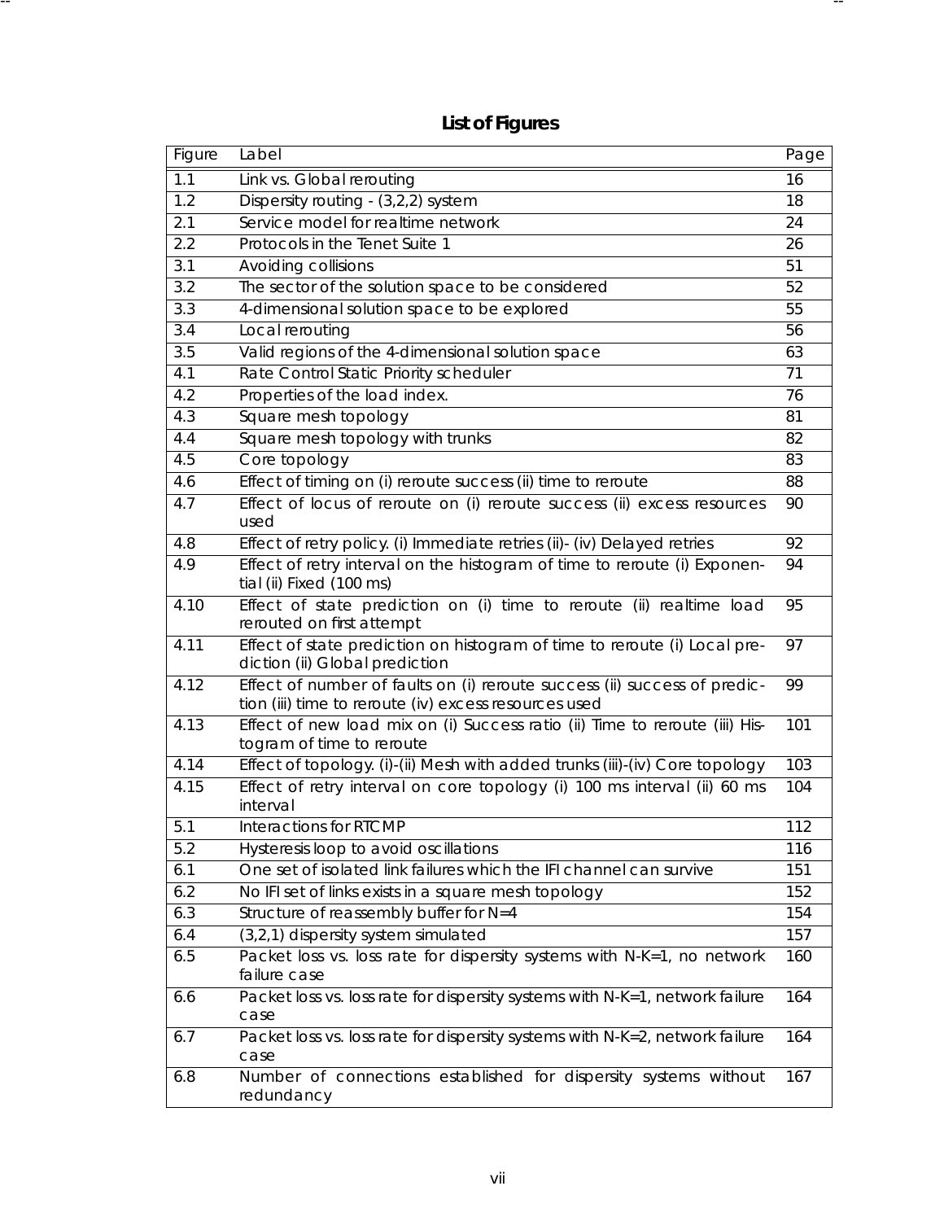# List of Figures

| Figure | Label | Page |
|---|---|---|
| 1.1 | Link vs. Global rerouting | 16 |
| 1.2 | Dispersity routing - (3,2,2) system | 18 |
| 2.1 | Service model for realtime network | 24 |
| 2.2 | Protocols in the Tenet Suite 1 | 26 |
| 3.1 | Avoiding collisions | 51 |
| 3.2 | The sector of the solution space to be considered | 52 |
| 3.3 | 4-dimensional solution space to be explored | 55 |
| 3.4 | Local rerouting | 56 |
| 3.5 | Valid regions of the 4-dimensional solution space | 63 |
| 4.1 | Rate Control Static Priority scheduler | 71 |
| 4.2 | Properties of the load index. | 76 |
| 4.3 | Square mesh topology | 81 |
| 4.4 | Square mesh topology with trunks | 82 |
| 4.5 | Core topology | 83 |
| 4.6 | Effect of timing on (i) reroute success (ii) time to reroute | 88 |
| 4.7 | Effect of locus of reroute on (i) reroute success (ii) excess resources used | 90 |
| 4.8 | Effect of retry policy. (i) Immediate retries (ii)- (iv) Delayed retries | 92 |
| 4.9 | Effect of retry interval on the histogram of time to reroute (i) Exponential (ii) Fixed (100 ms) | 94 |
| 4.10 | Effect of state prediction on (i) time to reroute (ii) realtime load rerouted on first attempt | 95 |
| 4.11 | Effect of state prediction on histogram of time to reroute (i) Local prediction (ii) Global prediction | 97 |
| 4.12 | Effect of number of faults on (i) reroute success (ii) success of prediction (iii) time to reroute (iv) excess resources used | 99 |
| 4.13 | Effect of new load mix on (i) Success ratio (ii) Time to reroute (iii) Histogram of time to reroute | 101 |
| 4.14 | Effect of topology. (i)-(ii) Mesh with added trunks (iii)-(iv) Core topology | 103 |
| 4.15 | Effect of retry interval on core topology (i) 100 ms interval (ii) 60 ms interval | 104 |
| 5.1 | Interactions for RTCMP | 112 |
| 5.2 | Hysteresis loop to avoid oscillations | 116 |
| 6.1 | One set of isolated link failures which the IFI channel can survive | 151 |
| 6.2 | No IFI set of links exists in a square mesh topology | 152 |
| 6.3 | Structure of reassembly buffer for N=4 | 154 |
| 6.4 | (3,2,1) dispersity system simulated | 157 |
| 6.5 | Packet loss vs. loss rate for dispersity systems with N-K=1, no network failure case | 160 |
| 6.6 | Packet loss vs. loss rate for dispersity systems with N-K=1, network failure case | 164 |
| 6.7 | Packet loss vs. loss rate for dispersity systems with N-K=2, network failure case | 164 |
| 6.8 | Number of connections established for dispersity systems without redundancy | 167 |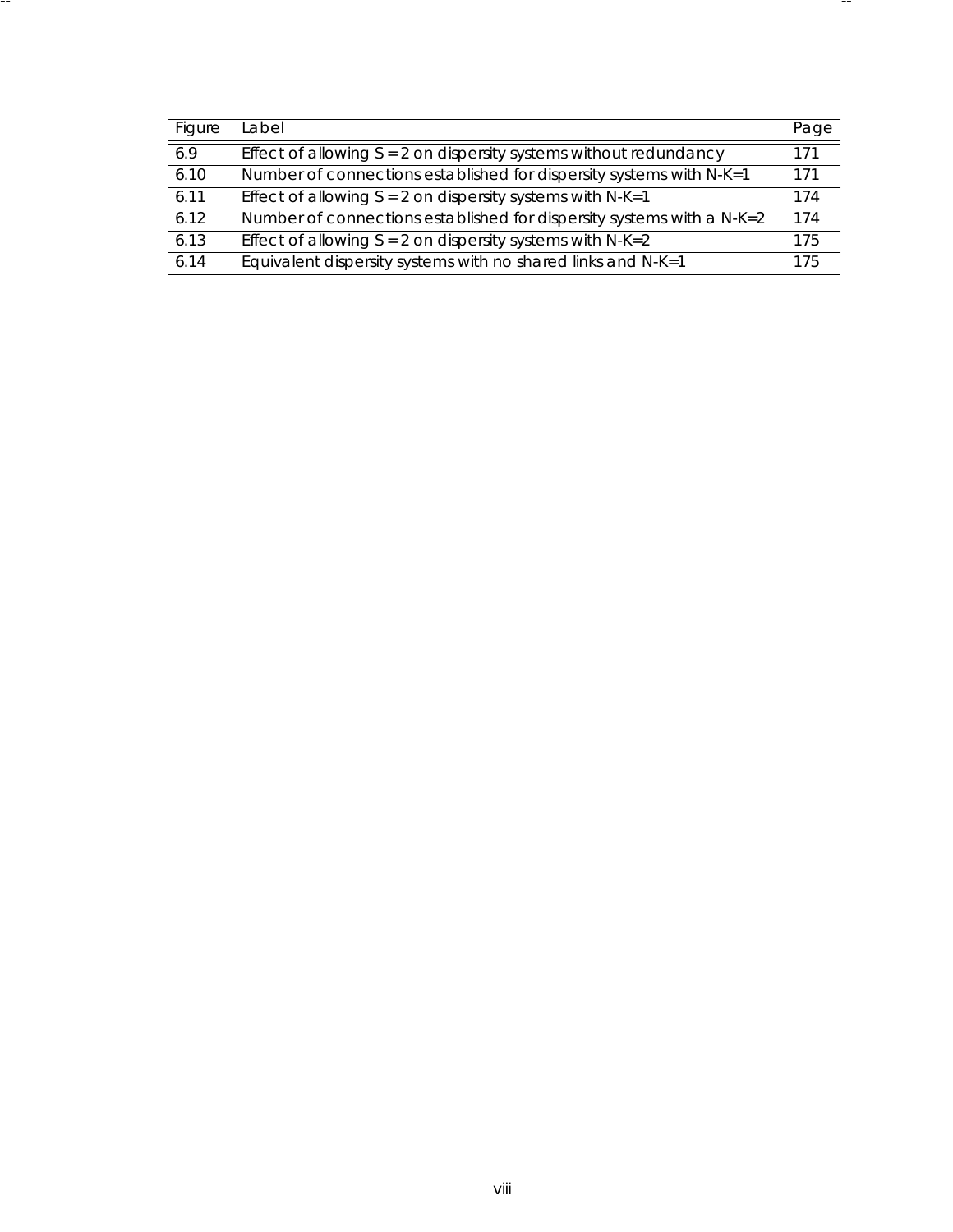| Figure | Label | Page |
| --- | --- | --- |
| 6.9 | Effect of allowing S = 2 on dispersity systems without redundancy | 171 |
| 6.10 | Number of connections established for dispersity systems with N-K=1 | 171 |
| 6.11 | Effect of allowing S = 2 on dispersity systems with N-K=1 | 174 |
| 6.12 | Number of connections established for dispersity systems with a N-K=2 | 174 |
| 6.13 | Effect of allowing S = 2 on dispersity systems with N-K=2 | 175 |
| 6.14 | Equivalent dispersity systems with no shared links and N-K=1 | 175 |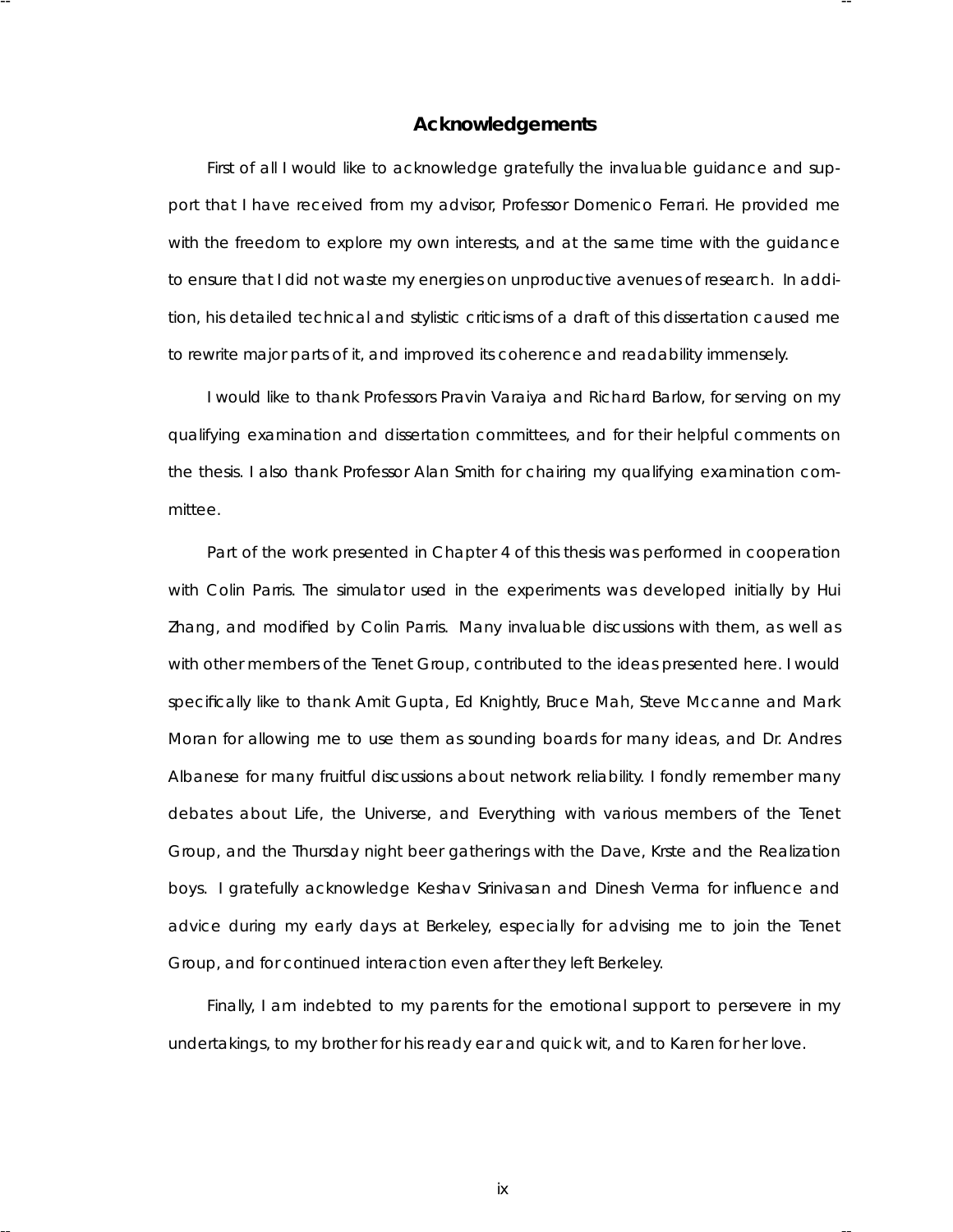## Acknowledgements

First of all I would like to acknowledge gratefully the invaluable guidance and support that I have received from my advisor, Professor Domenico Ferrari. He provided me with the freedom to explore my own interests, and at the same time with the guidance to ensure that I did not waste my energies on unproductive avenues of research. In addition, his detailed technical and stylistic criticisms of a draft of this dissertation caused me to rewrite major parts of it, and improved its coherence and readability immensely.

I would like to thank Professors Pravin Varaiya and Richard Barlow, for serving on my qualifying examination and dissertation committees, and for their helpful comments on the thesis. I also thank Professor Alan Smith for chairing my qualifying examination committee.

Part of the work presented in Chapter 4 of this thesis was performed in cooperation with Colin Parris. The simulator used in the experiments was developed initially by Hui Zhang, and modified by Colin Parris. Many invaluable discussions with them, as well as with other members of the Tenet Group, contributed to the ideas presented here. I would specifically like to thank Amit Gupta, Ed Knightly, Bruce Mah, Steve Mccanne and Mark Moran for allowing me to use them as sounding boards for many ideas, and Dr. Andres Albanese for many fruitful discussions about network reliability. I fondly remember many debates about Life, the Universe, and Everything with various members of the Tenet Group, and the Thursday night beer gatherings with the Dave, Krste and the Realization boys. I gratefully acknowledge Keshav Srinivasan and Dinesh Verma for influence and advice during my early days at Berkeley, especially for advising me to join the Tenet Group, and for continued interaction even after they left Berkeley.

Finally, I am indebted to my parents for the emotional support to persevere in my undertakings, to my brother for his ready ear and quick wit, and to Karen for her love.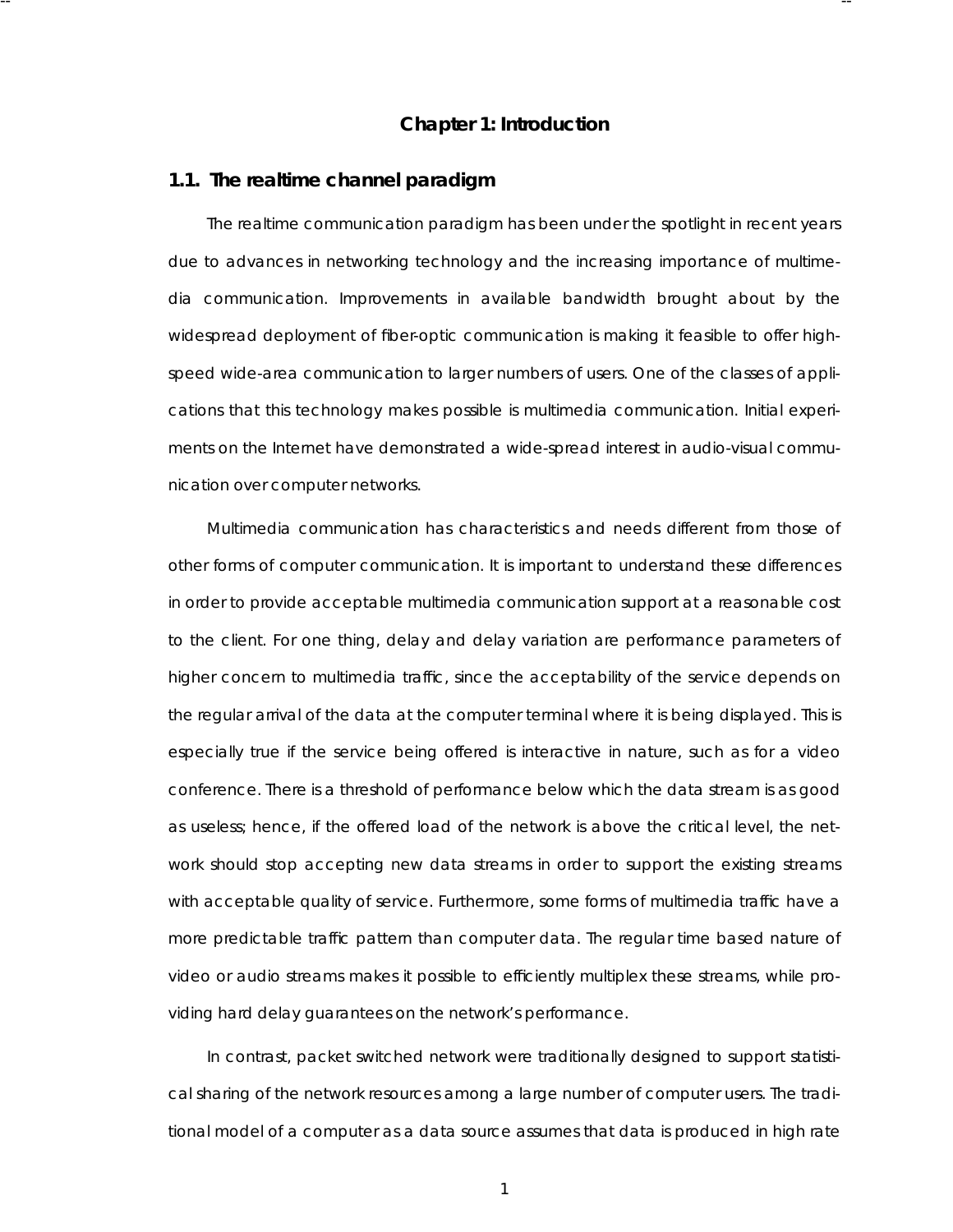# Chapter 1: Introduction

## 1.1. The realtime channel paradigm

The realtime communication paradigm has been under the spotlight in recent years due to advances in networking technology and the increasing importance of multimedia communication. Improvements in available bandwidth brought about by the widespread deployment of fiber-optic communication is making it feasible to offer high-speed wide-area communication to larger numbers of users. One of the classes of applications that this technology makes possible is multimedia communication. Initial experiments on the Internet have demonstrated a wide-spread interest in audio-visual communication over computer networks.

Multimedia communication has characteristics and needs different from those of other forms of computer communication. It is important to understand these differences in order to provide acceptable multimedia communication support at a reasonable cost to the client. For one thing, delay and delay variation are performance parameters of higher concern to multimedia traffic, since the acceptability of the service depends on the regular arrival of the data at the computer terminal where it is being displayed. This is especially true if the service being offered is interactive in nature, such as for a video conference. There is a threshold of performance below which the data stream is as good as useless; hence, if the offered load of the network is above the critical level, the network should stop accepting new data streams in order to support the existing streams with acceptable quality of service. Furthermore, some forms of multimedia traffic have a more predictable traffic pattern than computer data. The regular time based nature of video or audio streams makes it possible to efficiently multiplex these streams, while providing hard delay guarantees on the network's performance.

In contrast, packet switched network were traditionally designed to support statistical sharing of the network resources among a large number of computer users. The traditional model of a computer as a data source assumes that data is produced in high rate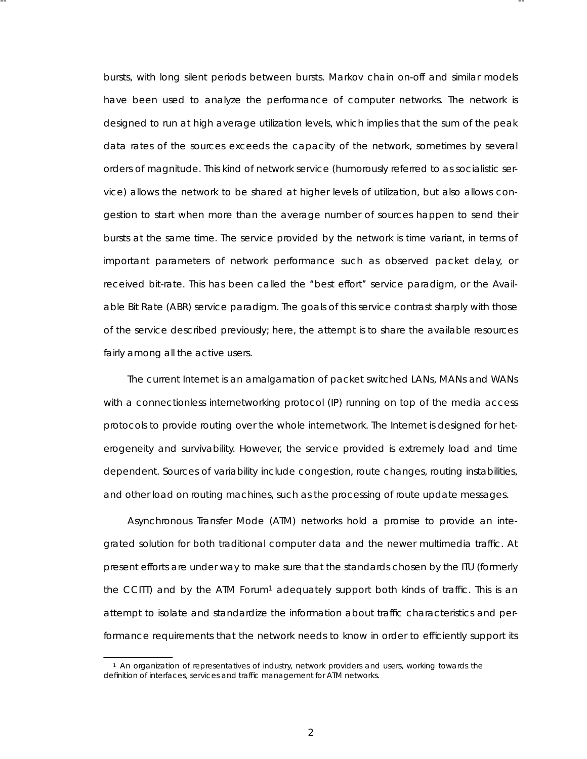bursts, with long silent periods between bursts. Markov chain on-off and similar models have been used to analyze the performance of computer networks. The network is designed to run at high average utilization levels, which implies that the sum of the peak data rates of the sources exceeds the capacity of the network, sometimes by several orders of magnitude. This kind of network service (humorously referred to as socialistic service) allows the network to be shared at higher levels of utilization, but also allows congestion to start when more than the average number of sources happen to send their bursts at the same time. The service provided by the network is time variant, in terms of important parameters of network performance such as observed packet delay, or received bit-rate. This has been called the "best effort" service paradigm, or the Available Bit Rate (ABR) service paradigm. The goals of this service contrast sharply with those of the service described previously; here, the attempt is to share the available resources fairly among all the active users.

The current Internet is an amalgamation of packet switched LANs, MANs and WANs with a connectionless internetworking protocol (IP) running on top of the media access protocols to provide routing over the whole internetwork. The Internet is designed for heterogeneity and survivability. However, the service provided is extremely load and time dependent. Sources of variability include congestion, route changes, routing instabilities, and other load on routing machines, such as the processing of route update messages.

Asynchronous Transfer Mode (ATM) networks hold a promise to provide an integrated solution for both traditional computer data and the newer multimedia traffic. At present efforts are under way to make sure that the standards chosen by the ITU (formerly the CCITT) and by the ATM Forum[1] adequately support both kinds of traffic. This is an attempt to isolate and standardize the information about traffic characteristics and performance requirements that the network needs to know in order to efficiently support its

[1] An organization of representatives of industry, network providers and users, working towards the definition of interfaces, services and traffic management for ATM networks.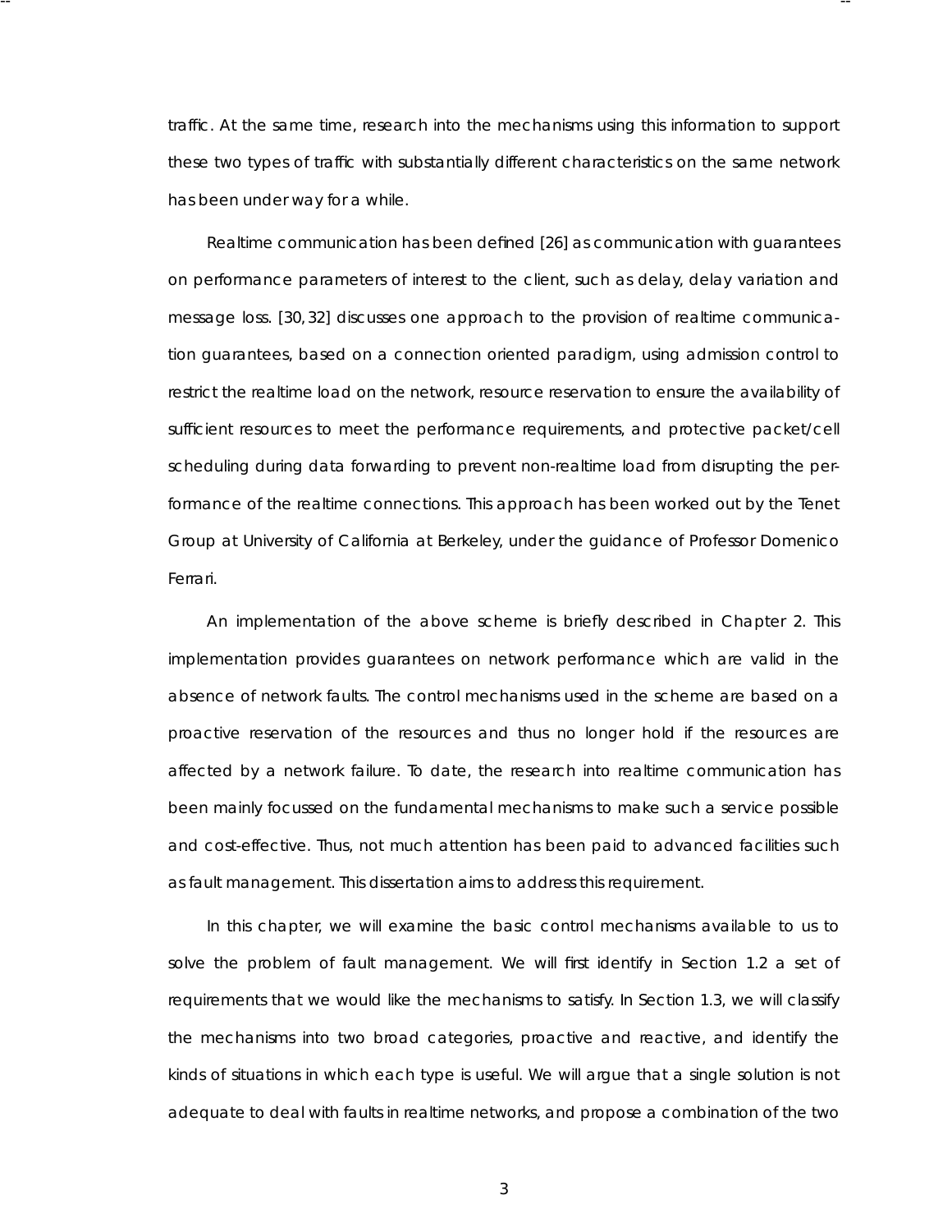traffic. At the same time, research into the mechanisms using this information to support these two types of traffic with substantially different characteristics on the same network has been under way for a while.

Realtime communication has been defined [26] as communication with guarantees on performance parameters of interest to the client, such as delay, delay variation and message loss. [30, 32] discusses one approach to the provision of realtime communication guarantees, based on a connection oriented paradigm, using admission control to restrict the realtime load on the network, resource reservation to ensure the availability of sufficient resources to meet the performance requirements, and protective packet/cell scheduling during data forwarding to prevent non-realtime load from disrupting the performance of the realtime connections. This approach has been worked out by the Tenet Group at University of California at Berkeley, under the guidance of Professor Domenico Ferrari.

An implementation of the above scheme is briefly described in Chapter 2. This implementation provides guarantees on network performance which are valid in the absence of network faults. The control mechanisms used in the scheme are based on a proactive reservation of the resources and thus no longer hold if the resources are affected by a network failure. To date, the research into realtime communication has been mainly focussed on the fundamental mechanisms to make such a service possible and cost-effective. Thus, not much attention has been paid to advanced facilities such as fault management. This dissertation aims to address this requirement.

In this chapter, we will examine the basic control mechanisms available to us to solve the problem of fault management. We will first identify in Section 1.2 a set of requirements that we would like the mechanisms to satisfy. In Section 1.3, we will classify the mechanisms into two broad categories, proactive and reactive, and identify the kinds of situations in which each type is useful. We will argue that a single solution is not adequate to deal with faults in realtime networks, and propose a combination of the two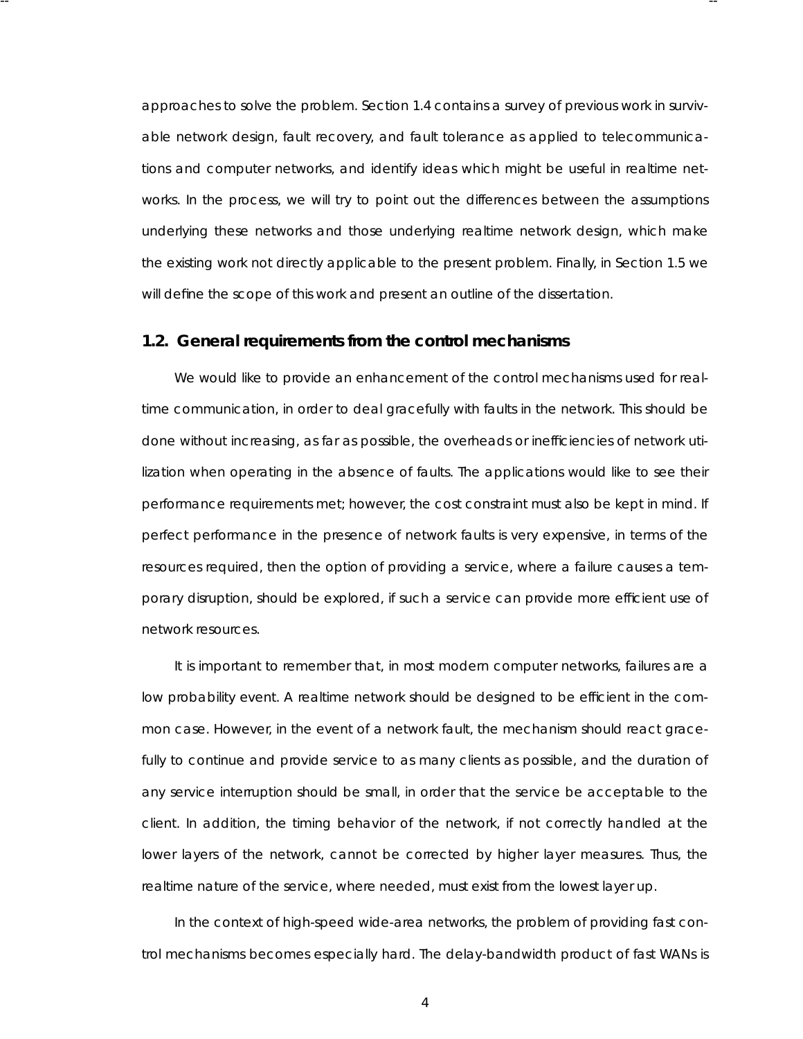approaches to solve the problem. Section 1.4 contains a survey of previous work in survivable network design, fault recovery, and fault tolerance as applied to telecommunications and computer networks, and identify ideas which might be useful in realtime networks. In the process, we will try to point out the differences between the assumptions underlying these networks and those underlying realtime network design, which make the existing work not directly applicable to the present problem. Finally, in Section 1.5 we will define the scope of this work and present an outline of the dissertation.

## 1.2. General requirements from the control mechanisms

We would like to provide an enhancement of the control mechanisms used for realtime communication, in order to deal gracefully with faults in the network. This should be done without increasing, as far as possible, the overheads or inefficiencies of network utilization when operating in the absence of faults. The applications would like to see their performance requirements met; however, the cost constraint must also be kept in mind. If perfect performance in the presence of network faults is very expensive, in terms of the resources required, then the option of providing a service, where a failure causes a temporary disruption, should be explored, if such a service can provide more efficient use of network resources.

It is important to remember that, in most modern computer networks, failures are a low probability event. A realtime network should be designed to be efficient in the common case. However, in the event of a network fault, the mechanism should react gracefully to continue and provide service to as many clients as possible, and the duration of any service interruption should be small, in order that the service be acceptable to the client. In addition, the timing behavior of the network, if not correctly handled at the lower layers of the network, cannot be corrected by higher layer measures. Thus, the realtime nature of the service, where needed, must exist from the lowest layer up.

In the context of high-speed wide-area networks, the problem of providing fast control mechanisms becomes especially hard. The delay-bandwidth product of fast WANs is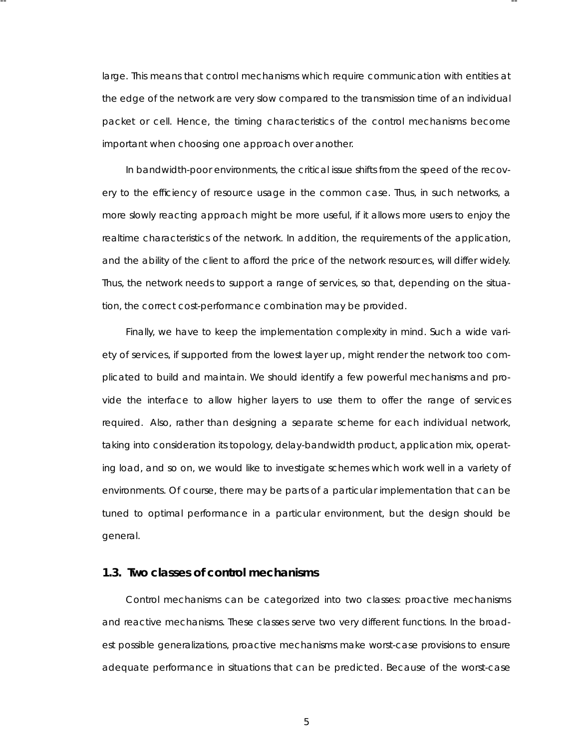large. This means that control mechanisms which require communication with entities at the edge of the network are very slow compared to the transmission time of an individual packet or cell. Hence, the timing characteristics of the control mechanisms become important when choosing one approach over another.

In bandwidth-poor environments, the critical issue shifts from the speed of the recovery to the efficiency of resource usage in the common case. Thus, in such networks, a more slowly reacting approach might be more useful, if it allows more users to enjoy the realtime characteristics of the network. In addition, the requirements of the application, and the ability of the client to afford the price of the network resources, will differ widely. Thus, the network needs to support a range of services, so that, depending on the situation, the correct cost-performance combination may be provided.

Finally, we have to keep the implementation complexity in mind. Such a wide variety of services, if supported from the lowest layer up, might render the network too complicated to build and maintain. We should identify a few powerful mechanisms and provide the interface to allow higher layers to use them to offer the range of services required. Also, rather than designing a separate scheme for each individual network, taking into consideration its topology, delay-bandwidth product, application mix, operating load, and so on, we would like to investigate schemes which work well in a variety of environments. Of course, there may be parts of a particular implementation that can be tuned to optimal performance in a particular environment, but the design should be general.

## 1.3. Two classes of control mechanisms

Control mechanisms can be categorized into two classes: proactive mechanisms and reactive mechanisms. These classes serve two very different functions. In the broadest possible generalizations, proactive mechanisms make worst-case provisions to ensure adequate performance in situations that can be predicted. Because of the worst-case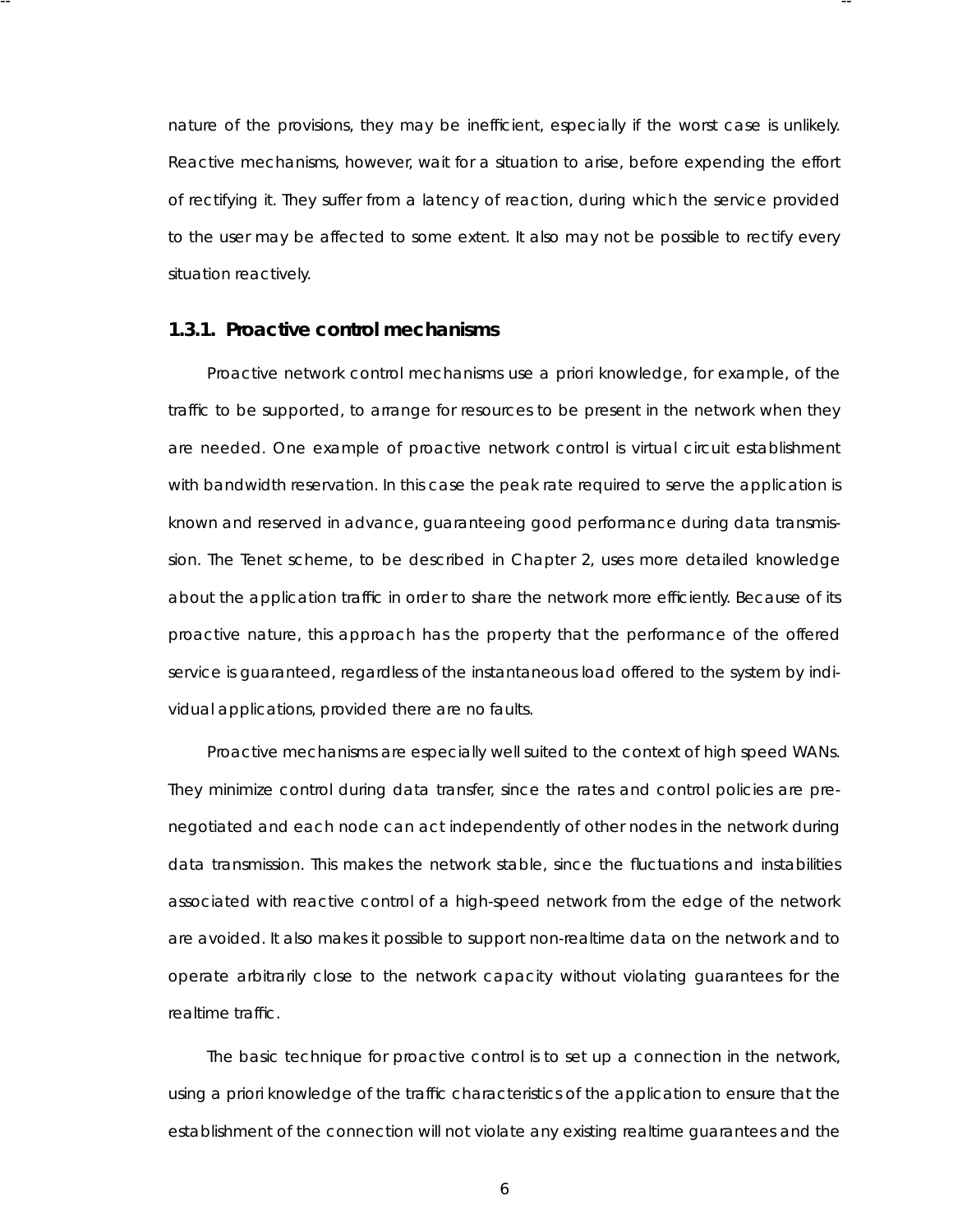nature of the provisions, they may be inefficient, especially if the worst case is unlikely. Reactive mechanisms, however, wait for a situation to arise, before expending the effort of rectifying it. They suffer from a latency of reaction, during which the service provided to the user may be affected to some extent. It also may not be possible to rectify every situation reactively.

### 1.3.1. Proactive control mechanisms

Proactive network control mechanisms use a priori knowledge, for example, of the traffic to be supported, to arrange for resources to be present in the network when they are needed. One example of proactive network control is virtual circuit establishment with bandwidth reservation. In this case the peak rate required to serve the application is known and reserved in advance, guaranteeing good performance during data transmission. The Tenet scheme, to be described in Chapter 2, uses more detailed knowledge about the application traffic in order to share the network more efficiently. Because of its proactive nature, this approach has the property that the performance of the offered service is guaranteed, regardless of the instantaneous load offered to the system by individual applications, provided there are no faults.

Proactive mechanisms are especially well suited to the context of high speed WANs. They minimize control during data transfer, since the rates and control policies are pre-negotiated and each node can act independently of other nodes in the network during data transmission. This makes the network stable, since the fluctuations and instabilities associated with reactive control of a high-speed network from the edge of the network are avoided. It also makes it possible to support non-realtime data on the network and to operate arbitrarily close to the network capacity without violating guarantees for the realtime traffic.

The basic technique for proactive control is to set up a connection in the network, using a priori knowledge of the traffic characteristics of the application to ensure that the establishment of the connection will not violate any existing realtime guarantees and the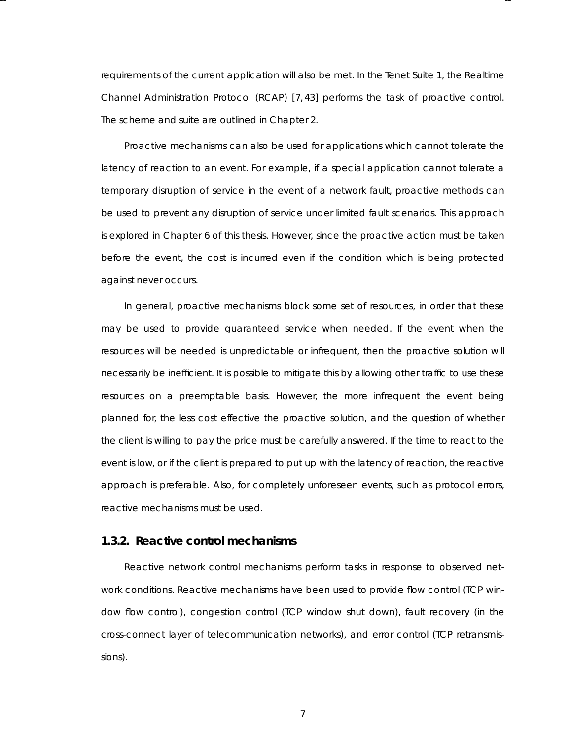requirements of the current application will also be met. In the Tenet Suite 1, the Realtime Channel Administration Protocol (RCAP) [7, 43] performs the task of proactive control. The scheme and suite are outlined in Chapter 2.

Proactive mechanisms can also be used for applications which cannot tolerate the latency of reaction to an event. For example, if a special application cannot tolerate a temporary disruption of service in the event of a network fault, proactive methods can be used to prevent any disruption of service under limited fault scenarios. This approach is explored in Chapter 6 of this thesis. However, since the proactive action must be taken before the event, the cost is incurred even if the condition which is being protected against never occurs.

In general, proactive mechanisms block some set of resources, in order that these may be used to provide guaranteed service when needed. If the event when the resources will be needed is unpredictable or infrequent, then the proactive solution will necessarily be inefficient. It is possible to mitigate this by allowing other traffic to use these resources on a preemptable basis. However, the more infrequent the event being planned for, the less cost effective the proactive solution, and the question of whether the client is willing to pay the price must be carefully answered. If the time to react to the event is low, or if the client is prepared to put up with the latency of reaction, the reactive approach is preferable. Also, for completely unforeseen events, such as protocol errors, reactive mechanisms must be used.

### 1.3.2. Reactive control mechanisms

Reactive network control mechanisms perform tasks in response to observed network conditions. Reactive mechanisms have been used to provide flow control (TCP window flow control), congestion control (TCP window shut down), fault recovery (in the cross-connect layer of telecommunication networks), and error control (TCP retransmissions).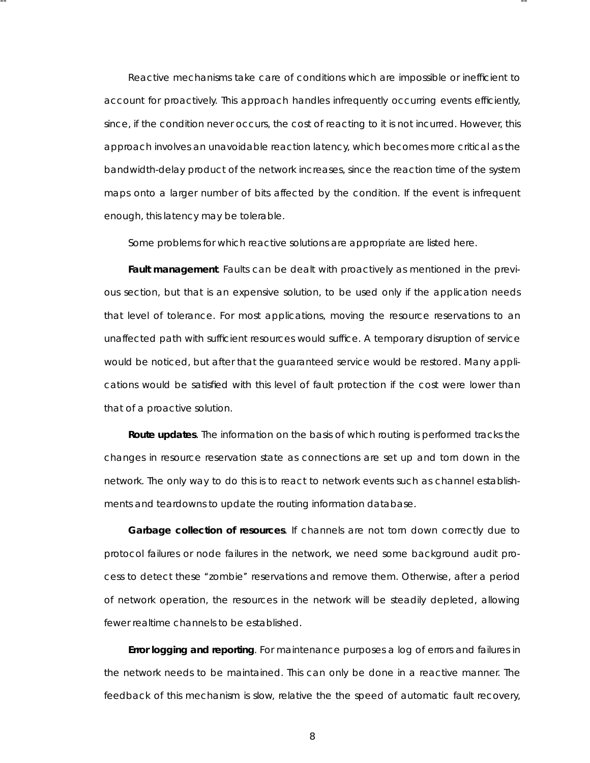Reactive mechanisms take care of conditions which are impossible or inefficient to account for proactively. This approach handles infrequently occurring events efficiently, since, if the condition never occurs, the cost of reacting to it is not incurred. However, this approach involves an unavoidable reaction latency, which becomes more critical as the bandwidth-delay product of the network increases, since the reaction time of the system maps onto a larger number of bits affected by the condition. If the event is infrequent enough, this latency may be tolerable.

Some problems for which reactive solutions are appropriate are listed here.

**Fault management**. Faults can be dealt with proactively as mentioned in the previous section, but that is an expensive solution, to be used only if the application needs that level of tolerance. For most applications, moving the resource reservations to an unaffected path with sufficient resources would suffice. A temporary disruption of service would be noticed, but after that the guaranteed service would be restored. Many applications would be satisfied with this level of fault protection if the cost were lower than that of a proactive solution.

**Route updates**. The information on the basis of which routing is performed tracks the changes in resource reservation state as connections are set up and torn down in the network. The only way to do this is to react to network events such as channel establishments and teardowns to update the routing information database.

**Garbage collection of resources**. If channels are not torn down correctly due to protocol failures or node failures in the network, we need some background audit process to detect these “zombie” reservations and remove them. Otherwise, after a period of network operation, the resources in the network will be steadily depleted, allowing fewer realtime channels to be established.

**Error logging and reporting**. For maintenance purposes a log of errors and failures in the network needs to be maintained. This can only be done in a reactive manner. The feedback of this mechanism is slow, relative the the speed of automatic fault recovery,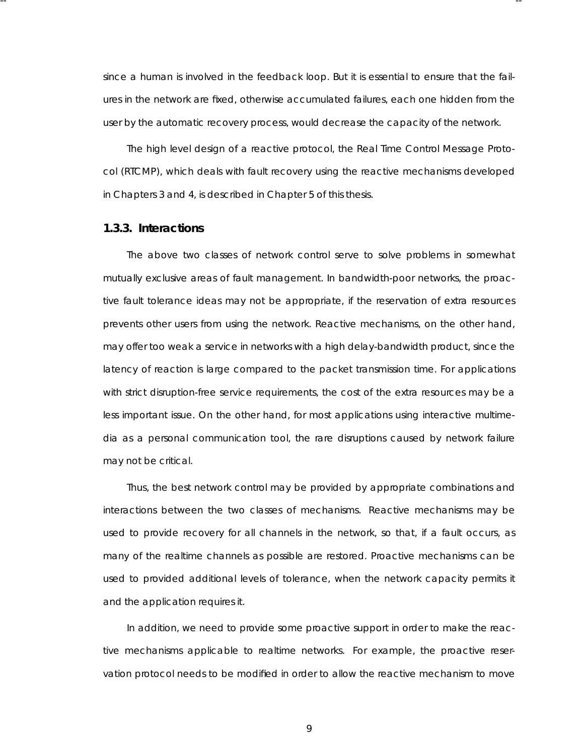since a human is involved in the feedback loop. But it is essential to ensure that the failures in the network are fixed, otherwise accumulated failures, each one hidden from the user by the automatic recovery process, would decrease the capacity of the network.

The high level design of a reactive protocol, the Real Time Control Message Protocol (RTCMP), which deals with fault recovery using the reactive mechanisms developed in Chapters 3 and 4, is described in Chapter 5 of this thesis.

### 1.3.3. Interactions

The above two classes of network control serve to solve problems in somewhat mutually exclusive areas of fault management. In bandwidth-poor networks, the proactive fault tolerance ideas may not be appropriate, if the reservation of extra resources prevents other users from using the network. Reactive mechanisms, on the other hand, may offer too weak a service in networks with a high delay-bandwidth product, since the latency of reaction is large compared to the packet transmission time. For applications with strict disruption-free service requirements, the cost of the extra resources may be a less important issue. On the other hand, for most applications using interactive multimedia as a personal communication tool, the rare disruptions caused by network failure may not be critical.

Thus, the best network control may be provided by appropriate combinations and interactions between the two classes of mechanisms. Reactive mechanisms may be used to provide recovery for all channels in the network, so that, if a fault occurs, as many of the realtime channels as possible are restored. Proactive mechanisms can be used to provided additional levels of tolerance, when the network capacity permits it and the application requires it.

In addition, we need to provide some proactive support in order to make the reactive mechanisms applicable to realtime networks. For example, the proactive reservation protocol needs to be modified in order to allow the reactive mechanism to move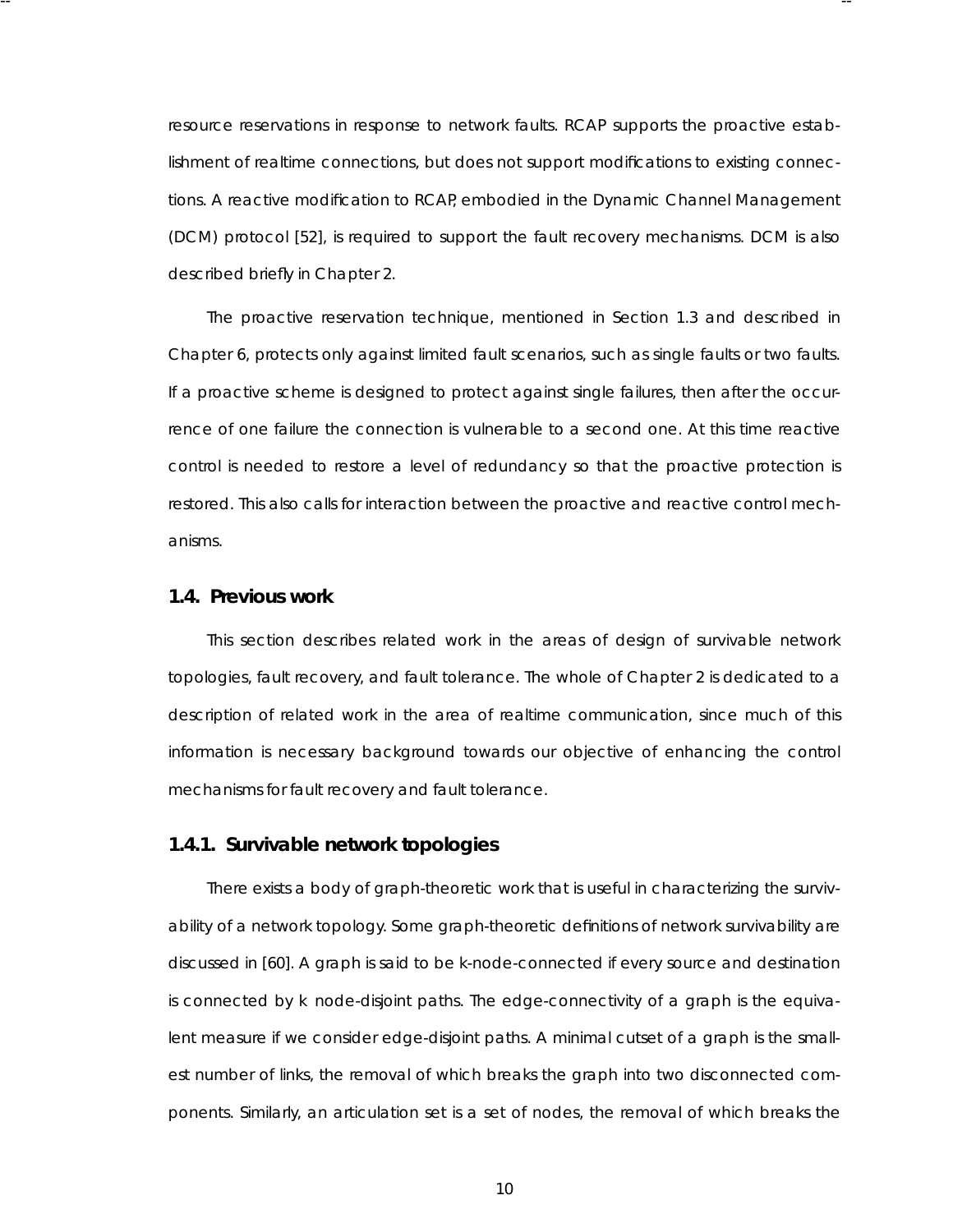resource reservations in response to network faults. RCAP supports the proactive establishment of realtime connections, but does not support modifications to existing connections. A reactive modification to RCAP, embodied in the Dynamic Channel Management (DCM) protocol [52], is required to support the fault recovery mechanisms. DCM is also described briefly in Chapter 2.

The proactive reservation technique, mentioned in Section 1.3 and described in Chapter 6, protects only against limited fault scenarios, such as single faults or two faults. If a proactive scheme is designed to protect against single failures, then after the occurrence of one failure the connection is vulnerable to a second one. At this time reactive control is needed to restore a level of redundancy so that the proactive protection is restored. This also calls for interaction between the proactive and reactive control mechanisms.

## 1.4. Previous work

This section describes related work in the areas of design of survivable network topologies, fault recovery, and fault tolerance. The whole of Chapter 2 is dedicated to a description of related work in the area of realtime communication, since much of this information is necessary background towards our objective of enhancing the control mechanisms for fault recovery and fault tolerance.

### 1.4.1. Survivable network topologies

There exists a body of graph-theoretic work that is useful in characterizing the survivability of a network topology. Some graph-theoretic definitions of network survivability are discussed in [60]. A graph is said to be k-node-connected if every source and destination is connected by $k$ node-disjoint paths. The edge-connectivity of a graph is the equivalent measure if we consider edge-disjoint paths. A minimal cutset of a graph is the smallest number of links, the removal of which breaks the graph into two disconnected components. Similarly, an articulation set is a set of nodes, the removal of which breaks the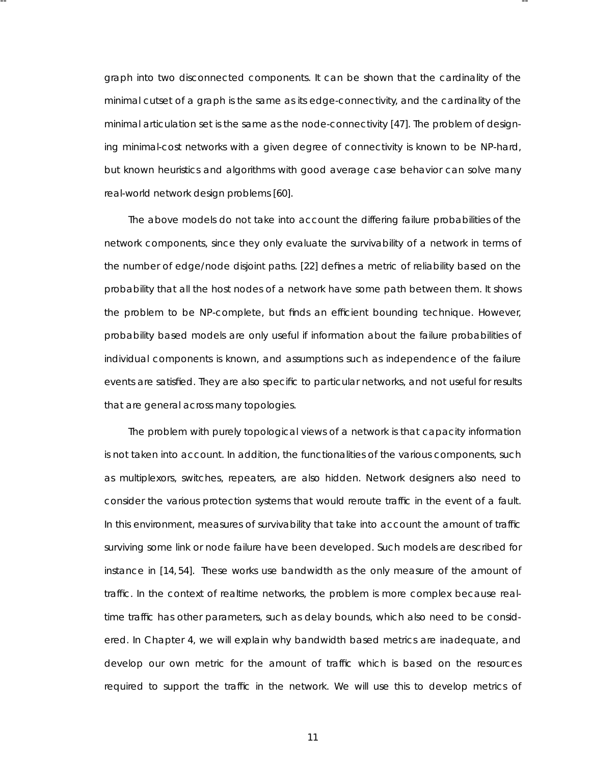graph into two disconnected components. It can be shown that the cardinality of the minimal cutset of a graph is the same as its edge-connectivity, and the cardinality of the minimal articulation set is the same as the node-connectivity [47]. The problem of designing minimal-cost networks with a given degree of connectivity is known to be NP-hard, but known heuristics and algorithms with good average case behavior can solve many real-world network design problems [60].

The above models do not take into account the differing failure probabilities of the network components, since they only evaluate the survivability of a network in terms of the number of edge/node disjoint paths. [22] defines a metric of reliability based on the probability that all the host nodes of a network have some path between them. It shows the problem to be NP-complete, but finds an efficient bounding technique. However, probability based models are only useful if information about the failure probabilities of individual components is known, and assumptions such as independence of the failure events are satisfied. They are also specific to particular networks, and not useful for results that are general across many topologies.

The problem with purely topological views of a network is that capacity information is not taken into account. In addition, the functionalities of the various components, such as multiplexors, switches, repeaters, are also hidden. Network designers also need to consider the various protection systems that would reroute traffic in the event of a fault. In this environment, measures of survivability that take into account the amount of traffic surviving some link or node failure have been developed. Such models are described for instance in [14, 54]. These works use bandwidth as the only measure of the amount of traffic. In the context of realtime networks, the problem is more complex because realtime traffic has other parameters, such as delay bounds, which also need to be considered. In Chapter 4, we will explain why bandwidth based metrics are inadequate, and develop our own metric for the amount of traffic which is based on the resources required to support the traffic in the network. We will use this to develop metrics of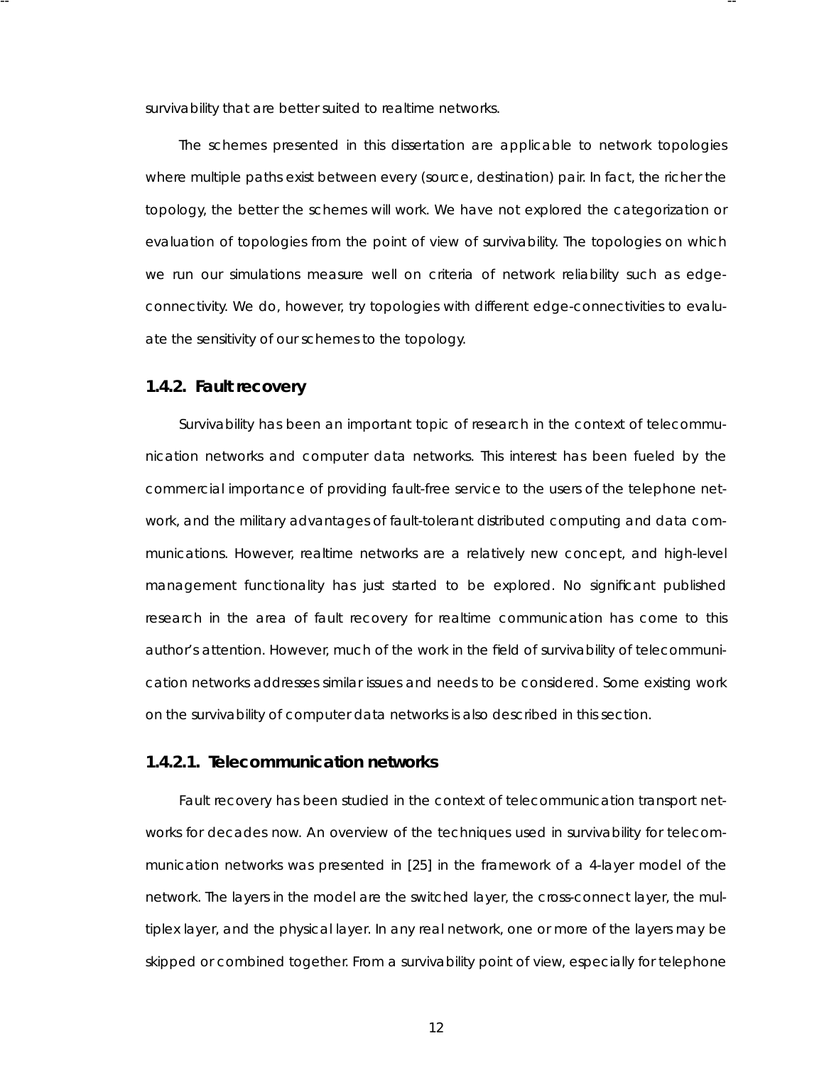survivability that are better suited to realtime networks.

The schemes presented in this dissertation are applicable to network topologies where multiple paths exist between every (source, destination) pair. In fact, the richer the topology, the better the schemes will work. We have not explored the categorization or evaluation of topologies from the point of view of survivability. The topologies on which we run our simulations measure well on criteria of network reliability such as edge-connectivity. We do, however, try topologies with different edge-connectivities to evaluate the sensitivity of our schemes to the topology.

### 1.4.2. Fault recovery

Survivability has been an important topic of research in the context of telecommunication networks and computer data networks. This interest has been fueled by the commercial importance of providing fault-free service to the users of the telephone network, and the military advantages of fault-tolerant distributed computing and data communications. However, realtime networks are a relatively new concept, and high-level management functionality has just started to be explored. No significant published research in the area of fault recovery for realtime communication has come to this author's attention. However, much of the work in the field of survivability of telecommunication networks addresses similar issues and needs to be considered. Some existing work on the survivability of computer data networks is also described in this section.

#### 1.4.2.1. Telecommunication networks

Fault recovery has been studied in the context of telecommunication transport networks for decades now. An overview of the techniques used in survivability for telecommunication networks was presented in [25] in the framework of a 4-layer model of the network. The layers in the model are the switched layer, the cross-connect layer, the multiplex layer, and the physical layer. In any real network, one or more of the layers may be skipped or combined together. From a survivability point of view, especially for telephone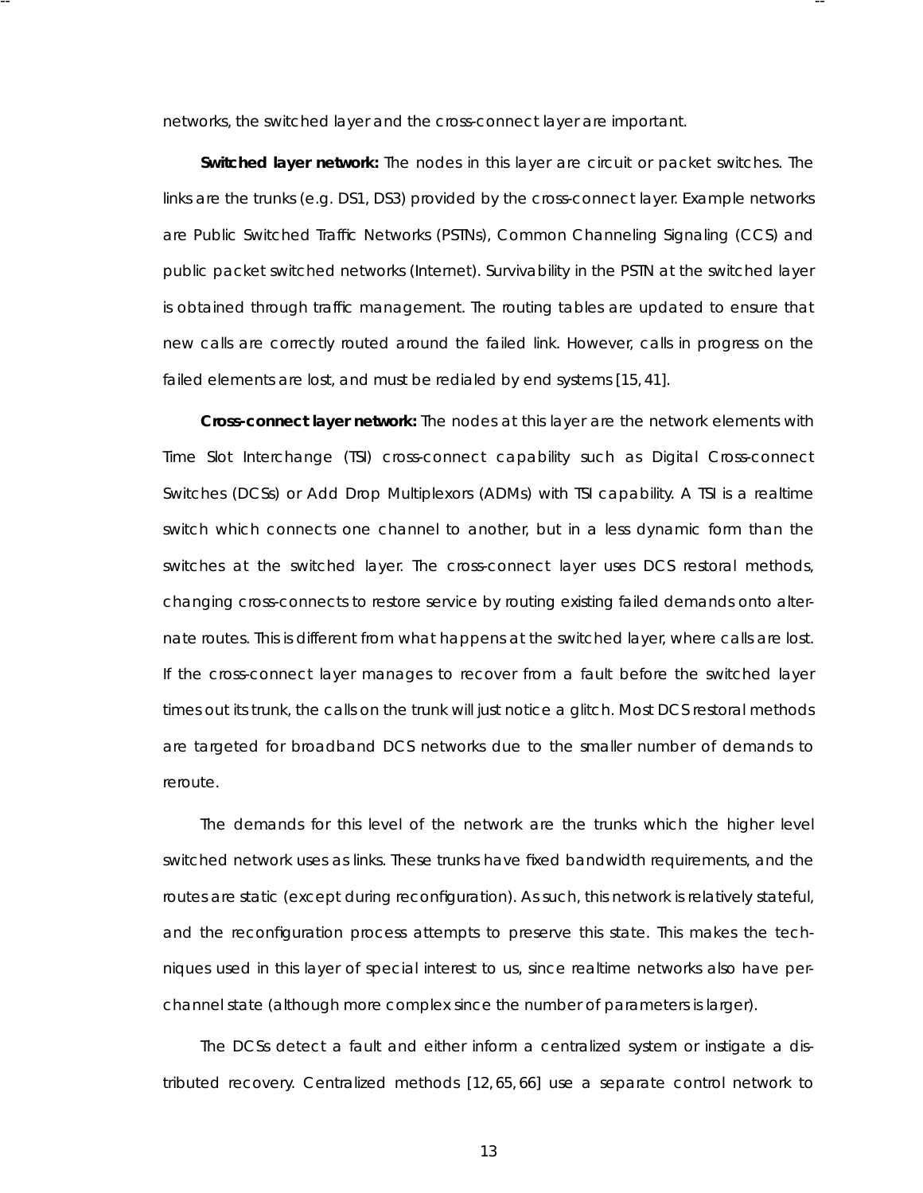networks, the switched layer and the cross-connect layer are important.

**Switched layer network:** The nodes in this layer are circuit or packet switches. The links are the trunks (e.g. DS1, DS3) provided by the cross-connect layer. Example networks are Public Switched Traffic Networks (PSTNs), Common Channeling Signaling (CCS) and public packet switched networks (Internet). Survivability in the PSTN at the switched layer is obtained through traffic management. The routing tables are updated to ensure that new calls are correctly routed around the failed link. However, calls in progress on the failed elements are lost, and must be redialed by end systems [15, 41].

**Cross-connect layer network:** The nodes at this layer are the network elements with Time Slot Interchange (TSI) cross-connect capability such as Digital Cross-connect Switches (DCSs) or Add Drop Multiplexors (ADMs) with TSI capability. A TSI is a realtime switch which connects one channel to another, but in a less dynamic form than the switches at the switched layer. The cross-connect layer uses DCS restoral methods, changing cross-connects to restore service by routing existing failed demands onto alternate routes. This is different from what happens at the switched layer, where calls are lost. If the cross-connect layer manages to recover from a fault before the switched layer times out its trunk, the calls on the trunk will just notice a glitch. Most DCS restoral methods are targeted for broadband DCS networks due to the smaller number of demands to reroute.

The demands for this level of the network are the trunks which the higher level switched network uses as links. These trunks have fixed bandwidth requirements, and the routes are static (except during reconfiguration). As such, this network is relatively stateful, and the reconfiguration process attempts to preserve this state. This makes the techniques used in this layer of special interest to us, since realtime networks also have per-channel state (although more complex since the number of parameters is larger).

The DCSs detect a fault and either inform a centralized system or instigate a distributed recovery. Centralized methods [12, 65, 66] use a separate control network to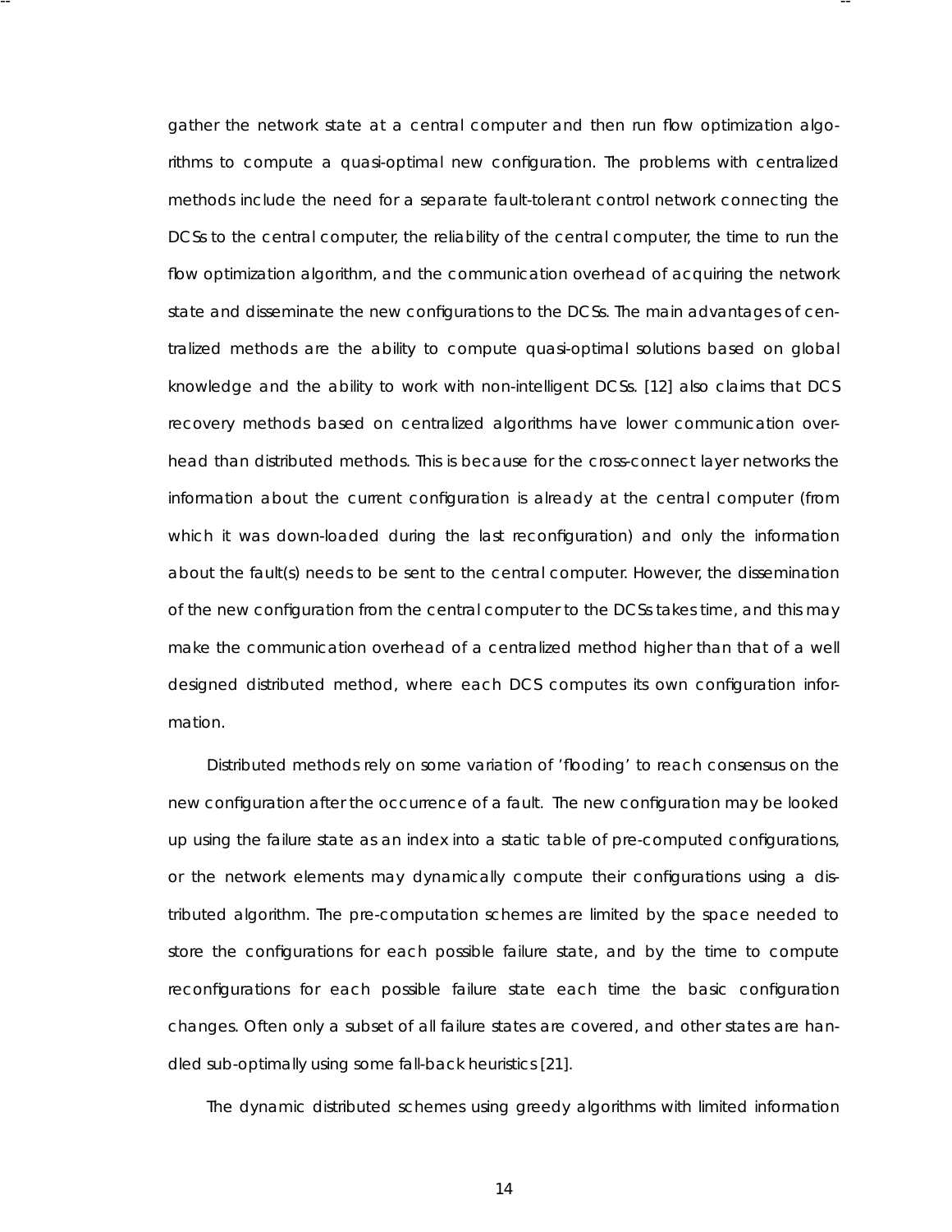gather the network state at a central computer and then run flow optimization algorithms to compute a quasi-optimal new configuration. The problems with centralized methods include the need for a separate fault-tolerant control network connecting the DCSs to the central computer, the reliability of the central computer, the time to run the flow optimization algorithm, and the communication overhead of acquiring the network state and disseminate the new configurations to the DCSs. The main advantages of centralized methods are the ability to compute quasi-optimal solutions based on global knowledge and the ability to work with non-intelligent DCSs. [12] also claims that DCS recovery methods based on centralized algorithms have lower communication overhead than distributed methods. This is because for the cross-connect layer networks the information about the current configuration is already at the central computer (from which it was down-loaded during the last reconfiguration) and only the information about the fault(s) needs to be sent to the central computer. However, the dissemination of the new configuration from the central computer to the DCSs takes time, and this may make the communication overhead of a centralized method higher than that of a well designed distributed method, where each DCS computes its own configuration information.

Distributed methods rely on some variation of 'flooding' to reach consensus on the new configuration after the occurrence of a fault. The new configuration may be looked up using the failure state as an index into a static table of pre-computed configurations, or the network elements may dynamically compute their configurations using a distributed algorithm. The pre-computation schemes are limited by the space needed to store the configurations for each possible failure state, and by the time to compute reconfigurations for each possible failure state each time the basic configuration changes. Often only a subset of all failure states are covered, and other states are handled sub-optimally using some fall-back heuristics [21].

The dynamic distributed schemes using greedy algorithms with limited information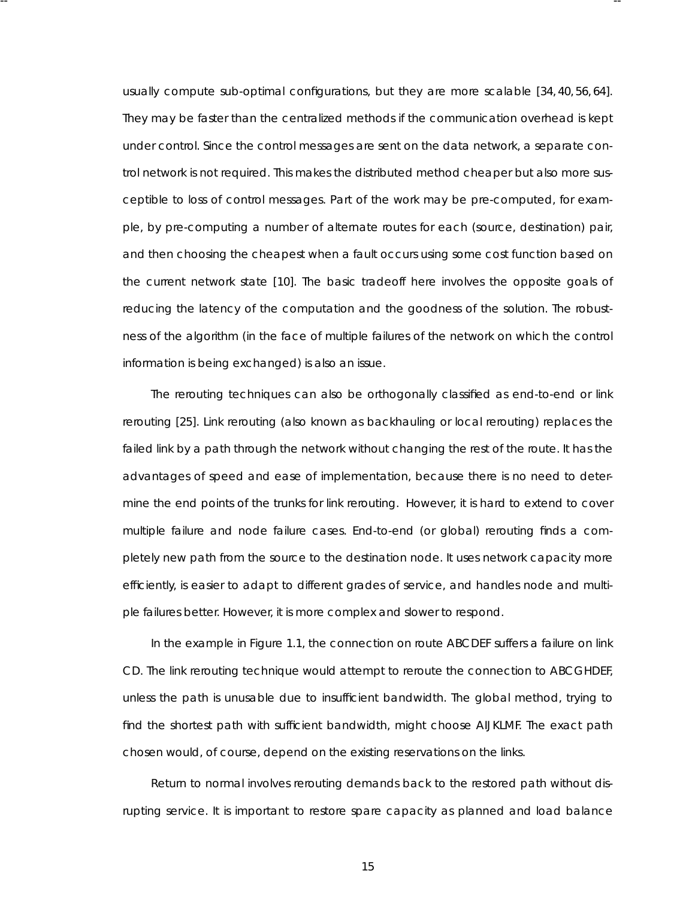usually compute sub-optimal configurations, but they are more scalable [34, 40, 56, 64]. They may be faster than the centralized methods if the communication overhead is kept under control. Since the control messages are sent on the data network, a separate control network is not required. This makes the distributed method cheaper but also more susceptible to loss of control messages. Part of the work may be pre-computed, for example, by pre-computing a number of alternate routes for each (source, destination) pair, and then choosing the cheapest when a fault occurs using some cost function based on the current network state [10]. The basic tradeoff here involves the opposite goals of reducing the latency of the computation and the goodness of the solution. The robustness of the algorithm (in the face of multiple failures of the network on which the control information is being exchanged) is also an issue.

The rerouting techniques can also be orthogonally classified as end-to-end or link rerouting [25]. Link rerouting (also known as backhauling or local rerouting) replaces the failed link by a path through the network without changing the rest of the route. It has the advantages of speed and ease of implementation, because there is no need to determine the end points of the trunks for link rerouting. However, it is hard to extend to cover multiple failure and node failure cases. End-to-end (or global) rerouting finds a completely new path from the source to the destination node. It uses network capacity more efficiently, is easier to adapt to different grades of service, and handles node and multiple failures better. However, it is more complex and slower to respond.

In the example in Figure 1.1, the connection on route ABCDEF suffers a failure on link CD. The link rerouting technique would attempt to reroute the connection to ABCGHDEF, unless the path is unusable due to insufficient bandwidth. The global method, trying to find the shortest path with sufficient bandwidth, might choose AIJKLMF. The exact path chosen would, of course, depend on the existing reservations on the links.

Return to normal involves rerouting demands back to the restored path without disrupting service. It is important to restore spare capacity as planned and load balance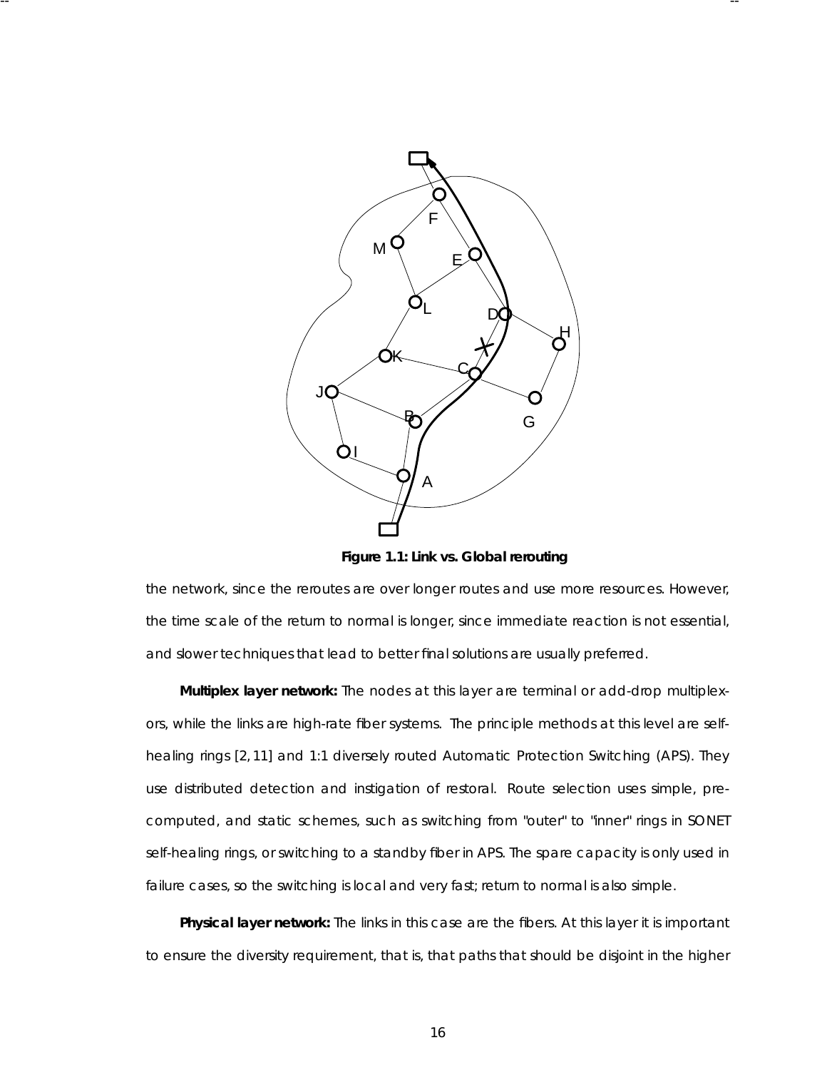Figure 1.1: Link vs. Global rerouting

the network, since the reroutes are over longer routes and use more resources. However, the time scale of the return to normal is longer, since immediate reaction is not essential, and slower techniques that lead to better final solutions are usually preferred.

**Multiplex layer network:** The nodes at this layer are terminal or add-drop multiplexors, while the links are high-rate fiber systems. The principle methods at this level are self-healing rings [2, 11] and 1:1 diversely routed Automatic Protection Switching (APS). They use distributed detection and instigation of restoral. Route selection uses simple, pre-computed, and static schemes, such as switching from "outer" to "inner" rings in SONET self-healing rings, or switching to a standby fiber in APS. The spare capacity is only used in failure cases, so the switching is local and very fast; return to normal is also simple.

**Physical layer network:** The links in this case are the fibers. At this layer it is important to ensure the diversity requirement, that is, that paths that should be disjoint in the higher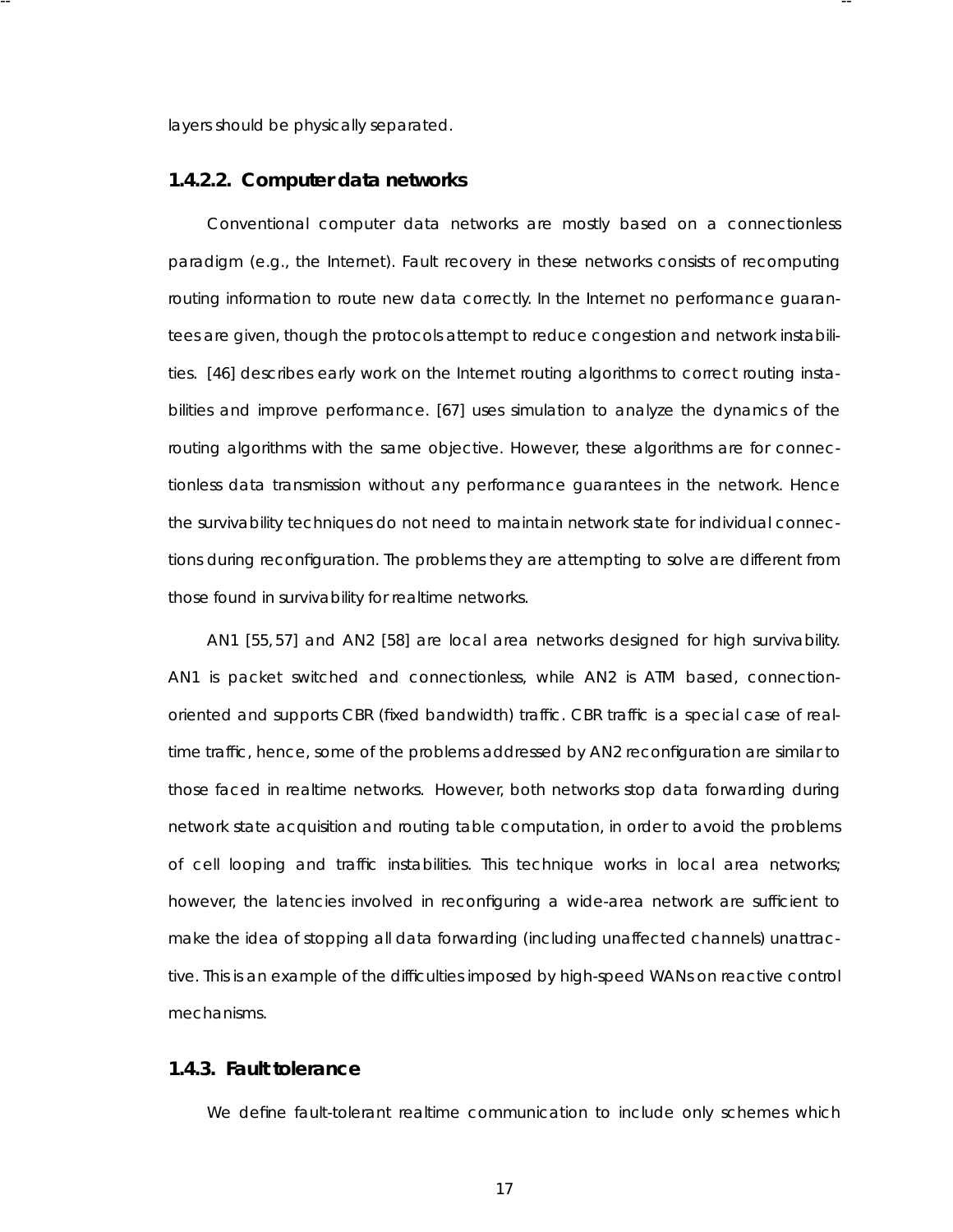layers should be physically separated.

#### 1.4.2.2. Computer data networks

Conventional computer data networks are mostly based on a connectionless paradigm (e.g., the Internet). Fault recovery in these networks consists of recomputing routing information to route new data correctly. In the Internet no performance guarantees are given, though the protocols attempt to reduce congestion and network instabilities. [46] describes early work on the Internet routing algorithms to correct routing instabilities and improve performance. [67] uses simulation to analyze the dynamics of the routing algorithms with the same objective. However, these algorithms are for connectionless data transmission without any performance guarantees in the network. Hence the survivability techniques do not need to maintain network state for individual connections during reconfiguration. The problems they are attempting to solve are different from those found in survivability for realtime networks.

AN1 [55, 57] and AN2 [58] are local area networks designed for high survivability. AN1 is packet switched and connectionless, while AN2 is ATM based, connection-oriented and supports CBR (fixed bandwidth) traffic. CBR traffic is a special case of realtime traffic, hence, some of the problems addressed by AN2 reconfiguration are similar to those faced in realtime networks. However, both networks stop data forwarding during network state acquisition and routing table computation, in order to avoid the problems of cell looping and traffic instabilities. This technique works in local area networks; however, the latencies involved in reconfiguring a wide-area network are sufficient to make the idea of stopping all data forwarding (including unaffected channels) unattractive. This is an example of the difficulties imposed by high-speed WANs on reactive control mechanisms.

### 1.4.3. Fault tolerance

We define fault-tolerant realtime communication to include only schemes which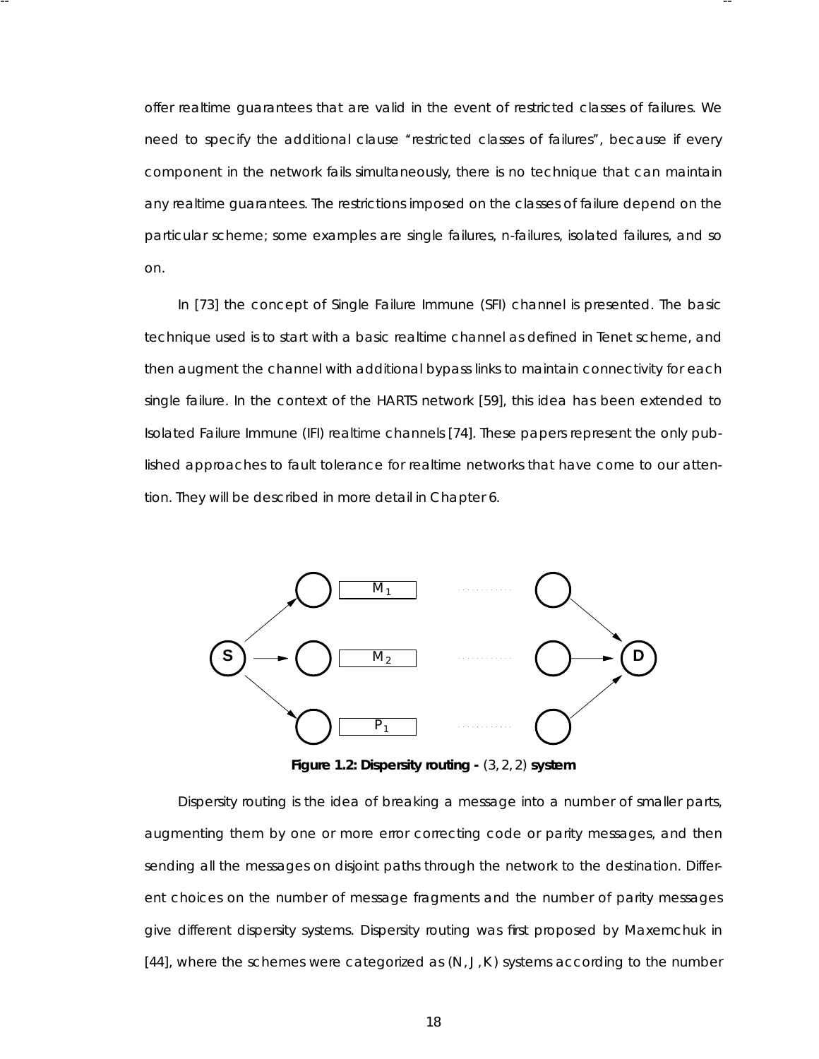offer realtime guarantees that are valid in the event of restricted classes of failures. We need to specify the additional clause "restricted classes of failures", because if every component in the network fails simultaneously, there is no technique that can maintain any realtime guarantees. The restrictions imposed on the classes of failure depend on the particular scheme; some examples are single failures, n-failures, isolated failures, and so on.

In [73] the concept of Single Failure Immune (SFI) channel is presented. The basic technique used is to start with a basic realtime channel as defined in Tenet scheme, and then augment the channel with additional bypass links to maintain connectivity for each single failure. In the context of the HARTS network [59], this idea has been extended to Isolated Failure Immune (IFI) realtime channels [74]. These papers represent the only published approaches to fault tolerance for realtime networks that have come to our attention. They will be described in more detail in Chapter 6.

**Figure 1.2: Dispersity routing -** $(3, 2, 2)$ **system**

Dispersity routing is the idea of breaking a message into a number of smaller parts, augmenting them by one or more error correcting code or parity messages, and then sending all the messages on disjoint paths through the network to the destination. Different choices on the number of message fragments and the number of parity messages give different dispersity systems. Dispersity routing was first proposed by Maxemchuk in [44], where the schemes were categorized as $(N, J, K)$ systems according to the number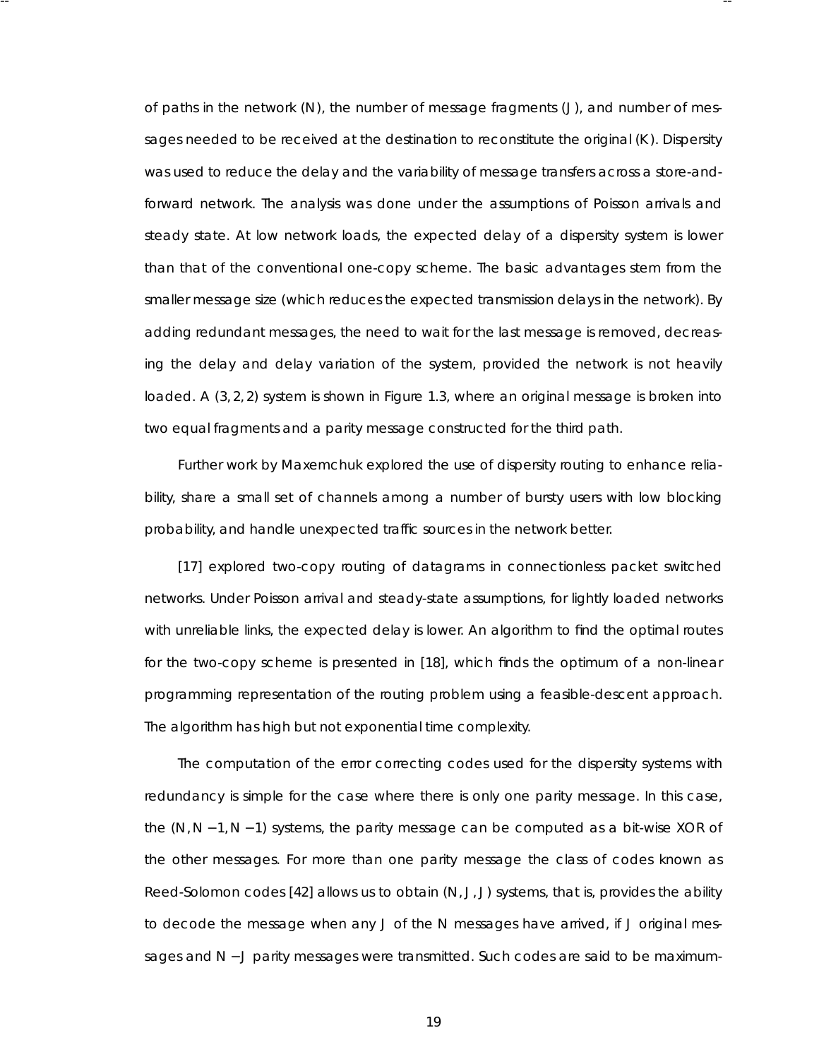of paths in the network ($N$), the number of message fragments ($J$), and number of messages needed to be received at the destination to reconstitute the original ($K$). Dispersity was used to reduce the delay and the variability of message transfers across a store-and-forward network. The analysis was done under the assumptions of Poisson arrivals and steady state. At low network loads, the expected delay of a dispersity system is lower than that of the conventional one-copy scheme. The basic advantages stem from the smaller message size (which reduces the expected transmission delays in the network). By adding redundant messages, the need to wait for the last message is removed, decreasing the delay and delay variation of the system, provided the network is not heavily loaded. A $(3, 2, 2)$ system is shown in Figure 1.3, where an original message is broken into two equal fragments and a parity message constructed for the third path.

Further work by Maxemchuk explored the use of dispersity routing to enhance reliability, share a small set of channels among a number of bursty users with low blocking probability, and handle unexpected traffic sources in the network better.

[17] explored two-copy routing of datagrams in connectionless packet switched networks. Under Poisson arrival and steady-state assumptions, for lightly loaded networks with unreliable links, the expected delay is lower. An algorithm to find the optimal routes for the two-copy scheme is presented in [18], which finds the optimum of a non-linear programming representation of the routing problem using a feasible-descent approach. The algorithm has high but not exponential time complexity.

The computation of the error correcting codes used for the dispersity systems with redundancy is simple for the case where there is only one parity message. In this case, the $(N, N-1, N-1)$ systems, the parity message can be computed as a bit-wise XOR of the other messages. For more than one parity message the class of codes known as Reed-Solomon codes [42] allows us to obtain $(N, J, J)$ systems, that is, provides the ability to decode the message when any $J$ of the $N$ messages have arrived, if $J$ original messages and $N-J$ parity messages were transmitted. Such codes are said to be maximum-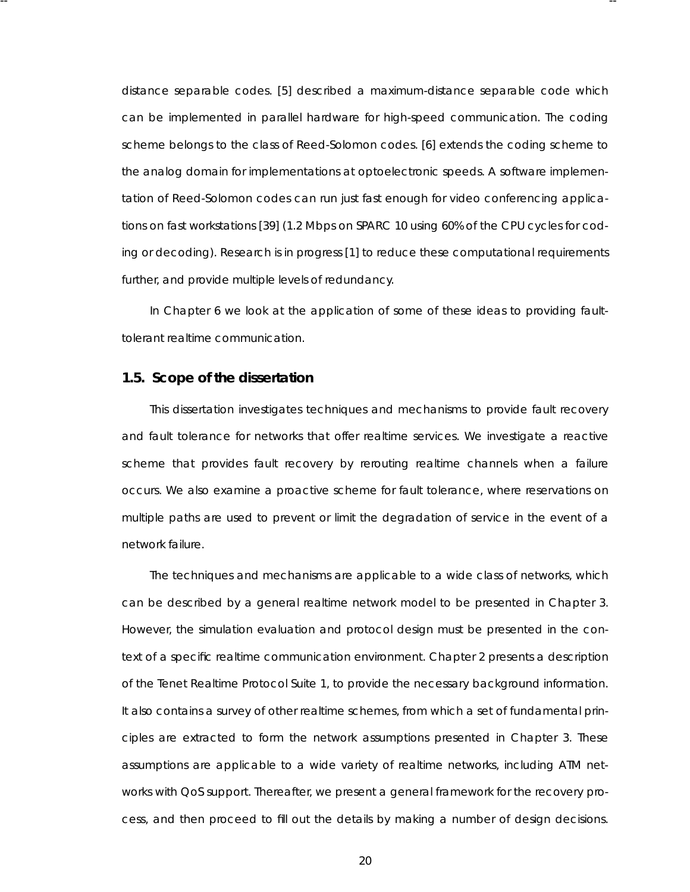distance separable codes. [5] described a maximum-distance separable code which can be implemented in parallel hardware for high-speed communication. The coding scheme belongs to the class of Reed-Solomon codes. [6] extends the coding scheme to the analog domain for implementations at optoelectronic speeds. A software implementation of Reed-Solomon codes can run just fast enough for video conferencing applications on fast workstations [39] (1.2 Mbps on SPARC 10 using 60% of the CPU cycles for coding or decoding). Research is in progress [1] to reduce these computational requirements further, and provide multiple levels of redundancy.

In Chapter 6 we look at the application of some of these ideas to providing fault-tolerant realtime communication.

## 1.5. Scope of the dissertation

This dissertation investigates techniques and mechanisms to provide fault recovery and fault tolerance for networks that offer realtime services. We investigate a reactive scheme that provides fault recovery by rerouting realtime channels when a failure occurs. We also examine a proactive scheme for fault tolerance, where reservations on multiple paths are used to prevent or limit the degradation of service in the event of a network failure.

The techniques and mechanisms are applicable to a wide class of networks, which can be described by a general realtime network model to be presented in Chapter 3. However, the simulation evaluation and protocol design must be presented in the context of a specific realtime communication environment. Chapter 2 presents a description of the Tenet Realtime Protocol Suite 1, to provide the necessary background information. It also contains a survey of other realtime schemes, from which a set of fundamental principles are extracted to form the network assumptions presented in Chapter 3. These assumptions are applicable to a wide variety of realtime networks, including ATM networks with QoS support. Thereafter, we present a general framework for the recovery process, and then proceed to fill out the details by making a number of design decisions.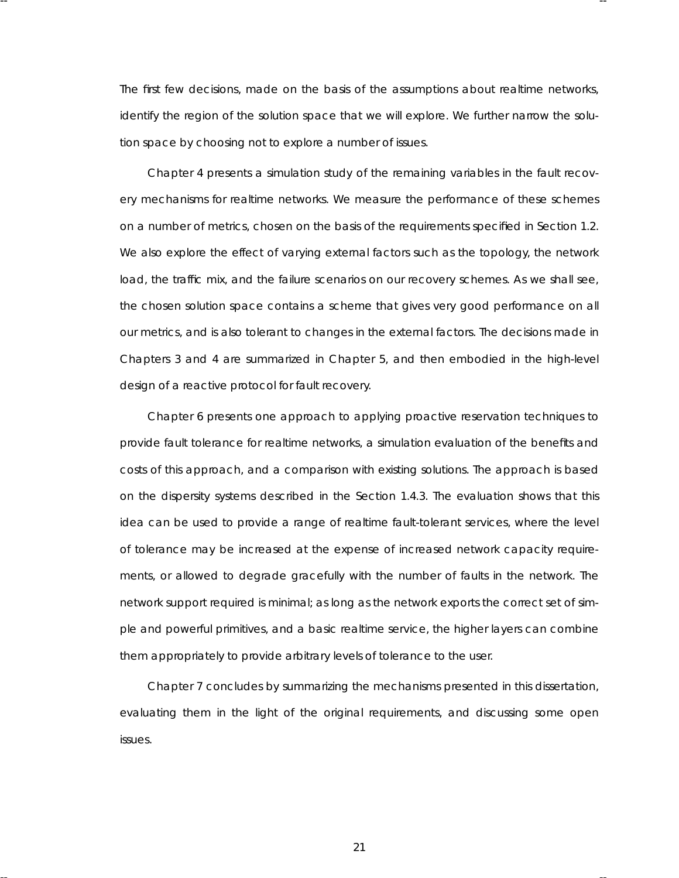The first few decisions, made on the basis of the assumptions about realtime networks, identify the region of the solution space that we will explore. We further narrow the solution space by choosing not to explore a number of issues.

Chapter 4 presents a simulation study of the remaining variables in the fault recovery mechanisms for realtime networks. We measure the performance of these schemes on a number of metrics, chosen on the basis of the requirements specified in Section 1.2. We also explore the effect of varying external factors such as the topology, the network load, the traffic mix, and the failure scenarios on our recovery schemes. As we shall see, the chosen solution space contains a scheme that gives very good performance on all our metrics, and is also tolerant to changes in the external factors. The decisions made in Chapters 3 and 4 are summarized in Chapter 5, and then embodied in the high-level design of a reactive protocol for fault recovery.

Chapter 6 presents one approach to applying proactive reservation techniques to provide fault tolerance for realtime networks, a simulation evaluation of the benefits and costs of this approach, and a comparison with existing solutions. The approach is based on the dispersity systems described in the Section 1.4.3. The evaluation shows that this idea can be used to provide a range of realtime fault-tolerant services, where the level of tolerance may be increased at the expense of increased network capacity requirements, or allowed to degrade gracefully with the number of faults in the network. The network support required is minimal; as long as the network exports the correct set of simple and powerful primitives, and a basic realtime service, the higher layers can combine them appropriately to provide arbitrary levels of tolerance to the user.

Chapter 7 concludes by summarizing the mechanisms presented in this dissertation, evaluating them in the light of the original requirements, and discussing some open issues.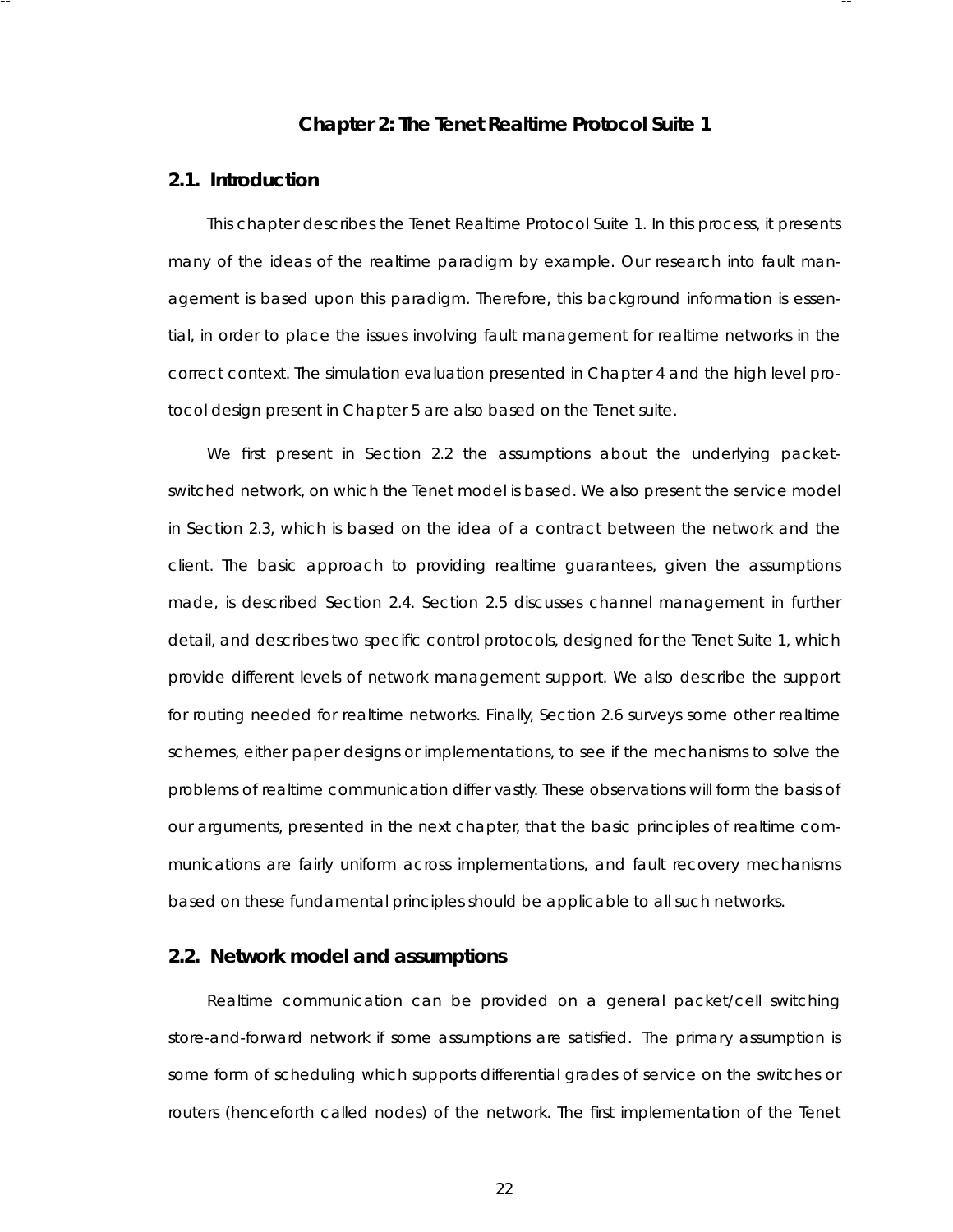# Chapter 2: The Tenet Realtime Protocol Suite 1

## 2.1. Introduction

This chapter describes the Tenet Realtime Protocol Suite 1. In this process, it presents many of the ideas of the realtime paradigm by example. Our research into fault management is based upon this paradigm. Therefore, this background information is essential, in order to place the issues involving fault management for realtime networks in the correct context. The simulation evaluation presented in Chapter 4 and the high level protocol design present in Chapter 5 are also based on the Tenet suite.

We first present in Section 2.2 the assumptions about the underlying packet-switched network, on which the Tenet model is based. We also present the service model in Section 2.3, which is based on the idea of a contract between the network and the client. The basic approach to providing realtime guarantees, given the assumptions made, is described Section 2.4. Section 2.5 discusses channel management in further detail, and describes two specific control protocols, designed for the Tenet Suite 1, which provide different levels of network management support. We also describe the support for routing needed for realtime networks. Finally, Section 2.6 surveys some other realtime schemes, either paper designs or implementations, to see if the mechanisms to solve the problems of realtime communication differ vastly. These observations will form the basis of our arguments, presented in the next chapter, that the basic principles of realtime communications are fairly uniform across implementations, and fault recovery mechanisms based on these fundamental principles should be applicable to all such networks.

## 2.2. Network model and assumptions

Realtime communication can be provided on a general packet/cell switching store-and-forward network if some assumptions are satisfied. The primary assumption is some form of scheduling which supports differential grades of service on the switches or routers (henceforth called nodes) of the network. The first implementation of the Tenet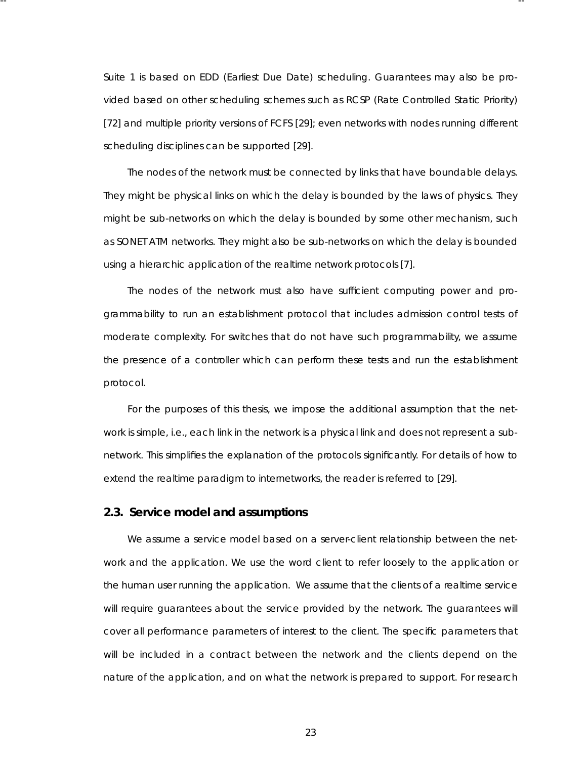Suite 1 is based on EDD (Earliest Due Date) scheduling. Guarantees may also be provided based on other scheduling schemes such as RCSP (Rate Controlled Static Priority) [72] and multiple priority versions of FCFS [29]; even networks with nodes running different scheduling disciplines can be supported [29].

The nodes of the network must be connected by links that have boundable delays. They might be physical links on which the delay is bounded by the laws of physics. They might be sub-networks on which the delay is bounded by some other mechanism, such as SONET ATM networks. They might also be sub-networks on which the delay is bounded using a hierarchic application of the realtime network protocols [7].

The nodes of the network must also have sufficient computing power and programmability to run an establishment protocol that includes admission control tests of moderate complexity. For switches that do not have such programmability, we assume the presence of a controller which can perform these tests and run the establishment protocol.

For the purposes of this thesis, we impose the additional assumption that the network is simple, i.e., each link in the network is a physical link and does not represent a subnetwork. This simplifies the explanation of the protocols significantly. For details of how to extend the realtime paradigm to internetworks, the reader is referred to [29].

## 2.3. Service model and assumptions

We assume a service model based on a server-client relationship between the network and the application. We use the word client to refer loosely to the application or the human user running the application. We assume that the clients of a realtime service will require guarantees about the service provided by the network. The guarantees will cover all performance parameters of interest to the client. The specific parameters that will be included in a contract between the network and the clients depend on the nature of the application, and on what the network is prepared to support. For research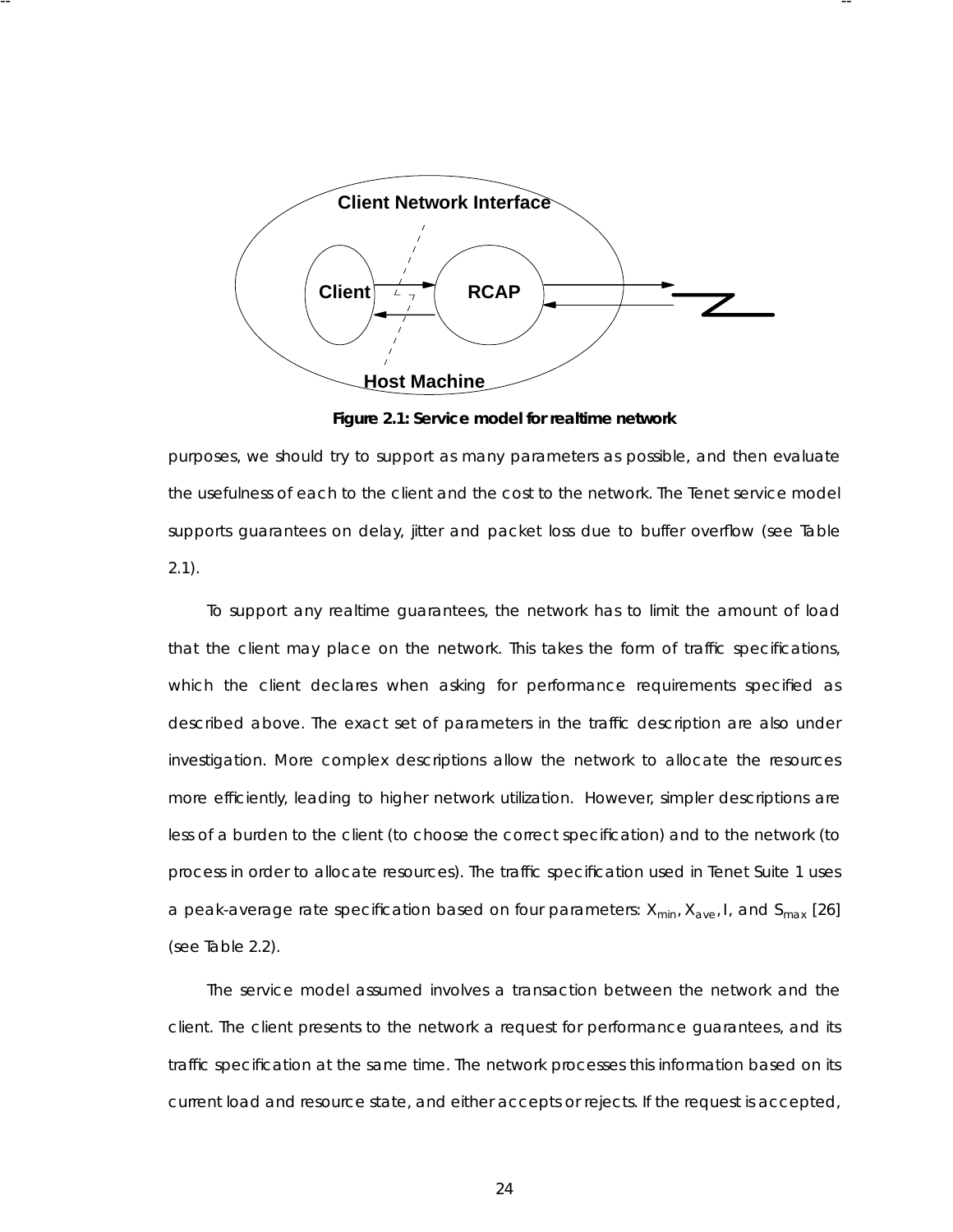Figure 2.1: Service model for realtime network

purposes, we should try to support as many parameters as possible, and then evaluate the usefulness of each to the client and the cost to the network. The Tenet service model supports guarantees on delay, jitter and packet loss due to buffer overflow (see Table 2.1).

To support any realtime guarantees, the network has to limit the amount of load that the client may place on the network. This takes the form of traffic specifications, which the client declares when asking for performance requirements specified as described above. The exact set of parameters in the traffic description are also under investigation. More complex descriptions allow the network to allocate the resources more efficiently, leading to higher network utilization. However, simpler descriptions are less of a burden to the client (to choose the correct specification) and to the network (to process in order to allocate resources). The traffic specification used in Tenet Suite 1 uses a peak-average rate specification based on four parameters: $X_{min}$, $X_{ave}$, $I$, and $S_{max}$ [26] (see Table 2.2).

The service model assumed involves a transaction between the network and the client. The client presents to the network a request for performance guarantees, and its traffic specification at the same time. The network processes this information based on its current load and resource state, and either accepts or rejects. If the request is accepted,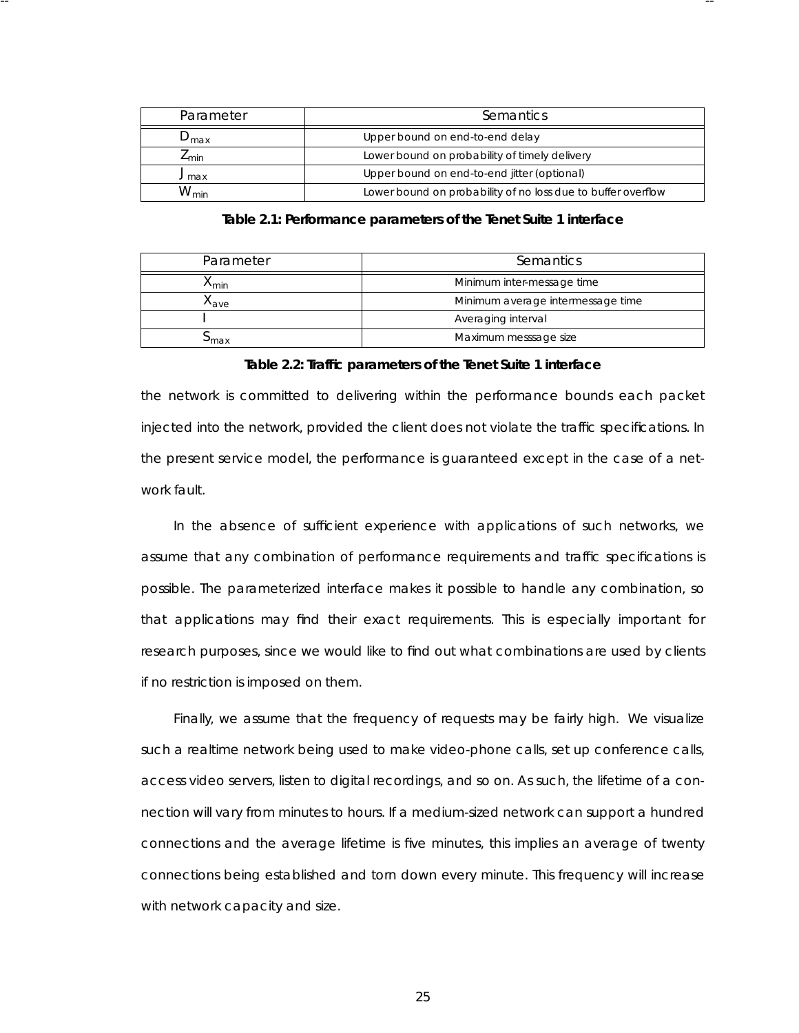| Parameter | Semantics |
|---|---|
| $D_{max}$ | Upper bound on end-to-end delay |
| $Z_{min}$ | Lower bound on probability of timely delivery |
| $J_{max}$ | Upper bound on end-to-end jitter (optional) |
| $W_{min}$ | Lower bound on probability of no loss due to buffer overflow |

**Table 2.1: Performance parameters of the Tenet Suite 1 interface**

| Parameter | Semantics |
|---|---|
| $X_{min}$ | Minimum inter-message time |
| $X_{ave}$ | Minimum average intermessage time |
| $I$ | Averaging interval |
| $S_{max}$ | Maximum messsage size |

**Table 2.2: Traffic parameters of the Tenet Suite 1 interface**

the network is committed to delivering within the performance bounds each packet injected into the network, provided the client does not violate the traffic specifications. In the present service model, the performance is guaranteed except in the case of a network fault.

In the absence of sufficient experience with applications of such networks, we assume that any combination of performance requirements and traffic specifications is possible. The parameterized interface makes it possible to handle any combination, so that applications may find their exact requirements. This is especially important for research purposes, since we would like to find out what combinations are used by clients if no restriction is imposed on them.

Finally, we assume that the frequency of requests may be fairly high. We visualize such a realtime network being used to make video-phone calls, set up conference calls, access video servers, listen to digital recordings, and so on. As such, the lifetime of a connection will vary from minutes to hours. If a medium-sized network can support a hundred connections and the average lifetime is five minutes, this implies an average of twenty connections being established and torn down every minute. This frequency will increase with network capacity and size.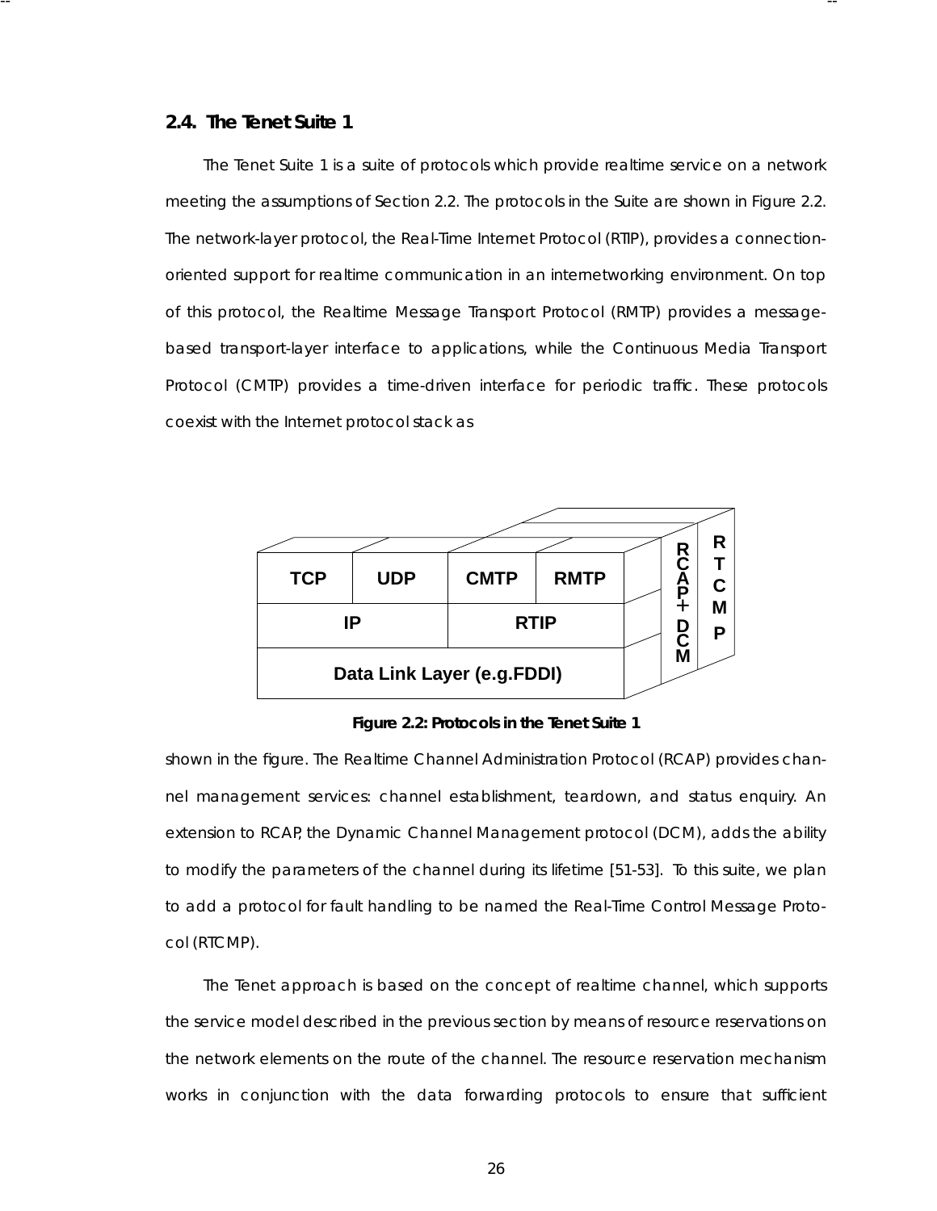## 2.4. The Tenet Suite 1

The Tenet Suite 1 is a suite of protocols which provide realtime service on a network meeting the assumptions of Section 2.2. The protocols in the Suite are shown in Figure 2.2. The network-layer protocol, the Real-Time Internet Protocol (RTIP), provides a connection-oriented support for realtime communication in an internetworking environment. On top of this protocol, the Realtime Message Transport Protocol (RMTP) provides a message-based transport-layer interface to applications, while the Continuous Media Transport Protocol (CMTP) provides a time-driven interface for periodic traffic. These protocols coexist with the Internet protocol stack as shown in the figure. The Realtime Channel Administration Protocol (RCAP) provides channel management services: channel establishment, teardown, and status enquiry. An extension to RCAP, the Dynamic Channel Management protocol (DCM), adds the ability to modify the parameters of the channel during its lifetime [51-53]. To this suite, we plan to add a protocol for fault handling to be named the Real-Time Control Message Protocol (RTCMP).

| TCP | UDP | CMTP | RMTP | RCAP+DCM | RTCMP |
|---|---|---|---|---|---|
| IP | | RTIP | | | |
| Data Link Layer (e.g.FDDI) | | | | | |

**Figure 2.2: Protocols in the Tenet Suite 1**

The Tenet approach is based on the concept of realtime channel, which supports the service model described in the previous section by means of resource reservations on the network elements on the route of the channel. The resource reservation mechanism works in conjunction with the data forwarding protocols to ensure that sufficient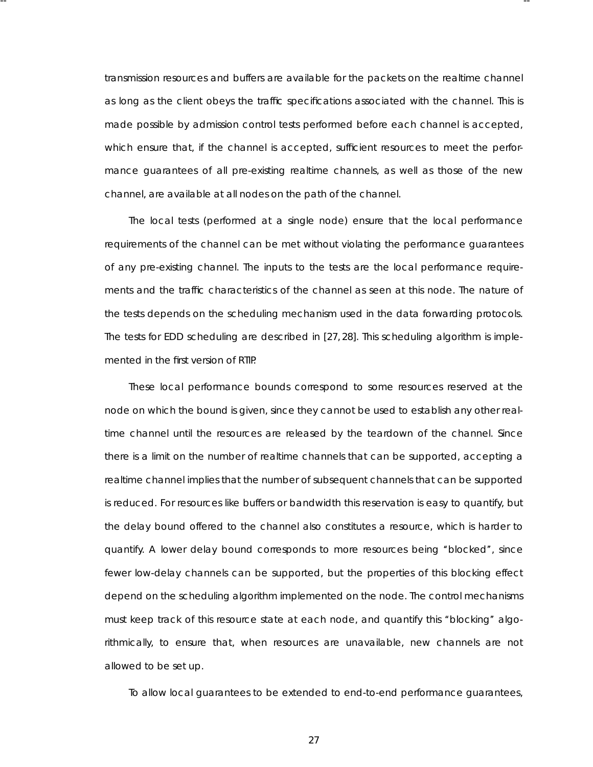transmission resources and buffers are available for the packets on the realtime channel as long as the client obeys the traffic specifications associated with the channel. This is made possible by admission control tests performed before each channel is accepted, which ensure that, if the channel is accepted, sufficient resources to meet the performance guarantees of all pre-existing realtime channels, as well as those of the new channel, are available at all nodes on the path of the channel.

The local tests (performed at a single node) ensure that the local performance requirements of the channel can be met without violating the performance guarantees of any pre-existing channel. The inputs to the tests are the local performance requirements and the traffic characteristics of the channel as seen at this node. The nature of the tests depends on the scheduling mechanism used in the data forwarding protocols. The tests for EDD scheduling are described in [27, 28]. This scheduling algorithm is implemented in the first version of RTIP.

These local performance bounds correspond to some resources reserved at the node on which the bound is given, since they cannot be used to establish any other realtime channel until the resources are released by the teardown of the channel. Since there is a limit on the number of realtime channels that can be supported, accepting a realtime channel implies that the number of subsequent channels that can be supported is reduced. For resources like buffers or bandwidth this reservation is easy to quantify, but the delay bound offered to the channel also constitutes a resource, which is harder to quantify. A lower delay bound corresponds to more resources being "blocked", since fewer low-delay channels can be supported, but the properties of this blocking effect depend on the scheduling algorithm implemented on the node. The control mechanisms must keep track of this resource state at each node, and quantify this "blocking" algorithmically, to ensure that, when resources are unavailable, new channels are not allowed to be set up.

To allow local guarantees to be extended to end-to-end performance guarantees,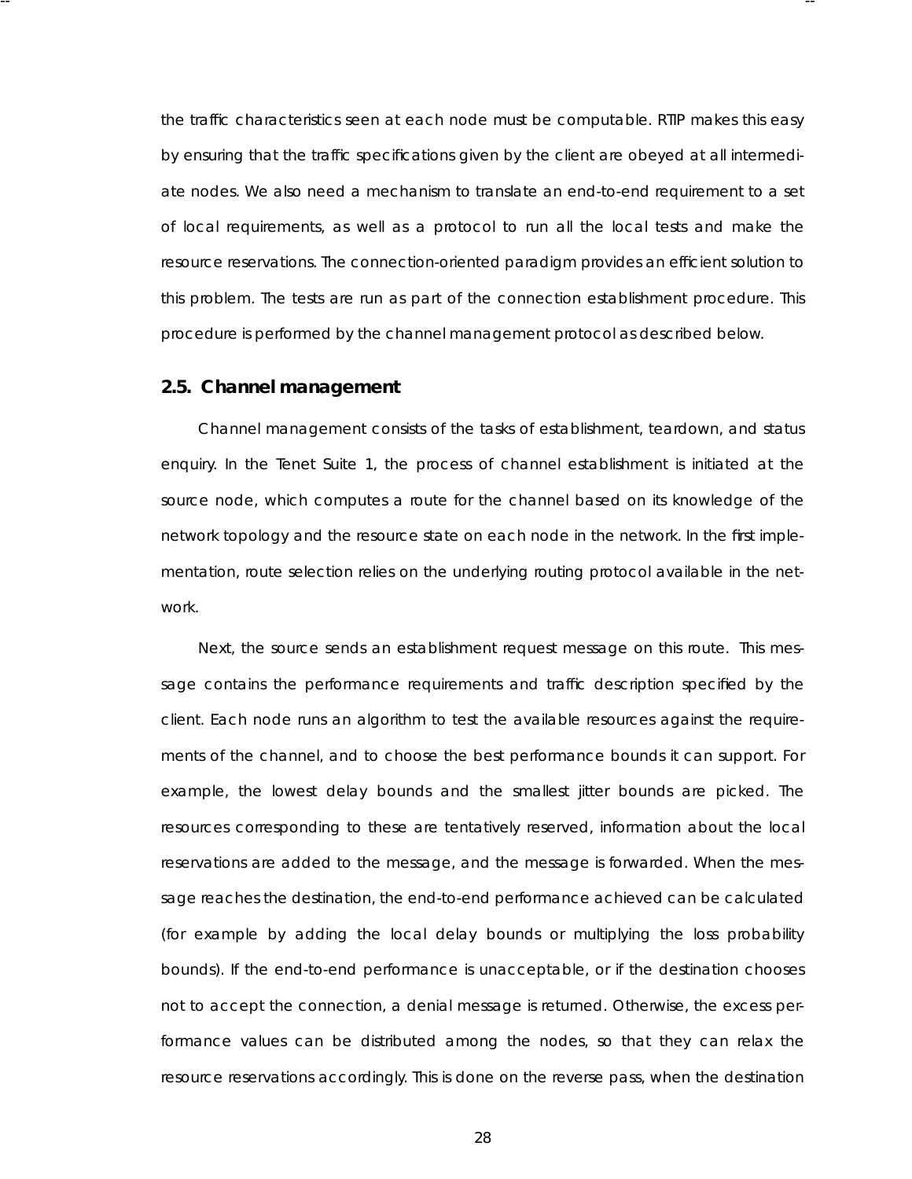the traffic characteristics seen at each node must be computable. RTIP makes this easy by ensuring that the traffic specifications given by the client are obeyed at all intermediate nodes. We also need a mechanism to translate an end-to-end requirement to a set of local requirements, as well as a protocol to run all the local tests and make the resource reservations. The connection-oriented paradigm provides an efficient solution to this problem. The tests are run as part of the connection establishment procedure. This procedure is performed by the channel management protocol as described below.

## 2.5. Channel management

Channel management consists of the tasks of establishment, teardown, and status enquiry. In the Tenet Suite 1, the process of channel establishment is initiated at the source node, which computes a route for the channel based on its knowledge of the network topology and the resource state on each node in the network. In the first implementation, route selection relies on the underlying routing protocol available in the network.

Next, the source sends an establishment request message on this route. This message contains the performance requirements and traffic description specified by the client. Each node runs an algorithm to test the available resources against the requirements of the channel, and to choose the best performance bounds it can support. For example, the lowest delay bounds and the smallest jitter bounds are picked. The resources corresponding to these are tentatively reserved, information about the local reservations are added to the message, and the message is forwarded. When the message reaches the destination, the end-to-end performance achieved can be calculated (for example by adding the local delay bounds or multiplying the loss probability bounds). If the end-to-end performance is unacceptable, or if the destination chooses not to accept the connection, a denial message is returned. Otherwise, the excess performance values can be distributed among the nodes, so that they can relax the resource reservations accordingly. This is done on the reverse pass, when the destination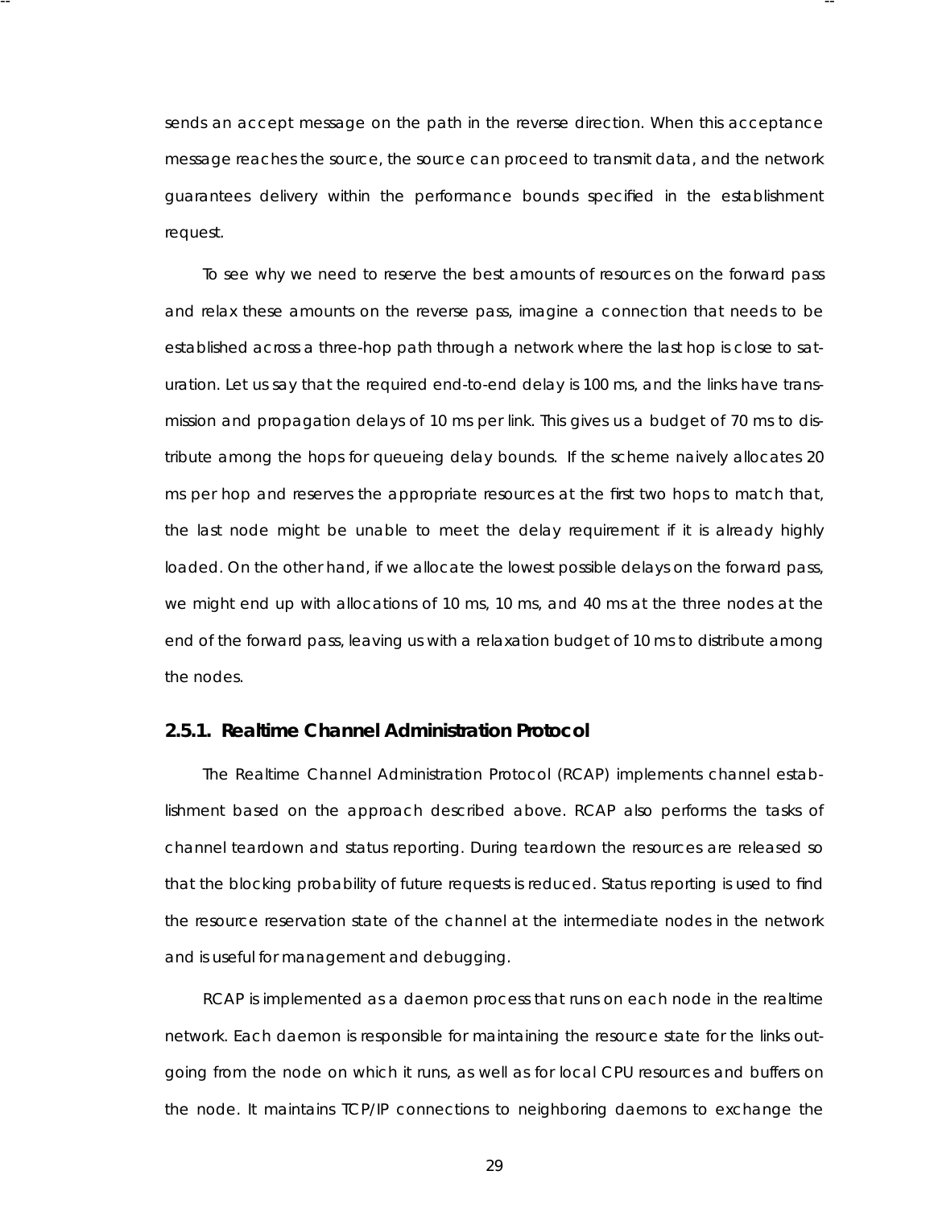sends an accept message on the path in the reverse direction. When this acceptance message reaches the source, the source can proceed to transmit data, and the network guarantees delivery within the performance bounds specified in the establishment request.

To see why we need to reserve the best amounts of resources on the forward pass and relax these amounts on the reverse pass, imagine a connection that needs to be established across a three-hop path through a network where the last hop is close to saturation. Let us say that the required end-to-end delay is 100 ms, and the links have transmission and propagation delays of 10 ms per link. This gives us a budget of 70 ms to distribute among the hops for queueing delay bounds. If the scheme naively allocates 20 ms per hop and reserves the appropriate resources at the first two hops to match that, the last node might be unable to meet the delay requirement if it is already highly loaded. On the other hand, if we allocate the lowest possible delays on the forward pass, we might end up with allocations of 10 ms, 10 ms, and 40 ms at the three nodes at the end of the forward pass, leaving us with a relaxation budget of 10 ms to distribute among the nodes.

### 2.5.1. Realtime Channel Administration Protocol

The Realtime Channel Administration Protocol (RCAP) implements channel establishment based on the approach described above. RCAP also performs the tasks of channel teardown and status reporting. During teardown the resources are released so that the blocking probability of future requests is reduced. Status reporting is used to find the resource reservation state of the channel at the intermediate nodes in the network and is useful for management and debugging.

RCAP is implemented as a daemon process that runs on each node in the realtime network. Each daemon is responsible for maintaining the resource state for the links outgoing from the node on which it runs, as well as for local CPU resources and buffers on the node. It maintains TCP/IP connections to neighboring daemons to exchange the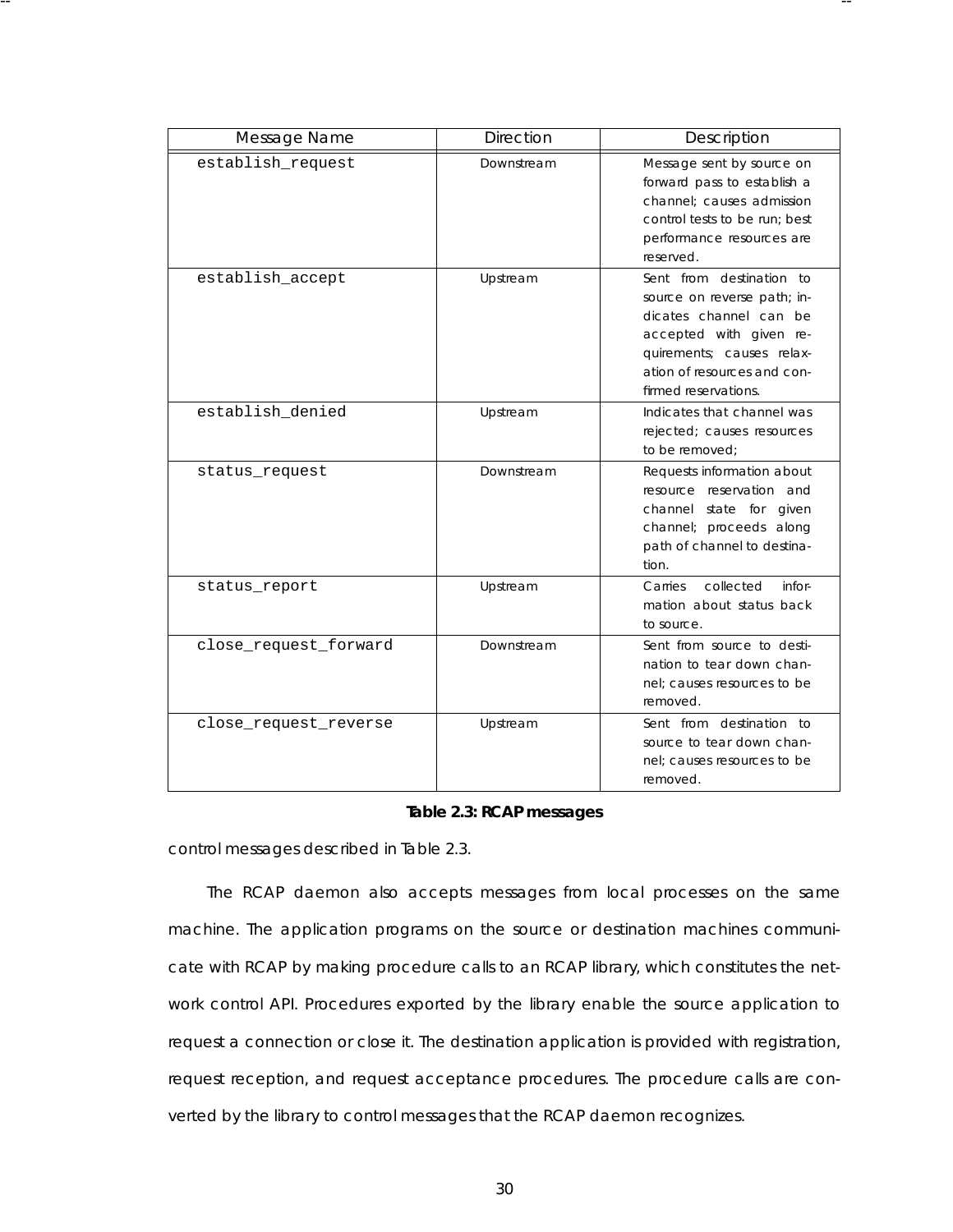| Message Name | Direction | Description |
| --- | --- | --- |
| establish_request | Downstream | Message sent by source on forward pass to establish a channel; causes admission control tests to be run; best performance resources are reserved. |
| establish_accept | Upstream | Sent from destination to source on reverse path; indicates channel can be accepted with given requirements; causes relaxation of resources and confirmed reservations. |
| establish_denied | Upstream | Indicates that channel was rejected; causes resources to be removed; |
| status_request | Downstream | Requests information about resource reservation and channel state for given channel; proceeds along path of channel to destination. |
| status_report | Upstream | Carries collected information about status back to source. |
| close_request_forward | Downstream | Sent from source to destination to tear down channel; causes resources to be removed. |
| close_request_reverse | Upstream | Sent from destination to source to tear down channel; causes resources to be removed. |

**Table 2.3: RCAP messages**

control messages described in Table 2.3.

The RCAP daemon also accepts messages from local processes on the same machine. The application programs on the source or destination machines communicate with RCAP by making procedure calls to an RCAP library, which constitutes the network control API. Procedures exported by the library enable the source application to request a connection or close it. The destination application is provided with registration, request reception, and request acceptance procedures. The procedure calls are converted by the library to control messages that the RCAP daemon recognizes.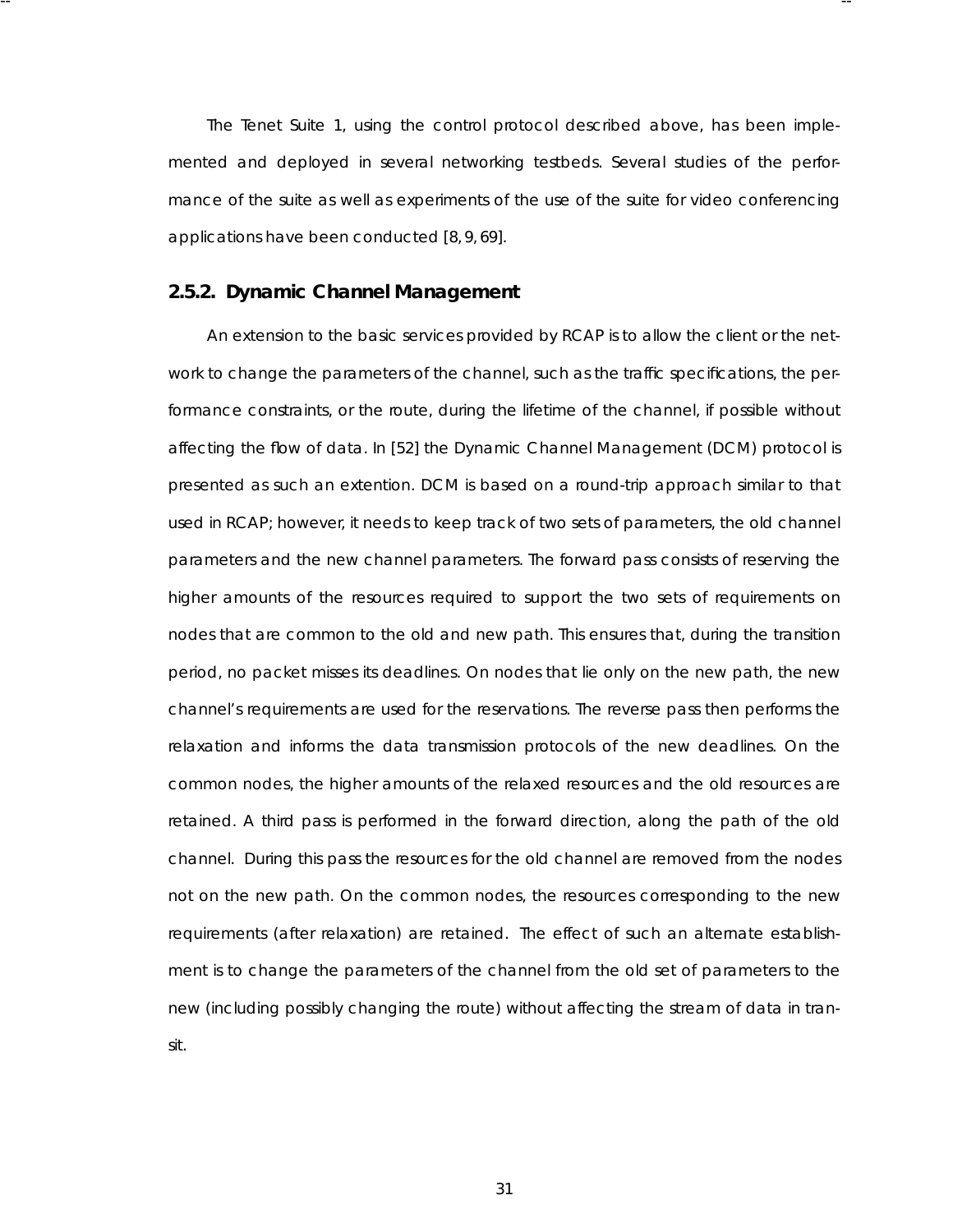The Tenet Suite 1, using the control protocol described above, has been implemented and deployed in several networking testbeds. Several studies of the performance of the suite as well as experiments of the use of the suite for video conferencing applications have been conducted [8, 9, 69].

### 2.5.2. Dynamic Channel Management

An extension to the basic services provided by RCAP is to allow the client or the network to change the parameters of the channel, such as the traffic specifications, the performance constraints, or the route, during the lifetime of the channel, if possible without affecting the flow of data. In [52] the Dynamic Channel Management (DCM) protocol is presented as such an extention. DCM is based on a round-trip approach similar to that used in RCAP; however, it needs to keep track of two sets of parameters, the old channel parameters and the new channel parameters. The forward pass consists of reserving the higher amounts of the resources required to support the two sets of requirements on nodes that are common to the old and new path. This ensures that, during the transition period, no packet misses its deadlines. On nodes that lie only on the new path, the new channel's requirements are used for the reservations. The reverse pass then performs the relaxation and informs the data transmission protocols of the new deadlines. On the common nodes, the higher amounts of the relaxed resources and the old resources are retained. A third pass is performed in the forward direction, along the path of the old channel. During this pass the resources for the old channel are removed from the nodes not on the new path. On the common nodes, the resources corresponding to the new requirements (after relaxation) are retained. The effect of such an alternate establishment is to change the parameters of the channel from the old set of parameters to the new (including possibly changing the route) without affecting the stream of data in transit.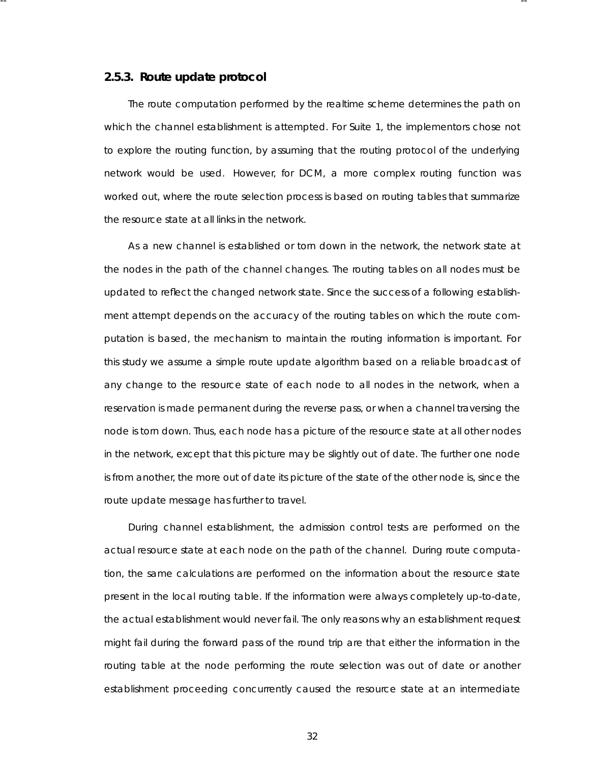### 2.5.3. Route update protocol

The route computation performed by the realtime scheme determines the path on which the channel establishment is attempted. For Suite 1, the implementors chose not to explore the routing function, by assuming that the routing protocol of the underlying network would be used. However, for DCM, a more complex routing function was worked out, where the route selection process is based on routing tables that summarize the resource state at all links in the network.

As a new channel is established or torn down in the network, the network state at the nodes in the path of the channel changes. The routing tables on all nodes must be updated to reflect the changed network state. Since the success of a following establishment attempt depends on the accuracy of the routing tables on which the route computation is based, the mechanism to maintain the routing information is important. For this study we assume a simple route update algorithm based on a reliable broadcast of any change to the resource state of each node to all nodes in the network, when a reservation is made permanent during the reverse pass, or when a channel traversing the node is torn down. Thus, each node has a picture of the resource state at all other nodes in the network, except that this picture may be slightly out of date. The further one node is from another, the more out of date its picture of the state of the other node is, since the route update message has further to travel.

During channel establishment, the admission control tests are performed on the actual resource state at each node on the path of the channel. During route computation, the same calculations are performed on the information about the resource state present in the local routing table. If the information were always completely up-to-date, the actual establishment would never fail. The only reasons why an establishment request might fail during the forward pass of the round trip are that either the information in the routing table at the node performing the route selection was out of date or another establishment proceeding concurrently caused the resource state at an intermediate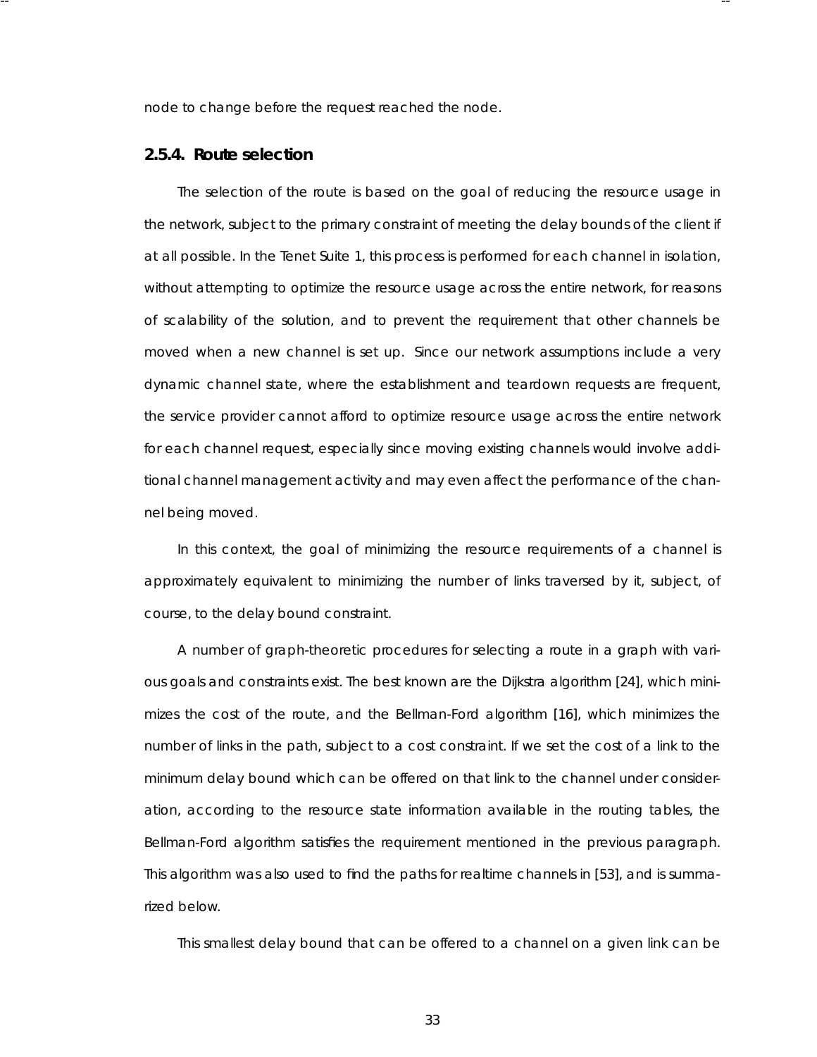node to change before the request reached the node.

### 2.5.4. Route selection

The selection of the route is based on the goal of reducing the resource usage in the network, subject to the primary constraint of meeting the delay bounds of the client if at all possible. In the Tenet Suite 1, this process is performed for each channel in isolation, without attempting to optimize the resource usage across the entire network, for reasons of scalability of the solution, and to prevent the requirement that other channels be moved when a new channel is set up. Since our network assumptions include a very dynamic channel state, where the establishment and teardown requests are frequent, the service provider cannot afford to optimize resource usage across the entire network for each channel request, especially since moving existing channels would involve additional channel management activity and may even affect the performance of the channel being moved.

In this context, the goal of minimizing the resource requirements of a channel is approximately equivalent to minimizing the number of links traversed by it, subject, of course, to the delay bound constraint.

A number of graph-theoretic procedures for selecting a route in a graph with various goals and constraints exist. The best known are the Dijkstra algorithm [24], which minimizes the cost of the route, and the Bellman-Ford algorithm [16], which minimizes the number of links in the path, subject to a cost constraint. If we set the cost of a link to the minimum delay bound which can be offered on that link to the channel under consideration, according to the resource state information available in the routing tables, the Bellman-Ford algorithm satisfies the requirement mentioned in the previous paragraph. This algorithm was also used to find the paths for realtime channels in [53], and is summarized below.

This smallest delay bound that can be offered to a channel on a given link can be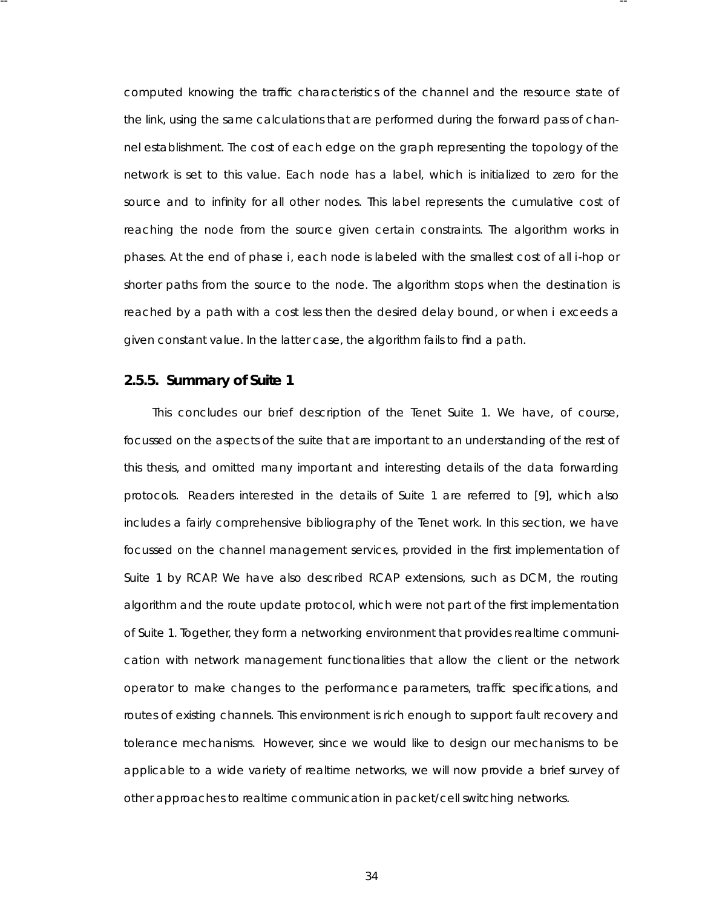computed knowing the traffic characteristics of the channel and the resource state of the link, using the same calculations that are performed during the forward pass of channel establishment. The cost of each edge on the graph representing the topology of the network is set to this value. Each node has a label, which is initialized to zero for the source and to infinity for all other nodes. This label represents the cumulative cost of reaching the node from the source given certain constraints. The algorithm works in phases. At the end of phase i, each node is labeled with the smallest cost of all i-hop or shorter paths from the source to the node. The algorithm stops when the destination is reached by a path with a cost less then the desired delay bound, or when i exceeds a given constant value. In the latter case, the algorithm fails to find a path.

### 2.5.5. Summary of Suite 1

This concludes our brief description of the Tenet Suite 1. We have, of course, focussed on the aspects of the suite that are important to an understanding of the rest of this thesis, and omitted many important and interesting details of the data forwarding protocols. Readers interested in the details of Suite 1 are referred to [9], which also includes a fairly comprehensive bibliography of the Tenet work. In this section, we have focussed on the channel management services, provided in the first implementation of Suite 1 by RCAP. We have also described RCAP extensions, such as DCM, the routing algorithm and the route update protocol, which were not part of the first implementation of Suite 1. Together, they form a networking environment that provides realtime communication with network management functionalities that allow the client or the network operator to make changes to the performance parameters, traffic specifications, and routes of existing channels. This environment is rich enough to support fault recovery and tolerance mechanisms. However, since we would like to design our mechanisms to be applicable to a wide variety of realtime networks, we will now provide a brief survey of other approaches to realtime communication in packet/cell switching networks.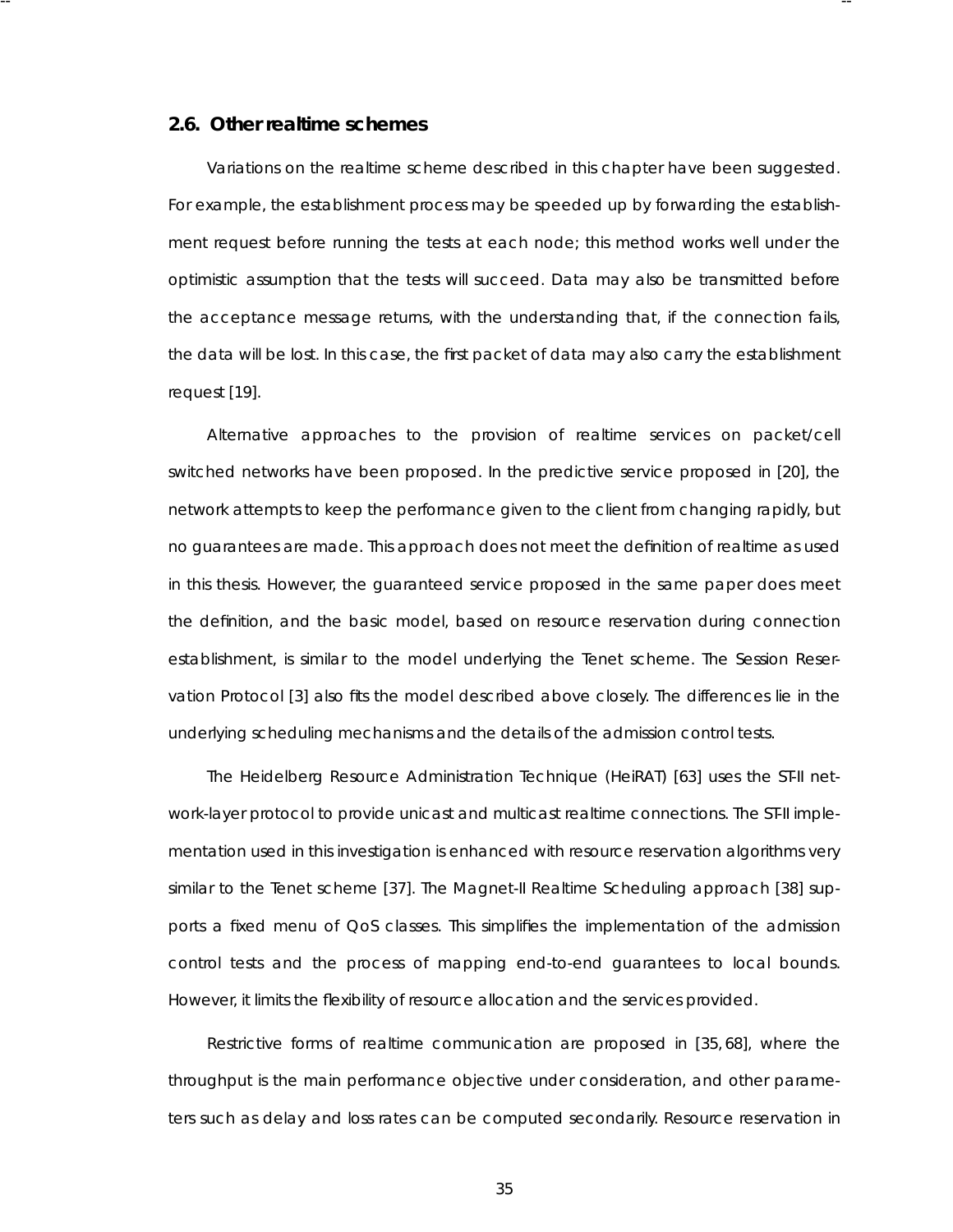## 2.6. Other realtime schemes

Variations on the realtime scheme described in this chapter have been suggested. For example, the establishment process may be speeded up by forwarding the establishment request before running the tests at each node; this method works well under the optimistic assumption that the tests will succeed. Data may also be transmitted before the acceptance message returns, with the understanding that, if the connection fails, the data will be lost. In this case, the first packet of data may also carry the establishment request [19].

Alternative approaches to the provision of realtime services on packet/cell switched networks have been proposed. In the predictive service proposed in [20], the network attempts to keep the performance given to the client from changing rapidly, but no guarantees are made. This approach does not meet the definition of realtime as used in this thesis. However, the guaranteed service proposed in the same paper does meet the definition, and the basic model, based on resource reservation during connection establishment, is similar to the model underlying the Tenet scheme. The Session Reservation Protocol [3] also fits the model described above closely. The differences lie in the underlying scheduling mechanisms and the details of the admission control tests.

The Heidelberg Resource Administration Technique (HeiRAT) [63] uses the ST-II network-layer protocol to provide unicast and multicast realtime connections. The ST-II implementation used in this investigation is enhanced with resource reservation algorithms very similar to the Tenet scheme [37]. The Magnet-II Realtime Scheduling approach [38] supports a fixed menu of QoS classes. This simplifies the implementation of the admission control tests and the process of mapping end-to-end guarantees to local bounds. However, it limits the flexibility of resource allocation and the services provided.

Restrictive forms of realtime communication are proposed in [35, 68], where the throughput is the main performance objective under consideration, and other parameters such as delay and loss rates can be computed secondarily. Resource reservation in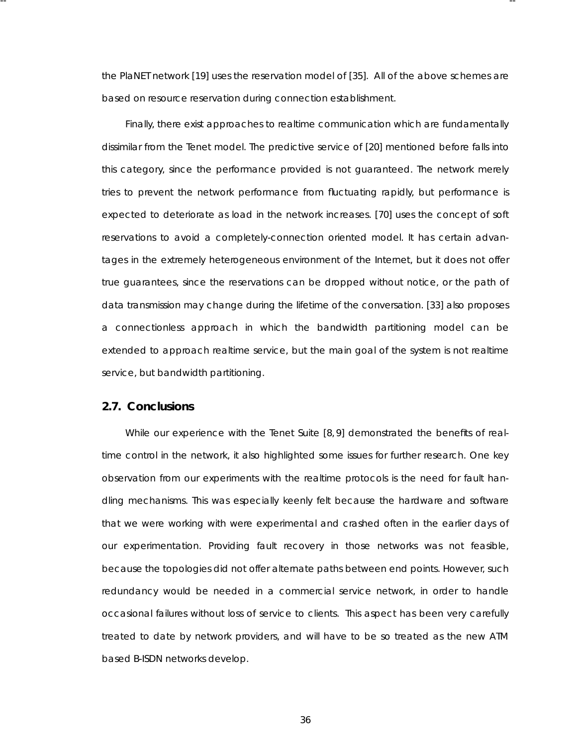the PlaNET network [19] uses the reservation model of [35]. All of the above schemes are based on resource reservation during connection establishment.

Finally, there exist approaches to realtime communication which are fundamentally dissimilar from the Tenet model. The predictive service of [20] mentioned before falls into this category, since the performance provided is not guaranteed. The network merely tries to prevent the network performance from fluctuating rapidly, but performance is expected to deteriorate as load in the network increases. [70] uses the concept of soft reservations to avoid a completely-connection oriented model. It has certain advantages in the extremely heterogeneous environment of the Internet, but it does not offer true guarantees, since the reservations can be dropped without notice, or the path of data transmission may change during the lifetime of the conversation. [33] also proposes a connectionless approach in which the bandwidth partitioning model can be extended to approach realtime service, but the main goal of the system is not realtime service, but bandwidth partitioning.

## 2.7. Conclusions

While our experience with the Tenet Suite [8, 9] demonstrated the benefits of realtime control in the network, it also highlighted some issues for further research. One key observation from our experiments with the realtime protocols is the need for fault handling mechanisms. This was especially keenly felt because the hardware and software that we were working with were experimental and crashed often in the earlier days of our experimentation. Providing fault recovery in those networks was not feasible, because the topologies did not offer alternate paths between end points. However, such redundancy would be needed in a commercial service network, in order to handle occasional failures without loss of service to clients. This aspect has been very carefully treated to date by network providers, and will have to be so treated as the new ATM based B-ISDN networks develop.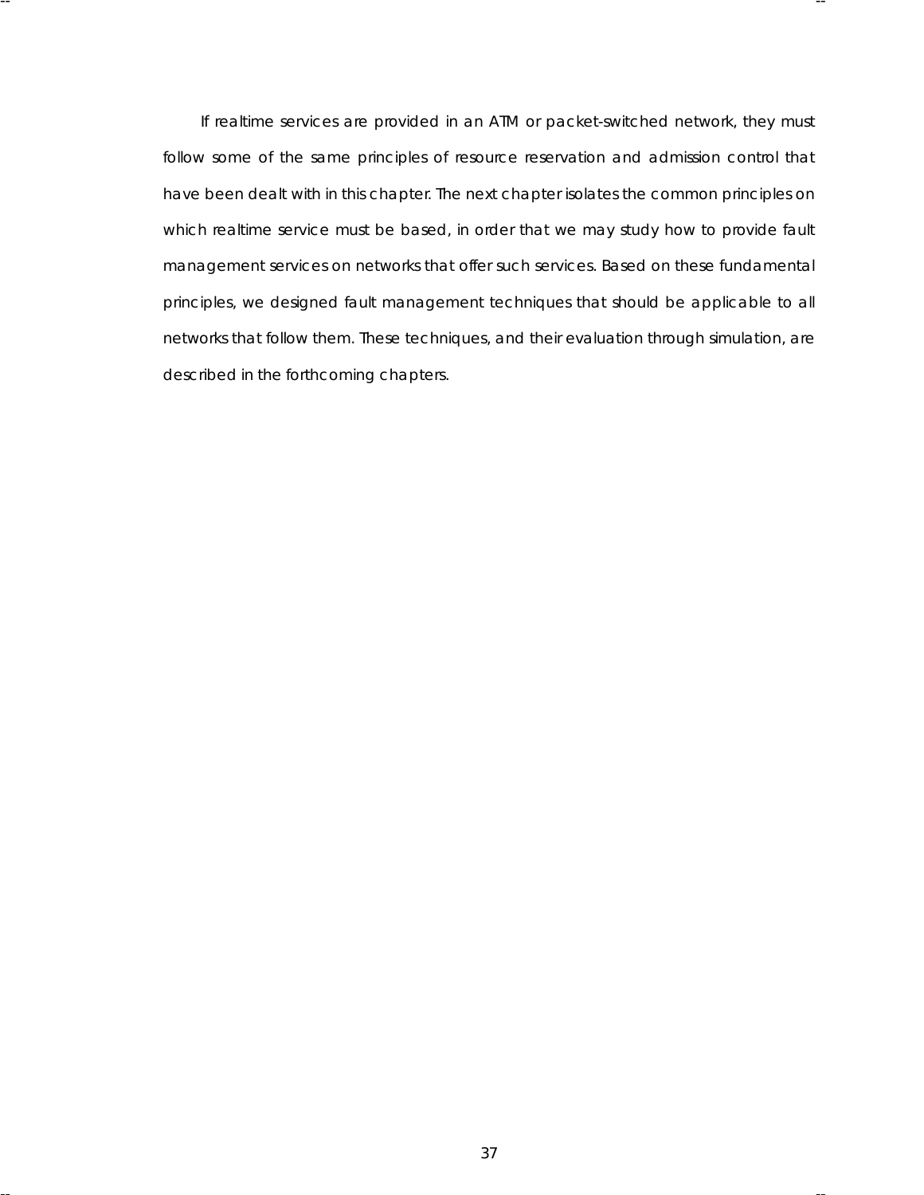If realtime services are provided in an ATM or packet-switched network, they must follow some of the same principles of resource reservation and admission control that have been dealt with in this chapter. The next chapter isolates the common principles on which realtime service must be based, in order that we may study how to provide fault management services on networks that offer such services. Based on these fundamental principles, we designed fault management techniques that should be applicable to all networks that follow them. These techniques, and their evaluation through simulation, are described in the forthcoming chapters.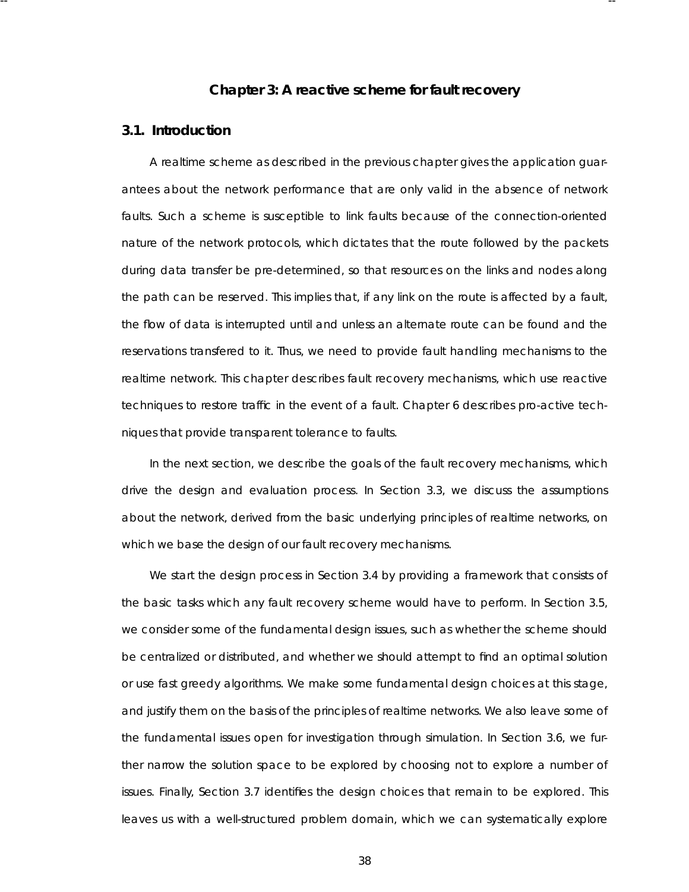# Chapter 3: A reactive scheme for fault recovery

## 3.1. Introduction

A realtime scheme as described in the previous chapter gives the application guarantees about the network performance that are only valid in the absence of network faults. Such a scheme is susceptible to link faults because of the connection-oriented nature of the network protocols, which dictates that the route followed by the packets during data transfer be pre-determined, so that resources on the links and nodes along the path can be reserved. This implies that, if any link on the route is affected by a fault, the flow of data is interrupted until and unless an alternate route can be found and the reservations transfered to it. Thus, we need to provide fault handling mechanisms to the realtime network. This chapter describes fault recovery mechanisms, which use reactive techniques to restore traffic in the event of a fault. Chapter 6 describes pro-active techniques that provide transparent tolerance to faults.

In the next section, we describe the goals of the fault recovery mechanisms, which drive the design and evaluation process. In Section 3.3, we discuss the assumptions about the network, derived from the basic underlying principles of realtime networks, on which we base the design of our fault recovery mechanisms.

We start the design process in Section 3.4 by providing a framework that consists of the basic tasks which any fault recovery scheme would have to perform. In Section 3.5, we consider some of the fundamental design issues, such as whether the scheme should be centralized or distributed, and whether we should attempt to find an optimal solution or use fast greedy algorithms. We make some fundamental design choices at this stage, and justify them on the basis of the principles of realtime networks. We also leave some of the fundamental issues open for investigation through simulation. In Section 3.6, we further narrow the solution space to be explored by choosing not to explore a number of issues. Finally, Section 3.7 identifies the design choices that remain to be explored. This leaves us with a well-structured problem domain, which we can systematically explore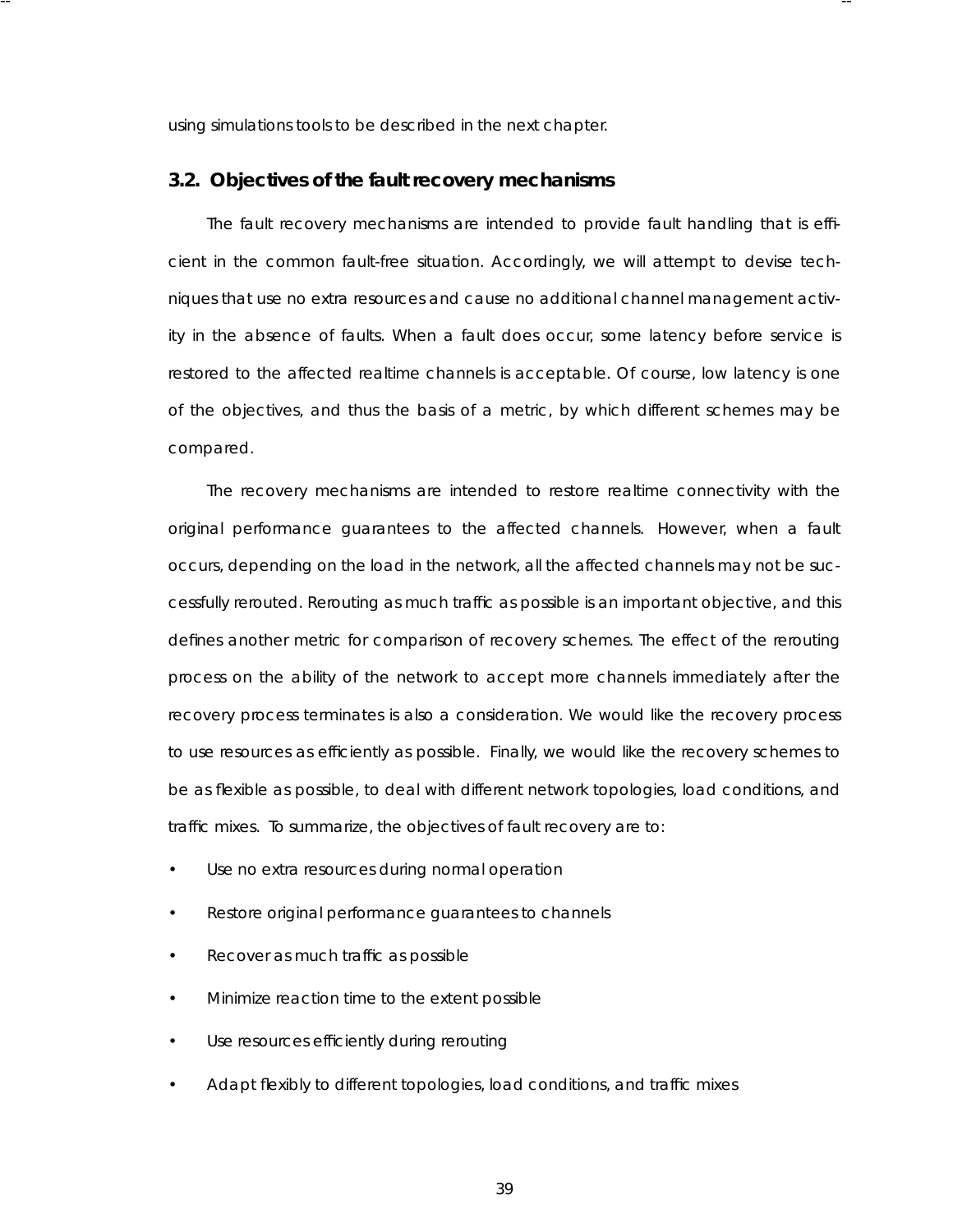using simulations tools to be described in the next chapter.

## 3.2. Objectives of the fault recovery mechanisms

The fault recovery mechanisms are intended to provide fault handling that is efficient in the common fault-free situation. Accordingly, we will attempt to devise techniques that use no extra resources and cause no additional channel management activity in the absence of faults. When a fault does occur, some latency before service is restored to the affected realtime channels is acceptable. Of course, low latency is one of the objectives, and thus the basis of a metric, by which different schemes may be compared.

The recovery mechanisms are intended to restore realtime connectivity with the original performance guarantees to the affected channels. However, when a fault occurs, depending on the load in the network, all the affected channels may not be successfully rerouted. Rerouting as much traffic as possible is an important objective, and this defines another metric for comparison of recovery schemes. The effect of the rerouting process on the ability of the network to accept more channels immediately after the recovery process terminates is also a consideration. We would like the recovery process to use resources as efficiently as possible. Finally, we would like the recovery schemes to be as flexible as possible, to deal with different network topologies, load conditions, and traffic mixes. To summarize, the objectives of fault recovery are to:

- Use no extra resources during normal operation
- Restore original performance guarantees to channels
- Recover as much traffic as possible
- Minimize reaction time to the extent possible
- Use resources efficiently during rerouting
- Adapt flexibly to different topologies, load conditions, and traffic mixes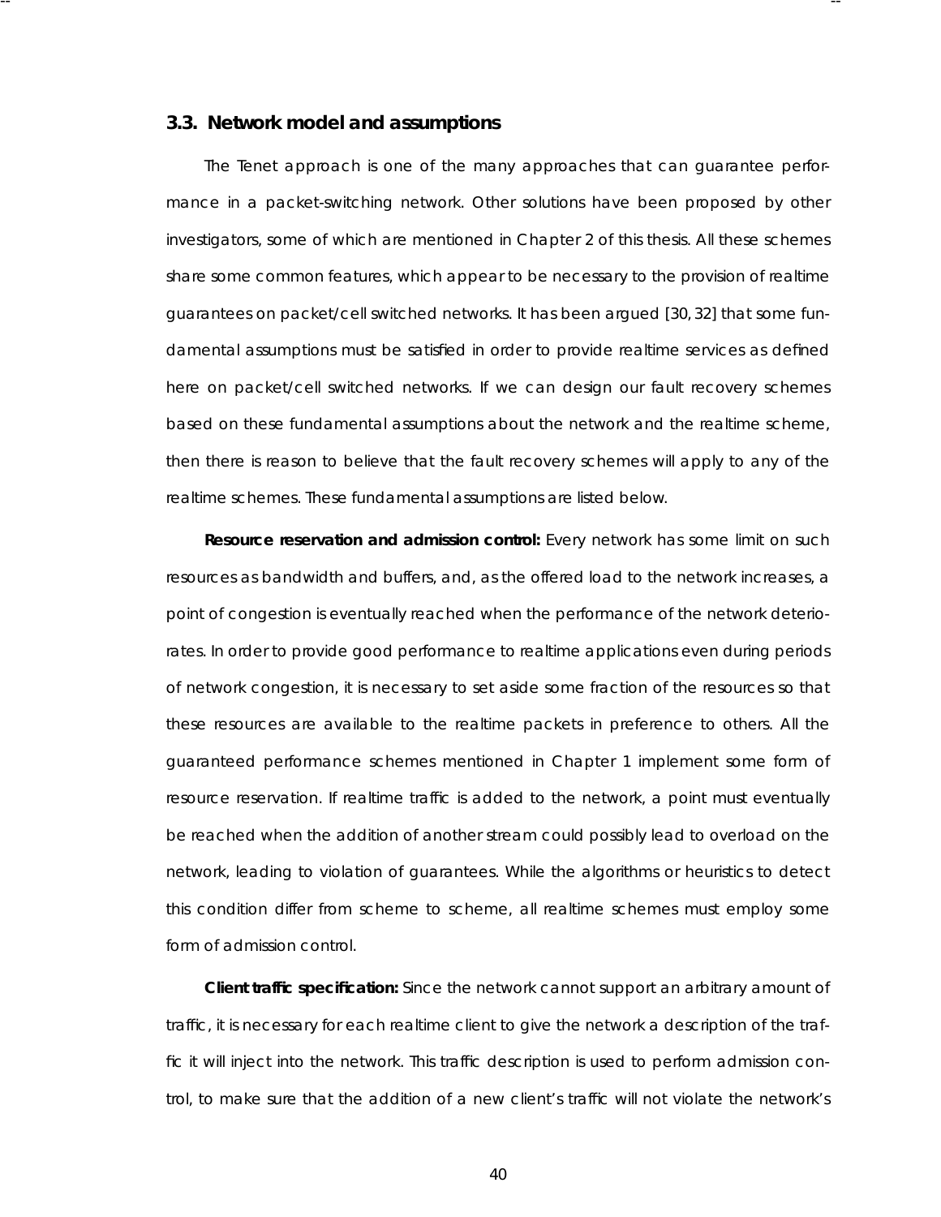## 3.3. Network model and assumptions

The Tenet approach is one of the many approaches that can guarantee performance in a packet-switching network. Other solutions have been proposed by other investigators, some of which are mentioned in Chapter 2 of this thesis. All these schemes share some common features, which appear to be necessary to the provision of realtime guarantees on packet/cell switched networks. It has been argued [30, 32] that some fundamental assumptions must be satisfied in order to provide realtime services as defined here on packet/cell switched networks. If we can design our fault recovery schemes based on these fundamental assumptions about the network and the realtime scheme, then there is reason to believe that the fault recovery schemes will apply to any of the realtime schemes. These fundamental assumptions are listed below.

**Resource reservation and admission control:** Every network has some limit on such resources as bandwidth and buffers, and, as the offered load to the network increases, a point of congestion is eventually reached when the performance of the network deteriorates. In order to provide good performance to realtime applications even during periods of network congestion, it is necessary to set aside some fraction of the resources so that these resources are available to the realtime packets in preference to others. All the guaranteed performance schemes mentioned in Chapter 1 implement some form of resource reservation. If realtime traffic is added to the network, a point must eventually be reached when the addition of another stream could possibly lead to overload on the network, leading to violation of guarantees. While the algorithms or heuristics to detect this condition differ from scheme to scheme, all realtime schemes must employ some form of admission control.

**Client traffic specification:** Since the network cannot support an arbitrary amount of traffic, it is necessary for each realtime client to give the network a description of the traffic it will inject into the network. This traffic description is used to perform admission control, to make sure that the addition of a new client's traffic will not violate the network's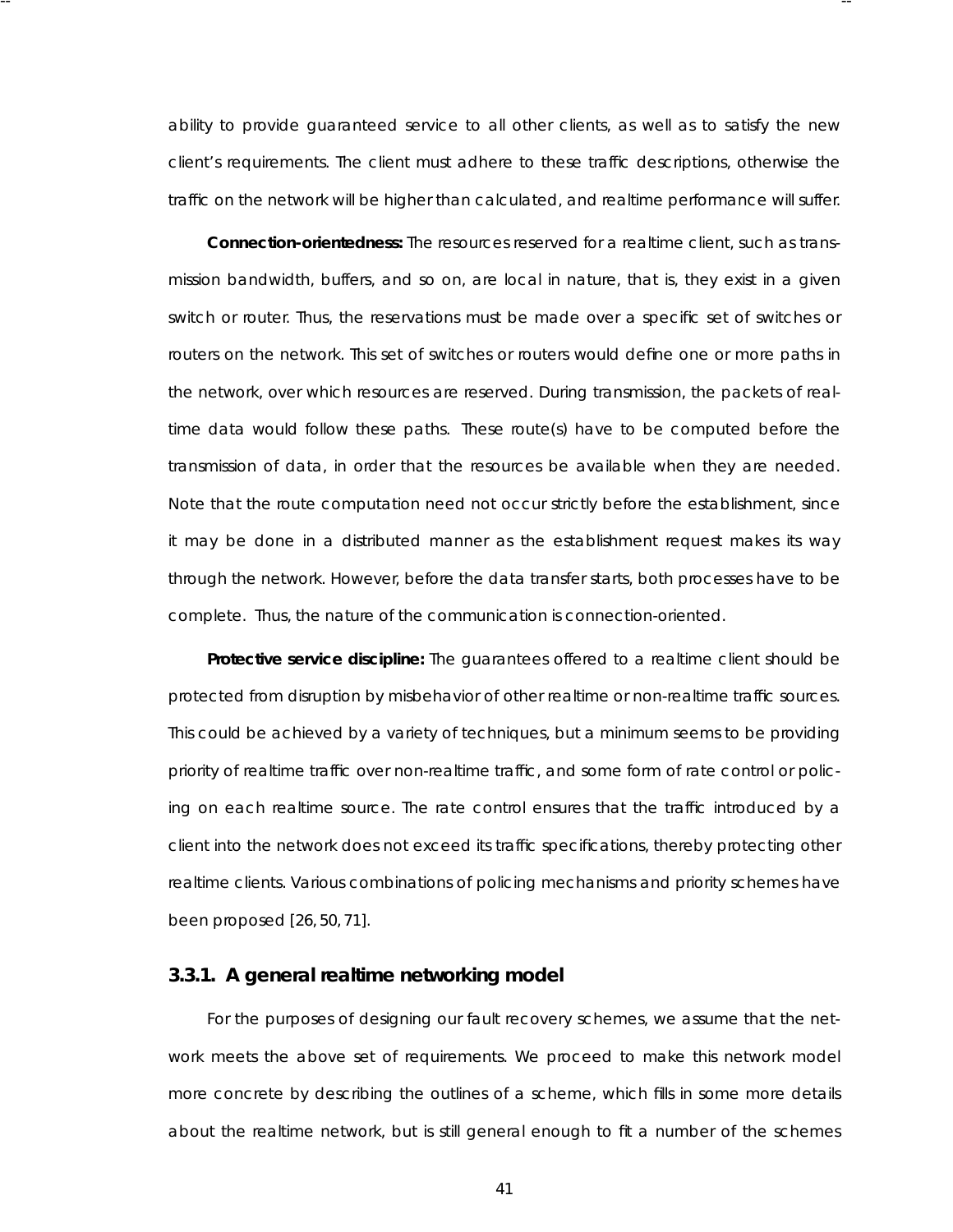ability to provide guaranteed service to all other clients, as well as to satisfy the new client's requirements. The client must adhere to these traffic descriptions, otherwise the traffic on the network will be higher than calculated, and realtime performance will suffer.

**Connection-orientedness:** The resources reserved for a realtime client, such as transmission bandwidth, buffers, and so on, are local in nature, that is, they exist in a given switch or router. Thus, the reservations must be made over a specific set of switches or routers on the network. This set of switches or routers would define one or more paths in the network, over which resources are reserved. During transmission, the packets of realtime data would follow these paths. These route(s) have to be computed before the transmission of data, in order that the resources be available when they are needed. Note that the route computation need not occur strictly before the establishment, since it may be done in a distributed manner as the establishment request makes its way through the network. However, before the data transfer starts, both processes have to be complete. Thus, the nature of the communication is connection-oriented.

**Protective service discipline:** The guarantees offered to a realtime client should be protected from disruption by misbehavior of other realtime or non-realtime traffic sources. This could be achieved by a variety of techniques, but a minimum seems to be providing priority of realtime traffic over non-realtime traffic, and some form of rate control or policing on each realtime source. The rate control ensures that the traffic introduced by a client into the network does not exceed its traffic specifications, thereby protecting other realtime clients. Various combinations of policing mechanisms and priority schemes have been proposed [26, 50, 71].

### 3.3.1. A general realtime networking model

For the purposes of designing our fault recovery schemes, we assume that the network meets the above set of requirements. We proceed to make this network model more concrete by describing the outlines of a scheme, which fills in some more details about the realtime network, but is still general enough to fit a number of the schemes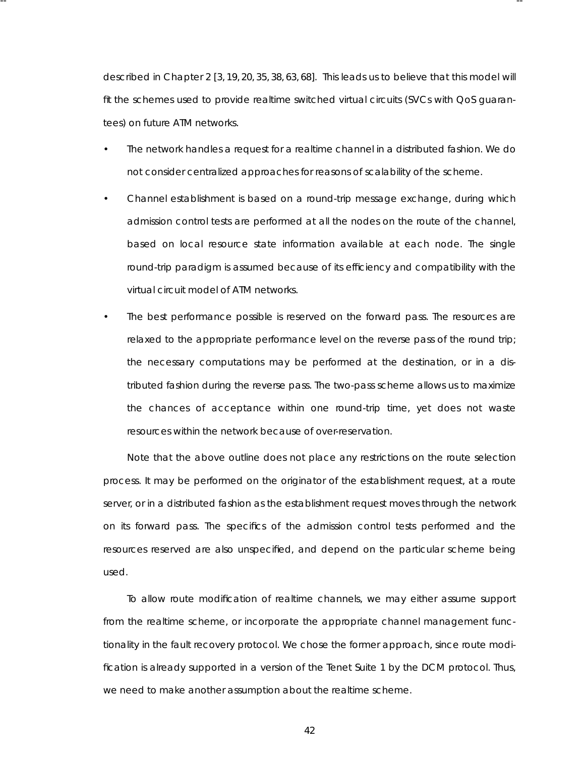described in Chapter 2 [3, 19, 20, 35, 38, 63, 68]. This leads us to believe that this model will fit the schemes used to provide realtime switched virtual circuits (SVCs with QoS guarantees) on future ATM networks.

- The network handles a request for a realtime channel in a distributed fashion. We do not consider centralized approaches for reasons of scalability of the scheme.
- Channel establishment is based on a round-trip message exchange, during which admission control tests are performed at all the nodes on the route of the channel, based on local resource state information available at each node. The single round-trip paradigm is assumed because of its efficiency and compatibility with the virtual circuit model of ATM networks.
- The best performance possible is reserved on the forward pass. The resources are relaxed to the appropriate performance level on the reverse pass of the round trip; the necessary computations may be performed at the destination, or in a distributed fashion during the reverse pass. The two-pass scheme allows us to maximize the chances of acceptance within one round-trip time, yet does not waste resources within the network because of over-reservation.

Note that the above outline does not place any restrictions on the route selection process. It may be performed on the originator of the establishment request, at a route server, or in a distributed fashion as the establishment request moves through the network on its forward pass. The specifics of the admission control tests performed and the resources reserved are also unspecified, and depend on the particular scheme being used.

To allow route modification of realtime channels, we may either assume support from the realtime scheme, or incorporate the appropriate channel management functionality in the fault recovery protocol. We chose the former approach, since route modification is already supported in a version of the Tenet Suite 1 by the DCM protocol. Thus, we need to make another assumption about the realtime scheme.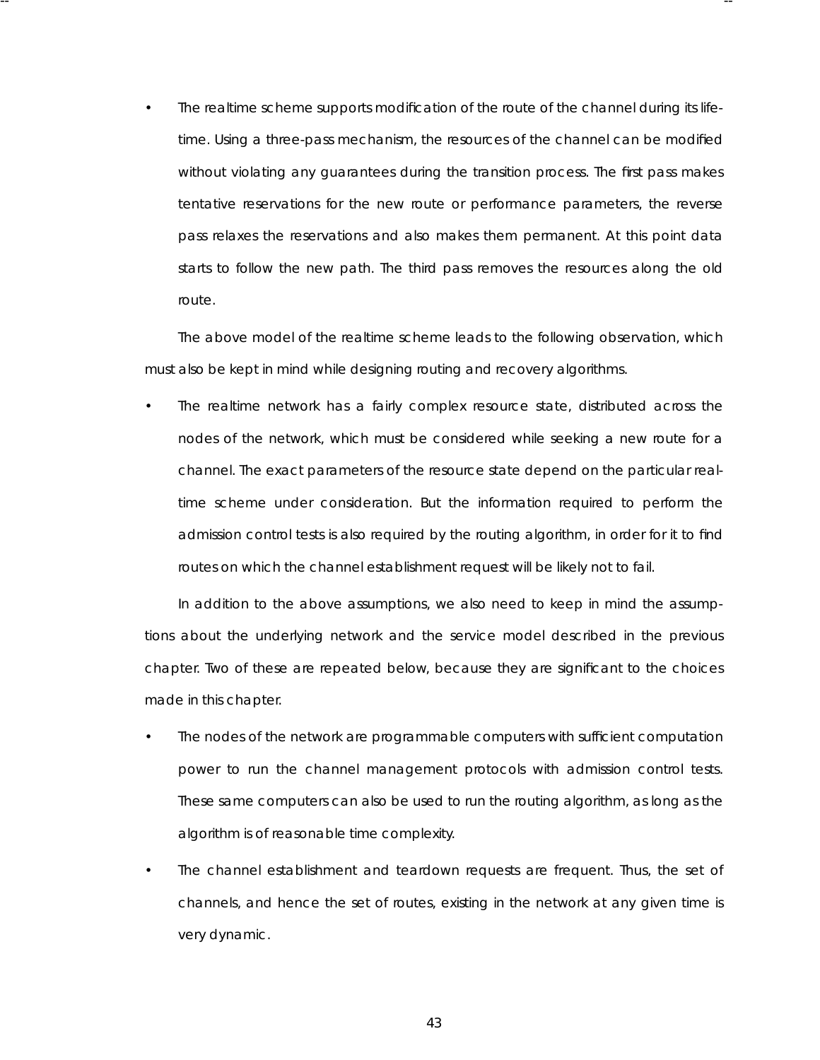- The realtime scheme supports modification of the route of the channel during its lifetime. Using a three-pass mechanism, the resources of the channel can be modified without violating any guarantees during the transition process. The first pass makes tentative reservations for the new route or performance parameters, the reverse pass relaxes the reservations and also makes them permanent. At this point data starts to follow the new path. The third pass removes the resources along the old route.

The above model of the realtime scheme leads to the following observation, which must also be kept in mind while designing routing and recovery algorithms.

- The realtime network has a fairly complex resource state, distributed across the nodes of the network, which must be considered while seeking a new route for a channel. The exact parameters of the resource state depend on the particular realtime scheme under consideration. But the information required to perform the admission control tests is also required by the routing algorithm, in order for it to find routes on which the channel establishment request will be likely not to fail.

In addition to the above assumptions, we also need to keep in mind the assumptions about the underlying network and the service model described in the previous chapter. Two of these are repeated below, because they are significant to the choices made in this chapter.

- The nodes of the network are programmable computers with sufficient computation power to run the channel management protocols with admission control tests. These same computers can also be used to run the routing algorithm, as long as the algorithm is of reasonable time complexity.
- The channel establishment and teardown requests are frequent. Thus, the set of channels, and hence the set of routes, existing in the network at any given time is very dynamic.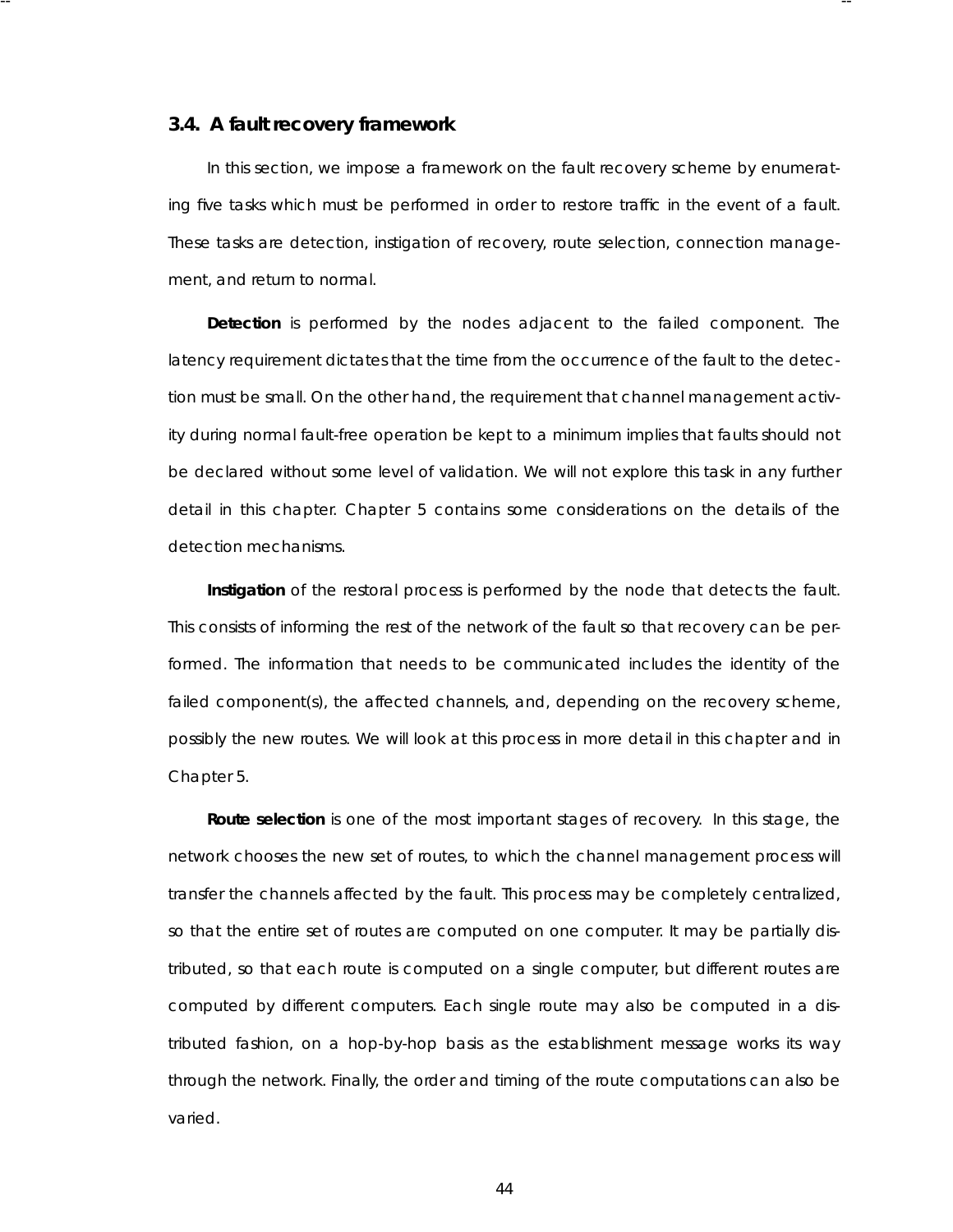## 3.4. A fault recovery framework

In this section, we impose a framework on the fault recovery scheme by enumerating five tasks which must be performed in order to restore traffic in the event of a fault. These tasks are detection, instigation of recovery, route selection, connection management, and return to normal.

**Detection** is performed by the nodes adjacent to the failed component. The latency requirement dictates that the time from the occurrence of the fault to the detection must be small. On the other hand, the requirement that channel management activity during normal fault-free operation be kept to a minimum implies that faults should not be declared without some level of validation. We will not explore this task in any further detail in this chapter. Chapter 5 contains some considerations on the details of the detection mechanisms.

**Instigation** of the restoral process is performed by the node that detects the fault. This consists of informing the rest of the network of the fault so that recovery can be performed. The information that needs to be communicated includes the identity of the failed component(s), the affected channels, and, depending on the recovery scheme, possibly the new routes. We will look at this process in more detail in this chapter and in Chapter 5.

**Route selection** is one of the most important stages of recovery. In this stage, the network chooses the new set of routes, to which the channel management process will transfer the channels affected by the fault. This process may be completely centralized, so that the entire set of routes are computed on one computer. It may be partially distributed, so that each route is computed on a single computer, but different routes are computed by different computers. Each single route may also be computed in a distributed fashion, on a hop-by-hop basis as the establishment message works its way through the network. Finally, the order and timing of the route computations can also be varied.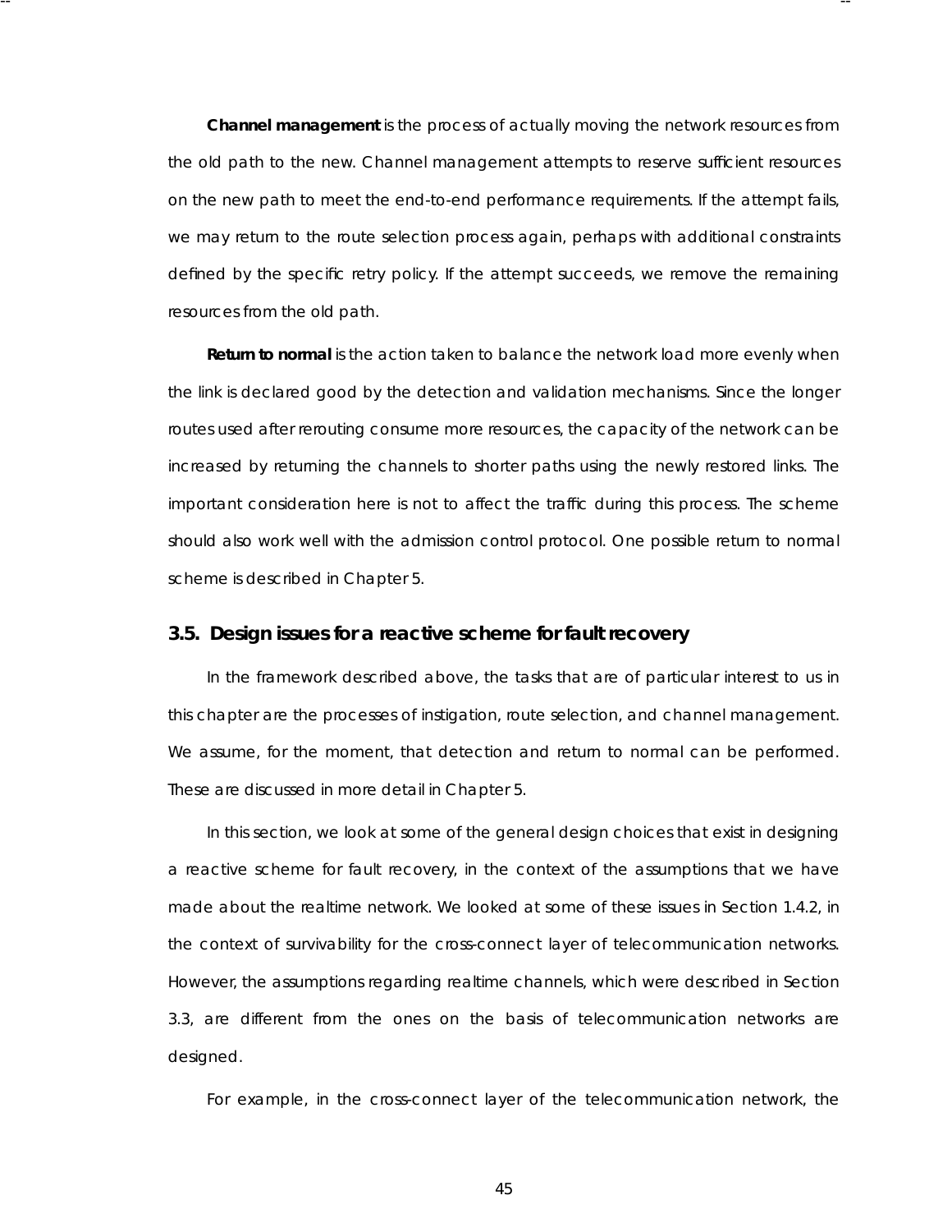**Channel management** is the process of actually moving the network resources from the old path to the new. Channel management attempts to reserve sufficient resources on the new path to meet the end-to-end performance requirements. If the attempt fails, we may return to the route selection process again, perhaps with additional constraints defined by the specific retry policy. If the attempt succeeds, we remove the remaining resources from the old path.

**Return to normal** is the action taken to balance the network load more evenly when the link is declared good by the detection and validation mechanisms. Since the longer routes used after rerouting consume more resources, the capacity of the network can be increased by returning the channels to shorter paths using the newly restored links. The important consideration here is not to affect the traffic during this process. The scheme should also work well with the admission control protocol. One possible return to normal scheme is described in Chapter 5.

## 3.5. Design issues for a reactive scheme for fault recovery

In the framework described above, the tasks that are of particular interest to us in this chapter are the processes of instigation, route selection, and channel management. We assume, for the moment, that detection and return to normal can be performed. These are discussed in more detail in Chapter 5.

In this section, we look at some of the general design choices that exist in designing a reactive scheme for fault recovery, in the context of the assumptions that we have made about the realtime network. We looked at some of these issues in Section 1.4.2, in the context of survivability for the cross-connect layer of telecommunication networks. However, the assumptions regarding realtime channels, which were described in Section 3.3, are different from the ones on the basis of telecommunication networks are designed.

For example, in the cross-connect layer of the telecommunication network, the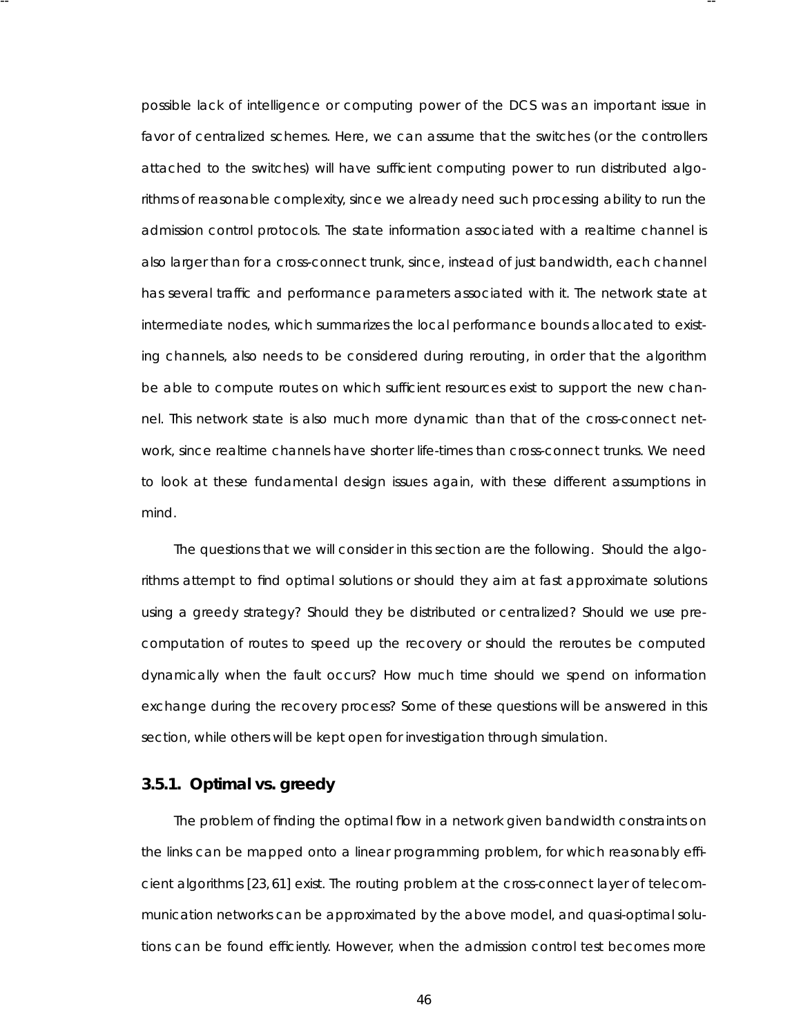possible lack of intelligence or computing power of the DCS was an important issue in favor of centralized schemes. Here, we can assume that the switches (or the controllers attached to the switches) will have sufficient computing power to run distributed algorithms of reasonable complexity, since we already need such processing ability to run the admission control protocols. The state information associated with a realtime channel is also larger than for a cross-connect trunk, since, instead of just bandwidth, each channel has several traffic and performance parameters associated with it. The network state at intermediate nodes, which summarizes the local performance bounds allocated to existing channels, also needs to be considered during rerouting, in order that the algorithm be able to compute routes on which sufficient resources exist to support the new channel. This network state is also much more dynamic than that of the cross-connect network, since realtime channels have shorter life-times than cross-connect trunks. We need to look at these fundamental design issues again, with these different assumptions in mind.

The questions that we will consider in this section are the following. Should the algorithms attempt to find optimal solutions or should they aim at fast approximate solutions using a greedy strategy? Should they be distributed or centralized? Should we use precomputation of routes to speed up the recovery or should the reroutes be computed dynamically when the fault occurs? How much time should we spend on information exchange during the recovery process? Some of these questions will be answered in this section, while others will be kept open for investigation through simulation.

### 3.5.1. Optimal vs. greedy

The problem of finding the optimal flow in a network given bandwidth constraints on the links can be mapped onto a linear programming problem, for which reasonably efficient algorithms [23, 61] exist. The routing problem at the cross-connect layer of telecommunication networks can be approximated by the above model, and quasi-optimal solutions can be found efficiently. However, when the admission control test becomes more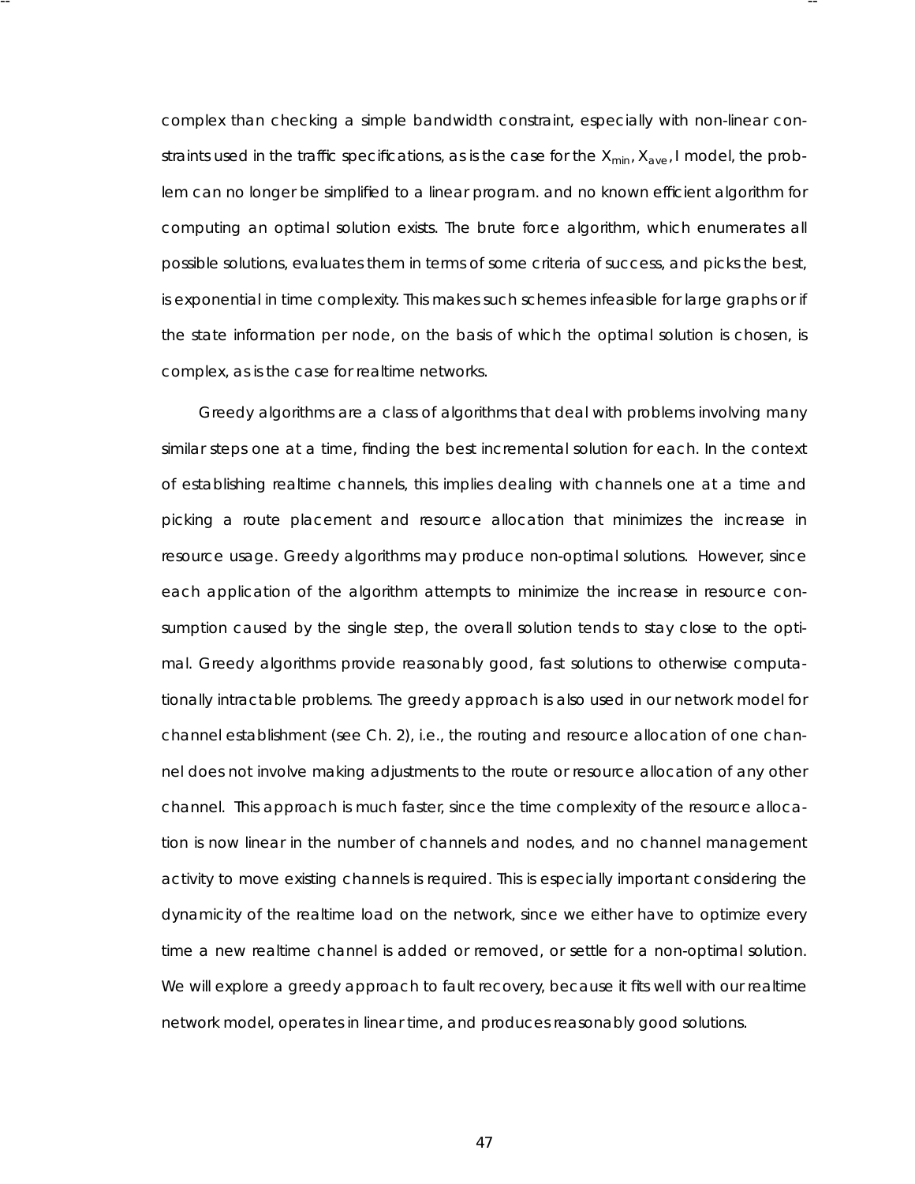complex than checking a simple bandwidth constraint, especially with non-linear constraints used in the traffic specifications, as is the case for the $X_{min}$, $X_{ave}$, I model, the problem can no longer be simplified to a linear program. and no known efficient algorithm for computing an optimal solution exists. The brute force algorithm, which enumerates all possible solutions, evaluates them in terms of some criteria of success, and picks the best, is exponential in time complexity. This makes such schemes infeasible for large graphs or if the state information per node, on the basis of which the optimal solution is chosen, is complex, as is the case for realtime networks.

Greedy algorithms are a class of algorithms that deal with problems involving many similar steps one at a time, finding the best incremental solution for each. In the context of establishing realtime channels, this implies dealing with channels one at a time and picking a route placement and resource allocation that minimizes the increase in resource usage. Greedy algorithms may produce non-optimal solutions. However, since each application of the algorithm attempts to minimize the increase in resource consumption caused by the single step, the overall solution tends to stay close to the optimal. Greedy algorithms provide reasonably good, fast solutions to otherwise computationally intractable problems. The greedy approach is also used in our network model for channel establishment (see Ch. 2), i.e., the routing and resource allocation of one channel does not involve making adjustments to the route or resource allocation of any other channel. This approach is much faster, since the time complexity of the resource allocation is now linear in the number of channels and nodes, and no channel management activity to move existing channels is required. This is especially important considering the dynamicity of the realtime load on the network, since we either have to optimize every time a new realtime channel is added or removed, or settle for a non-optimal solution. We will explore a greedy approach to fault recovery, because it fits well with our realtime network model, operates in linear time, and produces reasonably good solutions.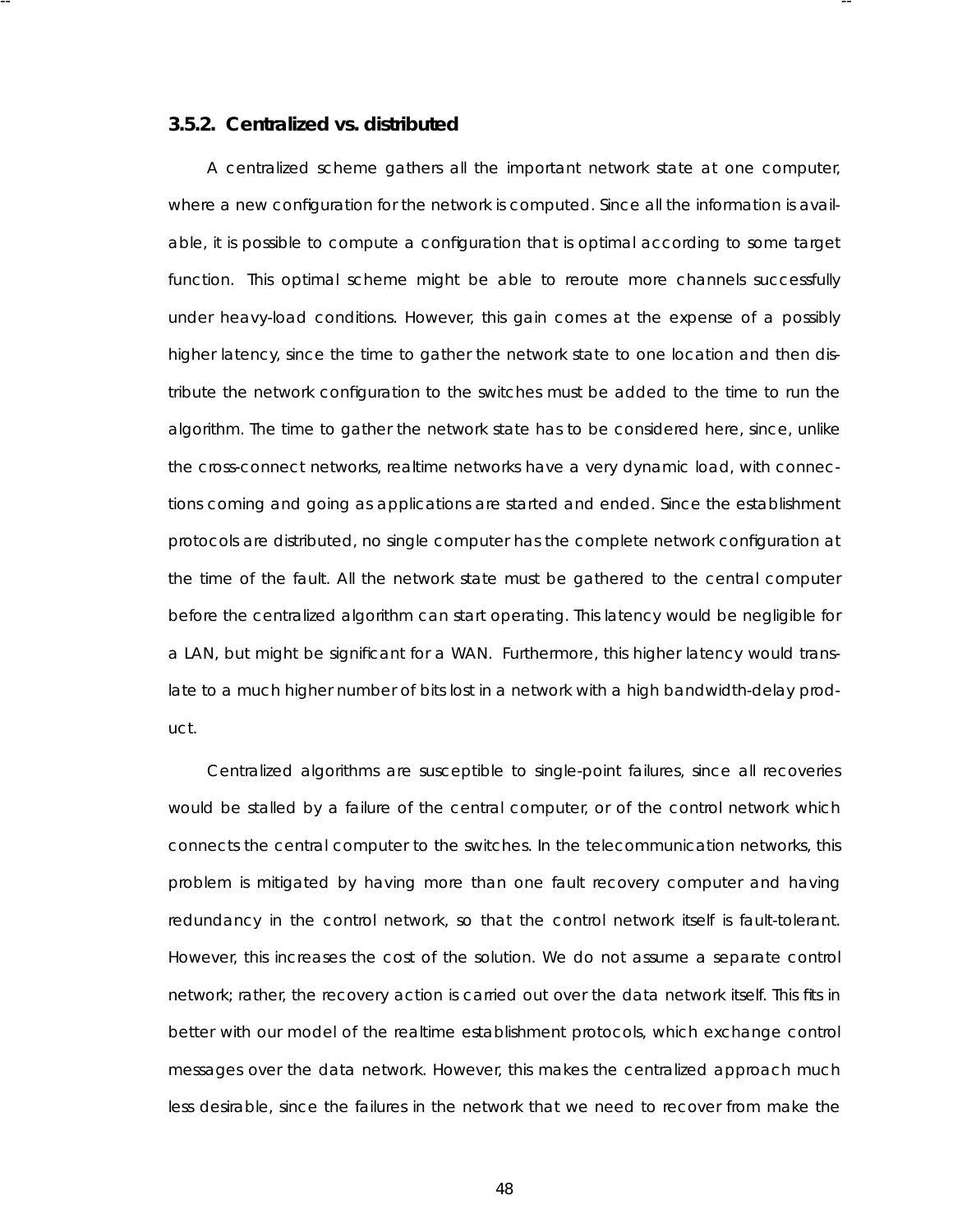### 3.5.2. Centralized vs. distributed

A centralized scheme gathers all the important network state at one computer, where a new configuration for the network is computed. Since all the information is available, it is possible to compute a configuration that is optimal according to some target function. This optimal scheme might be able to reroute more channels successfully under heavy-load conditions. However, this gain comes at the expense of a possibly higher latency, since the time to gather the network state to one location and then distribute the network configuration to the switches must be added to the time to run the algorithm. The time to gather the network state has to be considered here, since, unlike the cross-connect networks, realtime networks have a very dynamic load, with connections coming and going as applications are started and ended. Since the establishment protocols are distributed, no single computer has the complete network configuration at the time of the fault. All the network state must be gathered to the central computer before the centralized algorithm can start operating. This latency would be negligible for a LAN, but might be significant for a WAN. Furthermore, this higher latency would translate to a much higher number of bits lost in a network with a high bandwidth-delay product.

Centralized algorithms are susceptible to single-point failures, since all recoveries would be stalled by a failure of the central computer, or of the control network which connects the central computer to the switches. In the telecommunication networks, this problem is mitigated by having more than one fault recovery computer and having redundancy in the control network, so that the control network itself is fault-tolerant. However, this increases the cost of the solution. We do not assume a separate control network; rather, the recovery action is carried out over the data network itself. This fits in better with our model of the realtime establishment protocols, which exchange control messages over the data network. However, this makes the centralized approach much less desirable, since the failures in the network that we need to recover from make the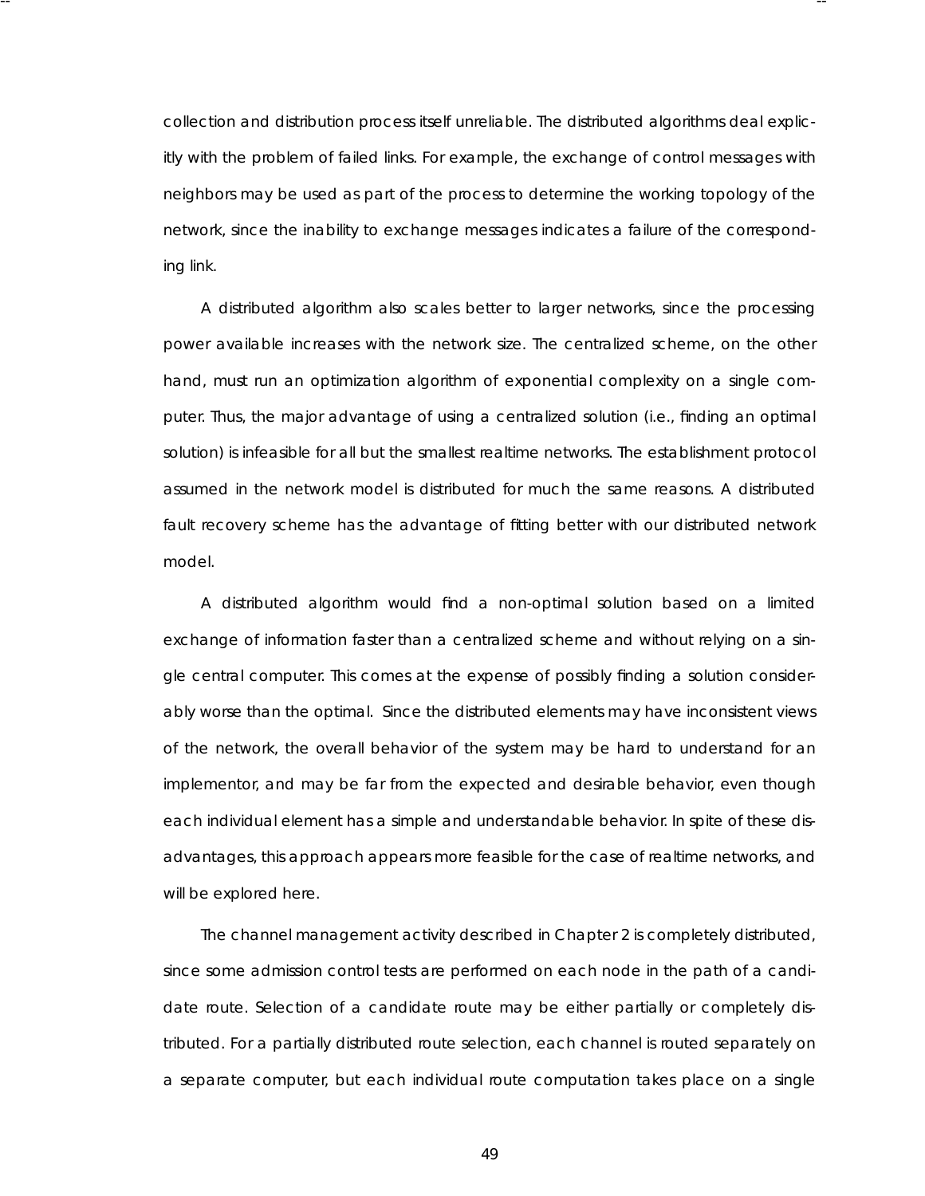collection and distribution process itself unreliable. The distributed algorithms deal explicitly with the problem of failed links. For example, the exchange of control messages with neighbors may be used as part of the process to determine the working topology of the network, since the inability to exchange messages indicates a failure of the corresponding link.

A distributed algorithm also scales better to larger networks, since the processing power available increases with the network size. The centralized scheme, on the other hand, must run an optimization algorithm of exponential complexity on a single computer. Thus, the major advantage of using a centralized solution (i.e., finding an optimal solution) is infeasible for all but the smallest realtime networks. The establishment protocol assumed in the network model is distributed for much the same reasons. A distributed fault recovery scheme has the advantage of fitting better with our distributed network model.

A distributed algorithm would find a non-optimal solution based on a limited exchange of information faster than a centralized scheme and without relying on a single central computer. This comes at the expense of possibly finding a solution considerably worse than the optimal. Since the distributed elements may have inconsistent views of the network, the overall behavior of the system may be hard to understand for an implementor, and may be far from the expected and desirable behavior, even though each individual element has a simple and understandable behavior. In spite of these disadvantages, this approach appears more feasible for the case of realtime networks, and will be explored here.

The channel management activity described in Chapter 2 is completely distributed, since some admission control tests are performed on each node in the path of a candidate route. Selection of a candidate route may be either partially or completely distributed. For a partially distributed route selection, each channel is routed separately on a separate computer, but each individual route computation takes place on a single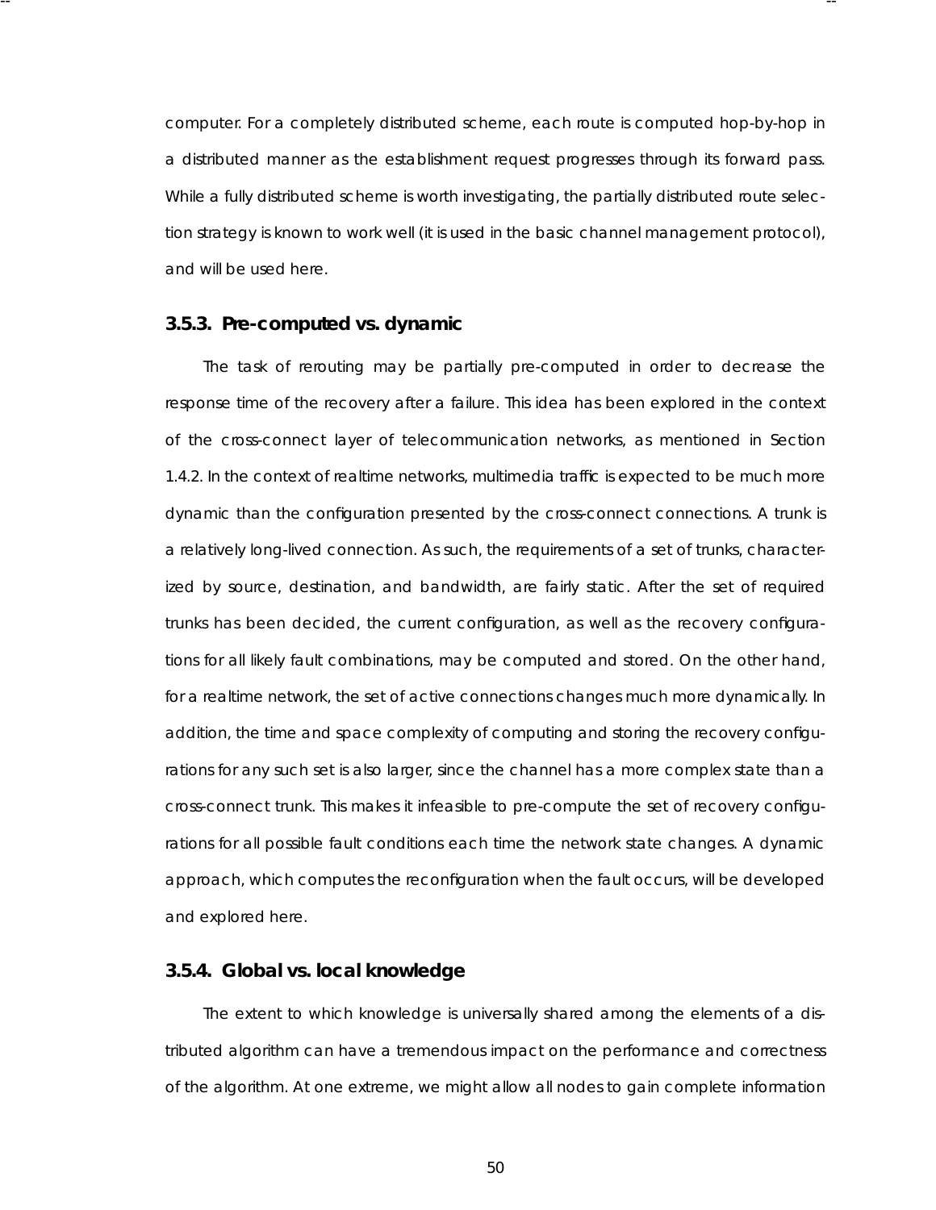computer. For a completely distributed scheme, each route is computed hop-by-hop in a distributed manner as the establishment request progresses through its forward pass. While a fully distributed scheme is worth investigating, the partially distributed route selection strategy is known to work well (it is used in the basic channel management protocol), and will be used here.

### 3.5.3. Pre-computed vs. dynamic

The task of rerouting may be partially pre-computed in order to decrease the response time of the recovery after a failure. This idea has been explored in the context of the cross-connect layer of telecommunication networks, as mentioned in Section 1.4.2. In the context of realtime networks, multimedia traffic is expected to be much more dynamic than the configuration presented by the cross-connect connections. A trunk is a relatively long-lived connection. As such, the requirements of a set of trunks, characterized by source, destination, and bandwidth, are fairly static. After the set of required trunks has been decided, the current configuration, as well as the recovery configurations for all likely fault combinations, may be computed and stored. On the other hand, for a realtime network, the set of active connections changes much more dynamically. In addition, the time and space complexity of computing and storing the recovery configurations for any such set is also larger, since the channel has a more complex state than a cross-connect trunk. This makes it infeasible to pre-compute the set of recovery configurations for all possible fault conditions each time the network state changes. A dynamic approach, which computes the reconfiguration when the fault occurs, will be developed and explored here.

### 3.5.4. Global vs. local knowledge

The extent to which knowledge is universally shared among the elements of a distributed algorithm can have a tremendous impact on the performance and correctness of the algorithm. At one extreme, we might allow all nodes to gain complete information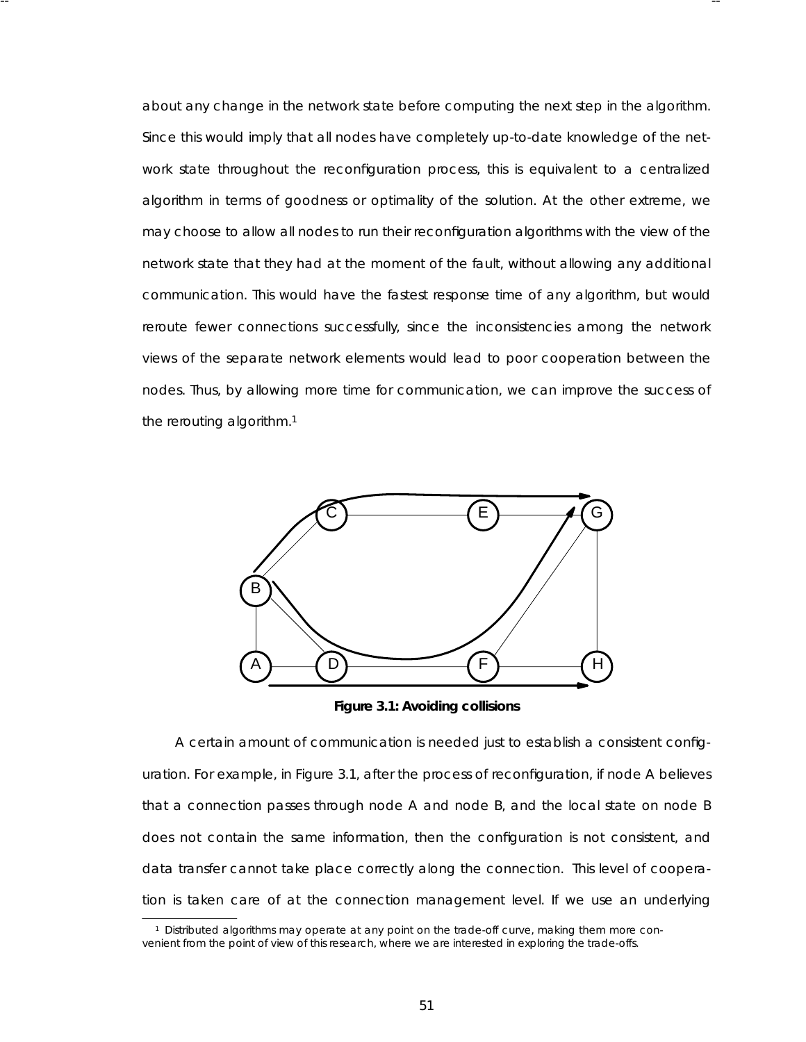about any change in the network state before computing the next step in the algorithm. Since this would imply that all nodes have completely up-to-date knowledge of the network state throughout the reconfiguration process, this is equivalent to a centralized algorithm in terms of goodness or optimality of the solution. At the other extreme, we may choose to allow all nodes to run their reconfiguration algorithms with the view of the network state that they had at the moment of the fault, without allowing any additional communication. This would have the fastest response time of any algorithm, but would reroute fewer connections successfully, since the inconsistencies among the network views of the separate network elements would lead to poor cooperation between the nodes. Thus, by allowing more time for communication, we can improve the success of the rerouting algorithm.[1]

**Figure 3.1: Avoiding collisions**

A certain amount of communication is needed just to establish a consistent configuration. For example, in Figure 3.1, after the process of reconfiguration, if node A believes that a connection passes through node A and node B, and the local state on node B does not contain the same information, then the configuration is not consistent, and data transfer cannot take place correctly along the connection. This level of cooperation is taken care of at the connection management level. If we use an underlying

[1] Distributed algorithms may operate at any point on the trade-off curve, making them more convenient from the point of view of this research, where we are interested in exploring the trade-offs.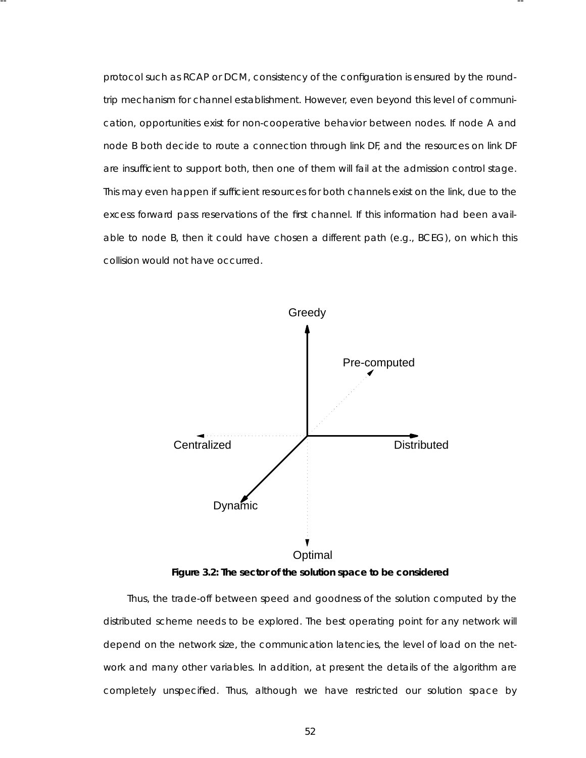protocol such as RCAP or DCM, consistency of the configuration is ensured by the round-trip mechanism for channel establishment. However, even beyond this level of communication, opportunities exist for non-cooperative behavior between nodes. If node A and node B both decide to route a connection through link DF, and the resources on link DF are insufficient to support both, then one of them will fail at the admission control stage. This may even happen if sufficient resources for both channels exist on the link, due to the excess forward pass reservations of the first channel. If this information had been available to node B, then it could have chosen a different path (e.g., BCEG), on which this collision would not have occurred.

Greedy

Pre-computed

Centralized

Distributed

Dynamic

Optimal

**Figure 3.2: The sector of the solution space to be considered**

Thus, the trade-off between speed and goodness of the solution computed by the distributed scheme needs to be explored. The best operating point for any network will depend on the network size, the communication latencies, the level of load on the network and many other variables. In addition, at present the details of the algorithm are completely unspecified. Thus, although we have restricted our solution space by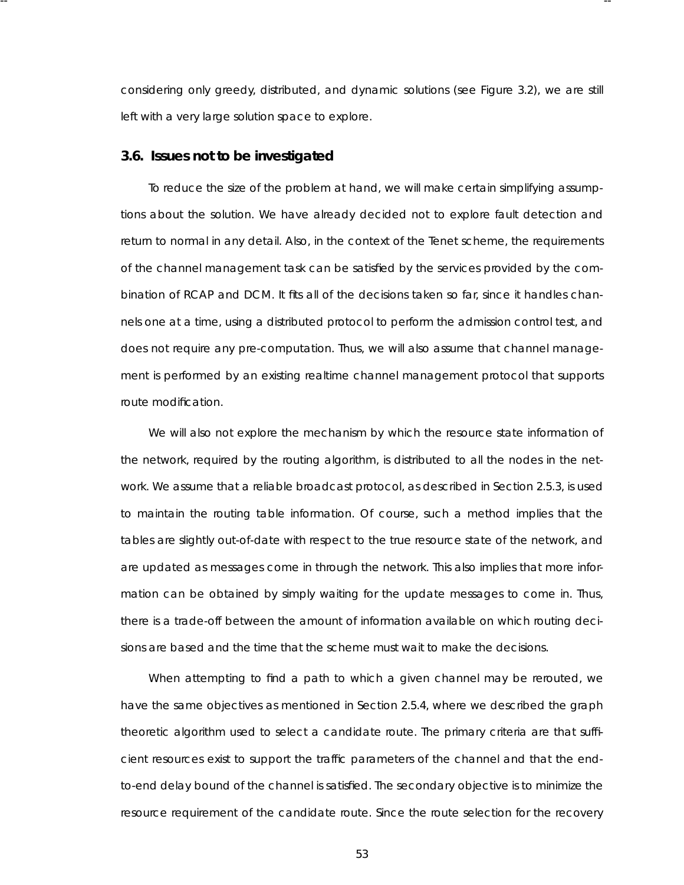considering only greedy, distributed, and dynamic solutions (see Figure 3.2), we are still left with a very large solution space to explore.

### 3.6. Issues not to be investigated

To reduce the size of the problem at hand, we will make certain simplifying assumptions about the solution. We have already decided not to explore fault detection and return to normal in any detail. Also, in the context of the Tenet scheme, the requirements of the channel management task can be satisfied by the services provided by the combination of RCAP and DCM. It fits all of the decisions taken so far, since it handles channels one at a time, using a distributed protocol to perform the admission control test, and does not require any pre-computation. Thus, we will also assume that channel management is performed by an existing realtime channel management protocol that supports route modification.

We will also not explore the mechanism by which the resource state information of the network, required by the routing algorithm, is distributed to all the nodes in the network. We assume that a reliable broadcast protocol, as described in Section 2.5.3, is used to maintain the routing table information. Of course, such a method implies that the tables are slightly out-of-date with respect to the true resource state of the network, and are updated as messages come in through the network. This also implies that more information can be obtained by simply waiting for the update messages to come in. Thus, there is a trade-off between the amount of information available on which routing decisions are based and the time that the scheme must wait to make the decisions.

When attempting to find a path to which a given channel may be rerouted, we have the same objectives as mentioned in Section 2.5.4, where we described the graph theoretic algorithm used to select a candidate route. The primary criteria are that sufficient resources exist to support the traffic parameters of the channel and that the end-to-end delay bound of the channel is satisfied. The secondary objective is to minimize the resource requirement of the candidate route. Since the route selection for the recovery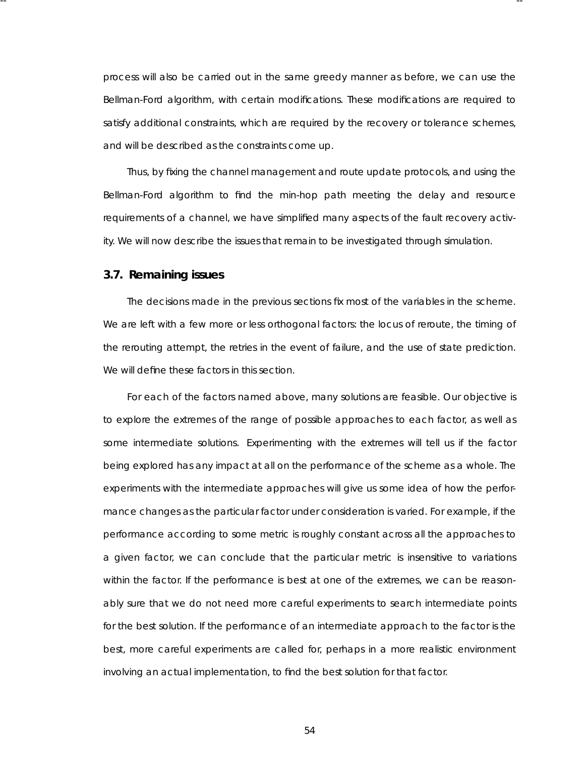process will also be carried out in the same greedy manner as before, we can use the Bellman-Ford algorithm, with certain modifications. These modifications are required to satisfy additional constraints, which are required by the recovery or tolerance schemes, and will be described as the constraints come up.

Thus, by fixing the channel management and route update protocols, and using the Bellman-Ford algorithm to find the min-hop path meeting the delay and resource requirements of a channel, we have simplified many aspects of the fault recovery activity. We will now describe the issues that remain to be investigated through simulation.

### 3.7. Remaining issues

The decisions made in the previous sections fix most of the variables in the scheme. We are left with a few more or less orthogonal factors: the locus of reroute, the timing of the rerouting attempt, the retries in the event of failure, and the use of state prediction. We will define these factors in this section.

For each of the factors named above, many solutions are feasible. Our objective is to explore the extremes of the range of possible approaches to each factor, as well as some intermediate solutions. Experimenting with the extremes will tell us if the factor being explored has any impact at all on the performance of the scheme as a whole. The experiments with the intermediate approaches will give us some idea of how the performance changes as the particular factor under consideration is varied. For example, if the performance according to some metric is roughly constant across all the approaches to a given factor, we can conclude that the particular metric is insensitive to variations within the factor. If the performance is best at one of the extremes, we can be reasonably sure that we do not need more careful experiments to search intermediate points for the best solution. If the performance of an intermediate approach to the factor is the best, more careful experiments are called for, perhaps in a more realistic environment involving an actual implementation, to find the best solution for that factor.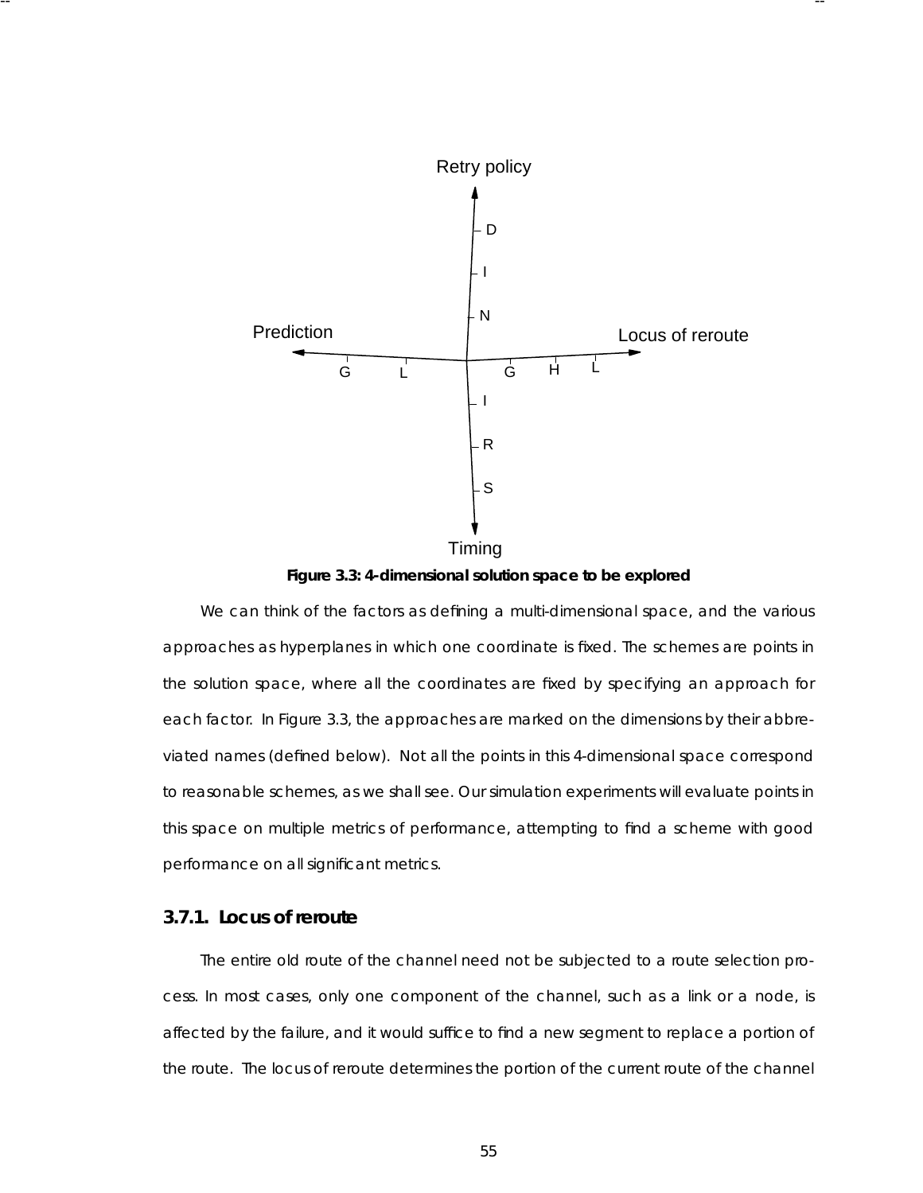Figure 3.3: 4-dimensional solution space to be explored

We can think of the factors as defining a multi-dimensional space, and the various approaches as hyperplanes in which one coordinate is fixed. The schemes are points in the solution space, where all the coordinates are fixed by specifying an approach for each factor. In Figure 3.3, the approaches are marked on the dimensions by their abbreviated names (defined below). Not all the points in this 4-dimensional space correspond to reasonable schemes, as we shall see. Our simulation experiments will evaluate points in this space on multiple metrics of performance, attempting to find a scheme with good performance on all significant metrics.

### 3.7.1. Locus of reroute

The entire old route of the channel need not be subjected to a route selection process. In most cases, only one component of the channel, such as a link or a node, is affected by the failure, and it would suffice to find a new segment to replace a portion of the route. The locus of reroute determines the portion of the current route of the channel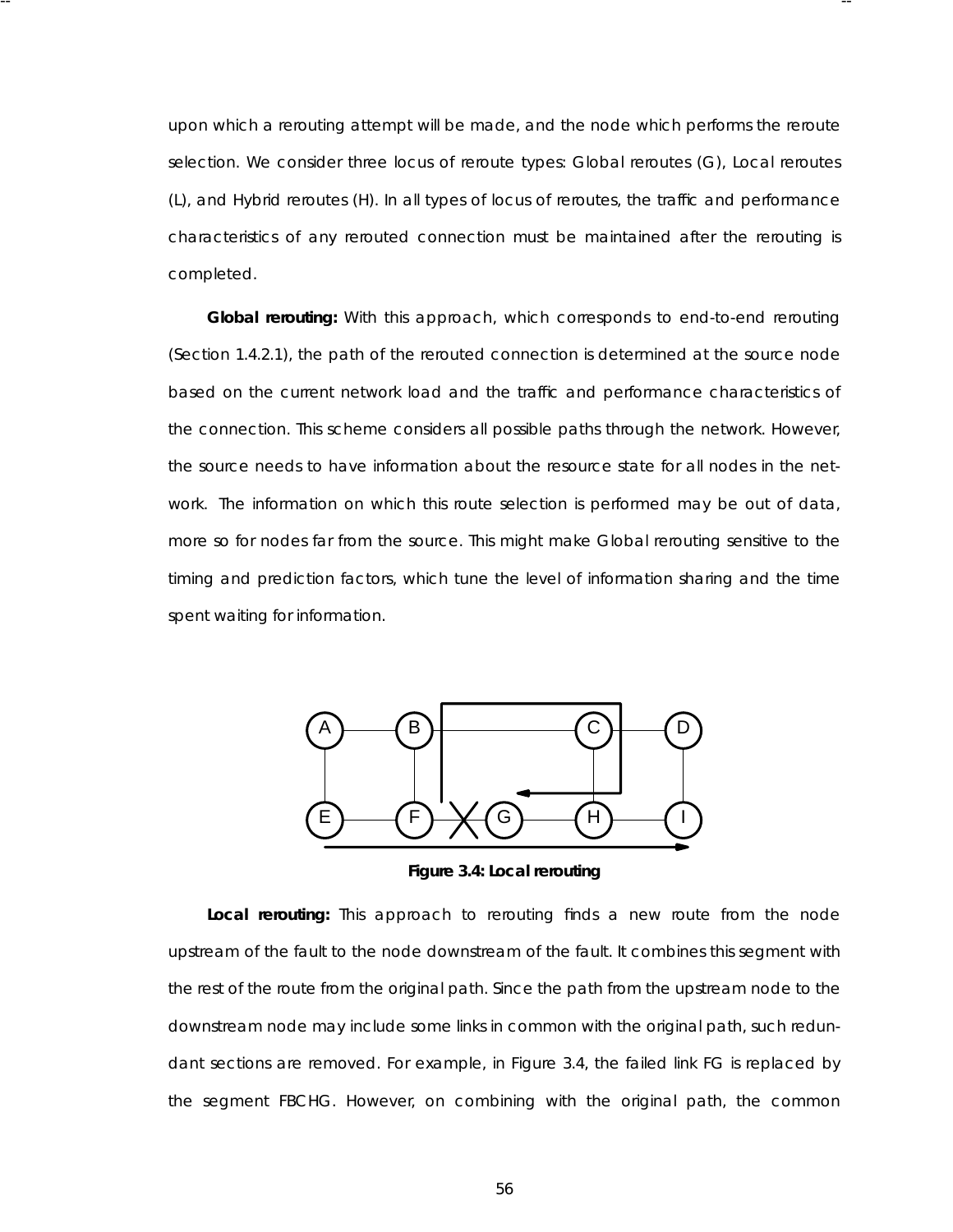upon which a rerouting attempt will be made, and the node which performs the reroute selection. We consider three locus of reroute types: Global reroutes (G), Local reroutes (L), and Hybrid reroutes (H). In all types of locus of reroutes, the traffic and performance characteristics of any rerouted connection must be maintained after the rerouting is completed.

**Global rerouting:** With this approach, which corresponds to end-to-end rerouting (Section 1.4.2.1), the path of the rerouted connection is determined at the source node based on the current network load and the traffic and performance characteristics of the connection. This scheme considers all possible paths through the network. However, the source needs to have information about the resource state for all nodes in the network. The information on which this route selection is performed may be out of data, more so for nodes far from the source. This might make Global rerouting sensitive to the timing and prediction factors, which tune the level of information sharing and the time spent waiting for information.

**Figure 3.4: Local rerouting**

**Local rerouting:** This approach to rerouting finds a new route from the node upstream of the fault to the node downstream of the fault. It combines this segment with the rest of the route from the original path. Since the path from the upstream node to the downstream node may include some links in common with the original path, such redundant sections are removed. For example, in Figure 3.4, the failed link FG is replaced by the segment FBCHG. However, on combining with the original path, the common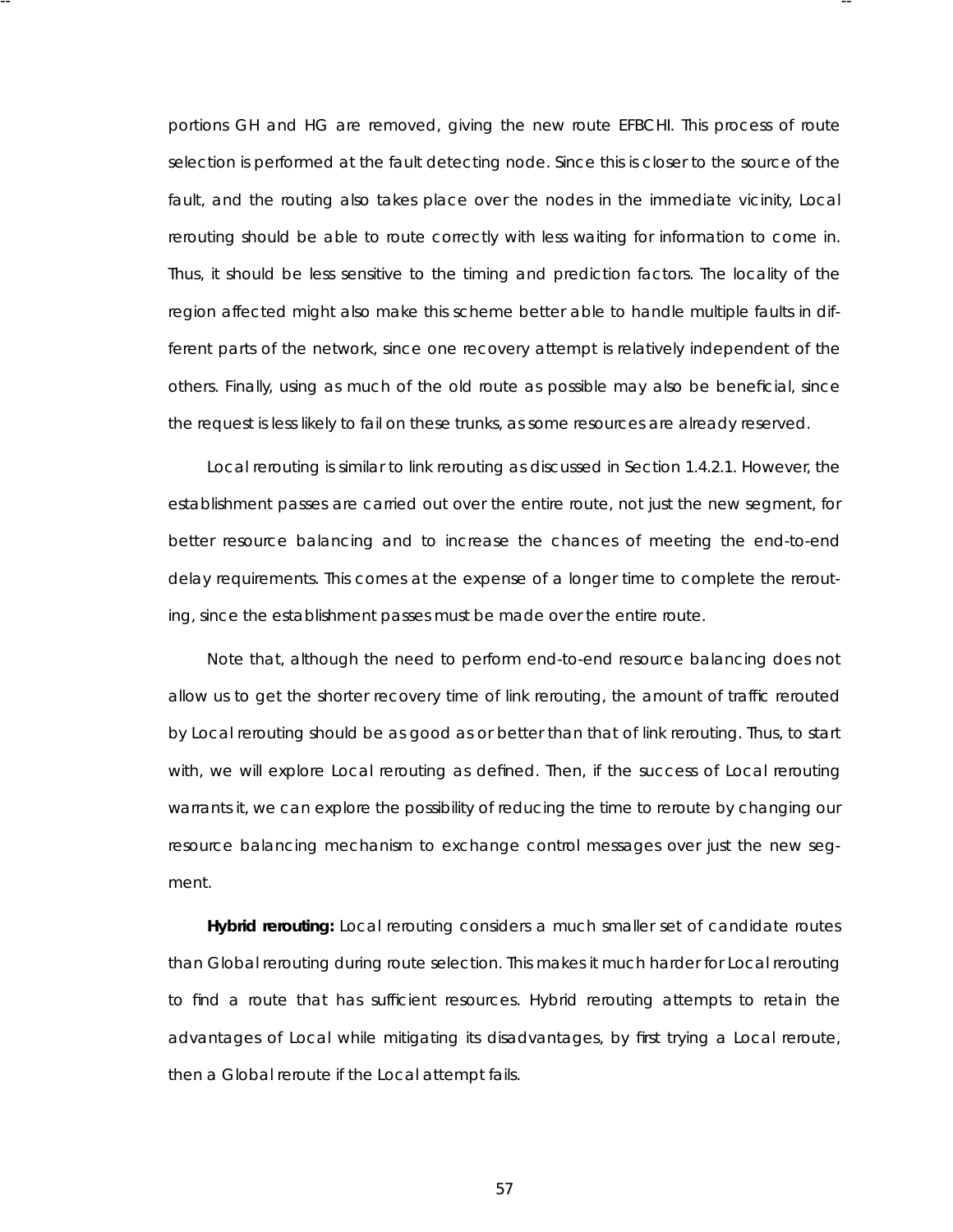portions GH and HG are removed, giving the new route EFBCHI. This process of route selection is performed at the fault detecting node. Since this is closer to the source of the fault, and the routing also takes place over the nodes in the immediate vicinity, Local rerouting should be able to route correctly with less waiting for information to come in. Thus, it should be less sensitive to the timing and prediction factors. The locality of the region affected might also make this scheme better able to handle multiple faults in different parts of the network, since one recovery attempt is relatively independent of the others. Finally, using as much of the old route as possible may also be beneficial, since the request is less likely to fail on these trunks, as some resources are already reserved.

Local rerouting is similar to link rerouting as discussed in Section 1.4.2.1. However, the establishment passes are carried out over the entire route, not just the new segment, for better resource balancing and to increase the chances of meeting the end-to-end delay requirements. This comes at the expense of a longer time to complete the rerouting, since the establishment passes must be made over the entire route.

Note that, although the need to perform end-to-end resource balancing does not allow us to get the shorter recovery time of link rerouting, the amount of traffic rerouted by Local rerouting should be as good as or better than that of link rerouting. Thus, to start with, we will explore Local rerouting as defined. Then, if the success of Local rerouting warrants it, we can explore the possibility of reducing the time to reroute by changing our resource balancing mechanism to exchange control messages over just the new segment.

**Hybrid rerouting:** Local rerouting considers a much smaller set of candidate routes than Global rerouting during route selection. This makes it much harder for Local rerouting to find a route that has sufficient resources. Hybrid rerouting attempts to retain the advantages of Local while mitigating its disadvantages, by first trying a Local reroute, then a Global reroute if the Local attempt fails.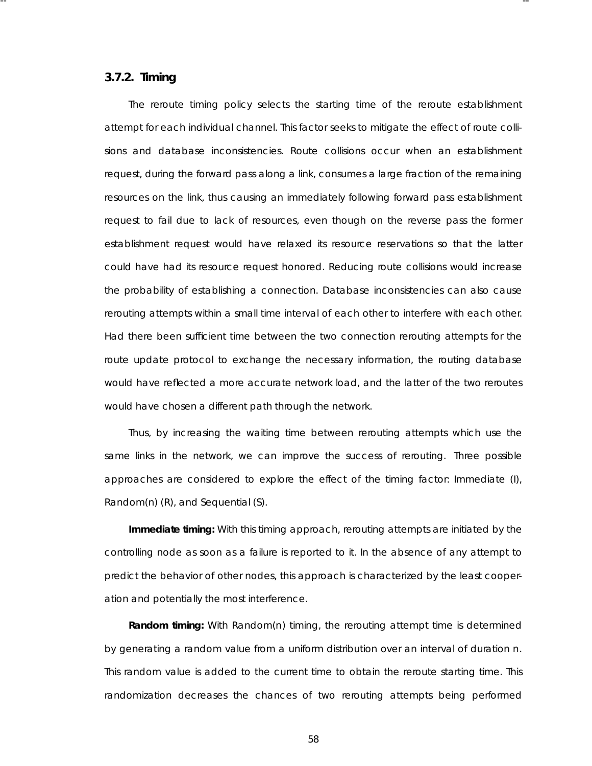### 3.7.2. Timing

The reroute timing policy selects the starting time of the reroute establishment attempt for each individual channel. This factor seeks to mitigate the effect of route collisions and database inconsistencies. Route collisions occur when an establishment request, during the forward pass along a link, consumes a large fraction of the remaining resources on the link, thus causing an immediately following forward pass establishment request to fail due to lack of resources, even though on the reverse pass the former establishment request would have relaxed its resource reservations so that the latter could have had its resource request honored. Reducing route collisions would increase the probability of establishing a connection. Database inconsistencies can also cause rerouting attempts within a small time interval of each other to interfere with each other. Had there been sufficient time between the two connection rerouting attempts for the route update protocol to exchange the necessary information, the routing database would have reflected a more accurate network load, and the latter of the two reroutes would have chosen a different path through the network.

Thus, by increasing the waiting time between rerouting attempts which use the same links in the network, we can improve the success of rerouting. Three possible approaches are considered to explore the effect of the timing factor: Immediate (I), Random(n) (R), and Sequential (S).

**Immediate timing:** With this timing approach, rerouting attempts are initiated by the controlling node as soon as a failure is reported to it. In the absence of any attempt to predict the behavior of other nodes, this approach is characterized by the least cooperation and potentially the most interference.

**Random timing:** With Random(n) timing, the rerouting attempt time is determined by generating a random value from a uniform distribution over an interval of duration n. This random value is added to the current time to obtain the reroute starting time. This randomization decreases the chances of two rerouting attempts being performed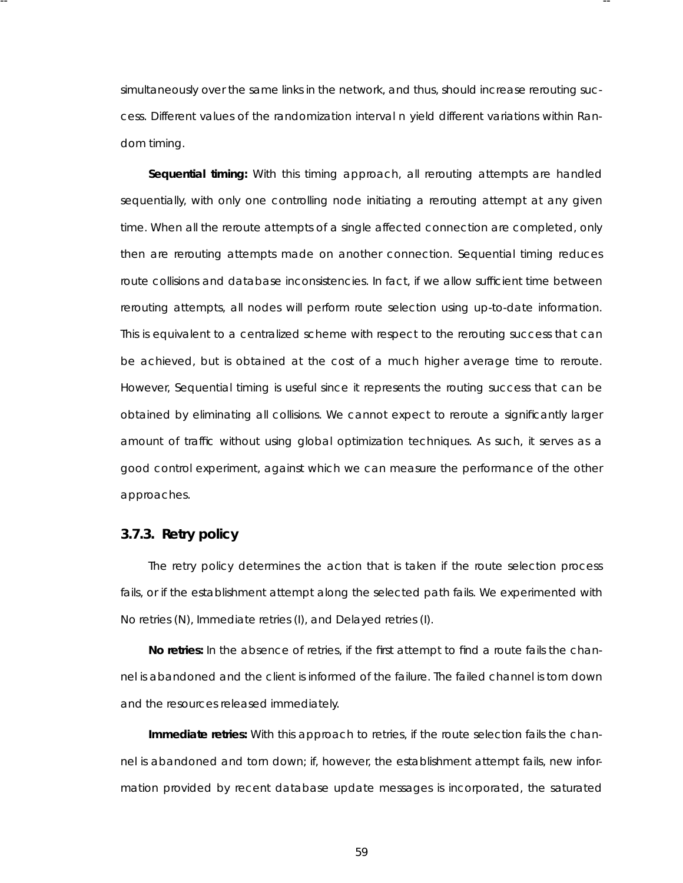simultaneously over the same links in the network, and thus, should increase rerouting success. Different values of the randomization interval n yield different variations within Random timing.

**Sequential timing:** With this timing approach, all rerouting attempts are handled sequentially, with only one controlling node initiating a rerouting attempt at any given time. When all the reroute attempts of a single affected connection are completed, only then are rerouting attempts made on another connection. Sequential timing reduces route collisions and database inconsistencies. In fact, if we allow sufficient time between rerouting attempts, all nodes will perform route selection using up-to-date information. This is equivalent to a centralized scheme with respect to the rerouting success that can be achieved, but is obtained at the cost of a much higher average time to reroute. However, Sequential timing is useful since it represents the routing success that can be obtained by eliminating all collisions. We cannot expect to reroute a significantly larger amount of traffic without using global optimization techniques. As such, it serves as a good control experiment, against which we can measure the performance of the other approaches.

### 3.7.3. Retry policy

The retry policy determines the action that is taken if the route selection process fails, or if the establishment attempt along the selected path fails. We experimented with No retries (N), Immediate retries (I), and Delayed retries (I).

**No retries:** In the absence of retries, if the first attempt to find a route fails the channel is abandoned and the client is informed of the failure. The failed channel is torn down and the resources released immediately.

**Immediate retries:** With this approach to retries, if the route selection fails the channel is abandoned and torn down; if, however, the establishment attempt fails, new information provided by recent database update messages is incorporated, the saturated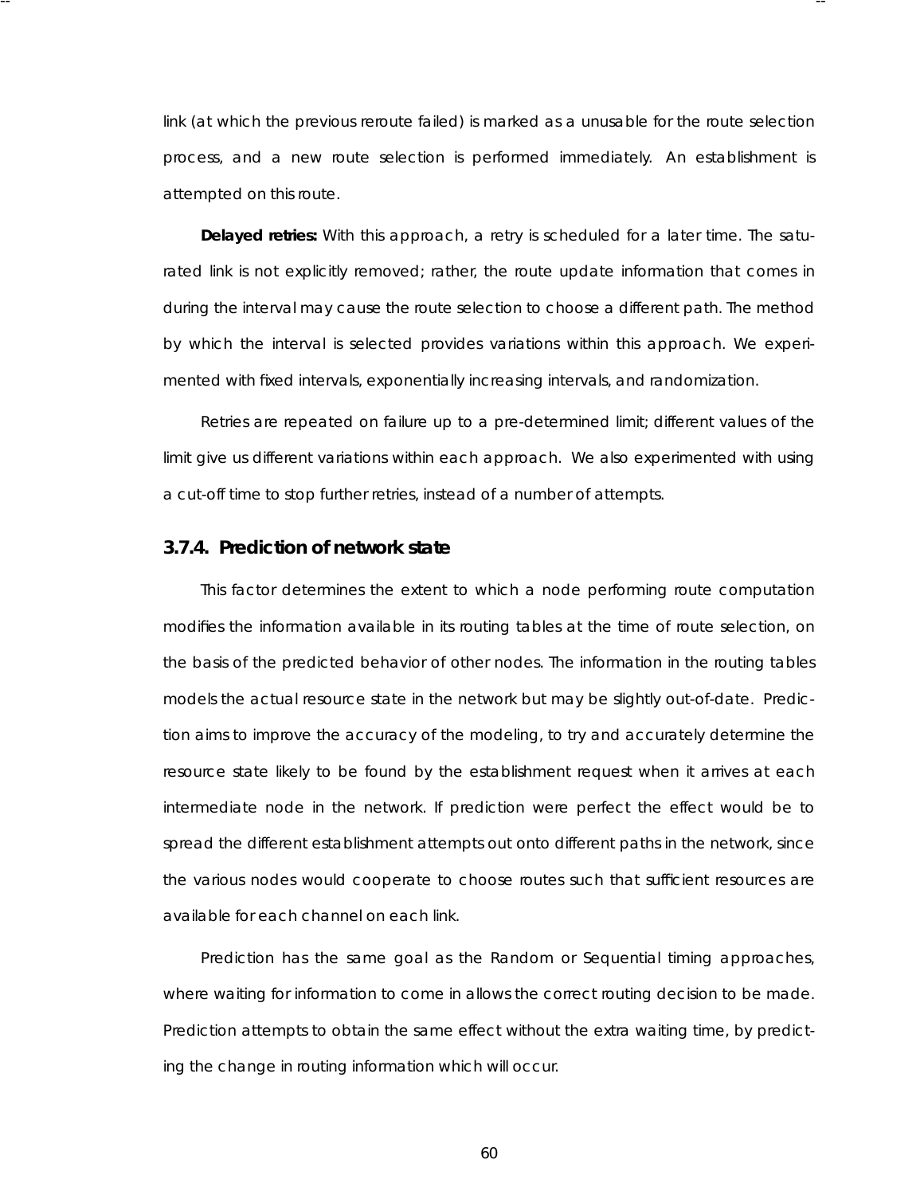link (at which the previous reroute failed) is marked as a unusable for the route selection process, and a new route selection is performed immediately. An establishment is attempted on this route.

**Delayed retries:** With this approach, a retry is scheduled for a later time. The saturated link is not explicitly removed; rather, the route update information that comes in during the interval may cause the route selection to choose a different path. The method by which the interval is selected provides variations within this approach. We experimented with fixed intervals, exponentially increasing intervals, and randomization.

Retries are repeated on failure up to a pre-determined limit; different values of the limit give us different variations within each approach. We also experimented with using a cut-off time to stop further retries, instead of a number of attempts.

### 3.7.4. Prediction of network state

This factor determines the extent to which a node performing route computation modifies the information available in its routing tables at the time of route selection, on the basis of the predicted behavior of other nodes. The information in the routing tables models the actual resource state in the network but may be slightly out-of-date. Prediction aims to improve the accuracy of the modeling, to try and accurately determine the resource state likely to be found by the establishment request when it arrives at each intermediate node in the network. If prediction were perfect the effect would be to spread the different establishment attempts out onto different paths in the network, since the various nodes would cooperate to choose routes such that sufficient resources are available for each channel on each link.

Prediction has the same goal as the Random or Sequential timing approaches, where waiting for information to come in allows the correct routing decision to be made. Prediction attempts to obtain the same effect without the extra waiting time, by predicting the change in routing information which will occur.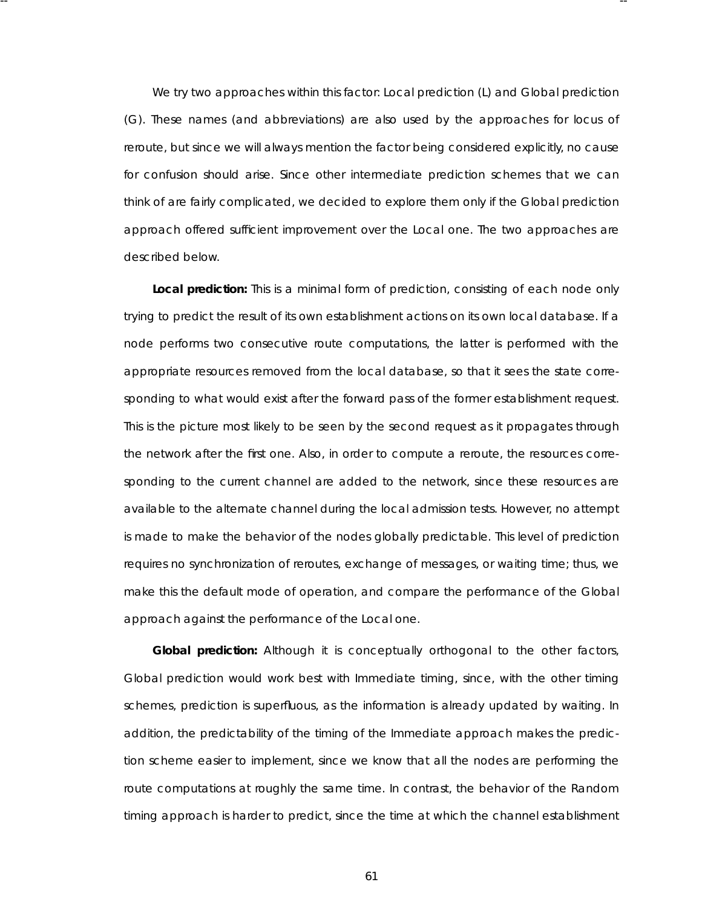We try two approaches within this factor: Local prediction (L) and Global prediction (G). These names (and abbreviations) are also used by the approaches for locus of reroute, but since we will always mention the factor being considered explicitly, no cause for confusion should arise. Since other intermediate prediction schemes that we can think of are fairly complicated, we decided to explore them only if the Global prediction approach offered sufficient improvement over the Local one. The two approaches are described below.

**Local prediction:** This is a minimal form of prediction, consisting of each node only trying to predict the result of its own establishment actions on its own local database. If a node performs two consecutive route computations, the latter is performed with the appropriate resources removed from the local database, so that it sees the state corresponding to what would exist after the forward pass of the former establishment request. This is the picture most likely to be seen by the second request as it propagates through the network after the first one. Also, in order to compute a reroute, the resources corresponding to the current channel are added to the network, since these resources are available to the alternate channel during the local admission tests. However, no attempt is made to make the behavior of the nodes globally predictable. This level of prediction requires no synchronization of reroutes, exchange of messages, or waiting time; thus, we make this the default mode of operation, and compare the performance of the Global approach against the performance of the Local one.

**Global prediction:** Although it is conceptually orthogonal to the other factors, Global prediction would work best with Immediate timing, since, with the other timing schemes, prediction is superfluous, as the information is already updated by waiting. In addition, the predictability of the timing of the Immediate approach makes the prediction scheme easier to implement, since we know that all the nodes are performing the route computations at roughly the same time. In contrast, the behavior of the Random timing approach is harder to predict, since the time at which the channel establishment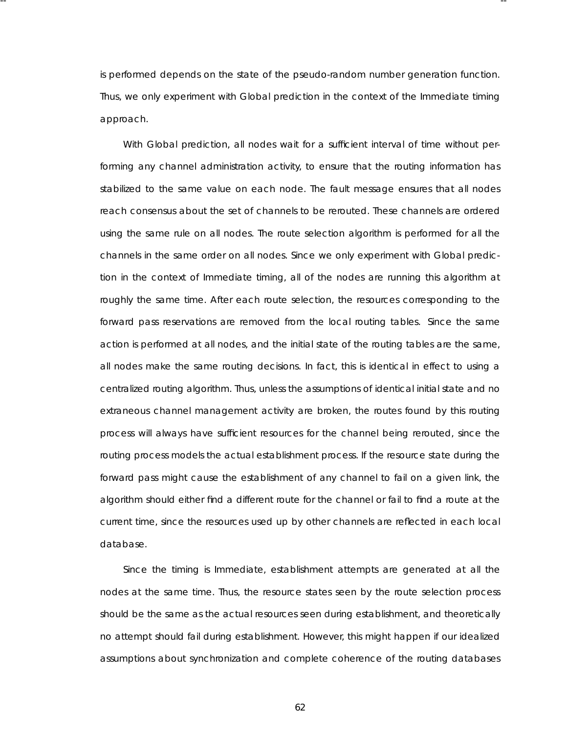is performed depends on the state of the pseudo-random number generation function. Thus, we only experiment with Global prediction in the context of the Immediate timing approach.

With Global prediction, all nodes wait for a sufficient interval of time without performing any channel administration activity, to ensure that the routing information has stabilized to the same value on each node. The fault message ensures that all nodes reach consensus about the set of channels to be rerouted. These channels are ordered using the same rule on all nodes. The route selection algorithm is performed for all the channels in the same order on all nodes. Since we only experiment with Global prediction in the context of Immediate timing, all of the nodes are running this algorithm at roughly the same time. After each route selection, the resources corresponding to the forward pass reservations are removed from the local routing tables. Since the same action is performed at all nodes, and the initial state of the routing tables are the same, all nodes make the same routing decisions. In fact, this is identical in effect to using a centralized routing algorithm. Thus, unless the assumptions of identical initial state and no extraneous channel management activity are broken, the routes found by this routing process will always have sufficient resources for the channel being rerouted, since the routing process models the actual establishment process. If the resource state during the forward pass might cause the establishment of any channel to fail on a given link, the algorithm should either find a different route for the channel or fail to find a route at the current time, since the resources used up by other channels are reflected in each local database.

Since the timing is Immediate, establishment attempts are generated at all the nodes at the same time. Thus, the resource states seen by the route selection process should be the same as the actual resources seen during establishment, and theoretically no attempt should fail during establishment. However, this might happen if our idealized assumptions about synchronization and complete coherence of the routing databases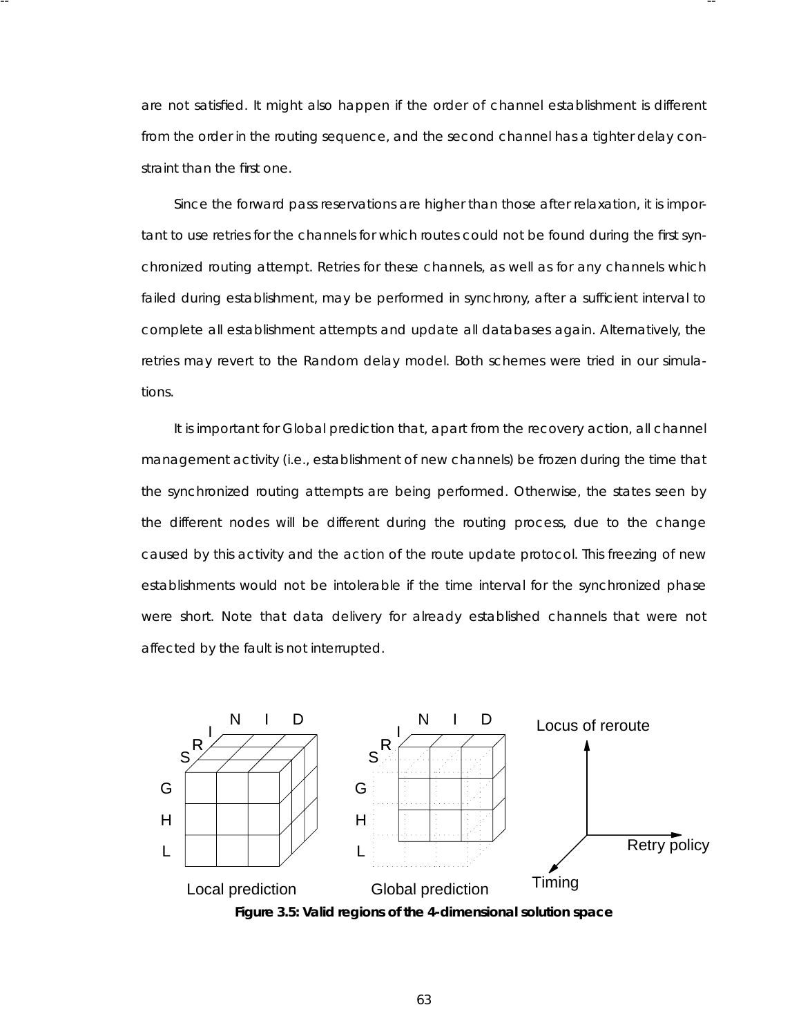are not satisfied. It might also happen if the order of channel establishment is different from the order in the routing sequence, and the second channel has a tighter delay constraint than the first one.

Since the forward pass reservations are higher than those after relaxation, it is important to use retries for the channels for which routes could not be found during the first synchronized routing attempt. Retries for these channels, as well as for any channels which failed during establishment, may be performed in synchrony, after a sufficient interval to complete all establishment attempts and update all databases again. Alternatively, the retries may revert to the Random delay model. Both schemes were tried in our simulations.

It is important for Global prediction that, apart from the recovery action, all channel management activity (i.e., establishment of new channels) be frozen during the time that the synchronized routing attempts are being performed. Otherwise, the states seen by the different nodes will be different during the routing process, due to the change caused by this activity and the action of the route update protocol. This freezing of new establishments would not be intolerable if the time interval for the synchronized phase were short. Note that data delivery for already established channels that were not affected by the fault is not interrupted.

**Figure 3.5: Valid regions of the 4-dimensional solution space**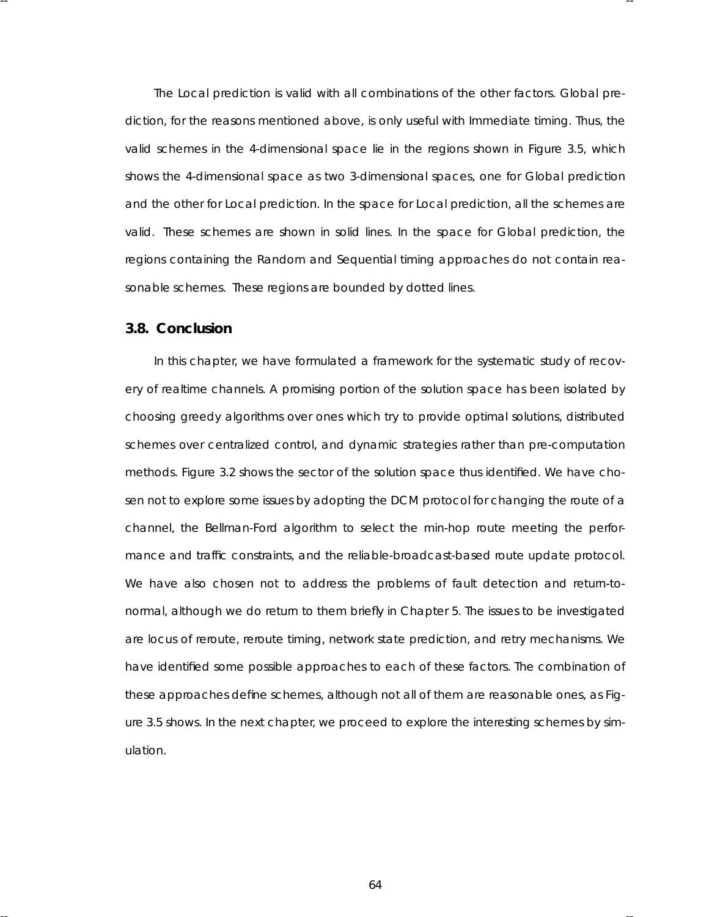The Local prediction is valid with all combinations of the other factors. Global prediction, for the reasons mentioned above, is only useful with Immediate timing. Thus, the valid schemes in the 4-dimensional space lie in the regions shown in Figure 3.5, which shows the 4-dimensional space as two 3-dimensional spaces, one for Global prediction and the other for Local prediction. In the space for Local prediction, all the schemes are valid. These schemes are shown in solid lines. In the space for Global prediction, the regions containing the Random and Sequential timing approaches do not contain reasonable schemes. These regions are bounded by dotted lines.

## 3.8. Conclusion

In this chapter, we have formulated a framework for the systematic study of recovery of realtime channels. A promising portion of the solution space has been isolated by choosing greedy algorithms over ones which try to provide optimal solutions, distributed schemes over centralized control, and dynamic strategies rather than pre-computation methods. Figure 3.2 shows the sector of the solution space thus identified. We have chosen not to explore some issues by adopting the DCM protocol for changing the route of a channel, the Bellman-Ford algorithm to select the min-hop route meeting the performance and traffic constraints, and the reliable-broadcast-based route update protocol. We have also chosen not to address the problems of fault detection and return-to-normal, although we do return to them briefly in Chapter 5. The issues to be investigated are locus of reroute, reroute timing, network state prediction, and retry mechanisms. We have identified some possible approaches to each of these factors. The combination of these approaches define schemes, although not all of them are reasonable ones, as Figure 3.5 shows. In the next chapter, we proceed to explore the interesting schemes by simulation.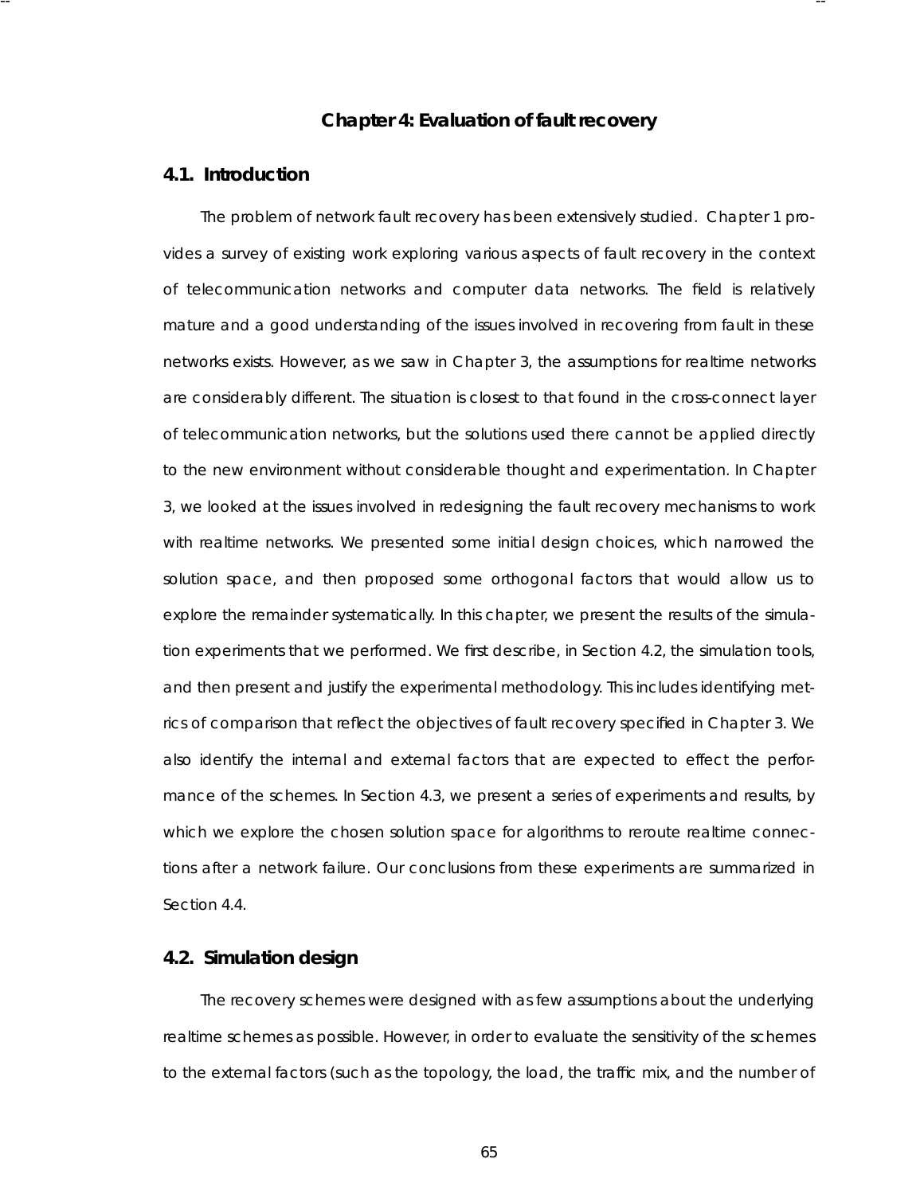# Chapter 4: Evaluation of fault recovery

## 4.1. Introduction

The problem of network fault recovery has been extensively studied. Chapter 1 provides a survey of existing work exploring various aspects of fault recovery in the context of telecommunication networks and computer data networks. The field is relatively mature and a good understanding of the issues involved in recovering from fault in these networks exists. However, as we saw in Chapter 3, the assumptions for realtime networks are considerably different. The situation is closest to that found in the cross-connect layer of telecommunication networks, but the solutions used there cannot be applied directly to the new environment without considerable thought and experimentation. In Chapter 3, we looked at the issues involved in redesigning the fault recovery mechanisms to work with realtime networks. We presented some initial design choices, which narrowed the solution space, and then proposed some orthogonal factors that would allow us to explore the remainder systematically. In this chapter, we present the results of the simulation experiments that we performed. We first describe, in Section 4.2, the simulation tools, and then present and justify the experimental methodology. This includes identifying metrics of comparison that reflect the objectives of fault recovery specified in Chapter 3. We also identify the internal and external factors that are expected to effect the performance of the schemes. In Section 4.3, we present a series of experiments and results, by which we explore the chosen solution space for algorithms to reroute realtime connections after a network failure. Our conclusions from these experiments are summarized in Section 4.4.

## 4.2. Simulation design

The recovery schemes were designed with as few assumptions about the underlying realtime schemes as possible. However, in order to evaluate the sensitivity of the schemes to the external factors (such as the topology, the load, the traffic mix, and the number of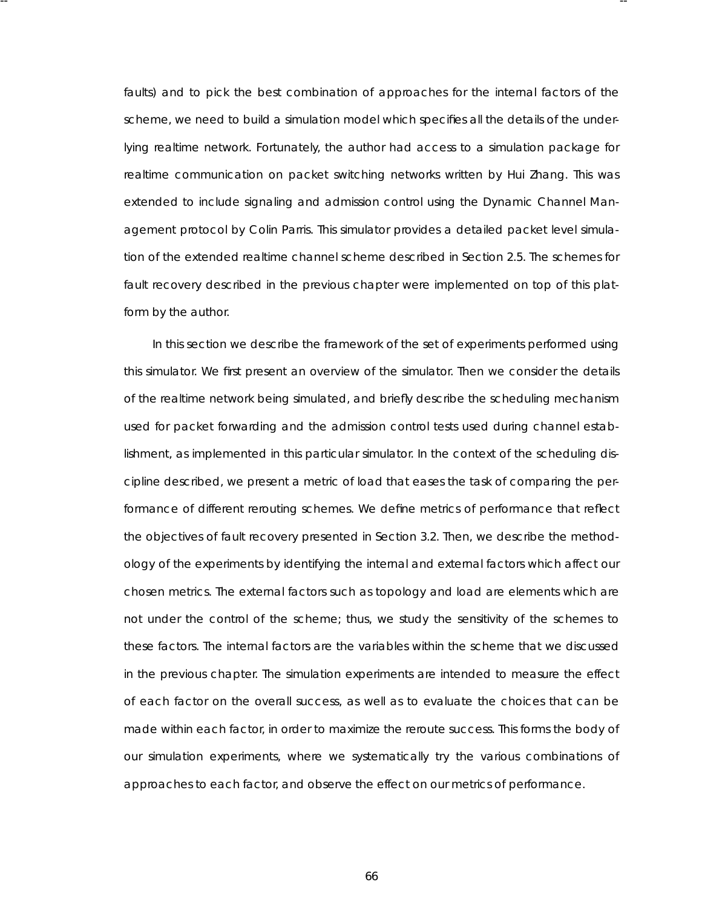faults) and to pick the best combination of approaches for the internal factors of the scheme, we need to build a simulation model which specifies all the details of the underlying realtime network. Fortunately, the author had access to a simulation package for realtime communication on packet switching networks written by Hui Zhang. This was extended to include signaling and admission control using the Dynamic Channel Management protocol by Colin Parris. This simulator provides a detailed packet level simulation of the extended realtime channel scheme described in Section 2.5. The schemes for fault recovery described in the previous chapter were implemented on top of this platform by the author.

In this section we describe the framework of the set of experiments performed using this simulator. We first present an overview of the simulator. Then we consider the details of the realtime network being simulated, and briefly describe the scheduling mechanism used for packet forwarding and the admission control tests used during channel establishment, as implemented in this particular simulator. In the context of the scheduling discipline described, we present a metric of load that eases the task of comparing the performance of different rerouting schemes. We define metrics of performance that reflect the objectives of fault recovery presented in Section 3.2. Then, we describe the methodology of the experiments by identifying the internal and external factors which affect our chosen metrics. The external factors such as topology and load are elements which are not under the control of the scheme; thus, we study the sensitivity of the schemes to these factors. The internal factors are the variables within the scheme that we discussed in the previous chapter. The simulation experiments are intended to measure the effect of each factor on the overall success, as well as to evaluate the choices that can be made within each factor, in order to maximize the reroute success. This forms the body of our simulation experiments, where we systematically try the various combinations of approaches to each factor, and observe the effect on our metrics of performance.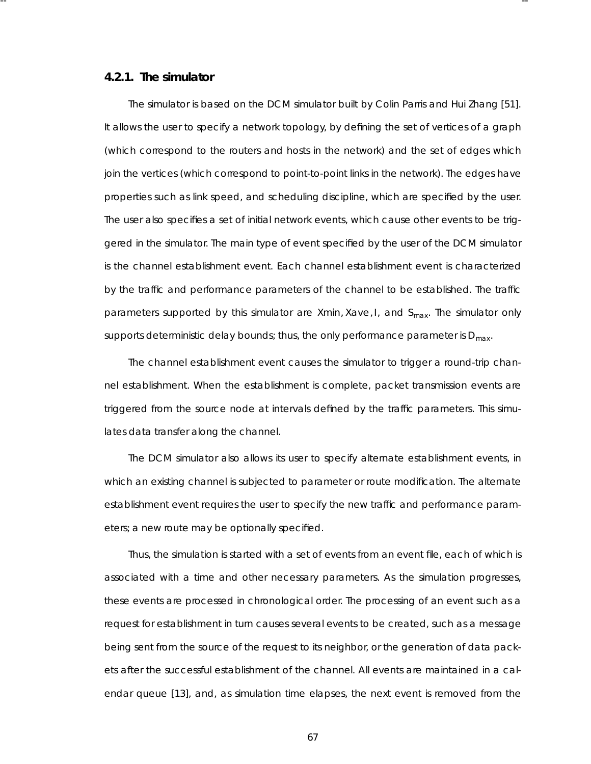### 4.2.1. The simulator

The simulator is based on the DCM simulator built by Colin Parris and Hui Zhang [51]. It allows the user to specify a network topology, by defining the set of vertices of a graph (which correspond to the routers and hosts in the network) and the set of edges which join the vertices (which correspond to point-to-point links in the network). The edges have properties such as link speed, and scheduling discipline, which are specified by the user. The user also specifies a set of initial network events, which cause other events to be triggered in the simulator. The main type of event specified by the user of the DCM simulator is the channel establishment event. Each channel establishment event is characterized by the traffic and performance parameters of the channel to be established. The traffic parameters supported by this simulator are Xmin, Xave, I, and $S_{max}$. The simulator only supports deterministic delay bounds; thus, the only performance parameter is $D_{max}$.

The channel establishment event causes the simulator to trigger a round-trip channel establishment. When the establishment is complete, packet transmission events are triggered from the source node at intervals defined by the traffic parameters. This simulates data transfer along the channel.

The DCM simulator also allows its user to specify alternate establishment events, in which an existing channel is subjected to parameter or route modification. The alternate establishment event requires the user to specify the new traffic and performance parameters; a new route may be optionally specified.

Thus, the simulation is started with a set of events from an event file, each of which is associated with a time and other necessary parameters. As the simulation progresses, these events are processed in chronological order. The processing of an event such as a request for establishment in turn causes several events to be created, such as a message being sent from the source of the request to its neighbor, or the generation of data packets after the successful establishment of the channel. All events are maintained in a calendar queue [13], and, as simulation time elapses, the next event is removed from the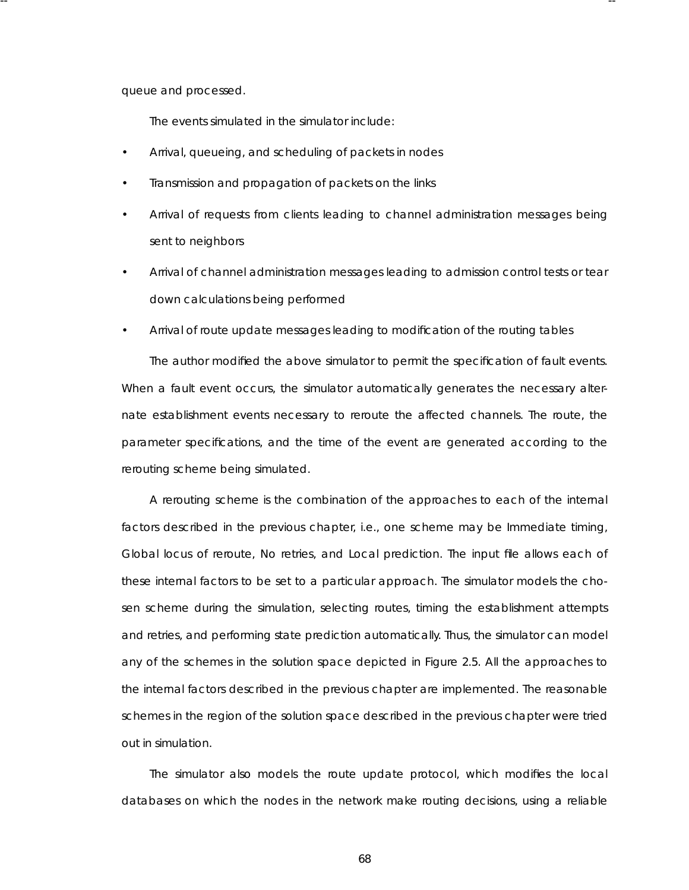queue and processed.

The events simulated in the simulator include:

- Arrival, queueing, and scheduling of packets in nodes
- Transmission and propagation of packets on the links
- Arrival of requests from clients leading to channel administration messages being sent to neighbors
- Arrival of channel administration messages leading to admission control tests or tear down calculations being performed
- Arrival of route update messages leading to modification of the routing tables

The author modified the above simulator to permit the specification of fault events. When a fault event occurs, the simulator automatically generates the necessary alternate establishment events necessary to reroute the affected channels. The route, the parameter specifications, and the time of the event are generated according to the rerouting scheme being simulated.

A rerouting scheme is the combination of the approaches to each of the internal factors described in the previous chapter, i.e., one scheme may be Immediate timing, Global locus of reroute, No retries, and Local prediction. The input file allows each of these internal factors to be set to a particular approach. The simulator models the chosen scheme during the simulation, selecting routes, timing the establishment attempts and retries, and performing state prediction automatically. Thus, the simulator can model any of the schemes in the solution space depicted in Figure 2.5. All the approaches to the internal factors described in the previous chapter are implemented. The reasonable schemes in the region of the solution space described in the previous chapter were tried out in simulation.

The simulator also models the route update protocol, which modifies the local databases on which the nodes in the network make routing decisions, using a reliable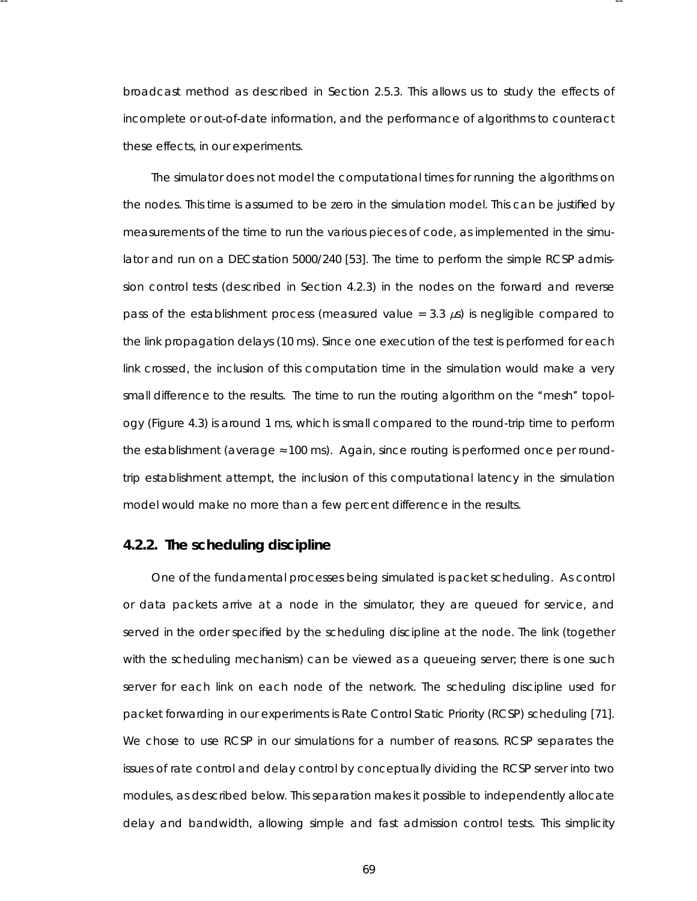broadcast method as described in Section 2.5.3. This allows us to study the effects of incomplete or out-of-date information, and the performance of algorithms to counteract these effects, in our experiments.

The simulator does not model the computational times for running the algorithms on the nodes. This time is assumed to be zero in the simulation model. This can be justified by measurements of the time to run the various pieces of code, as implemented in the simulator and run on a DECstation 5000/240 [53]. The time to perform the simple RCSP admission control tests (described in Section 4.2.3) in the nodes on the forward and reverse pass of the establishment process (measured value = 3.3 $\mu s$) is negligible compared to the link propagation delays (10 ms). Since one execution of the test is performed for each link crossed, the inclusion of this computation time in the simulation would make a very small difference to the results. The time to run the routing algorithm on the "mesh" topology (Figure 4.3) is around 1 ms, which is small compared to the round-trip time to perform the establishment (average $\approx$ 100 ms). Again, since routing is performed once per round-trip establishment attempt, the inclusion of this computational latency in the simulation model would make no more than a few percent difference in the results.

### 4.2.2. The scheduling discipline

One of the fundamental processes being simulated is packet scheduling. As control or data packets arrive at a node in the simulator, they are queued for service, and served in the order specified by the scheduling discipline at the node. The link (together with the scheduling mechanism) can be viewed as a queueing server; there is one such server for each link on each node of the network. The scheduling discipline used for packet forwarding in our experiments is Rate Control Static Priority (RCSP) scheduling [71]. We chose to use RCSP in our simulations for a number of reasons. RCSP separates the issues of rate control and delay control by conceptually dividing the RCSP server into two modules, as described below. This separation makes it possible to independently allocate delay and bandwidth, allowing simple and fast admission control tests. This simplicity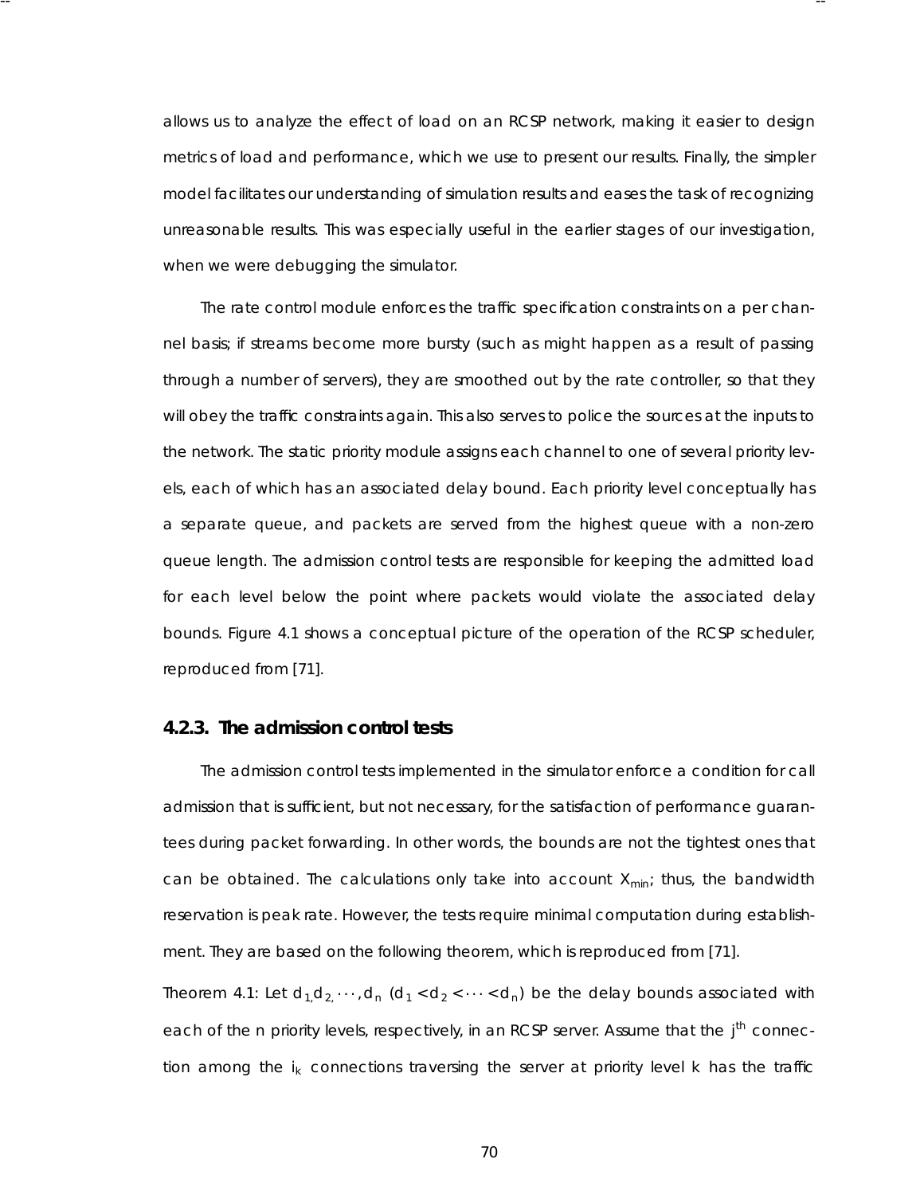allows us to analyze the effect of load on an RCSP network, making it easier to design metrics of load and performance, which we use to present our results. Finally, the simpler model facilitates our understanding of simulation results and eases the task of recognizing unreasonable results. This was especially useful in the earlier stages of our investigation, when we were debugging the simulator.

The rate control module enforces the traffic specification constraints on a per channel basis; if streams become more bursty (such as might happen as a result of passing through a number of servers), they are smoothed out by the rate controller, so that they will obey the traffic constraints again. This also serves to police the sources at the inputs to the network. The static priority module assigns each channel to one of several priority levels, each of which has an associated delay bound. Each priority level conceptually has a separate queue, and packets are served from the highest queue with a non-zero queue length. The admission control tests are responsible for keeping the admitted load for each level below the point where packets would violate the associated delay bounds. Figure 4.1 shows a conceptual picture of the operation of the RCSP scheduler, reproduced from [71].

### 4.2.3. The admission control tests

The admission control tests implemented in the simulator enforce a condition for call admission that is sufficient, but not necessary, for the satisfaction of performance guarantees during packet forwarding. In other words, the bounds are not the tightest ones that can be obtained. The calculations only take into account $X_{min}$; thus, the bandwidth reservation is peak rate. However, the tests require minimal computation during establishment. They are based on the following theorem, which is reproduced from [71].

Theorem 4.1: Let $d_1, d_2, \cdots, d_n$ ($d_1 < d_2 < \cdots < d_n$) be the delay bounds associated with each of the n priority levels, respectively, in an RCSP server. Assume that the $j^{th}$ connection among the $i_k$ connections traversing the server at priority level k has the traffic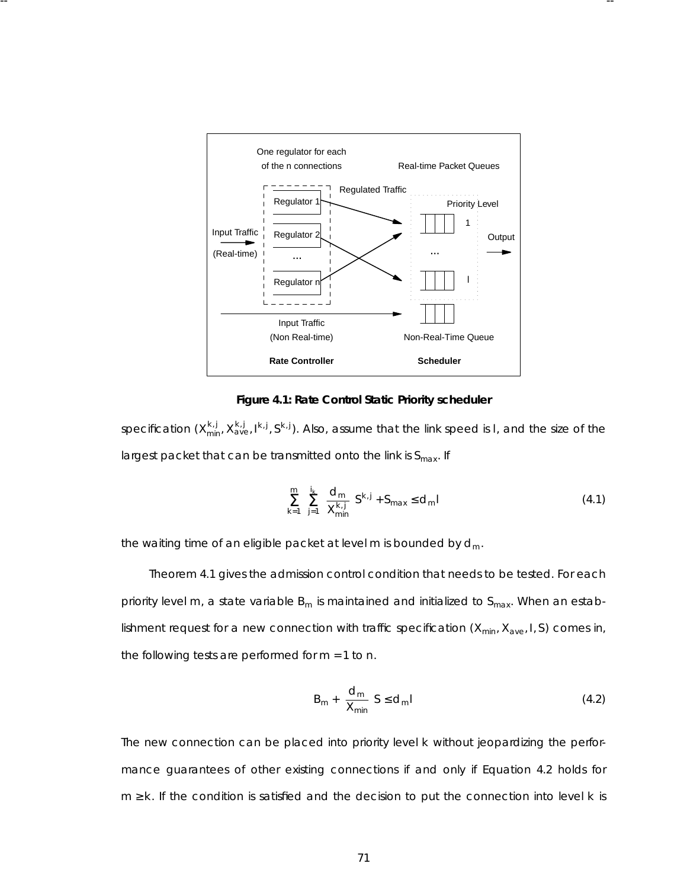**Figure 4.1: Rate Control Static Priority scheduler**

specification ($X_{min}^{k,j}, X_{ave}^{k,j}, I^{k,j}, S^{k,j}$). Also, assume that the link speed is $l$, and the size of the largest packet that can be transmitted onto the link is $S_{max}$. If

$$\sum_{k=1}^{m} \sum_{j=1}^{i_k} \left\lceil \frac{d_m}{X_{min}^{k,j}} \right\rceil S^{k,j} + S_{max} \le d_m l \tag{4.1}$$

the waiting time of an eligible packet at level $m$ is bounded by $d_m$.

Theorem 4.1 gives the admission control condition that needs to be tested. For each priority level $m$, a state variable $B_m$ is maintained and initialized to $S_{max}$. When an establishment request for a new connection with traffic specification ($X_{min}, X_{ave}, I, S$) comes in, the following tests are performed for $m = 1$ to $n$.

$$B_m + \left\lceil \frac{d_m}{X_{min}} \right\rceil S \le d_m l \tag{4.2}$$

The new connection can be placed into priority level $k$ without jeopardizing the performance guarantees of other existing connections if and only if Equation 4.2 holds for $m \ge k$. If the condition is satisfied and the decision to put the connection into level $k$ is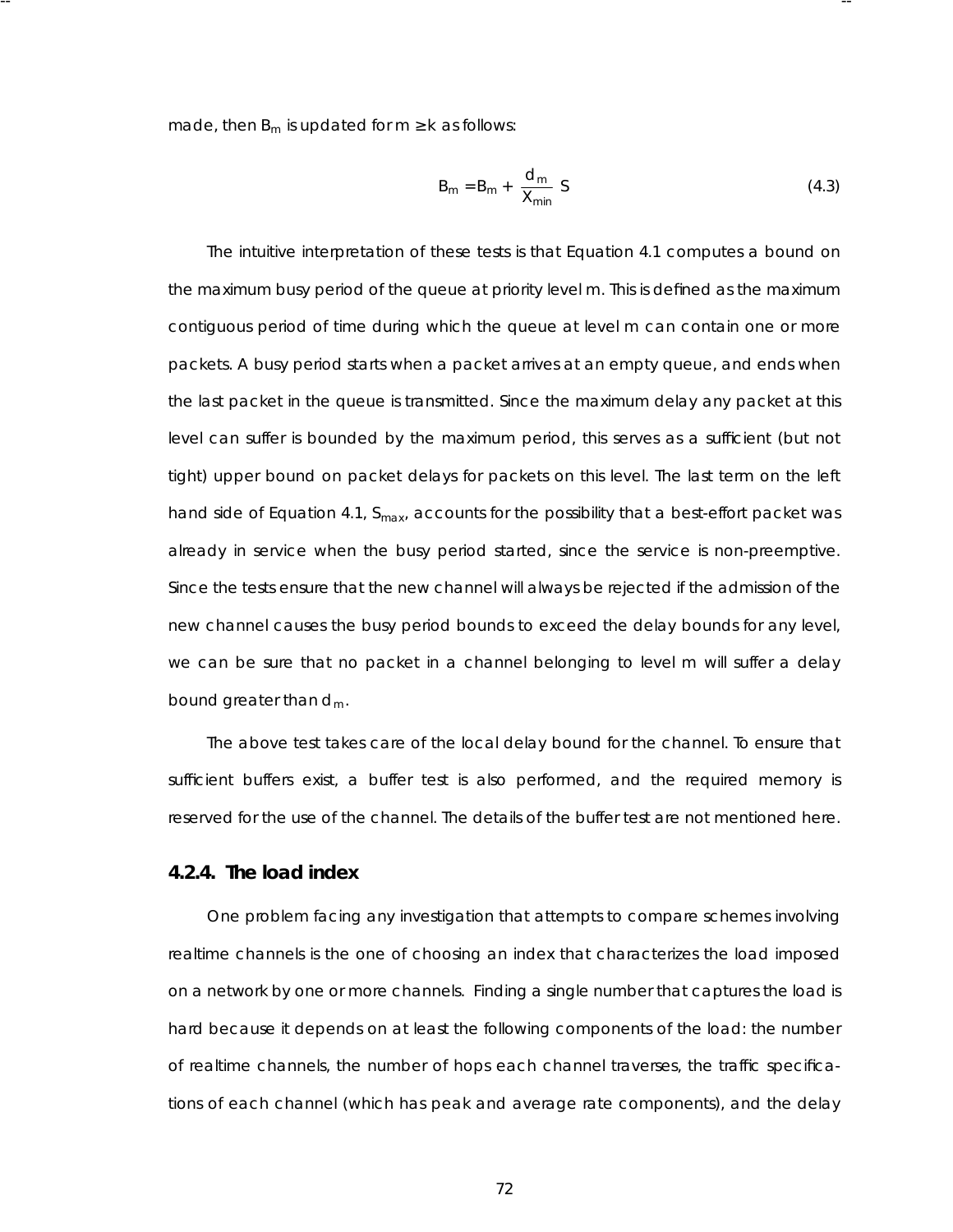made, then $B_m$ is updated for $m \geq k$ as follows:

$$B_m = B_m + \frac{d_m}{X_{min}} S \tag{4.3}$$

The intuitive interpretation of these tests is that Equation 4.1 computes a bound on the maximum busy period of the queue at priority level m. This is defined as the maximum contiguous period of time during which the queue at level m can contain one or more packets. A busy period starts when a packet arrives at an empty queue, and ends when the last packet in the queue is transmitted. Since the maximum delay any packet at this level can suffer is bounded by the maximum period, this serves as a sufficient (but not tight) upper bound on packet delays for packets on this level. The last term on the left hand side of Equation 4.1, $S_{max}$, accounts for the possibility that a best-effort packet was already in service when the busy period started, since the service is non-preemptive. Since the tests ensure that the new channel will always be rejected if the admission of the new channel causes the busy period bounds to exceed the delay bounds for any level, we can be sure that no packet in a channel belonging to level m will suffer a delay bound greater than $d_m$.

The above test takes care of the local delay bound for the channel. To ensure that sufficient buffers exist, a buffer test is also performed, and the required memory is reserved for the use of the channel. The details of the buffer test are not mentioned here.

### 4.2.4. The load index

One problem facing any investigation that attempts to compare schemes involving realtime channels is the one of choosing an index that characterizes the load imposed on a network by one or more channels. Finding a single number that captures the load is hard because it depends on at least the following components of the load: the number of realtime channels, the number of hops each channel traverses, the traffic specifications of each channel (which has peak and average rate components), and the delay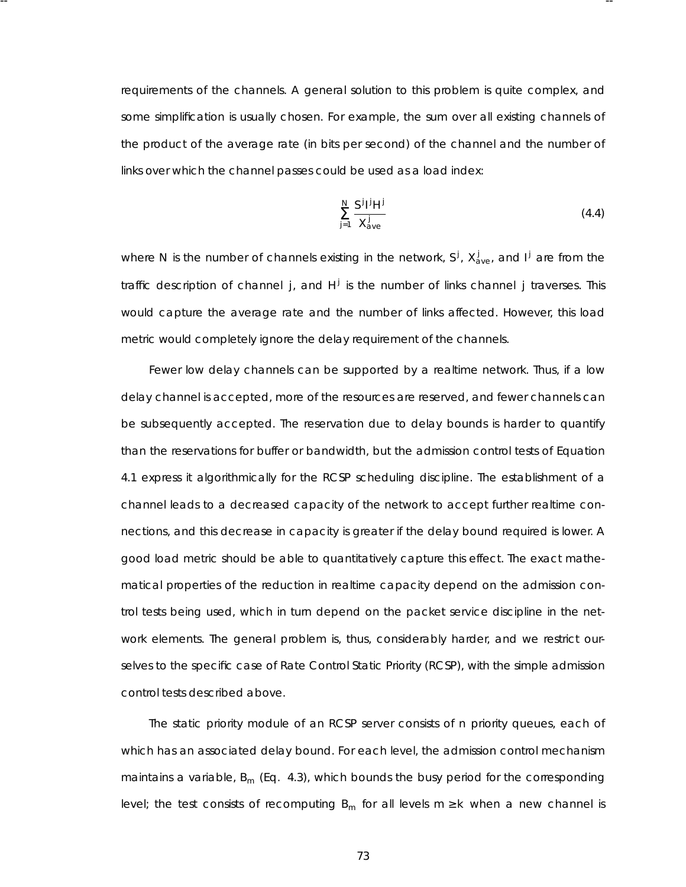requirements of the channels. A general solution to this problem is quite complex, and some simplification is usually chosen. For example, the sum over all existing channels of the product of the average rate (in bits per second) of the channel and the number of links over which the channel passes could be used as a load index:

$$\sum_{j=1}^{N} \frac{S^j I^j H^j}{X_{ave}^j} \tag{4.4}$$

where N is the number of channels existing in the network, $S^j$, $X_{ave}^j$, and $I^j$ are from the traffic description of channel j, and $H^j$ is the number of links channel j traverses. This would capture the average rate and the number of links affected. However, this load metric would completely ignore the delay requirement of the channels.

Fewer low delay channels can be supported by a realtime network. Thus, if a low delay channel is accepted, more of the resources are reserved, and fewer channels can be subsequently accepted. The reservation due to delay bounds is harder to quantify than the reservations for buffer or bandwidth, but the admission control tests of Equation 4.1 express it algorithmically for the RCSP scheduling discipline. The establishment of a channel leads to a decreased capacity of the network to accept further realtime connections, and this decrease in capacity is greater if the delay bound required is lower. A good load metric should be able to quantitatively capture this effect. The exact mathematical properties of the reduction in realtime capacity depend on the admission control tests being used, which in turn depend on the packet service discipline in the network elements. The general problem is, thus, considerably harder, and we restrict ourselves to the specific case of Rate Control Static Priority (RCSP), with the simple admission control tests described above.

The static priority module of an RCSP server consists of n priority queues, each of which has an associated delay bound. For each level, the admission control mechanism maintains a variable, $B_m$ (Eq. 4.3), which bounds the busy period for the corresponding level; the test consists of recomputing $B_m$ for all levels $m \geq k$ when a new channel is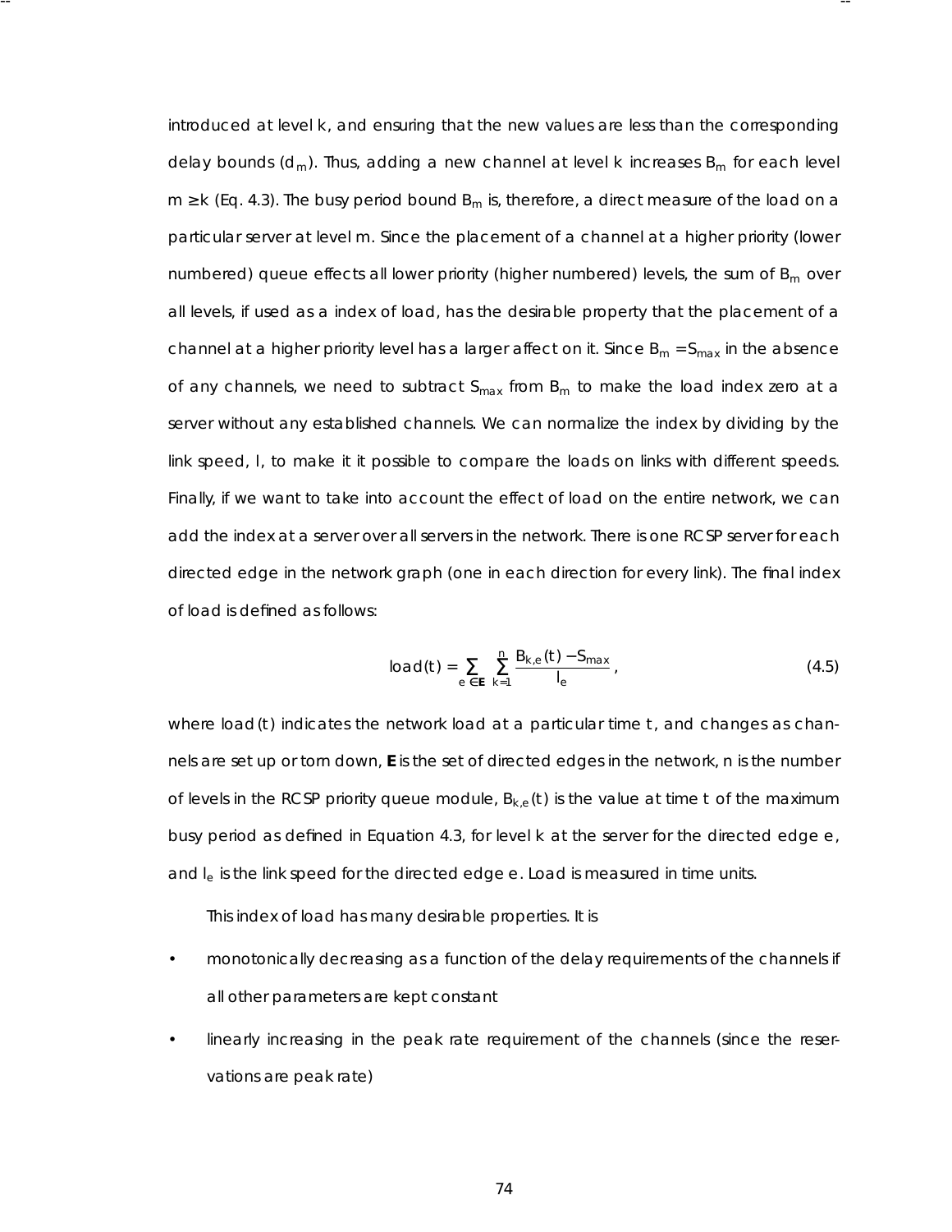introduced at level k, and ensuring that the new values are less than the corresponding delay bounds ($d_m$). Thus, adding a new channel at level k increases $B_m$ for each level $m \geq k$ (Eq. 4.3). The busy period bound $B_m$ is, therefore, a direct measure of the load on a particular server at level m. Since the placement of a channel at a higher priority (lower numbered) queue effects all lower priority (higher numbered) levels, the sum of $B_m$ over all levels, if used as a index of load, has the desirable property that the placement of a channel at a higher priority level has a larger affect on it. Since $B_m = S_{max}$ in the absence of any channels, we need to subtract $S_{max}$ from $B_m$ to make the load index zero at a server without any established channels. We can normalize the index by dividing by the link speed, l, to make it it possible to compare the loads on links with different speeds. Finally, if we want to take into account the effect of load on the entire network, we can add the index at a server over all servers in the network. There is one RCSP server for each directed edge in the network graph (one in each direction for every link). The final index of load is defined as follows:

$$load(t) = \sum_{e \in \mathbf{E}} \sum_{k=1}^{n} \frac{B_{k,e}(t) - S_{max}}{l_e}, \tag{4.5}$$

where $load(t)$ indicates the network load at a particular time t, and changes as channels are set up or torn down, **E** is the set of directed edges in the network, n is the number of levels in the RCSP priority queue module, $B_{k,e}(t)$ is the value at time t of the maximum busy period as defined in Equation 4.3, for level k at the server for the directed edge e, and $l_e$ is the link speed for the directed edge e. Load is measured in time units.

This index of load has many desirable properties. It is

- monotonically decreasing as a function of the delay requirements of the channels if all other parameters are kept constant
- linearly increasing in the peak rate requirement of the channels (since the reservations are peak rate)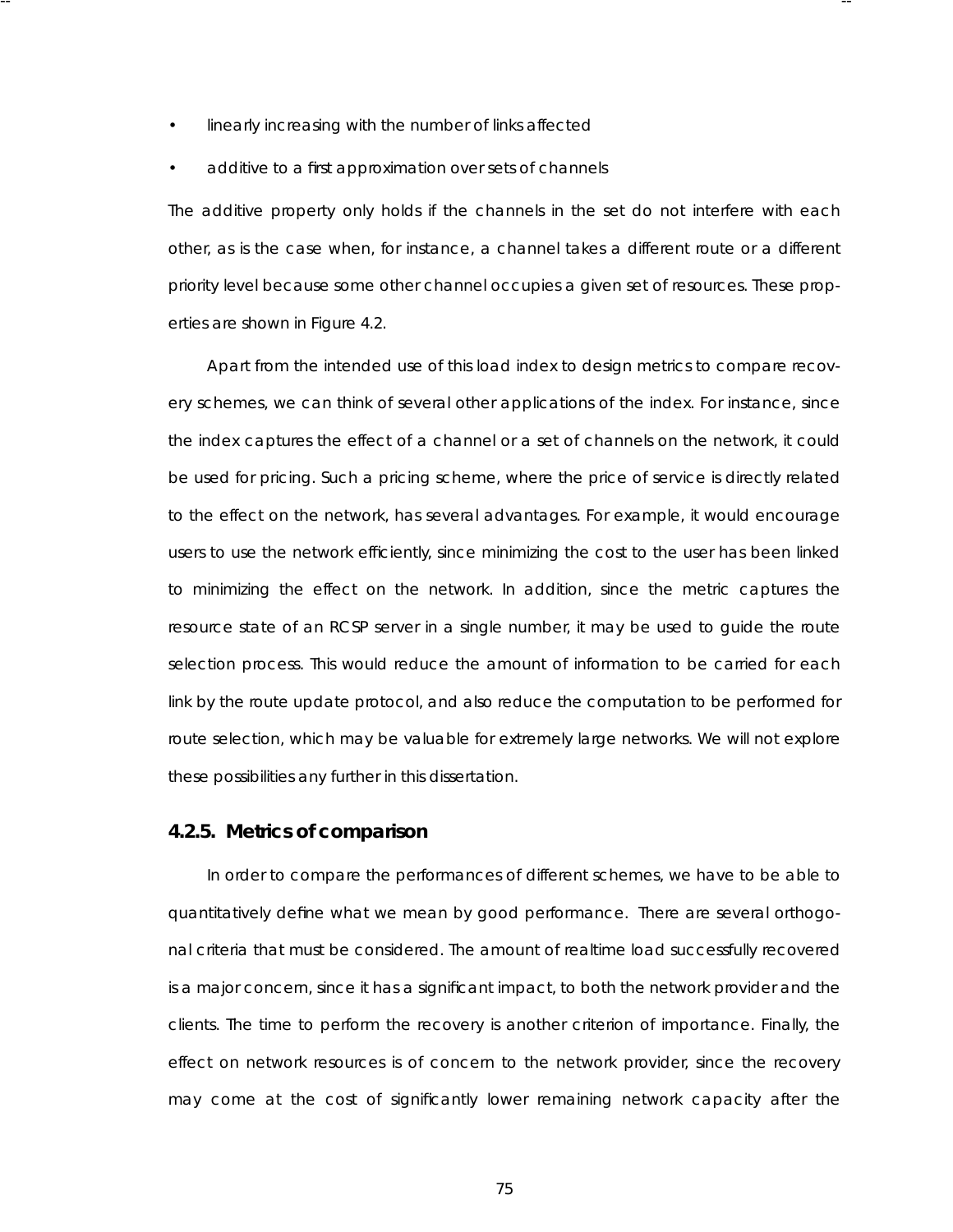- linearly increasing with the number of links affected
- additive to a first approximation over sets of channels

The additive property only holds if the channels in the set do not interfere with each other, as is the case when, for instance, a channel takes a different route or a different priority level because some other channel occupies a given set of resources. These properties are shown in Figure 4.2.

Apart from the intended use of this load index to design metrics to compare recovery schemes, we can think of several other applications of the index. For instance, since the index captures the effect of a channel or a set of channels on the network, it could be used for pricing. Such a pricing scheme, where the price of service is directly related to the effect on the network, has several advantages. For example, it would encourage users to use the network efficiently, since minimizing the cost to the user has been linked to minimizing the effect on the network. In addition, since the metric captures the resource state of an RCSP server in a single number, it may be used to guide the route selection process. This would reduce the amount of information to be carried for each link by the route update protocol, and also reduce the computation to be performed for route selection, which may be valuable for extremely large networks. We will not explore these possibilities any further in this dissertation.

### 4.2.5. Metrics of comparison

In order to compare the performances of different schemes, we have to be able to quantitatively define what we mean by good performance. There are several orthogonal criteria that must be considered. The amount of realtime load successfully recovered is a major concern, since it has a significant impact, to both the network provider and the clients. The time to perform the recovery is another criterion of importance. Finally, the effect on network resources is of concern to the network provider, since the recovery may come at the cost of significantly lower remaining network capacity after the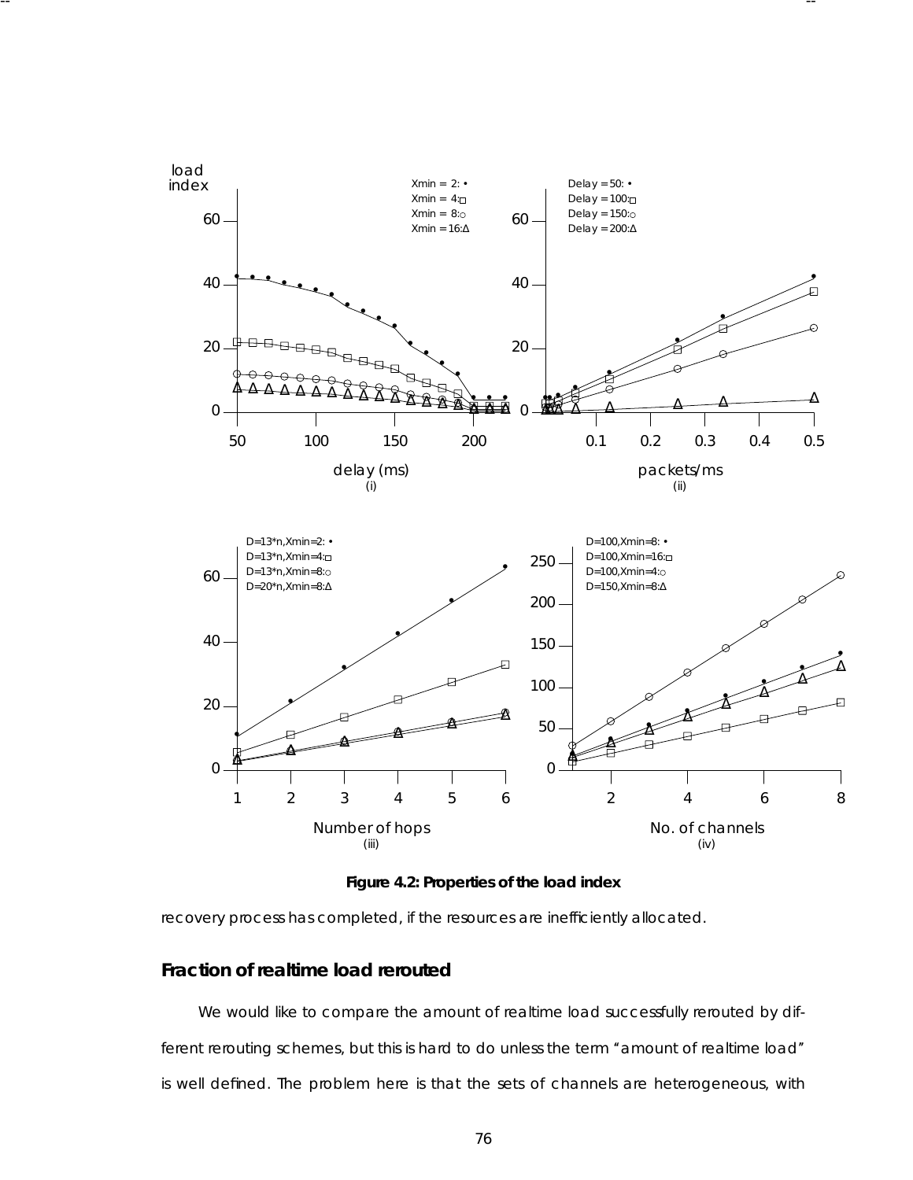**Figure 4.2: Properties of the load index**

recovery process has completed, if the resources are inefficiently allocated.

### Fraction of realtime load rerouted

We would like to compare the amount of realtime load successfully rerouted by different rerouting schemes, but this is hard to do unless the term "amount of realtime load" is well defined. The problem here is that the sets of channels are heterogeneous, with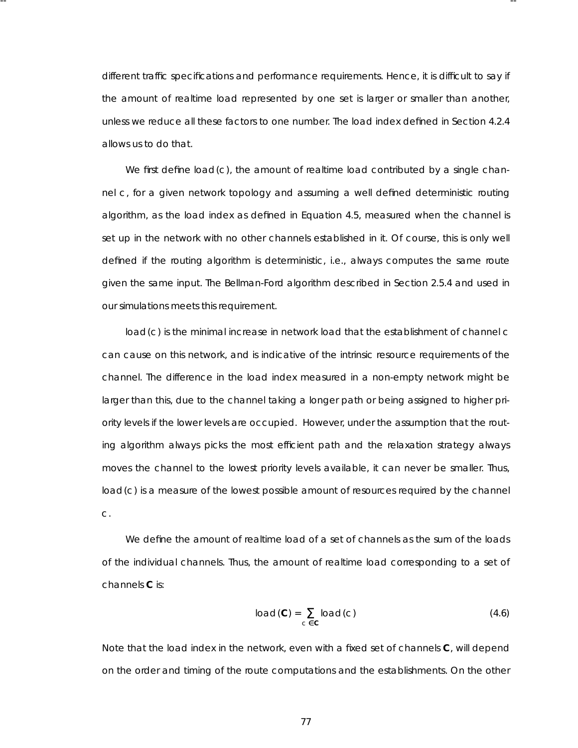different traffic specifications and performance requirements. Hence, it is difficult to say if the amount of realtime load represented by one set is larger or smaller than another, unless we reduce all these factors to one number. The load index defined in Section 4.2.4 allows us to do that.

We first define $load(c)$, the amount of realtime load contributed by a single channel $c$, for a given network topology and assuming a well defined deterministic routing algorithm, as the load index as defined in Equation 4.5, measured when the channel is set up in the network with no other channels established in it. Of course, this is only well defined if the routing algorithm is deterministic, i.e., always computes the same route given the same input. The Bellman-Ford algorithm described in Section 2.5.4 and used in our simulations meets this requirement.

$load(c)$ is the minimal increase in network load that the establishment of channel $c$ can cause on this network, and is indicative of the intrinsic resource requirements of the channel. The difference in the load index measured in a non-empty network might be larger than this, due to the channel taking a longer path or being assigned to higher priority levels if the lower levels are occupied. However, under the assumption that the routing algorithm always picks the most efficient path and the relaxation strategy always moves the channel to the lowest priority levels available, it can never be smaller. Thus, $load(c)$ is a measure of the lowest possible amount of resources required by the channel $c$.

We define the amount of realtime load of a set of channels as the sum of the loads of the individual channels. Thus, the amount of realtime load corresponding to a set of channels $\mathbf{C}$ is:

$$load(\mathbf{C}) = \sum_{c \in \mathbf{C}} load(c) \tag{4.6}$$

Note that the load index in the network, even with a fixed set of channels $\mathbf{C}$, will depend on the order and timing of the route computations and the establishments. On the other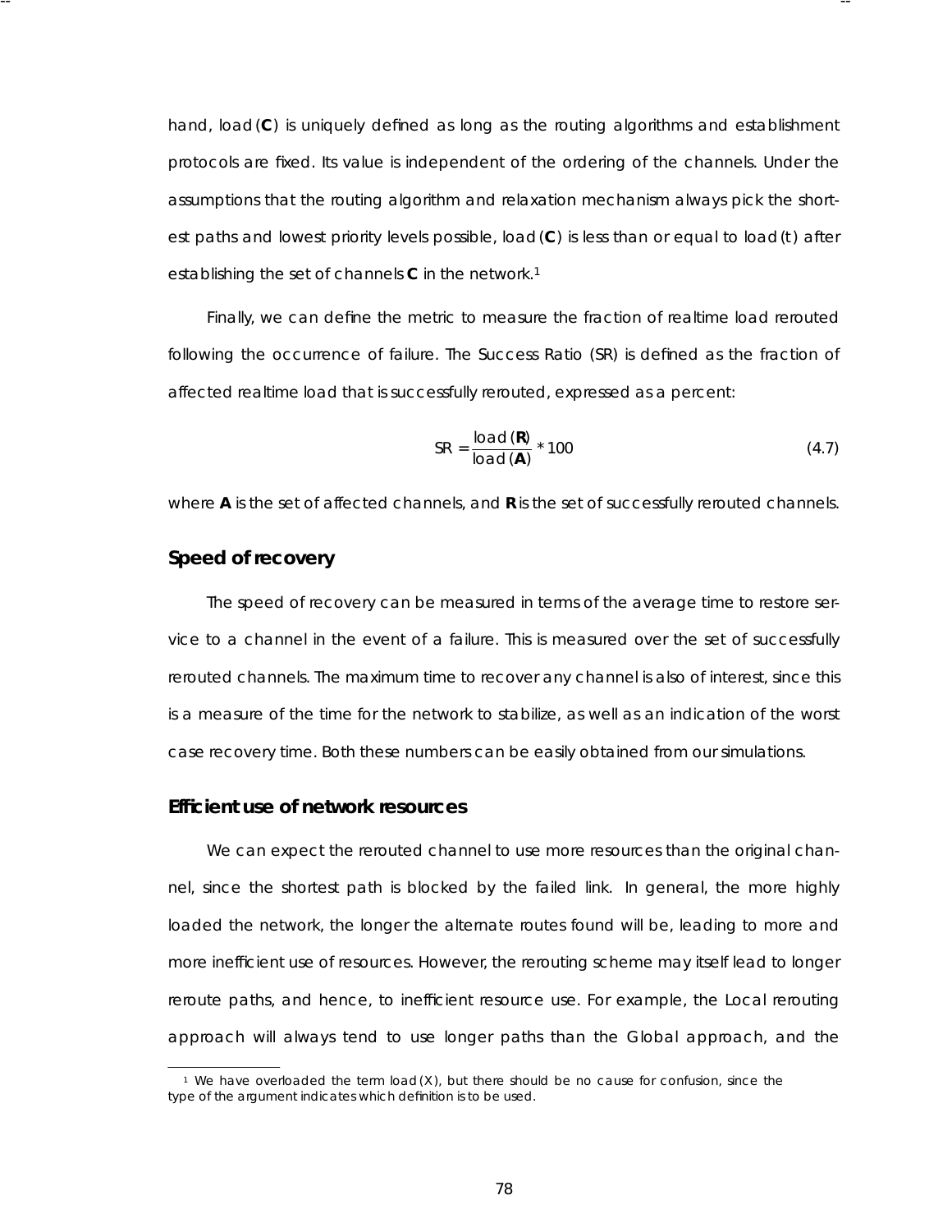hand, load (**C**) is uniquely defined as long as the routing algorithms and establishment protocols are fixed. Its value is independent of the ordering of the channels. Under the assumptions that the routing algorithm and relaxation mechanism always pick the shortest paths and lowest priority levels possible, load (**C**) is less than or equal to load (t) after establishing the set of channels **C** in the network.[1]

Finally, we can define the metric to measure the fraction of realtime load rerouted following the occurrence of failure. The Success Ratio (SR) is defined as the fraction of affected realtime load that is successfully rerouted, expressed as a percent:

$$SR = \frac{\text{load}(\mathbf{R})}{\text{load}(\mathbf{A})} * 100 \quad (4.7)$$

where **A** is the set of affected channels, and **R** is the set of successfully rerouted channels.

### Speed of recovery

The speed of recovery can be measured in terms of the average time to restore service to a channel in the event of a failure. This is measured over the set of successfully rerouted channels. The maximum time to recover any channel is also of interest, since this is a measure of the time for the network to stabilize, as well as an indication of the worst case recovery time. Both these numbers can be easily obtained from our simulations.

### Efficient use of network resources

We can expect the rerouted channel to use more resources than the original channel, since the shortest path is blocked by the failed link. In general, the more highly loaded the network, the longer the alternate routes found will be, leading to more and more inefficient use of resources. However, the rerouting scheme may itself lead to longer reroute paths, and hence, to inefficient resource use. For example, the Local rerouting approach will always tend to use longer paths than the Global approach, and the

---

[1] We have overloaded the term load (X), but there should be no cause for confusion, since the type of the argument indicates which definition is to be used.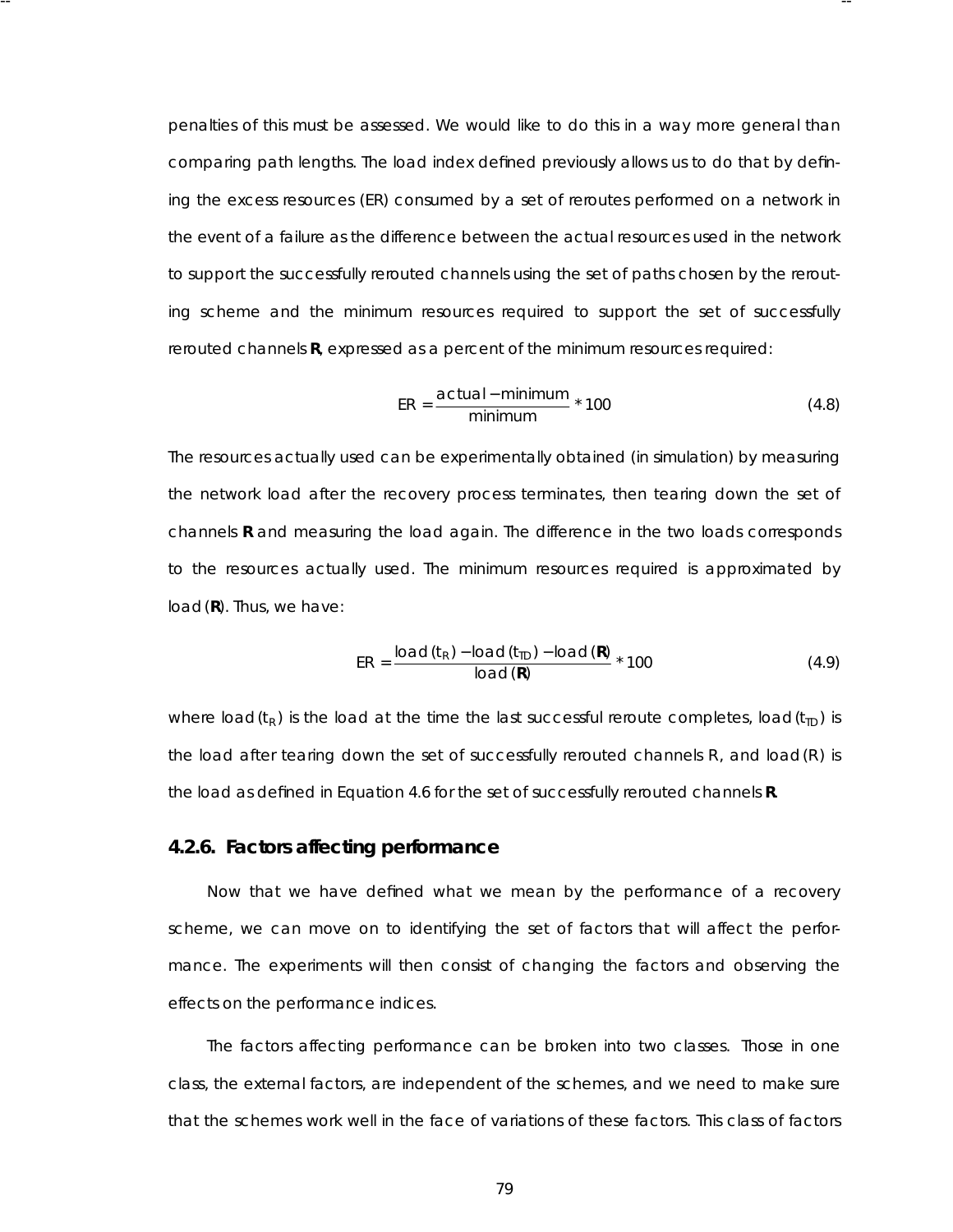penalties of this must be assessed. We would like to do this in a way more general than comparing path lengths. The load index defined previously allows us to do that by defining the excess resources (ER) consumed by a set of reroutes performed on a network in the event of a failure as the difference between the actual resources used in the network to support the successfully rerouted channels using the set of paths chosen by the rerouting scheme and the minimum resources required to support the set of successfully rerouted channels **R**, expressed as a percent of the minimum resources required:

$$ER = \frac{\text{actual} - \text{minimum}}{\text{minimum}} * 100 \tag{4.8}$$

The resources actually used can be experimentally obtained (in simulation) by measuring the network load after the recovery process terminates, then tearing down the set of channels **R** and measuring the load again. The difference in the two loads corresponds to the resources actually used. The minimum resources required is approximated by load (**R**). Thus, we have:

$$ER = \frac{\text{load}(t_R) - \text{load}(t_{TD}) - \text{load}(\mathbf{R})}{\text{load}(\mathbf{R})} * 100 \tag{4.9}$$

where load $(t_R)$ is the load at the time the last successful reroute completes, load $(t_{TD})$ is the load after tearing down the set of successfully rerouted channels R, and load (R) is the load as defined in Equation 4.6 for the set of successfully rerouted channels **R**.

### 4.2.6. Factors affecting performance

Now that we have defined what we mean by the performance of a recovery scheme, we can move on to identifying the set of factors that will affect the performance. The experiments will then consist of changing the factors and observing the effects on the performance indices.

The factors affecting performance can be broken into two classes. Those in one class, the external factors, are independent of the schemes, and we need to make sure that the schemes work well in the face of variations of these factors. This class of factors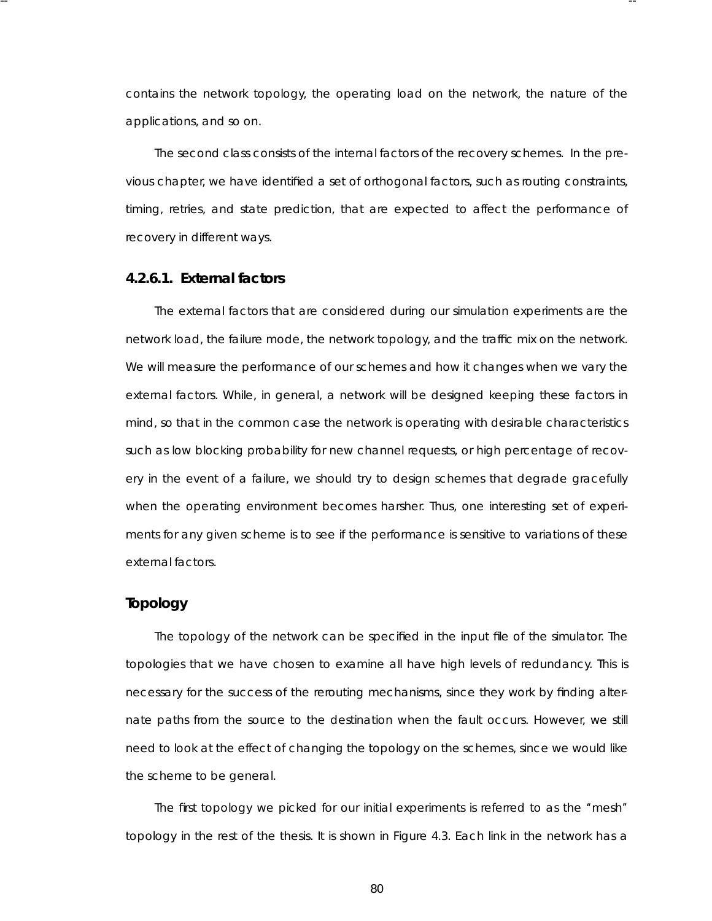contains the network topology, the operating load on the network, the nature of the applications, and so on.

The second class consists of the internal factors of the recovery schemes. In the previous chapter, we have identified a set of orthogonal factors, such as routing constraints, timing, retries, and state prediction, that are expected to affect the performance of recovery in different ways.

#### 4.2.6.1. External factors

The external factors that are considered during our simulation experiments are the network load, the failure mode, the network topology, and the traffic mix on the network. We will measure the performance of our schemes and how it changes when we vary the external factors. While, in general, a network will be designed keeping these factors in mind, so that in the common case the network is operating with desirable characteristics such as low blocking probability for new channel requests, or high percentage of recovery in the event of a failure, we should try to design schemes that degrade gracefully when the operating environment becomes harsher. Thus, one interesting set of experiments for any given scheme is to see if the performance is sensitive to variations of these external factors.

**Topology**

The topology of the network can be specified in the input file of the simulator. The topologies that we have chosen to examine all have high levels of redundancy. This is necessary for the success of the rerouting mechanisms, since they work by finding alternate paths from the source to the destination when the fault occurs. However, we still need to look at the effect of changing the topology on the schemes, since we would like the scheme to be general.

The first topology we picked for our initial experiments is referred to as the "mesh" topology in the rest of the thesis. It is shown in Figure 4.3. Each link in the network has a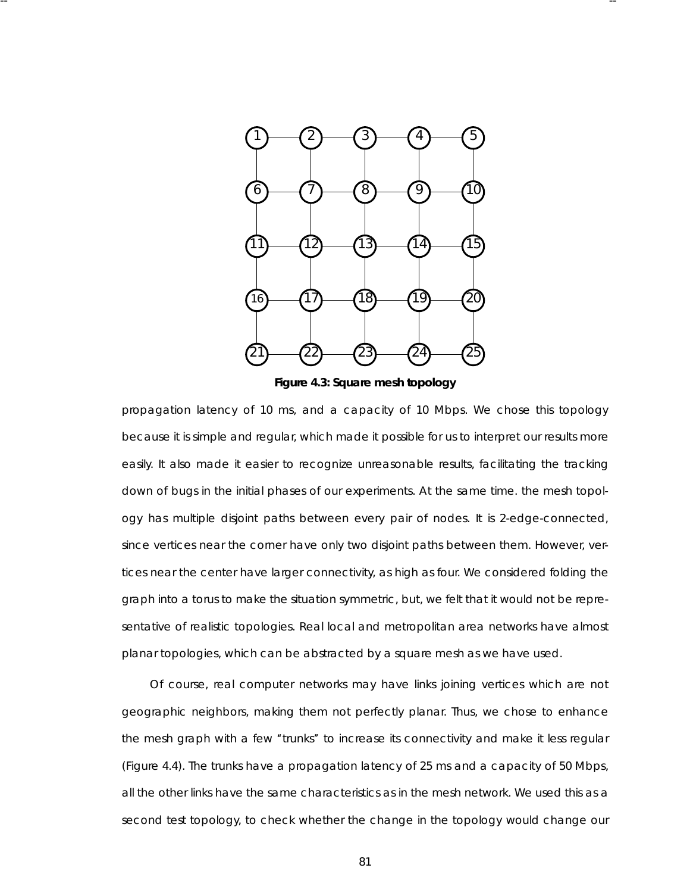**Figure 4.3: Square mesh topology**

propagation latency of 10 ms, and a capacity of 10 Mbps. We chose this topology because it is simple and regular, which made it possible for us to interpret our results more easily. It also made it easier to recognize unreasonable results, facilitating the tracking down of bugs in the initial phases of our experiments. At the same time. the mesh topology has multiple disjoint paths between every pair of nodes. It is 2-edge-connected, since vertices near the corner have only two disjoint paths between them. However, vertices near the center have larger connectivity, as high as four. We considered folding the graph into a torus to make the situation symmetric, but, we felt that it would not be representative of realistic topologies. Real local and metropolitan area networks have almost planar topologies, which can be abstracted by a square mesh as we have used.

Of course, real computer networks may have links joining vertices which are not geographic neighbors, making them not perfectly planar. Thus, we chose to enhance the mesh graph with a few "trunks" to increase its connectivity and make it less regular (Figure 4.4). The trunks have a propagation latency of 25 ms and a capacity of 50 Mbps, all the other links have the same characteristics as in the mesh network. We used this as a second test topology, to check whether the change in the topology would change our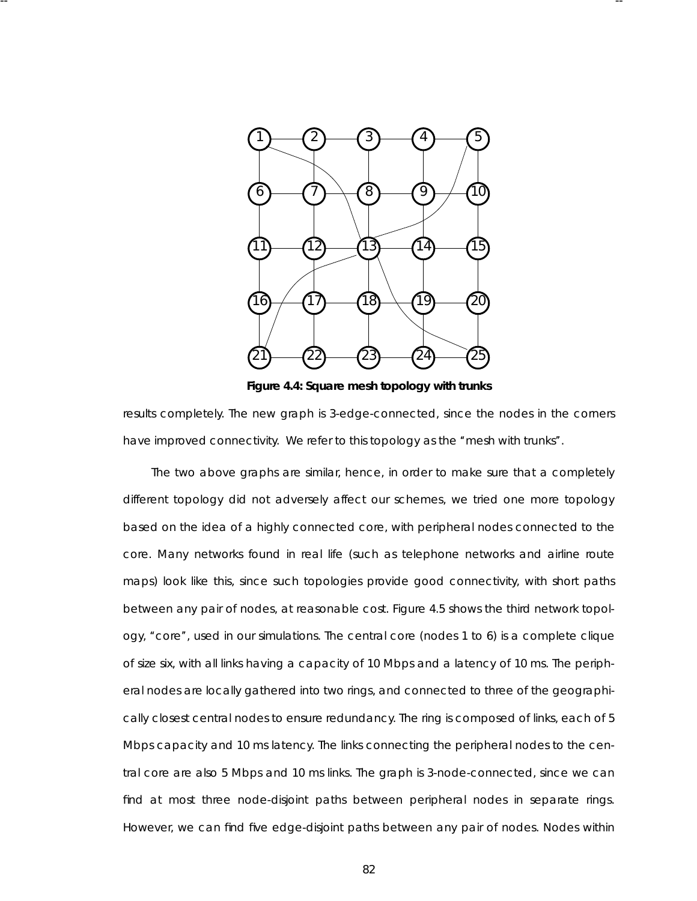**Figure 4.4: Square mesh topology with trunks**

results completely. The new graph is 3-edge-connected, since the nodes in the corners have improved connectivity. We refer to this topology as the "mesh with trunks".

The two above graphs are similar, hence, in order to make sure that a completely different topology did not adversely affect our schemes, we tried one more topology based on the idea of a highly connected core, with peripheral nodes connected to the core. Many networks found in real life (such as telephone networks and airline route maps) look like this, since such topologies provide good connectivity, with short paths between any pair of nodes, at reasonable cost. Figure 4.5 shows the third network topology, "core", used in our simulations. The central core (nodes 1 to 6) is a complete clique of size six, with all links having a capacity of 10 Mbps and a latency of 10 ms. The peripheral nodes are locally gathered into two rings, and connected to three of the geographically closest central nodes to ensure redundancy. The ring is composed of links, each of 5 Mbps capacity and 10 ms latency. The links connecting the peripheral nodes to the central core are also 5 Mbps and 10 ms links. The graph is 3-node-connected, since we can find at most three node-disjoint paths between peripheral nodes in separate rings. However, we can find five edge-disjoint paths between any pair of nodes. Nodes within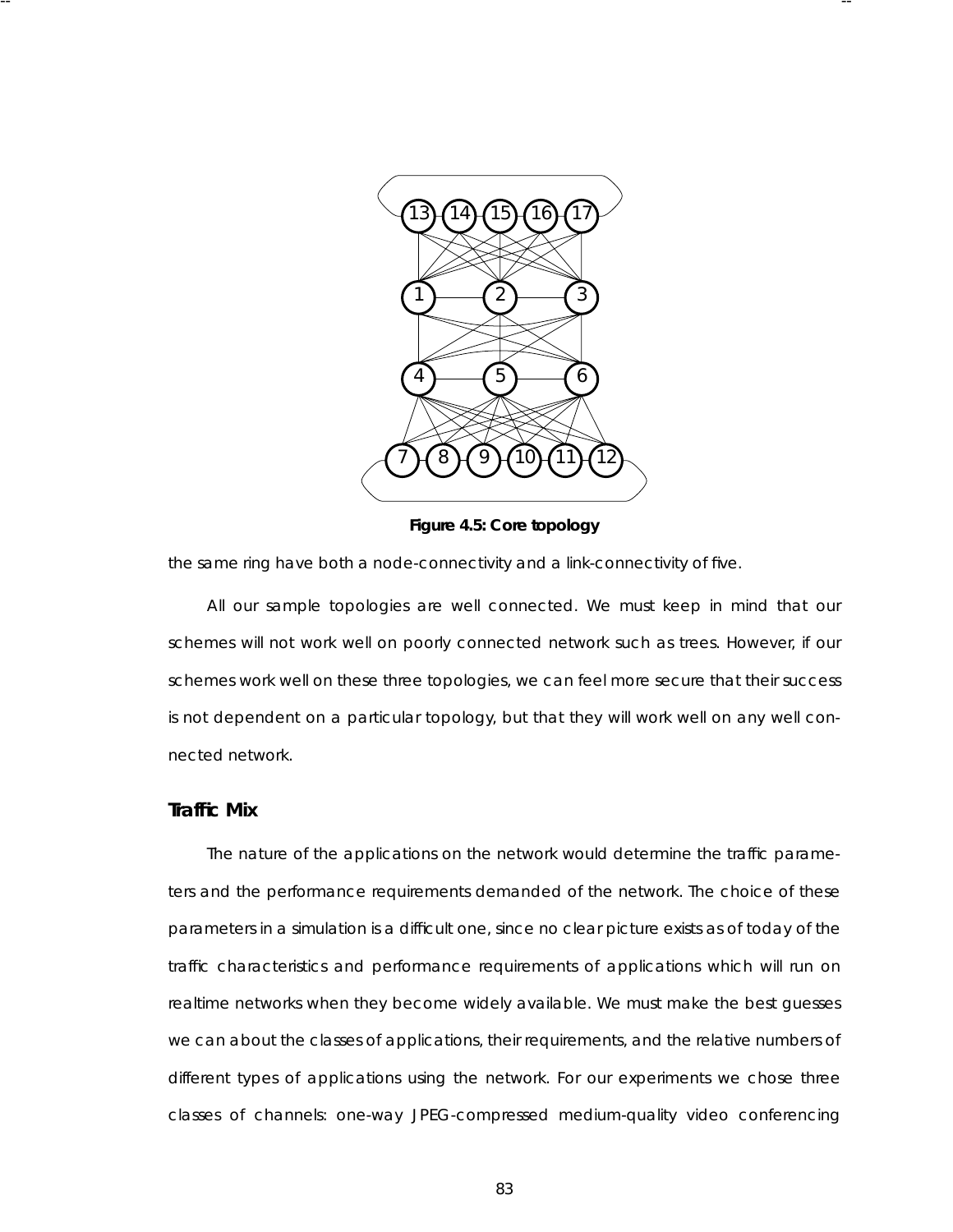Figure 4.5: Core topology

the same ring have both a node-connectivity and a link-connectivity of five.

All our sample topologies are well connected. We must keep in mind that our schemes will not work well on poorly connected network such as trees. However, if our schemes work well on these three topologies, we can feel more secure that their success is not dependent on a particular topology, but that they will work well on any well connected network.

### Traffic Mix

The nature of the applications on the network would determine the traffic parameters and the performance requirements demanded of the network. The choice of these parameters in a simulation is a difficult one, since no clear picture exists as of today of the traffic characteristics and performance requirements of applications which will run on realtime networks when they become widely available. We must make the best guesses we can about the classes of applications, their requirements, and the relative numbers of different types of applications using the network. For our experiments we chose three classes of channels: one-way JPEG-compressed medium-quality video conferencing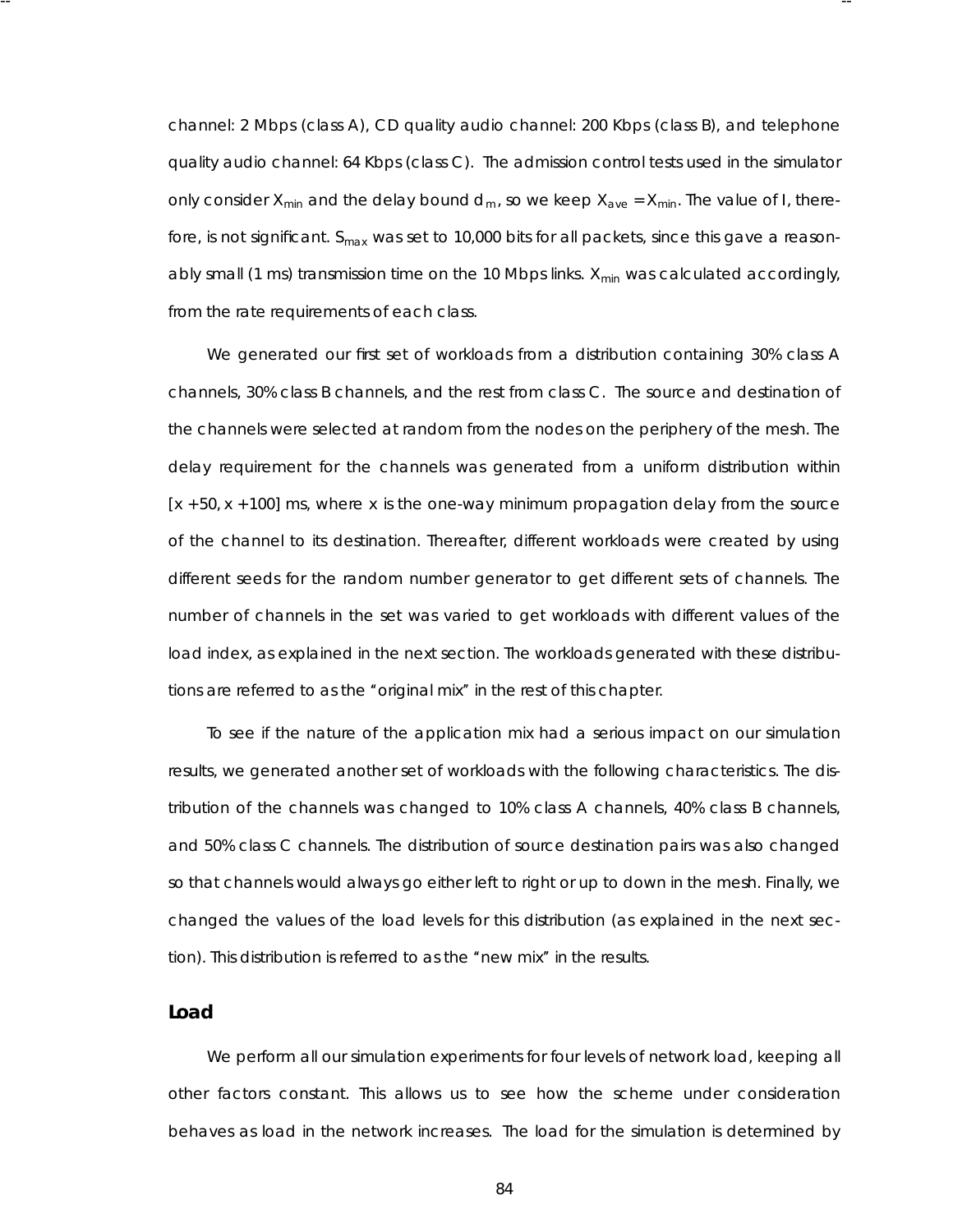channel: 2 Mbps (class A), CD quality audio channel: 200 Kbps (class B), and telephone quality audio channel: 64 Kbps (class C). The admission control tests used in the simulator only consider $X_{min}$ and the delay bound $d_m$, so we keep $X_{ave} = X_{min}$. The value of I, therefore, is not significant. $S_{max}$ was set to 10,000 bits for all packets, since this gave a reasonably small (1 ms) transmission time on the 10 Mbps links. $X_{min}$ was calculated accordingly, from the rate requirements of each class.

We generated our first set of workloads from a distribution containing 30% class A channels, 30% class B channels, and the rest from class C. The source and destination of the channels were selected at random from the nodes on the periphery of the mesh. The delay requirement for the channels was generated from a uniform distribution within $[x + 50, x + 100]$ ms, where $x$ is the one-way minimum propagation delay from the source of the channel to its destination. Thereafter, different workloads were created by using different seeds for the random number generator to get different sets of channels. The number of channels in the set was varied to get workloads with different values of the load index, as explained in the next section. The workloads generated with these distributions are referred to as the "original mix" in the rest of this chapter.

To see if the nature of the application mix had a serious impact on our simulation results, we generated another set of workloads with the following characteristics. The distribution of the channels was changed to 10% class A channels, 40% class B channels, and 50% class C channels. The distribution of source destination pairs was also changed so that channels would always go either left to right or up to down in the mesh. Finally, we changed the values of the load levels for this distribution (as explained in the next section). This distribution is referred to as the "new mix" in the results.

### Load

We perform all our simulation experiments for four levels of network load, keeping all other factors constant. This allows us to see how the scheme under consideration behaves as load in the network increases. The load for the simulation is determined by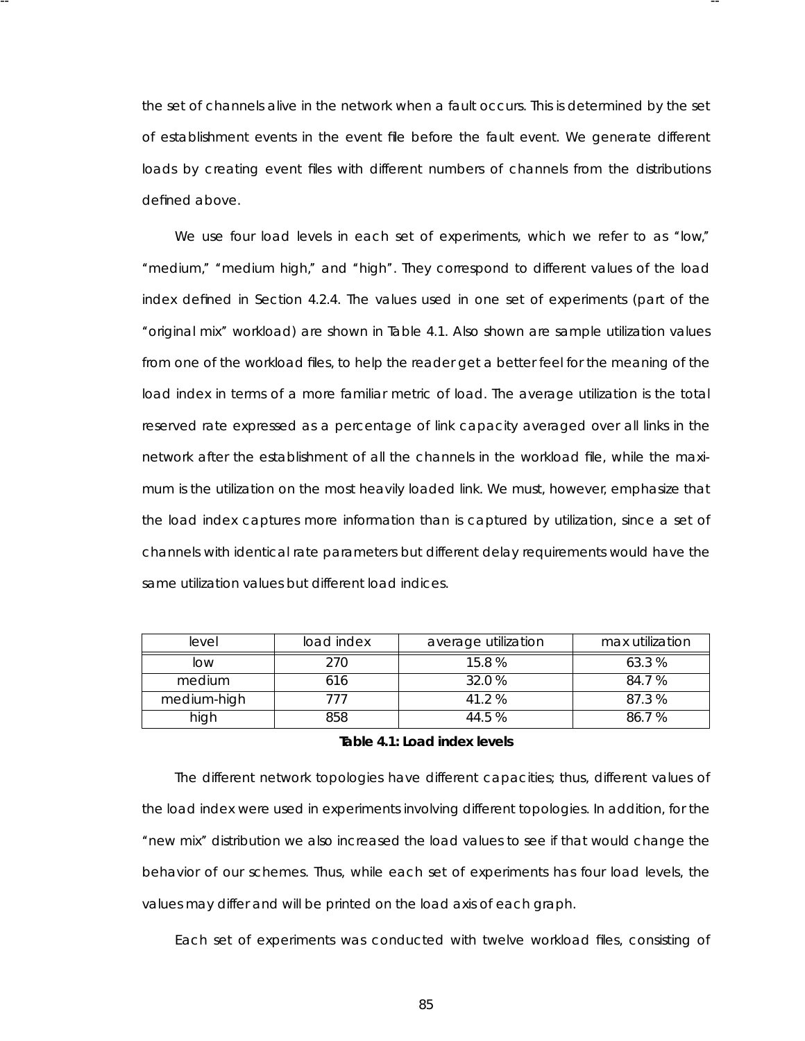the set of channels alive in the network when a fault occurs. This is determined by the set of establishment events in the event file before the fault event. We generate different loads by creating event files with different numbers of channels from the distributions defined above.

We use four load levels in each set of experiments, which we refer to as "low," "medium," "medium high," and "high". They correspond to different values of the load index defined in Section 4.2.4. The values used in one set of experiments (part of the "original mix" workload) are shown in Table 4.1. Also shown are sample utilization values from one of the workload files, to help the reader get a better feel for the meaning of the load index in terms of a more familiar metric of load. The average utilization is the total reserved rate expressed as a percentage of link capacity averaged over all links in the network after the establishment of all the channels in the workload file, while the maximum is the utilization on the most heavily loaded link. We must, however, emphasize that the load index captures more information than is captured by utilization, since a set of channels with identical rate parameters but different delay requirements would have the same utilization values but different load indices.

| level | load index | average utilization | max utilization |
|---|---|---|---|
| low | 270 | 15.8 % | 63.3 % |
| medium | 616 | 32.0 % | 84.7 % |
| medium-high | 777 | 41.2 % | 87.3 % |
| high | 858 | 44.5 % | 86.7 % |

**Table 4.1: Load index levels**

The different network topologies have different capacities; thus, different values of the load index were used in experiments involving different topologies. In addition, for the "new mix" distribution we also increased the load values to see if that would change the behavior of our schemes. Thus, while each set of experiments has four load levels, the values may differ and will be printed on the load axis of each graph.

Each set of experiments was conducted with twelve workload files, consisting of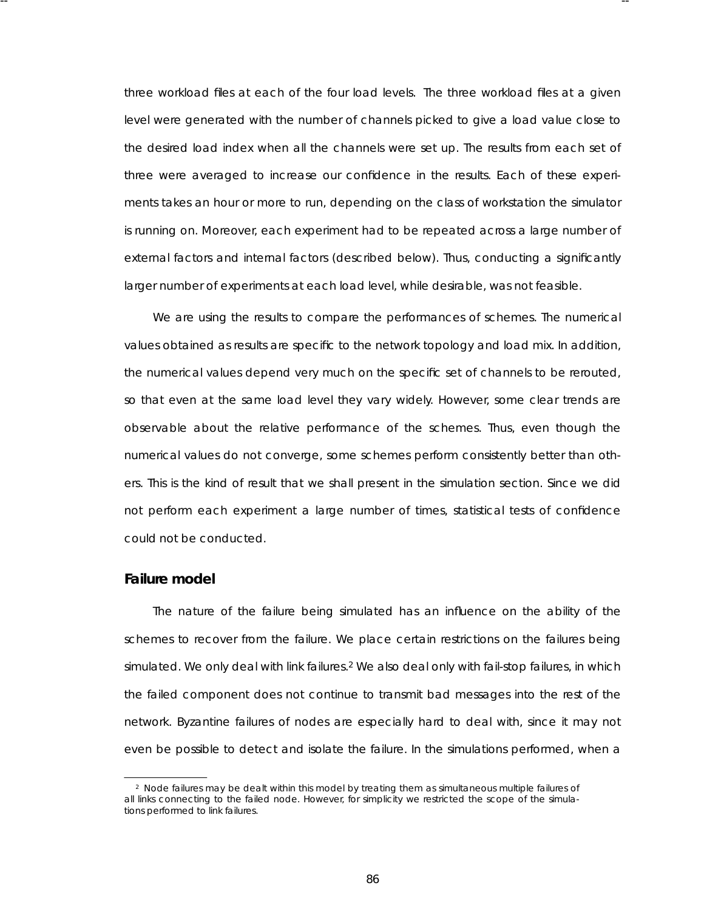three workload files at each of the four load levels. The three workload files at a given level were generated with the number of channels picked to give a load value close to the desired load index when all the channels were set up. The results from each set of three were averaged to increase our confidence in the results. Each of these experiments takes an hour or more to run, depending on the class of workstation the simulator is running on. Moreover, each experiment had to be repeated across a large number of external factors and internal factors (described below). Thus, conducting a significantly larger number of experiments at each load level, while desirable, was not feasible.

We are using the results to compare the performances of schemes. The numerical values obtained as results are specific to the network topology and load mix. In addition, the numerical values depend very much on the specific set of channels to be rerouted, so that even at the same load level they vary widely. However, some clear trends are observable about the relative performance of the schemes. Thus, even though the numerical values do not converge, some schemes perform consistently better than others. This is the kind of result that we shall present in the simulation section. Since we did not perform each experiment a large number of times, statistical tests of confidence could not be conducted.

### Failure model

The nature of the failure being simulated has an influence on the ability of the schemes to recover from the failure. We place certain restrictions on the failures being simulated. We only deal with link failures.[2] We also deal only with fail-stop failures, in which the failed component does not continue to transmit bad messages into the rest of the network. Byzantine failures of nodes are especially hard to deal with, since it may not even be possible to detect and isolate the failure. In the simulations performed, when a

[2] Node failures may be dealt within this model by treating them as simultaneous multiple failures of all links connecting to the failed node. However, for simplicity we restricted the scope of the simulations performed to link failures.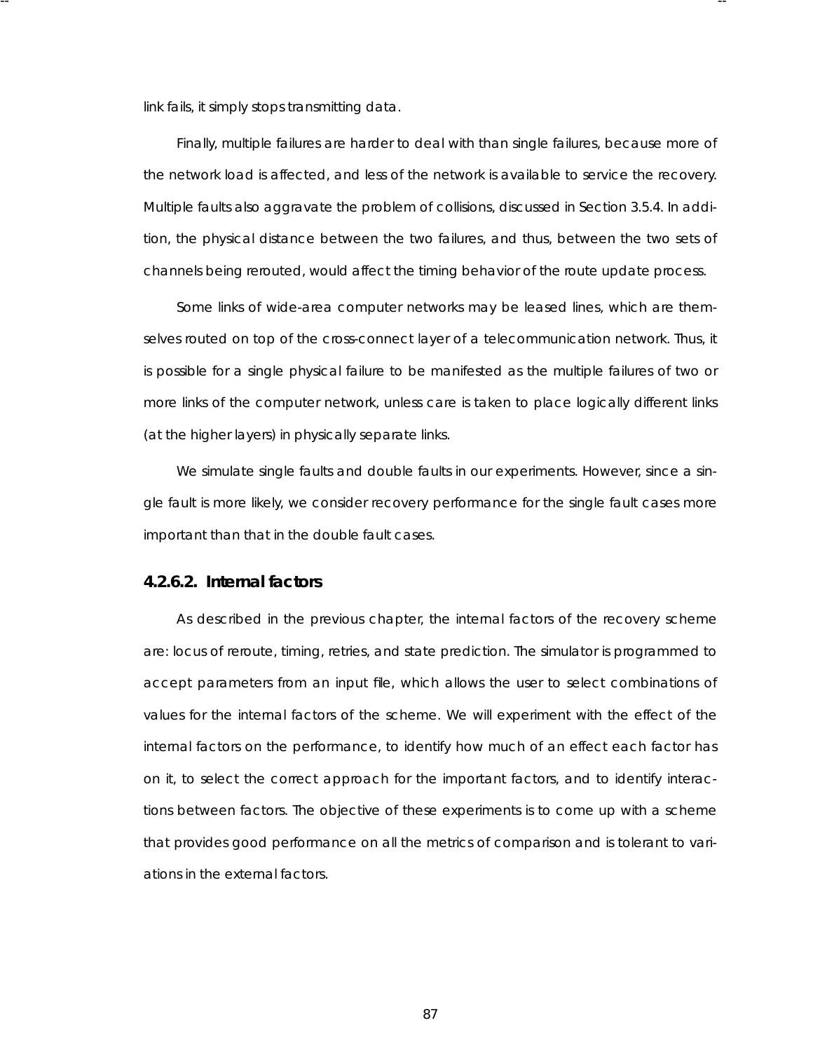link fails, it simply stops transmitting data.

Finally, multiple failures are harder to deal with than single failures, because more of the network load is affected, and less of the network is available to service the recovery. Multiple faults also aggravate the problem of collisions, discussed in Section 3.5.4. In addition, the physical distance between the two failures, and thus, between the two sets of channels being rerouted, would affect the timing behavior of the route update process.

Some links of wide-area computer networks may be leased lines, which are themselves routed on top of the cross-connect layer of a telecommunication network. Thus, it is possible for a single physical failure to be manifested as the multiple failures of two or more links of the computer network, unless care is taken to place logically different links (at the higher layers) in physically separate links.

We simulate single faults and double faults in our experiments. However, since a single fault is more likely, we consider recovery performance for the single fault cases more important than that in the double fault cases.

#### 4.2.6.2. Internal factors

As described in the previous chapter, the internal factors of the recovery scheme are: locus of reroute, timing, retries, and state prediction. The simulator is programmed to accept parameters from an input file, which allows the user to select combinations of values for the internal factors of the scheme. We will experiment with the effect of the internal factors on the performance, to identify how much of an effect each factor has on it, to select the correct approach for the important factors, and to identify interactions between factors. The objective of these experiments is to come up with a scheme that provides good performance on all the metrics of comparison and is tolerant to variations in the external factors.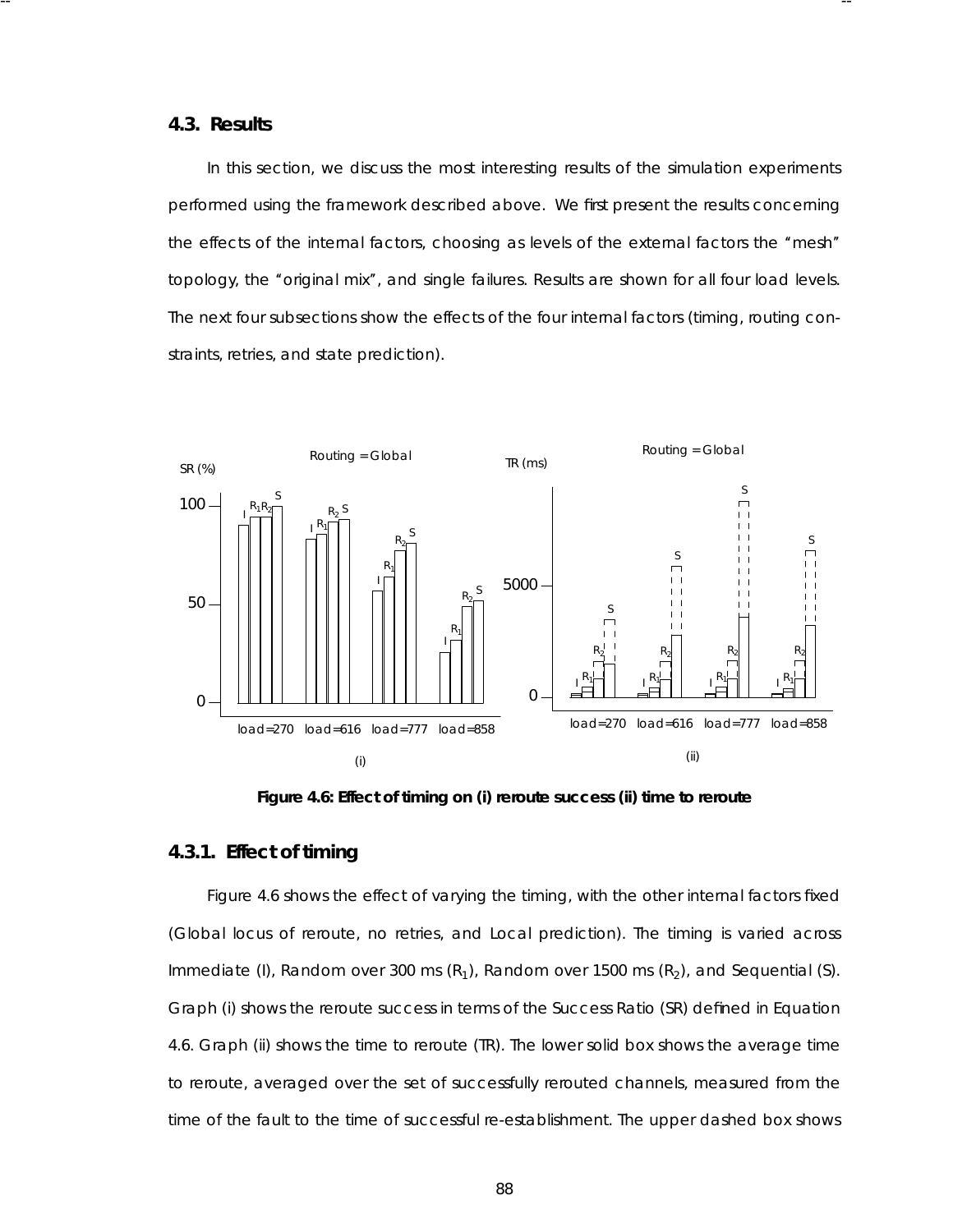### 4.3. Results

In this section, we discuss the most interesting results of the simulation experiments performed using the framework described above. We first present the results concerning the effects of the internal factors, choosing as levels of the external factors the "mesh" topology, the "original mix", and single failures. Results are shown for all four load levels. The next four subsections show the effects of the four internal factors (timing, routing constraints, retries, and state prediction).

**Figure 4.6: Effect of timing on (i) reroute success (ii) time to reroute**

#### 4.3.1. Effect of timing

Figure 4.6 shows the effect of varying the timing, with the other internal factors fixed (Global locus of reroute, no retries, and Local prediction). The timing is varied across Immediate (I), Random over 300 ms ($R_1$), Random over 1500 ms ($R_2$), and Sequential (S). Graph (i) shows the reroute success in terms of the Success Ratio (SR) defined in Equation 4.6. Graph (ii) shows the time to reroute (TR). The lower solid box shows the average time to reroute, averaged over the set of successfully rerouted channels, measured from the time of the fault to the time of successful re-establishment. The upper dashed box shows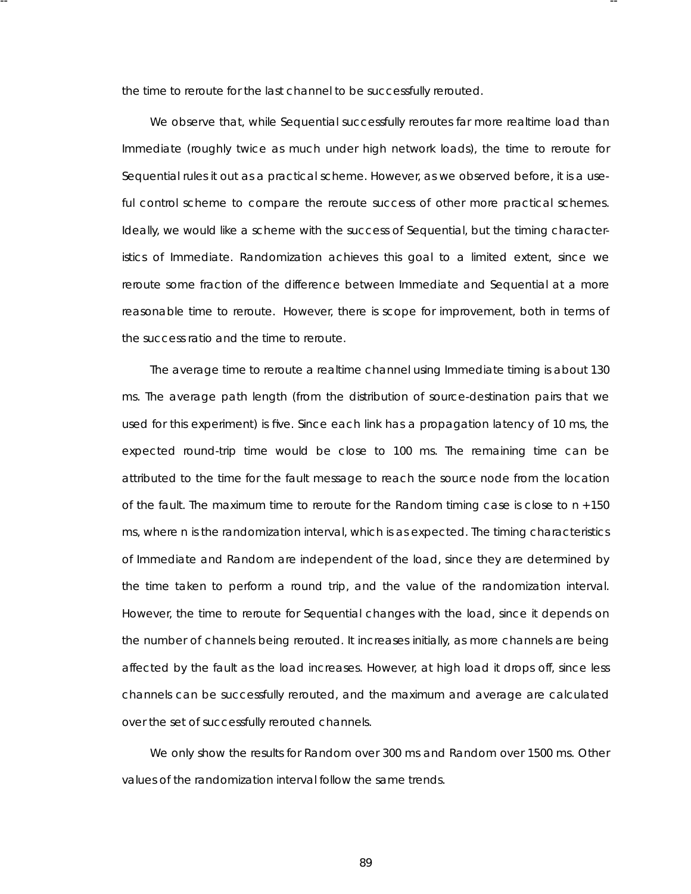the time to reroute for the last channel to be successfully rerouted.

We observe that, while Sequential successfully reroutes far more realtime load than Immediate (roughly twice as much under high network loads), the time to reroute for Sequential rules it out as a practical scheme. However, as we observed before, it is a useful control scheme to compare the reroute success of other more practical schemes. Ideally, we would like a scheme with the success of Sequential, but the timing characteristics of Immediate. Randomization achieves this goal to a limited extent, since we reroute some fraction of the difference between Immediate and Sequential at a more reasonable time to reroute. However, there is scope for improvement, both in terms of the success ratio and the time to reroute.

The average time to reroute a realtime channel using Immediate timing is about 130 ms. The average path length (from the distribution of source-destination pairs that we used for this experiment) is five. Since each link has a propagation latency of 10 ms, the expected round-trip time would be close to 100 ms. The remaining time can be attributed to the time for the fault message to reach the source node from the location of the fault. The maximum time to reroute for the Random timing case is close to $n + 150$ ms, where $n$ is the randomization interval, which is as expected. The timing characteristics of Immediate and Random are independent of the load, since they are determined by the time taken to perform a round trip, and the value of the randomization interval. However, the time to reroute for Sequential changes with the load, since it depends on the number of channels being rerouted. It increases initially, as more channels are being affected by the fault as the load increases. However, at high load it drops off, since less channels can be successfully rerouted, and the maximum and average are calculated over the set of successfully rerouted channels.

We only show the results for Random over 300 ms and Random over 1500 ms. Other values of the randomization interval follow the same trends.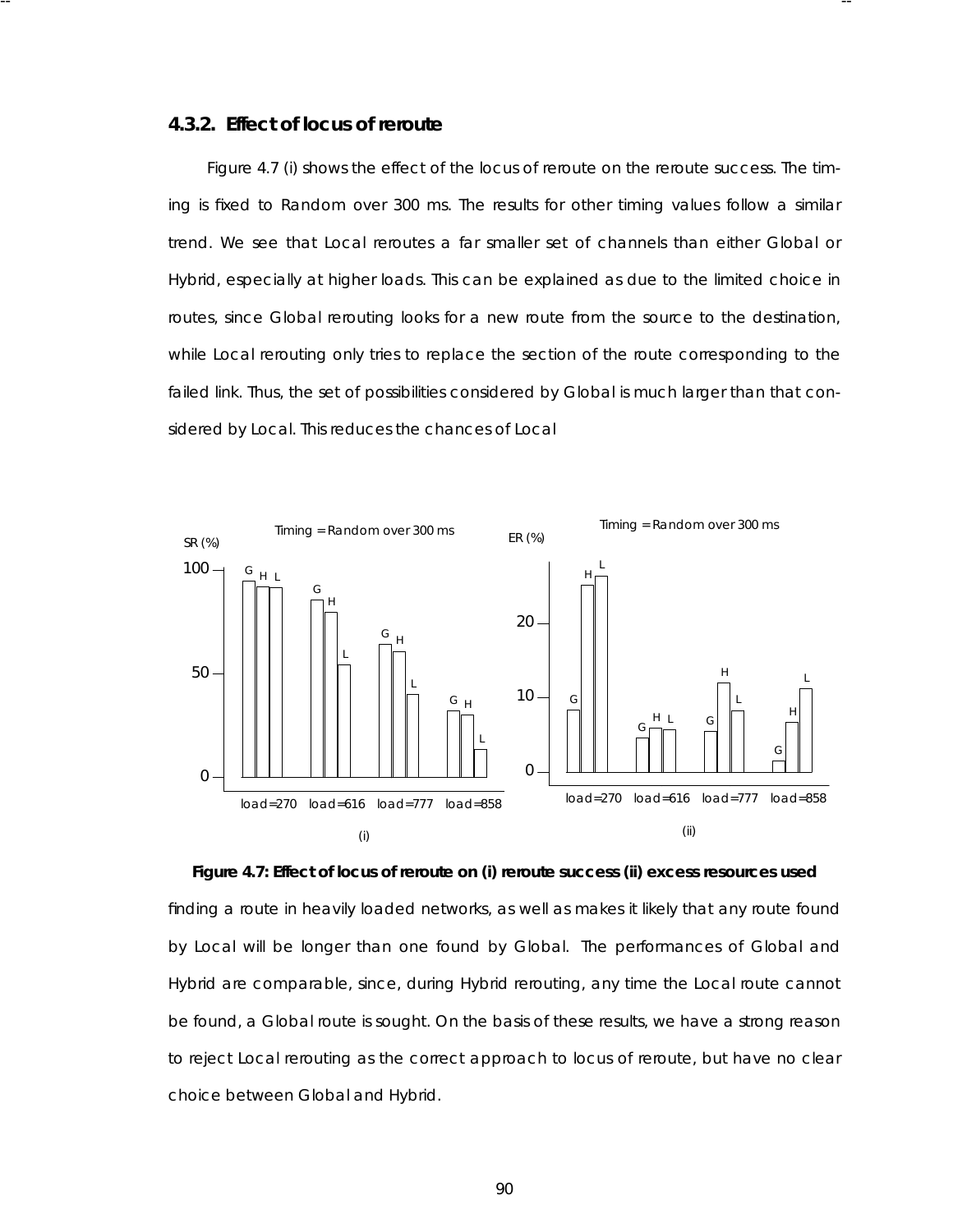### 4.3.2. Effect of locus of reroute

Figure 4.7 (i) shows the effect of the locus of reroute on the reroute success. The timing is fixed to Random over 300 ms. The results for other timing values follow a similar trend. We see that Local reroutes a far smaller set of channels than either Global or Hybrid, especially at higher loads. This can be explained as due to the limited choice in routes, since Global rerouting looks for a new route from the source to the destination, while Local rerouting only tries to replace the section of the route corresponding to the failed link. Thus, the set of possibilities considered by Global is much larger than that considered by Local. This reduces the chances of Local

**Figure 4.7: Effect of locus of reroute on (i) reroute success (ii) excess resources used**

finding a route in heavily loaded networks, as well as makes it likely that any route found by Local will be longer than one found by Global. The performances of Global and Hybrid are comparable, since, during Hybrid rerouting, any time the Local route cannot be found, a Global route is sought. On the basis of these results, we have a strong reason to reject Local rerouting as the correct approach to locus of reroute, but have no clear choice between Global and Hybrid.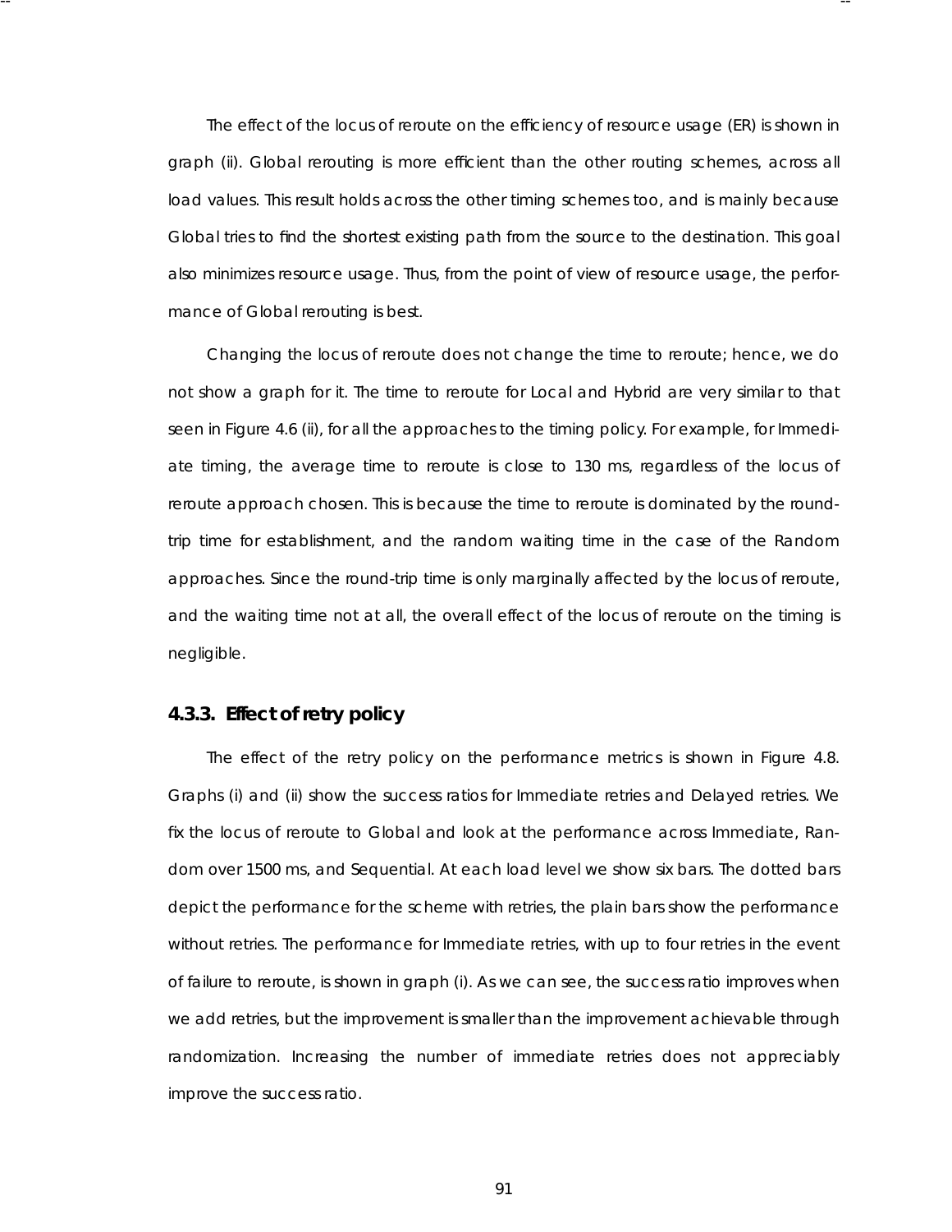The effect of the locus of reroute on the efficiency of resource usage (ER) is shown in graph (ii). Global rerouting is more efficient than the other routing schemes, across all load values. This result holds across the other timing schemes too, and is mainly because Global tries to find the shortest existing path from the source to the destination. This goal also minimizes resource usage. Thus, from the point of view of resource usage, the performance of Global rerouting is best.

Changing the locus of reroute does not change the time to reroute; hence, we do not show a graph for it. The time to reroute for Local and Hybrid are very similar to that seen in Figure 4.6 (ii), for all the approaches to the timing policy. For example, for Immediate timing, the average time to reroute is close to 130 ms, regardless of the locus of reroute approach chosen. This is because the time to reroute is dominated by the round-trip time for establishment, and the random waiting time in the case of the Random approaches. Since the round-trip time is only marginally affected by the locus of reroute, and the waiting time not at all, the overall effect of the locus of reroute on the timing is negligible.

### 4.3.3. Effect of retry policy

The effect of the retry policy on the performance metrics is shown in Figure 4.8. Graphs (i) and (ii) show the success ratios for Immediate retries and Delayed retries. We fix the locus of reroute to Global and look at the performance across Immediate, Random over 1500 ms, and Sequential. At each load level we show six bars. The dotted bars depict the performance for the scheme with retries, the plain bars show the performance without retries. The performance for Immediate retries, with up to four retries in the event of failure to reroute, is shown in graph (i). As we can see, the success ratio improves when we add retries, but the improvement is smaller than the improvement achievable through randomization. Increasing the number of immediate retries does not appreciably improve the success ratio.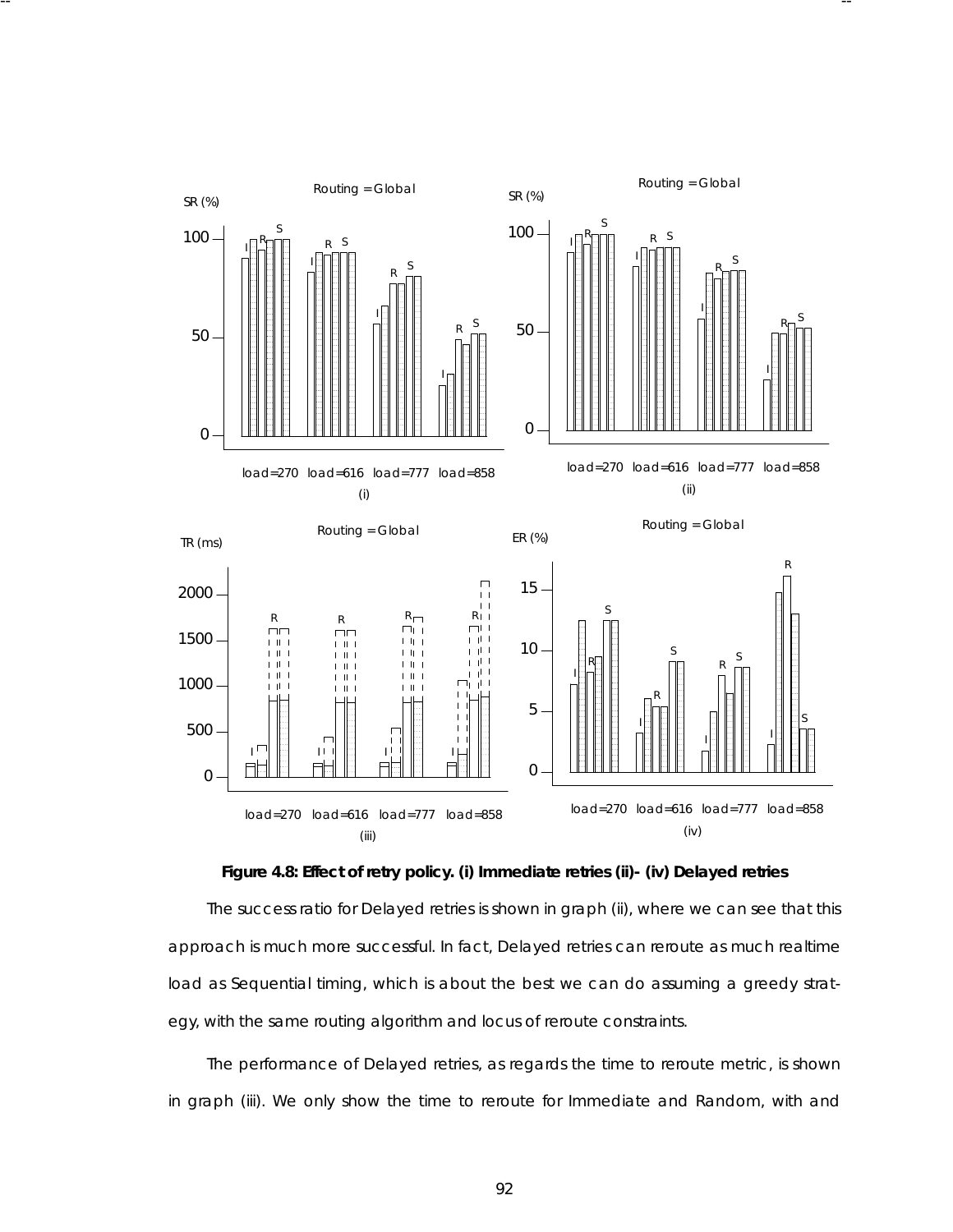**Figure 4.8: Effect of retry policy. (i) Immediate retries (ii)- (iv) Delayed retries**

The success ratio for Delayed retries is shown in graph (ii), where we can see that this approach is much more successful. In fact, Delayed retries can reroute as much realtime load as Sequential timing, which is about the best we can do assuming a greedy strategy, with the same routing algorithm and locus of reroute constraints.

The performance of Delayed retries, as regards the time to reroute metric, is shown in graph (iii). We only show the time to reroute for Immediate and Random, with and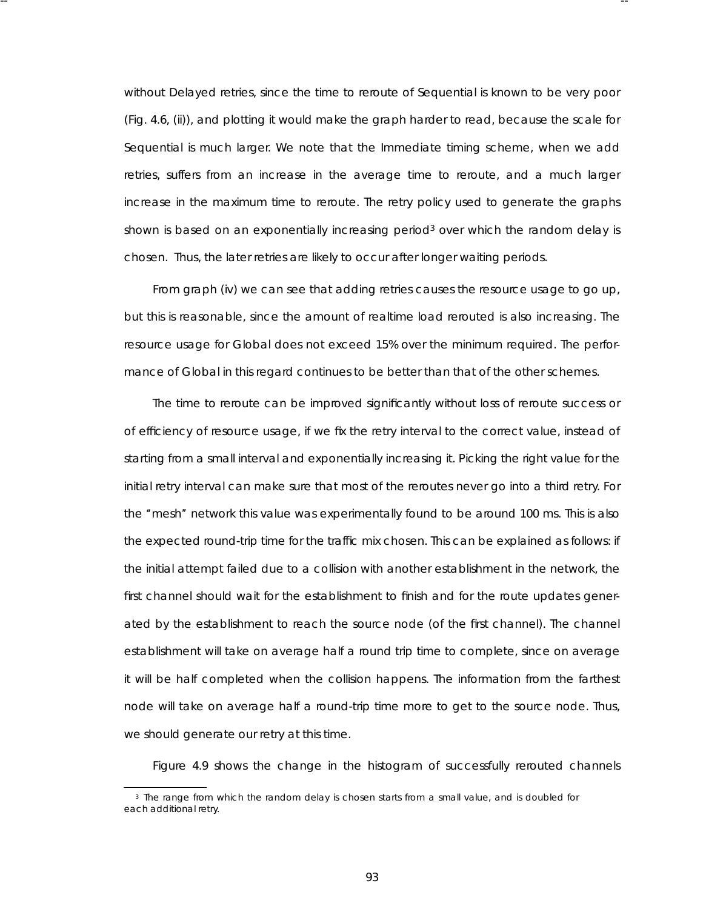without Delayed retries, since the time to reroute of Sequential is known to be very poor (Fig. 4.6, (ii)), and plotting it would make the graph harder to read, because the scale for Sequential is much larger. We note that the Immediate timing scheme, when we add retries, suffers from an increase in the average time to reroute, and a much larger increase in the maximum time to reroute. The retry policy used to generate the graphs shown is based on an exponentially increasing period[3] over which the random delay is chosen. Thus, the later retries are likely to occur after longer waiting periods.

From graph (iv) we can see that adding retries causes the resource usage to go up, but this is reasonable, since the amount of realtime load rerouted is also increasing. The resource usage for Global does not exceed 15% over the minimum required. The performance of Global in this regard continues to be better than that of the other schemes.

The time to reroute can be improved significantly without loss of reroute success or of efficiency of resource usage, if we fix the retry interval to the correct value, instead of starting from a small interval and exponentially increasing it. Picking the right value for the initial retry interval can make sure that most of the reroutes never go into a third retry. For the "mesh" network this value was experimentally found to be around 100 ms. This is also the expected round-trip time for the traffic mix chosen. This can be explained as follows: if the initial attempt failed due to a collision with another establishment in the network, the first channel should wait for the establishment to finish and for the route updates generated by the establishment to reach the source node (of the first channel). The channel establishment will take on average half a round trip time to complete, since on average it will be half completed when the collision happens. The information from the farthest node will take on average half a round-trip time more to get to the source node. Thus, we should generate our retry at this time.

Figure 4.9 shows the change in the histogram of successfully rerouted channels

[3] The range from which the random delay is chosen starts from a small value, and is doubled for each additional retry.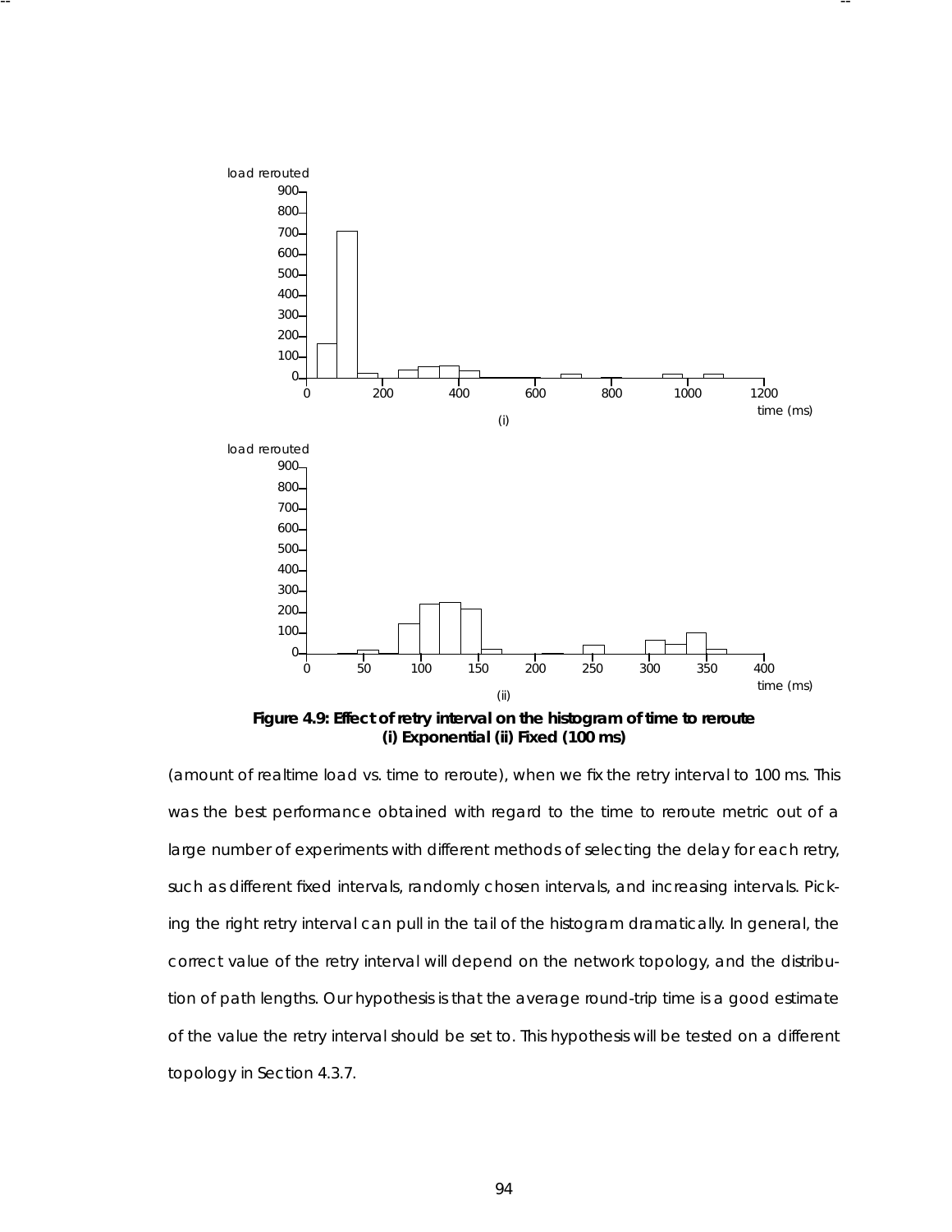Figure 4.9: Effect of retry interval on the histogram of time to reroute
(i) Exponential (ii) Fixed (100 ms)

(amount of realtime load vs. time to reroute), when we fix the retry interval to 100 ms. This was the best performance obtained with regard to the time to reroute metric out of a large number of experiments with different methods of selecting the delay for each retry, such as different fixed intervals, randomly chosen intervals, and increasing intervals. Picking the right retry interval can pull in the tail of the histogram dramatically. In general, the correct value of the retry interval will depend on the network topology, and the distribution of path lengths. Our hypothesis is that the average round-trip time is a good estimate of the value the retry interval should be set to. This hypothesis will be tested on a different topology in Section 4.3.7.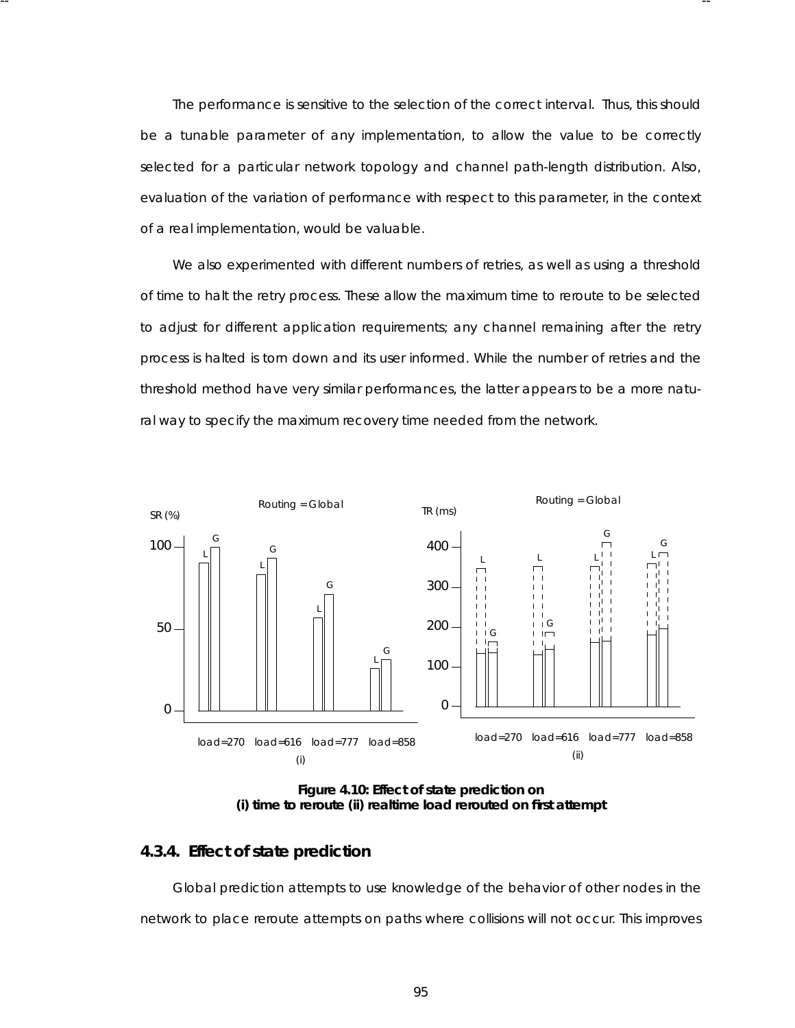The performance is sensitive to the selection of the correct interval. Thus, this should be a tunable parameter of any implementation, to allow the value to be correctly selected for a particular network topology and channel path-length distribution. Also, evaluation of the variation of performance with respect to this parameter, in the context of a real implementation, would be valuable.

We also experimented with different numbers of retries, as well as using a threshold of time to halt the retry process. These allow the maximum time to reroute to be selected to adjust for different application requirements; any channel remaining after the retry process is halted is torn down and its user informed. While the number of retries and the threshold method have very similar performances, the latter appears to be a more natural way to specify the maximum recovery time needed from the network.

**Figure 4.10: Effect of state prediction on (i) time to reroute (ii) realtime load rerouted on first attempt**

## 4.3.4. Effect of state prediction

Global prediction attempts to use knowledge of the behavior of other nodes in the network to place reroute attempts on paths where collisions will not occur. This improves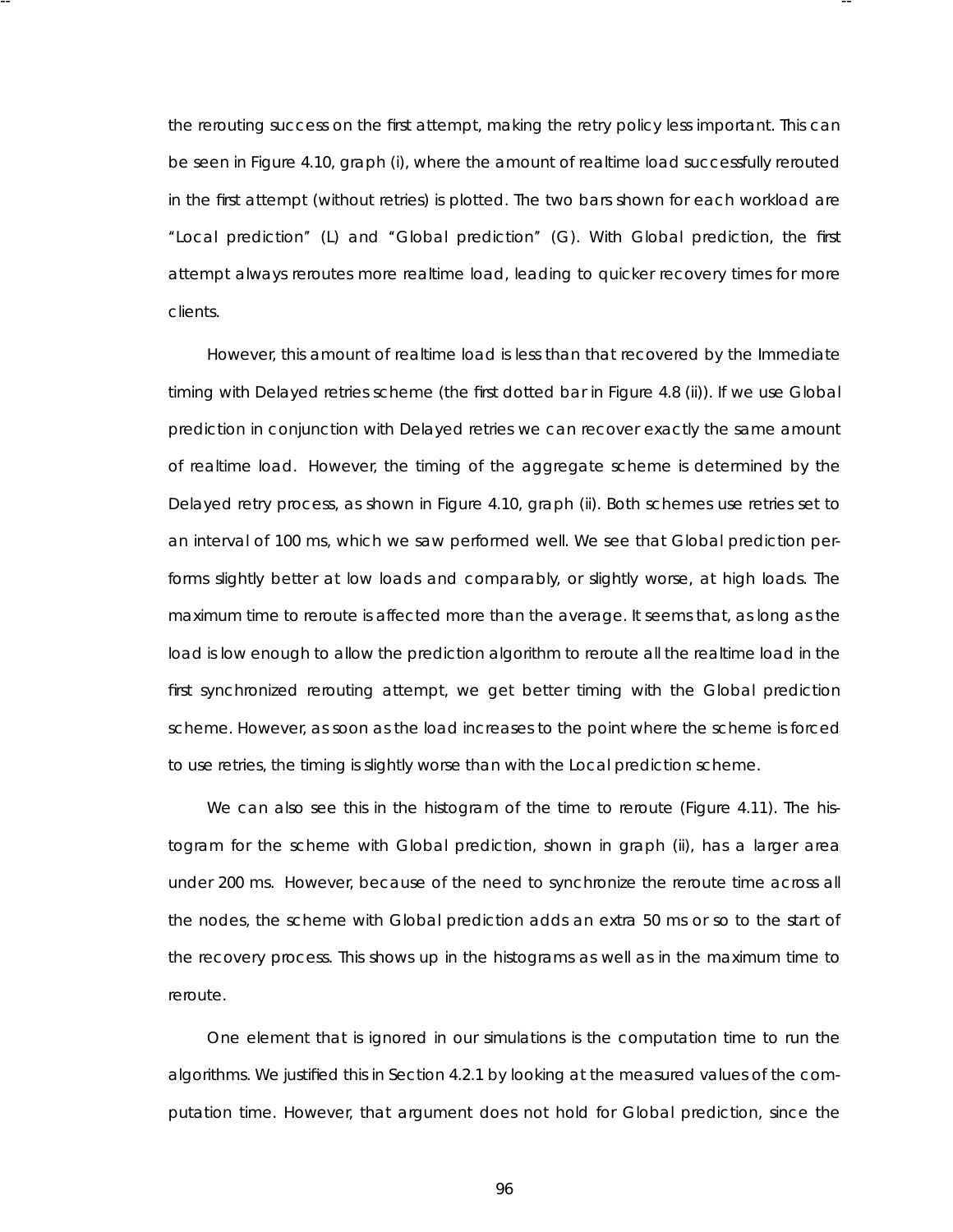the rerouting success on the first attempt, making the retry policy less important. This can be seen in Figure 4.10, graph (i), where the amount of realtime load successfully rerouted in the first attempt (without retries) is plotted. The two bars shown for each workload are "Local prediction" (L) and "Global prediction" (G). With Global prediction, the first attempt always reroutes more realtime load, leading to quicker recovery times for more clients.

However, this amount of realtime load is less than that recovered by the Immediate timing with Delayed retries scheme (the first dotted bar in Figure 4.8 (ii)). If we use Global prediction in conjunction with Delayed retries we can recover exactly the same amount of realtime load. However, the timing of the aggregate scheme is determined by the Delayed retry process, as shown in Figure 4.10, graph (ii). Both schemes use retries set to an interval of 100 ms, which we saw performed well. We see that Global prediction performs slightly better at low loads and comparably, or slightly worse, at high loads. The maximum time to reroute is affected more than the average. It seems that, as long as the load is low enough to allow the prediction algorithm to reroute all the realtime load in the first synchronized rerouting attempt, we get better timing with the Global prediction scheme. However, as soon as the load increases to the point where the scheme is forced to use retries, the timing is slightly worse than with the Local prediction scheme.

We can also see this in the histogram of the time to reroute (Figure 4.11). The histogram for the scheme with Global prediction, shown in graph (ii), has a larger area under 200 ms. However, because of the need to synchronize the reroute time across all the nodes, the scheme with Global prediction adds an extra 50 ms or so to the start of the recovery process. This shows up in the histograms as well as in the maximum time to reroute.

One element that is ignored in our simulations is the computation time to run the algorithms. We justified this in Section 4.2.1 by looking at the measured values of the computation time. However, that argument does not hold for Global prediction, since the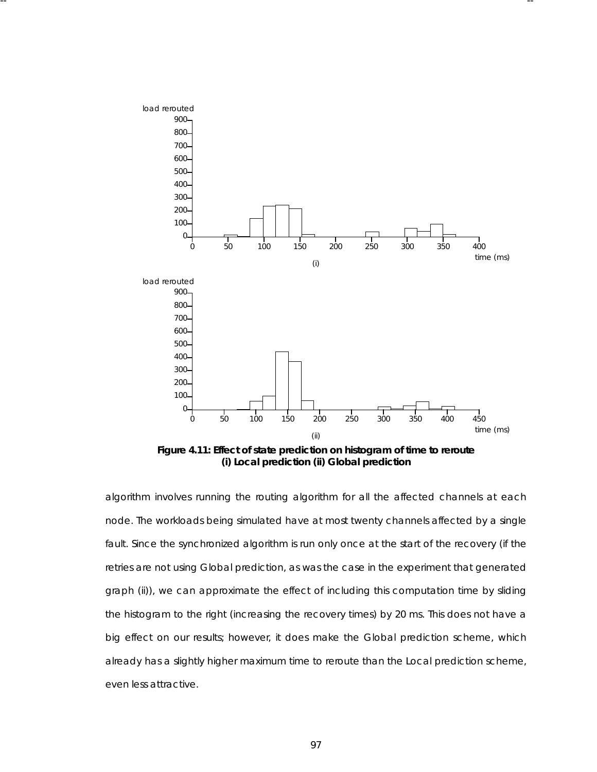**Figure 4.11: Effect of state prediction on histogram of time to reroute (i) Local prediction (ii) Global prediction**

algorithm involves running the routing algorithm for all the affected channels at each node. The workloads being simulated have at most twenty channels affected by a single fault. Since the synchronized algorithm is run only once at the start of the recovery (if the retries are not using Global prediction, as was the case in the experiment that generated graph (ii)), we can approximate the effect of including this computation time by sliding the histogram to the right (increasing the recovery times) by 20 ms. This does not have a big effect on our results; however, it does make the Global prediction scheme, which already has a slightly higher maximum time to reroute than the Local prediction scheme, even less attractive.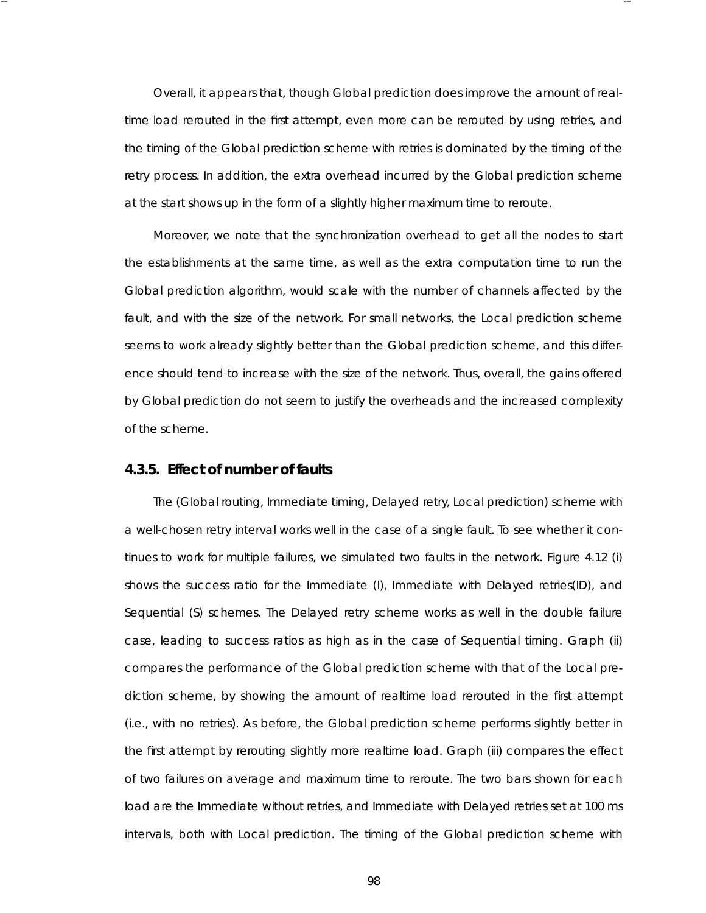Overall, it appears that, though Global prediction does improve the amount of realtime load rerouted in the first attempt, even more can be rerouted by using retries, and the timing of the Global prediction scheme with retries is dominated by the timing of the retry process. In addition, the extra overhead incurred by the Global prediction scheme at the start shows up in the form of a slightly higher maximum time to reroute.

Moreover, we note that the synchronization overhead to get all the nodes to start the establishments at the same time, as well as the extra computation time to run the Global prediction algorithm, would scale with the number of channels affected by the fault, and with the size of the network. For small networks, the Local prediction scheme seems to work already slightly better than the Global prediction scheme, and this difference should tend to increase with the size of the network. Thus, overall, the gains offered by Global prediction do not seem to justify the overheads and the increased complexity of the scheme.

### 4.3.5. Effect of number of faults

The (Global routing, Immediate timing, Delayed retry, Local prediction) scheme with a well-chosen retry interval works well in the case of a single fault. To see whether it continues to work for multiple failures, we simulated two faults in the network. Figure 4.12 (i) shows the success ratio for the Immediate (I), Immediate with Delayed retries(ID), and Sequential (S) schemes. The Delayed retry scheme works as well in the double failure case, leading to success ratios as high as in the case of Sequential timing. Graph (ii) compares the performance of the Global prediction scheme with that of the Local prediction scheme, by showing the amount of realtime load rerouted in the first attempt (i.e., with no retries). As before, the Global prediction scheme performs slightly better in the first attempt by rerouting slightly more realtime load. Graph (iii) compares the effect of two failures on average and maximum time to reroute. The two bars shown for each load are the Immediate without retries, and Immediate with Delayed retries set at 100 ms intervals, both with Local prediction. The timing of the Global prediction scheme with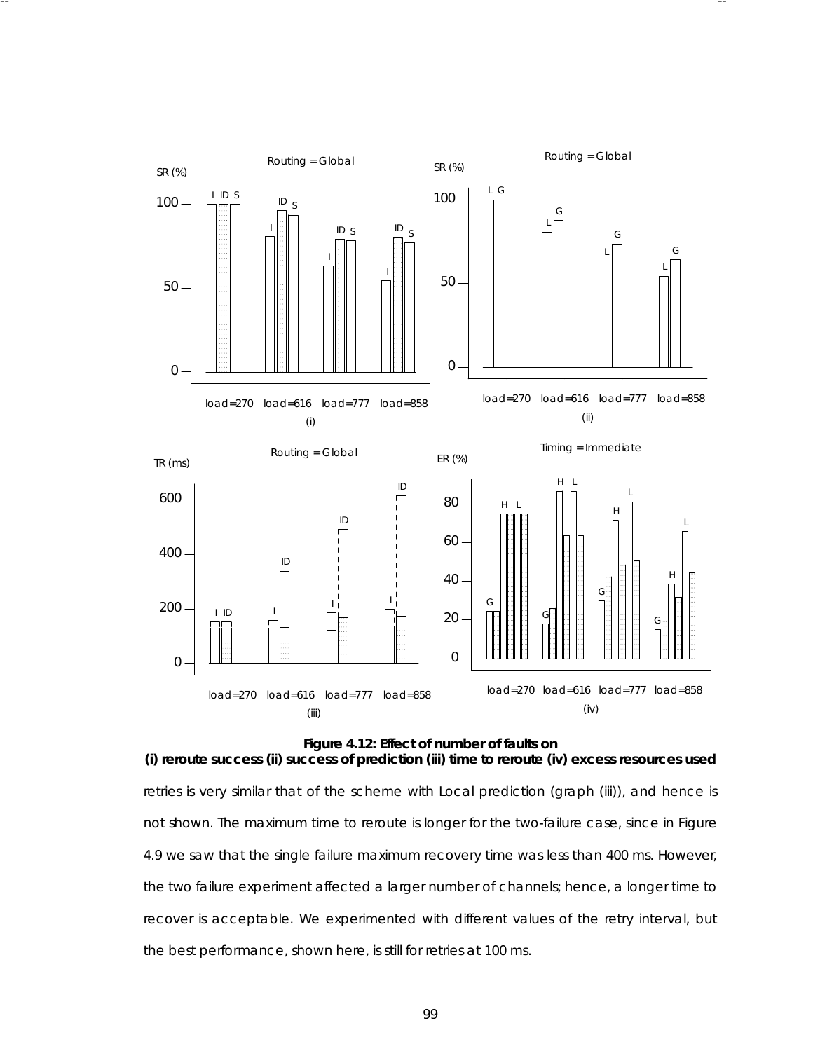**Figure 4.12: Effect of number of faults on**
**(i) reroute success (ii) success of prediction (iii) time to reroute (iv) excess resources used**

retries is very similar that of the scheme with Local prediction (graph (iii)), and hence is not shown. The maximum time to reroute is longer for the two-failure case, since in Figure 4.9 we saw that the single failure maximum recovery time was less than 400 ms. However, the two failure experiment affected a larger number of channels; hence, a longer time to recover is acceptable. We experimented with different values of the retry interval, but the best performance, shown here, is still for retries at 100 ms.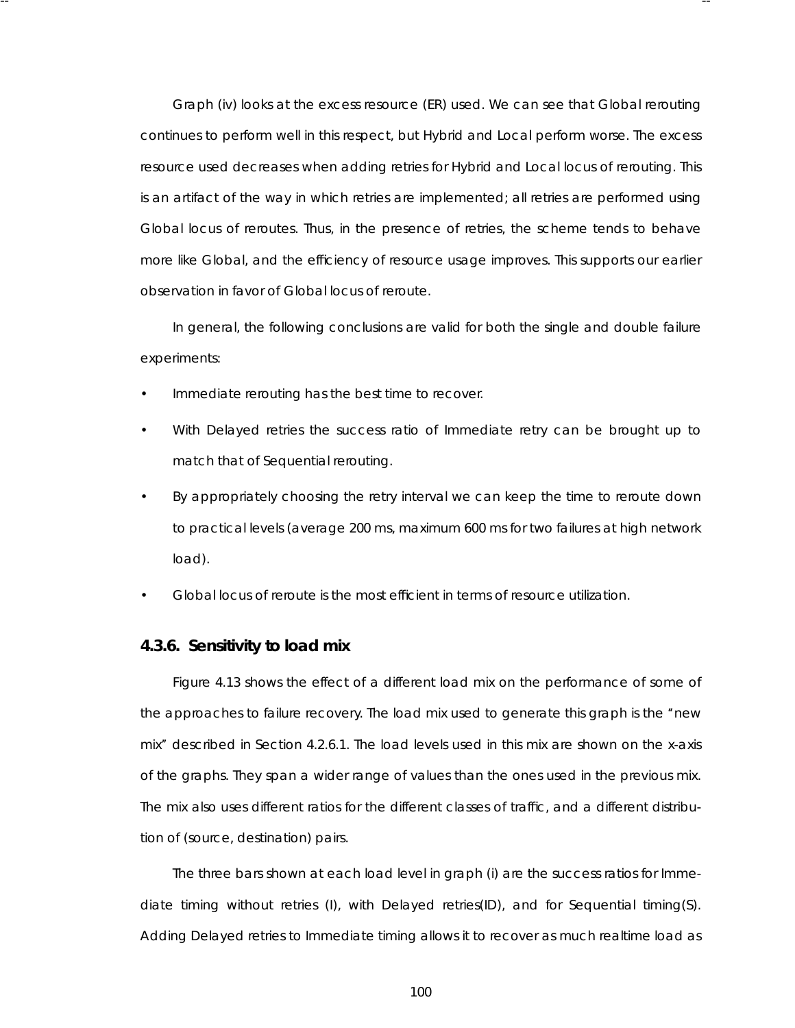Graph (iv) looks at the excess resource (ER) used. We can see that Global rerouting continues to perform well in this respect, but Hybrid and Local perform worse. The excess resource used decreases when adding retries for Hybrid and Local locus of rerouting. This is an artifact of the way in which retries are implemented; all retries are performed using Global locus of reroutes. Thus, in the presence of retries, the scheme tends to behave more like Global, and the efficiency of resource usage improves. This supports our earlier observation in favor of Global locus of reroute.

In general, the following conclusions are valid for both the single and double failure experiments:

- Immediate rerouting has the best time to recover.
- With Delayed retries the success ratio of Immediate retry can be brought up to match that of Sequential rerouting.
- By appropriately choosing the retry interval we can keep the time to reroute down to practical levels (average 200 ms, maximum 600 ms for two failures at high network load).
- Global locus of reroute is the most efficient in terms of resource utilization.

### 4.3.6. Sensitivity to load mix

Figure 4.13 shows the effect of a different load mix on the performance of some of the approaches to failure recovery. The load mix used to generate this graph is the "new mix" described in Section 4.2.6.1. The load levels used in this mix are shown on the x-axis of the graphs. They span a wider range of values than the ones used in the previous mix. The mix also uses different ratios for the different classes of traffic, and a different distribution of (source, destination) pairs.

The three bars shown at each load level in graph (i) are the success ratios for Immediate timing without retries (I), with Delayed retries(ID), and for Sequential timing(S). Adding Delayed retries to Immediate timing allows it to recover as much realtime load as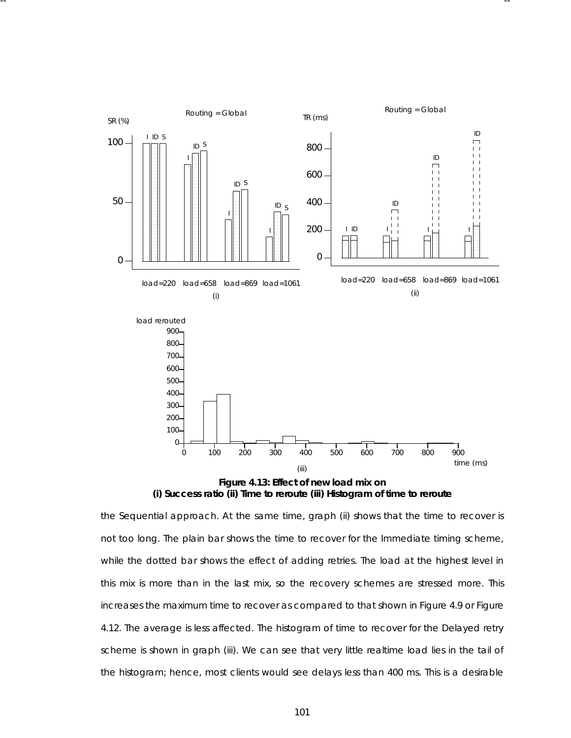Figure 4.13: Effect of new load mix on
(i) Success ratio (ii) Time to reroute (iii) Histogram of time to reroute

the Sequential approach. At the same time, graph (ii) shows that the time to recover is not too long. The plain bar shows the time to recover for the Immediate timing scheme, while the dotted bar shows the effect of adding retries. The load at the highest level in this mix is more than in the last mix, so the recovery schemes are stressed more. This increases the maximum time to recover as compared to that shown in Figure 4.9 or Figure 4.12. The average is less affected. The histogram of time to recover for the Delayed retry scheme is shown in graph (iii). We can see that very little realtime load lies in the tail of the histogram; hence, most clients would see delays less than 400 ms. This is a desirable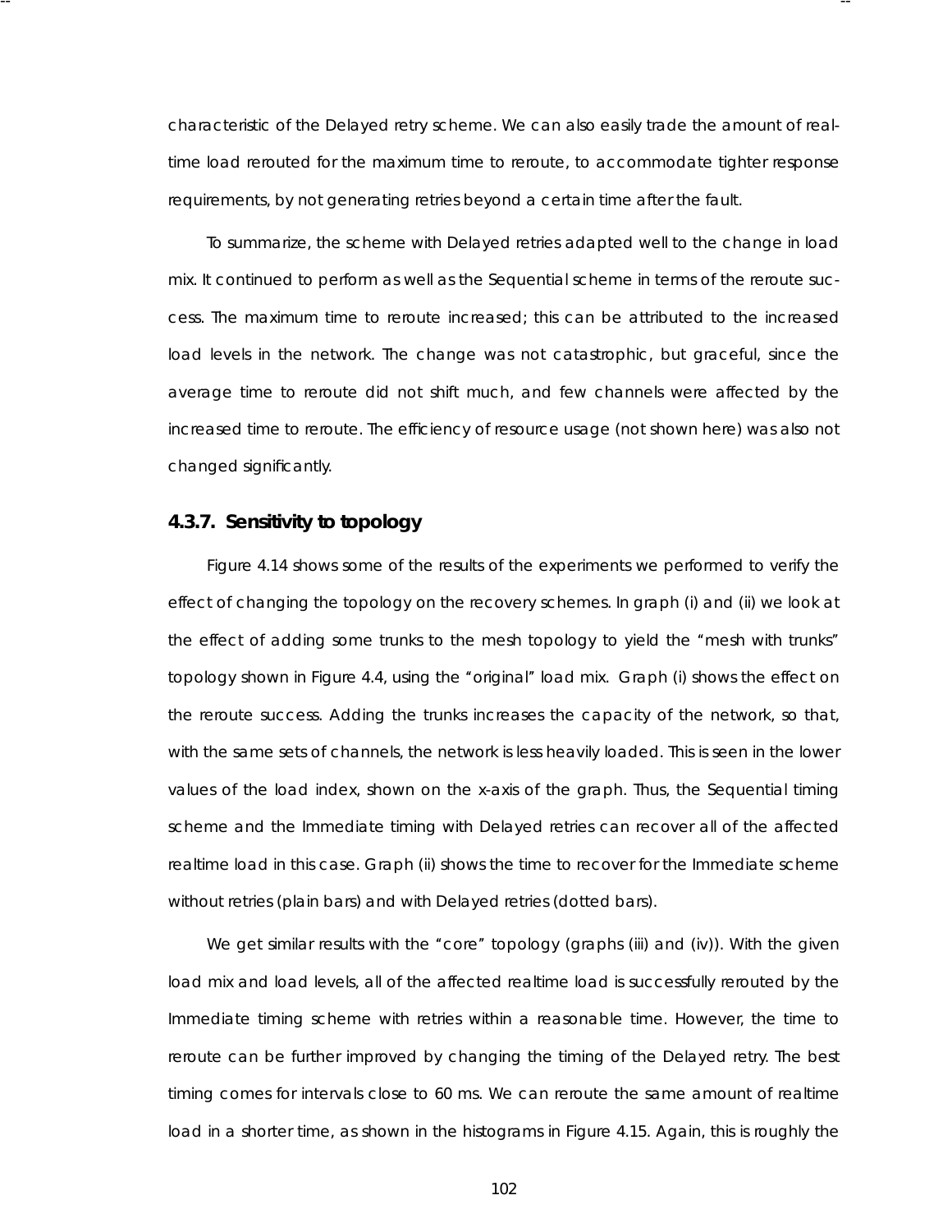characteristic of the Delayed retry scheme. We can also easily trade the amount of real-time load rerouted for the maximum time to reroute, to accommodate tighter response requirements, by not generating retries beyond a certain time after the fault.

To summarize, the scheme with Delayed retries adapted well to the change in load mix. It continued to perform as well as the Sequential scheme in terms of the reroute success. The maximum time to reroute increased; this can be attributed to the increased load levels in the network. The change was not catastrophic, but graceful, since the average time to reroute did not shift much, and few channels were affected by the increased time to reroute. The efficiency of resource usage (not shown here) was also not changed significantly.

### 4.3.7. Sensitivity to topology

Figure 4.14 shows some of the results of the experiments we performed to verify the effect of changing the topology on the recovery schemes. In graph (i) and (ii) we look at the effect of adding some trunks to the mesh topology to yield the "mesh with trunks" topology shown in Figure 4.4, using the "original" load mix. Graph (i) shows the effect on the reroute success. Adding the trunks increases the capacity of the network, so that, with the same sets of channels, the network is less heavily loaded. This is seen in the lower values of the load index, shown on the x-axis of the graph. Thus, the Sequential timing scheme and the Immediate timing with Delayed retries can recover all of the affected realtime load in this case. Graph (ii) shows the time to recover for the Immediate scheme without retries (plain bars) and with Delayed retries (dotted bars).

We get similar results with the "core" topology (graphs (iii) and (iv)). With the given load mix and load levels, all of the affected realtime load is successfully rerouted by the Immediate timing scheme with retries within a reasonable time. However, the time to reroute can be further improved by changing the timing of the Delayed retry. The best timing comes for intervals close to 60 ms. We can reroute the same amount of realtime load in a shorter time, as shown in the histograms in Figure 4.15. Again, this is roughly the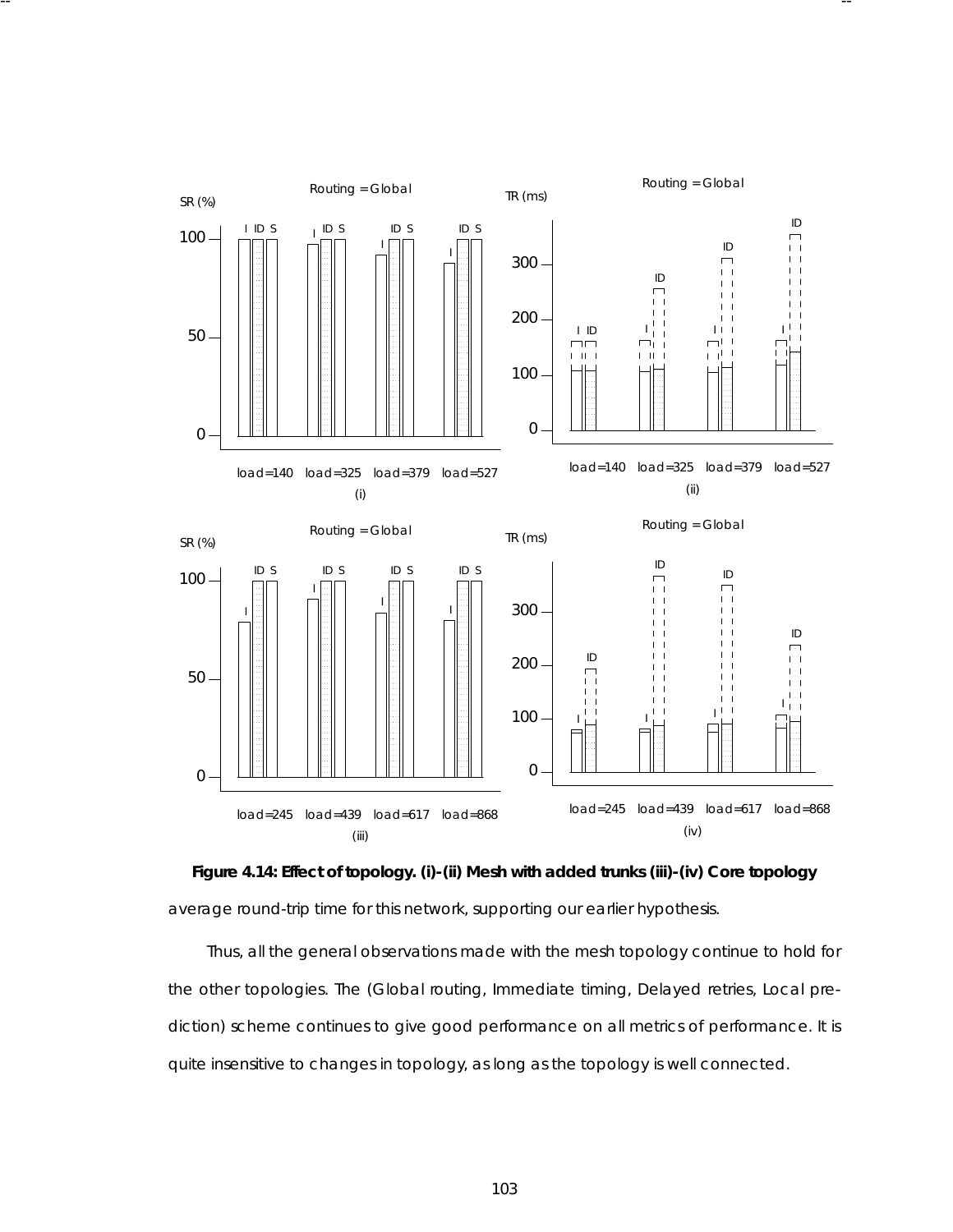**Figure 4.14: Effect of topology. (i)-(ii) Mesh with added trunks (iii)-(iv) Core topology**

average round-trip time for this network, supporting our earlier hypothesis.

Thus, all the general observations made with the mesh topology continue to hold for the other topologies. The (Global routing, Immediate timing, Delayed retries, Local prediction) scheme continues to give good performance on all metrics of performance. It is quite insensitive to changes in topology, as long as the topology is well connected.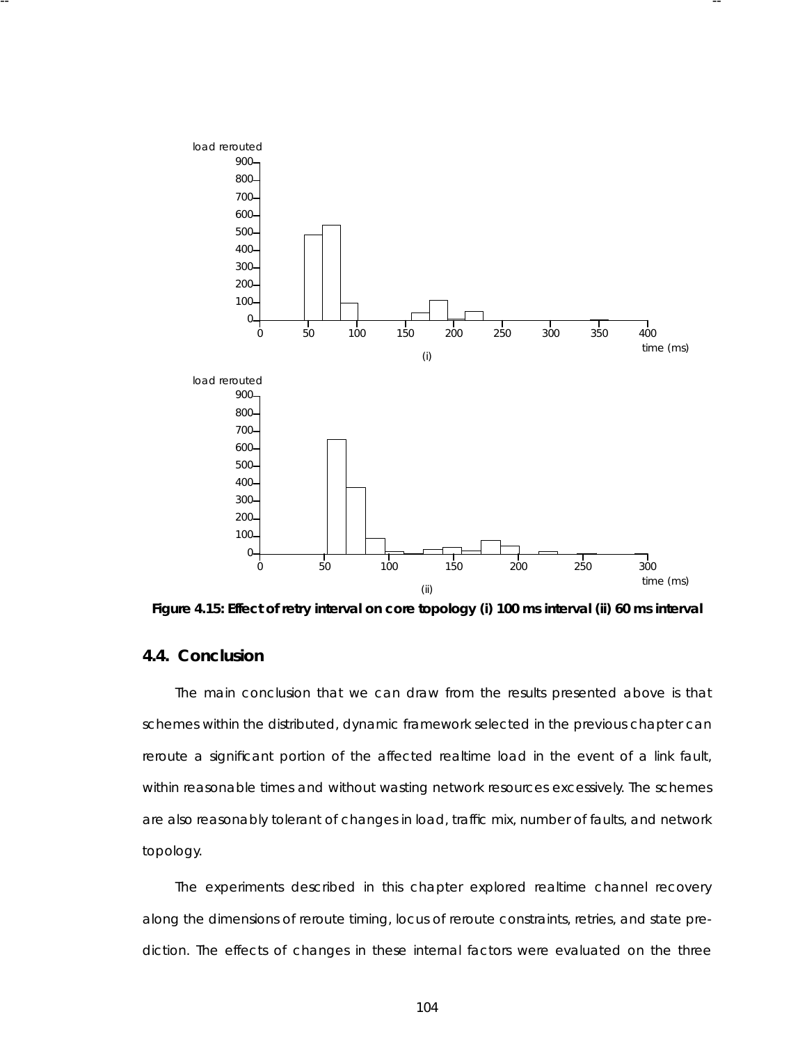Figure 4.15: Effect of retry interval on core topology (i) 100 ms interval (ii) 60 ms interval

## 4.4. Conclusion

The main conclusion that we can draw from the results presented above is that schemes within the distributed, dynamic framework selected in the previous chapter can reroute a significant portion of the affected realtime load in the event of a link fault, within reasonable times and without wasting network resources excessively. The schemes are also reasonably tolerant of changes in load, traffic mix, number of faults, and network topology.

The experiments described in this chapter explored realtime channel recovery along the dimensions of reroute timing, locus of reroute constraints, retries, and state prediction. The effects of changes in these internal factors were evaluated on the three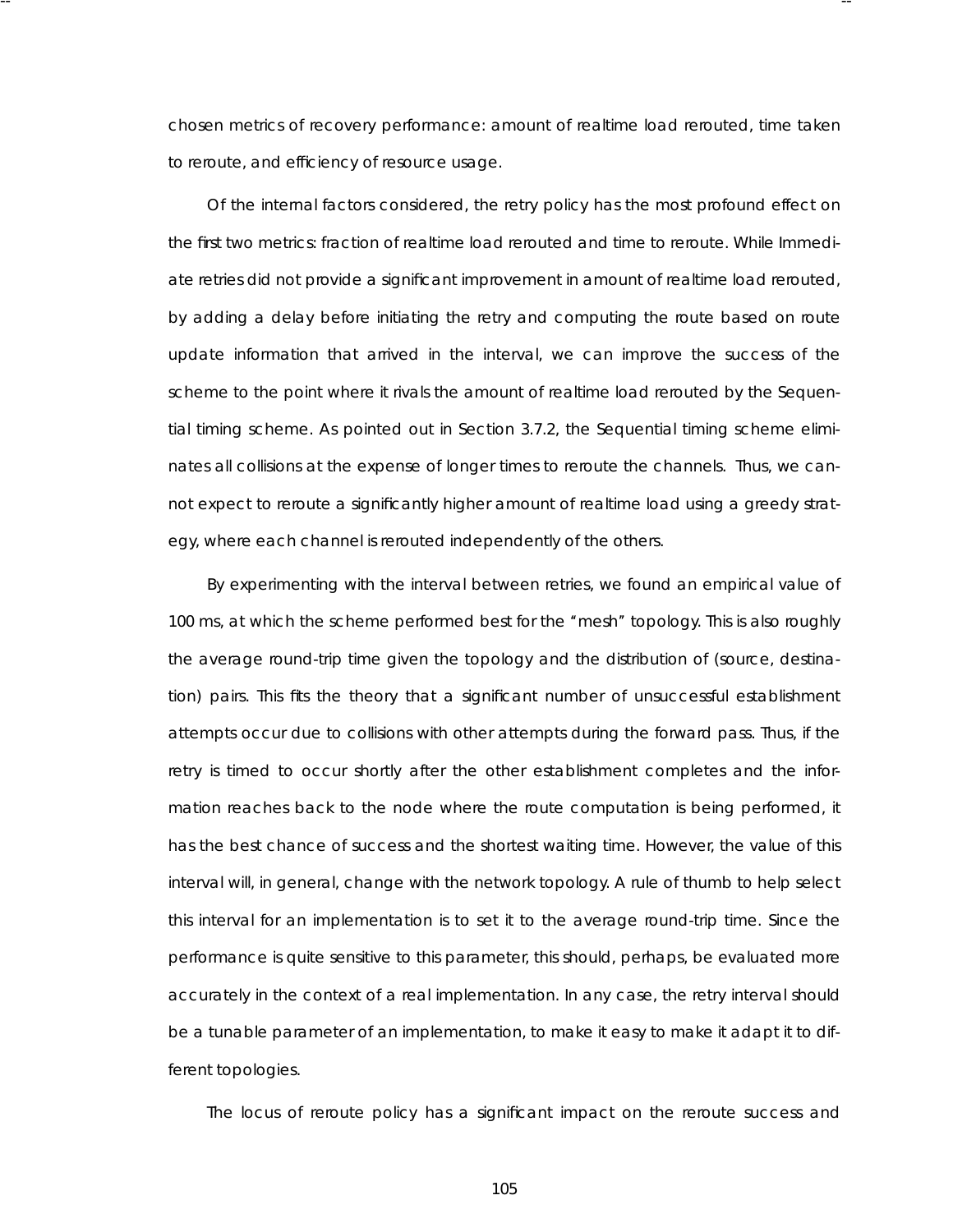chosen metrics of recovery performance: amount of realtime load rerouted, time taken to reroute, and efficiency of resource usage.

Of the internal factors considered, the retry policy has the most profound effect on the first two metrics: fraction of realtime load rerouted and time to reroute. While Immediate retries did not provide a significant improvement in amount of realtime load rerouted, by adding a delay before initiating the retry and computing the route based on route update information that arrived in the interval, we can improve the success of the scheme to the point where it rivals the amount of realtime load rerouted by the Sequential timing scheme. As pointed out in Section 3.7.2, the Sequential timing scheme eliminates all collisions at the expense of longer times to reroute the channels. Thus, we cannot expect to reroute a significantly higher amount of realtime load using a greedy strategy, where each channel is rerouted independently of the others.

By experimenting with the interval between retries, we found an empirical value of 100 ms, at which the scheme performed best for the "mesh" topology. This is also roughly the average round-trip time given the topology and the distribution of (source, destination) pairs. This fits the theory that a significant number of unsuccessful establishment attempts occur due to collisions with other attempts during the forward pass. Thus, if the retry is timed to occur shortly after the other establishment completes and the information reaches back to the node where the route computation is being performed, it has the best chance of success and the shortest waiting time. However, the value of this interval will, in general, change with the network topology. A rule of thumb to help select this interval for an implementation is to set it to the average round-trip time. Since the performance is quite sensitive to this parameter, this should, perhaps, be evaluated more accurately in the context of a real implementation. In any case, the retry interval should be a tunable parameter of an implementation, to make it easy to make it adapt it to different topologies.

The locus of reroute policy has a significant impact on the reroute success and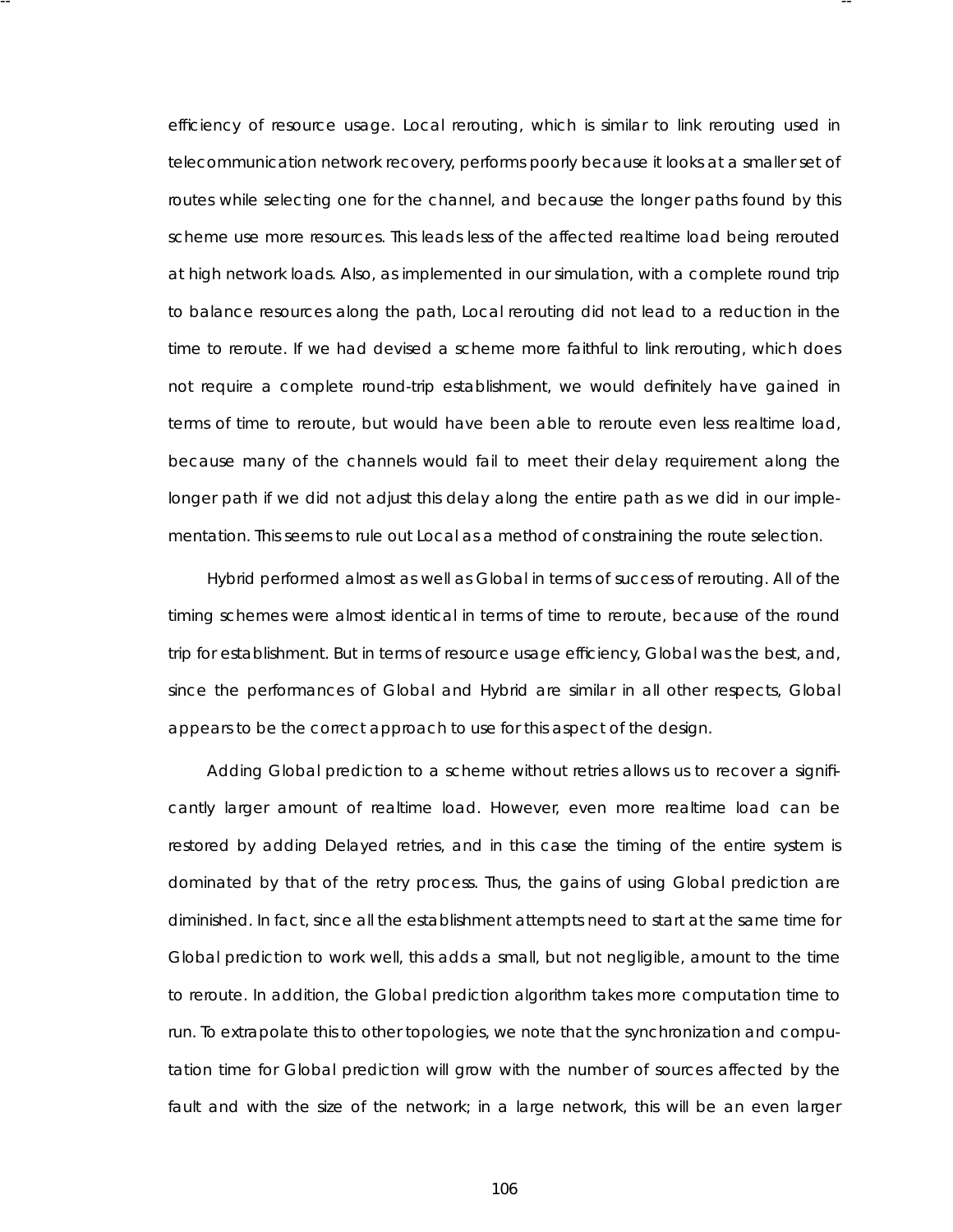efficiency of resource usage. Local rerouting, which is similar to link rerouting used in telecommunication network recovery, performs poorly because it looks at a smaller set of routes while selecting one for the channel, and because the longer paths found by this scheme use more resources. This leads less of the affected realtime load being rerouted at high network loads. Also, as implemented in our simulation, with a complete round trip to balance resources along the path, Local rerouting did not lead to a reduction in the time to reroute. If we had devised a scheme more faithful to link rerouting, which does not require a complete round-trip establishment, we would definitely have gained in terms of time to reroute, but would have been able to reroute even less realtime load, because many of the channels would fail to meet their delay requirement along the longer path if we did not adjust this delay along the entire path as we did in our implementation. This seems to rule out Local as a method of constraining the route selection.

Hybrid performed almost as well as Global in terms of success of rerouting. All of the timing schemes were almost identical in terms of time to reroute, because of the round trip for establishment. But in terms of resource usage efficiency, Global was the best, and, since the performances of Global and Hybrid are similar in all other respects, Global appears to be the correct approach to use for this aspect of the design.

Adding Global prediction to a scheme without retries allows us to recover a significantly larger amount of realtime load. However, even more realtime load can be restored by adding Delayed retries, and in this case the timing of the entire system is dominated by that of the retry process. Thus, the gains of using Global prediction are diminished. In fact, since all the establishment attempts need to start at the same time for Global prediction to work well, this adds a small, but not negligible, amount to the time to reroute. In addition, the Global prediction algorithm takes more computation time to run. To extrapolate this to other topologies, we note that the synchronization and computation time for Global prediction will grow with the number of sources affected by the fault and with the size of the network; in a large network, this will be an even larger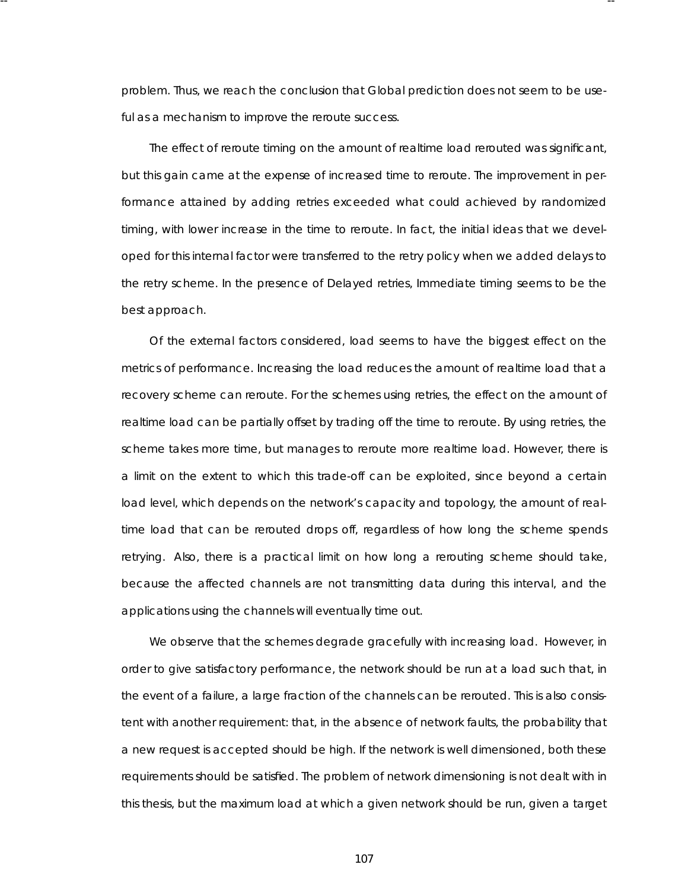problem. Thus, we reach the conclusion that Global prediction does not seem to be useful as a mechanism to improve the reroute success.

The effect of reroute timing on the amount of realtime load rerouted was significant, but this gain came at the expense of increased time to reroute. The improvement in performance attained by adding retries exceeded what could achieved by randomized timing, with lower increase in the time to reroute. In fact, the initial ideas that we developed for this internal factor were transferred to the retry policy when we added delays to the retry scheme. In the presence of Delayed retries, Immediate timing seems to be the best approach.

Of the external factors considered, load seems to have the biggest effect on the metrics of performance. Increasing the load reduces the amount of realtime load that a recovery scheme can reroute. For the schemes using retries, the effect on the amount of realtime load can be partially offset by trading off the time to reroute. By using retries, the scheme takes more time, but manages to reroute more realtime load. However, there is a limit on the extent to which this trade-off can be exploited, since beyond a certain load level, which depends on the network's capacity and topology, the amount of realtime load that can be rerouted drops off, regardless of how long the scheme spends retrying. Also, there is a practical limit on how long a rerouting scheme should take, because the affected channels are not transmitting data during this interval, and the applications using the channels will eventually time out.

We observe that the schemes degrade gracefully with increasing load. However, in order to give satisfactory performance, the network should be run at a load such that, in the event of a failure, a large fraction of the channels can be rerouted. This is also consistent with another requirement: that, in the absence of network faults, the probability that a new request is accepted should be high. If the network is well dimensioned, both these requirements should be satisfied. The problem of network dimensioning is not dealt with in this thesis, but the maximum load at which a given network should be run, given a target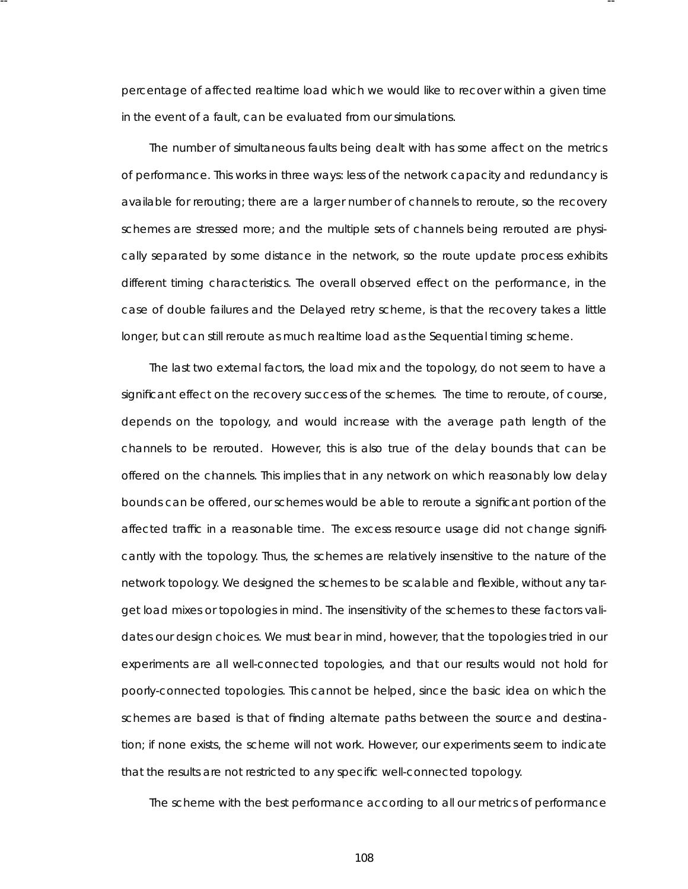percentage of affected realtime load which we would like to recover within a given time in the event of a fault, can be evaluated from our simulations.

The number of simultaneous faults being dealt with has some affect on the metrics of performance. This works in three ways: less of the network capacity and redundancy is available for rerouting; there are a larger number of channels to reroute, so the recovery schemes are stressed more; and the multiple sets of channels being rerouted are physically separated by some distance in the network, so the route update process exhibits different timing characteristics. The overall observed effect on the performance, in the case of double failures and the Delayed retry scheme, is that the recovery takes a little longer, but can still reroute as much realtime load as the Sequential timing scheme.

The last two external factors, the load mix and the topology, do not seem to have a significant effect on the recovery success of the schemes. The time to reroute, of course, depends on the topology, and would increase with the average path length of the channels to be rerouted. However, this is also true of the delay bounds that can be offered on the channels. This implies that in any network on which reasonably low delay bounds can be offered, our schemes would be able to reroute a significant portion of the affected traffic in a reasonable time. The excess resource usage did not change significantly with the topology. Thus, the schemes are relatively insensitive to the nature of the network topology. We designed the schemes to be scalable and flexible, without any target load mixes or topologies in mind. The insensitivity of the schemes to these factors validates our design choices. We must bear in mind, however, that the topologies tried in our experiments are all well-connected topologies, and that our results would not hold for poorly-connected topologies. This cannot be helped, since the basic idea on which the schemes are based is that of finding alternate paths between the source and destination; if none exists, the scheme will not work. However, our experiments seem to indicate that the results are not restricted to any specific well-connected topology.

The scheme with the best performance according to all our metrics of performance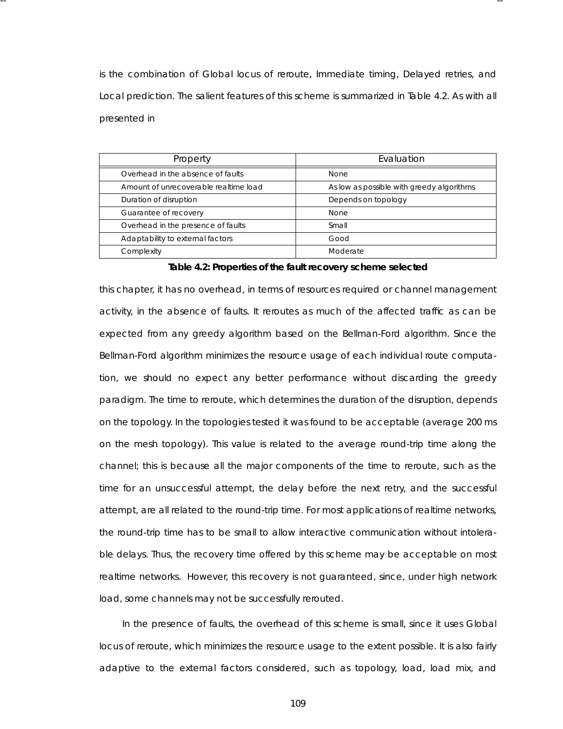is the combination of Global locus of reroute, Immediate timing, Delayed retries, and Local prediction. The salient features of this scheme is summarized in Table 4.2. As with all presented in

| Property | Evaluation |
| --- | --- |
| Overhead in the absence of faults | None |
| Amount of unrecoverable realtime load | As low as possible with greedy algorithms |
| Duration of disruption | Depends on topology |
| Guarantee of recovery | None |
| Overhead in the presence of faults | Small |
| Adaptability to external factors | Good |
| Complexity | Moderate |

**Table 4.2: Properties of the fault recovery scheme selected**

this chapter, it has no overhead, in terms of resources required or channel management activity, in the absence of faults. It reroutes as much of the affected traffic as can be expected from any greedy algorithm based on the Bellman-Ford algorithm. Since the Bellman-Ford algorithm minimizes the resource usage of each individual route computation, we should no expect any better performance without discarding the greedy paradigm. The time to reroute, which determines the duration of the disruption, depends on the topology. In the topologies tested it was found to be acceptable (average 200 ms on the mesh topology). This value is related to the average round-trip time along the channel; this is because all the major components of the time to reroute, such as the time for an unsuccessful attempt, the delay before the next retry, and the successful attempt, are all related to the round-trip time. For most applications of realtime networks, the round-trip time has to be small to allow interactive communication without intolerable delays. Thus, the recovery time offered by this scheme may be acceptable on most realtime networks. However, this recovery is not guaranteed, since, under high network load, some channels may not be successfully rerouted.

In the presence of faults, the overhead of this scheme is small, since it uses Global locus of reroute, which minimizes the resource usage to the extent possible. It is also fairly adaptive to the external factors considered, such as topology, load, load mix, and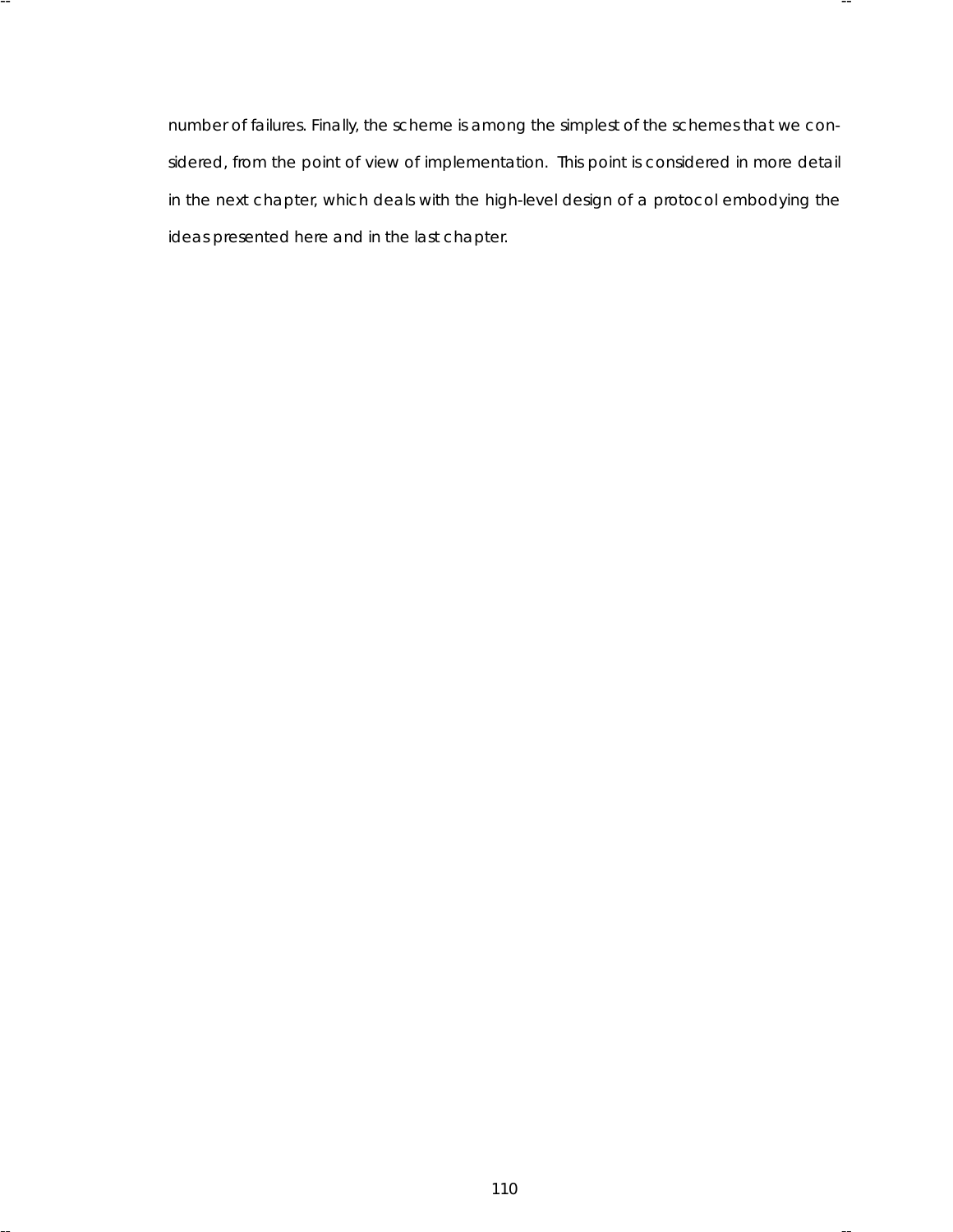number of failures. Finally, the scheme is among the simplest of the schemes that we considered, from the point of view of implementation. This point is considered in more detail in the next chapter, which deals with the high-level design of a protocol embodying the ideas presented here and in the last chapter.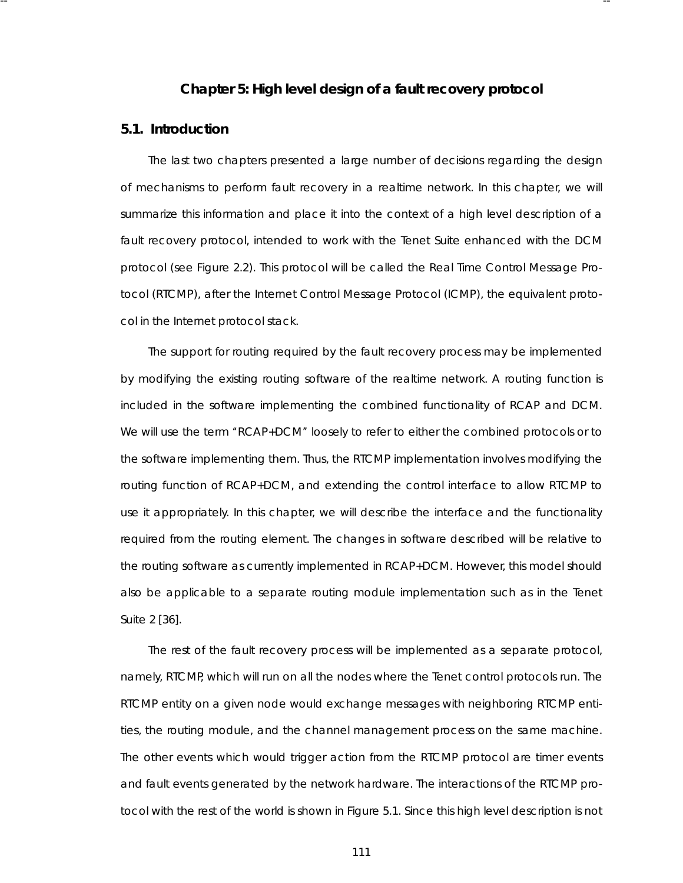# Chapter 5: High level design of a fault recovery protocol

## 5.1. Introduction

The last two chapters presented a large number of decisions regarding the design of mechanisms to perform fault recovery in a realtime network. In this chapter, we will summarize this information and place it into the context of a high level description of a fault recovery protocol, intended to work with the Tenet Suite enhanced with the DCM protocol (see Figure 2.2). This protocol will be called the Real Time Control Message Protocol (RTCMP), after the Internet Control Message Protocol (ICMP), the equivalent protocol in the Internet protocol stack.

The support for routing required by the fault recovery process may be implemented by modifying the existing routing software of the realtime network. A routing function is included in the software implementing the combined functionality of RCAP and DCM. We will use the term "RCAP+DCM" loosely to refer to either the combined protocols or to the software implementing them. Thus, the RTCMP implementation involves modifying the routing function of RCAP+DCM, and extending the control interface to allow RTCMP to use it appropriately. In this chapter, we will describe the interface and the functionality required from the routing element. The changes in software described will be relative to the routing software as currently implemented in RCAP+DCM. However, this model should also be applicable to a separate routing module implementation such as in the Tenet Suite 2 [36].

The rest of the fault recovery process will be implemented as a separate protocol, namely, RTCMP, which will run on all the nodes where the Tenet control protocols run. The RTCMP entity on a given node would exchange messages with neighboring RTCMP entities, the routing module, and the channel management process on the same machine. The other events which would trigger action from the RTCMP protocol are timer events and fault events generated by the network hardware. The interactions of the RTCMP protocol with the rest of the world is shown in Figure 5.1. Since this high level description is not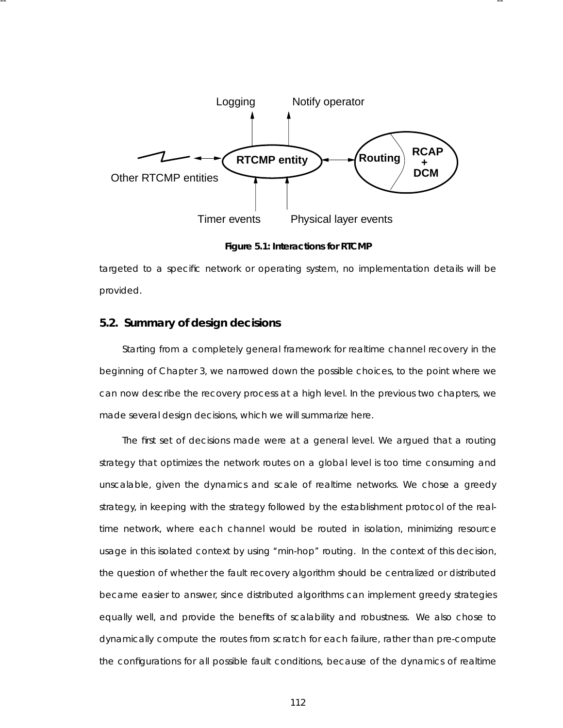Logging Notify operator

RTCMP entity Routing RCAP + DCM

Other RTCMP entities

Timer events Physical layer events

**Figure 5.1: Interactions for RTCMP**

targeted to a specific network or operating system, no implementation details will be provided.

## 5.2. Summary of design decisions

Starting from a completely general framework for realtime channel recovery in the beginning of Chapter 3, we narrowed down the possible choices, to the point where we can now describe the recovery process at a high level. In the previous two chapters, we made several design decisions, which we will summarize here.

The first set of decisions made were at a general level. We argued that a routing strategy that optimizes the network routes on a global level is too time consuming and unscalable, given the dynamics and scale of realtime networks. We chose a greedy strategy, in keeping with the strategy followed by the establishment protocol of the real-time network, where each channel would be routed in isolation, minimizing resource usage in this isolated context by using "min-hop" routing. In the context of this decision, the question of whether the fault recovery algorithm should be centralized or distributed became easier to answer, since distributed algorithms can implement greedy strategies equally well, and provide the benefits of scalability and robustness. We also chose to dynamically compute the routes from scratch for each failure, rather than pre-compute the configurations for all possible fault conditions, because of the dynamics of realtime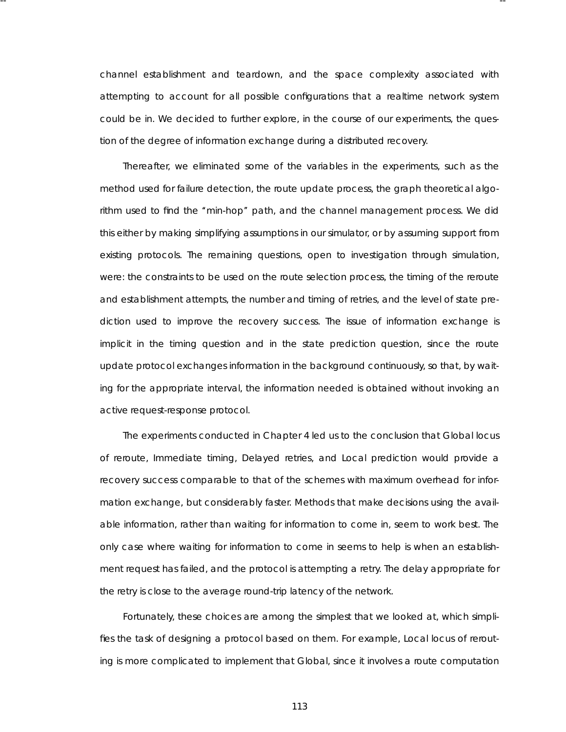channel establishment and teardown, and the space complexity associated with attempting to account for all possible configurations that a realtime network system could be in. We decided to further explore, in the course of our experiments, the question of the degree of information exchange during a distributed recovery.

Thereafter, we eliminated some of the variables in the experiments, such as the method used for failure detection, the route update process, the graph theoretical algorithm used to find the "min-hop" path, and the channel management process. We did this either by making simplifying assumptions in our simulator, or by assuming support from existing protocols. The remaining questions, open to investigation through simulation, were: the constraints to be used on the route selection process, the timing of the reroute and establishment attempts, the number and timing of retries, and the level of state prediction used to improve the recovery success. The issue of information exchange is implicit in the timing question and in the state prediction question, since the route update protocol exchanges information in the background continuously, so that, by waiting for the appropriate interval, the information needed is obtained without invoking an active request-response protocol.

The experiments conducted in Chapter 4 led us to the conclusion that Global locus of reroute, Immediate timing, Delayed retries, and Local prediction would provide a recovery success comparable to that of the schemes with maximum overhead for information exchange, but considerably faster. Methods that make decisions using the available information, rather than waiting for information to come in, seem to work best. The only case where waiting for information to come in seems to help is when an establishment request has failed, and the protocol is attempting a retry. The delay appropriate for the retry is close to the average round-trip latency of the network.

Fortunately, these choices are among the simplest that we looked at, which simplifies the task of designing a protocol based on them. For example, Local locus of rerouting is more complicated to implement that Global, since it involves a route computation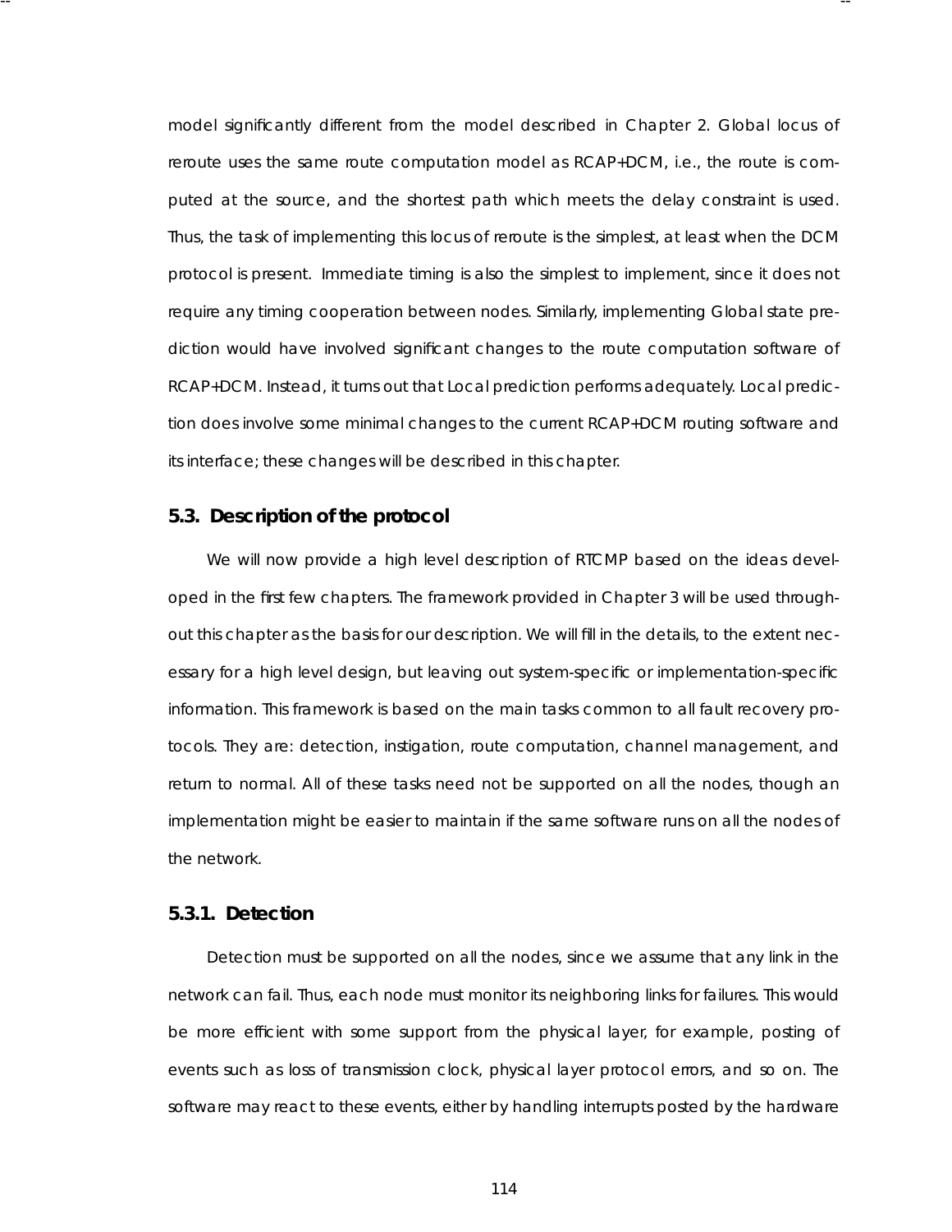model significantly different from the model described in Chapter 2. Global locus of reroute uses the same route computation model as RCAP+DCM, i.e., the route is computed at the source, and the shortest path which meets the delay constraint is used. Thus, the task of implementing this locus of reroute is the simplest, at least when the DCM protocol is present. Immediate timing is also the simplest to implement, since it does not require any timing cooperation between nodes. Similarly, implementing Global state prediction would have involved significant changes to the route computation software of RCAP+DCM. Instead, it turns out that Local prediction performs adequately. Local prediction does involve some minimal changes to the current RCAP+DCM routing software and its interface; these changes will be described in this chapter.

### 5.3. Description of the protocol

We will now provide a high level description of RTCMP based on the ideas developed in the first few chapters. The framework provided in Chapter 3 will be used throughout this chapter as the basis for our description. We will fill in the details, to the extent necessary for a high level design, but leaving out system-specific or implementation-specific information. This framework is based on the main tasks common to all fault recovery protocols. They are: detection, instigation, route computation, channel management, and return to normal. All of these tasks need not be supported on all the nodes, though an implementation might be easier to maintain if the same software runs on all the nodes of the network.

#### 5.3.1. Detection

Detection must be supported on all the nodes, since we assume that any link in the network can fail. Thus, each node must monitor its neighboring links for failures. This would be more efficient with some support from the physical layer, for example, posting of events such as loss of transmission clock, physical layer protocol errors, and so on. The software may react to these events, either by handling interrupts posted by the hardware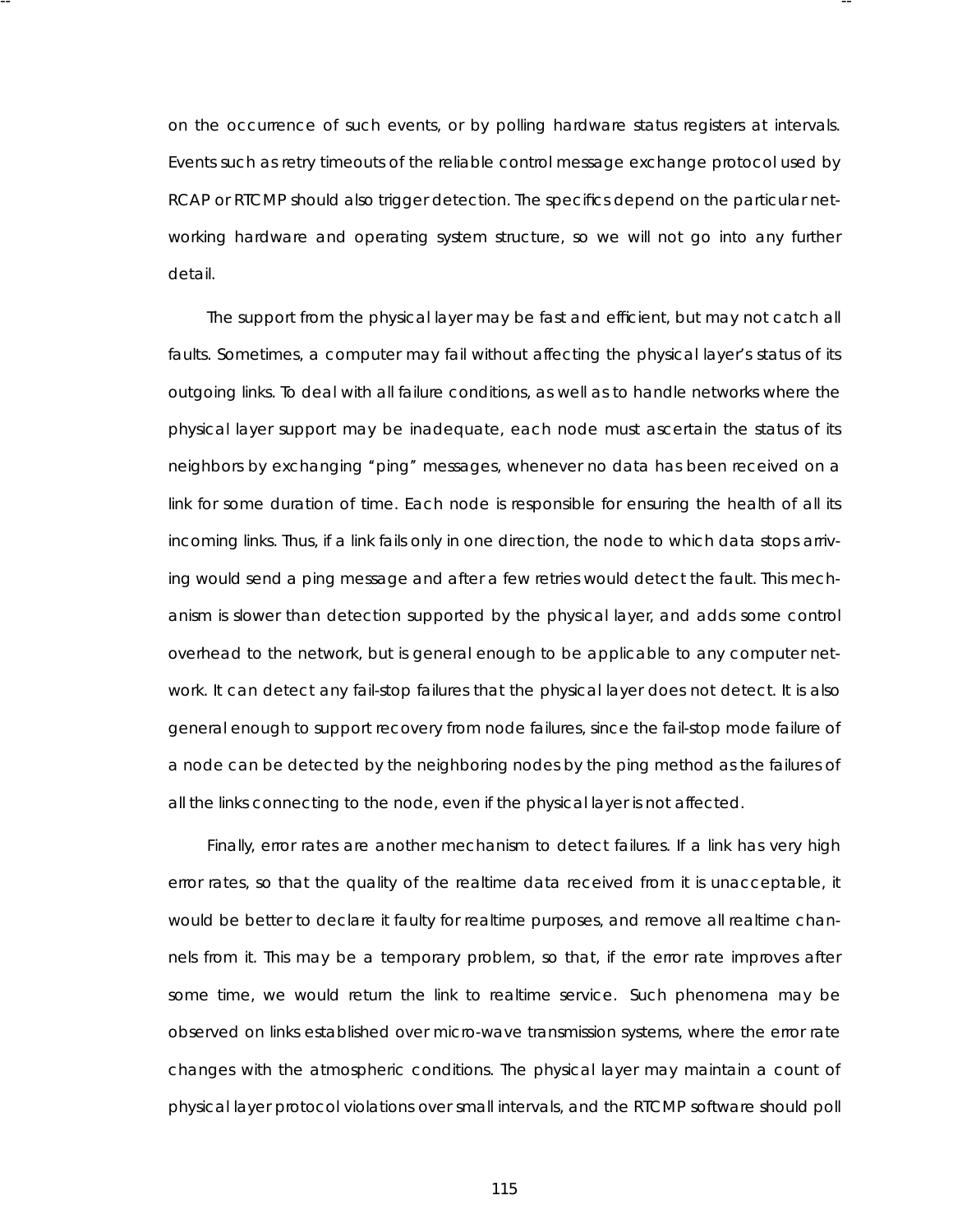on the occurrence of such events, or by polling hardware status registers at intervals. Events such as retry timeouts of the reliable control message exchange protocol used by RCAP or RTCMP should also trigger detection. The specifics depend on the particular networking hardware and operating system structure, so we will not go into any further detail.

The support from the physical layer may be fast and efficient, but may not catch all faults. Sometimes, a computer may fail without affecting the physical layer's status of its outgoing links. To deal with all failure conditions, as well as to handle networks where the physical layer support may be inadequate, each node must ascertain the status of its neighbors by exchanging "ping" messages, whenever no data has been received on a link for some duration of time. Each node is responsible for ensuring the health of all its incoming links. Thus, if a link fails only in one direction, the node to which data stops arriving would send a ping message and after a few retries would detect the fault. This mechanism is slower than detection supported by the physical layer, and adds some control overhead to the network, but is general enough to be applicable to any computer network. It can detect any fail-stop failures that the physical layer does not detect. It is also general enough to support recovery from node failures, since the fail-stop mode failure of a node can be detected by the neighboring nodes by the ping method as the failures of all the links connecting to the node, even if the physical layer is not affected.

Finally, error rates are another mechanism to detect failures. If a link has very high error rates, so that the quality of the realtime data received from it is unacceptable, it would be better to declare it faulty for realtime purposes, and remove all realtime channels from it. This may be a temporary problem, so that, if the error rate improves after some time, we would return the link to realtime service. Such phenomena may be observed on links established over micro-wave transmission systems, where the error rate changes with the atmospheric conditions. The physical layer may maintain a count of physical layer protocol violations over small intervals, and the RTCMP software should poll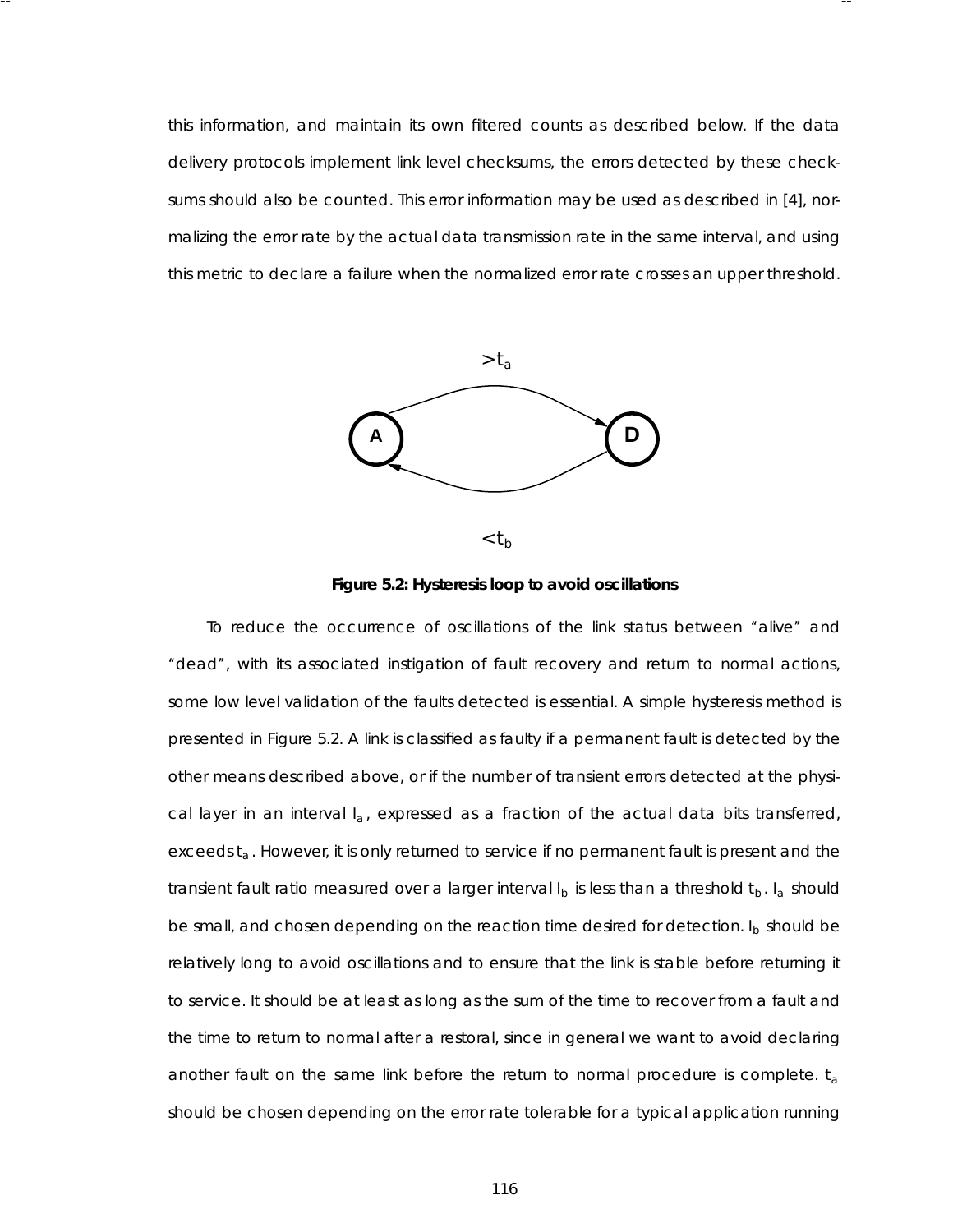this information, and maintain its own filtered counts as described below. If the data delivery protocols implement link level checksums, the errors detected by these checksums should also be counted. This error information may be used as described in [4], normalizing the error rate by the actual data transmission rate in the same interval, and using this metric to declare a failure when the normalized error rate crosses an upper threshold.

**Figure 5.2: Hysteresis loop to avoid oscillations**

To reduce the occurrence of oscillations of the link status between "alive" and "dead", with its associated instigation of fault recovery and return to normal actions, some low level validation of the faults detected is essential. A simple hysteresis method is presented in Figure 5.2. A link is classified as faulty if a permanent fault is detected by the other means described above, or if the number of transient errors detected at the physical layer in an interval $I_a$, expressed as a fraction of the actual data bits transferred, exceeds $t_a$. However, it is only returned to service if no permanent fault is present and the transient fault ratio measured over a larger interval $I_b$ is less than a threshold $t_b$. $I_a$ should be small, and chosen depending on the reaction time desired for detection. $I_b$ should be relatively long to avoid oscillations and to ensure that the link is stable before returning it to service. It should be at least as long as the sum of the time to recover from a fault and the time to return to normal after a restoral, since in general we want to avoid declaring another fault on the same link before the return to normal procedure is complete. $t_a$ should be chosen depending on the error rate tolerable for a typical application running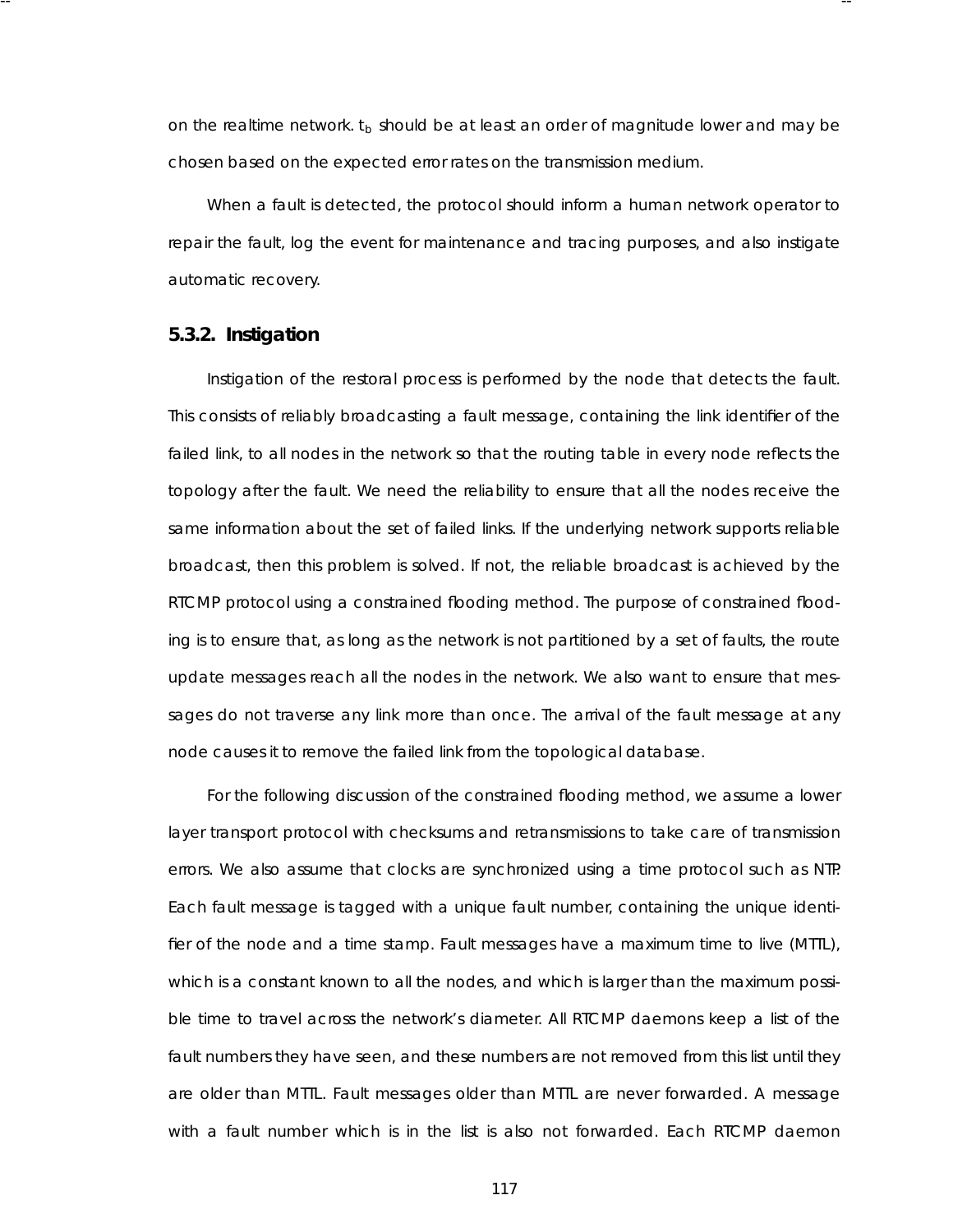on the realtime network. $t_b$ should be at least an order of magnitude lower and may be chosen based on the expected error rates on the transmission medium.

When a fault is detected, the protocol should inform a human network operator to repair the fault, log the event for maintenance and tracing purposes, and also instigate automatic recovery.

### 5.3.2. Instigation

Instigation of the restoral process is performed by the node that detects the fault. This consists of reliably broadcasting a fault message, containing the link identifier of the failed link, to all nodes in the network so that the routing table in every node reflects the topology after the fault. We need the reliability to ensure that all the nodes receive the same information about the set of failed links. If the underlying network supports reliable broadcast, then this problem is solved. If not, the reliable broadcast is achieved by the RTCMP protocol using a constrained flooding method. The purpose of constrained flooding is to ensure that, as long as the network is not partitioned by a set of faults, the route update messages reach all the nodes in the network. We also want to ensure that messages do not traverse any link more than once. The arrival of the fault message at any node causes it to remove the failed link from the topological database.

For the following discussion of the constrained flooding method, we assume a lower layer transport protocol with checksums and retransmissions to take care of transmission errors. We also assume that clocks are synchronized using a time protocol such as NTP. Each fault message is tagged with a unique fault number, containing the unique identifier of the node and a time stamp. Fault messages have a maximum time to live (MTTL), which is a constant known to all the nodes, and which is larger than the maximum possible time to travel across the network's diameter. All RTCMP daemons keep a list of the fault numbers they have seen, and these numbers are not removed from this list until they are older than MTTL. Fault messages older than MTTL are never forwarded. A message with a fault number which is in the list is also not forwarded. Each RTCMP daemon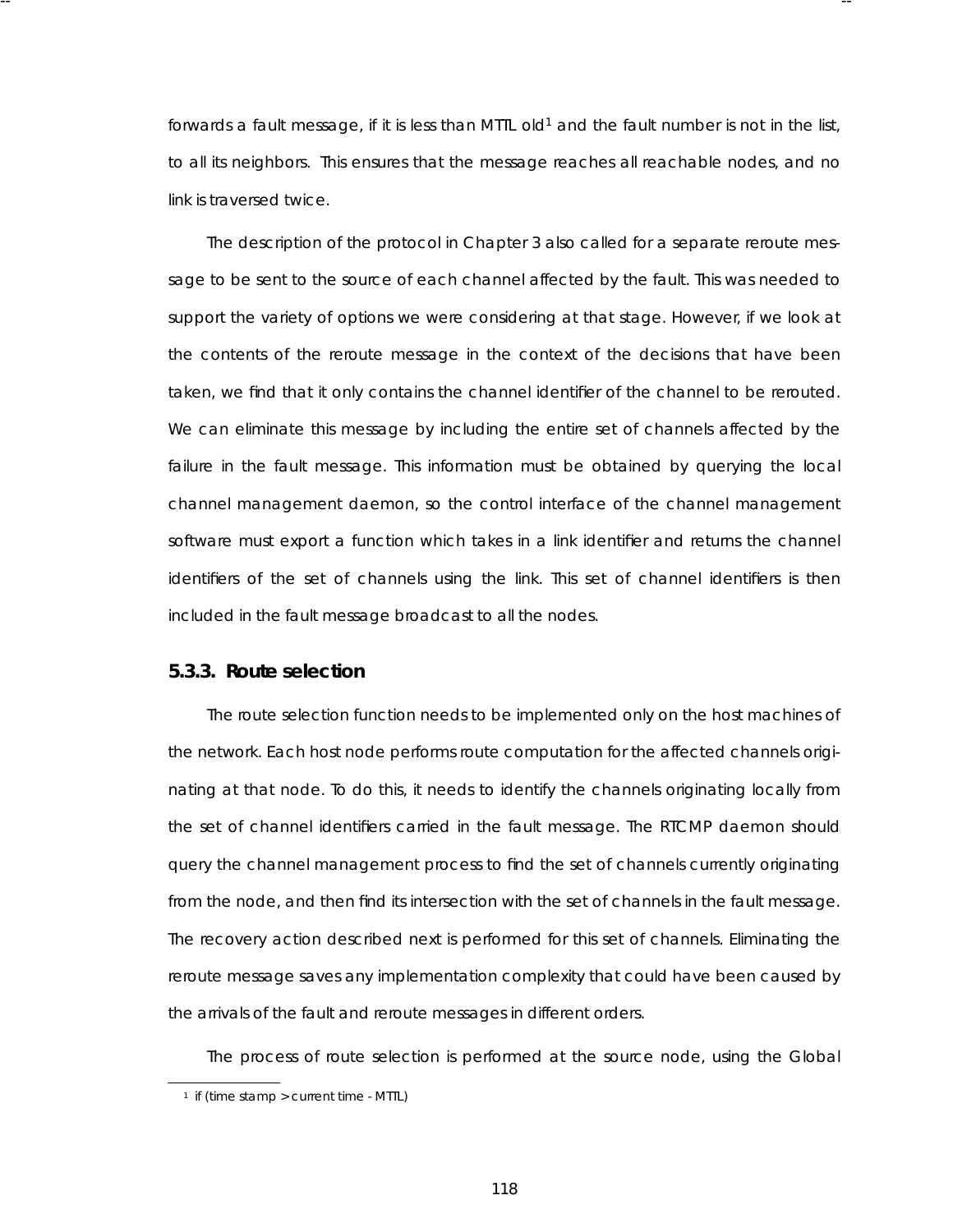forwards a fault message, if it is less than MTTL old[1] and the fault number is not in the list, to all its neighbors. This ensures that the message reaches all reachable nodes, and no link is traversed twice.

The description of the protocol in Chapter 3 also called for a separate reroute message to be sent to the source of each channel affected by the fault. This was needed to support the variety of options we were considering at that stage. However, if we look at the contents of the reroute message in the context of the decisions that have been taken, we find that it only contains the channel identifier of the channel to be rerouted. We can eliminate this message by including the entire set of channels affected by the failure in the fault message. This information must be obtained by querying the local channel management daemon, so the control interface of the channel management software must export a function which takes in a link identifier and returns the channel identifiers of the set of channels using the link. This set of channel identifiers is then included in the fault message broadcast to all the nodes.

### 5.3.3. Route selection

The route selection function needs to be implemented only on the host machines of the network. Each host node performs route computation for the affected channels originating at that node. To do this, it needs to identify the channels originating locally from the set of channel identifiers carried in the fault message. The RTCMP daemon should query the channel management process to find the set of channels currently originating from the node, and then find its intersection with the set of channels in the fault message. The recovery action described next is performed for this set of channels. Eliminating the reroute message saves any implementation complexity that could have been caused by the arrivals of the fault and reroute messages in different orders.

The process of route selection is performed at the source node, using the Global

[1] if (time stamp > current time - MTTL)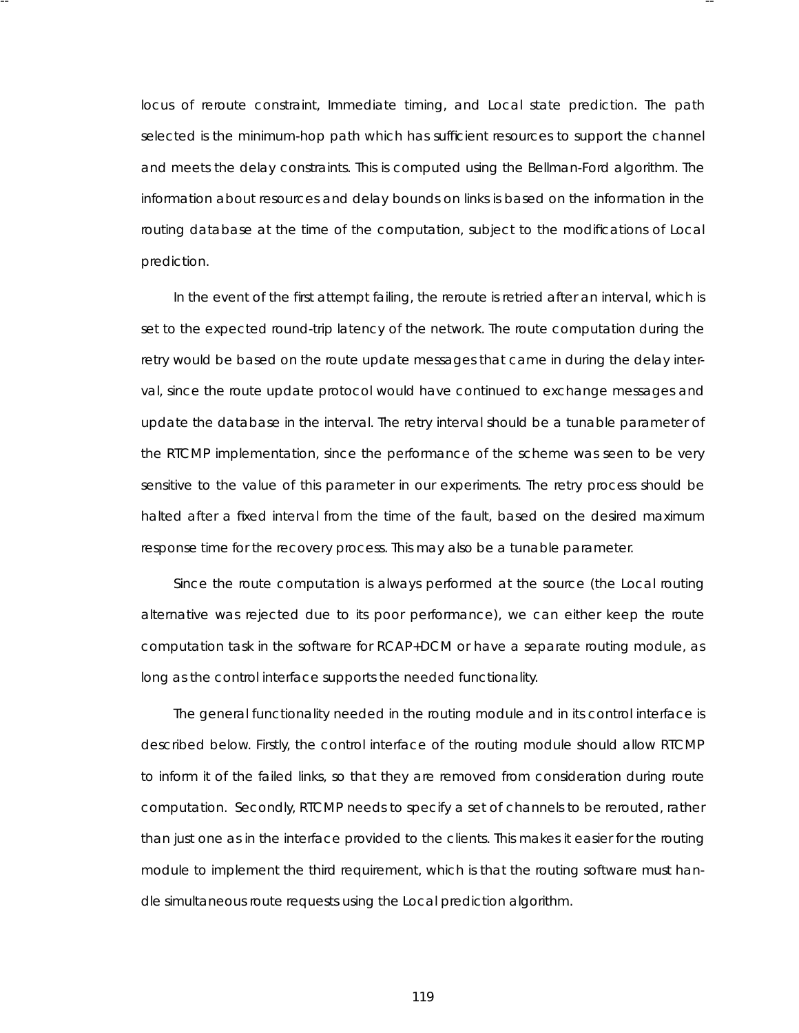locus of reroute constraint, Immediate timing, and Local state prediction. The path selected is the minimum-hop path which has sufficient resources to support the channel and meets the delay constraints. This is computed using the Bellman-Ford algorithm. The information about resources and delay bounds on links is based on the information in the routing database at the time of the computation, subject to the modifications of Local prediction.

In the event of the first attempt failing, the reroute is retried after an interval, which is set to the expected round-trip latency of the network. The route computation during the retry would be based on the route update messages that came in during the delay interval, since the route update protocol would have continued to exchange messages and update the database in the interval. The retry interval should be a tunable parameter of the RTCMP implementation, since the performance of the scheme was seen to be very sensitive to the value of this parameter in our experiments. The retry process should be halted after a fixed interval from the time of the fault, based on the desired maximum response time for the recovery process. This may also be a tunable parameter.

Since the route computation is always performed at the source (the Local routing alternative was rejected due to its poor performance), we can either keep the route computation task in the software for RCAP+DCM or have a separate routing module, as long as the control interface supports the needed functionality.

The general functionality needed in the routing module and in its control interface is described below. Firstly, the control interface of the routing module should allow RTCMP to inform it of the failed links, so that they are removed from consideration during route computation. Secondly, RTCMP needs to specify a set of channels to be rerouted, rather than just one as in the interface provided to the clients. This makes it easier for the routing module to implement the third requirement, which is that the routing software must handle simultaneous route requests using the Local prediction algorithm.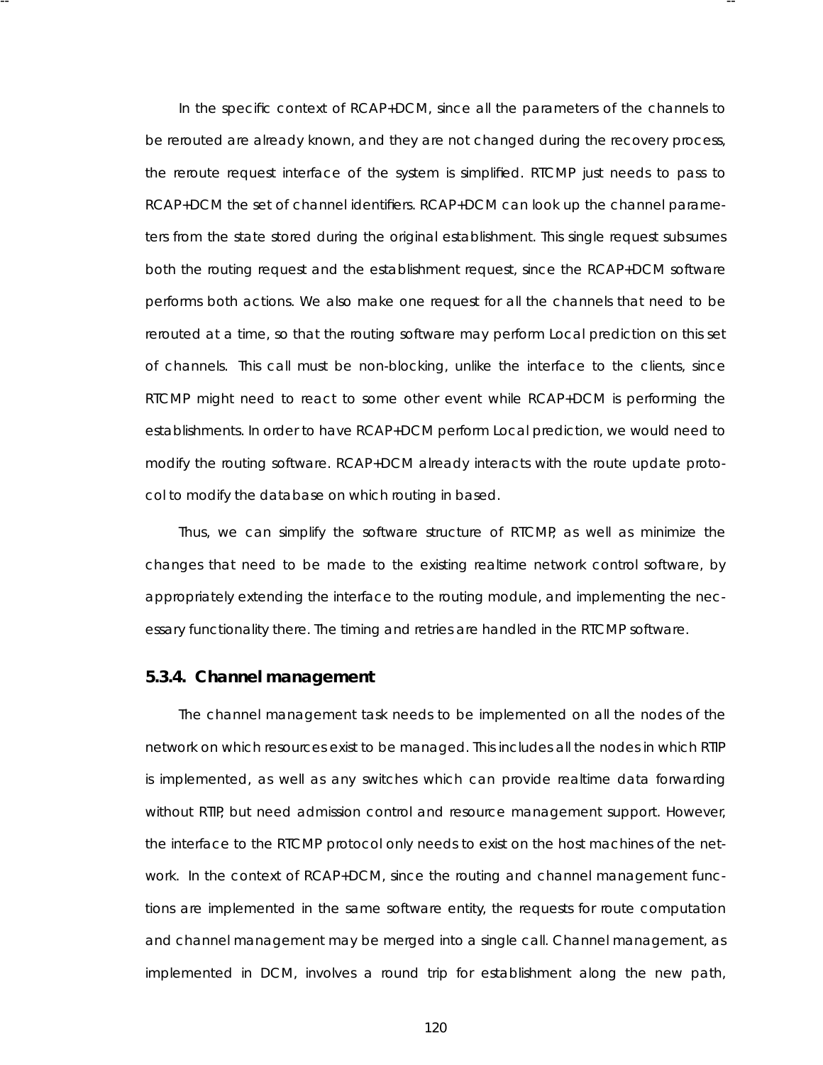In the specific context of RCAP+DCM, since all the parameters of the channels to be rerouted are already known, and they are not changed during the recovery process, the reroute request interface of the system is simplified. RTCMP just needs to pass to RCAP+DCM the set of channel identifiers. RCAP+DCM can look up the channel parameters from the state stored during the original establishment. This single request subsumes both the routing request and the establishment request, since the RCAP+DCM software performs both actions. We also make one request for all the channels that need to be rerouted at a time, so that the routing software may perform Local prediction on this set of channels. This call must be non-blocking, unlike the interface to the clients, since RTCMP might need to react to some other event while RCAP+DCM is performing the establishments. In order to have RCAP+DCM perform Local prediction, we would need to modify the routing software. RCAP+DCM already interacts with the route update protocol to modify the database on which routing in based.

Thus, we can simplify the software structure of RTCMP, as well as minimize the changes that need to be made to the existing realtime network control software, by appropriately extending the interface to the routing module, and implementing the necessary functionality there. The timing and retries are handled in the RTCMP software.

### 5.3.4. Channel management

The channel management task needs to be implemented on all the nodes of the network on which resources exist to be managed. This includes all the nodes in which RTIP is implemented, as well as any switches which can provide realtime data forwarding without RTIP, but need admission control and resource management support. However, the interface to the RTCMP protocol only needs to exist on the host machines of the network. In the context of RCAP+DCM, since the routing and channel management functions are implemented in the same software entity, the requests for route computation and channel management may be merged into a single call. Channel management, as implemented in DCM, involves a round trip for establishment along the new path,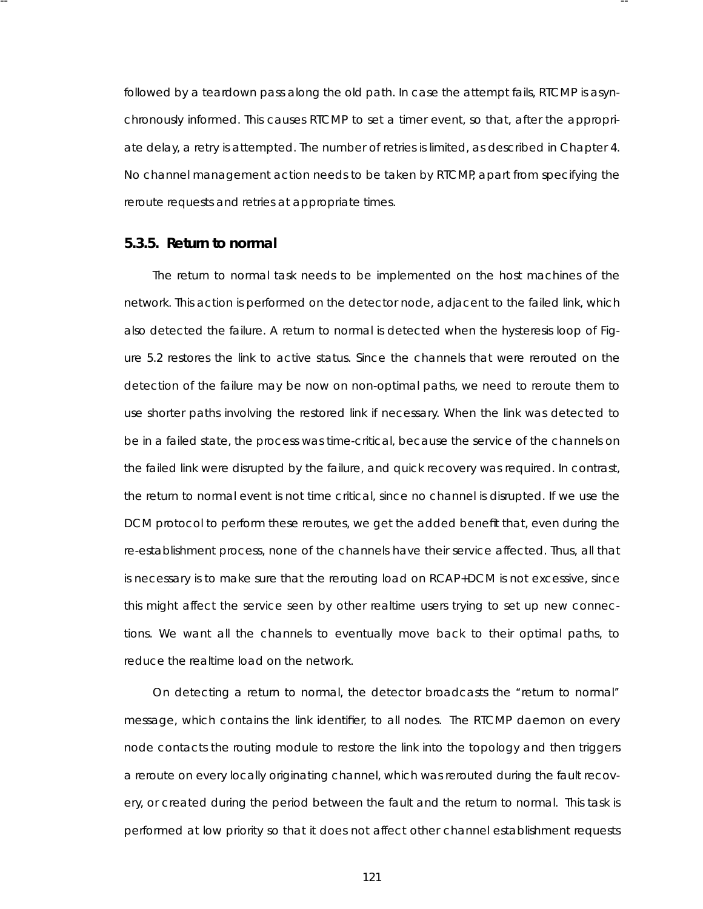followed by a teardown pass along the old path. In case the attempt fails, RTCMP is asynchronously informed. This causes RTCMP to set a timer event, so that, after the appropriate delay, a retry is attempted. The number of retries is limited, as described in Chapter 4. No channel management action needs to be taken by RTCMP, apart from specifying the reroute requests and retries at appropriate times.

### 5.3.5. Return to normal

The return to normal task needs to be implemented on the host machines of the network. This action is performed on the detector node, adjacent to the failed link, which also detected the failure. A return to normal is detected when the hysteresis loop of Figure 5.2 restores the link to active status. Since the channels that were rerouted on the detection of the failure may be now on non-optimal paths, we need to reroute them to use shorter paths involving the restored link if necessary. When the link was detected to be in a failed state, the process was time-critical, because the service of the channels on the failed link were disrupted by the failure, and quick recovery was required. In contrast, the return to normal event is not time critical, since no channel is disrupted. If we use the DCM protocol to perform these reroutes, we get the added benefit that, even during the re-establishment process, none of the channels have their service affected. Thus, all that is necessary is to make sure that the rerouting load on RCAP+DCM is not excessive, since this might affect the service seen by other realtime users trying to set up new connections. We want all the channels to eventually move back to their optimal paths, to reduce the realtime load on the network.

On detecting a return to normal, the detector broadcasts the "return to normal" message, which contains the link identifier, to all nodes. The RTCMP daemon on every node contacts the routing module to restore the link into the topology and then triggers a reroute on every locally originating channel, which was rerouted during the fault recovery, or created during the period between the fault and the return to normal. This task is performed at low priority so that it does not affect other channel establishment requests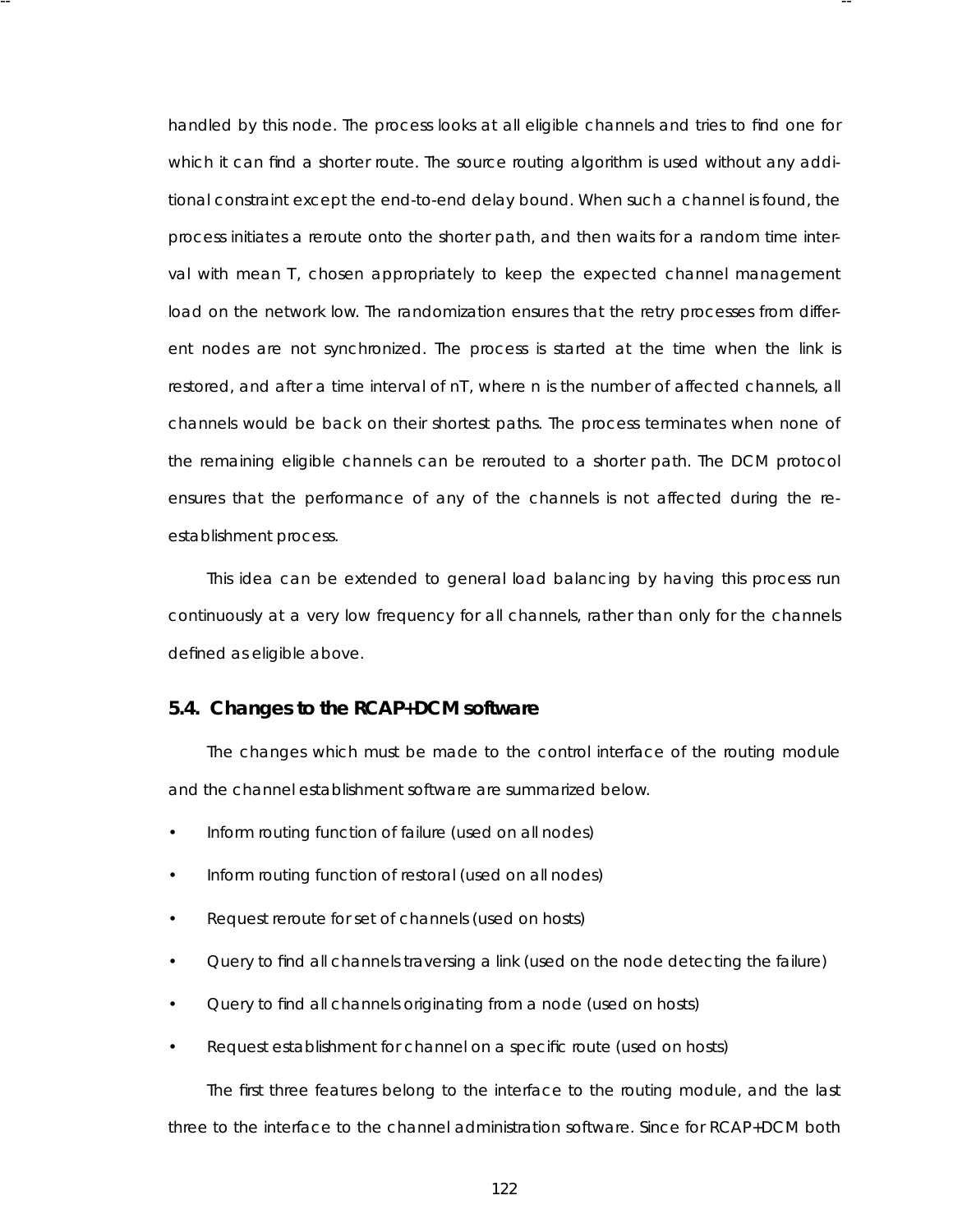handled by this node. The process looks at all eligible channels and tries to find one for which it can find a shorter route. The source routing algorithm is used without any additional constraint except the end-to-end delay bound. When such a channel is found, the process initiates a reroute onto the shorter path, and then waits for a random time interval with mean T, chosen appropriately to keep the expected channel management load on the network low. The randomization ensures that the retry processes from different nodes are not synchronized. The process is started at the time when the link is restored, and after a time interval of nT, where n is the number of affected channels, all channels would be back on their shortest paths. The process terminates when none of the remaining eligible channels can be rerouted to a shorter path. The DCM protocol ensures that the performance of any of the channels is not affected during the re-establishment process.

This idea can be extended to general load balancing by having this process run continuously at a very low frequency for all channels, rather than only for the channels defined as eligible above.

## 5.4. Changes to the RCAP+DCM software

The changes which must be made to the control interface of the routing module and the channel establishment software are summarized below.

- Inform routing function of failure (used on all nodes)
- Inform routing function of restoral (used on all nodes)
- Request reroute for set of channels (used on hosts)
- Query to find all channels traversing a link (used on the node detecting the failure)
- Query to find all channels originating from a node (used on hosts)
- Request establishment for channel on a specific route (used on hosts)

The first three features belong to the interface to the routing module, and the last three to the interface to the channel administration software. Since for RCAP+DCM both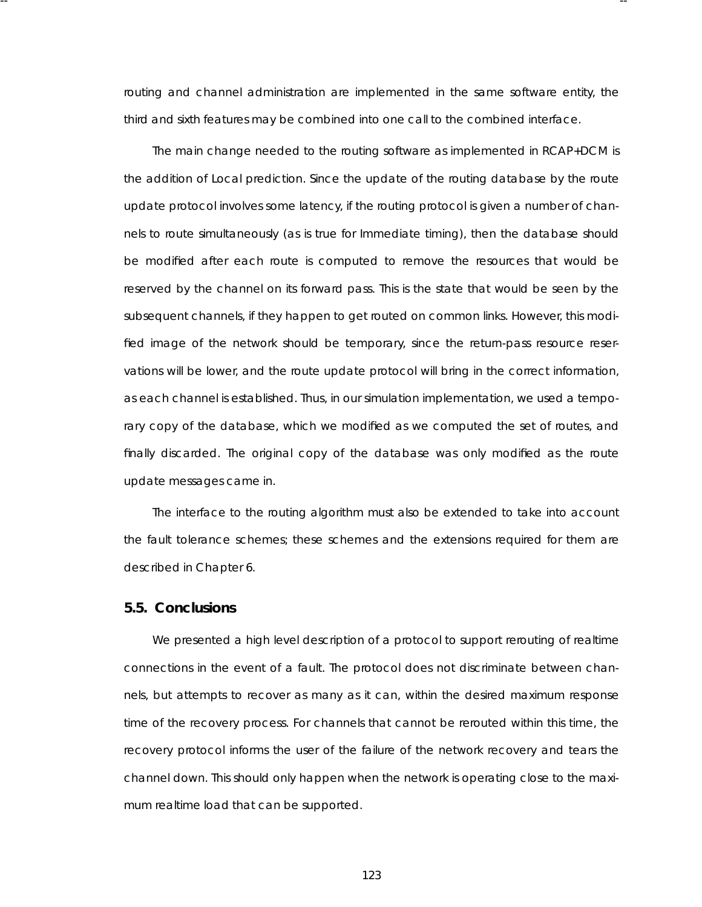routing and channel administration are implemented in the same software entity, the third and sixth features may be combined into one call to the combined interface.

The main change needed to the routing software as implemented in RCAP+DCM is the addition of Local prediction. Since the update of the routing database by the route update protocol involves some latency, if the routing protocol is given a number of channels to route simultaneously (as is true for Immediate timing), then the database should be modified after each route is computed to remove the resources that would be reserved by the channel on its forward pass. This is the state that would be seen by the subsequent channels, if they happen to get routed on common links. However, this modified image of the network should be temporary, since the return-pass resource reservations will be lower, and the route update protocol will bring in the correct information, as each channel is established. Thus, in our simulation implementation, we used a temporary copy of the database, which we modified as we computed the set of routes, and finally discarded. The original copy of the database was only modified as the route update messages came in.

The interface to the routing algorithm must also be extended to take into account the fault tolerance schemes; these schemes and the extensions required for them are described in Chapter 6.

## 5.5. Conclusions

We presented a high level description of a protocol to support rerouting of realtime connections in the event of a fault. The protocol does not discriminate between channels, but attempts to recover as many as it can, within the desired maximum response time of the recovery process. For channels that cannot be rerouted within this time, the recovery protocol informs the user of the failure of the network recovery and tears the channel down. This should only happen when the network is operating close to the maximum realtime load that can be supported.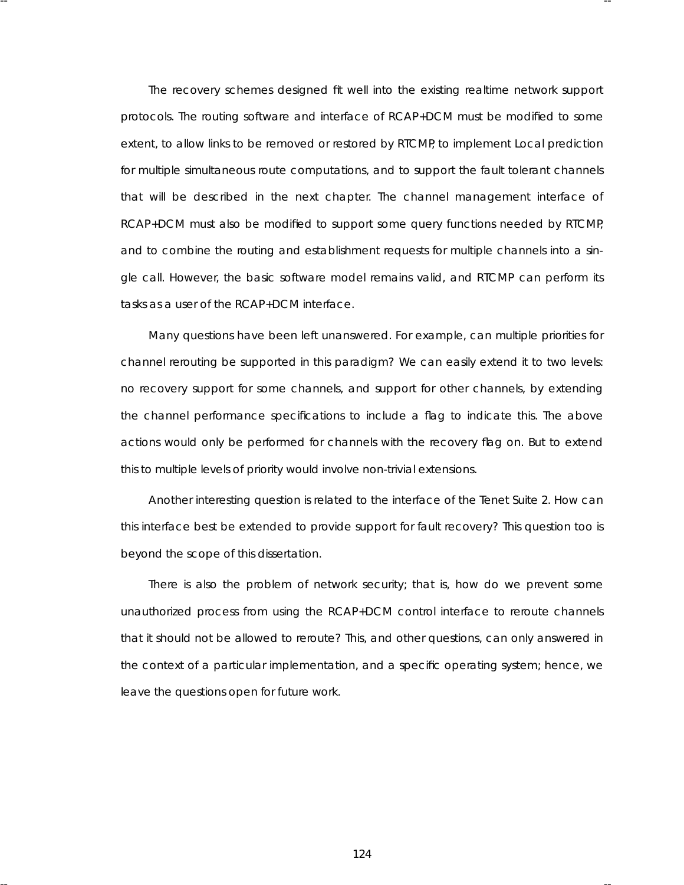The recovery schemes designed fit well into the existing realtime network support protocols. The routing software and interface of RCAP+DCM must be modified to some extent, to allow links to be removed or restored by RTCMP, to implement Local prediction for multiple simultaneous route computations, and to support the fault tolerant channels that will be described in the next chapter. The channel management interface of RCAP+DCM must also be modified to support some query functions needed by RTCMP, and to combine the routing and establishment requests for multiple channels into a single call. However, the basic software model remains valid, and RTCMP can perform its tasks as a user of the RCAP+DCM interface.

Many questions have been left unanswered. For example, can multiple priorities for channel rerouting be supported in this paradigm? We can easily extend it to two levels: no recovery support for some channels, and support for other channels, by extending the channel performance specifications to include a flag to indicate this. The above actions would only be performed for channels with the recovery flag on. But to extend this to multiple levels of priority would involve non-trivial extensions.

Another interesting question is related to the interface of the Tenet Suite 2. How can this interface best be extended to provide support for fault recovery? This question too is beyond the scope of this dissertation.

There is also the problem of network security; that is, how do we prevent some unauthorized process from using the RCAP+DCM control interface to reroute channels that it should not be allowed to reroute? This, and other questions, can only answered in the context of a particular implementation, and a specific operating system; hence, we leave the questions open for future work.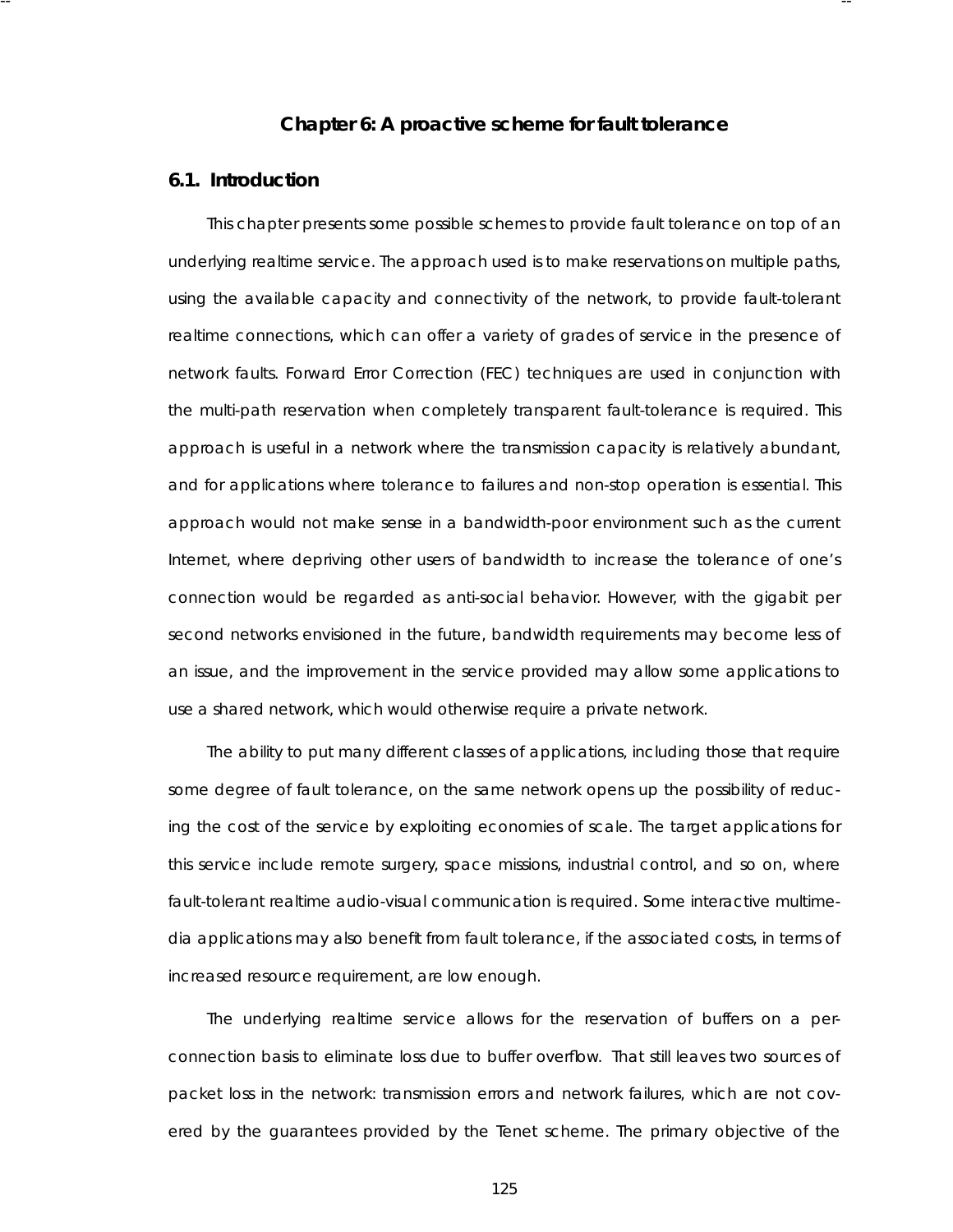# Chapter 6: A proactive scheme for fault tolerance

## 6.1. Introduction

This chapter presents some possible schemes to provide fault tolerance on top of an underlying realtime service. The approach used is to make reservations on multiple paths, using the available capacity and connectivity of the network, to provide fault-tolerant realtime connections, which can offer a variety of grades of service in the presence of network faults. Forward Error Correction (FEC) techniques are used in conjunction with the multi-path reservation when completely transparent fault-tolerance is required. This approach is useful in a network where the transmission capacity is relatively abundant, and for applications where tolerance to failures and non-stop operation is essential. This approach would not make sense in a bandwidth-poor environment such as the current Internet, where depriving other users of bandwidth to increase the tolerance of one's connection would be regarded as anti-social behavior. However, with the gigabit per second networks envisioned in the future, bandwidth requirements may become less of an issue, and the improvement in the service provided may allow some applications to use a shared network, which would otherwise require a private network.

The ability to put many different classes of applications, including those that require some degree of fault tolerance, on the same network opens up the possibility of reducing the cost of the service by exploiting economies of scale. The target applications for this service include remote surgery, space missions, industrial control, and so on, where fault-tolerant realtime audio-visual communication is required. Some interactive multimedia applications may also benefit from fault tolerance, if the associated costs, in terms of increased resource requirement, are low enough.

The underlying realtime service allows for the reservation of buffers on a per-connection basis to eliminate loss due to buffer overflow. That still leaves two sources of packet loss in the network: transmission errors and network failures, which are not covered by the guarantees provided by the Tenet scheme. The primary objective of the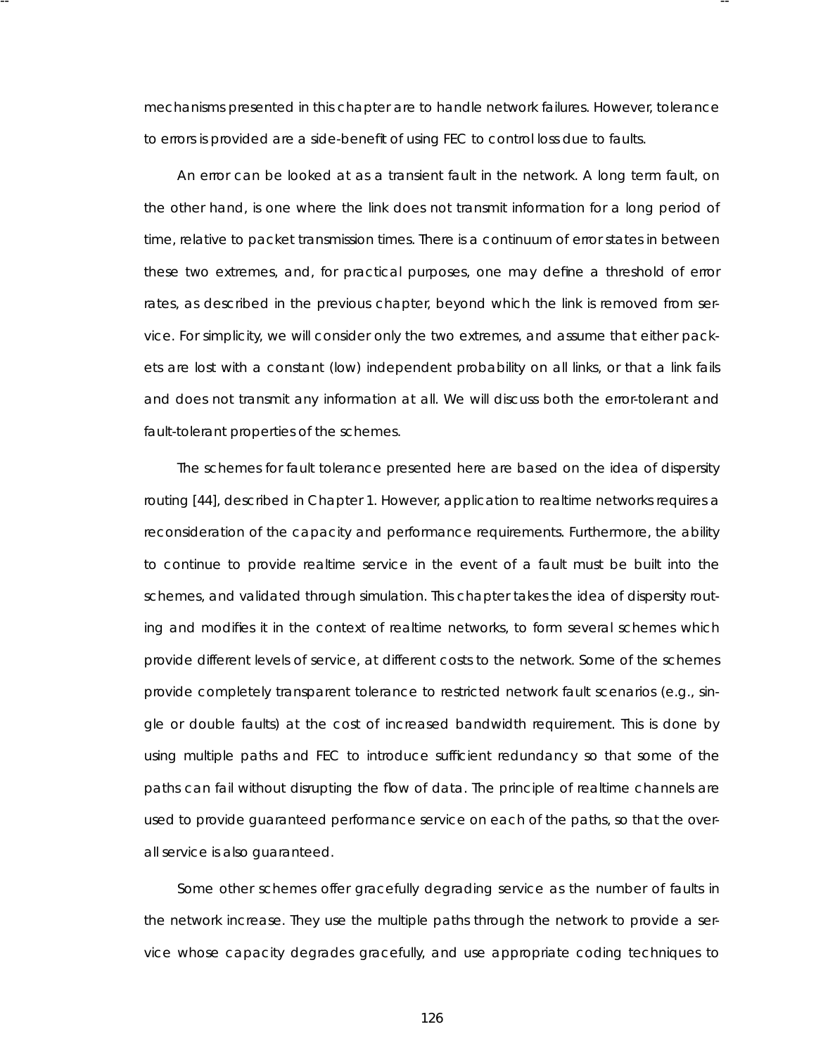mechanisms presented in this chapter are to handle network failures. However, tolerance to errors is provided are a side-benefit of using FEC to control loss due to faults.

An error can be looked at as a transient fault in the network. A long term fault, on the other hand, is one where the link does not transmit information for a long period of time, relative to packet transmission times. There is a continuum of error states in between these two extremes, and, for practical purposes, one may define a threshold of error rates, as described in the previous chapter, beyond which the link is removed from service. For simplicity, we will consider only the two extremes, and assume that either packets are lost with a constant (low) independent probability on all links, or that a link fails and does not transmit any information at all. We will discuss both the error-tolerant and fault-tolerant properties of the schemes.

The schemes for fault tolerance presented here are based on the idea of dispersity routing [44], described in Chapter 1. However, application to realtime networks requires a reconsideration of the capacity and performance requirements. Furthermore, the ability to continue to provide realtime service in the event of a fault must be built into the schemes, and validated through simulation. This chapter takes the idea of dispersity routing and modifies it in the context of realtime networks, to form several schemes which provide different levels of service, at different costs to the network. Some of the schemes provide completely transparent tolerance to restricted network fault scenarios (e.g., single or double faults) at the cost of increased bandwidth requirement. This is done by using multiple paths and FEC to introduce sufficient redundancy so that some of the paths can fail without disrupting the flow of data. The principle of realtime channels are used to provide guaranteed performance service on each of the paths, so that the overall service is also guaranteed.

Some other schemes offer gracefully degrading service as the number of faults in the network increase. They use the multiple paths through the network to provide a service whose capacity degrades gracefully, and use appropriate coding techniques to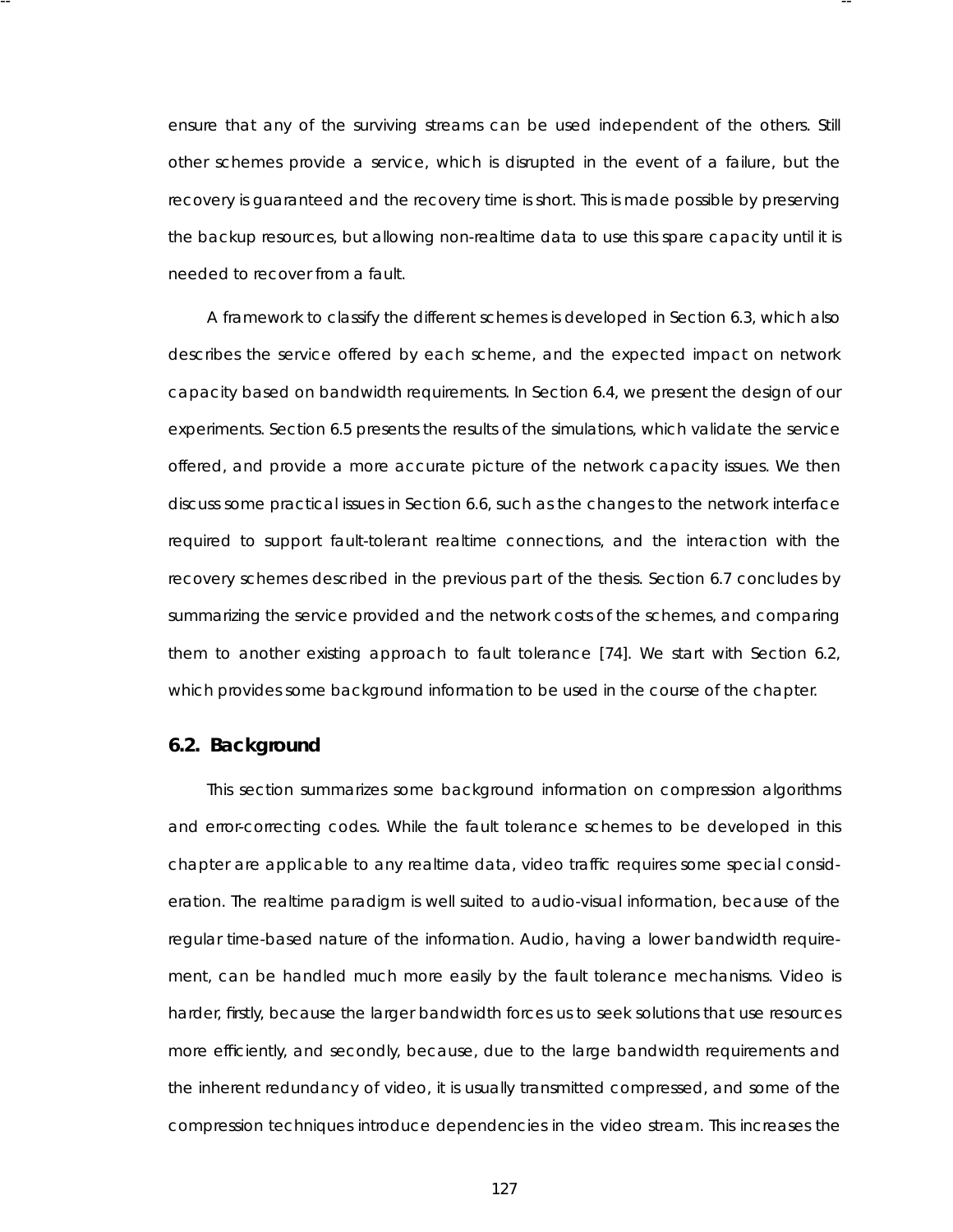ensure that any of the surviving streams can be used independent of the others. Still other schemes provide a service, which is disrupted in the event of a failure, but the recovery is guaranteed and the recovery time is short. This is made possible by preserving the backup resources, but allowing non-realtime data to use this spare capacity until it is needed to recover from a fault.

A framework to classify the different schemes is developed in Section 6.3, which also describes the service offered by each scheme, and the expected impact on network capacity based on bandwidth requirements. In Section 6.4, we present the design of our experiments. Section 6.5 presents the results of the simulations, which validate the service offered, and provide a more accurate picture of the network capacity issues. We then discuss some practical issues in Section 6.6, such as the changes to the network interface required to support fault-tolerant realtime connections, and the interaction with the recovery schemes described in the previous part of the thesis. Section 6.7 concludes by summarizing the service provided and the network costs of the schemes, and comparing them to another existing approach to fault tolerance [74]. We start with Section 6.2, which provides some background information to be used in the course of the chapter.

## 6.2. Background

This section summarizes some background information on compression algorithms and error-correcting codes. While the fault tolerance schemes to be developed in this chapter are applicable to any realtime data, video traffic requires some special consideration. The realtime paradigm is well suited to audio-visual information, because of the regular time-based nature of the information. Audio, having a lower bandwidth requirement, can be handled much more easily by the fault tolerance mechanisms. Video is harder, firstly, because the larger bandwidth forces us to seek solutions that use resources more efficiently, and secondly, because, due to the large bandwidth requirements and the inherent redundancy of video, it is usually transmitted compressed, and some of the compression techniques introduce dependencies in the video stream. This increases the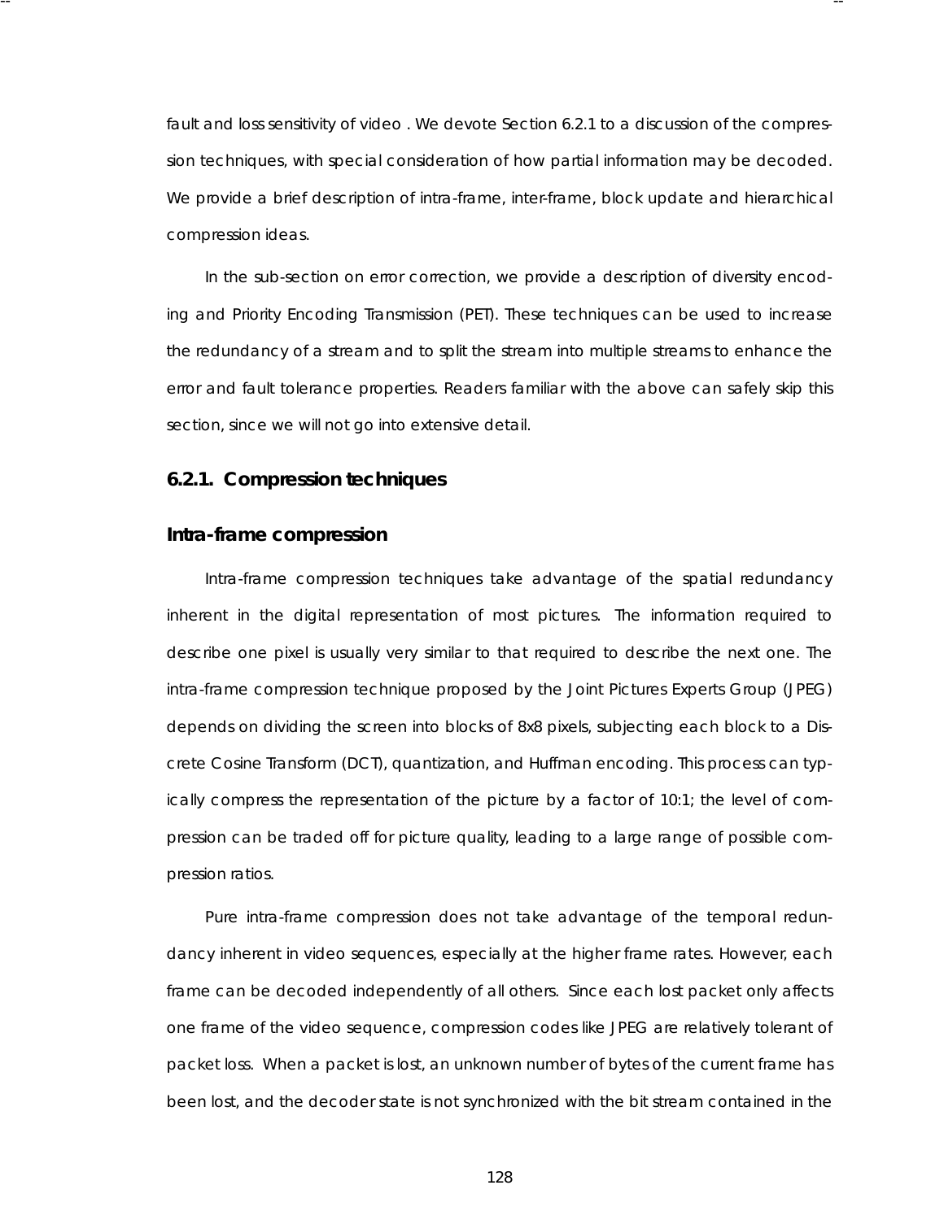fault and loss sensitivity of video . We devote Section 6.2.1 to a discussion of the compression techniques, with special consideration of how partial information may be decoded. We provide a brief description of intra-frame, inter-frame, block update and hierarchical compression ideas.

In the sub-section on error correction, we provide a description of diversity encoding and Priority Encoding Transmission (PET). These techniques can be used to increase the redundancy of a stream and to split the stream into multiple streams to enhance the error and fault tolerance properties. Readers familiar with the above can safely skip this section, since we will not go into extensive detail.

### 6.2.1. Compression techniques

#### Intra-frame compression

Intra-frame compression techniques take advantage of the spatial redundancy inherent in the digital representation of most pictures. The information required to describe one pixel is usually very similar to that required to describe the next one. The intra-frame compression technique proposed by the Joint Pictures Experts Group (JPEG) depends on dividing the screen into blocks of 8x8 pixels, subjecting each block to a Discrete Cosine Transform (DCT), quantization, and Huffman encoding. This process can typically compress the representation of the picture by a factor of 10:1; the level of compression can be traded off for picture quality, leading to a large range of possible compression ratios.

Pure intra-frame compression does not take advantage of the temporal redundancy inherent in video sequences, especially at the higher frame rates. However, each frame can be decoded independently of all others. Since each lost packet only affects one frame of the video sequence, compression codes like JPEG are relatively tolerant of packet loss. When a packet is lost, an unknown number of bytes of the current frame has been lost, and the decoder state is not synchronized with the bit stream contained in the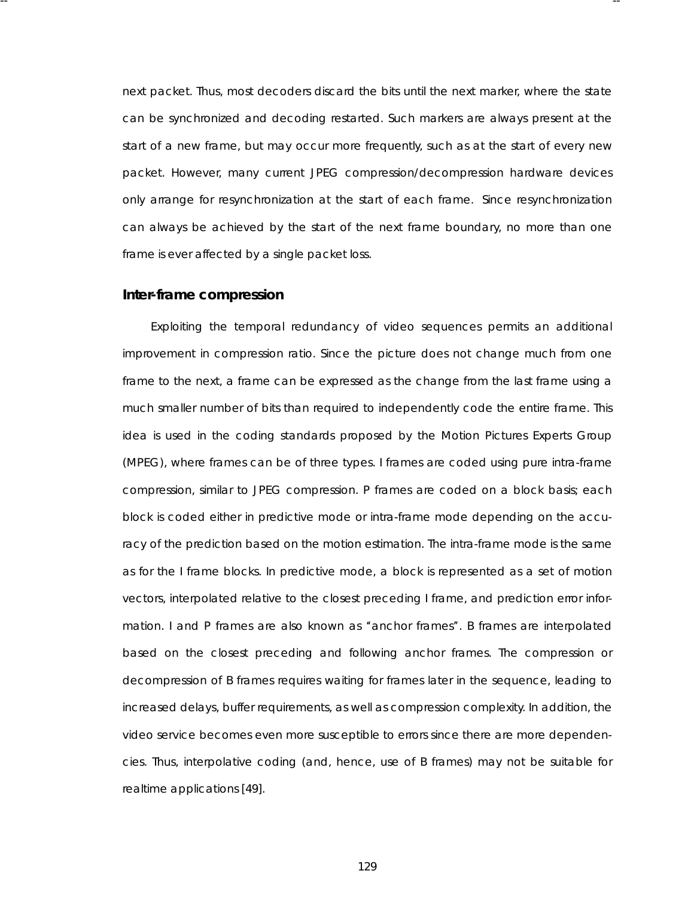next packet. Thus, most decoders discard the bits until the next marker, where the state can be synchronized and decoding restarted. Such markers are always present at the start of a new frame, but may occur more frequently, such as at the start of every new packet. However, many current JPEG compression/decompression hardware devices only arrange for resynchronization at the start of each frame. Since resynchronization can always be achieved by the start of the next frame boundary, no more than one frame is ever affected by a single packet loss.

### Inter-frame compression

Exploiting the temporal redundancy of video sequences permits an additional improvement in compression ratio. Since the picture does not change much from one frame to the next, a frame can be expressed as the change from the last frame using a much smaller number of bits than required to independently code the entire frame. This idea is used in the coding standards proposed by the Motion Pictures Experts Group (MPEG), where frames can be of three types. I frames are coded using pure intra-frame compression, similar to JPEG compression. P frames are coded on a block basis; each block is coded either in predictive mode or intra-frame mode depending on the accuracy of the prediction based on the motion estimation. The intra-frame mode is the same as for the I frame blocks. In predictive mode, a block is represented as a set of motion vectors, interpolated relative to the closest preceding I frame, and prediction error information. I and P frames are also known as "anchor frames". B frames are interpolated based on the closest preceding and following anchor frames. The compression or decompression of B frames requires waiting for frames later in the sequence, leading to increased delays, buffer requirements, as well as compression complexity. In addition, the video service becomes even more susceptible to errors since there are more dependencies. Thus, interpolative coding (and, hence, use of B frames) may not be suitable for realtime applications [49].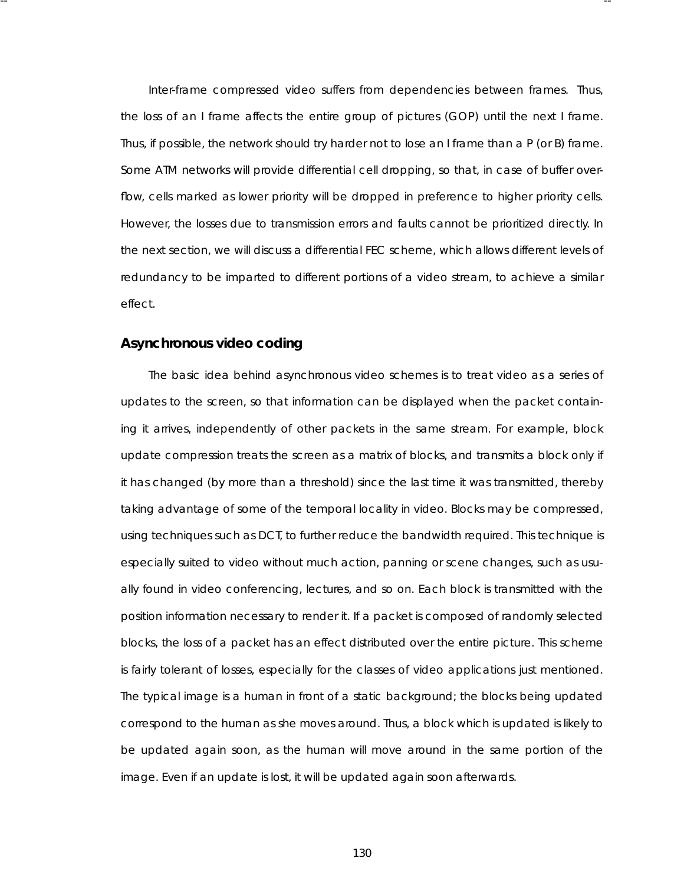Inter-frame compressed video suffers from dependencies between frames. Thus, the loss of an I frame affects the entire group of pictures (GOP) until the next I frame. Thus, if possible, the network should try harder not to lose an I frame than a P (or B) frame. Some ATM networks will provide differential cell dropping, so that, in case of buffer overflow, cells marked as lower priority will be dropped in preference to higher priority cells. However, the losses due to transmission errors and faults cannot be prioritized directly. In the next section, we will discuss a differential FEC scheme, which allows different levels of redundancy to be imparted to different portions of a video stream, to achieve a similar effect.

### Asynchronous video coding

The basic idea behind asynchronous video schemes is to treat video as a series of updates to the screen, so that information can be displayed when the packet containing it arrives, independently of other packets in the same stream. For example, block update compression treats the screen as a matrix of blocks, and transmits a block only if it has changed (by more than a threshold) since the last time it was transmitted, thereby taking advantage of some of the temporal locality in video. Blocks may be compressed, using techniques such as DCT, to further reduce the bandwidth required. This technique is especially suited to video without much action, panning or scene changes, such as usually found in video conferencing, lectures, and so on. Each block is transmitted with the position information necessary to render it. If a packet is composed of randomly selected blocks, the loss of a packet has an effect distributed over the entire picture. This scheme is fairly tolerant of losses, especially for the classes of video applications just mentioned. The typical image is a human in front of a static background; the blocks being updated correspond to the human as she moves around. Thus, a block which is updated is likely to be updated again soon, as the human will move around in the same portion of the image. Even if an update is lost, it will be updated again soon afterwards.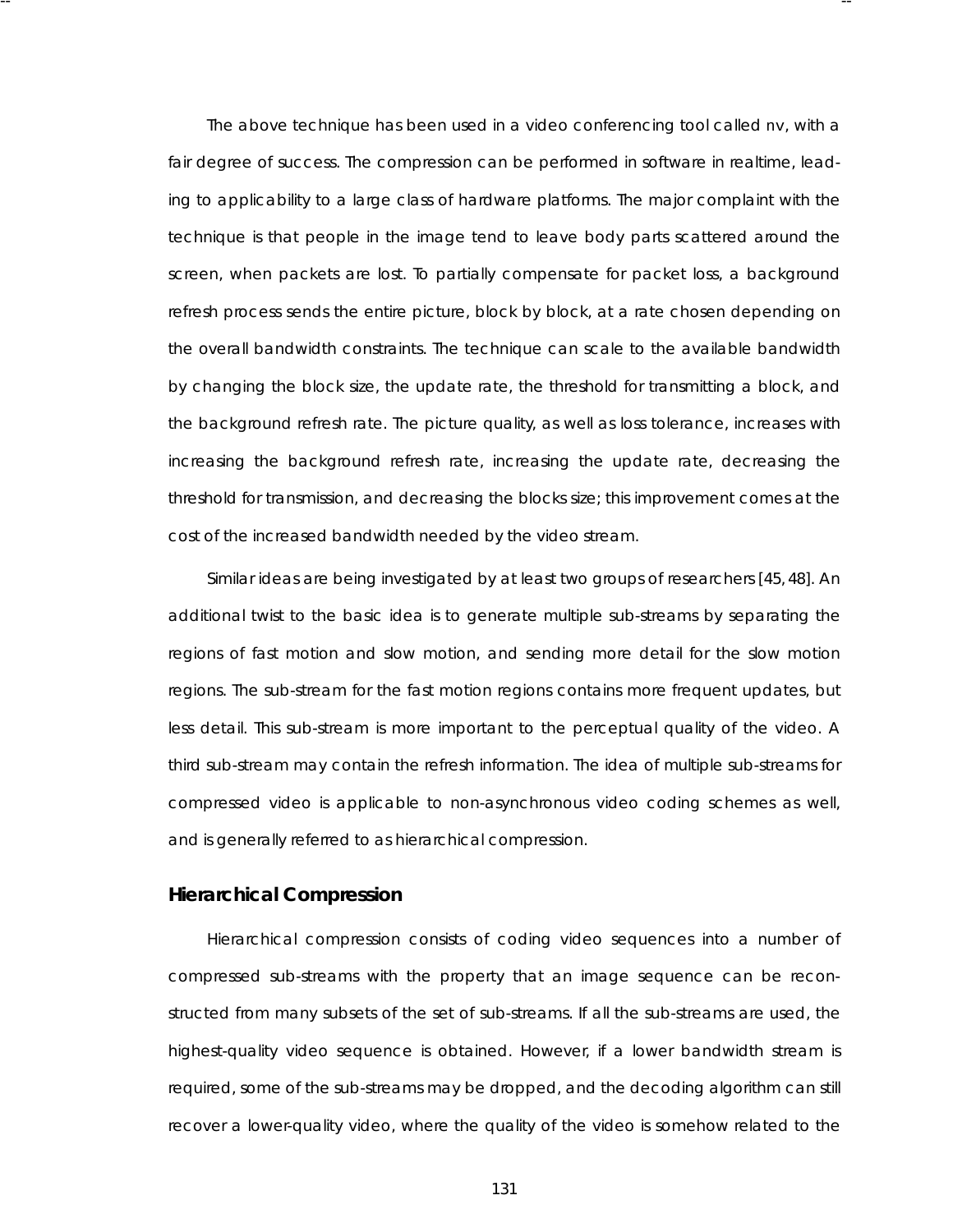The above technique has been used in a video conferencing tool called nv, with a fair degree of success. The compression can be performed in software in realtime, leading to applicability to a large class of hardware platforms. The major complaint with the technique is that people in the image tend to leave body parts scattered around the screen, when packets are lost. To partially compensate for packet loss, a background refresh process sends the entire picture, block by block, at a rate chosen depending on the overall bandwidth constraints. The technique can scale to the available bandwidth by changing the block size, the update rate, the threshold for transmitting a block, and the background refresh rate. The picture quality, as well as loss tolerance, increases with increasing the background refresh rate, increasing the update rate, decreasing the threshold for transmission, and decreasing the blocks size; this improvement comes at the cost of the increased bandwidth needed by the video stream.

Similar ideas are being investigated by at least two groups of researchers [45, 48]. An additional twist to the basic idea is to generate multiple sub-streams by separating the regions of fast motion and slow motion, and sending more detail for the slow motion regions. The sub-stream for the fast motion regions contains more frequent updates, but less detail. This sub-stream is more important to the perceptual quality of the video. A third sub-stream may contain the refresh information. The idea of multiple sub-streams for compressed video is applicable to non-asynchronous video coding schemes as well, and is generally referred to as hierarchical compression.

### Hierarchical Compression

Hierarchical compression consists of coding video sequences into a number of compressed sub-streams with the property that an image sequence can be reconstructed from many subsets of the set of sub-streams. If all the sub-streams are used, the highest-quality video sequence is obtained. However, if a lower bandwidth stream is required, some of the sub-streams may be dropped, and the decoding algorithm can still recover a lower-quality video, where the quality of the video is somehow related to the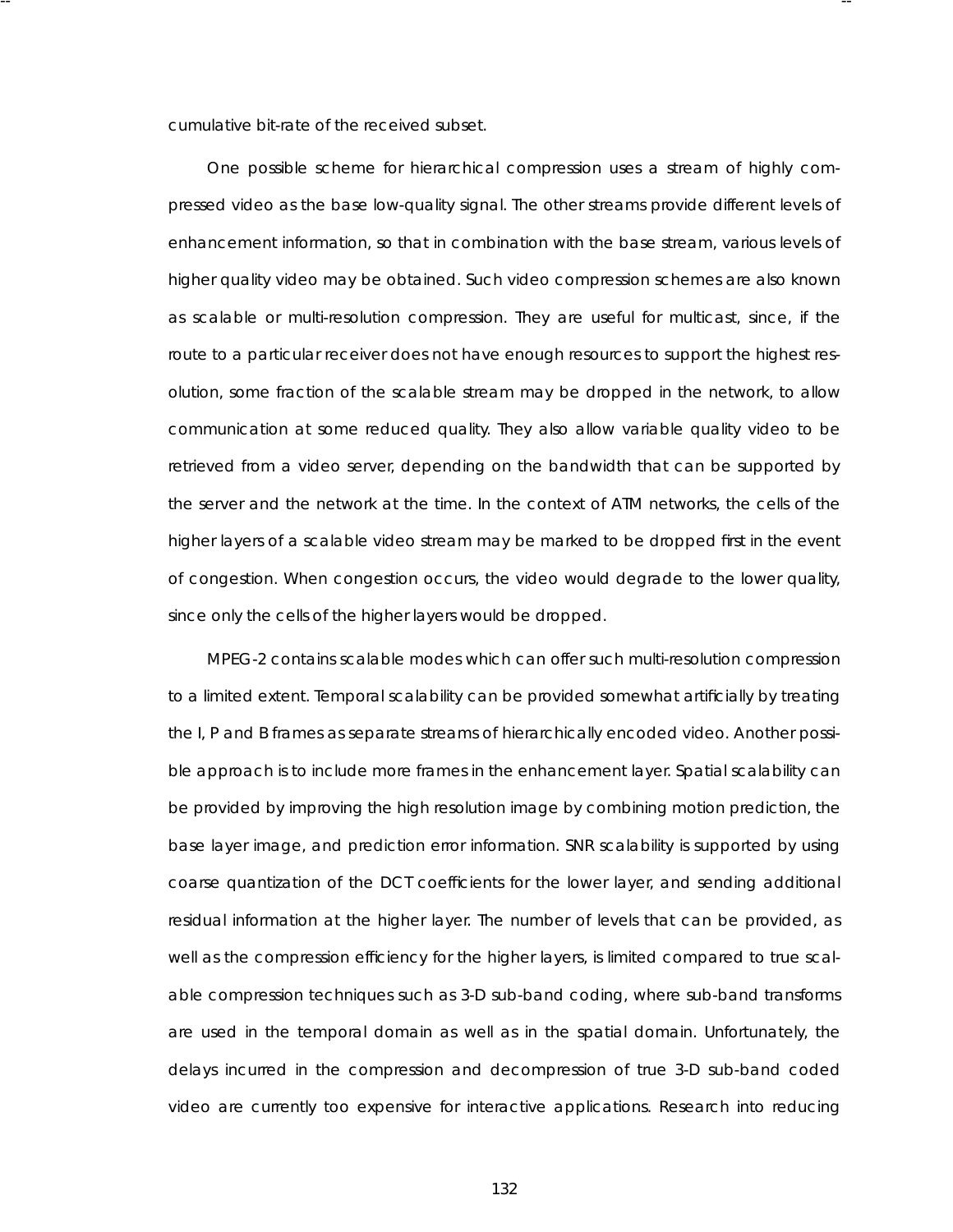cumulative bit-rate of the received subset.

One possible scheme for hierarchical compression uses a stream of highly compressed video as the base low-quality signal. The other streams provide different levels of enhancement information, so that in combination with the base stream, various levels of higher quality video may be obtained. Such video compression schemes are also known as scalable or multi-resolution compression. They are useful for multicast, since, if the route to a particular receiver does not have enough resources to support the highest resolution, some fraction of the scalable stream may be dropped in the network, to allow communication at some reduced quality. They also allow variable quality video to be retrieved from a video server, depending on the bandwidth that can be supported by the server and the network at the time. In the context of ATM networks, the cells of the higher layers of a scalable video stream may be marked to be dropped first in the event of congestion. When congestion occurs, the video would degrade to the lower quality, since only the cells of the higher layers would be dropped.

MPEG-2 contains scalable modes which can offer such multi-resolution compression to a limited extent. Temporal scalability can be provided somewhat artificially by treating the I, P and B frames as separate streams of hierarchically encoded video. Another possible approach is to include more frames in the enhancement layer. Spatial scalability can be provided by improving the high resolution image by combining motion prediction, the base layer image, and prediction error information. SNR scalability is supported by using coarse quantization of the DCT coefficients for the lower layer, and sending additional residual information at the higher layer. The number of levels that can be provided, as well as the compression efficiency for the higher layers, is limited compared to true scalable compression techniques such as 3-D sub-band coding, where sub-band transforms are used in the temporal domain as well as in the spatial domain. Unfortunately, the delays incurred in the compression and decompression of true 3-D sub-band coded video are currently too expensive for interactive applications. Research into reducing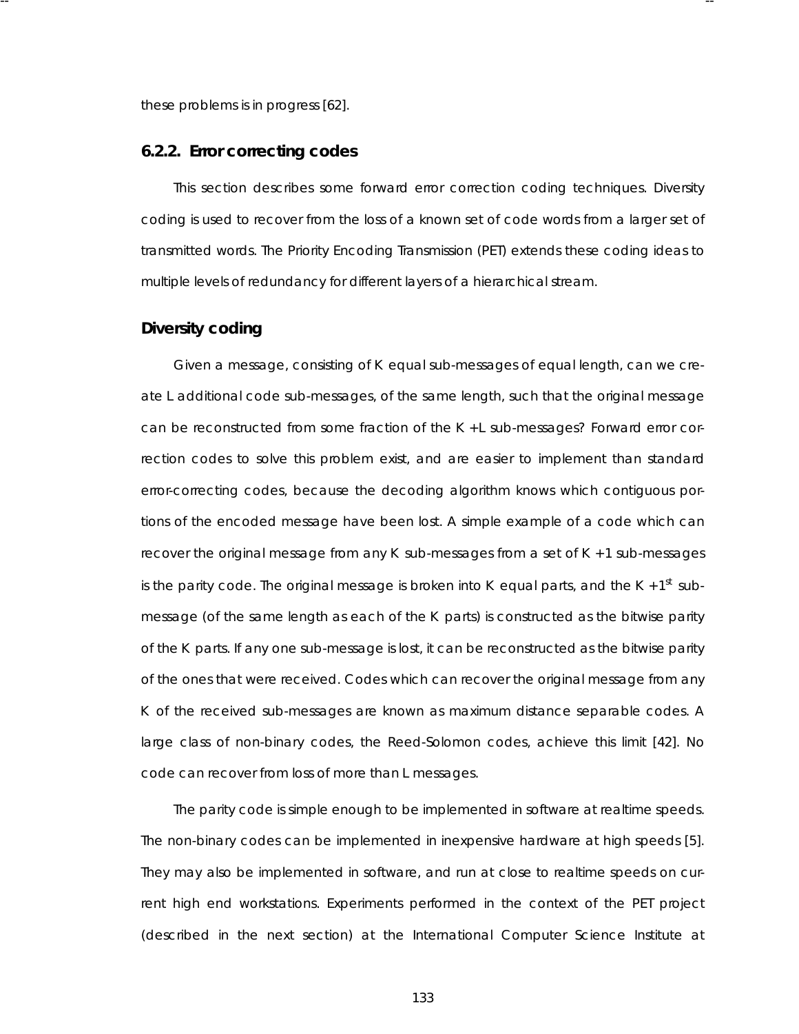these problems is in progress [62].

### 6.2.2. Error correcting codes

This section describes some forward error correction coding techniques. Diversity coding is used to recover from the loss of a known set of code words from a larger set of transmitted words. The Priority Encoding Transmission (PET) extends these coding ideas to multiple levels of redundancy for different layers of a hierarchical stream.

#### Diversity coding

Given a message, consisting of K equal sub-messages of equal length, can we create L additional code sub-messages, of the same length, such that the original message can be reconstructed from some fraction of the K+L sub-messages? Forward error correction codes to solve this problem exist, and are easier to implement than standard error-correcting codes, because the decoding algorithm knows which contiguous portions of the encoded message have been lost. A simple example of a code which can recover the original message from any K sub-messages from a set of K+1 sub-messages is the parity code. The original message is broken into K equal parts, and the K+1$^{st}$ sub-message (of the same length as each of the K parts) is constructed as the bitwise parity of the K parts. If any one sub-message is lost, it can be reconstructed as the bitwise parity of the ones that were received. Codes which can recover the original message from any K of the received sub-messages are known as maximum distance separable codes. A large class of non-binary codes, the Reed-Solomon codes, achieve this limit [42]. No code can recover from loss of more than L messages.

The parity code is simple enough to be implemented in software at realtime speeds. The non-binary codes can be implemented in inexpensive hardware at high speeds [5]. They may also be implemented in software, and run at close to realtime speeds on current high end workstations. Experiments performed in the context of the PET project (described in the next section) at the International Computer Science Institute at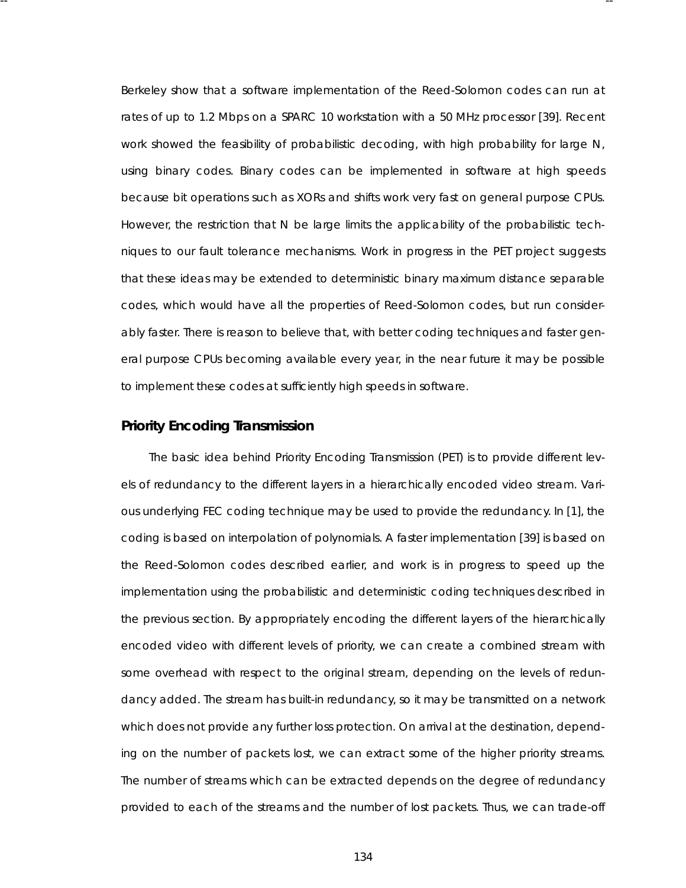Berkeley show that a software implementation of the Reed-Solomon codes can run at rates of up to 1.2 Mbps on a SPARC 10 workstation with a 50 MHz processor [39]. Recent work showed the feasibility of probabilistic decoding, with high probability for large N, using binary codes. Binary codes can be implemented in software at high speeds because bit operations such as XORs and shifts work very fast on general purpose CPUs. However, the restriction that N be large limits the applicability of the probabilistic techniques to our fault tolerance mechanisms. Work in progress in the PET project suggests that these ideas may be extended to deterministic binary maximum distance separable codes, which would have all the properties of Reed-Solomon codes, but run considerably faster. There is reason to believe that, with better coding techniques and faster general purpose CPUs becoming available every year, in the near future it may be possible to implement these codes at sufficiently high speeds in software.

### Priority Encoding Transmission

The basic idea behind Priority Encoding Transmission (PET) is to provide different levels of redundancy to the different layers in a hierarchically encoded video stream. Various underlying FEC coding technique may be used to provide the redundancy. In [1], the coding is based on interpolation of polynomials. A faster implementation [39] is based on the Reed-Solomon codes described earlier, and work is in progress to speed up the implementation using the probabilistic and deterministic coding techniques described in the previous section. By appropriately encoding the different layers of the hierarchically encoded video with different levels of priority, we can create a combined stream with some overhead with respect to the original stream, depending on the levels of redundancy added. The stream has built-in redundancy, so it may be transmitted on a network which does not provide any further loss protection. On arrival at the destination, depending on the number of packets lost, we can extract some of the higher priority streams. The number of streams which can be extracted depends on the degree of redundancy provided to each of the streams and the number of lost packets. Thus, we can trade-off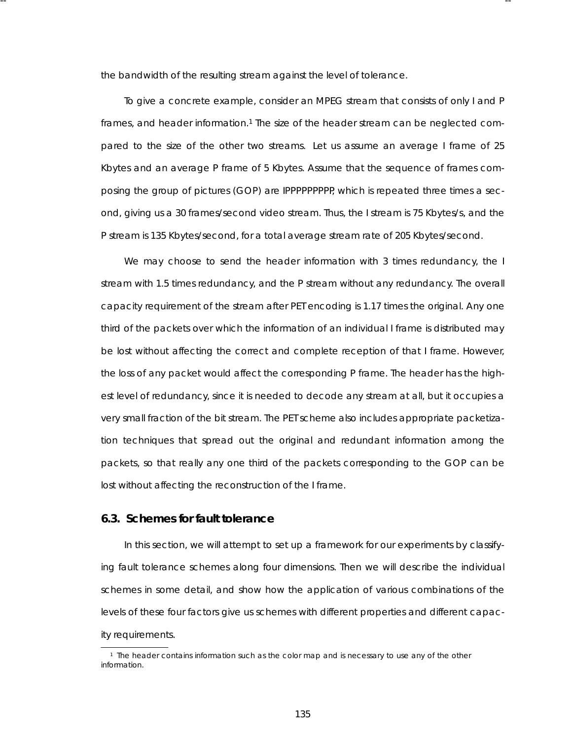the bandwidth of the resulting stream against the level of tolerance.

To give a concrete example, consider an MPEG stream that consists of only I and P frames, and header information.[1] The size of the header stream can be neglected compared to the size of the other two streams. Let us assume an average I frame of 25 Kbytes and an average P frame of 5 Kbytes. Assume that the sequence of frames composing the group of pictures (GOP) are IPPPPPPPPP, which is repeated three times a second, giving us a 30 frames/second video stream. Thus, the I stream is 75 Kbytes/s, and the P stream is 135 Kbytes/second, for a total average stream rate of 205 Kbytes/second.

We may choose to send the header information with 3 times redundancy, the I stream with 1.5 times redundancy, and the P stream without any redundancy. The overall capacity requirement of the stream after PET encoding is 1.17 times the original. Any one third of the packets over which the information of an individual I frame is distributed may be lost without affecting the correct and complete reception of that I frame. However, the loss of any packet would affect the corresponding P frame. The header has the highest level of redundancy, since it is needed to decode any stream at all, but it occupies a very small fraction of the bit stream. The PET scheme also includes appropriate packetization techniques that spread out the original and redundant information among the packets, so that really any one third of the packets corresponding to the GOP can be lost without affecting the reconstruction of the I frame.

## 6.3. Schemes for fault tolerance

In this section, we will attempt to set up a framework for our experiments by classifying fault tolerance schemes along four dimensions. Then we will describe the individual schemes in some detail, and show how the application of various combinations of the levels of these four factors give us schemes with different properties and different capacity requirements.

---

[1] The header contains information such as the color map and is necessary to use any of the other information.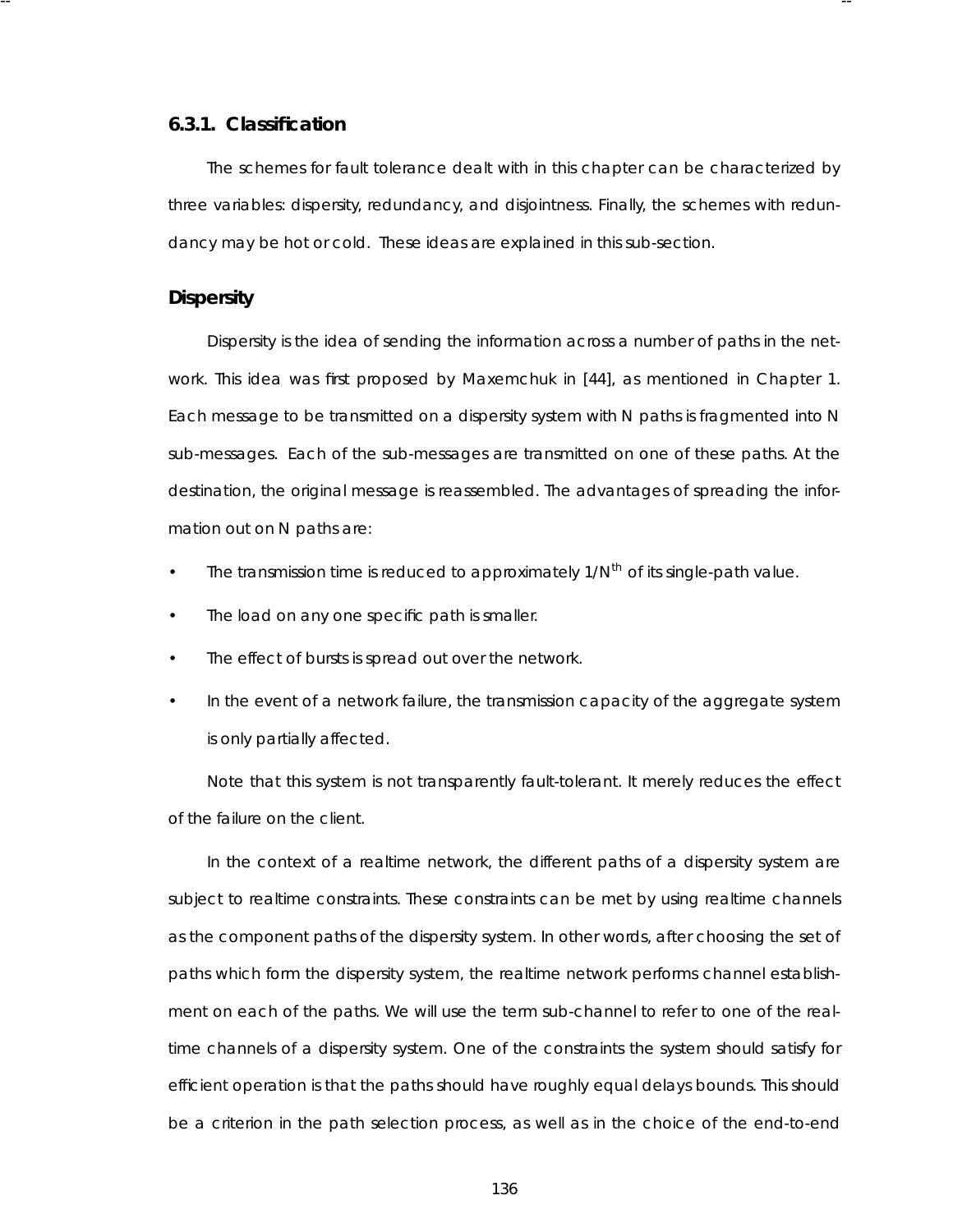### 6.3.1. Classification

The schemes for fault tolerance dealt with in this chapter can be characterized by three variables: dispersity, redundancy, and disjointness. Finally, the schemes with redundancy may be hot or cold. These ideas are explained in this sub-section.

#### Dispersity

Dispersity is the idea of sending the information across a number of paths in the network. This idea was first proposed by Maxemchuk in [44], as mentioned in Chapter 1. Each message to be transmitted on a dispersity system with N paths is fragmented into N sub-messages. Each of the sub-messages are transmitted on one of these paths. At the destination, the original message is reassembled. The advantages of spreading the information out on N paths are:

- The transmission time is reduced to approximately $1/N^{th}$ of its single-path value.
- The load on any one specific path is smaller.
- The effect of bursts is spread out over the network.
- In the event of a network failure, the transmission capacity of the aggregate system is only partially affected.

Note that this system is not transparently fault-tolerant. It merely reduces the effect of the failure on the client.

In the context of a realtime network, the different paths of a dispersity system are subject to realtime constraints. These constraints can be met by using realtime channels as the component paths of the dispersity system. In other words, after choosing the set of paths which form the dispersity system, the realtime network performs channel establishment on each of the paths. We will use the term sub-channel to refer to one of the realtime channels of a dispersity system. One of the constraints the system should satisfy for efficient operation is that the paths should have roughly equal delays bounds. This should be a criterion in the path selection process, as well as in the choice of the end-to-end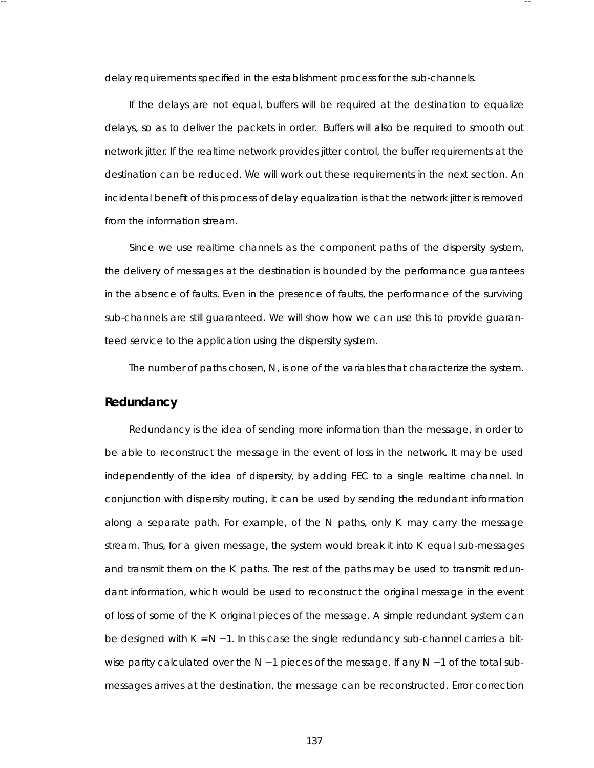delay requirements specified in the establishment process for the sub-channels.

If the delays are not equal, buffers will be required at the destination to equalize delays, so as to deliver the packets in order. Buffers will also be required to smooth out network jitter. If the realtime network provides jitter control, the buffer requirements at the destination can be reduced. We will work out these requirements in the next section. An incidental benefit of this process of delay equalization is that the network jitter is removed from the information stream.

Since we use realtime channels as the component paths of the dispersity system, the delivery of messages at the destination is bounded by the performance guarantees in the absence of faults. Even in the presence of faults, the performance of the surviving sub-channels are still guaranteed. We will show how we can use this to provide guaranteed service to the application using the dispersity system.

The number of paths chosen, $N$, is one of the variables that characterize the system.

## Redundancy

Redundancy is the idea of sending more information than the message, in order to be able to reconstruct the message in the event of loss in the network. It may be used independently of the idea of dispersity, by adding FEC to a single realtime channel. In conjunction with dispersity routing, it can be used by sending the redundant information along a separate path. For example, of the $N$ paths, only $K$ may carry the message stream. Thus, for a given message, the system would break it into $K$ equal sub-messages and transmit them on the $K$ paths. The rest of the paths may be used to transmit redundant information, which would be used to reconstruct the original message in the event of loss of some of the $K$ original pieces of the message. A simple redundant system can be designed with $K = N - 1$. In this case the single redundancy sub-channel carries a bit-wise parity calculated over the $N - 1$ pieces of the message. If any $N - 1$ of the total sub-messages arrives at the destination, the message can be reconstructed. Error correction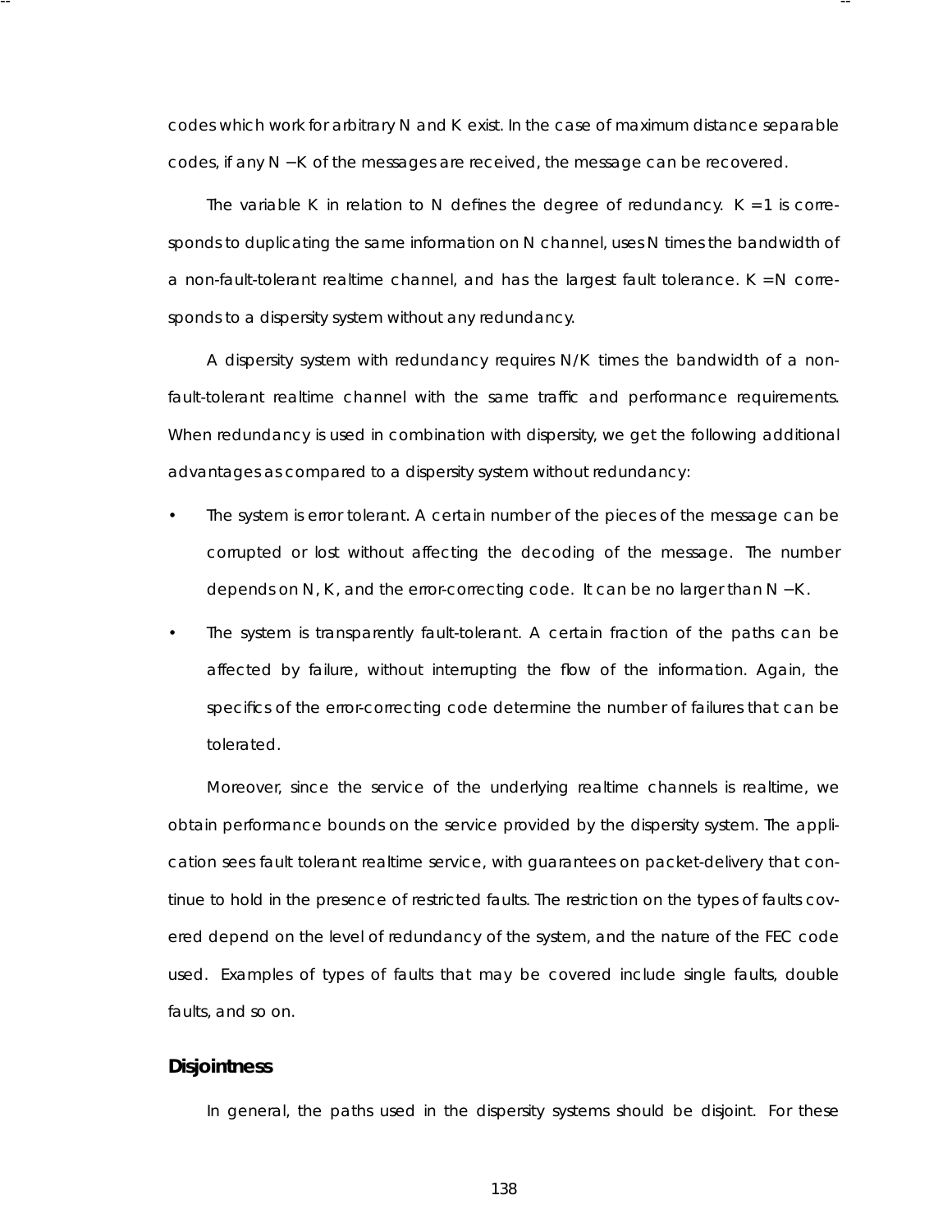codes which work for arbitrary $N$ and $K$ exist. In the case of maximum distance separable codes, if any $N - K$ of the messages are received, the message can be recovered.

The variable $K$ in relation to $N$ defines the degree of redundancy. $K = 1$ is corresponds to duplicating the same information on $N$ channel, uses $N$ times the bandwidth of a non-fault-tolerant realtime channel, and has the largest fault tolerance. $K = N$ corresponds to a dispersity system without any redundancy.

A dispersity system with redundancy requires $N/K$ times the bandwidth of a non-fault-tolerant realtime channel with the same traffic and performance requirements. When redundancy is used in combination with dispersity, we get the following additional advantages as compared to a dispersity system without redundancy:

- The system is error tolerant. A certain number of the pieces of the message can be corrupted or lost without affecting the decoding of the message. The number depends on $N$, $K$, and the error-correcting code. It can be no larger than $N - K$.
- The system is transparently fault-tolerant. A certain fraction of the paths can be affected by failure, without interrupting the flow of the information. Again, the specifics of the error-correcting code determine the number of failures that can be tolerated.

Moreover, since the service of the underlying realtime channels is realtime, we obtain performance bounds on the service provided by the dispersity system. The application sees fault tolerant realtime service, with guarantees on packet-delivery that continue to hold in the presence of restricted faults. The restriction on the types of faults covered depend on the level of redundancy of the system, and the nature of the FEC code used. Examples of types of faults that may be covered include single faults, double faults, and so on.

### Disjointness

In general, the paths used in the dispersity systems should be disjoint. For these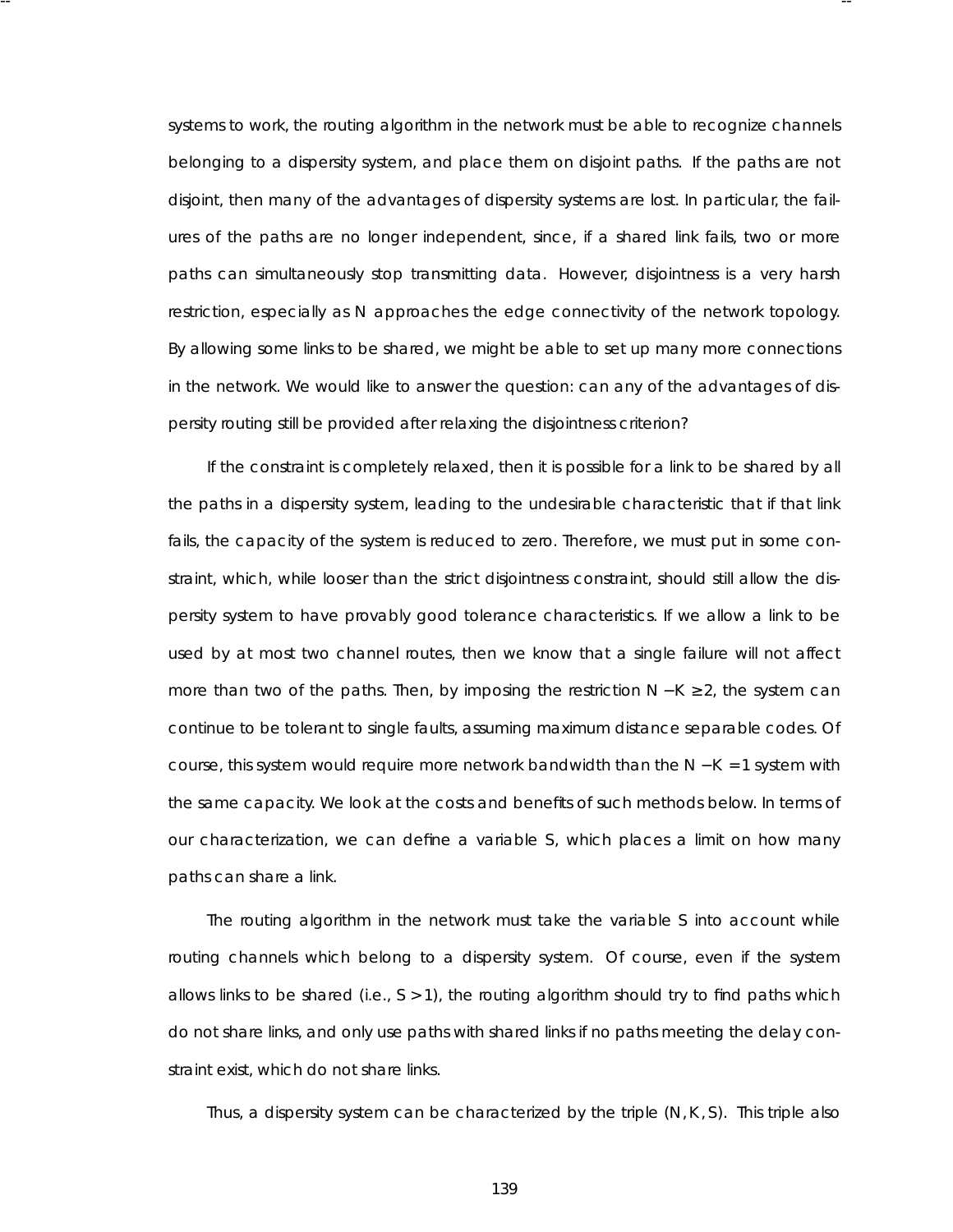systems to work, the routing algorithm in the network must be able to recognize channels belonging to a dispersity system, and place them on disjoint paths. If the paths are not disjoint, then many of the advantages of dispersity systems are lost. In particular, the failures of the paths are no longer independent, since, if a shared link fails, two or more paths can simultaneously stop transmitting data. However, disjointness is a very harsh restriction, especially as $N$ approaches the edge connectivity of the network topology. By allowing some links to be shared, we might be able to set up many more connections in the network. We would like to answer the question: can any of the advantages of dispersity routing still be provided after relaxing the disjointness criterion?

If the constraint is completely relaxed, then it is possible for a link to be shared by all the paths in a dispersity system, leading to the undesirable characteristic that if that link fails, the capacity of the system is reduced to zero. Therefore, we must put in some constraint, which, while looser than the strict disjointness constraint, should still allow the dispersity system to have provably good tolerance characteristics. If we allow a link to be used by at most two channel routes, then we know that a single failure will not affect more than two of the paths. Then, by imposing the restriction $N - K \geq 2$, the system can continue to be tolerant to single faults, assuming maximum distance separable codes. Of course, this system would require more network bandwidth than the $N - K = 1$ system with the same capacity. We look at the costs and benefits of such methods below. In terms of our characterization, we can define a variable $S$, which places a limit on how many paths can share a link.

The routing algorithm in the network must take the variable $S$ into account while routing channels which belong to a dispersity system. Of course, even if the system allows links to be shared (i.e., $S > 1$), the routing algorithm should try to find paths which do not share links, and only use paths with shared links if no paths meeting the delay constraint exist, which do not share links.

Thus, a dispersity system can be characterized by the triple $(N, K, S)$. This triple also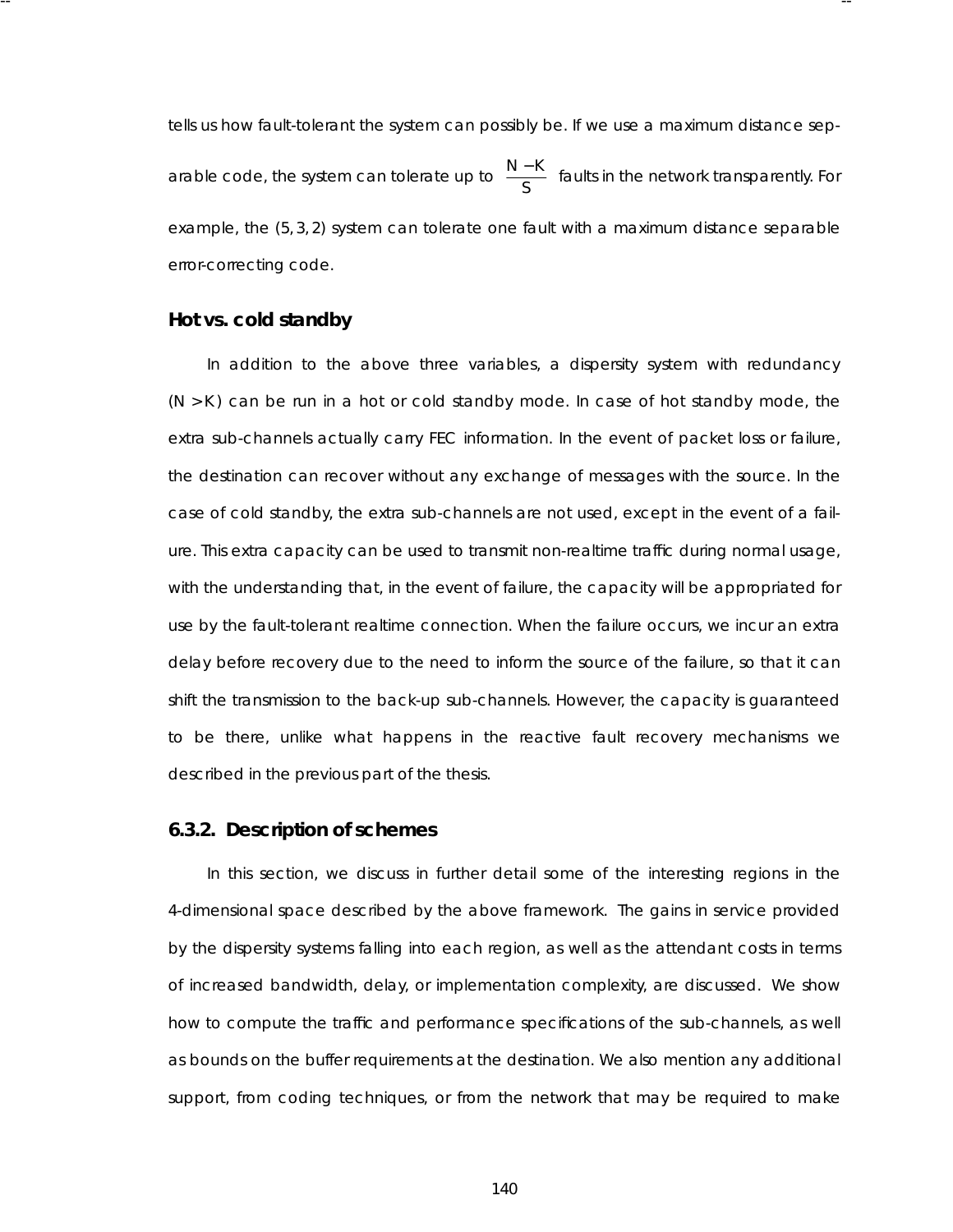tells us how fault-tolerant the system can possibly be. If we use a maximum distance separable code, the system can tolerate up to $\frac{N - K}{S}$ faults in the network transparently. For example, the $(5, 3, 2)$ system can tolerate one fault with a maximum distance separable error-correcting code.

### Hot vs. cold standby

In addition to the above three variables, a dispersity system with redundancy ($N > K$) can be run in a hot or cold standby mode. In case of hot standby mode, the extra sub-channels actually carry FEC information. In the event of packet loss or failure, the destination can recover without any exchange of messages with the source. In the case of cold standby, the extra sub-channels are not used, except in the event of a failure. This extra capacity can be used to transmit non-realtime traffic during normal usage, with the understanding that, in the event of failure, the capacity will be appropriated for use by the fault-tolerant realtime connection. When the failure occurs, we incur an extra delay before recovery due to the need to inform the source of the failure, so that it can shift the transmission to the back-up sub-channels. However, the capacity is guaranteed to be there, unlike what happens in the reactive fault recovery mechanisms we described in the previous part of the thesis.

## 6.3.2. Description of schemes

In this section, we discuss in further detail some of the interesting regions in the 4-dimensional space described by the above framework. The gains in service provided by the dispersity systems falling into each region, as well as the attendant costs in terms of increased bandwidth, delay, or implementation complexity, are discussed. We show how to compute the traffic and performance specifications of the sub-channels, as well as bounds on the buffer requirements at the destination. We also mention any additional support, from coding techniques, or from the network that may be required to make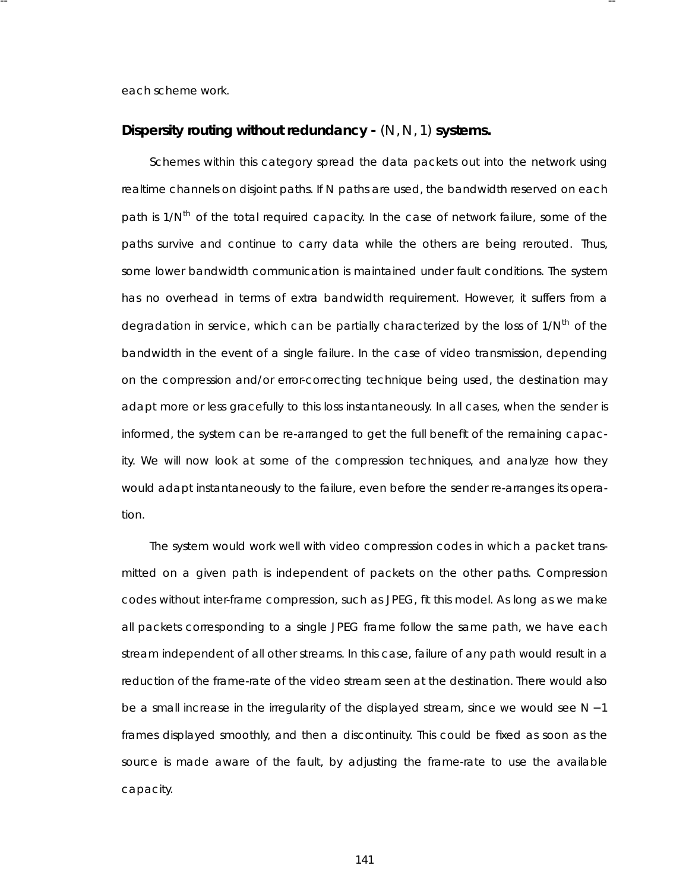each scheme work.

### Dispersity routing without redundancy - $(N, N, 1)$ systems.

Schemes within this category spread the data packets out into the network using realtime channels on disjoint paths. If N paths are used, the bandwidth reserved on each path is $1/N^{th}$ of the total required capacity. In the case of network failure, some of the paths survive and continue to carry data while the others are being rerouted. Thus, some lower bandwidth communication is maintained under fault conditions. The system has no overhead in terms of extra bandwidth requirement. However, it suffers from a degradation in service, which can be partially characterized by the loss of $1/N^{th}$ of the bandwidth in the event of a single failure. In the case of video transmission, depending on the compression and/or error-correcting technique being used, the destination may adapt more or less gracefully to this loss instantaneously. In all cases, when the sender is informed, the system can be re-arranged to get the full benefit of the remaining capacity. We will now look at some of the compression techniques, and analyze how they would adapt instantaneously to the failure, even before the sender re-arranges its operation.

The system would work well with video compression codes in which a packet transmitted on a given path is independent of packets on the other paths. Compression codes without inter-frame compression, such as JPEG, fit this model. As long as we make all packets corresponding to a single JPEG frame follow the same path, we have each stream independent of all other streams. In this case, failure of any path would result in a reduction of the frame-rate of the video stream seen at the destination. There would also be a small increase in the irregularity of the displayed stream, since we would see $N - 1$ frames displayed smoothly, and then a discontinuity. This could be fixed as soon as the source is made aware of the fault, by adjusting the frame-rate to use the available capacity.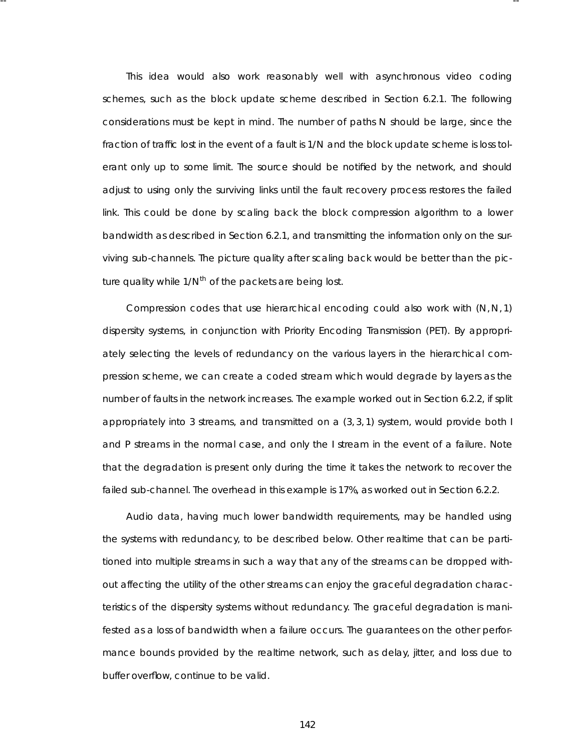This idea would also work reasonably well with asynchronous video coding schemes, such as the block update scheme described in Section 6.2.1. The following considerations must be kept in mind. The number of paths N should be large, since the fraction of traffic lost in the event of a fault is 1/N and the block update scheme is loss tolerant only up to some limit. The source should be notified by the network, and should adjust to using only the surviving links until the fault recovery process restores the failed link. This could be done by scaling back the block compression algorithm to a lower bandwidth as described in Section 6.2.1, and transmitting the information only on the surviving sub-channels. The picture quality after scaling back would be better than the picture quality while $1/N^{th}$ of the packets are being lost.

Compression codes that use hierarchical encoding could also work with $(N, N, 1)$ dispersity systems, in conjunction with Priority Encoding Transmission (PET). By appropriately selecting the levels of redundancy on the various layers in the hierarchical compression scheme, we can create a coded stream which would degrade by layers as the number of faults in the network increases. The example worked out in Section 6.2.2, if split appropriately into 3 streams, and transmitted on a $(3, 3, 1)$ system, would provide both I and P streams in the normal case, and only the I stream in the event of a failure. Note that the degradation is present only during the time it takes the network to recover the failed sub-channel. The overhead in this example is 17%, as worked out in Section 6.2.2.

Audio data, having much lower bandwidth requirements, may be handled using the systems with redundancy, to be described below. Other realtime that can be partitioned into multiple streams in such a way that any of the streams can be dropped without affecting the utility of the other streams can enjoy the graceful degradation characteristics of the dispersity systems without redundancy. The graceful degradation is manifested as a loss of bandwidth when a failure occurs. The guarantees on the other performance bounds provided by the realtime network, such as delay, jitter, and loss due to buffer overflow, continue to be valid.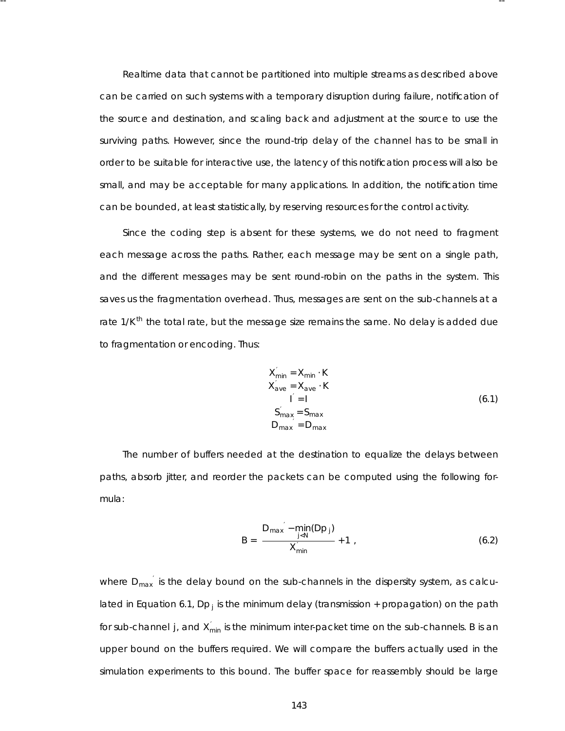Realtime data that cannot be partitioned into multiple streams as described above can be carried on such systems with a temporary disruption during failure, notification of the source and destination, and scaling back and adjustment at the source to use the surviving paths. However, since the round-trip delay of the channel has to be small in order to be suitable for interactive use, the latency of this notification process will also be small, and may be acceptable for many applications. In addition, the notification time can be bounded, at least statistically, by reserving resources for the control activity.

Since the coding step is absent for these systems, we do not need to fragment each message across the paths. Rather, each message may be sent on a single path, and the different messages may be sent round-robin on the paths in the system. This saves us the fragmentation overhead. Thus, messages are sent on the sub-channels at a rate $1/K^{th}$ the total rate, but the message size remains the same. No delay is added due to fragmentation or encoding. Thus:

$$
\begin{aligned}
X'_{min} &= X_{min} \cdot K \\
X'_{ave} &= X_{ave} \cdot K \\
I' &= I \\
S'_{max} &= S_{max} \\
D_{max}' &= D_{max}
\end{aligned}
\tag{6.1}
$$

The number of buffers needed at the destination to equalize the delays between paths, absorb jitter, and reorder the packets can be computed using the following formula:

$$
B = \frac{D_{max}' - \min_{j<N}(Dp_j)}{X'_{min}} + 1 \,,
\tag{6.2}
$$

where $D_{max}'$ is the delay bound on the sub-channels in the dispersity system, as calculated in Equation 6.1, $Dp_j$ is the minimum delay (transmission + propagation) on the path for sub-channel $j$, and $X'_{min}$ is the minimum inter-packet time on the sub-channels. B is an upper bound on the buffers required. We will compare the buffers actually used in the simulation experiments to this bound. The buffer space for reassembly should be large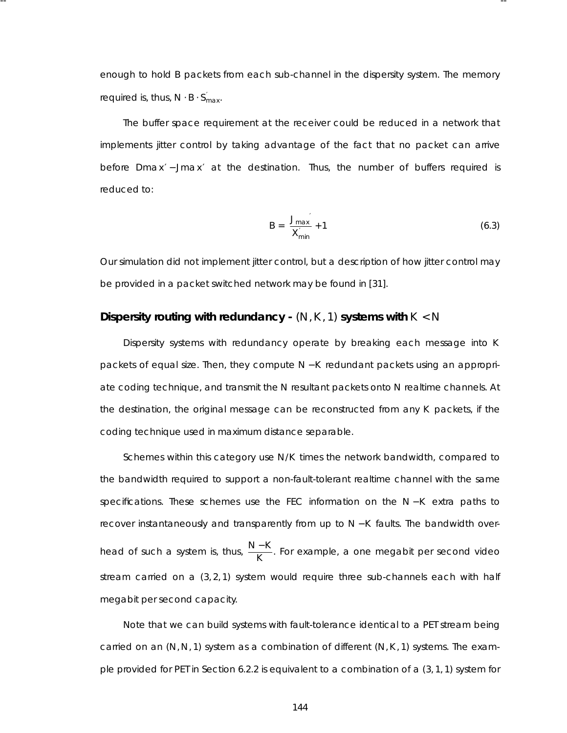enough to hold B packets from each sub-channel in the dispersity system. The memory required is, thus, $N \cdot B \cdot S'_{max}$.

The buffer space requirement at the receiver could be reduced in a network that implements jitter control by taking advantage of the fact that no packet can arrive before $Dmax' - Jmax'$ at the destination. Thus, the number of buffers required is reduced to:

$$B = \frac{J_{max}'}{X'_{min}} + 1 \tag{6.3}$$

Our simulation did not implement jitter control, but a description of how jitter control may be provided in a packet switched network may be found in [31].

### Dispersity routing with redundancy - $(N, K, 1)$ systems with $K < N$

Dispersity systems with redundancy operate by breaking each message into $K$ packets of equal size. Then, they compute $N - K$ redundant packets using an appropriate coding technique, and transmit the $N$ resultant packets onto $N$ realtime channels. At the destination, the original message can be reconstructed from any $K$ packets, if the coding technique used in maximum distance separable.

Schemes within this category use $N/K$ times the network bandwidth, compared to the bandwidth required to support a non-fault-tolerant realtime channel with the same specifications. These schemes use the FEC information on the $N - K$ extra paths to recover instantaneously and transparently from up to $N - K$ faults. The bandwidth overhead of such a system is, thus, $\frac{N-K}{K}$. For example, a one megabit per second video stream carried on a $(3, 2, 1)$ system would require three sub-channels each with half megabit per second capacity.

Note that we can build systems with fault-tolerance identical to a PET stream being carried on an $(N, N, 1)$ system as a combination of different $(N, K, 1)$ systems. The example provided for PET in Section 6.2.2 is equivalent to a combination of a $(3, 1, 1)$ system for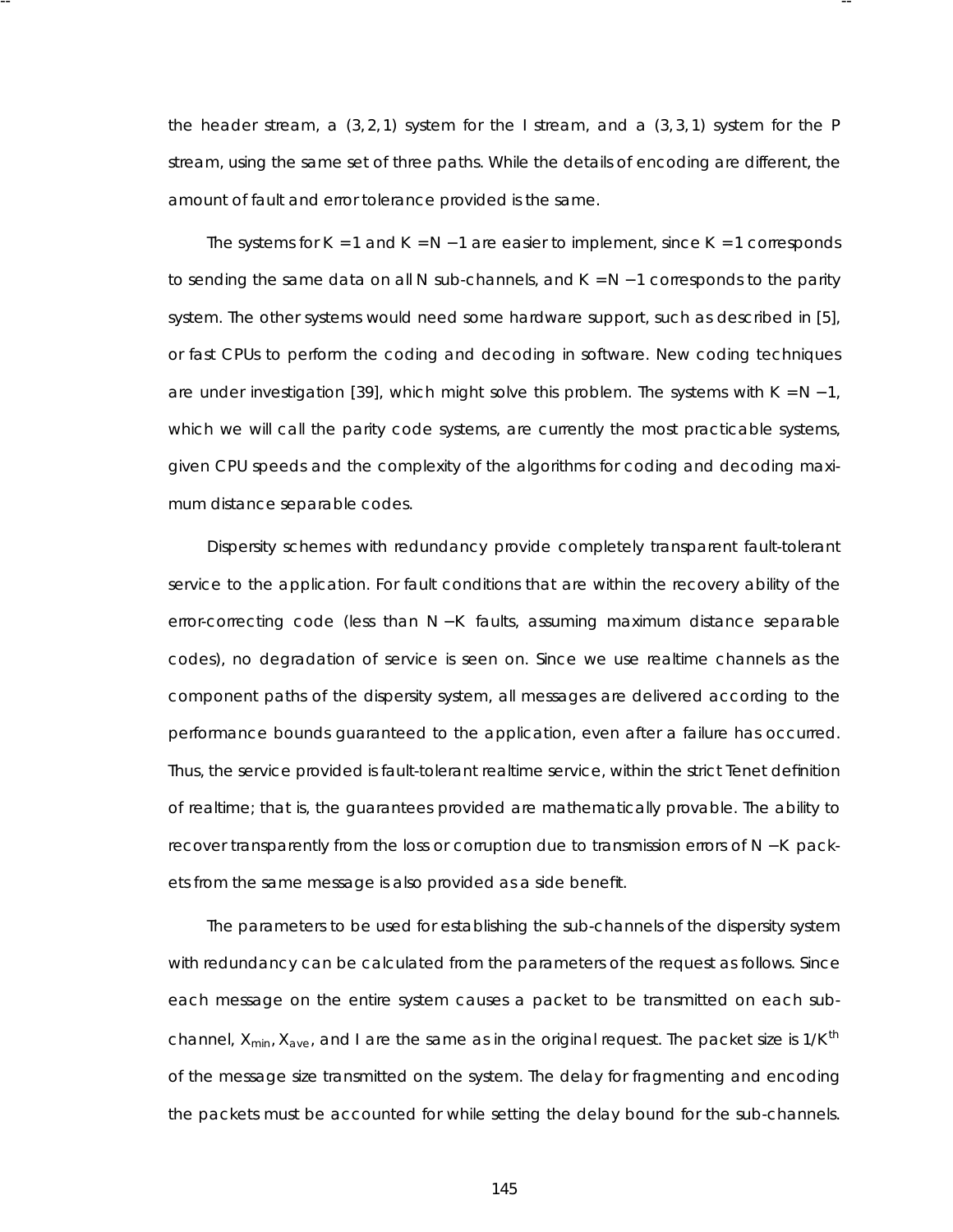the header stream, a $(3,2,1)$ system for the I stream, and a $(3,3,1)$ system for the P stream, using the same set of three paths. While the details of encoding are different, the amount of fault and error tolerance provided is the same.

The systems for $K = 1$ and $K = N - 1$ are easier to implement, since $K = 1$ corresponds to sending the same data on all $N$ sub-channels, and $K = N - 1$ corresponds to the parity system. The other systems would need some hardware support, such as described in [5], or fast CPUs to perform the coding and decoding in software. New coding techniques are under investigation [39], which might solve this problem. The systems with $K = N - 1$, which we will call the parity code systems, are currently the most practicable systems, given CPU speeds and the complexity of the algorithms for coding and decoding maximum distance separable codes.

Dispersity schemes with redundancy provide completely transparent fault-tolerant service to the application. For fault conditions that are within the recovery ability of the error-correcting code (less than $N - K$ faults, assuming maximum distance separable codes), no degradation of service is seen on. Since we use realtime channels as the component paths of the dispersity system, all messages are delivered according to the performance bounds guaranteed to the application, even after a failure has occurred. Thus, the service provided is fault-tolerant realtime service, within the strict Tenet definition of realtime; that is, the guarantees provided are mathematically provable. The ability to recover transparently from the loss or corruption due to transmission errors of $N - K$ packets from the same message is also provided as a side benefit.

The parameters to be used for establishing the sub-channels of the dispersity system with redundancy can be calculated from the parameters of the request as follows. Since each message on the entire system causes a packet to be transmitted on each sub-channel, $X_{min}$, $X_{ave}$, and $I$ are the same as in the original request. The packet size is $1/K^{th}$ of the message size transmitted on the system. The delay for fragmenting and encoding the packets must be accounted for while setting the delay bound for the sub-channels.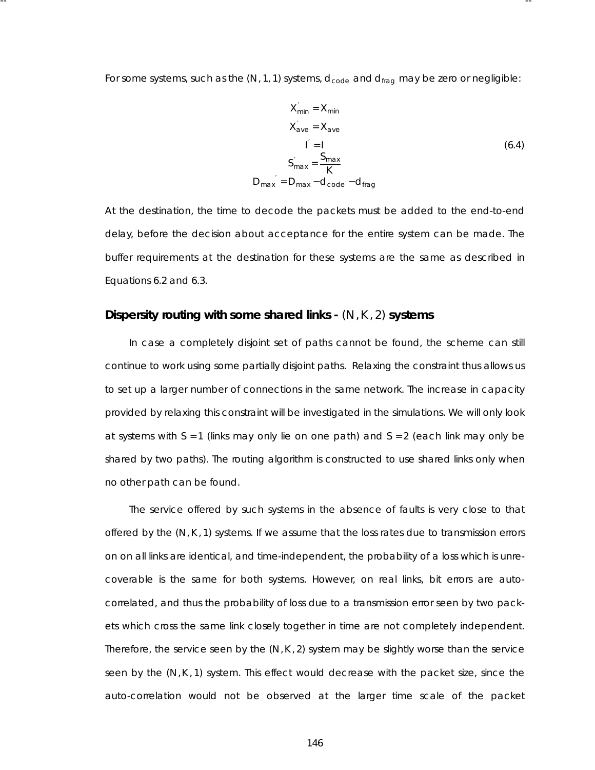For some systems, such as the $(N, 1, 1)$ systems, $d_{code}$ and $d_{frag}$ may be zero or negligible:

$$
\begin{aligned}
X'_{min} &= X_{min} \\
X'_{ave} &= X_{ave} \\
I' &= I \\
S'_{max} &= \frac{S_{max}}{K} \\
{D_{max}}' &= D_{max} - d_{code} - d_{frag}
\end{aligned}
\tag{6.4}
$$

At the destination, the time to decode the packets must be added to the end-to-end delay, before the decision about acceptance for the entire system can be made. The buffer requirements at the destination for these systems are the same as described in Equations 6.2 and 6.3.

### Dispersity routing with some shared links - $(N, K, 2)$ systems

In case a completely disjoint set of paths cannot be found, the scheme can still continue to work using some partially disjoint paths. Relaxing the constraint thus allows us to set up a larger number of connections in the same network. The increase in capacity provided by relaxing this constraint will be investigated in the simulations. We will only look at systems with $S = 1$ (links may only lie on one path) and $S = 2$ (each link may only be shared by two paths). The routing algorithm is constructed to use shared links only when no other path can be found.

The service offered by such systems in the absence of faults is very close to that offered by the $(N, K, 1)$ systems. If we assume that the loss rates due to transmission errors on on all links are identical, and time-independent, the probability of a loss which is unrecoverable is the same for both systems. However, on real links, bit errors are auto-correlated, and thus the probability of loss due to a transmission error seen by two packets which cross the same link closely together in time are not completely independent. Therefore, the service seen by the $(N, K, 2)$ system may be slightly worse than the service seen by the $(N, K, 1)$ system. This effect would decrease with the packet size, since the auto-correlation would not be observed at the larger time scale of the packet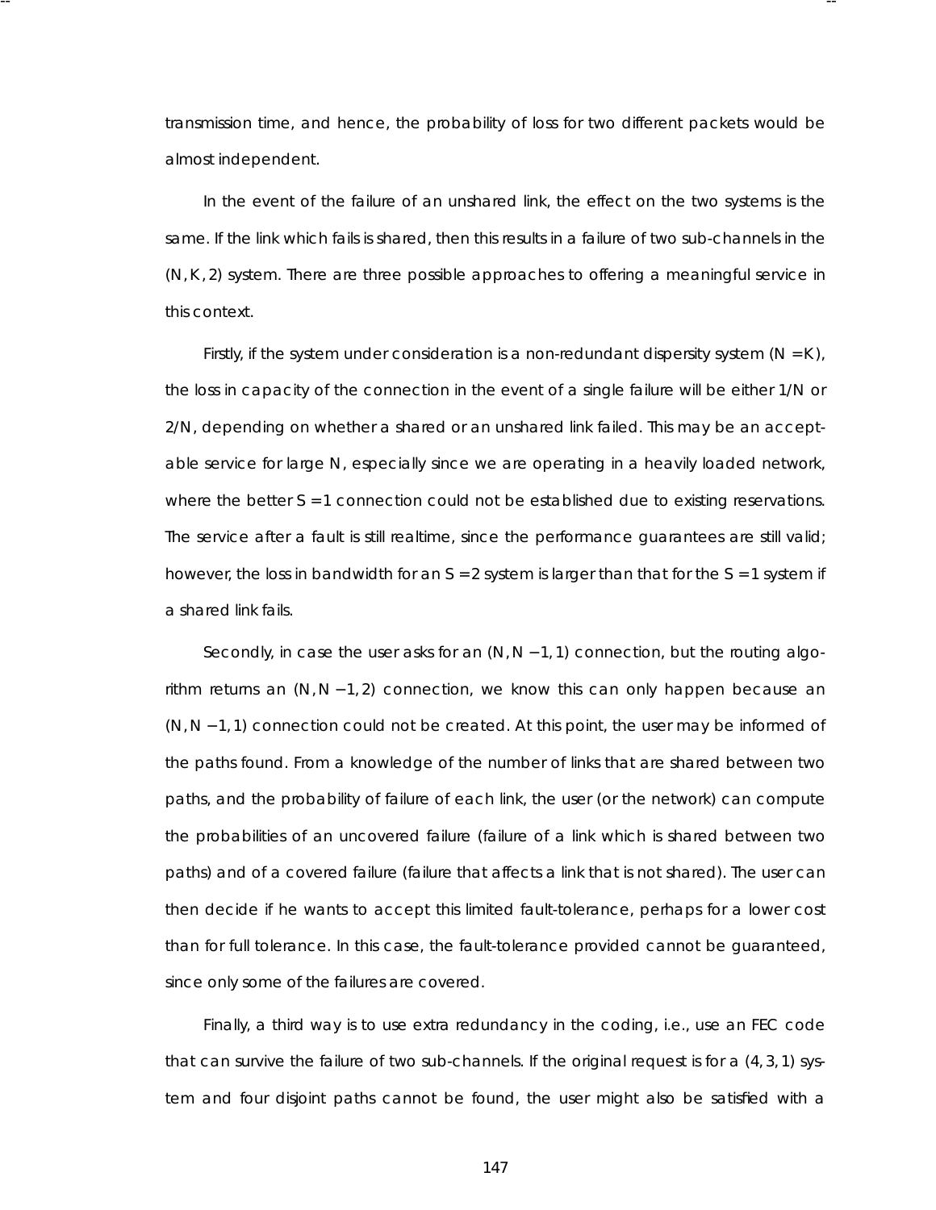transmission time, and hence, the probability of loss for two different packets would be almost independent.

In the event of the failure of an unshared link, the effect on the two systems is the same. If the link which fails is shared, then this results in a failure of two sub-channels in the $(N, K, 2)$ system. There are three possible approaches to offering a meaningful service in this context.

Firstly, if the system under consideration is a non-redundant dispersity system ($N = K$), the loss in capacity of the connection in the event of a single failure will be either $1/N$ or $2/N$, depending on whether a shared or an unshared link failed. This may be an acceptable service for large $N$, especially since we are operating in a heavily loaded network, where the better $S = 1$ connection could not be established due to existing reservations. The service after a fault is still realtime, since the performance guarantees are still valid; however, the loss in bandwidth for an $S = 2$ system is larger than that for the $S = 1$ system if a shared link fails.

Secondly, in case the user asks for an $(N, N-1, 1)$ connection, but the routing algorithm returns an $(N, N-1, 2)$ connection, we know this can only happen because an $(N, N-1, 1)$ connection could not be created. At this point, the user may be informed of the paths found. From a knowledge of the number of links that are shared between two paths, and the probability of failure of each link, the user (or the network) can compute the probabilities of an uncovered failure (failure of a link which is shared between two paths) and of a covered failure (failure that affects a link that is not shared). The user can then decide if he wants to accept this limited fault-tolerance, perhaps for a lower cost than for full tolerance. In this case, the fault-tolerance provided cannot be guaranteed, since only some of the failures are covered.

Finally, a third way is to use extra redundancy in the coding, i.e., use an FEC code that can survive the failure of two sub-channels. If the original request is for a $(4, 3, 1)$ system and four disjoint paths cannot be found, the user might also be satisfied with a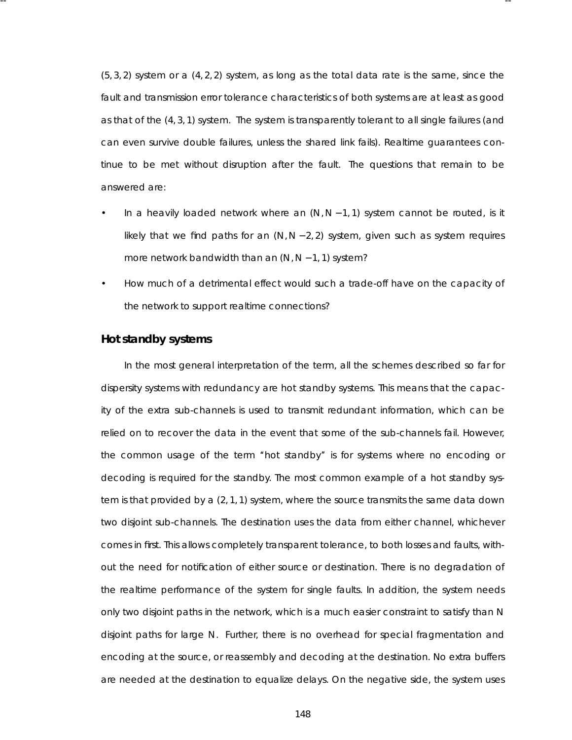$(5, 3, 2)$ system or a $(4, 2, 2)$ system, as long as the total data rate is the same, since the fault and transmission error tolerance characteristics of both systems are at least as good as that of the $(4, 3, 1)$ system. The system is transparently tolerant to all single failures (and can even survive double failures, unless the shared link fails). Realtime guarantees continue to be met without disruption after the fault. The questions that remain to be answered are:

- In a heavily loaded network where an $(N, N-1, 1)$ system cannot be routed, is it likely that we find paths for an $(N, N-2, 2)$ system, given such as system requires more network bandwidth than an $(N, N-1, 1)$ system?
- How much of a detrimental effect would such a trade-off have on the capacity of the network to support realtime connections?

### Hot standby systems

In the most general interpretation of the term, all the schemes described so far for dispersity systems with redundancy are hot standby systems. This means that the capacity of the extra sub-channels is used to transmit redundant information, which can be relied on to recover the data in the event that some of the sub-channels fail. However, the common usage of the term "hot standby" is for systems where no encoding or decoding is required for the standby. The most common example of a hot standby system is that provided by a $(2, 1, 1)$ system, where the source transmits the same data down two disjoint sub-channels. The destination uses the data from either channel, whichever comes in first. This allows completely transparent tolerance, to both losses and faults, without the need for notification of either source or destination. There is no degradation of the realtime performance of the system for single faults. In addition, the system needs only two disjoint paths in the network, which is a much easier constraint to satisfy than $N$ disjoint paths for large $N$. Further, there is no overhead for special fragmentation and encoding at the source, or reassembly and decoding at the destination. No extra buffers are needed at the destination to equalize delays. On the negative side, the system uses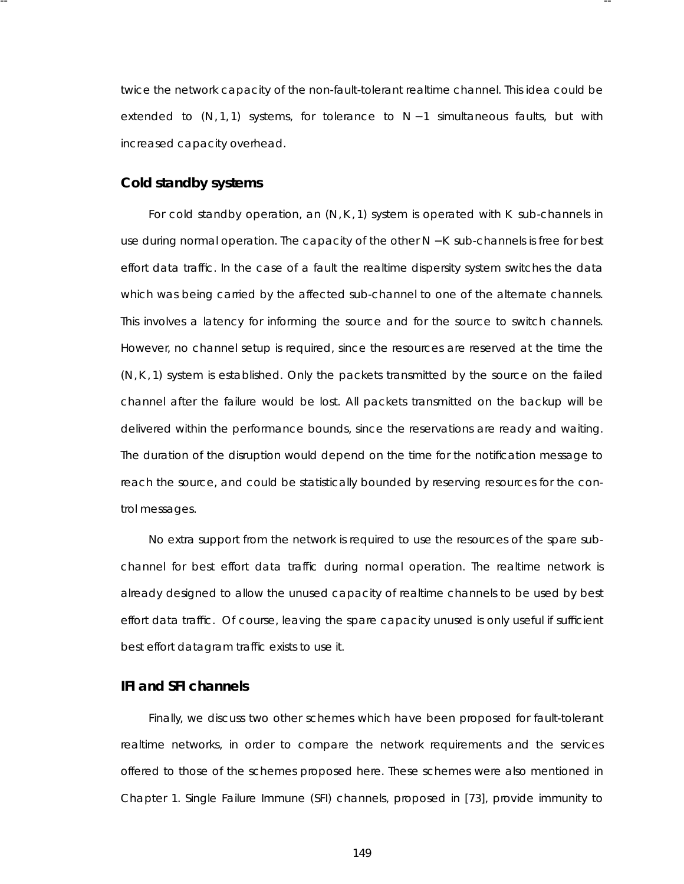twice the network capacity of the non-fault-tolerant realtime channel. This idea could be extended to $(N, 1, 1)$ systems, for tolerance to $N - 1$ simultaneous faults, but with increased capacity overhead.

### Cold standby systems

For cold standby operation, an $(N, K, 1)$ system is operated with $K$ sub-channels in use during normal operation. The capacity of the other $N - K$ sub-channels is free for best effort data traffic. In the case of a fault the realtime dispersity system switches the data which was being carried by the affected sub-channel to one of the alternate channels. This involves a latency for informing the source and for the source to switch channels. However, no channel setup is required, since the resources are reserved at the time the $(N, K, 1)$ system is established. Only the packets transmitted by the source on the failed channel after the failure would be lost. All packets transmitted on the backup will be delivered within the performance bounds, since the reservations are ready and waiting. The duration of the disruption would depend on the time for the notification message to reach the source, and could be statistically bounded by reserving resources for the control messages.

No extra support from the network is required to use the resources of the spare sub-channel for best effort data traffic during normal operation. The realtime network is already designed to allow the unused capacity of realtime channels to be used by best effort data traffic. Of course, leaving the spare capacity unused is only useful if sufficient best effort datagram traffic exists to use it.

### IFI and SFI channels

Finally, we discuss two other schemes which have been proposed for fault-tolerant realtime networks, in order to compare the network requirements and the services offered to those of the schemes proposed here. These schemes were also mentioned in Chapter 1. Single Failure Immune (SFI) channels, proposed in [73], provide immunity to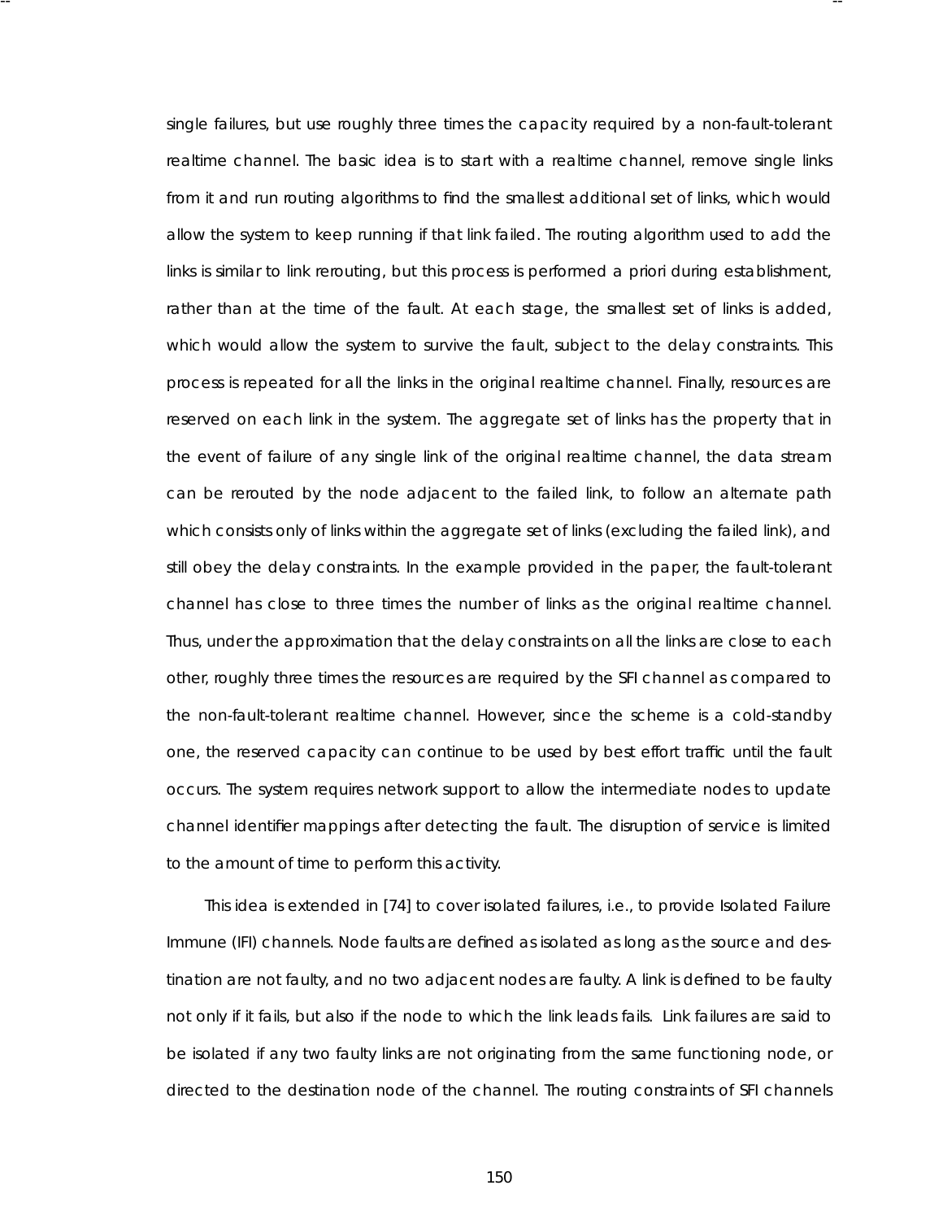single failures, but use roughly three times the capacity required by a non-fault-tolerant realtime channel. The basic idea is to start with a realtime channel, remove single links from it and run routing algorithms to find the smallest additional set of links, which would allow the system to keep running if that link failed. The routing algorithm used to add the links is similar to link rerouting, but this process is performed a priori during establishment, rather than at the time of the fault. At each stage, the smallest set of links is added, which would allow the system to survive the fault, subject to the delay constraints. This process is repeated for all the links in the original realtime channel. Finally, resources are reserved on each link in the system. The aggregate set of links has the property that in the event of failure of any single link of the original realtime channel, the data stream can be rerouted by the node adjacent to the failed link, to follow an alternate path which consists only of links within the aggregate set of links (excluding the failed link), and still obey the delay constraints. In the example provided in the paper, the fault-tolerant channel has close to three times the number of links as the original realtime channel. Thus, under the approximation that the delay constraints on all the links are close to each other, roughly three times the resources are required by the SFI channel as compared to the non-fault-tolerant realtime channel. However, since the scheme is a cold-standby one, the reserved capacity can continue to be used by best effort traffic until the fault occurs. The system requires network support to allow the intermediate nodes to update channel identifier mappings after detecting the fault. The disruption of service is limited to the amount of time to perform this activity.

This idea is extended in [74] to cover isolated failures, i.e., to provide Isolated Failure Immune (IFI) channels. Node faults are defined as isolated as long as the source and destination are not faulty, and no two adjacent nodes are faulty. A link is defined to be faulty not only if it fails, but also if the node to which the link leads fails. Link failures are said to be isolated if any two faulty links are not originating from the same functioning node, or directed to the destination node of the channel. The routing constraints of SFI channels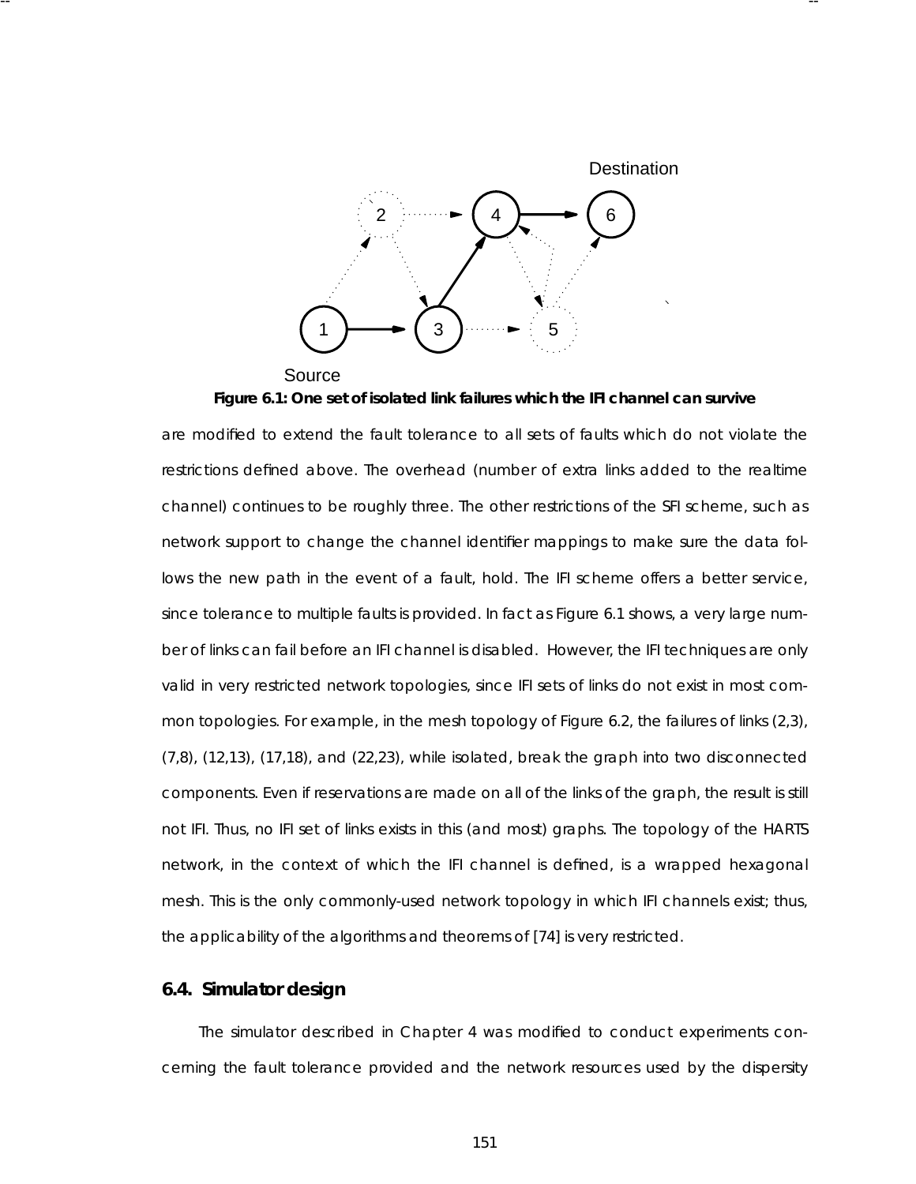Figure 6.1: One set of isolated link failures which the IFI channel can survive

are modified to extend the fault tolerance to all sets of faults which do not violate the restrictions defined above. The overhead (number of extra links added to the realtime channel) continues to be roughly three. The other restrictions of the SFI scheme, such as network support to change the channel identifier mappings to make sure the data follows the new path in the event of a fault, hold. The IFI scheme offers a better service, since tolerance to multiple faults is provided. In fact as Figure 6.1 shows, a very large number of links can fail before an IFI channel is disabled. However, the IFI techniques are only valid in very restricted network topologies, since IFI sets of links do not exist in most common topologies. For example, in the mesh topology of Figure 6.2, the failures of links (2,3), (7,8), (12,13), (17,18), and (22,23), while isolated, break the graph into two disconnected components. Even if reservations are made on all of the links of the graph, the result is still not IFI. Thus, no IFI set of links exists in this (and most) graphs. The topology of the HARTS network, in the context of which the IFI channel is defined, is a wrapped hexagonal mesh. This is the only commonly-used network topology in which IFI channels exist; thus, the applicability of the algorithms and theorems of [74] is very restricted.

## 6.4. Simulator design

The simulator described in Chapter 4 was modified to conduct experiments concerning the fault tolerance provided and the network resources used by the dispersity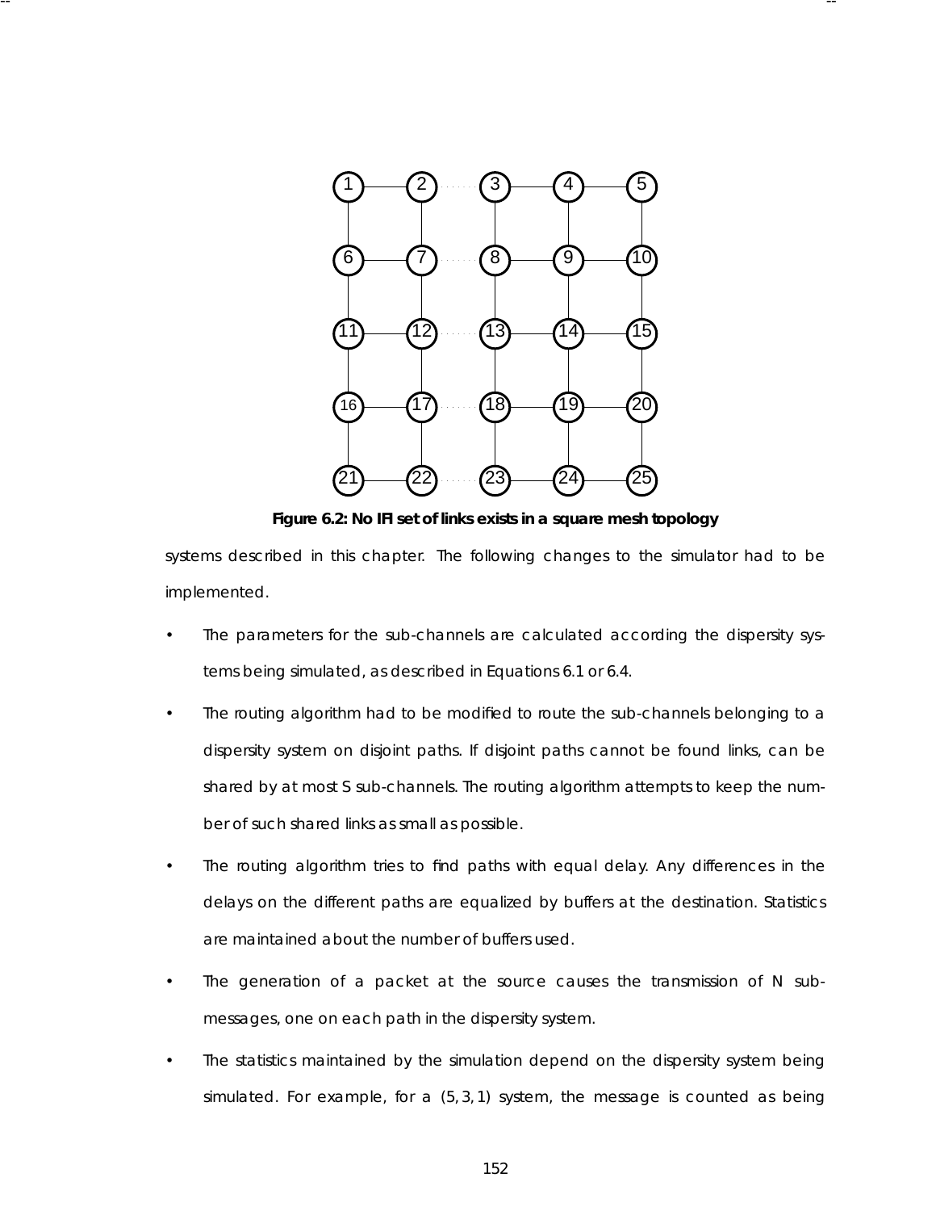Figure 6.2: No IFI set of links exists in a square mesh topology

systems described in this chapter. The following changes to the simulator had to be implemented.

- The parameters for the sub-channels are calculated according the dispersity systems being simulated, as described in Equations 6.1 or 6.4.
- The routing algorithm had to be modified to route the sub-channels belonging to a dispersity system on disjoint paths. If disjoint paths cannot be found links, can be shared by at most S sub-channels. The routing algorithm attempts to keep the number of such shared links as small as possible.
- The routing algorithm tries to find paths with equal delay. Any differences in the delays on the different paths are equalized by buffers at the destination. Statistics are maintained about the number of buffers used.
- The generation of a packet at the source causes the transmission of N sub-messages, one on each path in the dispersity system.
- The statistics maintained by the simulation depend on the dispersity system being simulated. For example, for a $(5, 3, 1)$ system, the message is counted as being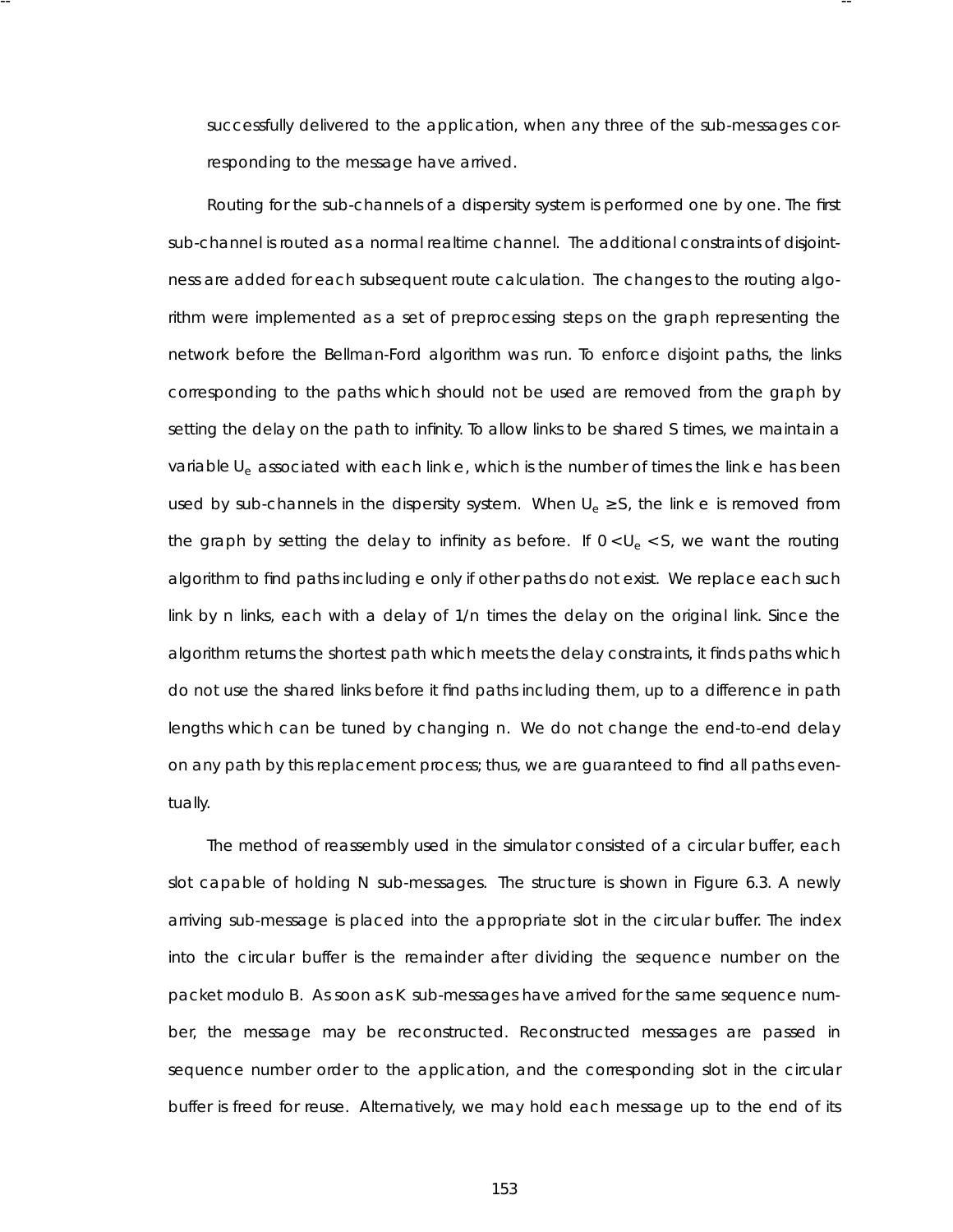successfully delivered to the application, when any three of the sub-messages corresponding to the message have arrived.

Routing for the sub-channels of a dispersity system is performed one by one. The first sub-channel is routed as a normal realtime channel. The additional constraints of disjointness are added for each subsequent route calculation. The changes to the routing algorithm were implemented as a set of preprocessing steps on the graph representing the network before the Bellman-Ford algorithm was run. To enforce disjoint paths, the links corresponding to the paths which should not be used are removed from the graph by setting the delay on the path to infinity. To allow links to be shared S times, we maintain a variable $U_e$ associated with each link e, which is the number of times the link e has been used by sub-channels in the dispersity system. When $U_e \geq S$, the link e is removed from the graph by setting the delay to infinity as before. If $0 < U_e < S$, we want the routing algorithm to find paths including e only if other paths do not exist. We replace each such link by n links, each with a delay of 1/n times the delay on the original link. Since the algorithm returns the shortest path which meets the delay constraints, it finds paths which do not use the shared links before it find paths including them, up to a difference in path lengths which can be tuned by changing n. We do not change the end-to-end delay on any path by this replacement process; thus, we are guaranteed to find all paths eventually.

The method of reassembly used in the simulator consisted of a circular buffer, each slot capable of holding N sub-messages. The structure is shown in Figure 6.3. A newly arriving sub-message is placed into the appropriate slot in the circular buffer. The index into the circular buffer is the remainder after dividing the sequence number on the packet modulo B. As soon as K sub-messages have arrived for the same sequence number, the message may be reconstructed. Reconstructed messages are passed in sequence number order to the application, and the corresponding slot in the circular buffer is freed for reuse. Alternatively, we may hold each message up to the end of its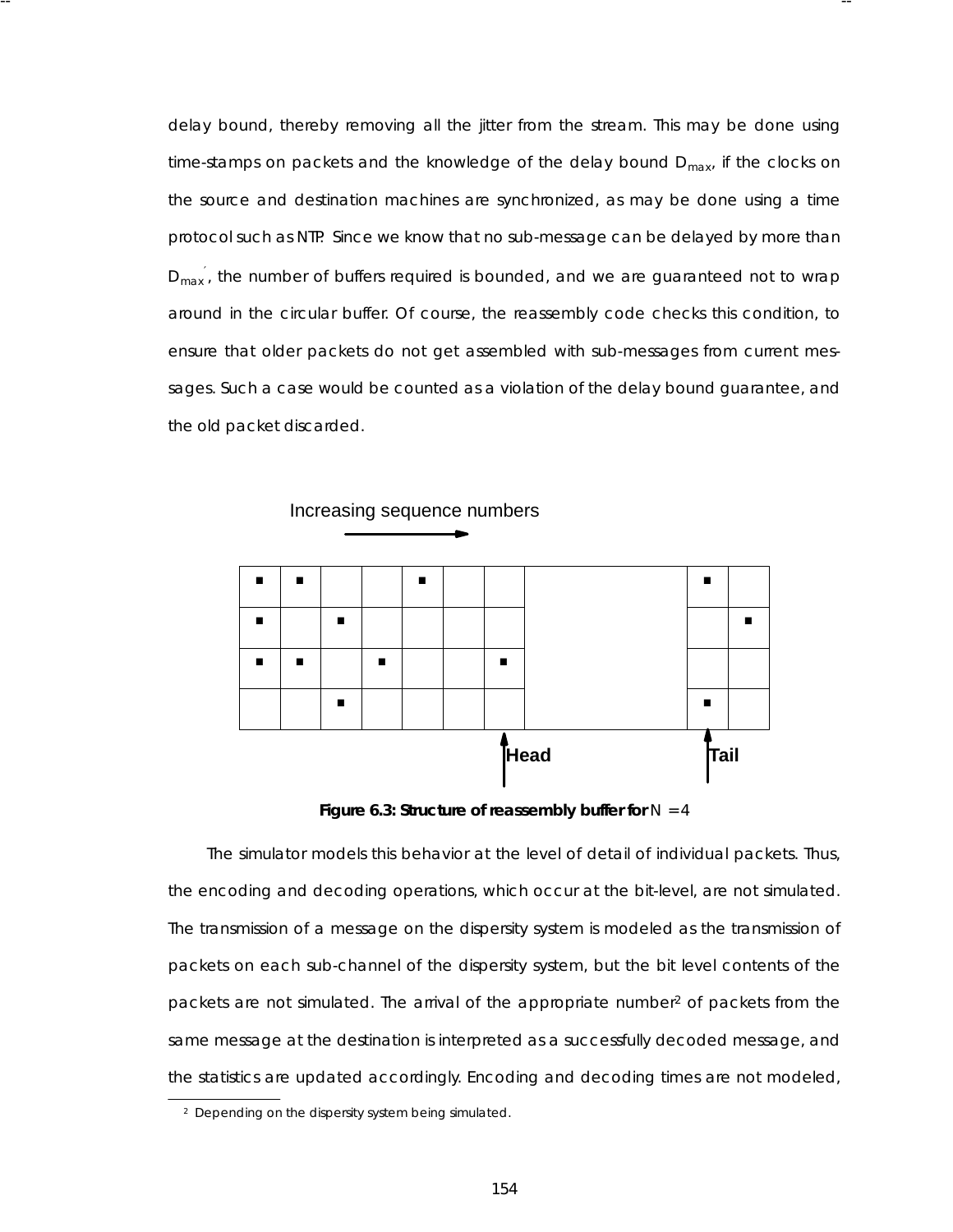delay bound, thereby removing all the jitter from the stream. This may be done using time-stamps on packets and the knowledge of the delay bound $D_{max}$, if the clocks on the source and destination machines are synchronized, as may be done using a time protocol such as NTP. Since we know that no sub-message can be delayed by more than $D_{max}{'}$, the number of buffers required is bounded, and we are guaranteed not to wrap around in the circular buffer. Of course, the reassembly code checks this condition, to ensure that older packets do not get assembled with sub-messages from current messages. Such a case would be counted as a violation of the delay bound guarantee, and the old packet discarded.

Increasing sequence numbers

Head

Tail

**Figure 6.3: Structure of reassembly buffer for** $N = 4$

The simulator models this behavior at the level of detail of individual packets. Thus, the encoding and decoding operations, which occur at the bit-level, are not simulated. The transmission of a message on the dispersity system is modeled as the transmission of packets on each sub-channel of the dispersity system, but the bit level contents of the packets are not simulated. The arrival of the appropriate number[2] of packets from the same message at the destination is interpreted as a successfully decoded message, and the statistics are updated accordingly. Encoding and decoding times are not modeled,

[2] Depending on the dispersity system being simulated.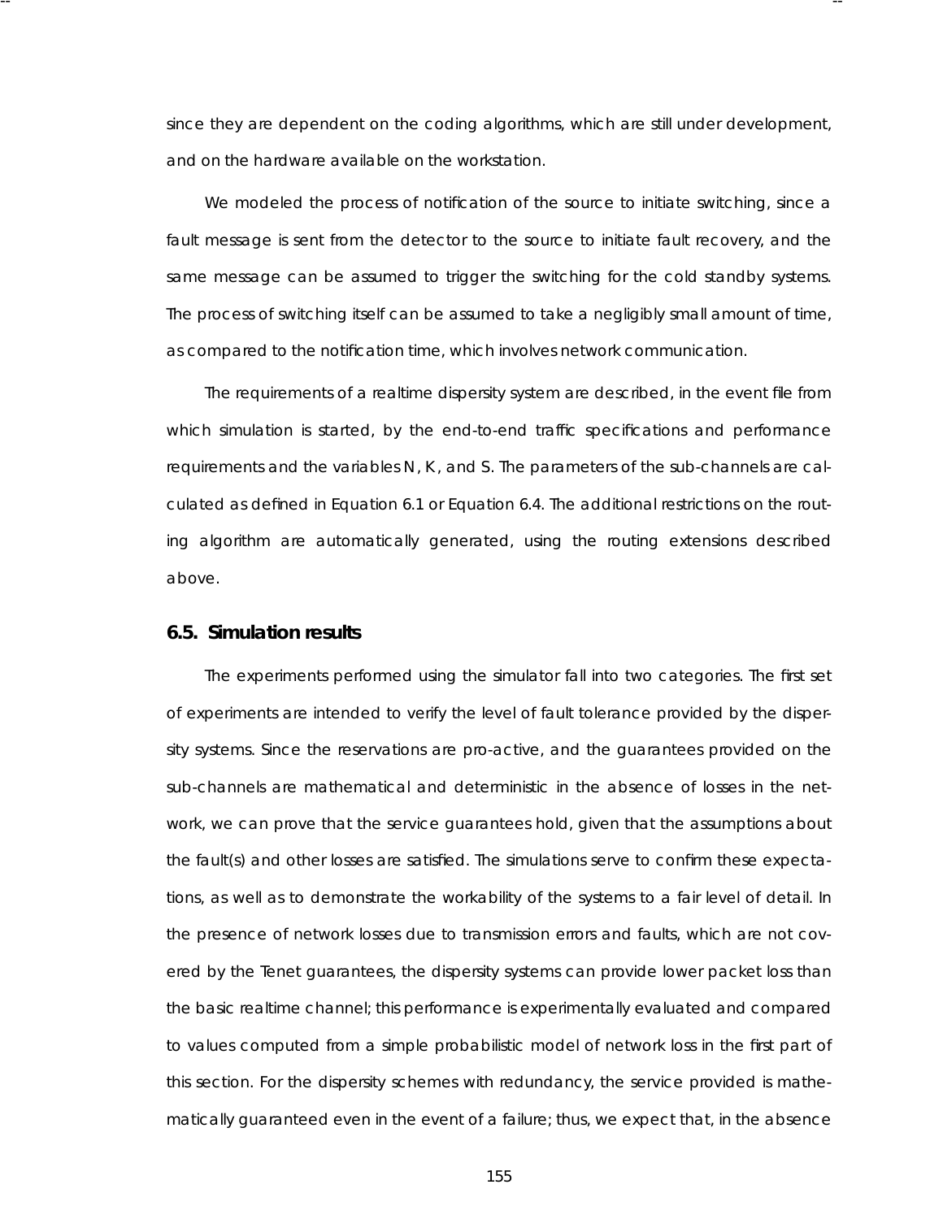since they are dependent on the coding algorithms, which are still under development, and on the hardware available on the workstation.

We modeled the process of notification of the source to initiate switching, since a fault message is sent from the detector to the source to initiate fault recovery, and the same message can be assumed to trigger the switching for the cold standby systems. The process of switching itself can be assumed to take a negligibly small amount of time, as compared to the notification time, which involves network communication.

The requirements of a realtime dispersity system are described, in the event file from which simulation is started, by the end-to-end traffic specifications and performance requirements and the variables N, K, and S. The parameters of the sub-channels are calculated as defined in Equation 6.1 or Equation 6.4. The additional restrictions on the routing algorithm are automatically generated, using the routing extensions described above.

## 6.5. Simulation results

The experiments performed using the simulator fall into two categories. The first set of experiments are intended to verify the level of fault tolerance provided by the dispersity systems. Since the reservations are pro-active, and the guarantees provided on the sub-channels are mathematical and deterministic in the absence of losses in the network, we can prove that the service guarantees hold, given that the assumptions about the fault(s) and other losses are satisfied. The simulations serve to confirm these expectations, as well as to demonstrate the workability of the systems to a fair level of detail. In the presence of network losses due to transmission errors and faults, which are not covered by the Tenet guarantees, the dispersity systems can provide lower packet loss than the basic realtime channel; this performance is experimentally evaluated and compared to values computed from a simple probabilistic model of network loss in the first part of this section. For the dispersity schemes with redundancy, the service provided is mathematically guaranteed even in the event of a failure; thus, we expect that, in the absence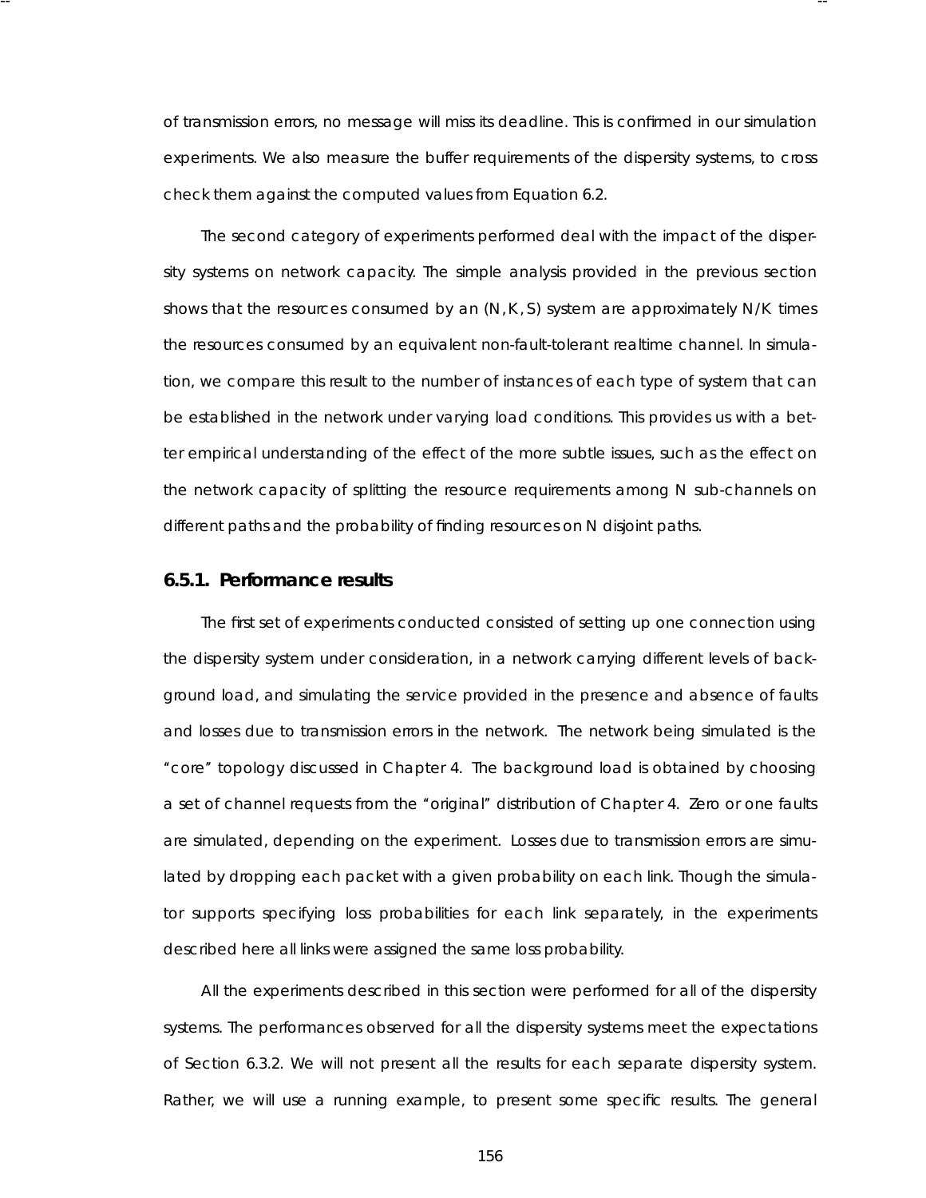of transmission errors, no message will miss its deadline. This is confirmed in our simulation experiments. We also measure the buffer requirements of the dispersity systems, to cross check them against the computed values from Equation 6.2.

The second category of experiments performed deal with the impact of the dispersity systems on network capacity. The simple analysis provided in the previous section shows that the resources consumed by an $(N, K, S)$ system are approximately $N/K$ times the resources consumed by an equivalent non-fault-tolerant realtime channel. In simulation, we compare this result to the number of instances of each type of system that can be established in the network under varying load conditions. This provides us with a better empirical understanding of the effect of the more subtle issues, such as the effect on the network capacity of splitting the resource requirements among $N$ sub-channels on different paths and the probability of finding resources on $N$ disjoint paths.

### 6.5.1. Performance results

The first set of experiments conducted consisted of setting up one connection using the dispersity system under consideration, in a network carrying different levels of background load, and simulating the service provided in the presence and absence of faults and losses due to transmission errors in the network. The network being simulated is the "core" topology discussed in Chapter 4. The background load is obtained by choosing a set of channel requests from the "original" distribution of Chapter 4. Zero or one faults are simulated, depending on the experiment. Losses due to transmission errors are simulated by dropping each packet with a given probability on each link. Though the simulator supports specifying loss probabilities for each link separately, in the experiments described here all links were assigned the same loss probability.

All the experiments described in this section were performed for all of the dispersity systems. The performances observed for all the dispersity systems meet the expectations of Section 6.3.2. We will not present all the results for each separate dispersity system. Rather, we will use a running example, to present some specific results. The general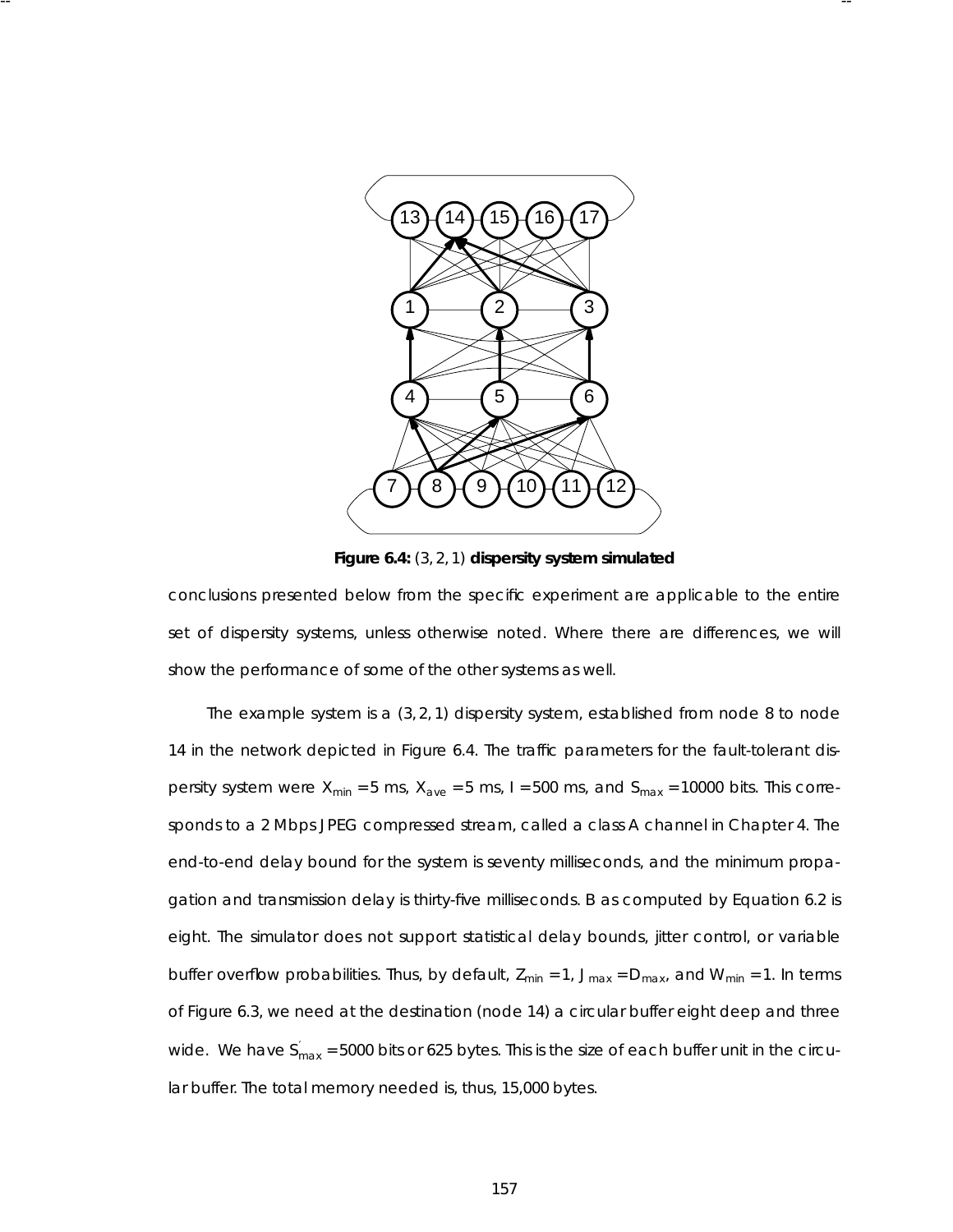**Figure 6.4:** (3, 2, 1) **dispersity system simulated**

conclusions presented below from the specific experiment are applicable to the entire set of dispersity systems, unless otherwise noted. Where there are differences, we will show the performance of some of the other systems as well.

The example system is a (3, 2, 1) dispersity system, established from node 8 to node 14 in the network depicted in Figure 6.4. The traffic parameters for the fault-tolerant dispersity system were $X_{min} = 5$ ms, $X_{ave} = 5$ ms, $I = 500$ ms, and $S_{max} = 10000$ bits. This corresponds to a 2 Mbps JPEG compressed stream, called a class A channel in Chapter 4. The end-to-end delay bound for the system is seventy milliseconds, and the minimum propagation and transmission delay is thirty-five milliseconds. B as computed by Equation 6.2 is eight. The simulator does not support statistical delay bounds, jitter control, or variable buffer overflow probabilities. Thus, by default, $Z_{min} = 1$, $J_{max} = D_{max}$, and $W_{min} = 1$. In terms of Figure 6.3, we need at the destination (node 14) a circular buffer eight deep and three wide. We have $S^{'}_{max} = 5000$ bits or 625 bytes. This is the size of each buffer unit in the circular buffer. The total memory needed is, thus, 15,000 bytes.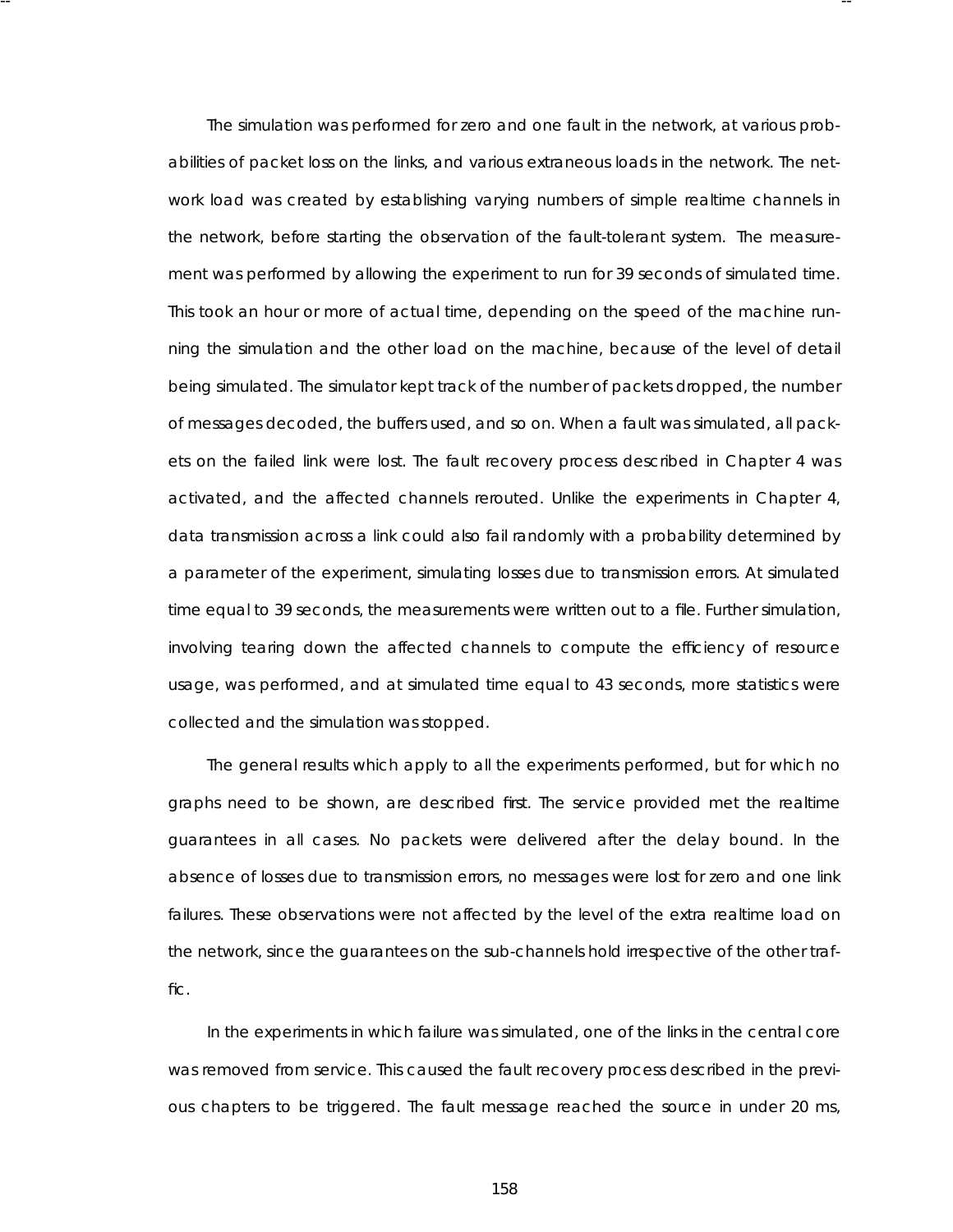The simulation was performed for zero and one fault in the network, at various probabilities of packet loss on the links, and various extraneous loads in the network. The network load was created by establishing varying numbers of simple realtime channels in the network, before starting the observation of the fault-tolerant system. The measurement was performed by allowing the experiment to run for 39 seconds of simulated time. This took an hour or more of actual time, depending on the speed of the machine running the simulation and the other load on the machine, because of the level of detail being simulated. The simulator kept track of the number of packets dropped, the number of messages decoded, the buffers used, and so on. When a fault was simulated, all packets on the failed link were lost. The fault recovery process described in Chapter 4 was activated, and the affected channels rerouted. Unlike the experiments in Chapter 4, data transmission across a link could also fail randomly with a probability determined by a parameter of the experiment, simulating losses due to transmission errors. At simulated time equal to 39 seconds, the measurements were written out to a file. Further simulation, involving tearing down the affected channels to compute the efficiency of resource usage, was performed, and at simulated time equal to 43 seconds, more statistics were collected and the simulation was stopped.

The general results which apply to all the experiments performed, but for which no graphs need to be shown, are described first. The service provided met the realtime guarantees in all cases. No packets were delivered after the delay bound. In the absence of losses due to transmission errors, no messages were lost for zero and one link failures. These observations were not affected by the level of the extra realtime load on the network, since the guarantees on the sub-channels hold irrespective of the other traffic.

In the experiments in which failure was simulated, one of the links in the central core was removed from service. This caused the fault recovery process described in the previous chapters to be triggered. The fault message reached the source in under 20 ms,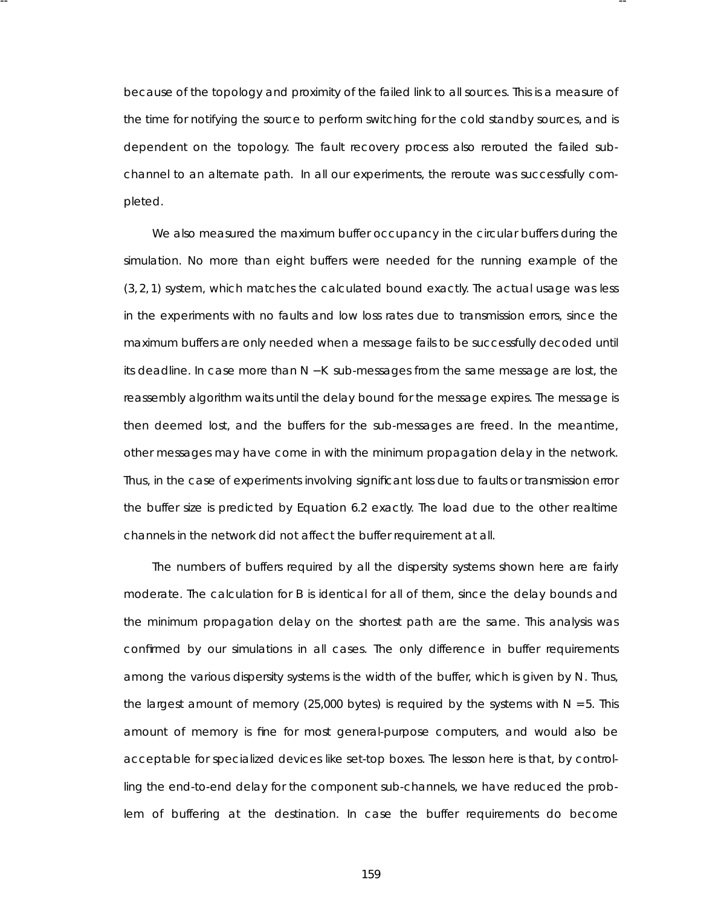because of the topology and proximity of the failed link to all sources. This is a measure of the time for notifying the source to perform switching for the cold standby sources, and is dependent on the topology. The fault recovery process also rerouted the failed sub-channel to an alternate path. In all our experiments, the reroute was successfully completed.

We also measured the maximum buffer occupancy in the circular buffers during the simulation. No more than eight buffers were needed for the running example of the $(3, 2, 1)$ system, which matches the calculated bound exactly. The actual usage was less in the experiments with no faults and low loss rates due to transmission errors, since the maximum buffers are only needed when a message fails to be successfully decoded until its deadline. In case more than $N - K$ sub-messages from the same message are lost, the reassembly algorithm waits until the delay bound for the message expires. The message is then deemed lost, and the buffers for the sub-messages are freed. In the meantime, other messages may have come in with the minimum propagation delay in the network. Thus, in the case of experiments involving significant loss due to faults or transmission error the buffer size is predicted by Equation 6.2 exactly. The load due to the other realtime channels in the network did not affect the buffer requirement at all.

The numbers of buffers required by all the dispersity systems shown here are fairly moderate. The calculation for $B$ is identical for all of them, since the delay bounds and the minimum propagation delay on the shortest path are the same. This analysis was confirmed by our simulations in all cases. The only difference in buffer requirements among the various dispersity systems is the width of the buffer, which is given by $N$. Thus, the largest amount of memory (25,000 bytes) is required by the systems with $N = 5$. This amount of memory is fine for most general-purpose computers, and would also be acceptable for specialized devices like set-top boxes. The lesson here is that, by controlling the end-to-end delay for the component sub-channels, we have reduced the problem of buffering at the destination. In case the buffer requirements do become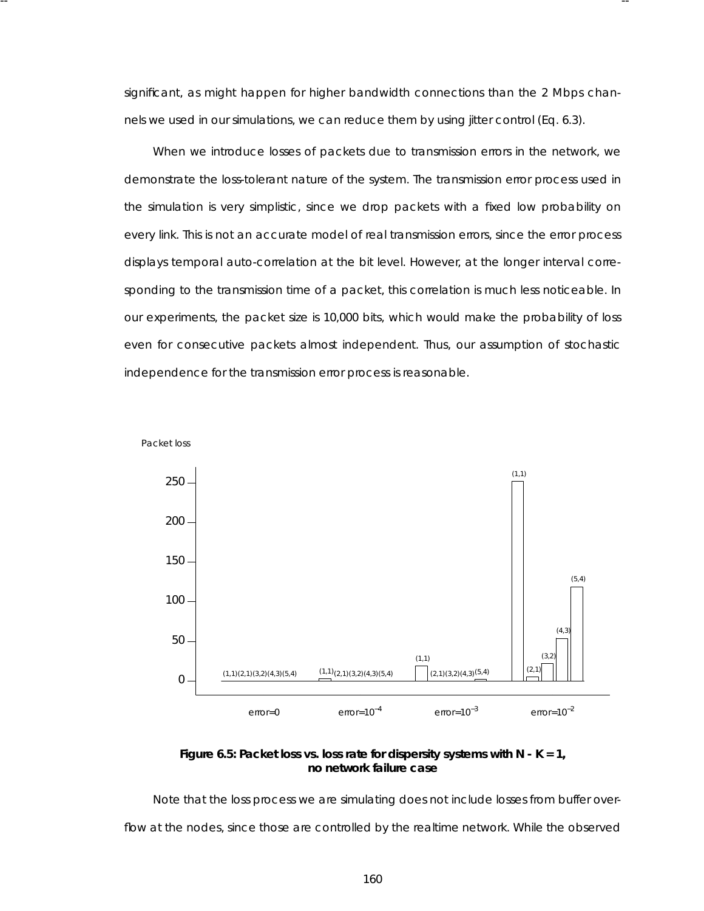significant, as might happen for higher bandwidth connections than the 2 Mbps channels we used in our simulations, we can reduce them by using jitter control (Eq. 6.3).

When we introduce losses of packets due to transmission errors in the network, we demonstrate the loss-tolerant nature of the system. The transmission error process used in the simulation is very simplistic, since we drop packets with a fixed low probability on every link. This is not an accurate model of real transmission errors, since the error process displays temporal auto-correlation at the bit level. However, at the longer interval corresponding to the transmission time of a packet, this correlation is much less noticeable. In our experiments, the packet size is 10,000 bits, which would make the probability of loss even for consecutive packets almost independent. Thus, our assumption of stochastic independence for the transmission error process is reasonable.

**Figure 6.5: Packet loss vs. loss rate for dispersity systems with N - K = 1, no network failure case**

Note that the loss process we are simulating does not include losses from buffer overflow at the nodes, since those are controlled by the realtime network. While the observed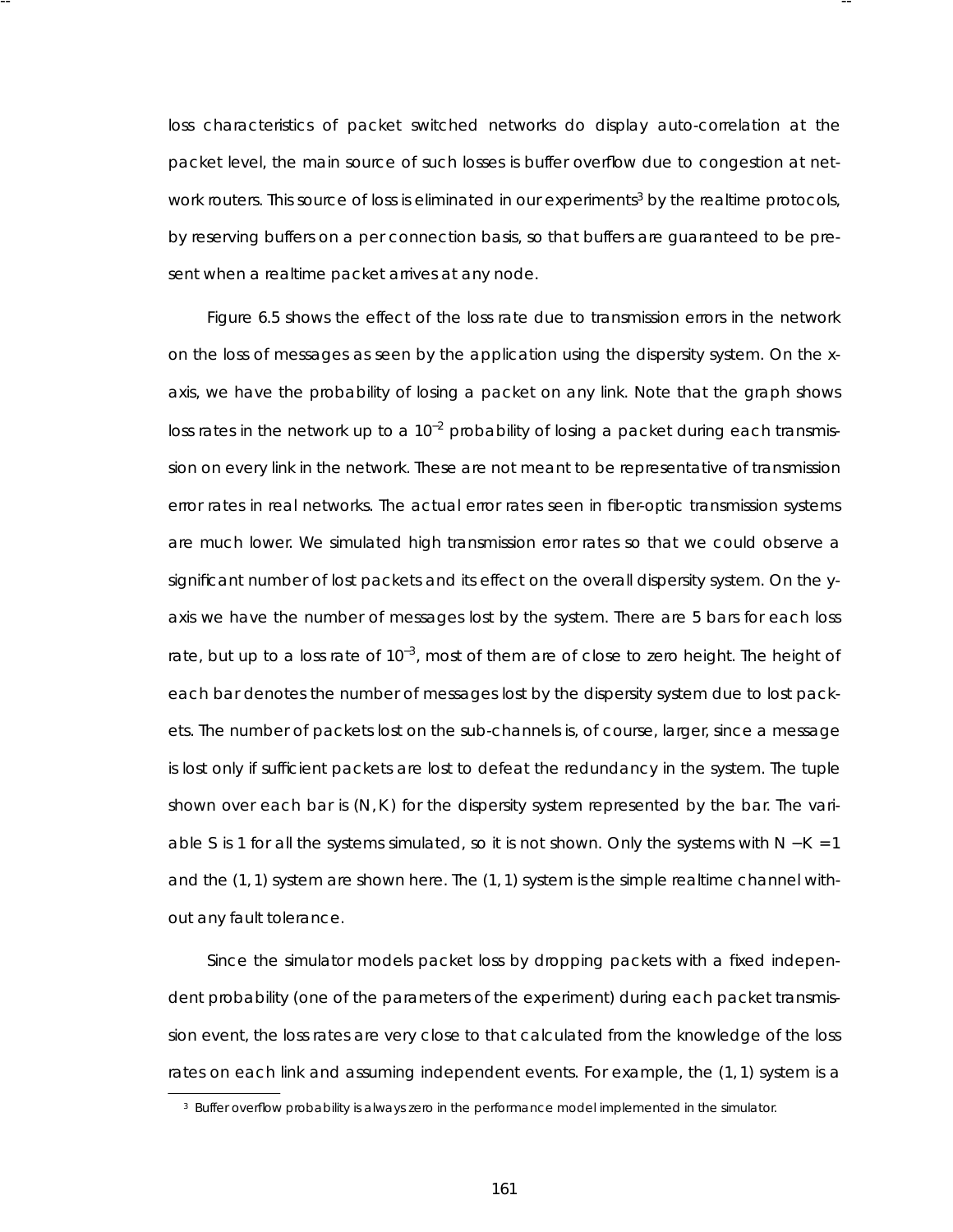loss characteristics of packet switched networks do display auto-correlation at the packet level, the main source of such losses is buffer overflow due to congestion at network routers. This source of loss is eliminated in our experiments[3] by the realtime protocols, by reserving buffers on a per connection basis, so that buffers are guaranteed to be present when a realtime packet arrives at any node.

Figure 6.5 shows the effect of the loss rate due to transmission errors in the network on the loss of messages as seen by the application using the dispersity system. On the x-axis, we have the probability of losing a packet on any link. Note that the graph shows loss rates in the network up to a $10^{-2}$ probability of losing a packet during each transmission on every link in the network. These are not meant to be representative of transmission error rates in real networks. The actual error rates seen in fiber-optic transmission systems are much lower. We simulated high transmission error rates so that we could observe a significant number of lost packets and its effect on the overall dispersity system. On the y-axis we have the number of messages lost by the system. There are 5 bars for each loss rate, but up to a loss rate of $10^{-3}$, most of them are of close to zero height. The height of each bar denotes the number of messages lost by the dispersity system due to lost packets. The number of packets lost on the sub-channels is, of course, larger, since a message is lost only if sufficient packets are lost to defeat the redundancy in the system. The tuple shown over each bar is $(N, K)$ for the dispersity system represented by the bar. The variable $S$ is 1 for all the systems simulated, so it is not shown. Only the systems with $N - K = 1$ and the $(1, 1)$ system are shown here. The $(1, 1)$ system is the simple realtime channel without any fault tolerance.

Since the simulator models packet loss by dropping packets with a fixed independent probability (one of the parameters of the experiment) during each packet transmission event, the loss rates are very close to that calculated from the knowledge of the loss rates on each link and assuming independent events. For example, the $(1, 1)$ system is a

[3] Buffer overflow probability is always zero in the performance model implemented in the simulator.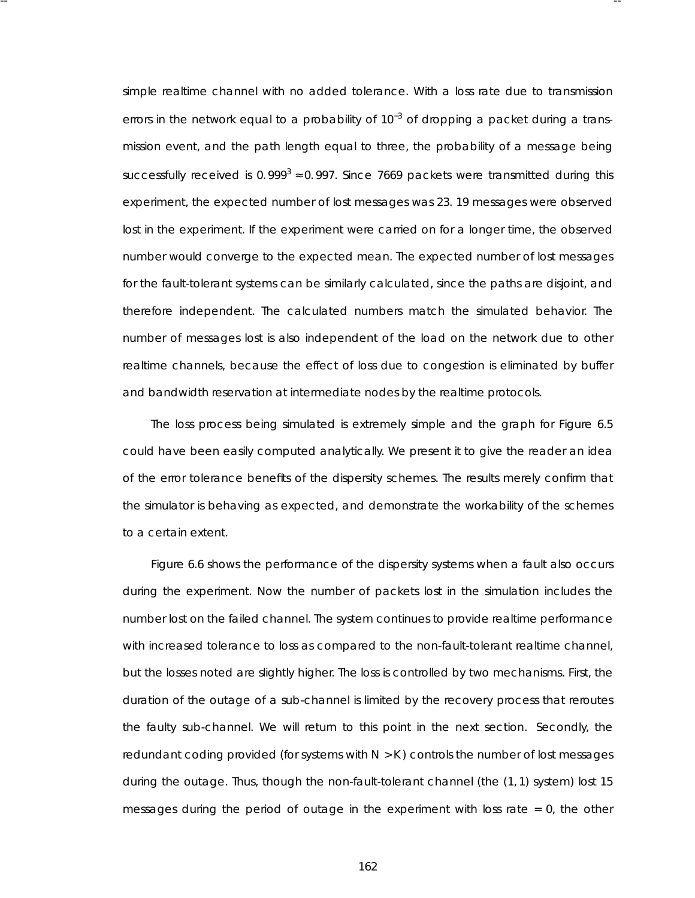simple realtime channel with no added tolerance. With a loss rate due to transmission errors in the network equal to a probability of $10^{-3}$ of dropping a packet during a transmission event, and the path length equal to three, the probability of a message being successfully received is $0.999^3 \approx 0.997$. Since 7669 packets were transmitted during this experiment, the expected number of lost messages was 23. 19 messages were observed lost in the experiment. If the experiment were carried on for a longer time, the observed number would converge to the expected mean. The expected number of lost messages for the fault-tolerant systems can be similarly calculated, since the paths are disjoint, and therefore independent. The calculated numbers match the simulated behavior. The number of messages lost is also independent of the load on the network due to other realtime channels, because the effect of loss due to congestion is eliminated by buffer and bandwidth reservation at intermediate nodes by the realtime protocols.

The loss process being simulated is extremely simple and the graph for Figure 6.5 could have been easily computed analytically. We present it to give the reader an idea of the error tolerance benefits of the dispersity schemes. The results merely confirm that the simulator is behaving as expected, and demonstrate the workability of the schemes to a certain extent.

Figure 6.6 shows the performance of the dispersity systems when a fault also occurs during the experiment. Now the number of packets lost in the simulation includes the number lost on the failed channel. The system continues to provide realtime performance with increased tolerance to loss as compared to the non-fault-tolerant realtime channel, but the losses noted are slightly higher. The loss is controlled by two mechanisms. First, the duration of the outage of a sub-channel is limited by the recovery process that reroutes the faulty sub-channel. We will return to this point in the next section. Secondly, the redundant coding provided (for systems with $N > K$) controls the number of lost messages during the outage. Thus, though the non-fault-tolerant channel (the $(1, 1)$ system) lost 15 messages during the period of outage in the experiment with loss rate $= 0$, the other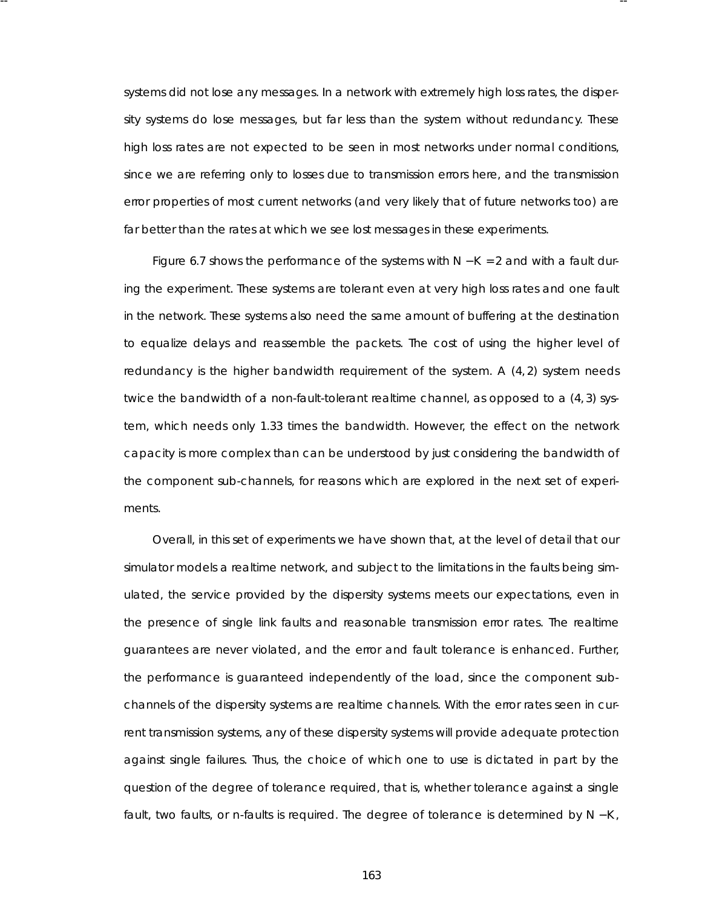systems did not lose any messages. In a network with extremely high loss rates, the dispersity systems do lose messages, but far less than the system without redundancy. These high loss rates are not expected to be seen in most networks under normal conditions, since we are referring only to losses due to transmission errors here, and the transmission error properties of most current networks (and very likely that of future networks too) are far better than the rates at which we see lost messages in these experiments.

Figure 6.7 shows the performance of the systems with $N - K = 2$ and with a fault during the experiment. These systems are tolerant even at very high loss rates and one fault in the network. These systems also need the same amount of buffering at the destination to equalize delays and reassemble the packets. The cost of using the higher level of redundancy is the higher bandwidth requirement of the system. A $(4, 2)$ system needs twice the bandwidth of a non-fault-tolerant realtime channel, as opposed to a $(4, 3)$ system, which needs only 1.33 times the bandwidth. However, the effect on the network capacity is more complex than can be understood by just considering the bandwidth of the component sub-channels, for reasons which are explored in the next set of experiments.

Overall, in this set of experiments we have shown that, at the level of detail that our simulator models a realtime network, and subject to the limitations in the faults being simulated, the service provided by the dispersity systems meets our expectations, even in the presence of single link faults and reasonable transmission error rates. The realtime guarantees are never violated, and the error and fault tolerance is enhanced. Further, the performance is guaranteed independently of the load, since the component sub-channels of the dispersity systems are realtime channels. With the error rates seen in current transmission systems, any of these dispersity systems will provide adequate protection against single failures. Thus, the choice of which one to use is dictated in part by the question of the degree of tolerance required, that is, whether tolerance against a single fault, two faults, or n-faults is required. The degree of tolerance is determined by $N - K$,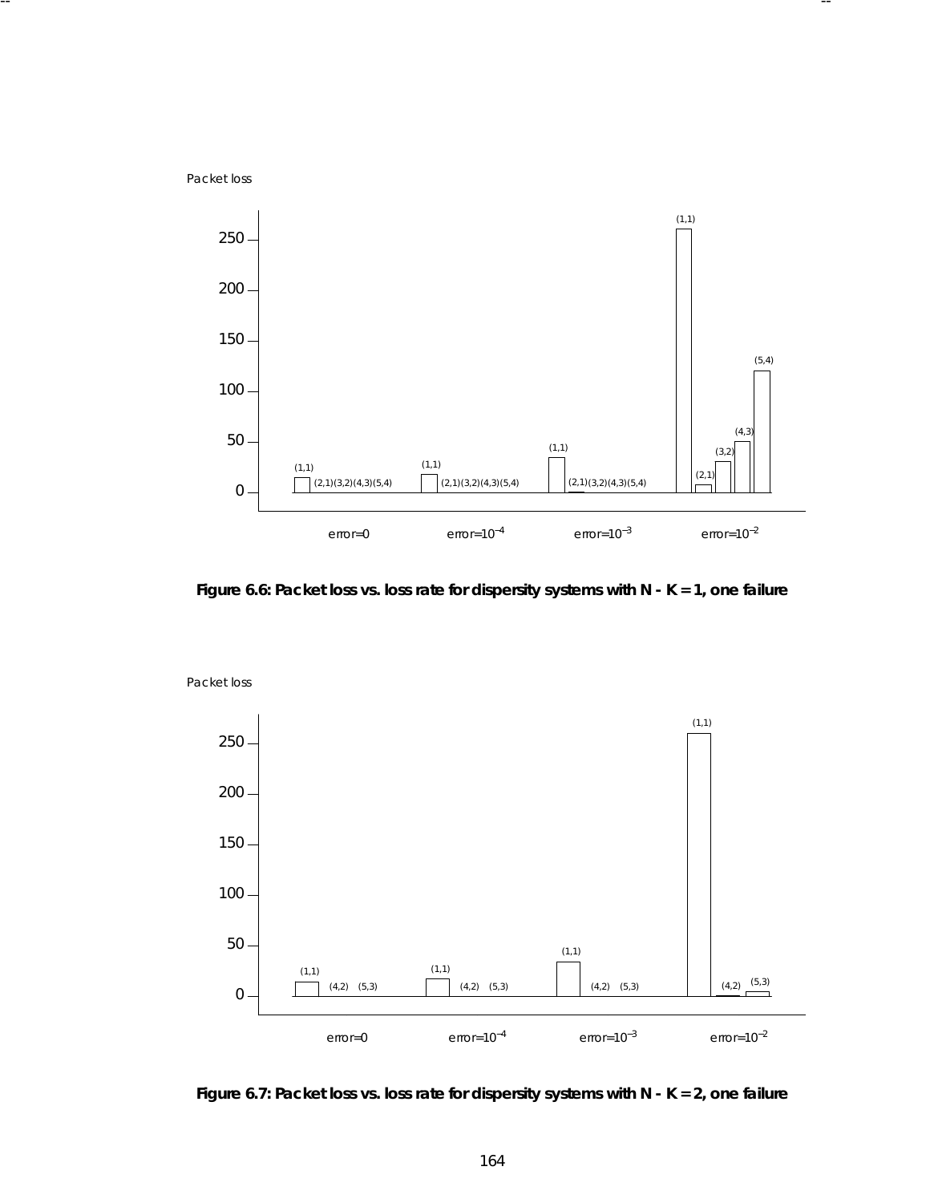Figure 6.6: Packet loss vs. loss rate for dispersity systems with N - K = 1, one failure

Figure 6.7: Packet loss vs. loss rate for dispersity systems with N - K = 2, one failure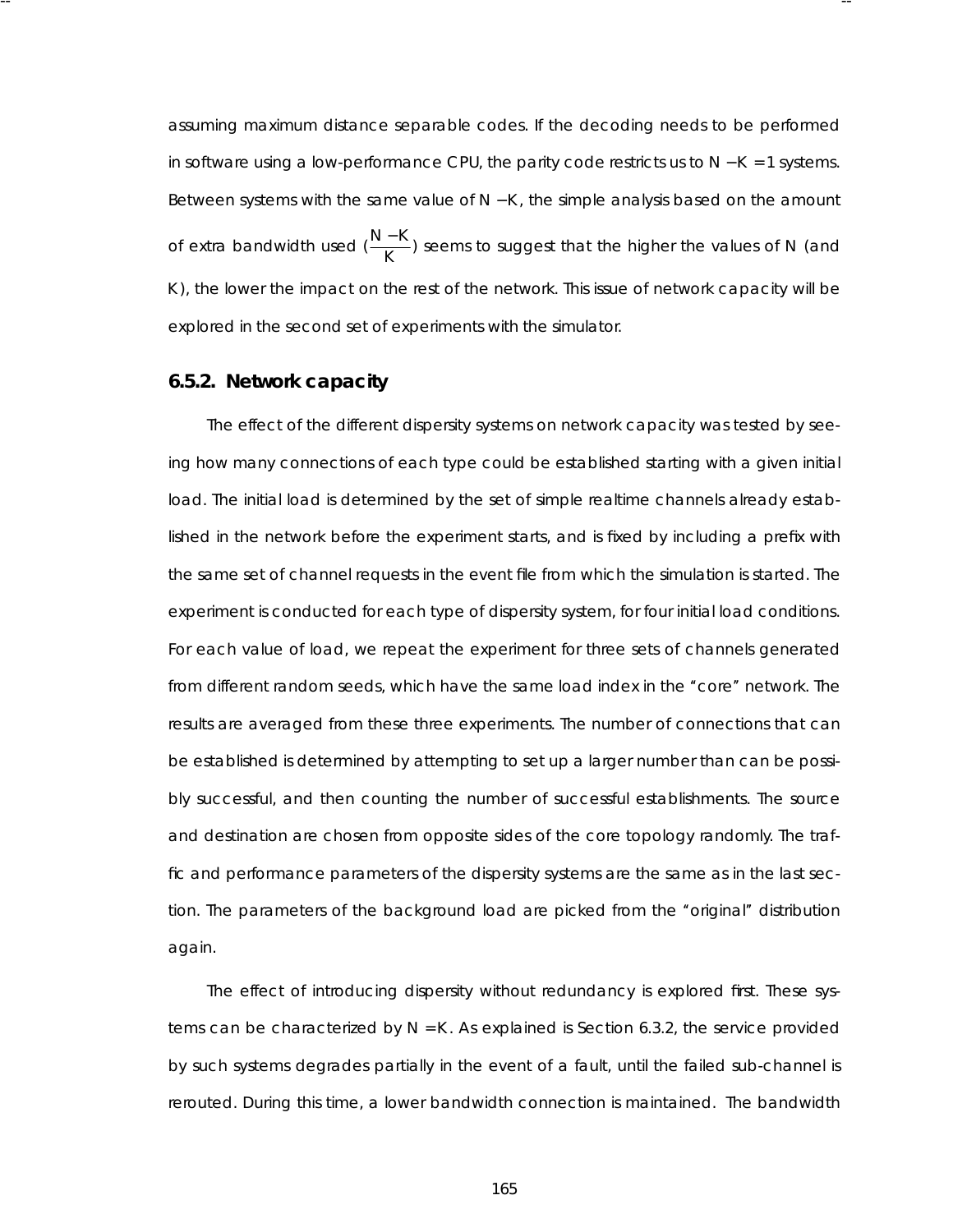assuming maximum distance separable codes. If the decoding needs to be performed in software using a low-performance CPU, the parity code restricts us to $N - K = 1$ systems. Between systems with the same value of $N - K$, the simple analysis based on the amount of extra bandwidth used ($\frac{N - K}{K}$) seems to suggest that the higher the values of $N$ (and $K$), the lower the impact on the rest of the network. This issue of network capacity will be explored in the second set of experiments with the simulator.

### 6.5.2. Network capacity

The effect of the different dispersity systems on network capacity was tested by seeing how many connections of each type could be established starting with a given initial load. The initial load is determined by the set of simple realtime channels already established in the network before the experiment starts, and is fixed by including a prefix with the same set of channel requests in the event file from which the simulation is started. The experiment is conducted for each type of dispersity system, for four initial load conditions. For each value of load, we repeat the experiment for three sets of channels generated from different random seeds, which have the same load index in the "core" network. The results are averaged from these three experiments. The number of connections that can be established is determined by attempting to set up a larger number than can be possibly successful, and then counting the number of successful establishments. The source and destination are chosen from opposite sides of the core topology randomly. The traffic and performance parameters of the dispersity systems are the same as in the last section. The parameters of the background load are picked from the "original" distribution again.

The effect of introducing dispersity without redundancy is explored first. These systems can be characterized by $N = K$. As explained is Section 6.3.2, the service provided by such systems degrades partially in the event of a fault, until the failed sub-channel is rerouted. During this time, a lower bandwidth connection is maintained. The bandwidth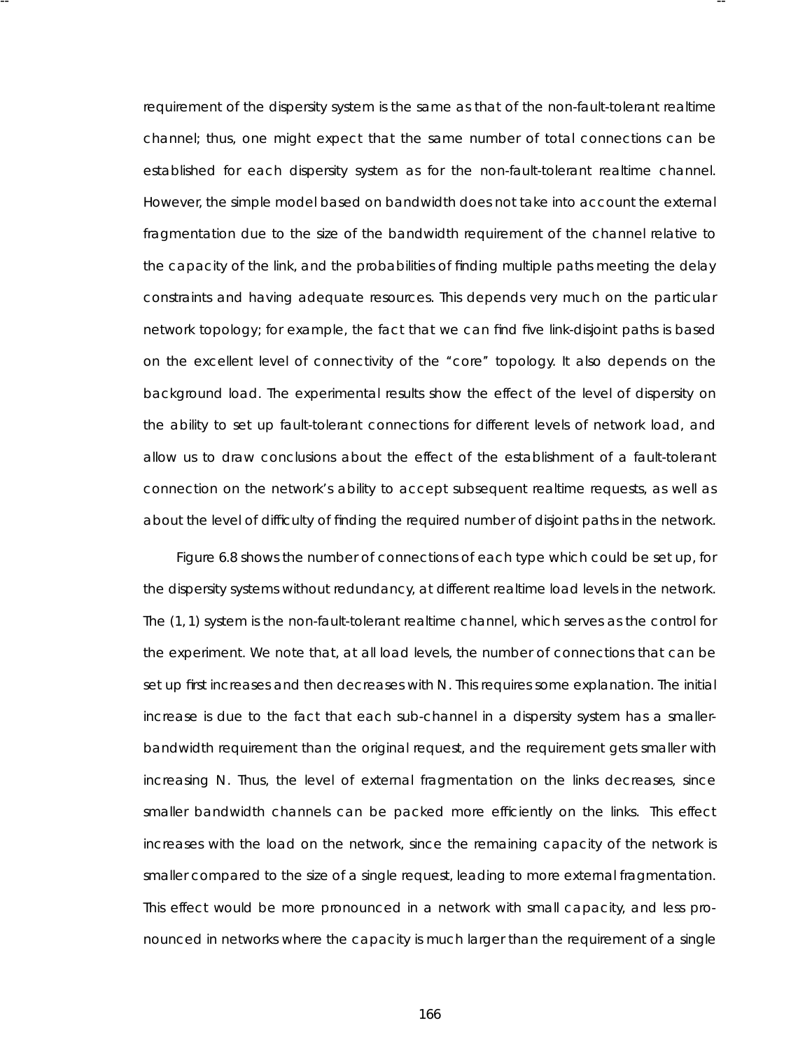requirement of the dispersity system is the same as that of the non-fault-tolerant realtime channel; thus, one might expect that the same number of total connections can be established for each dispersity system as for the non-fault-tolerant realtime channel. However, the simple model based on bandwidth does not take into account the external fragmentation due to the size of the bandwidth requirement of the channel relative to the capacity of the link, and the probabilities of finding multiple paths meeting the delay constraints and having adequate resources. This depends very much on the particular network topology; for example, the fact that we can find five link-disjoint paths is based on the excellent level of connectivity of the "core" topology. It also depends on the background load. The experimental results show the effect of the level of dispersity on the ability to set up fault-tolerant connections for different levels of network load, and allow us to draw conclusions about the effect of the establishment of a fault-tolerant connection on the network's ability to accept subsequent realtime requests, as well as about the level of difficulty of finding the required number of disjoint paths in the network.

Figure 6.8 shows the number of connections of each type which could be set up, for the dispersity systems without redundancy, at different realtime load levels in the network. The $(1, 1)$ system is the non-fault-tolerant realtime channel, which serves as the control for the experiment. We note that, at all load levels, the number of connections that can be set up first increases and then decreases with $N$. This requires some explanation. The initial increase is due to the fact that each sub-channel in a dispersity system has a smaller-bandwidth requirement than the original request, and the requirement gets smaller with increasing $N$. Thus, the level of external fragmentation on the links decreases, since smaller bandwidth channels can be packed more efficiently on the links. This effect increases with the load on the network, since the remaining capacity of the network is smaller compared to the size of a single request, leading to more external fragmentation. This effect would be more pronounced in a network with small capacity, and less pronounced in networks where the capacity is much larger than the requirement of a single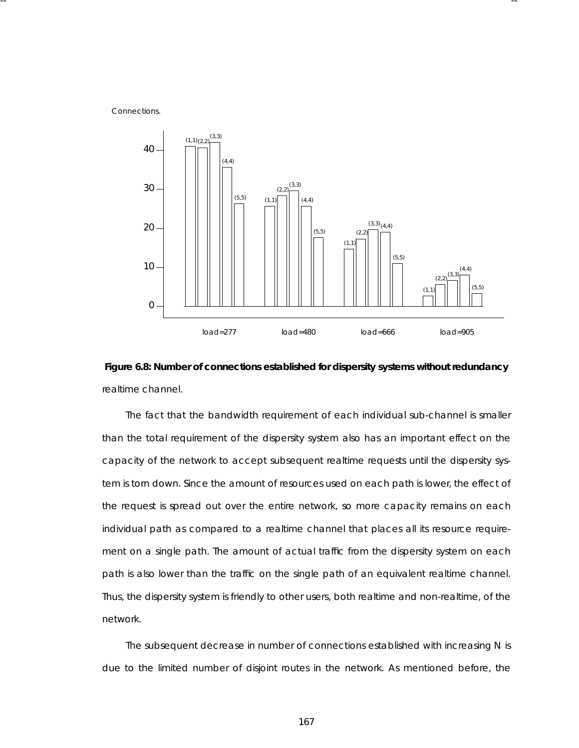Connections.

**Figure 6.8: Number of connections established for dispersity systems without redundancy**

realtime channel.

The fact that the bandwidth requirement of each individual sub-channel is smaller than the total requirement of the dispersity system also has an important effect on the capacity of the network to accept subsequent realtime requests until the dispersity system is torn down. Since the amount of resources used on each path is lower, the effect of the request is spread out over the entire network, so more capacity remains on each individual path as compared to a realtime channel that places all its resource requirement on a single path. The amount of actual traffic from the dispersity system on each path is also lower than the traffic on the single path of an equivalent realtime channel. Thus, the dispersity system is friendly to other users, both realtime and non-realtime, of the network.

The subsequent decrease in number of connections established with increasing N is due to the limited number of disjoint routes in the network. As mentioned before, the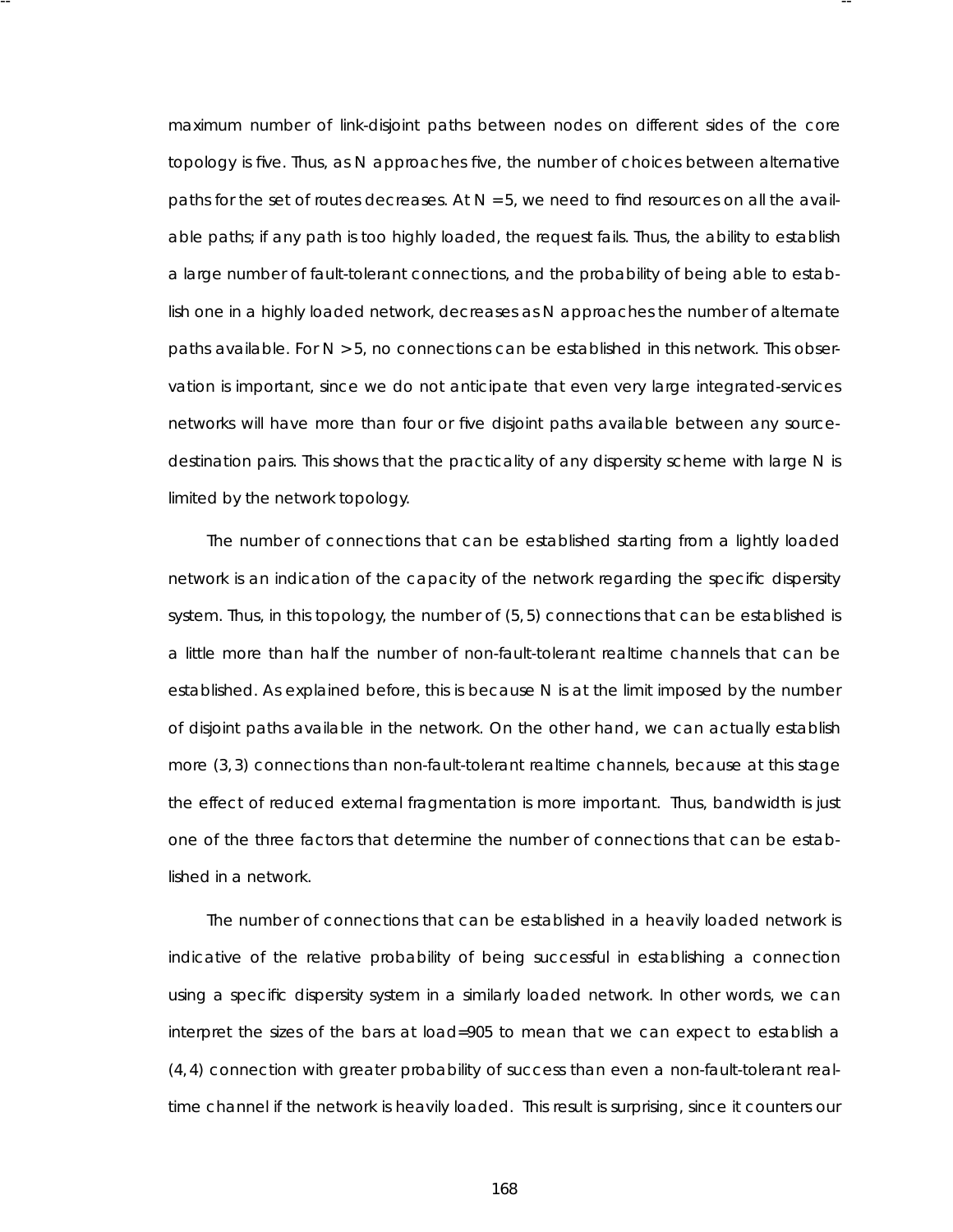maximum number of link-disjoint paths between nodes on different sides of the core topology is five. Thus, as $N$ approaches five, the number of choices between alternative paths for the set of routes decreases. At $N = 5$, we need to find resources on all the available paths; if any path is too highly loaded, the request fails. Thus, the ability to establish a large number of fault-tolerant connections, and the probability of being able to establish one in a highly loaded network, decreases as $N$ approaches the number of alternate paths available. For $N > 5$, no connections can be established in this network. This observation is important, since we do not anticipate that even very large integrated-services networks will have more than four or five disjoint paths available between any source-destination pairs. This shows that the practicality of any dispersity scheme with large $N$ is limited by the network topology.

The number of connections that can be established starting from a lightly loaded network is an indication of the capacity of the network regarding the specific dispersity system. Thus, in this topology, the number of $(5, 5)$ connections that can be established is a little more than half the number of non-fault-tolerant realtime channels that can be established. As explained before, this is because $N$ is at the limit imposed by the number of disjoint paths available in the network. On the other hand, we can actually establish more $(3, 3)$ connections than non-fault-tolerant realtime channels, because at this stage the effect of reduced external fragmentation is more important. Thus, bandwidth is just one of the three factors that determine the number of connections that can be established in a network.

The number of connections that can be established in a heavily loaded network is indicative of the relative probability of being successful in establishing a connection using a specific dispersity system in a similarly loaded network. In other words, we can interpret the sizes of the bars at load=905 to mean that we can expect to establish a $(4, 4)$ connection with greater probability of success than even a non-fault-tolerant realtime channel if the network is heavily loaded. This result is surprising, since it counters our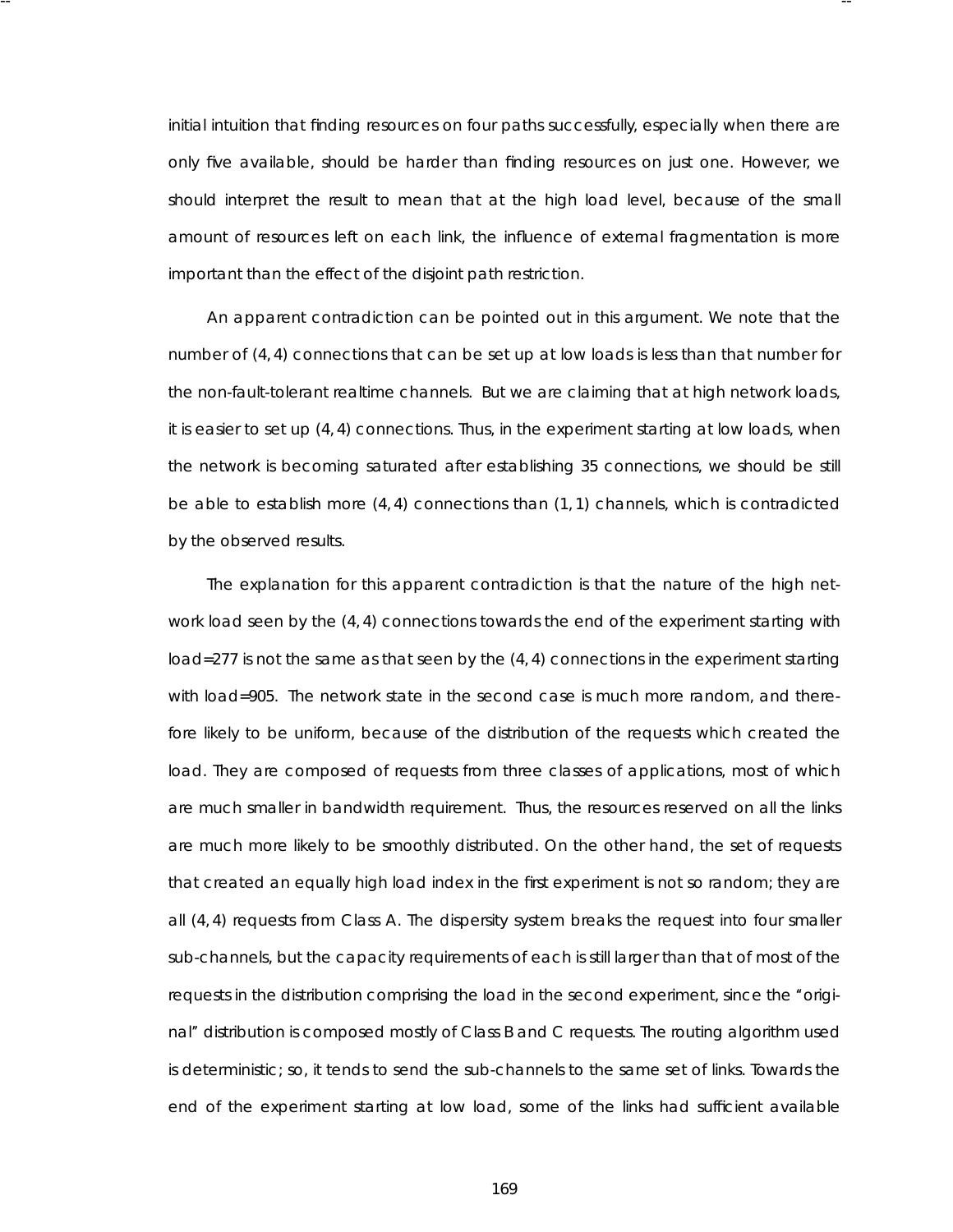initial intuition that finding resources on four paths successfully, especially when there are only five available, should be harder than finding resources on just one. However, we should interpret the result to mean that at the high load level, because of the small amount of resources left on each link, the influence of external fragmentation is more important than the effect of the disjoint path restriction.

An apparent contradiction can be pointed out in this argument. We note that the number of $(4, 4)$ connections that can be set up at low loads is less than that number for the non-fault-tolerant realtime channels. But we are claiming that at high network loads, it is easier to set up $(4, 4)$ connections. Thus, in the experiment starting at low loads, when the network is becoming saturated after establishing 35 connections, we should be still be able to establish more $(4, 4)$ connections than $(1, 1)$ channels, which is contradicted by the observed results.

The explanation for this apparent contradiction is that the nature of the high network load seen by the $(4, 4)$ connections towards the end of the experiment starting with load=277 is not the same as that seen by the $(4, 4)$ connections in the experiment starting with load=905. The network state in the second case is much more random, and therefore likely to be uniform, because of the distribution of the requests which created the load. They are composed of requests from three classes of applications, most of which are much smaller in bandwidth requirement. Thus, the resources reserved on all the links are much more likely to be smoothly distributed. On the other hand, the set of requests that created an equally high load index in the first experiment is not so random; they are all $(4, 4)$ requests from Class A. The dispersity system breaks the request into four smaller sub-channels, but the capacity requirements of each is still larger than that of most of the requests in the distribution comprising the load in the second experiment, since the "original" distribution is composed mostly of Class B and C requests. The routing algorithm used is deterministic; so, it tends to send the sub-channels to the same set of links. Towards the end of the experiment starting at low load, some of the links had sufficient available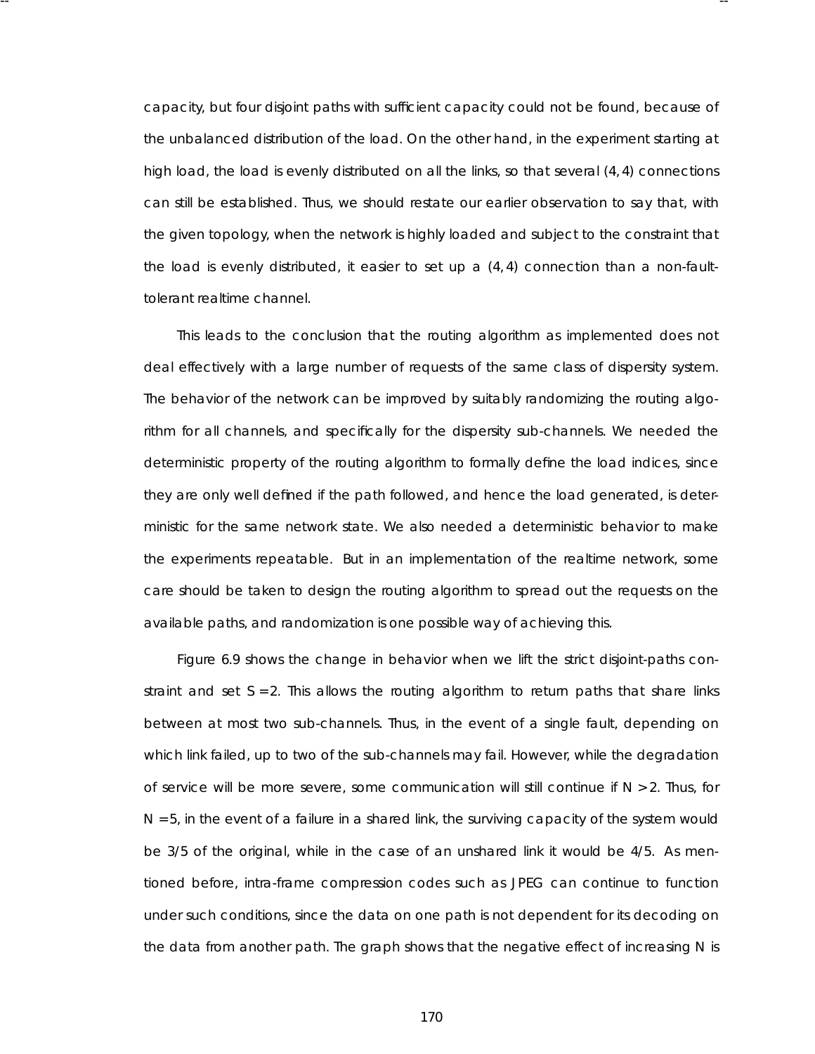capacity, but four disjoint paths with sufficient capacity could not be found, because of the unbalanced distribution of the load. On the other hand, in the experiment starting at high load, the load is evenly distributed on all the links, so that several $(4, 4)$ connections can still be established. Thus, we should restate our earlier observation to say that, with the given topology, when the network is highly loaded and subject to the constraint that the load is evenly distributed, it easier to set up a $(4, 4)$ connection than a non-fault-tolerant realtime channel.

This leads to the conclusion that the routing algorithm as implemented does not deal effectively with a large number of requests of the same class of dispersity system. The behavior of the network can be improved by suitably randomizing the routing algorithm for all channels, and specifically for the dispersity sub-channels. We needed the deterministic property of the routing algorithm to formally define the load indices, since they are only well defined if the path followed, and hence the load generated, is deterministic for the same network state. We also needed a deterministic behavior to make the experiments repeatable. But in an implementation of the realtime network, some care should be taken to design the routing algorithm to spread out the requests on the available paths, and randomization is one possible way of achieving this.

Figure 6.9 shows the change in behavior when we lift the strict disjoint-paths constraint and set $S = 2$. This allows the routing algorithm to return paths that share links between at most two sub-channels. Thus, in the event of a single fault, depending on which link failed, up to two of the sub-channels may fail. However, while the degradation of service will be more severe, some communication will still continue if $N > 2$. Thus, for $N = 5$, in the event of a failure in a shared link, the surviving capacity of the system would be 3/5 of the original, while in the case of an unshared link it would be 4/5. As mentioned before, intra-frame compression codes such as JPEG can continue to function under such conditions, since the data on one path is not dependent for its decoding on the data from another path. The graph shows that the negative effect of increasing $N$ is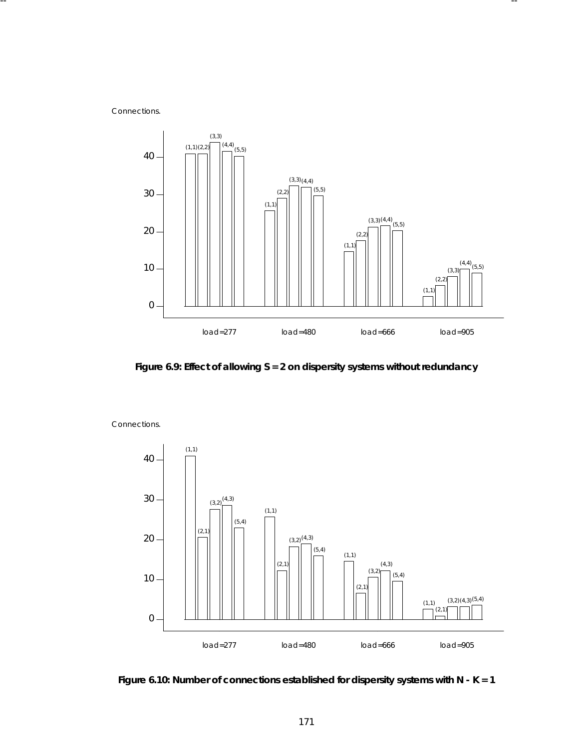Connections.

Figure 6.9: Effect of allowing S = 2 on dispersity systems without redundancy

Connections.

Figure 6.10: Number of connections established for dispersity systems with N - K = 1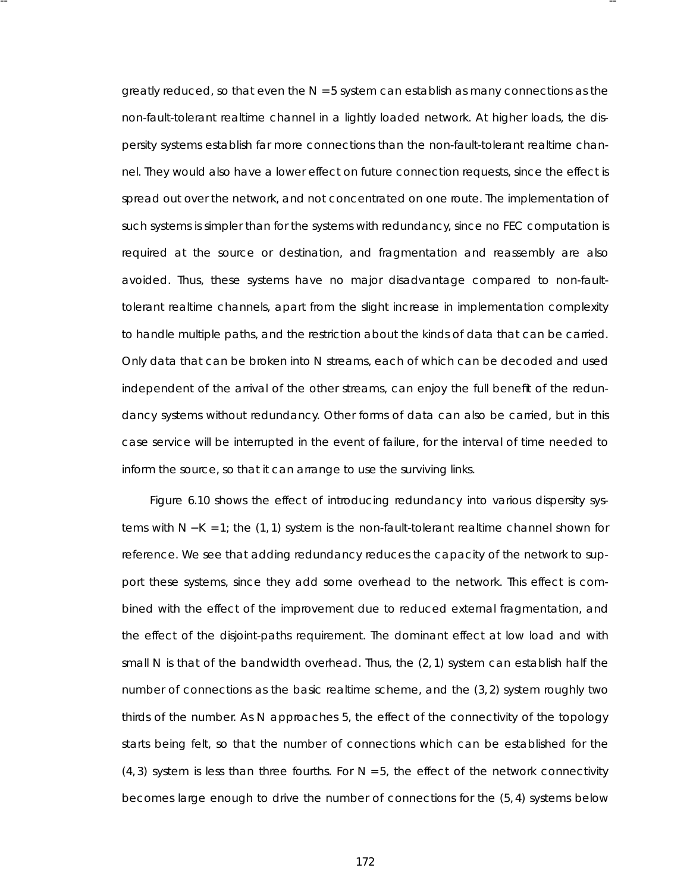greatly reduced, so that even the $N = 5$ system can establish as many connections as the non-fault-tolerant realtime channel in a lightly loaded network. At higher loads, the dispersity systems establish far more connections than the non-fault-tolerant realtime channel. They would also have a lower effect on future connection requests, since the effect is spread out over the network, and not concentrated on one route. The implementation of such systems is simpler than for the systems with redundancy, since no FEC computation is required at the source or destination, and fragmentation and reassembly are also avoided. Thus, these systems have no major disadvantage compared to non-fault-tolerant realtime channels, apart from the slight increase in implementation complexity to handle multiple paths, and the restriction about the kinds of data that can be carried. Only data that can be broken into $N$ streams, each of which can be decoded and used independent of the arrival of the other streams, can enjoy the full benefit of the redundancy systems without redundancy. Other forms of data can also be carried, but in this case service will be interrupted in the event of failure, for the interval of time needed to inform the source, so that it can arrange to use the surviving links.

Figure 6.10 shows the effect of introducing redundancy into various dispersity systems with $N - K = 1$; the $(1, 1)$ system is the non-fault-tolerant realtime channel shown for reference. We see that adding redundancy reduces the capacity of the network to support these systems, since they add some overhead to the network. This effect is combined with the effect of the improvement due to reduced external fragmentation, and the effect of the disjoint-paths requirement. The dominant effect at low load and with small $N$ is that of the bandwidth overhead. Thus, the $(2, 1)$ system can establish half the number of connections as the basic realtime scheme, and the $(3, 2)$ system roughly two thirds of the number. As $N$ approaches 5, the effect of the connectivity of the topology starts being felt, so that the number of connections which can be established for the $(4, 3)$ system is less than three fourths. For $N = 5$, the effect of the network connectivity becomes large enough to drive the number of connections for the $(5, 4)$ systems below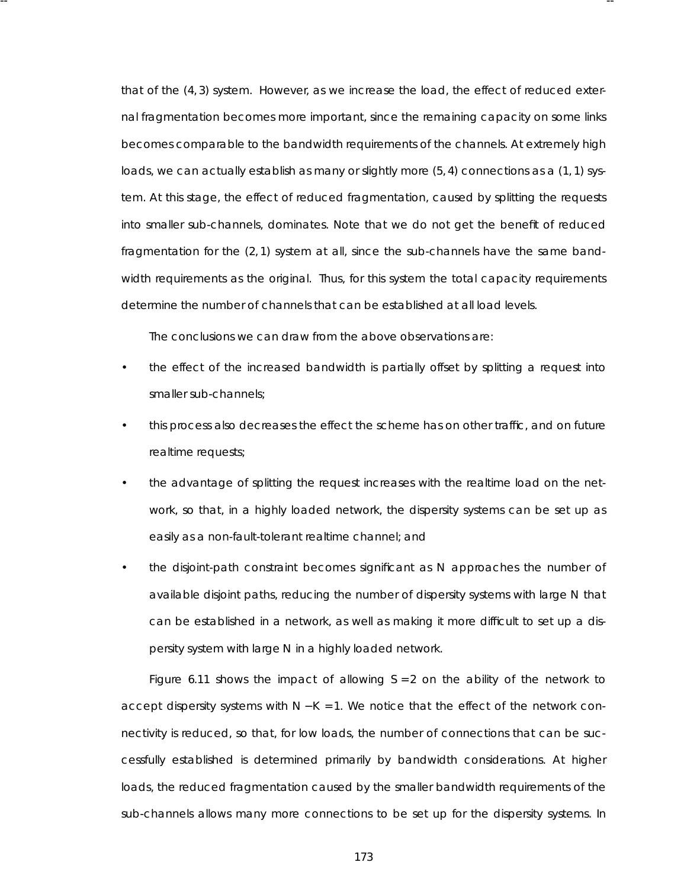that of the $(4, 3)$ system. However, as we increase the load, the effect of reduced external fragmentation becomes more important, since the remaining capacity on some links becomes comparable to the bandwidth requirements of the channels. At extremely high loads, we can actually establish as many or slightly more $(5, 4)$ connections as a $(1, 1)$ system. At this stage, the effect of reduced fragmentation, caused by splitting the requests into smaller sub-channels, dominates. Note that we do not get the benefit of reduced fragmentation for the $(2, 1)$ system at all, since the sub-channels have the same bandwidth requirements as the original. Thus, for this system the total capacity requirements determine the number of channels that can be established at all load levels.

The conclusions we can draw from the above observations are:

- the effect of the increased bandwidth is partially offset by splitting a request into smaller sub-channels;
- this process also decreases the effect the scheme has on other traffic, and on future realtime requests;
- the advantage of splitting the request increases with the realtime load on the network, so that, in a highly loaded network, the dispersity systems can be set up as easily as a non-fault-tolerant realtime channel; and
- the disjoint-path constraint becomes significant as $N$ approaches the number of available disjoint paths, reducing the number of dispersity systems with large $N$ that can be established in a network, as well as making it more difficult to set up a dispersity system with large $N$ in a highly loaded network.

Figure 6.11 shows the impact of allowing $S = 2$ on the ability of the network to accept dispersity systems with $N - K = 1$. We notice that the effect of the network connectivity is reduced, so that, for low loads, the number of connections that can be successfully established is determined primarily by bandwidth considerations. At higher loads, the reduced fragmentation caused by the smaller bandwidth requirements of the sub-channels allows many more connections to be set up for the dispersity systems. In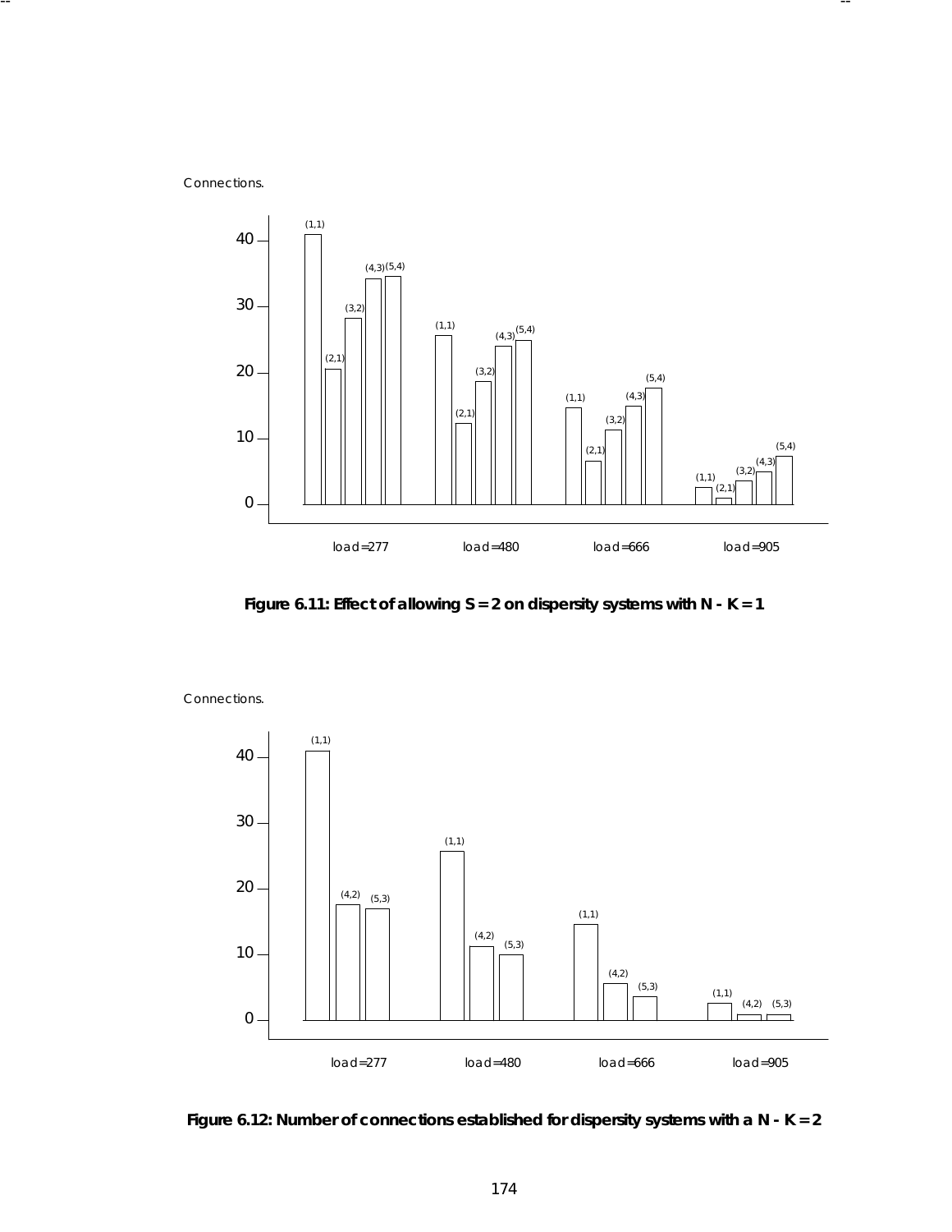Connections.

Figure 6.11: Effect of allowing S = 2 on dispersity systems with N - K = 1

Connections.

Figure 6.12: Number of connections established for dispersity systems with a N - K = 2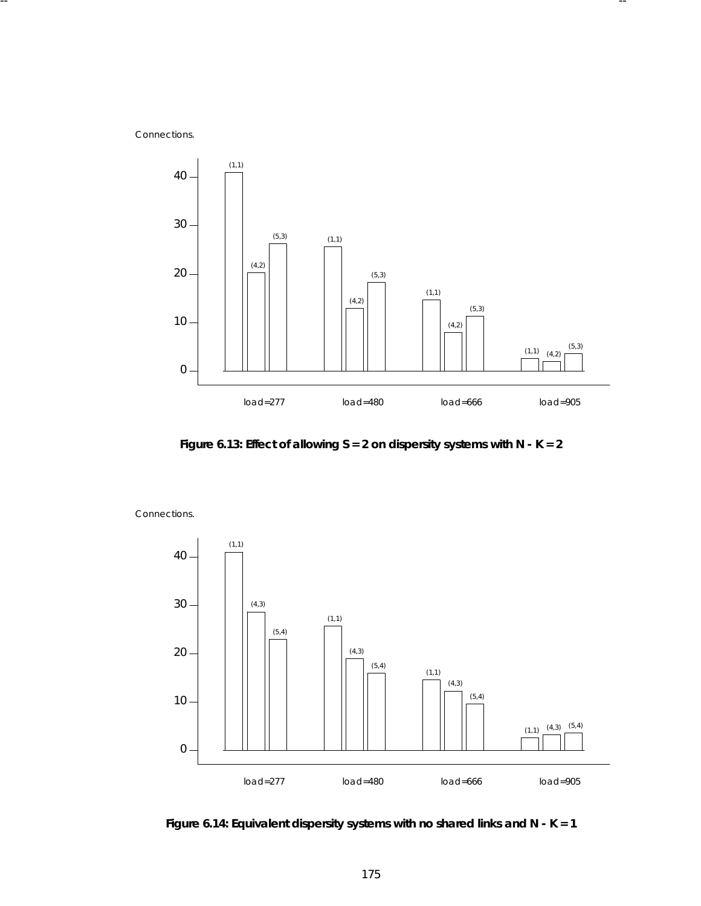Connections.

Figure 6.13: Effect of allowing $S = 2$ on dispersity systems with $N - K = 2$

Connections.

Figure 6.14: Equivalent dispersity systems with no shared links and $N - K = 1$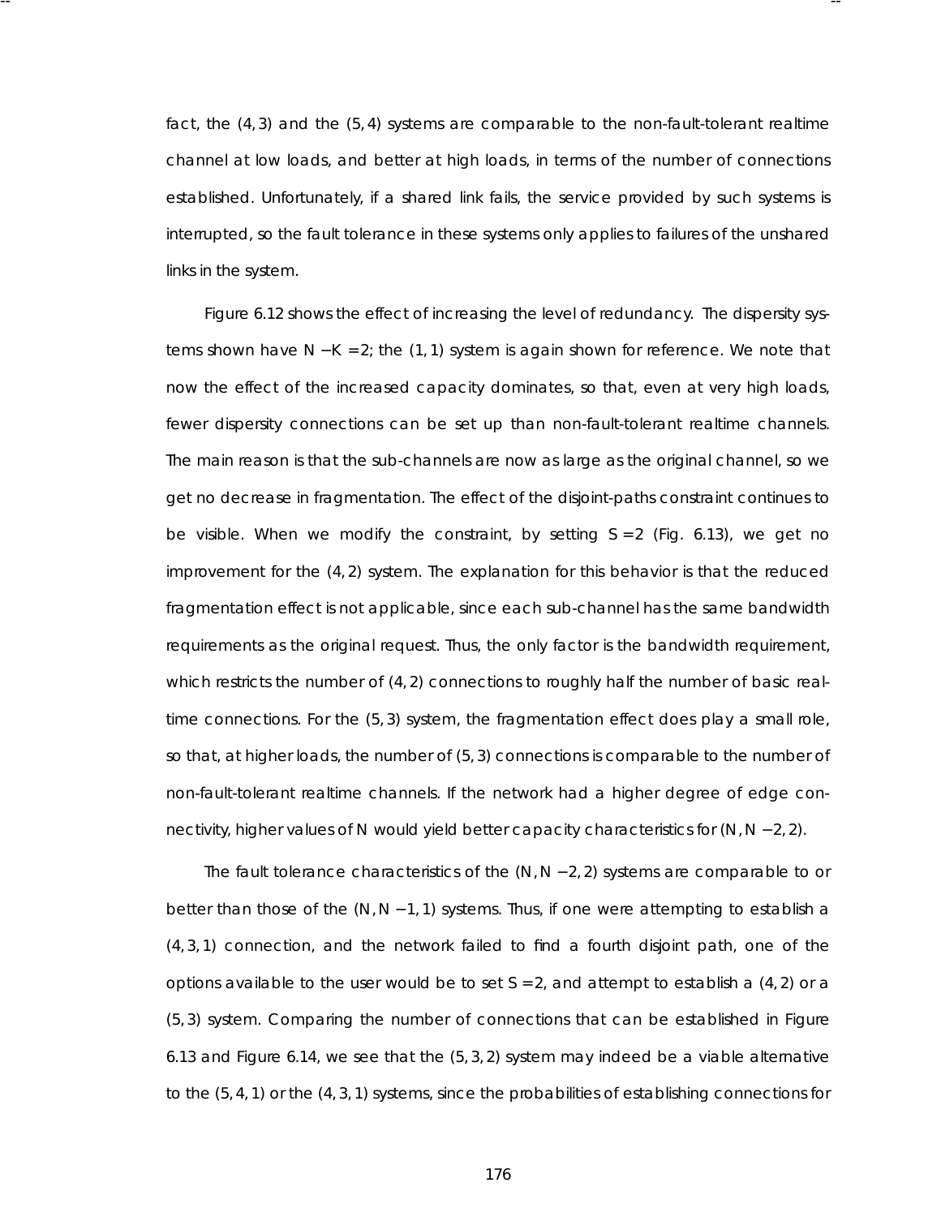fact, the $(4, 3)$ and the $(5, 4)$ systems are comparable to the non-fault-tolerant realtime channel at low loads, and better at high loads, in terms of the number of connections established. Unfortunately, if a shared link fails, the service provided by such systems is interrupted, so the fault tolerance in these systems only applies to failures of the unshared links in the system.

Figure 6.12 shows the effect of increasing the level of redundancy. The dispersity systems shown have $N - K = 2$; the $(1, 1)$ system is again shown for reference. We note that now the effect of the increased capacity dominates, so that, even at very high loads, fewer dispersity connections can be set up than non-fault-tolerant realtime channels. The main reason is that the sub-channels are now as large as the original channel, so we get no decrease in fragmentation. The effect of the disjoint-paths constraint continues to be visible. When we modify the constraint, by setting $S = 2$ (Fig. 6.13), we get no improvement for the $(4, 2)$ system. The explanation for this behavior is that the reduced fragmentation effect is not applicable, since each sub-channel has the same bandwidth requirements as the original request. Thus, the only factor is the bandwidth requirement, which restricts the number of $(4, 2)$ connections to roughly half the number of basic real-time connections. For the $(5, 3)$ system, the fragmentation effect does play a small role, so that, at higher loads, the number of $(5, 3)$ connections is comparable to the number of non-fault-tolerant realtime channels. If the network had a higher degree of edge connectivity, higher values of $N$ would yield better capacity characteristics for $(N, N - 2, 2)$.

The fault tolerance characteristics of the $(N, N - 2, 2)$ systems are comparable to or better than those of the $(N, N - 1, 1)$ systems. Thus, if one were attempting to establish a $(4, 3, 1)$ connection, and the network failed to find a fourth disjoint path, one of the options available to the user would be to set $S = 2$, and attempt to establish a $(4, 2)$ or a $(5, 3)$ system. Comparing the number of connections that can be established in Figure 6.13 and Figure 6.14, we see that the $(5, 3, 2)$ system may indeed be a viable alternative to the $(5, 4, 1)$ or the $(4, 3, 1)$ systems, since the probabilities of establishing connections for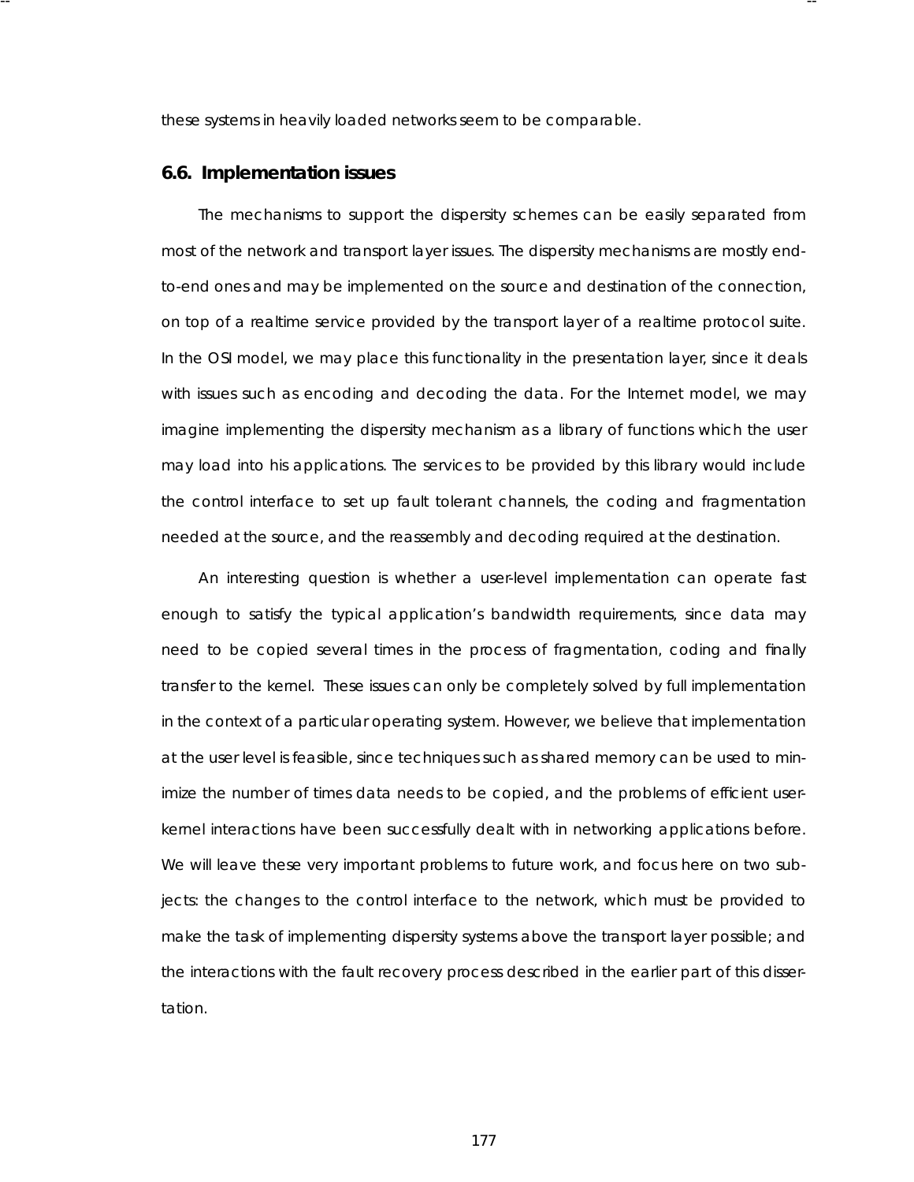these systems in heavily loaded networks seem to be comparable.

## 6.6. Implementation issues

The mechanisms to support the dispersity schemes can be easily separated from most of the network and transport layer issues. The dispersity mechanisms are mostly end-to-end ones and may be implemented on the source and destination of the connection, on top of a realtime service provided by the transport layer of a realtime protocol suite. In the OSI model, we may place this functionality in the presentation layer, since it deals with issues such as encoding and decoding the data. For the Internet model, we may imagine implementing the dispersity mechanism as a library of functions which the user may load into his applications. The services to be provided by this library would include the control interface to set up fault tolerant channels, the coding and fragmentation needed at the source, and the reassembly and decoding required at the destination.

An interesting question is whether a user-level implementation can operate fast enough to satisfy the typical application's bandwidth requirements, since data may need to be copied several times in the process of fragmentation, coding and finally transfer to the kernel. These issues can only be completely solved by full implementation in the context of a particular operating system. However, we believe that implementation at the user level is feasible, since techniques such as shared memory can be used to minimize the number of times data needs to be copied, and the problems of efficient user-kernel interactions have been successfully dealt with in networking applications before. We will leave these very important problems to future work, and focus here on two subjects: the changes to the control interface to the network, which must be provided to make the task of implementing dispersity systems above the transport layer possible; and the interactions with the fault recovery process described in the earlier part of this dissertation.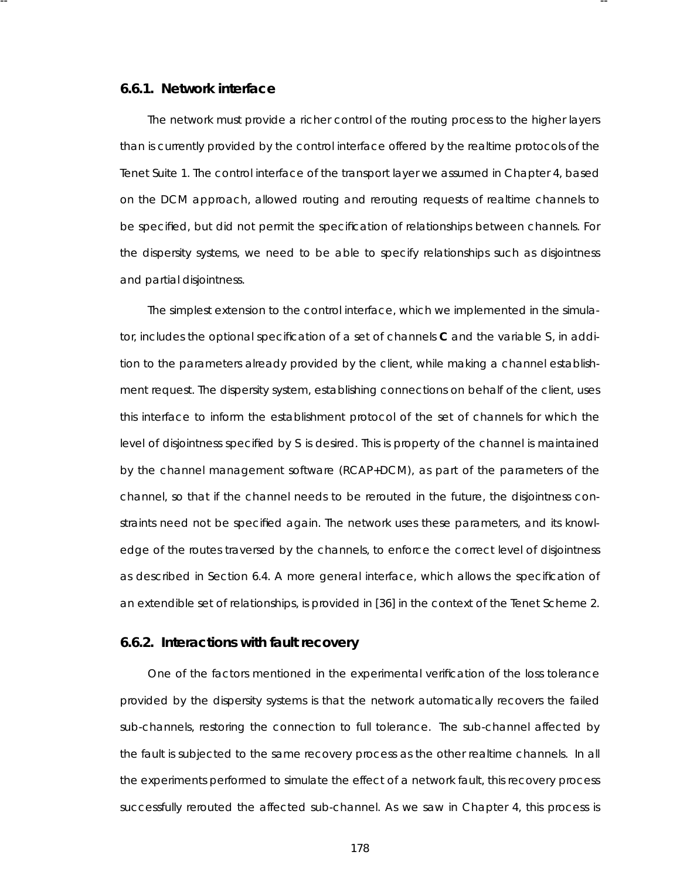### 6.6.1. Network interface

The network must provide a richer control of the routing process to the higher layers than is currently provided by the control interface offered by the realtime protocols of the Tenet Suite 1. The control interface of the transport layer we assumed in Chapter 4, based on the DCM approach, allowed routing and rerouting requests of realtime channels to be specified, but did not permit the specification of relationships between channels. For the dispersity systems, we need to be able to specify relationships such as disjointness and partial disjointness.

The simplest extension to the control interface, which we implemented in the simulator, includes the optional specification of a set of channels **C** and the variable S, in addition to the parameters already provided by the client, while making a channel establishment request. The dispersity system, establishing connections on behalf of the client, uses this interface to inform the establishment protocol of the set of channels for which the level of disjointness specified by S is desired. This is property of the channel is maintained by the channel management software (RCAP+DCM), as part of the parameters of the channel, so that if the channel needs to be rerouted in the future, the disjointness constraints need not be specified again. The network uses these parameters, and its knowledge of the routes traversed by the channels, to enforce the correct level of disjointness as described in Section 6.4. A more general interface, which allows the specification of an extendible set of relationships, is provided in [36] in the context of the Tenet Scheme 2.

### 6.6.2. Interactions with fault recovery

One of the factors mentioned in the experimental verification of the loss tolerance provided by the dispersity systems is that the network automatically recovers the failed sub-channels, restoring the connection to full tolerance. The sub-channel affected by the fault is subjected to the same recovery process as the other realtime channels. In all the experiments performed to simulate the effect of a network fault, this recovery process successfully rerouted the affected sub-channel. As we saw in Chapter 4, this process is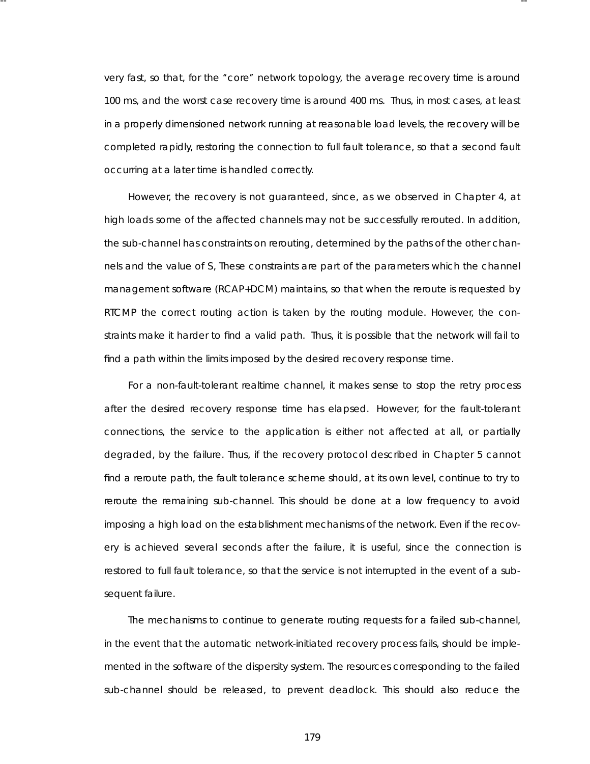very fast, so that, for the "core" network topology, the average recovery time is around 100 ms, and the worst case recovery time is around 400 ms. Thus, in most cases, at least in a properly dimensioned network running at reasonable load levels, the recovery will be completed rapidly, restoring the connection to full fault tolerance, so that a second fault occurring at a later time is handled correctly.

However, the recovery is not guaranteed, since, as we observed in Chapter 4, at high loads some of the affected channels may not be successfully rerouted. In addition, the sub-channel has constraints on rerouting, determined by the paths of the other channels and the value of S, These constraints are part of the parameters which the channel management software (RCAP+DCM) maintains, so that when the reroute is requested by RTCMP the correct routing action is taken by the routing module. However, the constraints make it harder to find a valid path. Thus, it is possible that the network will fail to find a path within the limits imposed by the desired recovery response time.

For a non-fault-tolerant realtime channel, it makes sense to stop the retry process after the desired recovery response time has elapsed. However, for the fault-tolerant connections, the service to the application is either not affected at all, or partially degraded, by the failure. Thus, if the recovery protocol described in Chapter 5 cannot find a reroute path, the fault tolerance scheme should, at its own level, continue to try to reroute the remaining sub-channel. This should be done at a low frequency to avoid imposing a high load on the establishment mechanisms of the network. Even if the recovery is achieved several seconds after the failure, it is useful, since the connection is restored to full fault tolerance, so that the service is not interrupted in the event of a subsequent failure.

The mechanisms to continue to generate routing requests for a failed sub-channel, in the event that the automatic network-initiated recovery process fails, should be implemented in the software of the dispersity system. The resources corresponding to the failed sub-channel should be released, to prevent deadlock. This should also reduce the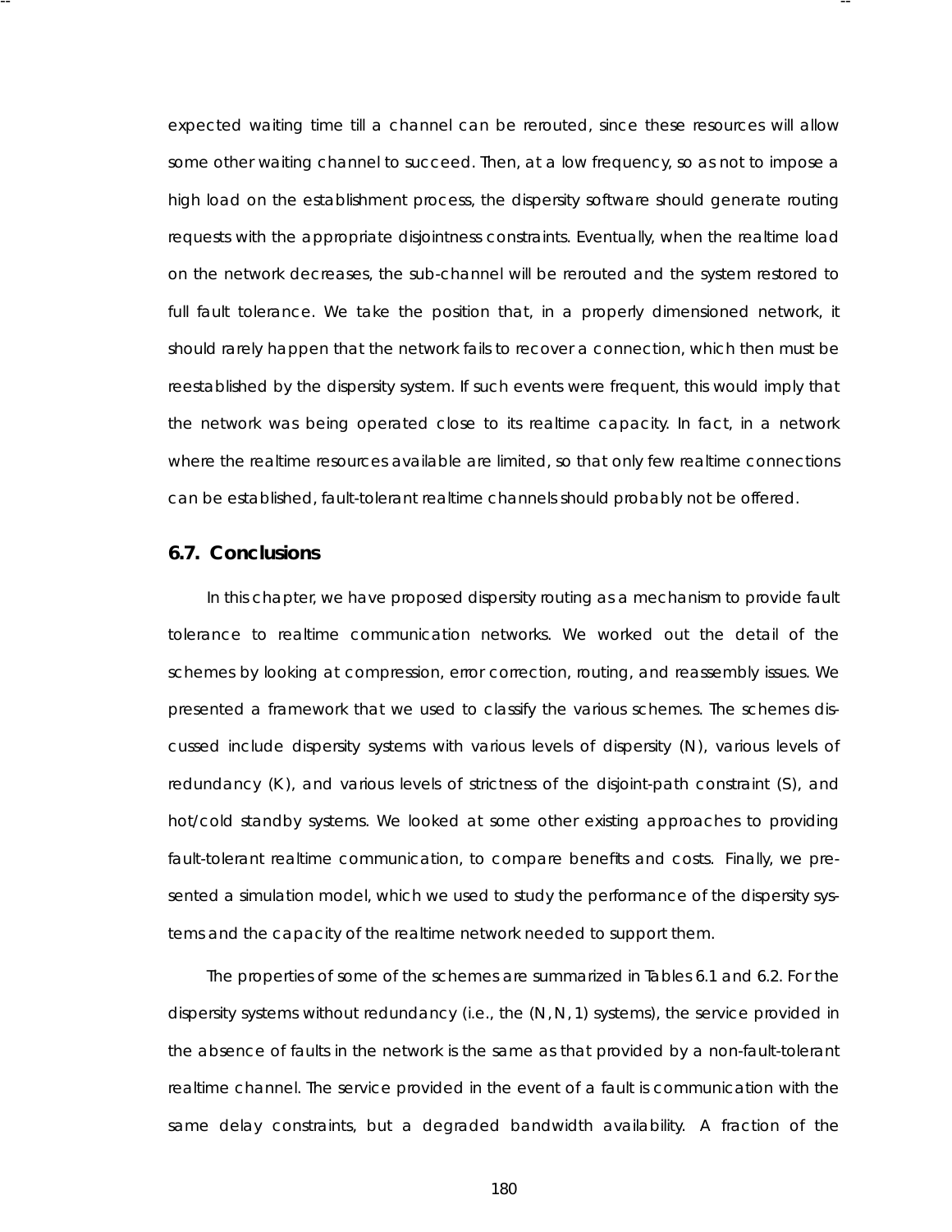expected waiting time till a channel can be rerouted, since these resources will allow some other waiting channel to succeed. Then, at a low frequency, so as not to impose a high load on the establishment process, the dispersity software should generate routing requests with the appropriate disjointness constraints. Eventually, when the realtime load on the network decreases, the sub-channel will be rerouted and the system restored to full fault tolerance. We take the position that, in a properly dimensioned network, it should rarely happen that the network fails to recover a connection, which then must be reestablished by the dispersity system. If such events were frequent, this would imply that the network was being operated close to its realtime capacity. In fact, in a network where the realtime resources available are limited, so that only few realtime connections can be established, fault-tolerant realtime channels should probably not be offered.

## 6.7. Conclusions

In this chapter, we have proposed dispersity routing as a mechanism to provide fault tolerance to realtime communication networks. We worked out the detail of the schemes by looking at compression, error correction, routing, and reassembly issues. We presented a framework that we used to classify the various schemes. The schemes discussed include dispersity systems with various levels of dispersity ($N$), various levels of redundancy ($K$), and various levels of strictness of the disjoint-path constraint ($S$), and hot/cold standby systems. We looked at some other existing approaches to providing fault-tolerant realtime communication, to compare benefits and costs. Finally, we presented a simulation model, which we used to study the performance of the dispersity systems and the capacity of the realtime network needed to support them.

The properties of some of the schemes are summarized in Tables 6.1 and 6.2. For the dispersity systems without redundancy (i.e., the $(N, N, 1)$ systems), the service provided in the absence of faults in the network is the same as that provided by a non-fault-tolerant realtime channel. The service provided in the event of a fault is communication with the same delay constraints, but a degraded bandwidth availability. A fraction of the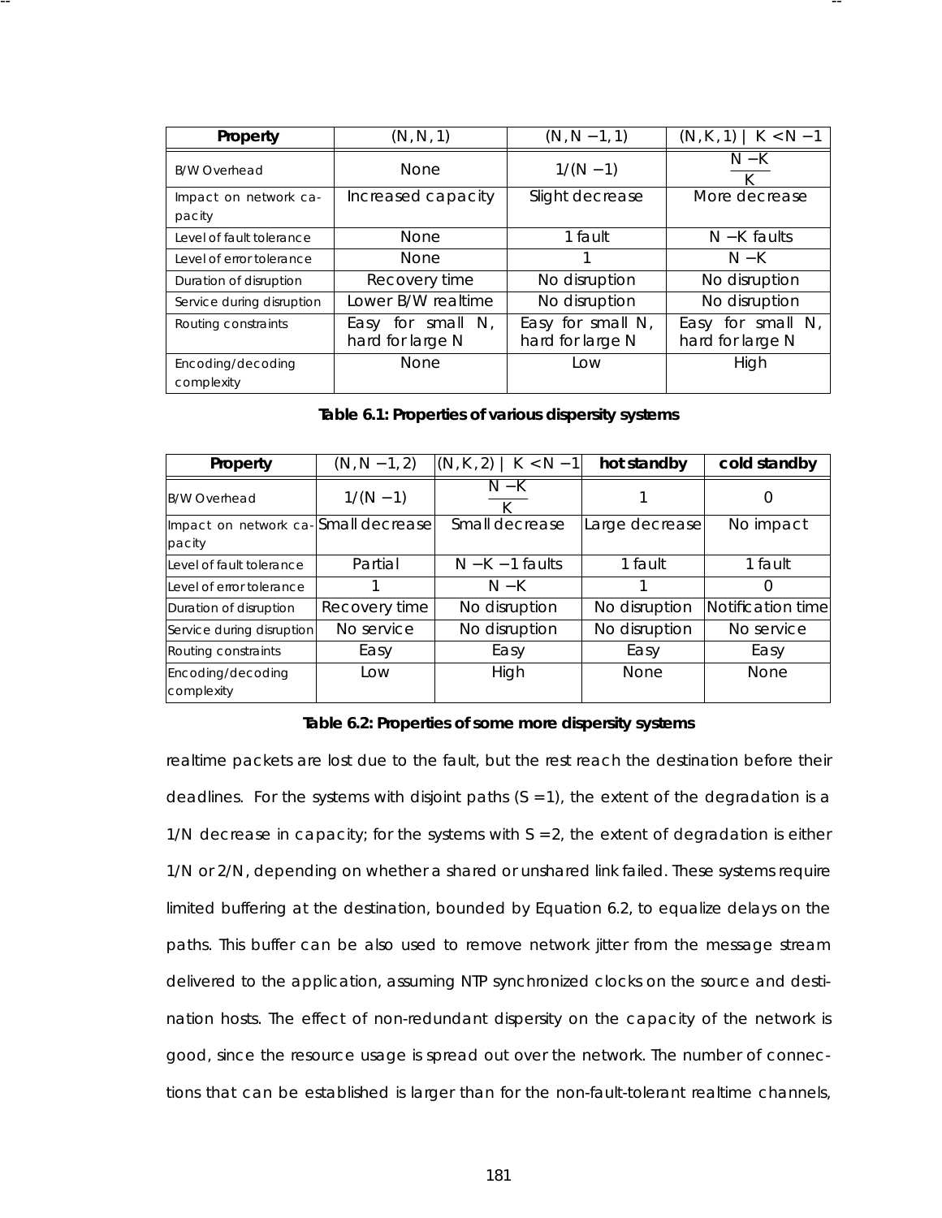| Property | $(N, N, 1)$ | $(N, N-1, 1)$ | $(N, K, 1) \mid K < N-1$ |
|---|---|---|---|
| B/W Overhead | None | $1/(N-1)$ | $\frac{N-K}{K}$ |
| Impact on network capacity | Increased capacity | Slight decrease | More decrease |
| Level of fault tolerance | None | 1 fault | $N-K$ faults |
| Level of error tolerance | None | 1 | $N-K$ |
| Duration of disruption | Recovery time | No disruption | No disruption |
| Service during disruption | Lower B/W realtime | No disruption | No disruption |
| Routing constraints | Easy for small N, hard for large N | Easy for small N, hard for large N | Easy for small N, hard for large N |
| Encoding/decoding complexity | None | Low | High |

**Table 6.1: Properties of various dispersity systems**

| Property | $(N, N-1, 2)$ | $(N, K, 2) \mid K < N-1$ | hot standby | cold standby |
|---|---|---|---|---|
| B/W Overhead | $1/(N-1)$ | $\frac{N-K}{K}$ | 1 | 0 |
| Impact on network capacity | Small decrease | Small decrease | Large decrease | No impact |
| Level of fault tolerance | Partial | $N-K-1$ faults | 1 fault | 1 fault |
| Level of error tolerance | 1 | $N-K$ | 1 | 0 |
| Duration of disruption | Recovery time | No disruption | No disruption | Notification time |
| Service during disruption | No service | No disruption | No disruption | No service |
| Routing constraints | Easy | Easy | Easy | Easy |
| Encoding/decoding complexity | Low | High | None | None |

**Table 6.2: Properties of some more dispersity systems**

realtime packets are lost due to the fault, but the rest reach the destination before their deadlines. For the systems with disjoint paths ($S = 1$), the extent of the degradation is a $1/N$ decrease in capacity; for the systems with $S = 2$, the extent of degradation is either $1/N$ or $2/N$, depending on whether a shared or unshared link failed. These systems require limited buffering at the destination, bounded by Equation 6.2, to equalize delays on the paths. This buffer can be also used to remove network jitter from the message stream delivered to the application, assuming NTP synchronized clocks on the source and destination hosts. The effect of non-redundant dispersity on the capacity of the network is good, since the resource usage is spread out over the network. The number of connections that can be established is larger than for the non-fault-tolerant realtime channels,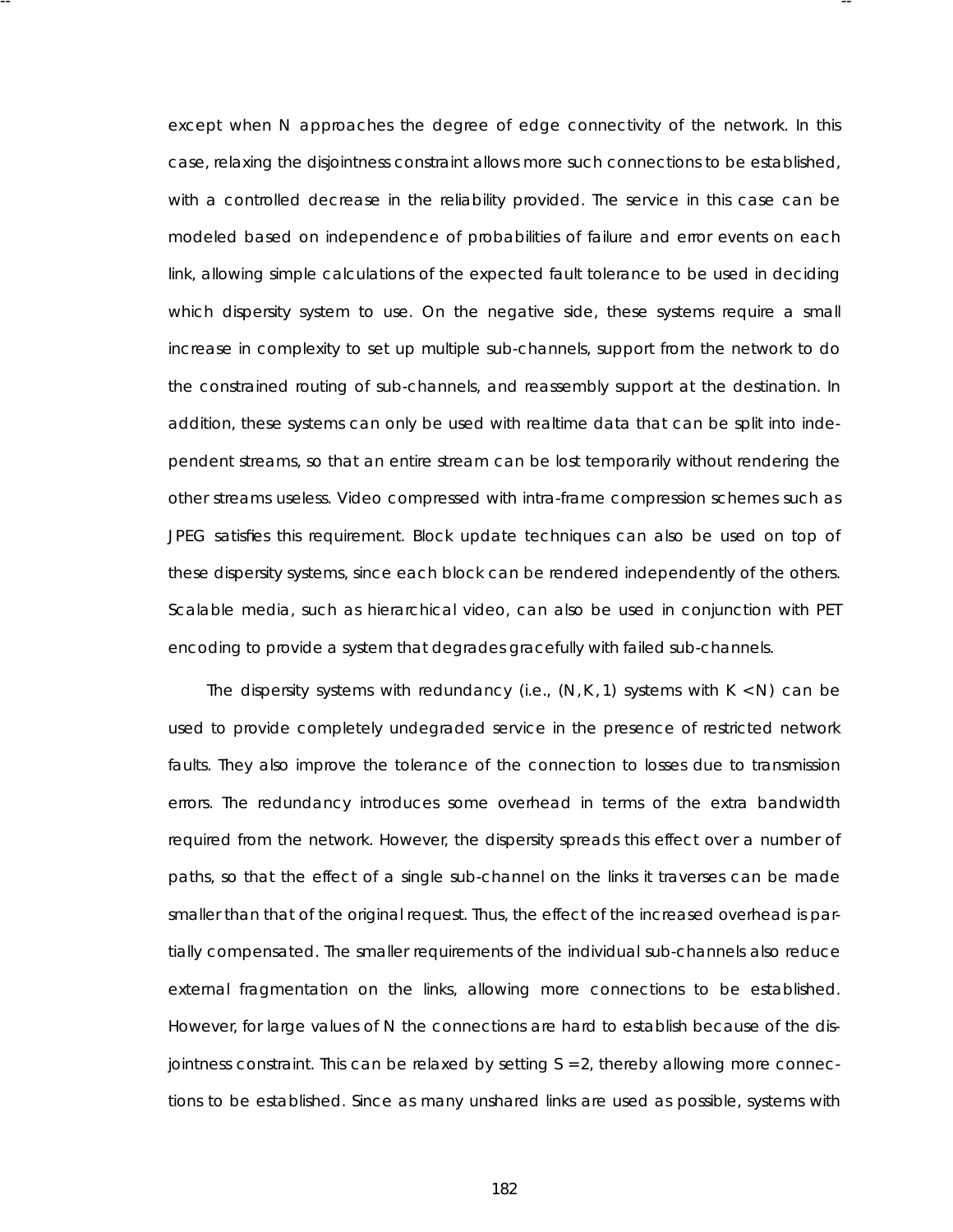except when N approaches the degree of edge connectivity of the network. In this case, relaxing the disjointness constraint allows more such connections to be established, with a controlled decrease in the reliability provided. The service in this case can be modeled based on independence of probabilities of failure and error events on each link, allowing simple calculations of the expected fault tolerance to be used in deciding which dispersity system to use. On the negative side, these systems require a small increase in complexity to set up multiple sub-channels, support from the network to do the constrained routing of sub-channels, and reassembly support at the destination. In addition, these systems can only be used with realtime data that can be split into independent streams, so that an entire stream can be lost temporarily without rendering the other streams useless. Video compressed with intra-frame compression schemes such as JPEG satisfies this requirement. Block update techniques can also be used on top of these dispersity systems, since each block can be rendered independently of the others. Scalable media, such as hierarchical video, can also be used in conjunction with PET encoding to provide a system that degrades gracefully with failed sub-channels.

The dispersity systems with redundancy (i.e., $(N, K, 1)$ systems with $K < N$) can be used to provide completely undegraded service in the presence of restricted network faults. They also improve the tolerance of the connection to losses due to transmission errors. The redundancy introduces some overhead in terms of the extra bandwidth required from the network. However, the dispersity spreads this effect over a number of paths, so that the effect of a single sub-channel on the links it traverses can be made smaller than that of the original request. Thus, the effect of the increased overhead is partially compensated. The smaller requirements of the individual sub-channels also reduce external fragmentation on the links, allowing more connections to be established. However, for large values of N the connections are hard to establish because of the disjointness constraint. This can be relaxed by setting $S = 2$, thereby allowing more connections to be established. Since as many unshared links are used as possible, systems with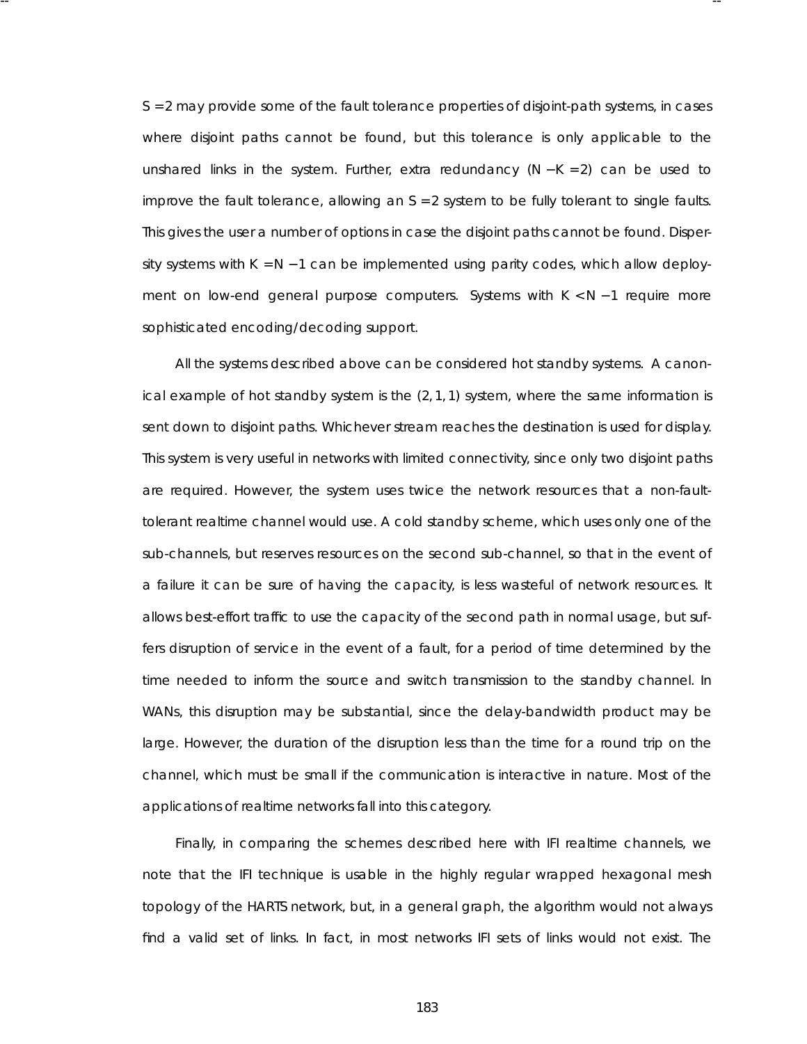$S = 2$ may provide some of the fault tolerance properties of disjoint-path systems, in cases where disjoint paths cannot be found, but this tolerance is only applicable to the unshared links in the system. Further, extra redundancy ($N - K = 2$) can be used to improve the fault tolerance, allowing an $S = 2$ system to be fully tolerant to single faults. This gives the user a number of options in case the disjoint paths cannot be found. Dispersity systems with $K = N - 1$ can be implemented using parity codes, which allow deployment on low-end general purpose computers. Systems with $K < N - 1$ require more sophisticated encoding/decoding support.

All the systems described above can be considered hot standby systems. A canonical example of hot standby system is the $(2, 1, 1)$ system, where the same information is sent down to disjoint paths. Whichever stream reaches the destination is used for display. This system is very useful in networks with limited connectivity, since only two disjoint paths are required. However, the system uses twice the network resources that a non-fault-tolerant realtime channel would use. A cold standby scheme, which uses only one of the sub-channels, but reserves resources on the second sub-channel, so that in the event of a failure it can be sure of having the capacity, is less wasteful of network resources. It allows best-effort traffic to use the capacity of the second path in normal usage, but suffers disruption of service in the event of a fault, for a period of time determined by the time needed to inform the source and switch transmission to the standby channel. In WANs, this disruption may be substantial, since the delay-bandwidth product may be large. However, the duration of the disruption less than the time for a round trip on the channel, which must be small if the communication is interactive in nature. Most of the applications of realtime networks fall into this category.

Finally, in comparing the schemes described here with IFI realtime channels, we note that the IFI technique is usable in the highly regular wrapped hexagonal mesh topology of the HARTS network, but, in a general graph, the algorithm would not always find a valid set of links. In fact, in most networks IFI sets of links would not exist. The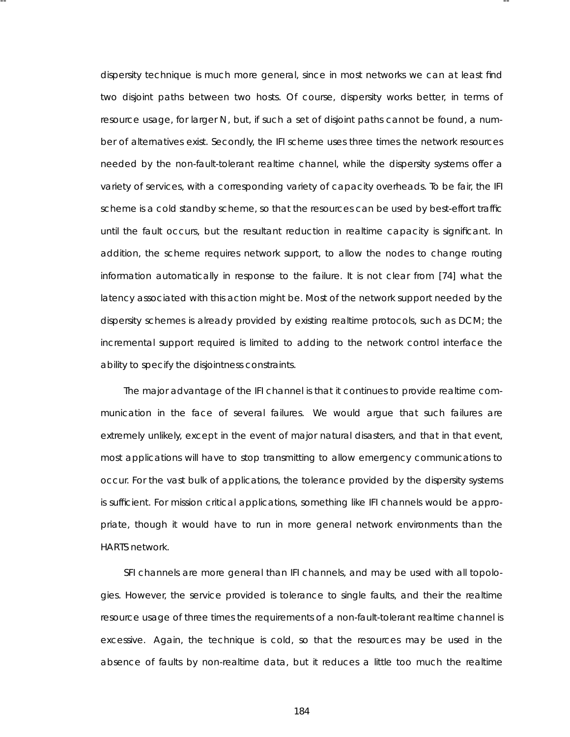dispersity technique is much more general, since in most networks we can at least find two disjoint paths between two hosts. Of course, dispersity works better, in terms of resource usage, for larger N, but, if such a set of disjoint paths cannot be found, a number of alternatives exist. Secondly, the IFI scheme uses three times the network resources needed by the non-fault-tolerant realtime channel, while the dispersity systems offer a variety of services, with a corresponding variety of capacity overheads. To be fair, the IFI scheme is a cold standby scheme, so that the resources can be used by best-effort traffic until the fault occurs, but the resultant reduction in realtime capacity is significant. In addition, the scheme requires network support, to allow the nodes to change routing information automatically in response to the failure. It is not clear from [74] what the latency associated with this action might be. Most of the network support needed by the dispersity schemes is already provided by existing realtime protocols, such as DCM; the incremental support required is limited to adding to the network control interface the ability to specify the disjointness constraints.

The major advantage of the IFI channel is that it continues to provide realtime communication in the face of several failures. We would argue that such failures are extremely unlikely, except in the event of major natural disasters, and that in that event, most applications will have to stop transmitting to allow emergency communications to occur. For the vast bulk of applications, the tolerance provided by the dispersity systems is sufficient. For mission critical applications, something like IFI channels would be appropriate, though it would have to run in more general network environments than the HARTS network.

SFI channels are more general than IFI channels, and may be used with all topologies. However, the service provided is tolerance to single faults, and their the realtime resource usage of three times the requirements of a non-fault-tolerant realtime channel is excessive. Again, the technique is cold, so that the resources may be used in the absence of faults by non-realtime data, but it reduces a little too much the realtime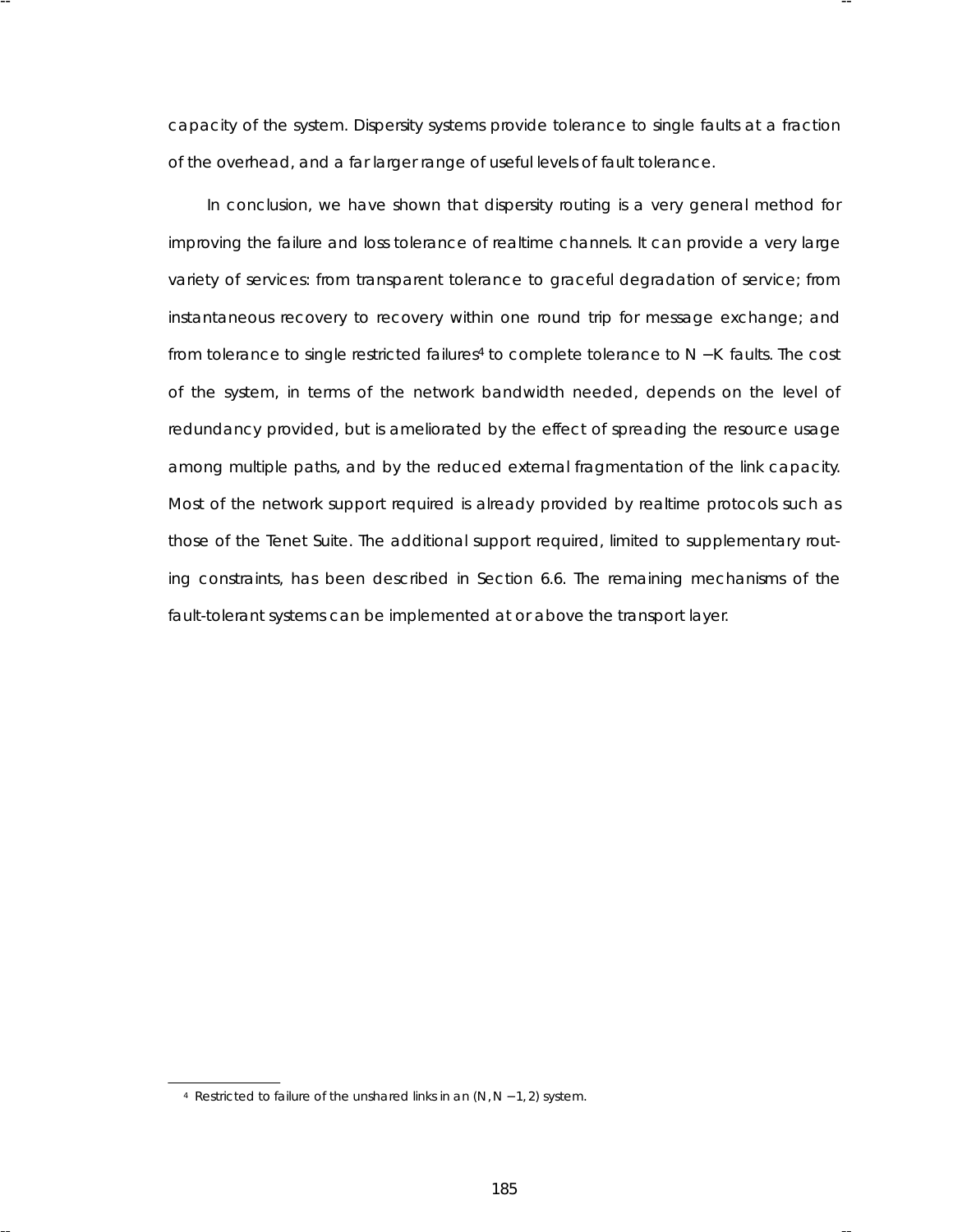capacity of the system. Dispersity systems provide tolerance to single faults at a fraction of the overhead, and a far larger range of useful levels of fault tolerance.

In conclusion, we have shown that dispersity routing is a very general method for improving the failure and loss tolerance of realtime channels. It can provide a very large variety of services: from transparent tolerance to graceful degradation of service; from instantaneous recovery to recovery within one round trip for message exchange; and from tolerance to single restricted failures[4] to complete tolerance to $N - K$ faults. The cost of the system, in terms of the network bandwidth needed, depends on the level of redundancy provided, but is ameliorated by the effect of spreading the resource usage among multiple paths, and by the reduced external fragmentation of the link capacity. Most of the network support required is already provided by realtime protocols such as those of the Tenet Suite. The additional support required, limited to supplementary routing constraints, has been described in Section 6.6. The remaining mechanisms of the fault-tolerant systems can be implemented at or above the transport layer.

---

[4] Restricted to failure of the unshared links in an $(N, N - 1, 2)$ system.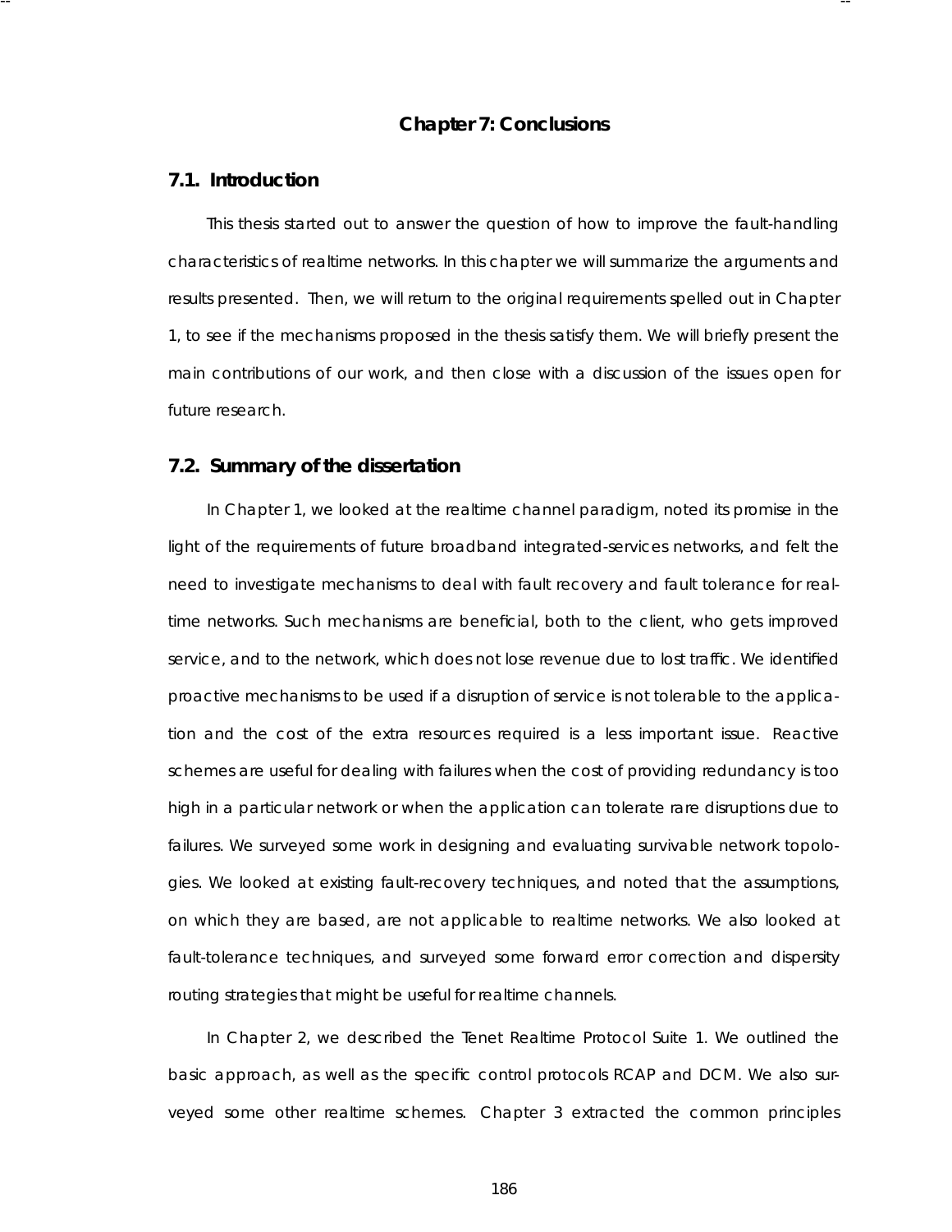# Chapter 7: Conclusions

## 7.1. Introduction

This thesis started out to answer the question of how to improve the fault-handling characteristics of realtime networks. In this chapter we will summarize the arguments and results presented. Then, we will return to the original requirements spelled out in Chapter 1, to see if the mechanisms proposed in the thesis satisfy them. We will briefly present the main contributions of our work, and then close with a discussion of the issues open for future research.

## 7.2. Summary of the dissertation

In Chapter 1, we looked at the realtime channel paradigm, noted its promise in the light of the requirements of future broadband integrated-services networks, and felt the need to investigate mechanisms to deal with fault recovery and fault tolerance for realtime networks. Such mechanisms are beneficial, both to the client, who gets improved service, and to the network, which does not lose revenue due to lost traffic. We identified proactive mechanisms to be used if a disruption of service is not tolerable to the application and the cost of the extra resources required is a less important issue. Reactive schemes are useful for dealing with failures when the cost of providing redundancy is too high in a particular network or when the application can tolerate rare disruptions due to failures. We surveyed some work in designing and evaluating survivable network topologies. We looked at existing fault-recovery techniques, and noted that the assumptions, on which they are based, are not applicable to realtime networks. We also looked at fault-tolerance techniques, and surveyed some forward error correction and dispersity routing strategies that might be useful for realtime channels.

In Chapter 2, we described the Tenet Realtime Protocol Suite 1. We outlined the basic approach, as well as the specific control protocols RCAP and DCM. We also surveyed some other realtime schemes. Chapter 3 extracted the common principles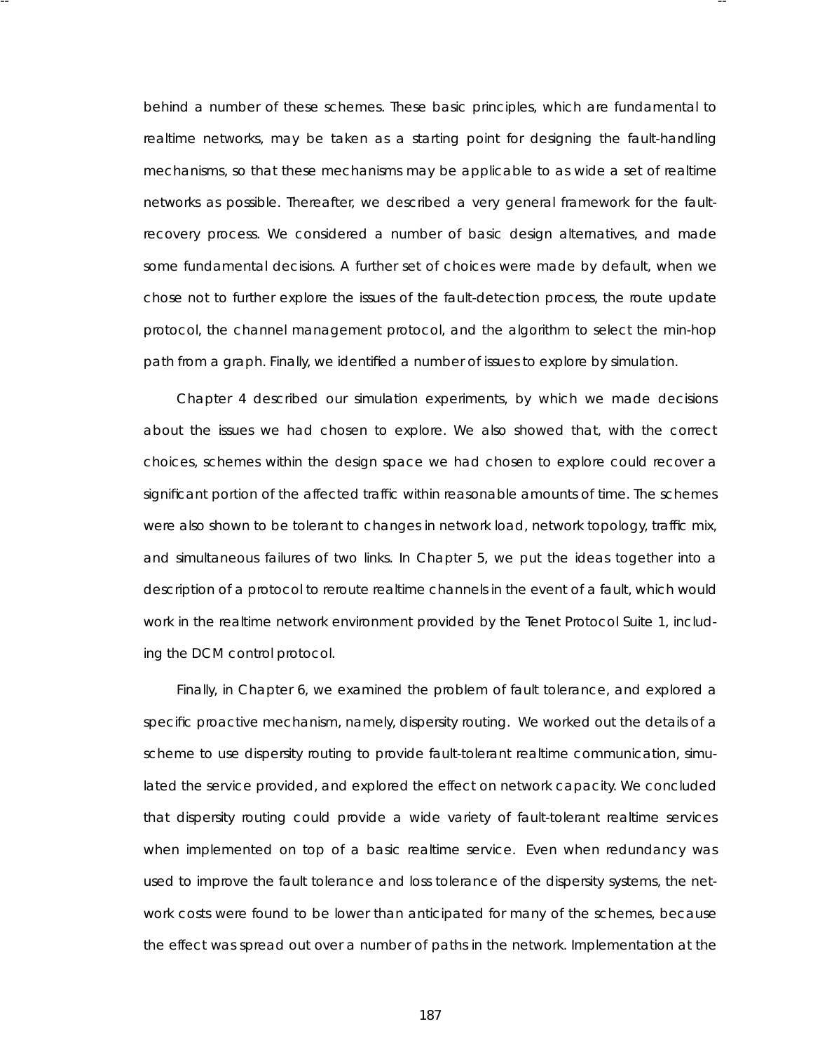behind a number of these schemes. These basic principles, which are fundamental to realtime networks, may be taken as a starting point for designing the fault-handling mechanisms, so that these mechanisms may be applicable to as wide a set of realtime networks as possible. Thereafter, we described a very general framework for the fault-recovery process. We considered a number of basic design alternatives, and made some fundamental decisions. A further set of choices were made by default, when we chose not to further explore the issues of the fault-detection process, the route update protocol, the channel management protocol, and the algorithm to select the min-hop path from a graph. Finally, we identified a number of issues to explore by simulation.

Chapter 4 described our simulation experiments, by which we made decisions about the issues we had chosen to explore. We also showed that, with the correct choices, schemes within the design space we had chosen to explore could recover a significant portion of the affected traffic within reasonable amounts of time. The schemes were also shown to be tolerant to changes in network load, network topology, traffic mix, and simultaneous failures of two links. In Chapter 5, we put the ideas together into a description of a protocol to reroute realtime channels in the event of a fault, which would work in the realtime network environment provided by the Tenet Protocol Suite 1, including the DCM control protocol.

Finally, in Chapter 6, we examined the problem of fault tolerance, and explored a specific proactive mechanism, namely, dispersity routing. We worked out the details of a scheme to use dispersity routing to provide fault-tolerant realtime communication, simulated the service provided, and explored the effect on network capacity. We concluded that dispersity routing could provide a wide variety of fault-tolerant realtime services when implemented on top of a basic realtime service. Even when redundancy was used to improve the fault tolerance and loss tolerance of the dispersity systems, the network costs were found to be lower than anticipated for many of the schemes, because the effect was spread out over a number of paths in the network. Implementation at the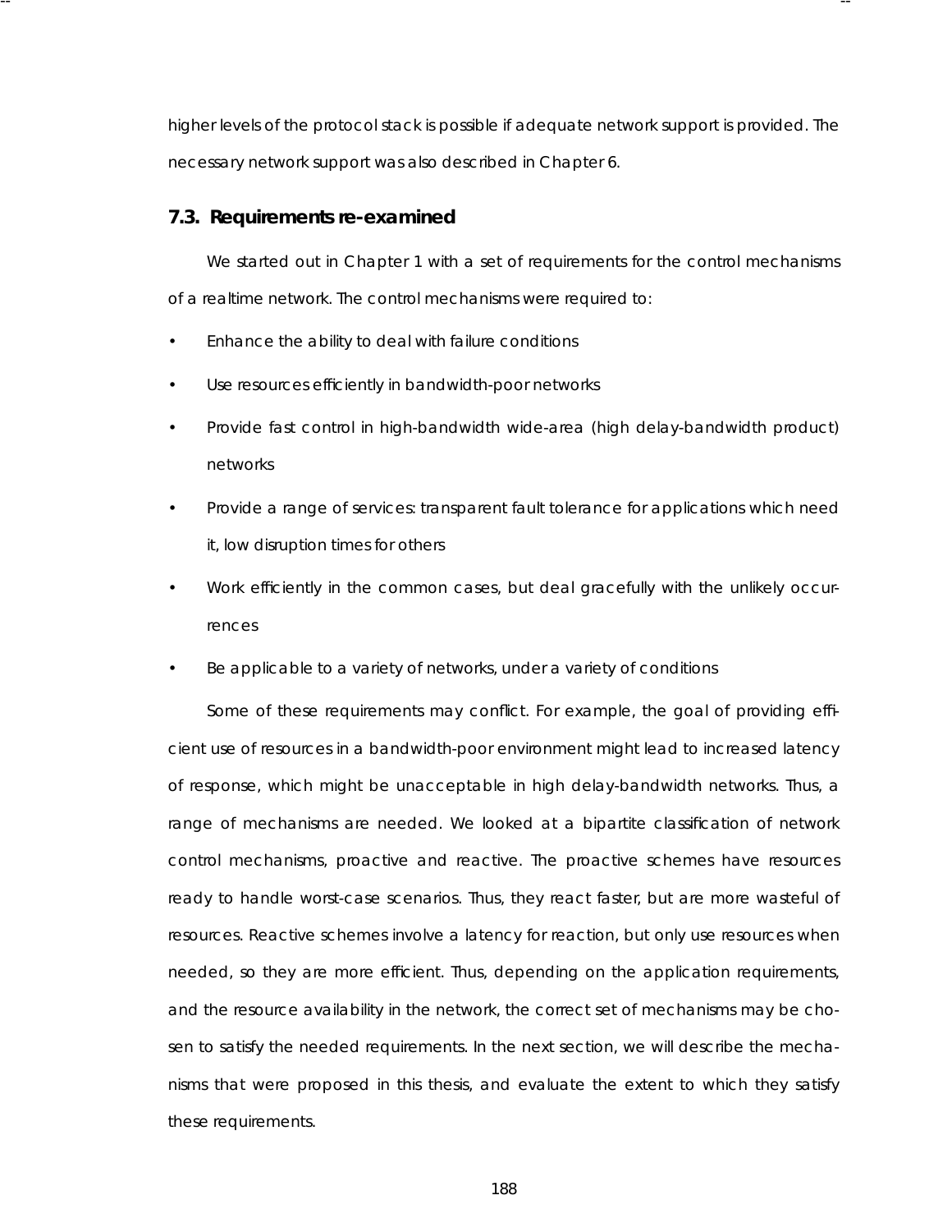higher levels of the protocol stack is possible if adequate network support is provided. The necessary network support was also described in Chapter 6.

## 7.3. Requirements re-examined

We started out in Chapter 1 with a set of requirements for the control mechanisms of a realtime network. The control mechanisms were required to:

- Enhance the ability to deal with failure conditions
- Use resources efficiently in bandwidth-poor networks
- Provide fast control in high-bandwidth wide-area (high delay-bandwidth product) networks
- Provide a range of services: transparent fault tolerance for applications which need it, low disruption times for others
- Work efficiently in the common cases, but deal gracefully with the unlikely occurrences
- Be applicable to a variety of networks, under a variety of conditions

Some of these requirements may conflict. For example, the goal of providing efficient use of resources in a bandwidth-poor environment might lead to increased latency of response, which might be unacceptable in high delay-bandwidth networks. Thus, a range of mechanisms are needed. We looked at a bipartite classification of network control mechanisms, proactive and reactive. The proactive schemes have resources ready to handle worst-case scenarios. Thus, they react faster, but are more wasteful of resources. Reactive schemes involve a latency for reaction, but only use resources when needed, so they are more efficient. Thus, depending on the application requirements, and the resource availability in the network, the correct set of mechanisms may be chosen to satisfy the needed requirements. In the next section, we will describe the mechanisms that were proposed in this thesis, and evaluate the extent to which they satisfy these requirements.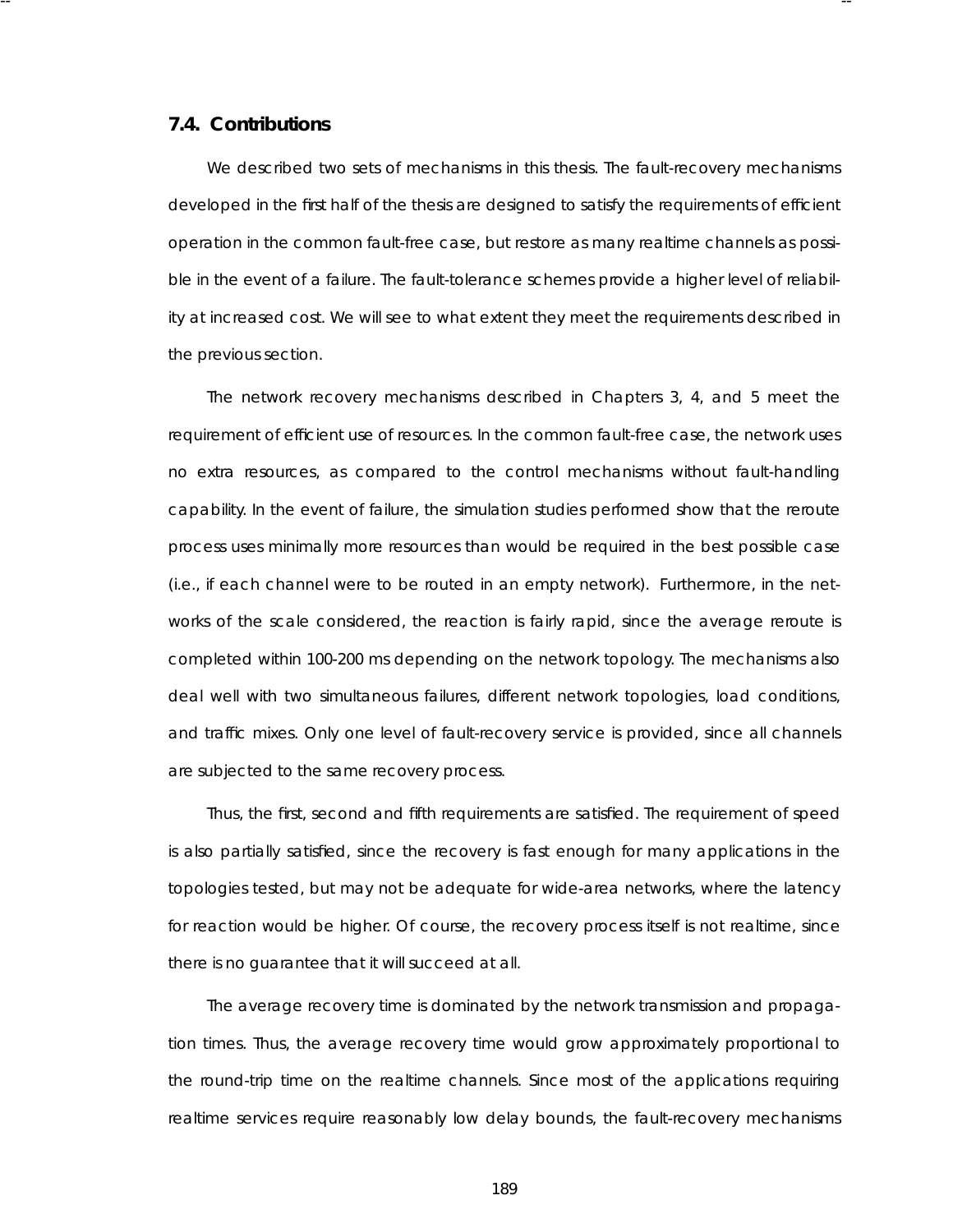## 7.4. Contributions

We described two sets of mechanisms in this thesis. The fault-recovery mechanisms developed in the first half of the thesis are designed to satisfy the requirements of efficient operation in the common fault-free case, but restore as many realtime channels as possible in the event of a failure. The fault-tolerance schemes provide a higher level of reliability at increased cost. We will see to what extent they meet the requirements described in the previous section.

The network recovery mechanisms described in Chapters 3, 4, and 5 meet the requirement of efficient use of resources. In the common fault-free case, the network uses no extra resources, as compared to the control mechanisms without fault-handling capability. In the event of failure, the simulation studies performed show that the reroute process uses minimally more resources than would be required in the best possible case (i.e., if each channel were to be routed in an empty network). Furthermore, in the networks of the scale considered, the reaction is fairly rapid, since the average reroute is completed within 100-200 ms depending on the network topology. The mechanisms also deal well with two simultaneous failures, different network topologies, load conditions, and traffic mixes. Only one level of fault-recovery service is provided, since all channels are subjected to the same recovery process.

Thus, the first, second and fifth requirements are satisfied. The requirement of speed is also partially satisfied, since the recovery is fast enough for many applications in the topologies tested, but may not be adequate for wide-area networks, where the latency for reaction would be higher. Of course, the recovery process itself is not realtime, since there is no guarantee that it will succeed at all.

The average recovery time is dominated by the network transmission and propagation times. Thus, the average recovery time would grow approximately proportional to the round-trip time on the realtime channels. Since most of the applications requiring realtime services require reasonably low delay bounds, the fault-recovery mechanisms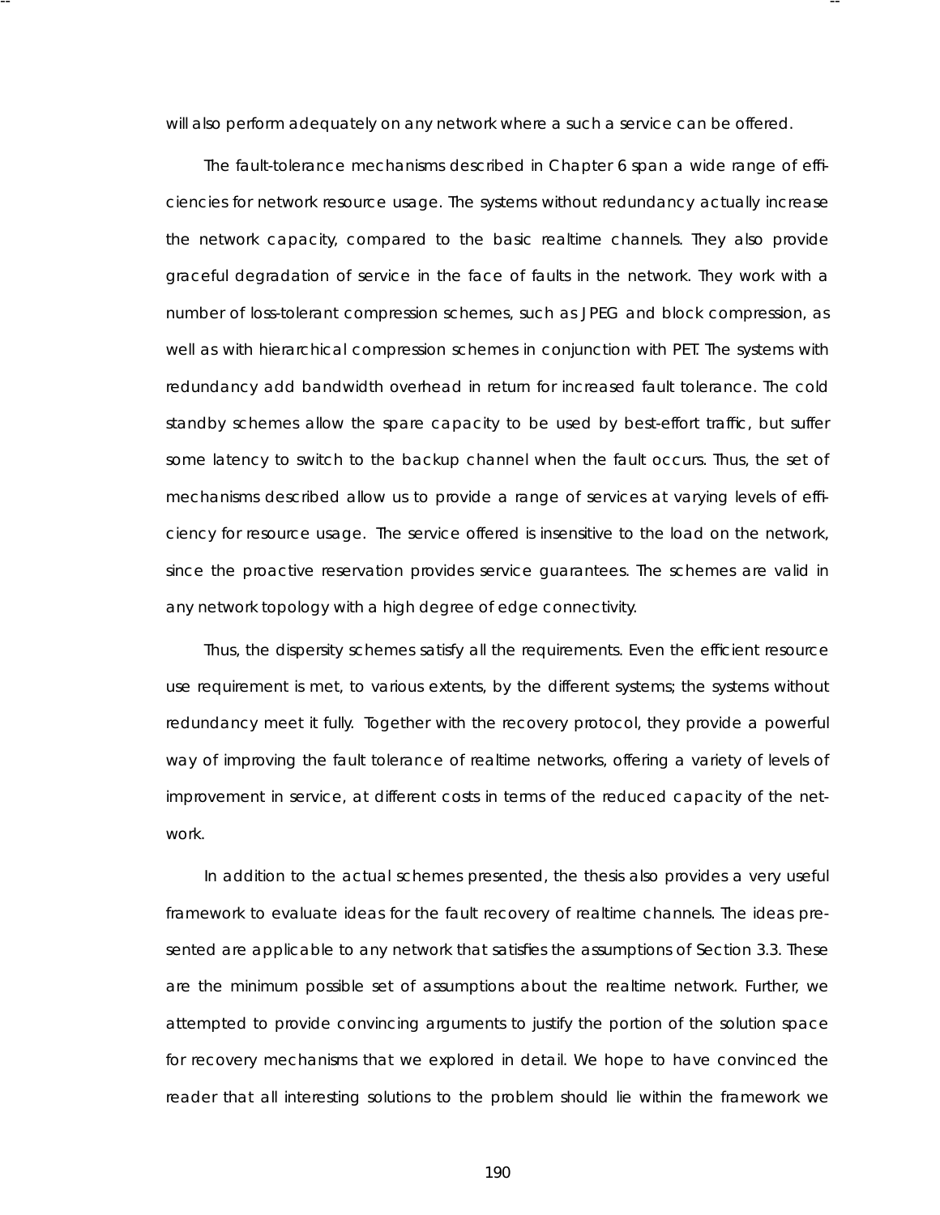will also perform adequately on any network where a such a service can be offered.

The fault-tolerance mechanisms described in Chapter 6 span a wide range of efficiencies for network resource usage. The systems without redundancy actually increase the network capacity, compared to the basic realtime channels. They also provide graceful degradation of service in the face of faults in the network. They work with a number of loss-tolerant compression schemes, such as JPEG and block compression, as well as with hierarchical compression schemes in conjunction with PET. The systems with redundancy add bandwidth overhead in return for increased fault tolerance. The cold standby schemes allow the spare capacity to be used by best-effort traffic, but suffer some latency to switch to the backup channel when the fault occurs. Thus, the set of mechanisms described allow us to provide a range of services at varying levels of efficiency for resource usage. The service offered is insensitive to the load on the network, since the proactive reservation provides service guarantees. The schemes are valid in any network topology with a high degree of edge connectivity.

Thus, the dispersity schemes satisfy all the requirements. Even the efficient resource use requirement is met, to various extents, by the different systems; the systems without redundancy meet it fully. Together with the recovery protocol, they provide a powerful way of improving the fault tolerance of realtime networks, offering a variety of levels of improvement in service, at different costs in terms of the reduced capacity of the network.

In addition to the actual schemes presented, the thesis also provides a very useful framework to evaluate ideas for the fault recovery of realtime channels. The ideas presented are applicable to any network that satisfies the assumptions of Section 3.3. These are the minimum possible set of assumptions about the realtime network. Further, we attempted to provide convincing arguments to justify the portion of the solution space for recovery mechanisms that we explored in detail. We hope to have convinced the reader that all interesting solutions to the problem should lie within the framework we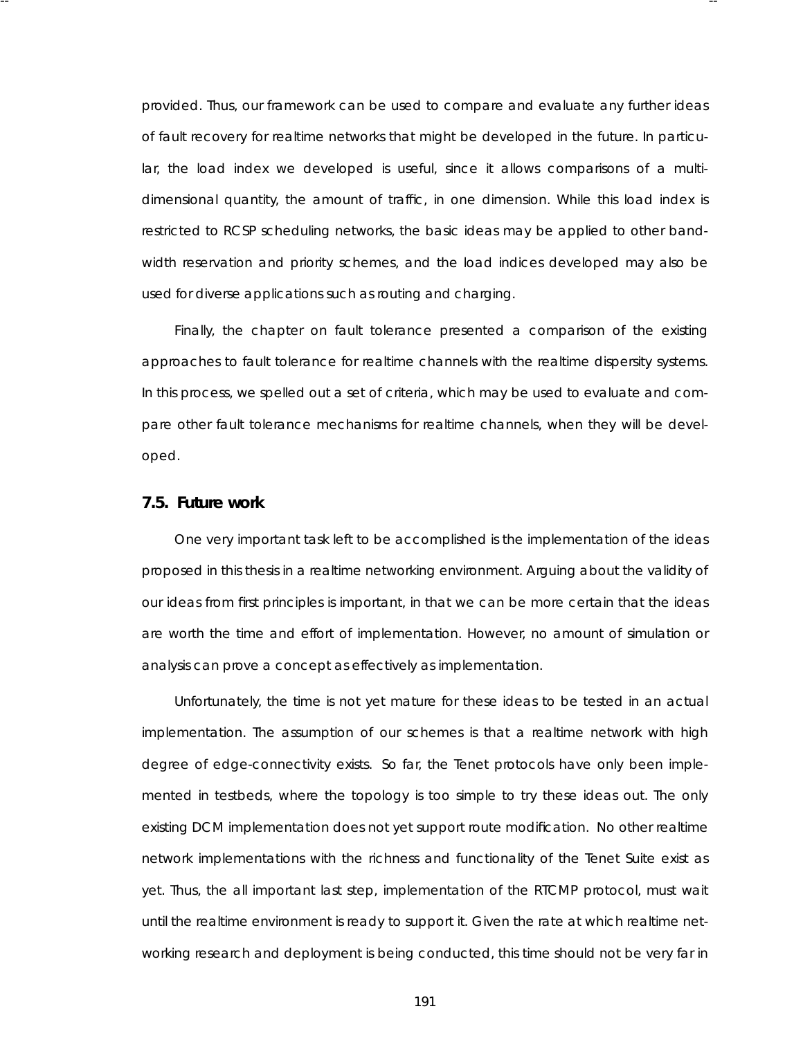provided. Thus, our framework can be used to compare and evaluate any further ideas of fault recovery for realtime networks that might be developed in the future. In particular, the load index we developed is useful, since it allows comparisons of a multi-dimensional quantity, the amount of traffic, in one dimension. While this load index is restricted to RCSP scheduling networks, the basic ideas may be applied to other bandwidth reservation and priority schemes, and the load indices developed may also be used for diverse applications such as routing and charging.

Finally, the chapter on fault tolerance presented a comparison of the existing approaches to fault tolerance for realtime channels with the realtime dispersity systems. In this process, we spelled out a set of criteria, which may be used to evaluate and compare other fault tolerance mechanisms for realtime channels, when they will be developed.

### 7.5. Future work

One very important task left to be accomplished is the implementation of the ideas proposed in this thesis in a realtime networking environment. Arguing about the validity of our ideas from first principles is important, in that we can be more certain that the ideas are worth the time and effort of implementation. However, no amount of simulation or analysis can prove a concept as effectively as implementation.

Unfortunately, the time is not yet mature for these ideas to be tested in an actual implementation. The assumption of our schemes is that a realtime network with high degree of edge-connectivity exists. So far, the Tenet protocols have only been implemented in testbeds, where the topology is too simple to try these ideas out. The only existing DCM implementation does not yet support route modification. No other realtime network implementations with the richness and functionality of the Tenet Suite exist as yet. Thus, the all important last step, implementation of the RTCMP protocol, must wait until the realtime environment is ready to support it. Given the rate at which realtime networking research and deployment is being conducted, this time should not be very far in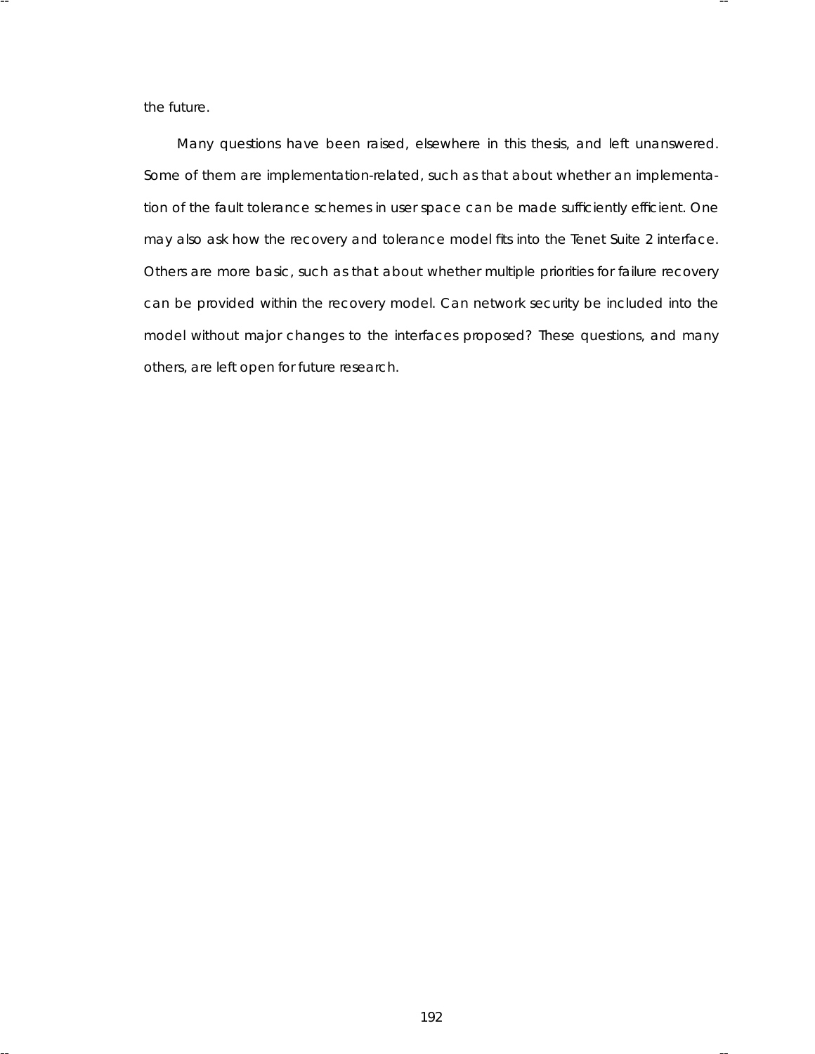the future.

Many questions have been raised, elsewhere in this thesis, and left unanswered. Some of them are implementation-related, such as that about whether an implementation of the fault tolerance schemes in user space can be made sufficiently efficient. One may also ask how the recovery and tolerance model fits into the Tenet Suite 2 interface. Others are more basic, such as that about whether multiple priorities for failure recovery can be provided within the recovery model. Can network security be included into the model without major changes to the interfaces proposed? These questions, and many others, are left open for future research.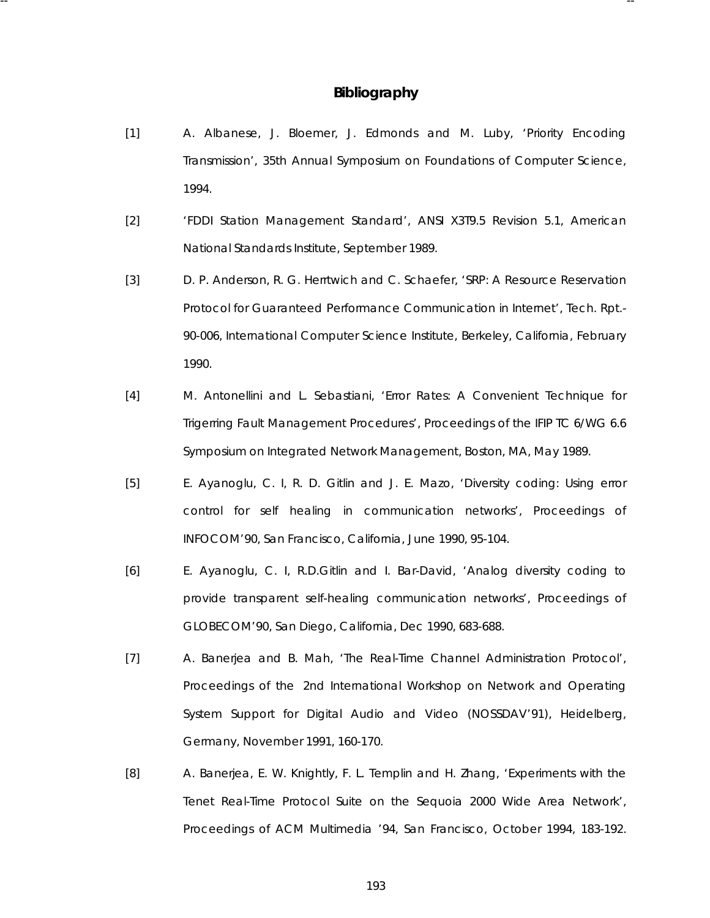# Bibliography

[1] A. Albanese, J. Bloemer, J. Edmonds and M. Luby, 'Priority Encoding Transmission', 35th Annual Symposium on Foundations of Computer Science, 1994.

[2] 'FDDI Station Management Standard', ANSI X3T9.5 Revision 5.1, American National Standards Institute, September 1989.

[3] D. P. Anderson, R. G. Herrtwich and C. Schaefer, 'SRP: A Resource Reservation Protocol for Guaranteed Performance Communication in Internet', Tech. Rpt.-90-006, International Computer Science Institute, Berkeley, California, February 1990.

[4] M. Antonellini and L. Sebastiani, 'Error Rates: A Convenient Technique for Trigerring Fault Management Procedures', Proceedings of the IFIP TC 6/WG 6.6 Symposium on Integrated Network Management, Boston, MA, May 1989.

[5] E. Ayanoglu, C. I, R. D. Gitlin and J. E. Mazo, 'Diversity coding: Using error control for self healing in communication networks', Proceedings of INFOCOM'90, San Francisco, California, June 1990, 95-104.

[6] E. Ayanoglu, C. I, R.D.Gitlin and I. Bar-David, 'Analog diversity coding to provide transparent self-healing communication networks', Proceedings of GLOBECOM'90, San Diego, California, Dec 1990, 683-688.

[7] A. Banerjea and B. Mah, 'The Real-Time Channel Administration Protocol', Proceedings of the 2nd International Workshop on Network and Operating System Support for Digital Audio and Video (NOSSDAV'91), Heidelberg, Germany, November 1991, 160-170.

[8] A. Banerjea, E. W. Knightly, F. L. Templin and H. Zhang, 'Experiments with the Tenet Real-Time Protocol Suite on the Sequoia 2000 Wide Area Network', Proceedings of ACM Multimedia '94, San Francisco, October 1994, 183-192.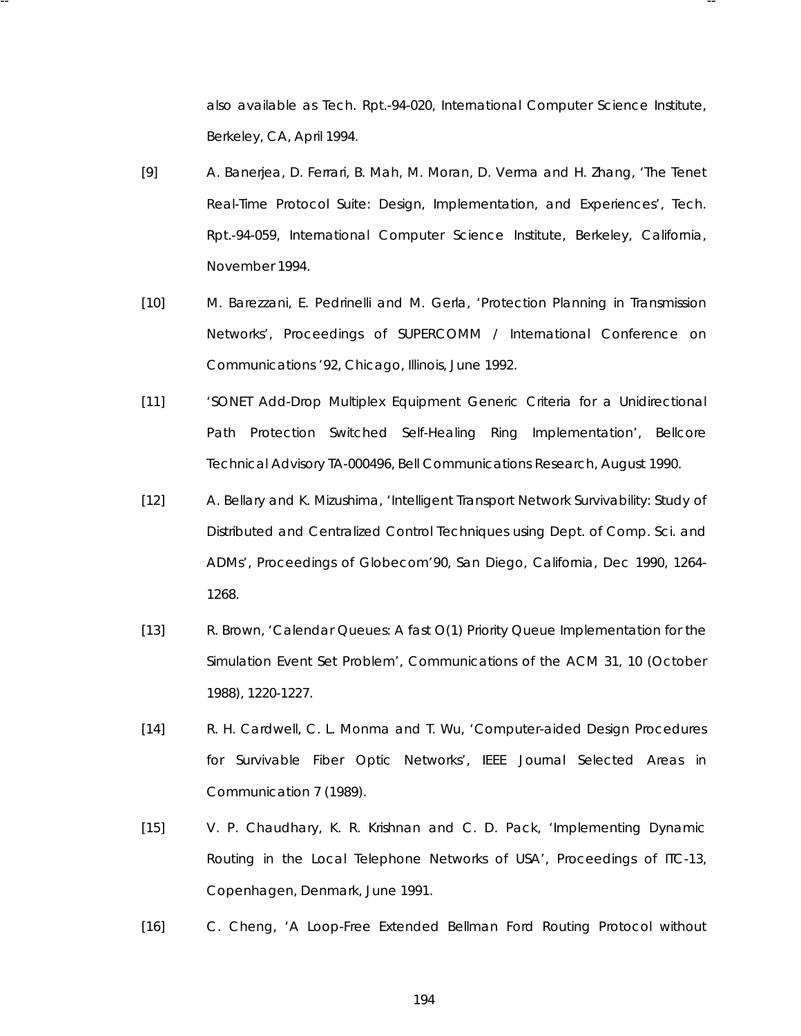also available as Tech. Rpt.-94-020, International Computer Science Institute, Berkeley, CA, April 1994.

[9] A. Banerjea, D. Ferrari, B. Mah, M. Moran, D. Verma and H. Zhang, 'The Tenet Real-Time Protocol Suite: Design, Implementation, and Experiences', Tech. Rpt.-94-059, International Computer Science Institute, Berkeley, California, November 1994.

[10] M. Barezzani, E. Pedrinelli and M. Gerla, 'Protection Planning in Transmission Networks', Proceedings of SUPERCOMM / International Conference on Communications '92, Chicago, Illinois, June 1992.

[11] 'SONET Add-Drop Multiplex Equipment Generic Criteria for a Unidirectional Path Protection Switched Self-Healing Ring Implementation', Bellcore Technical Advisory TA-000496, Bell Communications Research, August 1990.

[12] A. Bellary and K. Mizushima, 'Intelligent Transport Network Survivability: Study of Distributed and Centralized Control Techniques using Dept. of Comp. Sci. and ADMs', Proceedings of Globecom'90, San Diego, California, Dec 1990, 1264-1268.

[13] R. Brown, 'Calendar Queues: A fast O(1) Priority Queue Implementation for the Simulation Event Set Problem', Communications of the ACM 31, 10 (October 1988), 1220-1227.

[14] R. H. Cardwell, C. L. Monma and T. Wu, 'Computer-aided Design Procedures for Survivable Fiber Optic Networks', IEEE Journal Selected Areas in Communication 7 (1989).

[15] V. P. Chaudhary, K. R. Krishnan and C. D. Pack, 'Implementing Dynamic Routing in the Local Telephone Networks of USA', Proceedings of ITC-13, Copenhagen, Denmark, June 1991.

[16] C. Cheng, 'A Loop-Free Extended Bellman Ford Routing Protocol without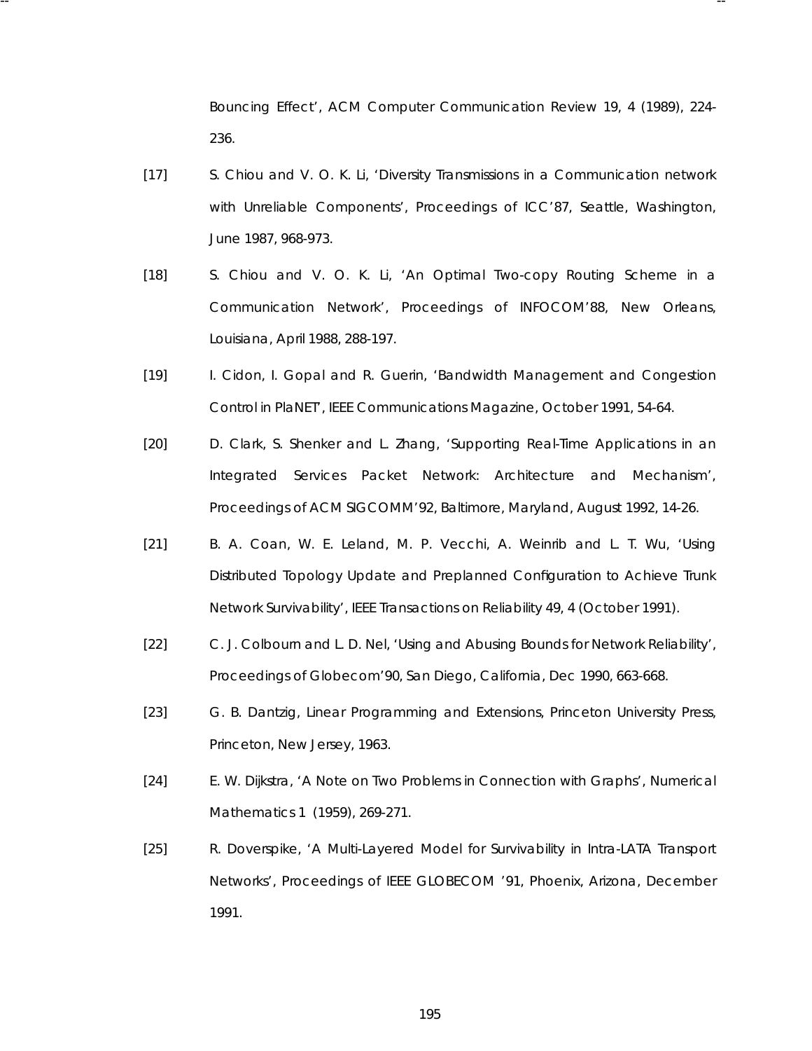Bouncing Effect', ACM Computer Communication Review 19, 4 (1989), 224-236.

[17] S. Chiou and V. O. K. Li, 'Diversity Transmissions in a Communication network with Unreliable Components', Proceedings of ICC'87, Seattle, Washington, June 1987, 968-973.

[18] S. Chiou and V. O. K. Li, 'An Optimal Two-copy Routing Scheme in a Communication Network', Proceedings of INFOCOM'88, New Orleans, Louisiana, April 1988, 288-197.

[19] I. Cidon, I. Gopal and R. Guerin, 'Bandwidth Management and Congestion Control in PlaNET', IEEE Communications Magazine, October 1991, 54-64.

[20] D. Clark, S. Shenker and L. Zhang, 'Supporting Real-Time Applications in an Integrated Services Packet Network: Architecture and Mechanism', Proceedings of ACM SIGCOMM'92, Baltimore, Maryland, August 1992, 14-26.

[21] B. A. Coan, W. E. Leland, M. P. Vecchi, A. Weinrib and L. T. Wu, 'Using Distributed Topology Update and Preplanned Configuration to Achieve Trunk Network Survivability', IEEE Transactions on Reliability 49, 4 (October 1991).

[22] C. J. Colbourn and L. D. Nel, 'Using and Abusing Bounds for Network Reliability', Proceedings of Globecom'90, San Diego, California, Dec 1990, 663-668.

[23] G. B. Dantzig, Linear Programming and Extensions, Princeton University Press, Princeton, New Jersey, 1963.

[24] E. W. Dijkstra, 'A Note on Two Problems in Connection with Graphs', Numerical Mathematics 1 (1959), 269-271.

[25] R. Doverspike, 'A Multi-Layered Model for Survivability in Intra-LATA Transport Networks', Proceedings of IEEE GLOBECOM '91, Phoenix, Arizona, December 1991.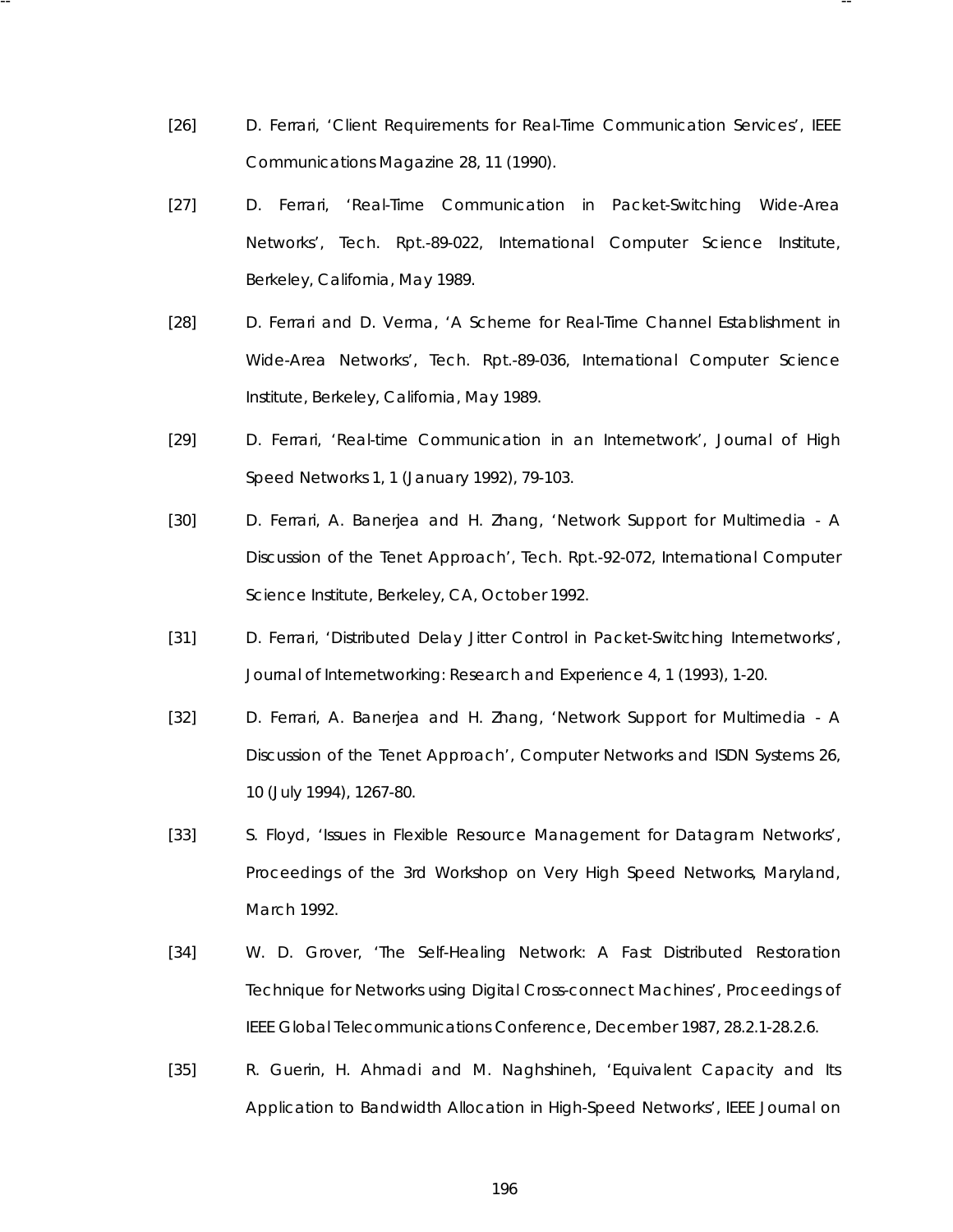[26] D. Ferrari, 'Client Requirements for Real-Time Communication Services', IEEE Communications Magazine 28, 11 (1990).

[27] D. Ferrari, 'Real-Time Communication in Packet-Switching Wide-Area Networks', Tech. Rpt.-89-022, International Computer Science Institute, Berkeley, California, May 1989.

[28] D. Ferrari and D. Verma, 'A Scheme for Real-Time Channel Establishment in Wide-Area Networks', Tech. Rpt.-89-036, International Computer Science Institute, Berkeley, California, May 1989.

[29] D. Ferrari, 'Real-time Communication in an Internetwork', Journal of High Speed Networks 1, 1 (January 1992), 79-103.

[30] D. Ferrari, A. Banerjea and H. Zhang, 'Network Support for Multimedia - A Discussion of the Tenet Approach', Tech. Rpt.-92-072, International Computer Science Institute, Berkeley, CA, October 1992.

[31] D. Ferrari, 'Distributed Delay Jitter Control in Packet-Switching Internetworks', Journal of Internetworking: Research and Experience 4, 1 (1993), 1-20.

[32] D. Ferrari, A. Banerjea and H. Zhang, 'Network Support for Multimedia - A Discussion of the Tenet Approach', Computer Networks and ISDN Systems 26, 10 (July 1994), 1267-80.

[33] S. Floyd, 'Issues in Flexible Resource Management for Datagram Networks', Proceedings of the 3rd Workshop on Very High Speed Networks, Maryland, March 1992.

[34] W. D. Grover, 'The Self-Healing Network: A Fast Distributed Restoration Technique for Networks using Digital Cross-connect Machines', Proceedings of IEEE Global Telecommunications Conference, December 1987, 28.2.1-28.2.6.

[35] R. Guerin, H. Ahmadi and M. Naghshineh, 'Equivalent Capacity and Its Application to Bandwidth Allocation in High-Speed Networks', IEEE Journal on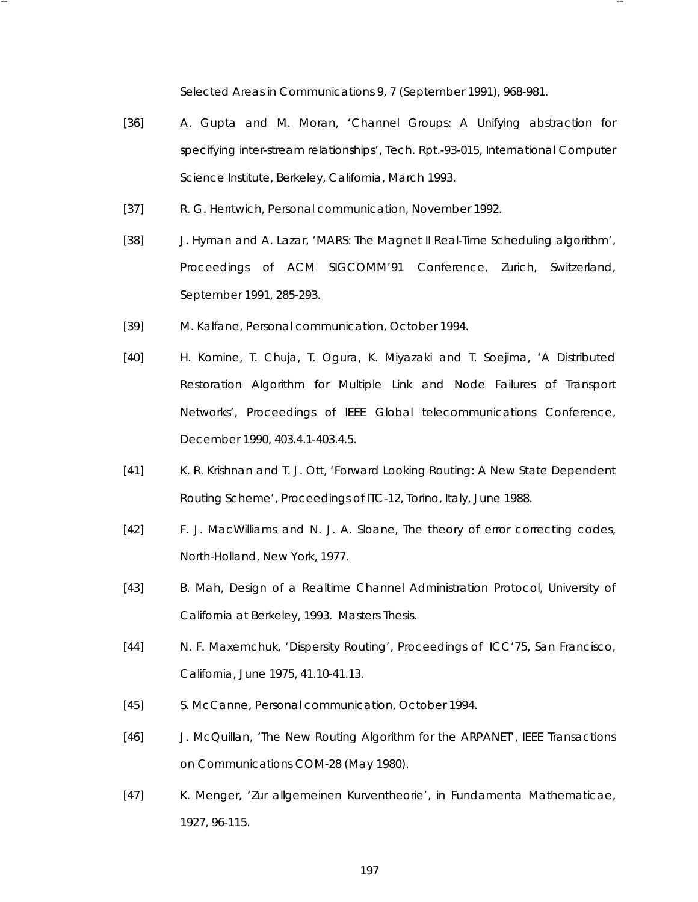Selected Areas in Communications 9, 7 (September 1991), 968-981.

[36] A. Gupta and M. Moran, 'Channel Groups: A Unifying abstraction for specifying inter-stream relationships', Tech. Rpt.-93-015, International Computer Science Institute, Berkeley, California, March 1993.

[37] R. G. Herrtwich, Personal communication, November 1992.

[38] J. Hyman and A. Lazar, 'MARS: The Magnet II Real-Time Scheduling algorithm', Proceedings of ACM SIGCOMM'91 Conference, Zurich, Switzerland, September 1991, 285-293.

[39] M. Kalfane, Personal communication, October 1994.

[40] H. Komine, T. Chuja, T. Ogura, K. Miyazaki and T. Soejima, 'A Distributed Restoration Algorithm for Multiple Link and Node Failures of Transport Networks', Proceedings of IEEE Global telecommunications Conference, December 1990, 403.4.1-403.4.5.

[41] K. R. Krishnan and T. J. Ott, 'Forward Looking Routing: A New State Dependent Routing Scheme', Proceedings of ITC-12, Torino, Italy, June 1988.

[42] F. J. MacWilliams and N. J. A. Sloane, The theory of error correcting codes, North-Holland, New York, 1977.

[43] B. Mah, Design of a Realtime Channel Administration Protocol, University of California at Berkeley, 1993. Masters Thesis.

[44] N. F. Maxemchuk, 'Dispersity Routing', Proceedings of ICC'75, San Francisco, California, June 1975, 41.10-41.13.

[45] S. McCanne, Personal communication, October 1994.

[46] J. McQuillan, 'The New Routing Algorithm for the ARPANET', IEEE Transactions on Communications COM-28 (May 1980).

[47] K. Menger, 'Zur allgemeinen Kurventheorie', in Fundamenta Mathematicae, 1927, 96-115.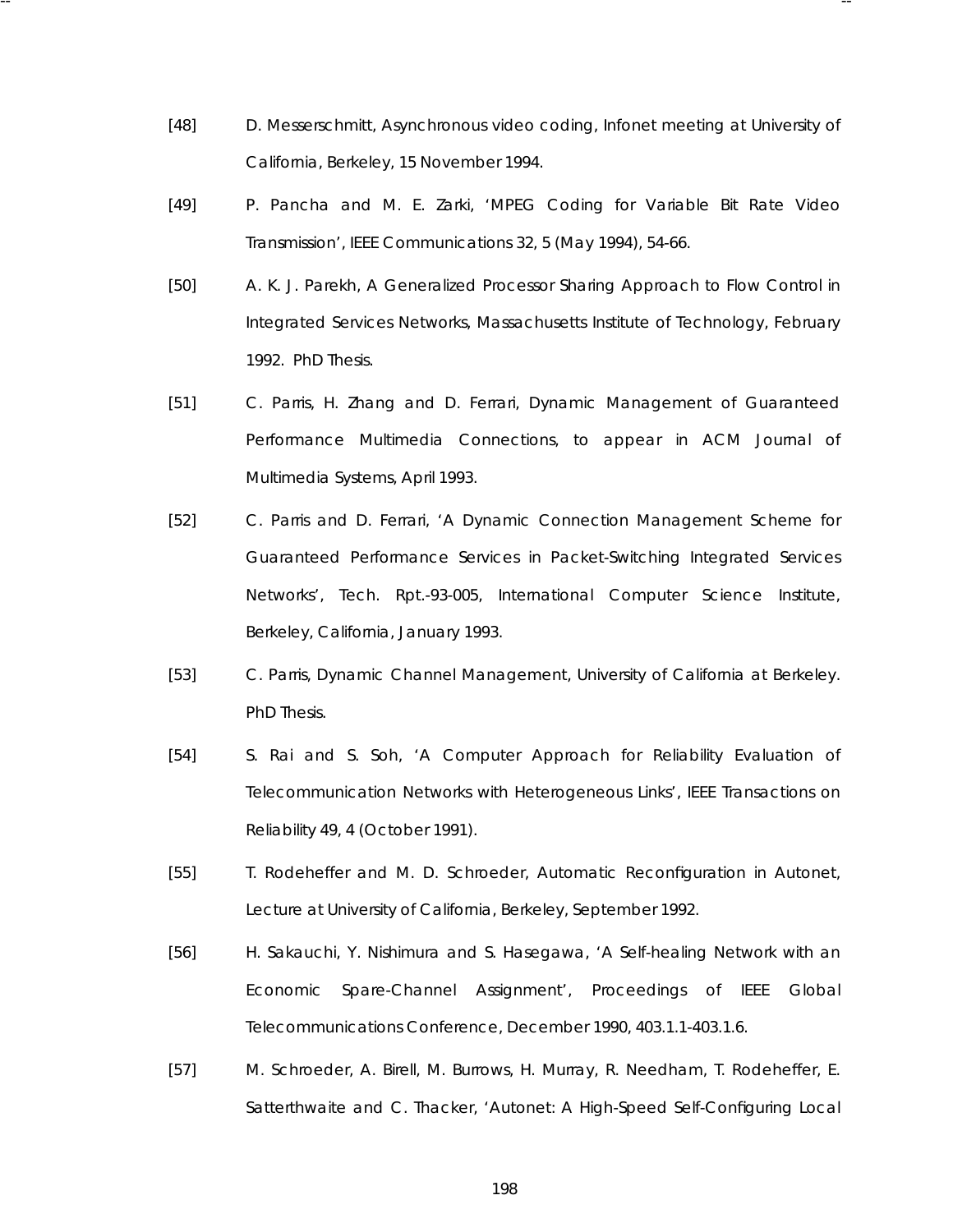[48] D. Messerschmitt, Asynchronous video coding, Infonet meeting at University of California, Berkeley, 15 November 1994.

[49] P. Pancha and M. E. Zarki, 'MPEG Coding for Variable Bit Rate Video Transmission', IEEE Communications 32, 5 (May 1994), 54-66.

[50] A. K. J. Parekh, A Generalized Processor Sharing Approach to Flow Control in Integrated Services Networks, Massachusetts Institute of Technology, February 1992. PhD Thesis.

[51] C. Parris, H. Zhang and D. Ferrari, Dynamic Management of Guaranteed Performance Multimedia Connections, to appear in ACM Journal of Multimedia Systems, April 1993.

[52] C. Parris and D. Ferrari, 'A Dynamic Connection Management Scheme for Guaranteed Performance Services in Packet-Switching Integrated Services Networks', Tech. Rpt.-93-005, International Computer Science Institute, Berkeley, California, January 1993.

[53] C. Parris, Dynamic Channel Management, University of California at Berkeley. PhD Thesis.

[54] S. Rai and S. Soh, 'A Computer Approach for Reliability Evaluation of Telecommunication Networks with Heterogeneous Links', IEEE Transactions on Reliability 49, 4 (October 1991).

[55] T. Rodeheffer and M. D. Schroeder, Automatic Reconfiguration in Autonet, Lecture at University of California, Berkeley, September 1992.

[56] H. Sakauchi, Y. Nishimura and S. Hasegawa, 'A Self-healing Network with an Economic Spare-Channel Assignment', Proceedings of IEEE Global Telecommunications Conference, December 1990, 403.1.1-403.1.6.

[57] M. Schroeder, A. Birell, M. Burrows, H. Murray, R. Needham, T. Rodeheffer, E. Satterthwaite and C. Thacker, 'Autonet: A High-Speed Self-Configuring Local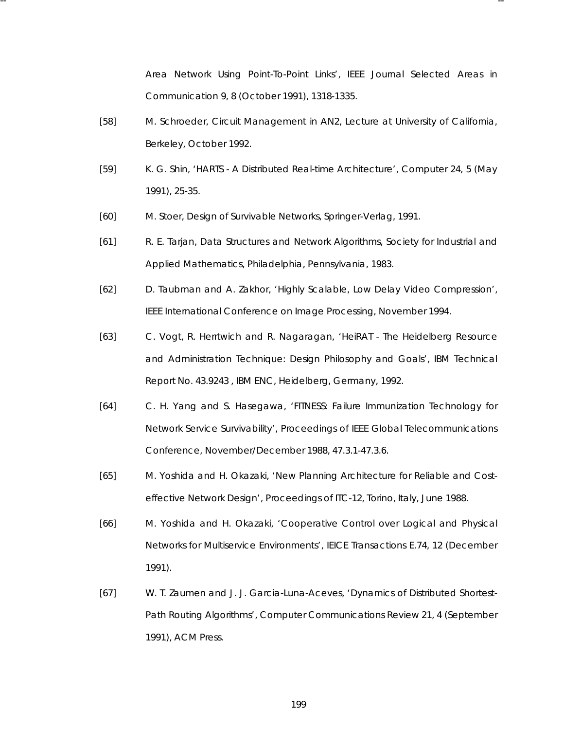Area Network Using Point-To-Point Links', IEEE Journal Selected Areas in Communication 9, 8 (October 1991), 1318-1335.

[58] M. Schroeder, Circuit Management in AN2, Lecture at University of California, Berkeley, October 1992.

[59] K. G. Shin, 'HARTS - A Distributed Real-time Architecture', Computer 24, 5 (May 1991), 25-35.

[60] M. Stoer, Design of Survivable Networks, Springer-Verlag, 1991.

[61] R. E. Tarjan, Data Structures and Network Algorithms, Society for Industrial and Applied Mathematics, Philadelphia, Pennsylvania, 1983.

[62] D. Taubman and A. Zakhor, 'Highly Scalable, Low Delay Video Compression', IEEE International Conference on Image Processing, November 1994.

[63] C. Vogt, R. Herrtwich and R. Nagaragan, 'HeiRAT - The Heidelberg Resource and Administration Technique: Design Philosophy and Goals', IBM Technical Report No. 43.9243 , IBM ENC, Heidelberg, Germany, 1992.

[64] C. H. Yang and S. Hasegawa, 'FITNESS: Failure Immunization Technology for Network Service Survivability', Proceedings of IEEE Global Telecommunications Conference, November/December 1988, 47.3.1-47.3.6.

[65] M. Yoshida and H. Okazaki, 'New Planning Architecture for Reliable and Cost-effective Network Design', Proceedings of ITC-12, Torino, Italy, June 1988.

[66] M. Yoshida and H. Okazaki, 'Cooperative Control over Logical and Physical Networks for Multiservice Environments', IEICE Transactions E.74, 12 (December 1991).

[67] W. T. Zaumen and J. J. Garcia-Luna-Aceves, 'Dynamics of Distributed Shortest-Path Routing Algorithms', Computer Communications Review 21, 4 (September 1991), ACM Press.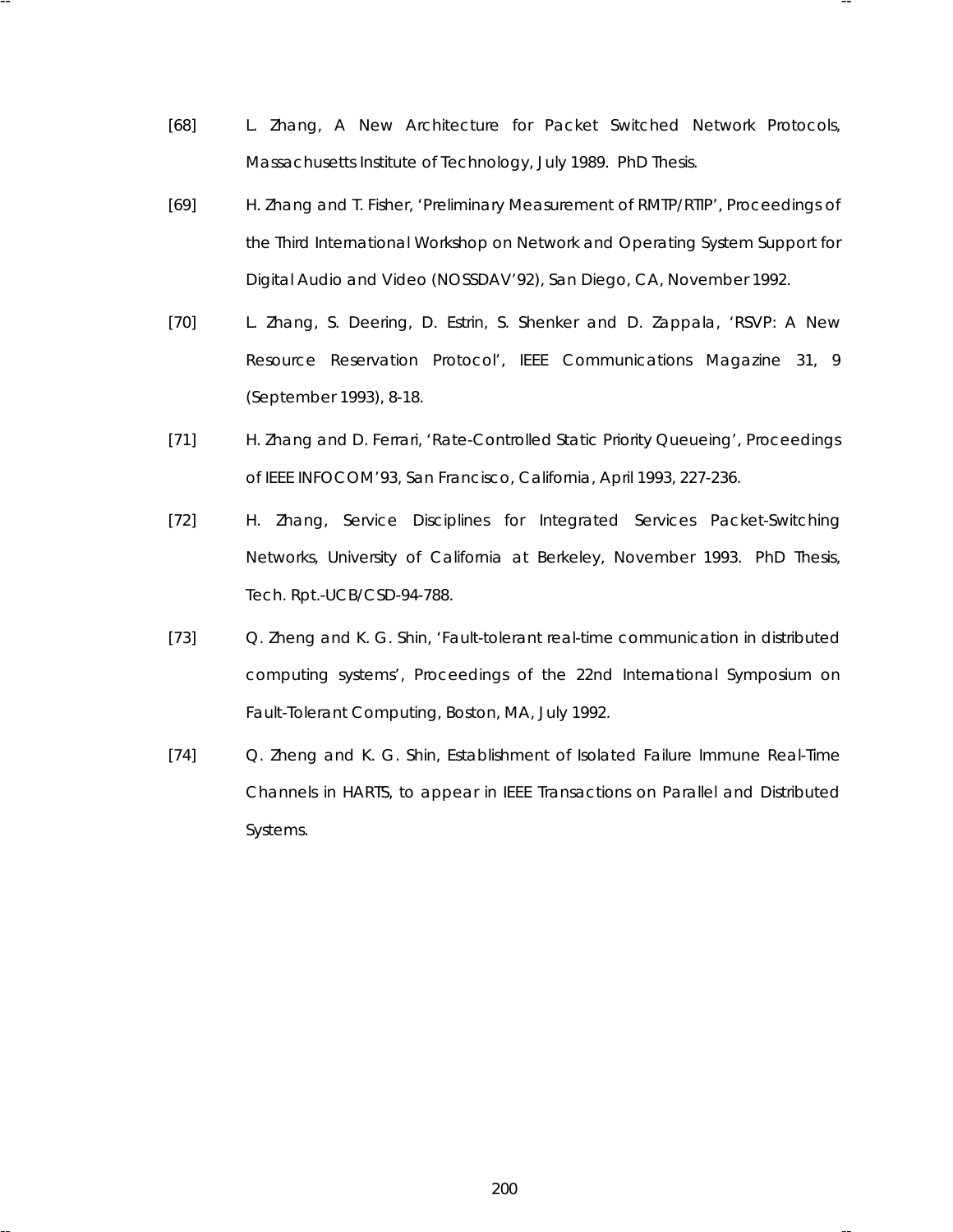[68] L. Zhang, A New Architecture for Packet Switched Network Protocols, Massachusetts Institute of Technology, July 1989. PhD Thesis.

[69] H. Zhang and T. Fisher, 'Preliminary Measurement of RMTP/RTIP', Proceedings of the Third International Workshop on Network and Operating System Support for Digital Audio and Video (NOSSDAV'92), San Diego, CA, November 1992.

[70] L. Zhang, S. Deering, D. Estrin, S. Shenker and D. Zappala, 'RSVP: A New Resource Reservation Protocol', IEEE Communications Magazine 31, 9 (September 1993), 8-18.

[71] H. Zhang and D. Ferrari, 'Rate-Controlled Static Priority Queueing', Proceedings of IEEE INFOCOM'93, San Francisco, California, April 1993, 227-236.

[72] H. Zhang, Service Disciplines for Integrated Services Packet-Switching Networks, University of California at Berkeley, November 1993. PhD Thesis, Tech. Rpt.-UCB/CSD-94-788.

[73] Q. Zheng and K. G. Shin, 'Fault-tolerant real-time communication in distributed computing systems', Proceedings of the 22nd International Symposium on Fault-Tolerant Computing, Boston, MA, July 1992.

[74] Q. Zheng and K. G. Shin, Establishment of Isolated Failure Immune Real-Time Channels in HARTS, to appear in IEEE Transactions on Parallel and Distributed Systems.